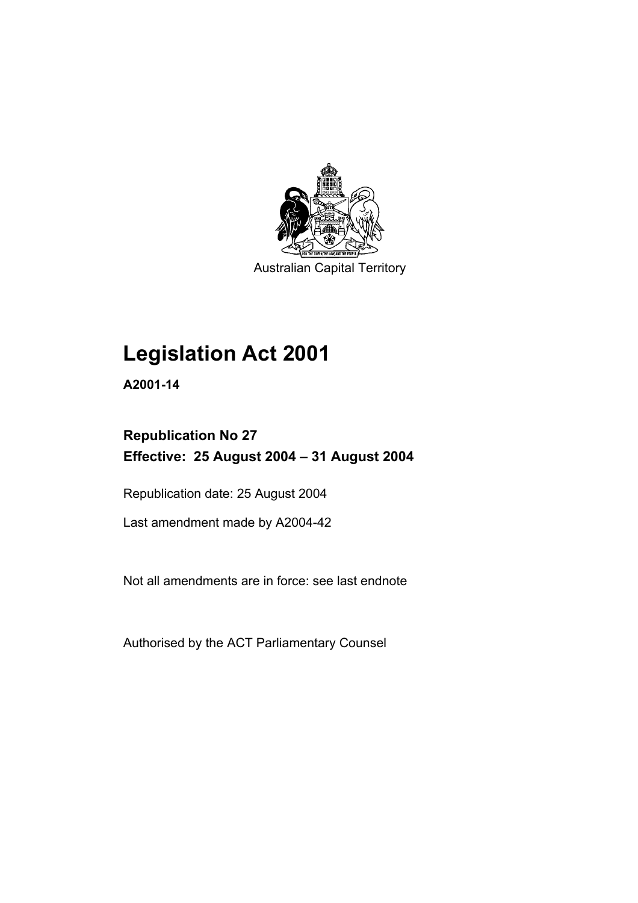Australian Capital Territory

# Legislation Act 2001

**A2001-14**

**Republication No 27**
**Effective: 25 August 2004 – 31 August 2004**

Republication date: 25 August 2004

Last amendment made by A2004-42

Not all amendments are in force: see last endnote

Authorised by the ACT Parliamentary Counsel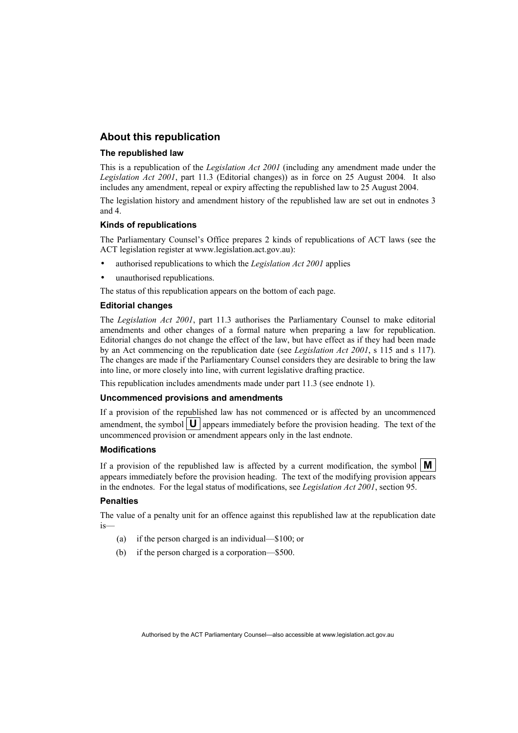## About this republication

### The republished law

This is a republication of the *Legislation Act 2001* (including any amendment made under the *Legislation Act 2001*, part 11.3 (Editorial changes)) as in force on 25 August 2004*.* It also includes any amendment, repeal or expiry affecting the republished law to 25 August 2004.

The legislation history and amendment history of the republished law are set out in endnotes 3 and 4.

### Kinds of republications

The Parliamentary Counsel's Office prepares 2 kinds of republications of ACT laws (see the ACT legislation register at www.legislation.act.gov.au):

- authorised republications to which the *Legislation Act 2001* applies
- unauthorised republications.

The status of this republication appears on the bottom of each page.

### Editorial changes

The *Legislation Act 2001*, part 11.3 authorises the Parliamentary Counsel to make editorial amendments and other changes of a formal nature when preparing a law for republication. Editorial changes do not change the effect of the law, but have effect as if they had been made by an Act commencing on the republication date (see *Legislation Act 2001*, s 115 and s 117). The changes are made if the Parliamentary Counsel considers they are desirable to bring the law into line, or more closely into line, with current legislative drafting practice.

This republication includes amendments made under part 11.3 (see endnote 1).

### Uncommenced provisions and amendments

If a provision of the republished law has not commenced or is affected by an uncommenced amendment, the symbol **U** appears immediately before the provision heading. The text of the uncommenced provision or amendment appears only in the last endnote.

### Modifications

If a provision of the republished law is affected by a current modification, the symbol **M** appears immediately before the provision heading. The text of the modifying provision appears in the endnotes. For the legal status of modifications, see *Legislation Act 2001*, section 95.

### Penalties

The value of a penalty unit for an offence against this republished law at the republication date is—

(a) if the person charged is an individual—$100; or

(b) if the person charged is a corporation—$500.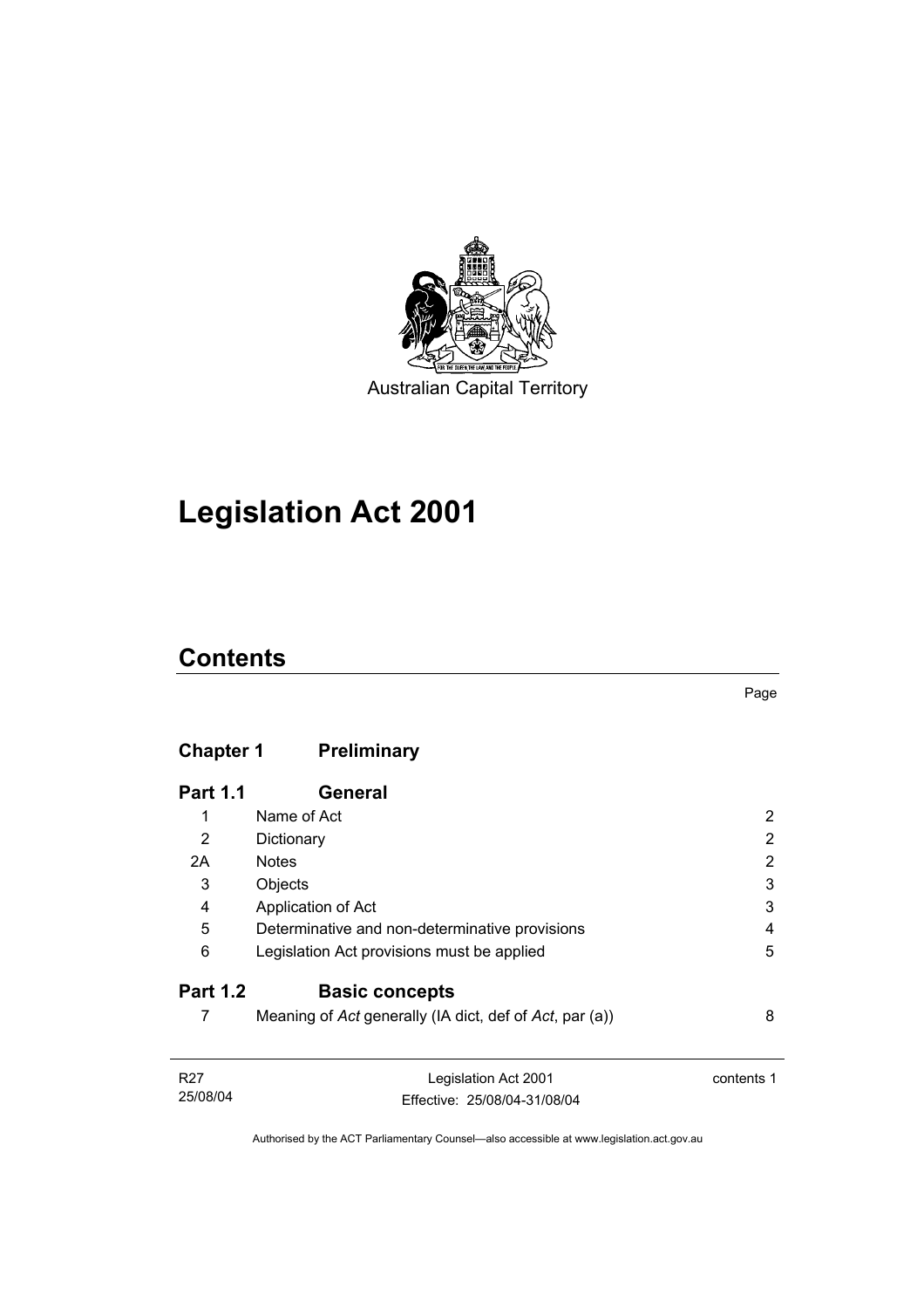Australian Capital Territory

# Legislation Act 2001

## Contents

Page

| | | |
|---|---|---|
| **Chapter 1** | **Preliminary** | |
| **Part 1.1** | **General** | |
| 1 | Name of Act | 2 |
| 2 | Dictionary | 2 |
| 2A | Notes | 2 |
| 3 | Objects | 3 |
| 4 | Application of Act | 3 |
| 5 | Determinative and non-determinative provisions | 4 |
| 6 | Legislation Act provisions must be applied | 5 |
| **Part 1.2** | **Basic concepts** | |
| 7 | Meaning of *Act* generally (IA dict, def of *Act*, par (a)) | 8 |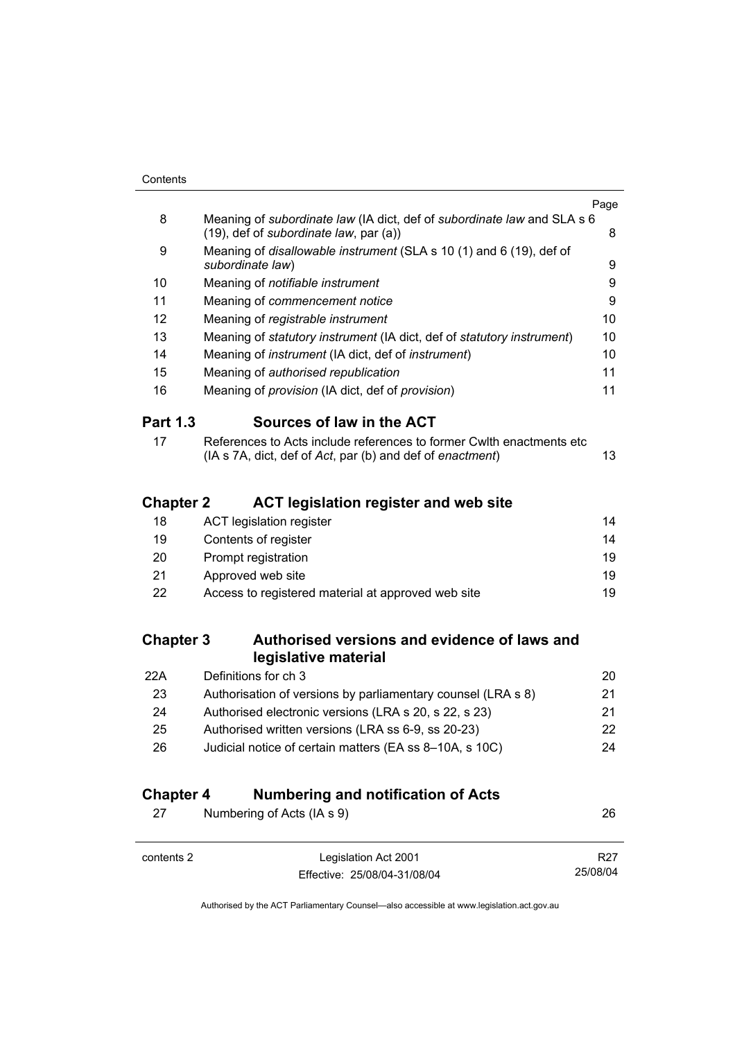| | | Page |
|---|---|---|
| 8 | Meaning of *subordinate law* (IA dict, def of *subordinate law* and SLA s 6 (19), def of *subordinate law*, par (a)) | 8 |
| 9 | Meaning of *disallowable instrument* (SLA s 10 (1) and 6 (19), def of *subordinate law*) | 9 |
| 10 | Meaning of *notifiable instrument* | 9 |
| 11 | Meaning of *commencement notice* | 9 |
| 12 | Meaning of *registrable instrument* | 10 |
| 13 | Meaning of *statutory instrument* (IA dict, def of *statutory instrument*) | 10 |
| 14 | Meaning of *instrument* (IA dict, def of *instrument*) | 10 |
| 15 | Meaning of *authorised republication* | 11 |
| 16 | Meaning of *provision* (IA dict, def of *provision*) | 11 |

## Part 1.3 Sources of law in the ACT

| | | |
|---|---|---|
| 17 | References to Acts include references to former Cwlth enactments etc (IA s 7A, dict, def of *Act*, par (b) and def of *enactment*) | 13 |

## Chapter 2 ACT legislation register and web site

| | | |
|---|---|---|
| 18 | ACT legislation register | 14 |
| 19 | Contents of register | 14 |
| 20 | Prompt registration | 19 |
| 21 | Approved web site | 19 |
| 22 | Access to registered material at approved web site | 19 |

## Chapter 3 Authorised versions and evidence of laws and legislative material

| | | |
|---|---|---|
| 22A | Definitions for ch 3 | 20 |
| 23 | Authorisation of versions by parliamentary counsel (LRA s 8) | 21 |
| 24 | Authorised electronic versions (LRA s 20, s 22, s 23) | 21 |
| 25 | Authorised written versions (LRA ss 6-9, ss 20-23) | 22 |
| 26 | Judicial notice of certain matters (EA ss 8–10A, s 10C) | 24 |

## Chapter 4 Numbering and notification of Acts

| | | |
|---|---|---|
| 27 | Numbering of Acts (IA s 9) | 26 |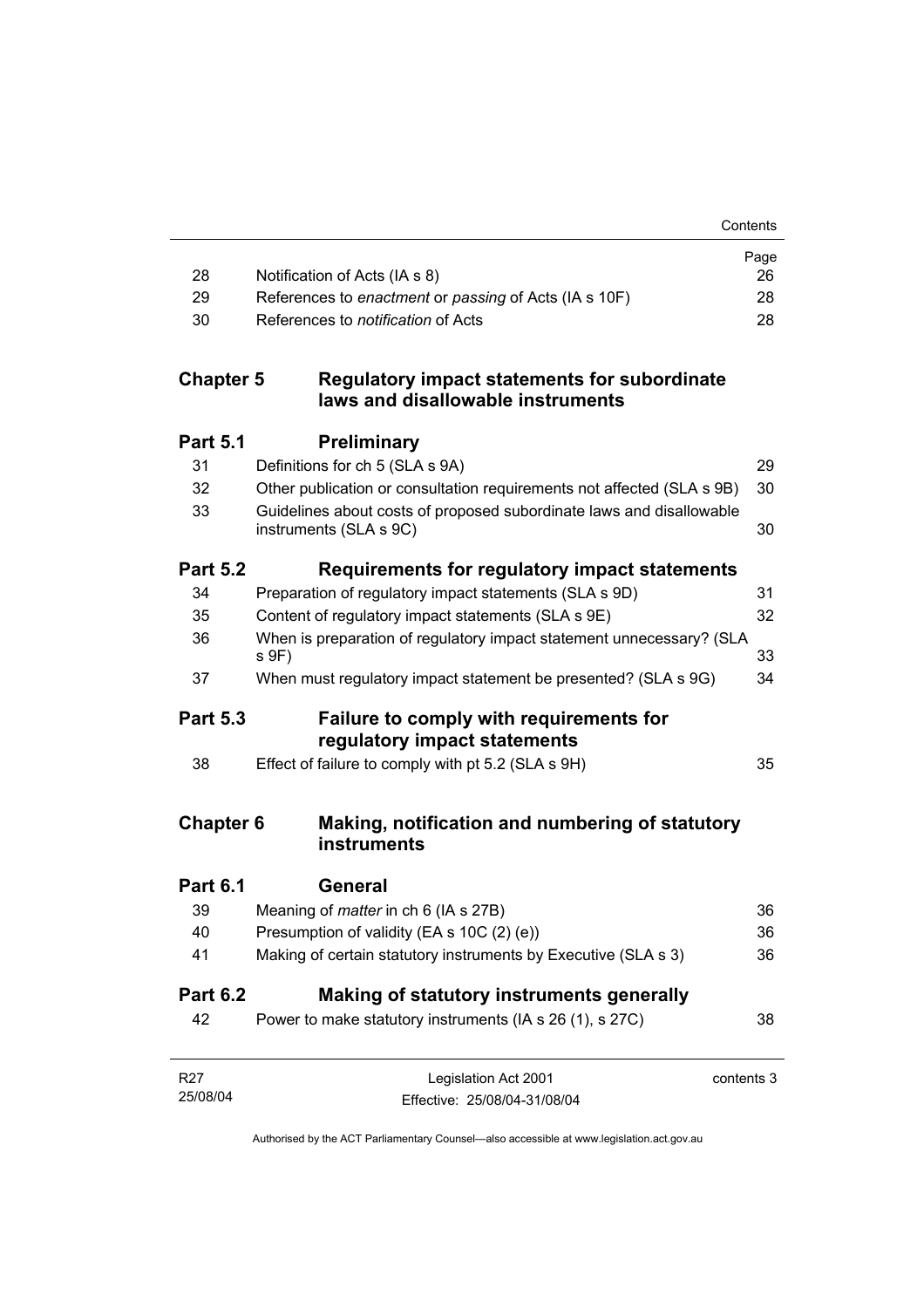| | | Page |
|---|---|---|
| 28 | Notification of Acts (IA s 8) | 26 |
| 29 | References to *enactment* or *passing* of Acts (IA s 10F) | 28 |
| 30 | References to *notification* of Acts | 28 |

## Chapter 5 Regulatory impact statements for subordinate laws and disallowable instruments

### Part 5.1 Preliminary

| | | |
|---|---|---|
| 31 | Definitions for ch 5 (SLA s 9A) | 29 |
| 32 | Other publication or consultation requirements not affected (SLA s 9B) | 30 |
| 33 | Guidelines about costs of proposed subordinate laws and disallowable instruments (SLA s 9C) | 30 |

### Part 5.2 Requirements for regulatory impact statements

| | | |
|---|---|---|
| 34 | Preparation of regulatory impact statements (SLA s 9D) | 31 |
| 35 | Content of regulatory impact statements (SLA s 9E) | 32 |
| 36 | When is preparation of regulatory impact statement unnecessary? (SLA s 9F) | 33 |
| 37 | When must regulatory impact statement be presented? (SLA s 9G) | 34 |

### Part 5.3 Failure to comply with requirements for regulatory impact statements

| | | |
|---|---|---|
| 38 | Effect of failure to comply with pt 5.2 (SLA s 9H) | 35 |

## Chapter 6 Making, notification and numbering of statutory instruments

### Part 6.1 General

| | | |
|---|---|---|
| 39 | Meaning of *matter* in ch 6 (IA s 27B) | 36 |
| 40 | Presumption of validity (EA s 10C (2) (e)) | 36 |
| 41 | Making of certain statutory instruments by Executive (SLA s 3) | 36 |

### Part 6.2 Making of statutory instruments generally

| | | |
|---|---|---|
| 42 | Power to make statutory instruments (IA s 26 (1), s 27C) | 38 |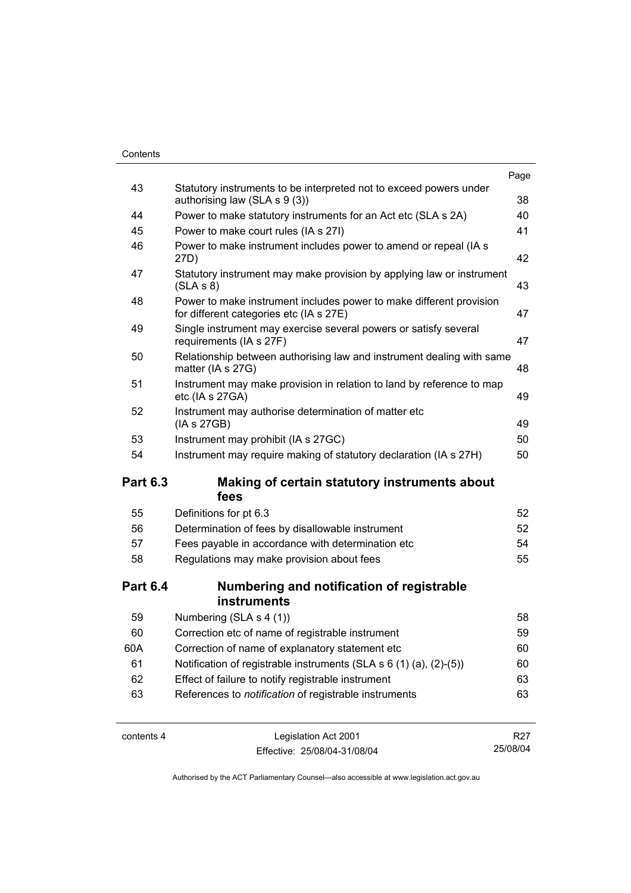| | | Page |
|---|---|---|
| 43 | Statutory instruments to be interpreted not to exceed powers under authorising law (SLA s 9 (3)) | 38 |
| 44 | Power to make statutory instruments for an Act etc (SLA s 2A) | 40 |
| 45 | Power to make court rules (IA s 27I) | 41 |
| 46 | Power to make instrument includes power to amend or repeal (IA s 27D) | 42 |
| 47 | Statutory instrument may make provision by applying law or instrument (SLA s 8) | 43 |
| 48 | Power to make instrument includes power to make different provision for different categories etc (IA s 27E) | 47 |
| 49 | Single instrument may exercise several powers or satisfy several requirements (IA s 27F) | 47 |
| 50 | Relationship between authorising law and instrument dealing with same matter (IA s 27G) | 48 |
| 51 | Instrument may make provision in relation to land by reference to map etc (IA s 27GA) | 49 |
| 52 | Instrument may authorise determination of matter etc (IA s 27GB) | 49 |
| 53 | Instrument may prohibit (IA s 27GC) | 50 |
| 54 | Instrument may require making of statutory declaration (IA s 27H) | 50 |

## Part 6.3 Making of certain statutory instruments about fees

| | | |
|---|---|---|
| 55 | Definitions for pt 6.3 | 52 |
| 56 | Determination of fees by disallowable instrument | 52 |
| 57 | Fees payable in accordance with determination etc | 54 |
| 58 | Regulations may make provision about fees | 55 |

## Part 6.4 Numbering and notification of registrable instruments

| | | |
|---|---|---|
| 59 | Numbering (SLA s 4 (1)) | 58 |
| 60 | Correction etc of name of registrable instrument | 59 |
| 60A | Correction of name of explanatory statement etc | 60 |
| 61 | Notification of registrable instruments (SLA s 6 (1) (a), (2)-(5)) | 60 |
| 62 | Effect of failure to notify registrable instrument | 63 |
| 63 | References to *notification* of registrable instruments | 63 |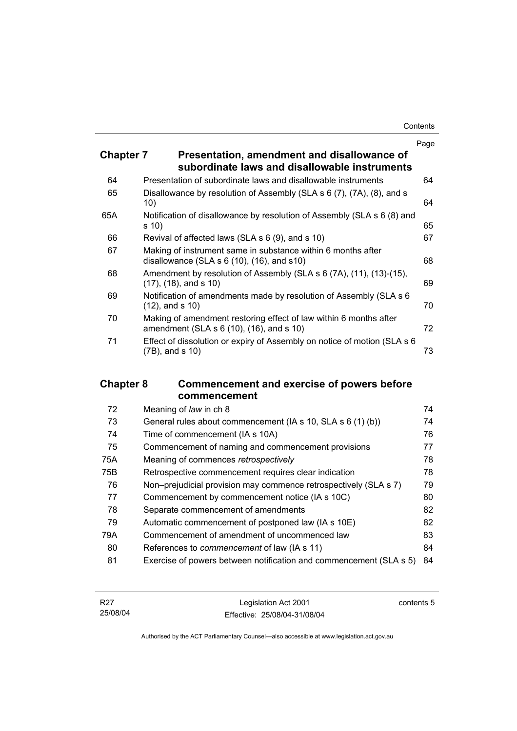| | | Page |
|---|---|---|
| **Chapter 7** | **Presentation, amendment and disallowance of subordinate laws and disallowable instruments** | |
| 64 | Presentation of subordinate laws and disallowable instruments | 64 |
| 65 | Disallowance by resolution of Assembly (SLA s 6 (7), (7A), (8), and s 10) | 64 |
| 65A | Notification of disallowance by resolution of Assembly (SLA s 6 (8) and s 10) | 65 |
| 66 | Revival of affected laws (SLA s 6 (9), and s 10) | 67 |
| 67 | Making of instrument same in substance within 6 months after disallowance (SLA s 6 (10), (16), and s10) | 68 |
| 68 | Amendment by resolution of Assembly (SLA s 6 (7A), (11), (13)-(15), (17), (18), and s 10) | 69 |
| 69 | Notification of amendments made by resolution of Assembly (SLA s 6 (12), and s 10) | 70 |
| 70 | Making of amendment restoring effect of law within 6 months after amendment (SLA s 6 (10), (16), and s 10) | 72 |
| 71 | Effect of dissolution or expiry of Assembly on notice of motion (SLA s 6 (7B), and s 10) | 73 |
| **Chapter 8** | **Commencement and exercise of powers before commencement** | |
| 72 | Meaning of *law* in ch 8 | 74 |
| 73 | General rules about commencement (IA s 10, SLA s 6 (1) (b)) | 74 |
| 74 | Time of commencement (IA s 10A) | 76 |
| 75 | Commencement of naming and commencement provisions | 77 |
| 75A | Meaning of commences *retrospectively* | 78 |
| 75B | Retrospective commencement requires clear indication | 78 |
| 76 | Non–prejudicial provision may commence retrospectively (SLA s 7) | 79 |
| 77 | Commencement by commencement notice (IA s 10C) | 80 |
| 78 | Separate commencement of amendments | 82 |
| 79 | Automatic commencement of postponed law (IA s 10E) | 82 |
| 79A | Commencement of amendment of uncommenced law | 83 |
| 80 | References to *commencement* of law (IA s 11) | 84 |
| 81 | Exercise of powers between notification and commencement (SLA s 5) | 84 |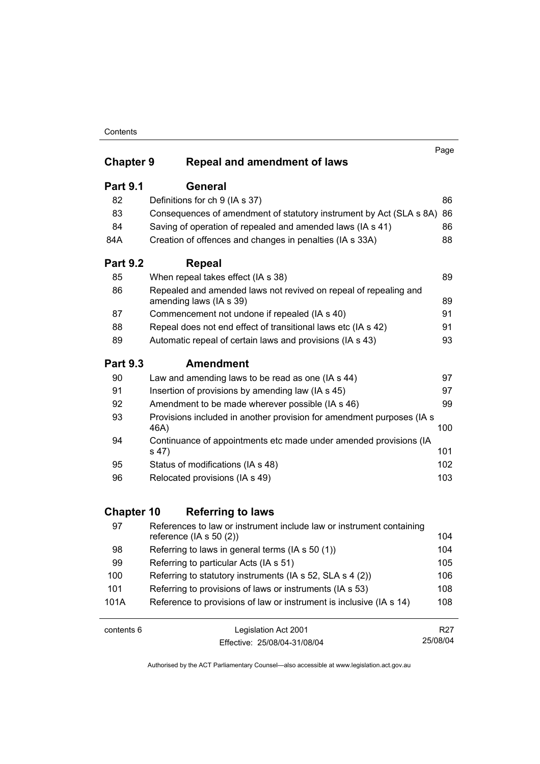| | | Page |
|---|---|---|
| **Chapter 9** | **Repeal and amendment of laws** | |
| **Part 9.1** | **General** | |
| 82 | Definitions for ch 9 (IA s 37) | 86 |
| 83 | Consequences of amendment of statutory instrument by Act (SLA s 8A) | 86 |
| 84 | Saving of operation of repealed and amended laws (IA s 41) | 86 |
| 84A | Creation of offences and changes in penalties (IA s 33A) | 88 |
| **Part 9.2** | **Repeal** | |
| 85 | When repeal takes effect (IA s 38) | 89 |
| 86 | Repealed and amended laws not revived on repeal of repealing and amending laws (IA s 39) | 89 |
| 87 | Commencement not undone if repealed (IA s 40) | 91 |
| 88 | Repeal does not end effect of transitional laws etc (IA s 42) | 91 |
| 89 | Automatic repeal of certain laws and provisions (IA s 43) | 93 |
| **Part 9.3** | **Amendment** | |
| 90 | Law and amending laws to be read as one (IA s 44) | 97 |
| 91 | Insertion of provisions by amending law (IA s 45) | 97 |
| 92 | Amendment to be made wherever possible (IA s 46) | 99 |
| 93 | Provisions included in another provision for amendment purposes (IA s 46A) | 100 |
| 94 | Continuance of appointments etc made under amended provisions (IA s 47) | 101 |
| 95 | Status of modifications (IA s 48) | 102 |
| 96 | Relocated provisions (IA s 49) | 103 |
| **Chapter 10** | **Referring to laws** | |
| 97 | References to law or instrument include law or instrument containing reference (IA s 50 (2)) | 104 |
| 98 | Referring to laws in general terms (IA s 50 (1)) | 104 |
| 99 | Referring to particular Acts (IA s 51) | 105 |
| 100 | Referring to statutory instruments (IA s 52, SLA s 4 (2)) | 106 |
| 101 | Referring to provisions of laws or instruments (IA s 53) | 108 |
| 101A | Reference to provisions of law or instrument is inclusive (IA s 14) | 108 |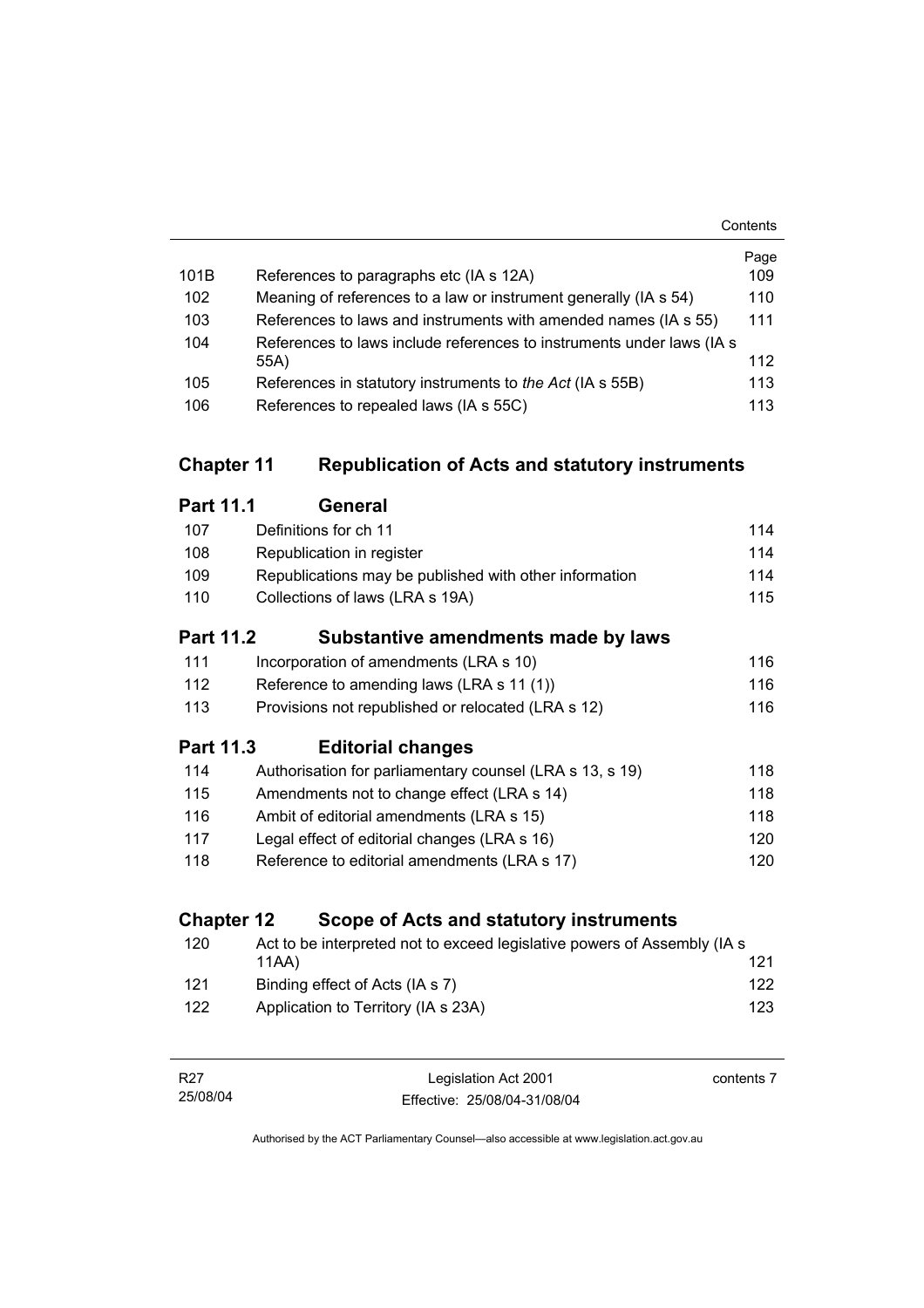| | | Page |
|---|---|---|
| 101B | References to paragraphs etc (IA s 12A) | 109 |
| 102 | Meaning of references to a law or instrument generally (IA s 54) | 110 |
| 103 | References to laws and instruments with amended names (IA s 55) | 111 |
| 104 | References to laws include references to instruments under laws (IA s 55A) | 112 |
| 105 | References in statutory instruments to *the Act* (IA s 55B) | 113 |
| 106 | References to repealed laws (IA s 55C) | 113 |

## Chapter 11 Republication of Acts and statutory instruments

### Part 11.1 General

| | | |
|---|---|---|
| 107 | Definitions for ch 11 | 114 |
| 108 | Republication in register | 114 |
| 109 | Republications may be published with other information | 114 |
| 110 | Collections of laws (LRA s 19A) | 115 |

### Part 11.2 Substantive amendments made by laws

| | | |
|---|---|---|
| 111 | Incorporation of amendments (LRA s 10) | 116 |
| 112 | Reference to amending laws (LRA s 11 (1)) | 116 |
| 113 | Provisions not republished or relocated (LRA s 12) | 116 |

### Part 11.3 Editorial changes

| | | |
|---|---|---|
| 114 | Authorisation for parliamentary counsel (LRA s 13, s 19) | 118 |
| 115 | Amendments not to change effect (LRA s 14) | 118 |
| 116 | Ambit of editorial amendments (LRA s 15) | 118 |
| 117 | Legal effect of editorial changes (LRA s 16) | 120 |
| 118 | Reference to editorial amendments (LRA s 17) | 120 |

## Chapter 12 Scope of Acts and statutory instruments

| | | |
|---|---|---|
| 120 | Act to be interpreted not to exceed legislative powers of Assembly (IA s 11AA) | 121 |
| 121 | Binding effect of Acts (IA s 7) | 122 |
| 122 | Application to Territory (IA s 23A) | 123 |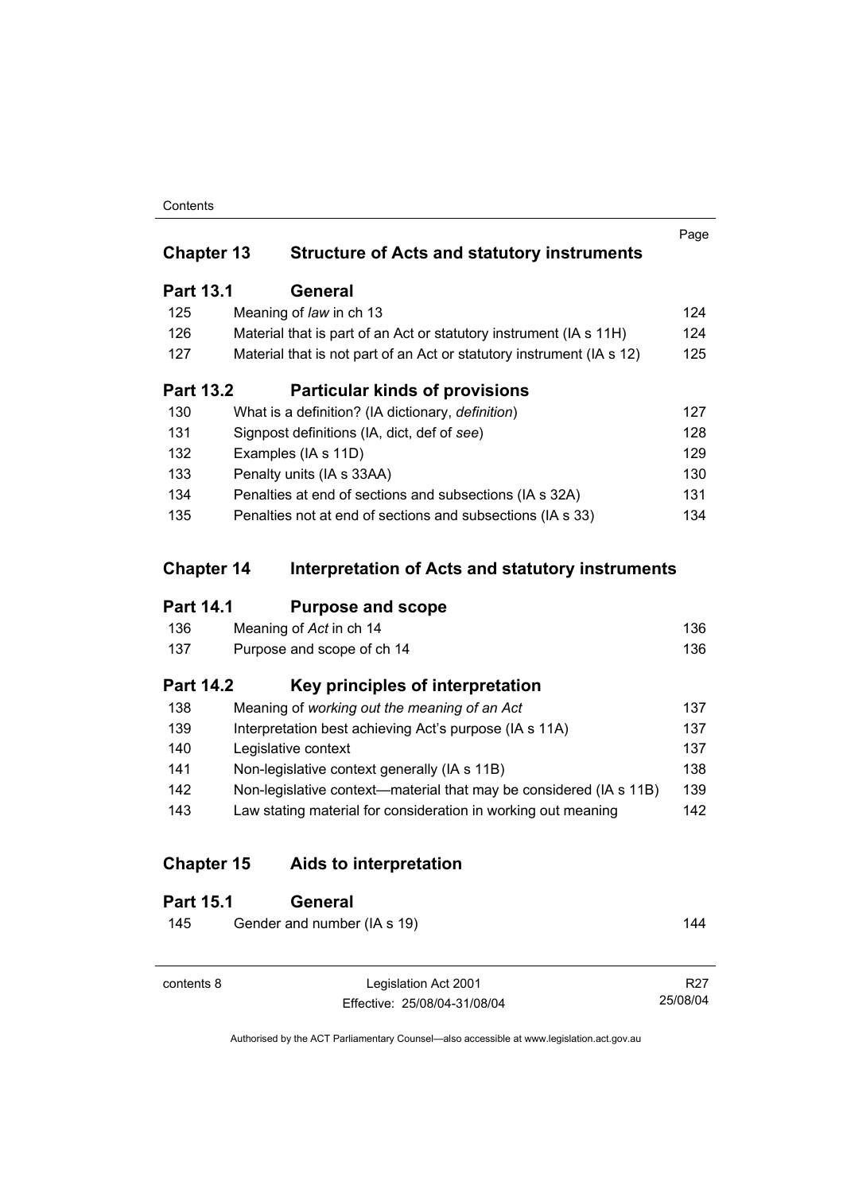## Chapter 13 Structure of Acts and statutory instruments

### Part 13.1 General

| | | Page |
|---|---|---|
| 125 | Meaning of *law* in ch 13 | 124 |
| 126 | Material that is part of an Act or statutory instrument (IA s 11H) | 124 |
| 127 | Material that is not part of an Act or statutory instrument (IA s 12) | 125 |

### Part 13.2 Particular kinds of provisions

| | | |
|---|---|---|
| 130 | What is a definition? (IA dictionary, *definition*) | 127 |
| 131 | Signpost definitions (IA, dict, def of *see*) | 128 |
| 132 | Examples (IA s 11D) | 129 |
| 133 | Penalty units (IA s 33AA) | 130 |
| 134 | Penalties at end of sections and subsections (IA s 32A) | 131 |
| 135 | Penalties not at end of sections and subsections (IA s 33) | 134 |

## Chapter 14 Interpretation of Acts and statutory instruments

### Part 14.1 Purpose and scope

| | | |
|---|---|---|
| 136 | Meaning of *Act* in ch 14 | 136 |
| 137 | Purpose and scope of ch 14 | 136 |

### Part 14.2 Key principles of interpretation

| | | |
|---|---|---|
| 138 | Meaning of *working out the meaning of an Act* | 137 |
| 139 | Interpretation best achieving Act's purpose (IA s 11A) | 137 |
| 140 | Legislative context | 137 |
| 141 | Non-legislative context generally (IA s 11B) | 138 |
| 142 | Non-legislative context—material that may be considered (IA s 11B) | 139 |
| 143 | Law stating material for consideration in working out meaning | 142 |

## Chapter 15 Aids to interpretation

### Part 15.1 General

| | | |
|---|---|---|
| 145 | Gender and number (IA s 19) | 144 |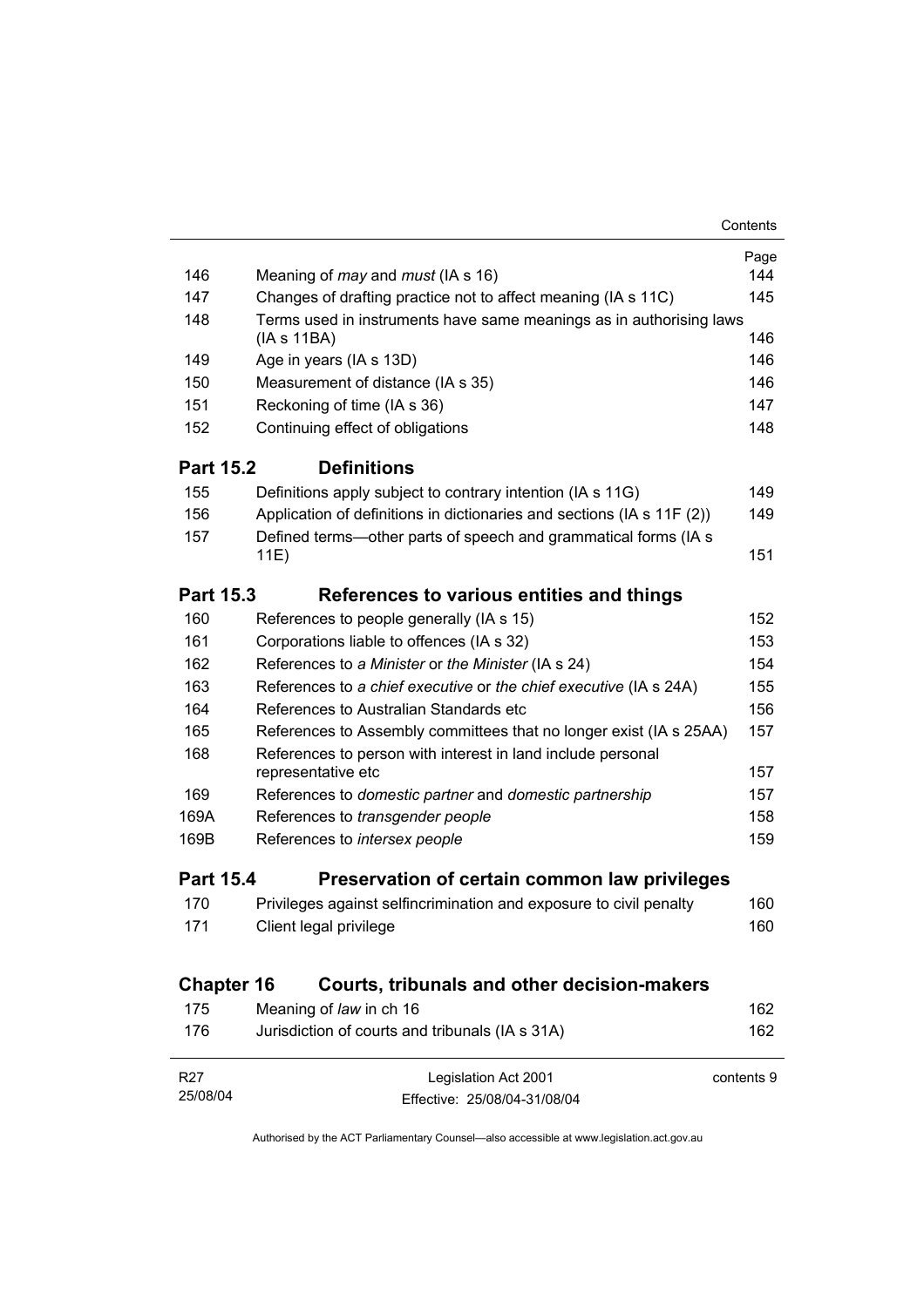| | | Page |
|---|---|---|
| 146 | Meaning of *may* and *must* (IA s 16) | 144 |
| 147 | Changes of drafting practice not to affect meaning (IA s 11C) | 145 |
| 148 | Terms used in instruments have same meanings as in authorising laws (IA s 11BA) | 146 |
| 149 | Age in years (IA s 13D) | 146 |
| 150 | Measurement of distance (IA s 35) | 146 |
| 151 | Reckoning of time (IA s 36) | 147 |
| 152 | Continuing effect of obligations | 148 |

## Part 15.2 Definitions

| | | |
|---|---|---|
| 155 | Definitions apply subject to contrary intention (IA s 11G) | 149 |
| 156 | Application of definitions in dictionaries and sections (IA s 11F (2)) | 149 |
| 157 | Defined terms—other parts of speech and grammatical forms (IA s 11E) | 151 |

## Part 15.3 References to various entities and things

| | | |
|---|---|---|
| 160 | References to people generally (IA s 15) | 152 |
| 161 | Corporations liable to offences (IA s 32) | 153 |
| 162 | References to *a Minister* or *the Minister* (IA s 24) | 154 |
| 163 | References to *a chief executive* or *the chief executive* (IA s 24A) | 155 |
| 164 | References to Australian Standards etc | 156 |
| 165 | References to Assembly committees that no longer exist (IA s 25AA) | 157 |
| 168 | References to person with interest in land include personal representative etc | 157 |
| 169 | References to *domestic partner* and *domestic partnership* | 157 |
| 169A | References to *transgender people* | 158 |
| 169B | References to *intersex people* | 159 |

## Part 15.4 Preservation of certain common law privileges

| | | |
|---|---|---|
| 170 | Privileges against selfincrimination and exposure to civil penalty | 160 |
| 171 | Client legal privilege | 160 |

# Chapter 16 Courts, tribunals and other decision-makers

| | | |
|---|---|---|
| 175 | Meaning of *law* in ch 16 | 162 |
| 176 | Jurisdiction of courts and tribunals (IA s 31A) | 162 |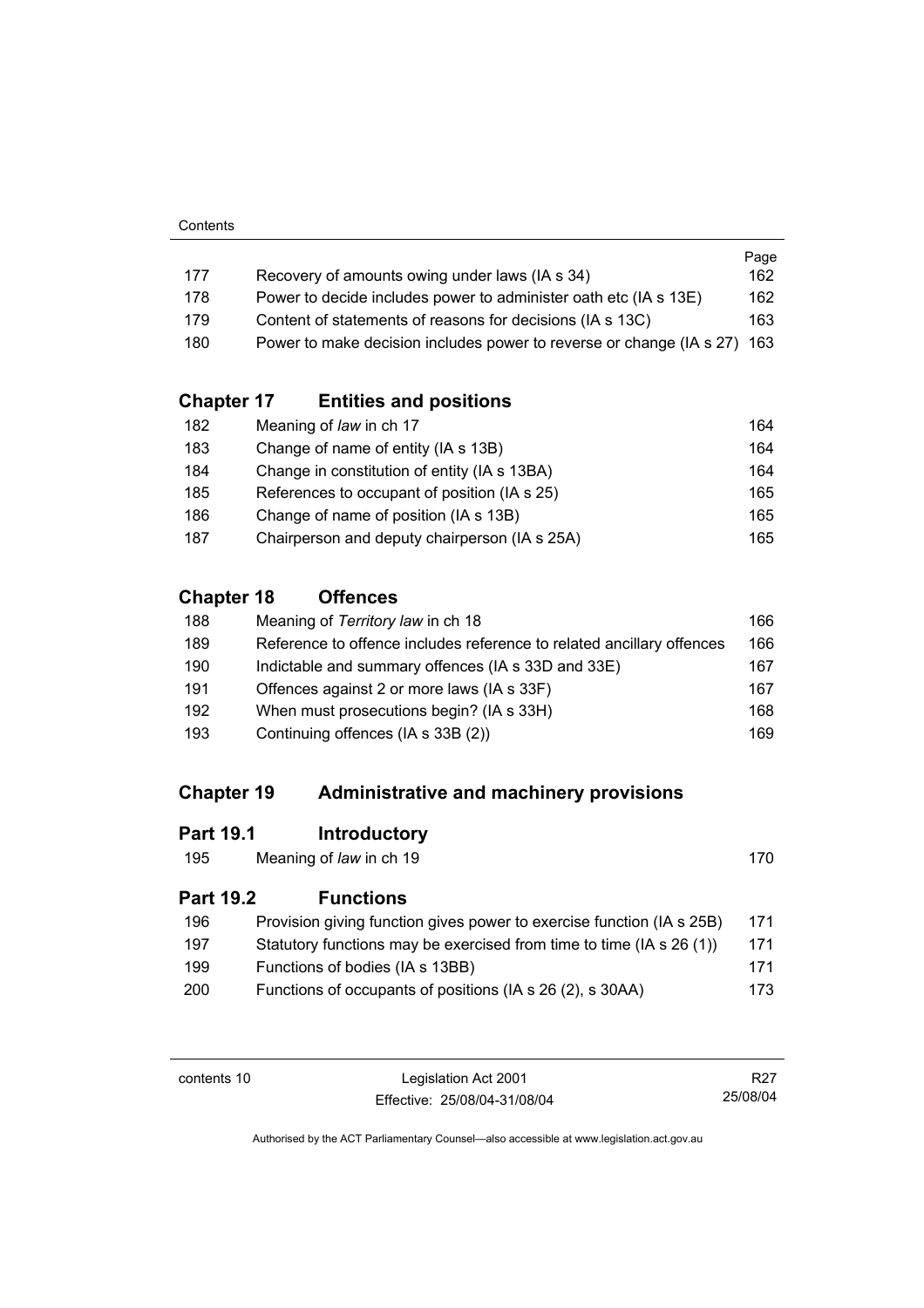| | | Page |
|---|---|---|
| 177 | Recovery of amounts owing under laws (IA s 34) | 162 |
| 178 | Power to decide includes power to administer oath etc (IA s 13E) | 162 |
| 179 | Content of statements of reasons for decisions (IA s 13C) | 163 |
| 180 | Power to make decision includes power to reverse or change (IA s 27) | 163 |

## Chapter 17 Entities and positions

| | | |
|---|---|---|
| 182 | Meaning of *law* in ch 17 | 164 |
| 183 | Change of name of entity (IA s 13B) | 164 |
| 184 | Change in constitution of entity (IA s 13BA) | 164 |
| 185 | References to occupant of position (IA s 25) | 165 |
| 186 | Change of name of position (IA s 13B) | 165 |
| 187 | Chairperson and deputy chairperson (IA s 25A) | 165 |

## Chapter 18 Offences

| | | |
|---|---|---|
| 188 | Meaning of *Territory law* in ch 18 | 166 |
| 189 | Reference to offence includes reference to related ancillary offences | 166 |
| 190 | Indictable and summary offences (IA s 33D and 33E) | 167 |
| 191 | Offences against 2 or more laws (IA s 33F) | 167 |
| 192 | When must prosecutions begin? (IA s 33H) | 168 |
| 193 | Continuing offences (IA s 33B (2)) | 169 |

## Chapter 19 Administrative and machinery provisions

### Part 19.1 Introductory

| | | |
|---|---|---|
| 195 | Meaning of *law* in ch 19 | 170 |

### Part 19.2 Functions

| | | |
|---|---|---|
| 196 | Provision giving function gives power to exercise function (IA s 25B) | 171 |
| 197 | Statutory functions may be exercised from time to time (IA s 26 (1)) | 171 |
| 199 | Functions of bodies (IA s 13BB) | 171 |
| 200 | Functions of occupants of positions (IA s 26 (2), s 30AA) | 173 |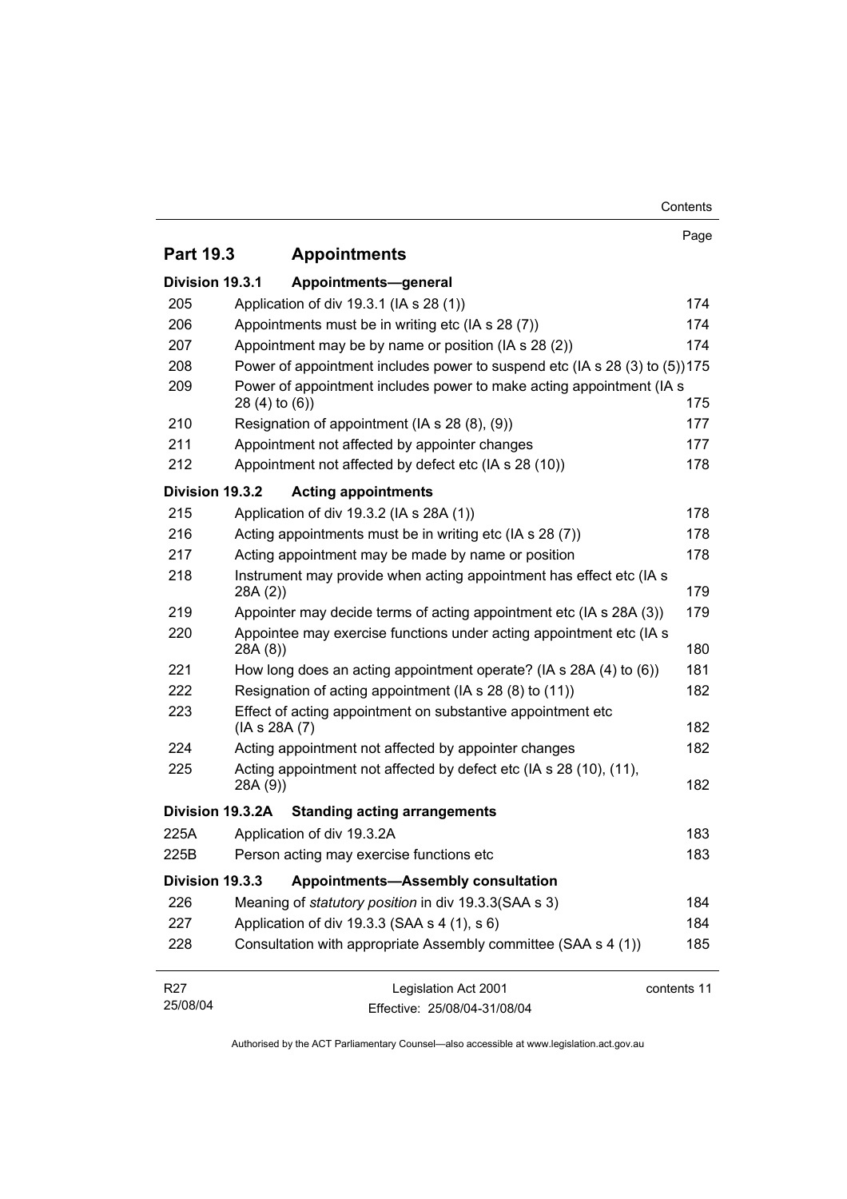| | | Page |
|---|---|---|
| **Part 19.3** | **Appointments** | |
| **Division 19.3.1** | **Appointments—general** | |
| 205 | Application of div 19.3.1 (IA s 28 (1)) | 174 |
| 206 | Appointments must be in writing etc (IA s 28 (7)) | 174 |
| 207 | Appointment may be by name or position (IA s 28 (2)) | 174 |
| 208 | Power of appointment includes power to suspend etc (IA s 28 (3) to (5)) | 175 |
| 209 | Power of appointment includes power to make acting appointment (IA s 28 (4) to (6)) | 175 |
| 210 | Resignation of appointment (IA s 28 (8), (9)) | 177 |
| 211 | Appointment not affected by appointer changes | 177 |
| 212 | Appointment not affected by defect etc (IA s 28 (10)) | 178 |
| **Division 19.3.2** | **Acting appointments** | |
| 215 | Application of div 19.3.2 (IA s 28A (1)) | 178 |
| 216 | Acting appointments must be in writing etc (IA s 28 (7)) | 178 |
| 217 | Acting appointment may be made by name or position | 178 |
| 218 | Instrument may provide when acting appointment has effect etc (IA s 28A (2)) | 179 |
| 219 | Appointer may decide terms of acting appointment etc (IA s 28A (3)) | 179 |
| 220 | Appointee may exercise functions under acting appointment etc (IA s 28A (8)) | 180 |
| 221 | How long does an acting appointment operate? (IA s 28A (4) to (6)) | 181 |
| 222 | Resignation of acting appointment (IA s 28 (8) to (11)) | 182 |
| 223 | Effect of acting appointment on substantive appointment etc (IA s 28A (7) | 182 |
| 224 | Acting appointment not affected by appointer changes | 182 |
| 225 | Acting appointment not affected by defect etc (IA s 28 (10), (11), 28A (9)) | 182 |
| **Division 19.3.2A** | **Standing acting arrangements** | |
| 225A | Application of div 19.3.2A | 183 |
| 225B | Person acting may exercise functions etc | 183 |
| **Division 19.3.3** | **Appointments—Assembly consultation** | |
| 226 | Meaning of *statutory position* in div 19.3.3(SAA s 3) | 184 |
| 227 | Application of div 19.3.3 (SAA s 4 (1), s 6) | 184 |
| 228 | Consultation with appropriate Assembly committee (SAA s 4 (1)) | 185 |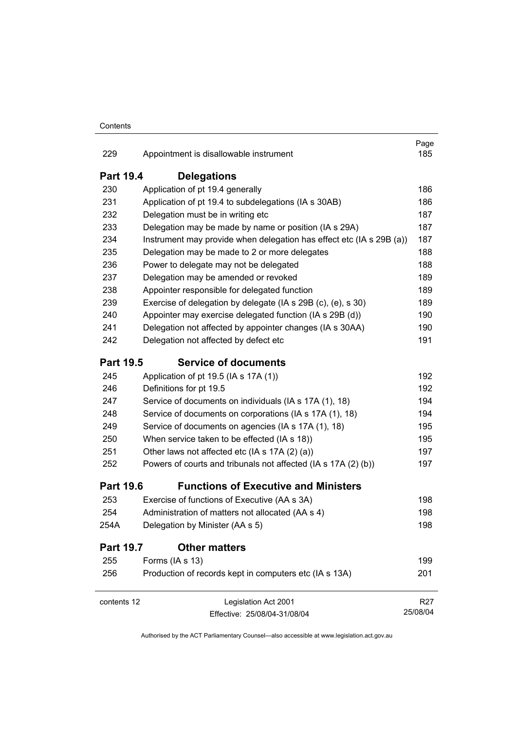| | | Page |
|---|---|---|
| 229 | Appointment is disallowable instrument | 185 |

**Part 19.4 Delegations**

| | | |
|---|---|---|
| 230 | Application of pt 19.4 generally | 186 |
| 231 | Application of pt 19.4 to subdelegations (IA s 30AB) | 186 |
| 232 | Delegation must be in writing etc | 187 |
| 233 | Delegation may be made by name or position (IA s 29A) | 187 |
| 234 | Instrument may provide when delegation has effect etc (IA s 29B (a)) | 187 |
| 235 | Delegation may be made to 2 or more delegates | 188 |
| 236 | Power to delegate may not be delegated | 188 |
| 237 | Delegation may be amended or revoked | 189 |
| 238 | Appointer responsible for delegated function | 189 |
| 239 | Exercise of delegation by delegate (IA s 29B (c), (e), s 30) | 189 |
| 240 | Appointer may exercise delegated function (IA s 29B (d)) | 190 |
| 241 | Delegation not affected by appointer changes (IA s 30AA) | 190 |
| 242 | Delegation not affected by defect etc | 191 |

**Part 19.5 Service of documents**

| | | |
|---|---|---|
| 245 | Application of pt 19.5 (IA s 17A (1)) | 192 |
| 246 | Definitions for pt 19.5 | 192 |
| 247 | Service of documents on individuals (IA s 17A (1), 18) | 194 |
| 248 | Service of documents on corporations (IA s 17A (1), 18) | 194 |
| 249 | Service of documents on agencies (IA s 17A (1), 18) | 195 |
| 250 | When service taken to be effected (IA s 18)) | 195 |
| 251 | Other laws not affected etc (IA s 17A (2) (a)) | 197 |
| 252 | Powers of courts and tribunals not affected (IA s 17A (2) (b)) | 197 |

**Part 19.6 Functions of Executive and Ministers**

| | | |
|---|---|---|
| 253 | Exercise of functions of Executive (AA s 3A) | 198 |
| 254 | Administration of matters not allocated (AA s 4) | 198 |
| 254A | Delegation by Minister (AA s 5) | 198 |

**Part 19.7 Other matters**

| | | |
|---|---|---|
| 255 | Forms (IA s 13) | 199 |
| 256 | Production of records kept in computers etc (IA s 13A) | 201 |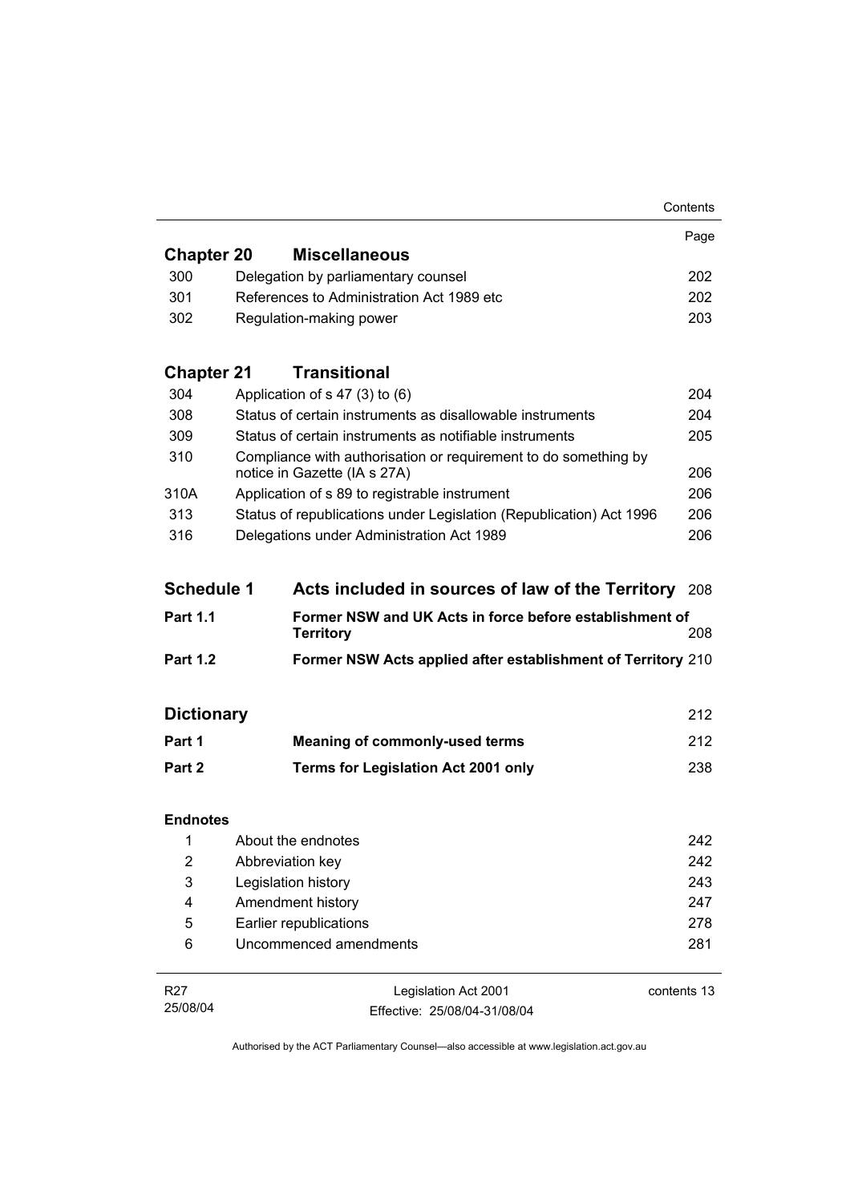| | | Page |
|---|---|---|
| **Chapter 20** | **Miscellaneous** | |
| 300 | Delegation by parliamentary counsel | 202 |
| 301 | References to Administration Act 1989 etc | 202 |
| 302 | Regulation-making power | 203 |
| **Chapter 21** | **Transitional** | |
| 304 | Application of s 47 (3) to (6) | 204 |
| 308 | Status of certain instruments as disallowable instruments | 204 |
| 309 | Status of certain instruments as notifiable instruments | 205 |
| 310 | Compliance with authorisation or requirement to do something by notice in Gazette (IA s 27A) | 206 |
| 310A | Application of s 89 to registrable instrument | 206 |
| 313 | Status of republications under Legislation (Republication) Act 1996 | 206 |
| 316 | Delegations under Administration Act 1989 | 206 |
| **Schedule 1** | **Acts included in sources of law of the Territory** | 208 |
| **Part 1.1** | **Former NSW and UK Acts in force before establishment of Territory** | 208 |
| **Part 1.2** | **Former NSW Acts applied after establishment of Territory** | 210 |
| **Dictionary** | | 212 |
| **Part 1** | **Meaning of commonly-used terms** | 212 |
| **Part 2** | **Terms for Legislation Act 2001 only** | 238 |
| **Endnotes** | | |
| 1 | About the endnotes | 242 |
| 2 | Abbreviation key | 242 |
| 3 | Legislation history | 243 |
| 4 | Amendment history | 247 |
| 5 | Earlier republications | 278 |
| 6 | Uncommenced amendments | 281 |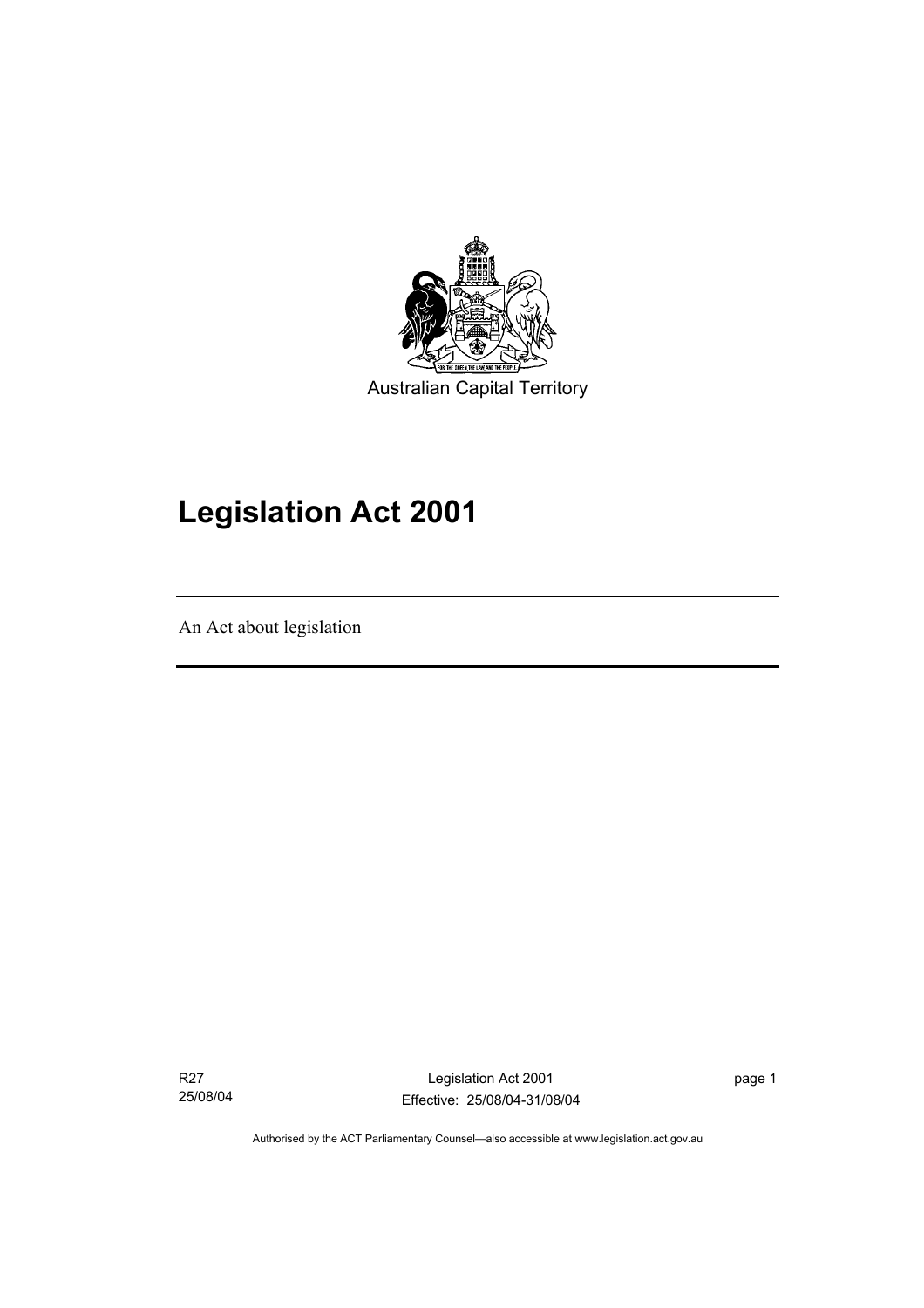Australian Capital Territory

# Legislation Act 2001

An Act about legislation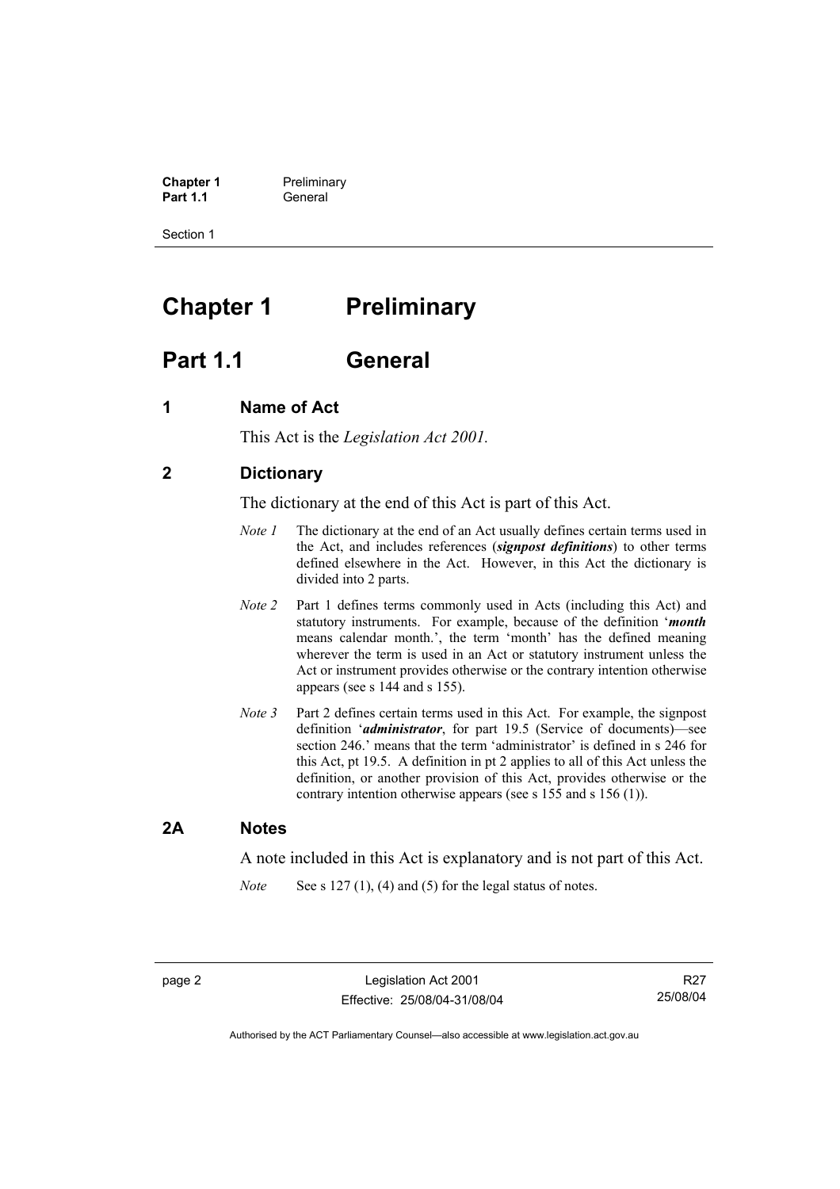# Chapter 1 Preliminary

## Part 1.1 General

### 1 Name of Act

This Act is the *Legislation Act 2001*.

### 2 Dictionary

The dictionary at the end of this Act is part of this Act.

*Note 1* The dictionary at the end of an Act usually defines certain terms used in the Act, and includes references (***signpost definitions***) to other terms defined elsewhere in the Act. However, in this Act the dictionary is divided into 2 parts.

*Note 2* Part 1 defines terms commonly used in Acts (including this Act) and statutory instruments. For example, because of the definition '***month*** means calendar month.', the term 'month' has the defined meaning wherever the term is used in an Act or statutory instrument unless the Act or instrument provides otherwise or the contrary intention otherwise appears (see s 144 and s 155).

*Note 3* Part 2 defines certain terms used in this Act. For example, the signpost definition '***administrator***, for part 19.5 (Service of documents)—see section 246.' means that the term 'administrator' is defined in s 246 for this Act, pt 19.5. A definition in pt 2 applies to all of this Act unless the definition, or another provision of this Act, provides otherwise or the contrary intention otherwise appears (see s 155 and s 156 (1)).

### 2A Notes

A note included in this Act is explanatory and is not part of this Act.

*Note* See s 127 (1), (4) and (5) for the legal status of notes.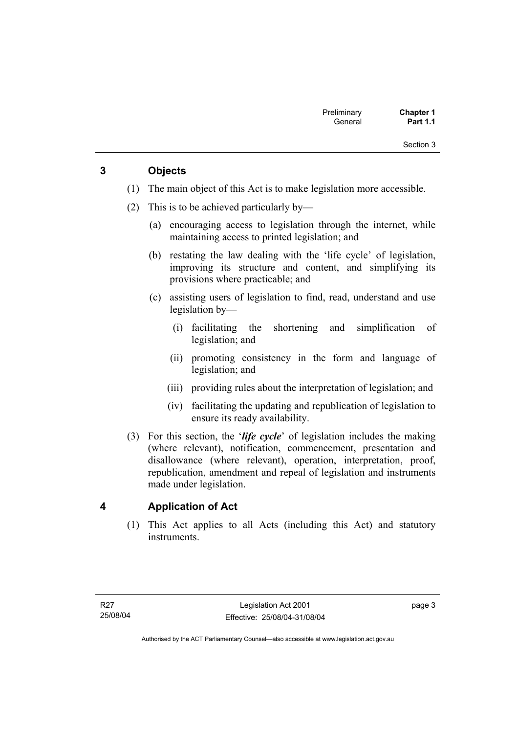## 3 Objects

(1) The main object of this Act is to make legislation more accessible.

(2) This is to be achieved particularly by—

(a) encouraging access to legislation through the internet, while maintaining access to printed legislation; and

(b) restating the law dealing with the 'life cycle' of legislation, improving its structure and content, and simplifying its provisions where practicable; and

(c) assisting users of legislation to find, read, understand and use legislation by—

(i) facilitating the shortening and simplification of legislation; and

(ii) promoting consistency in the form and language of legislation; and

(iii) providing rules about the interpretation of legislation; and

(iv) facilitating the updating and republication of legislation to ensure its ready availability.

(3) For this section, the '***life cycle***' of legislation includes the making (where relevant), notification, commencement, presentation and disallowance (where relevant), operation, interpretation, proof, republication, amendment and repeal of legislation and instruments made under legislation.

## 4 Application of Act

(1) This Act applies to all Acts (including this Act) and statutory instruments.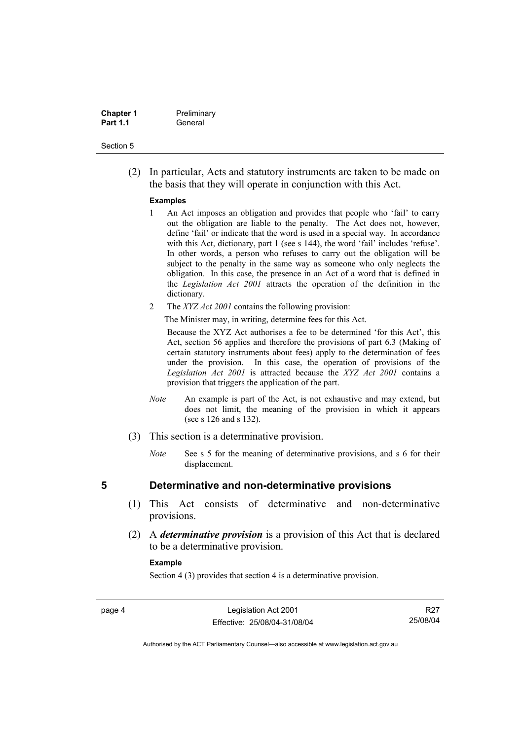(2) In particular, Acts and statutory instruments are taken to be made on the basis that they will operate in conjunction with this Act.

**Examples**

1 An Act imposes an obligation and provides that people who 'fail' to carry out the obligation are liable to the penalty. The Act does not, however, define 'fail' or indicate that the word is used in a special way. In accordance with this Act, dictionary, part 1 (see s 144), the word 'fail' includes 'refuse'. In other words, a person who refuses to carry out the obligation will be subject to the penalty in the same way as someone who only neglects the obligation. In this case, the presence in an Act of a word that is defined in the *Legislation Act 2001* attracts the operation of the definition in the dictionary.

2 The *XYZ Act 2001* contains the following provision:

The Minister may, in writing, determine fees for this Act.

Because the XYZ Act authorises a fee to be determined 'for this Act', this Act, section 56 applies and therefore the provisions of part 6.3 (Making of certain statutory instruments about fees) apply to the determination of fees under the provision. In this case, the operation of provisions of the *Legislation Act 2001* is attracted because the *XYZ Act 2001* contains a provision that triggers the application of the part.

*Note* An example is part of the Act, is not exhaustive and may extend, but does not limit, the meaning of the provision in which it appears (see s 126 and s 132).

(3) This section is a determinative provision.

*Note* See s 5 for the meaning of determinative provisions, and s 6 for their displacement.

## 5 Determinative and non-determinative provisions

(1) This Act consists of determinative and non-determinative provisions.

(2) A ***determinative provision*** is a provision of this Act that is declared to be a determinative provision.

**Example**

Section 4 (3) provides that section 4 is a determinative provision.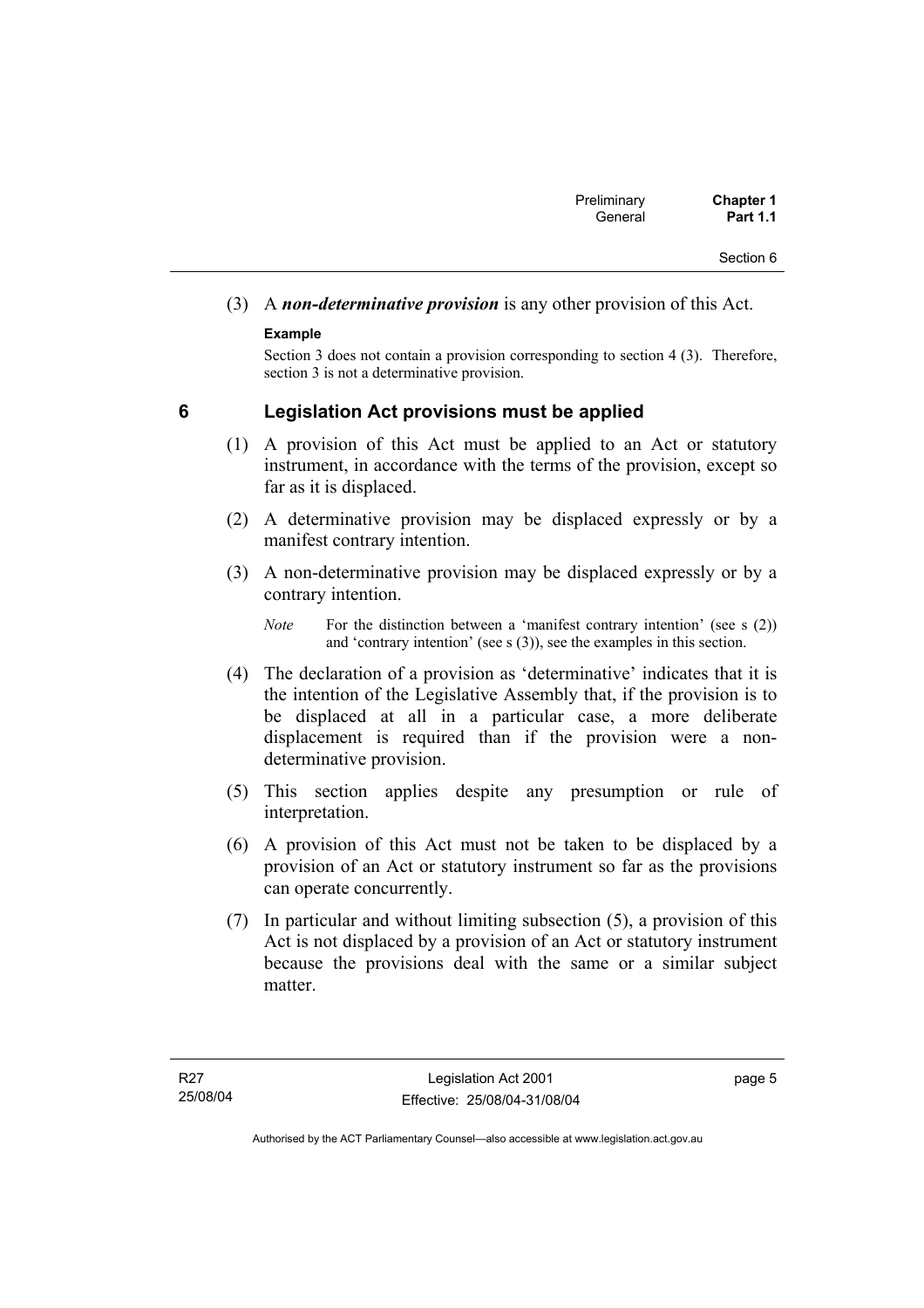(3) A ***non-determinative provision*** is any other provision of this Act.

**Example**

Section 3 does not contain a provision corresponding to section 4 (3). Therefore, section 3 is not a determinative provision.

## 6 Legislation Act provisions must be applied

(1) A provision of this Act must be applied to an Act or statutory instrument, in accordance with the terms of the provision, except so far as it is displaced.

(2) A determinative provision may be displaced expressly or by a manifest contrary intention.

(3) A non-determinative provision may be displaced expressly or by a contrary intention.

*Note* For the distinction between a 'manifest contrary intention' (see s (2)) and 'contrary intention' (see s (3)), see the examples in this section.

(4) The declaration of a provision as 'determinative' indicates that it is the intention of the Legislative Assembly that, if the provision is to be displaced at all in a particular case, a more deliberate displacement is required than if the provision were a non-determinative provision.

(5) This section applies despite any presumption or rule of interpretation.

(6) A provision of this Act must not be taken to be displaced by a provision of an Act or statutory instrument so far as the provisions can operate concurrently.

(7) In particular and without limiting subsection (5), a provision of this Act is not displaced by a provision of an Act or statutory instrument because the provisions deal with the same or a similar subject matter.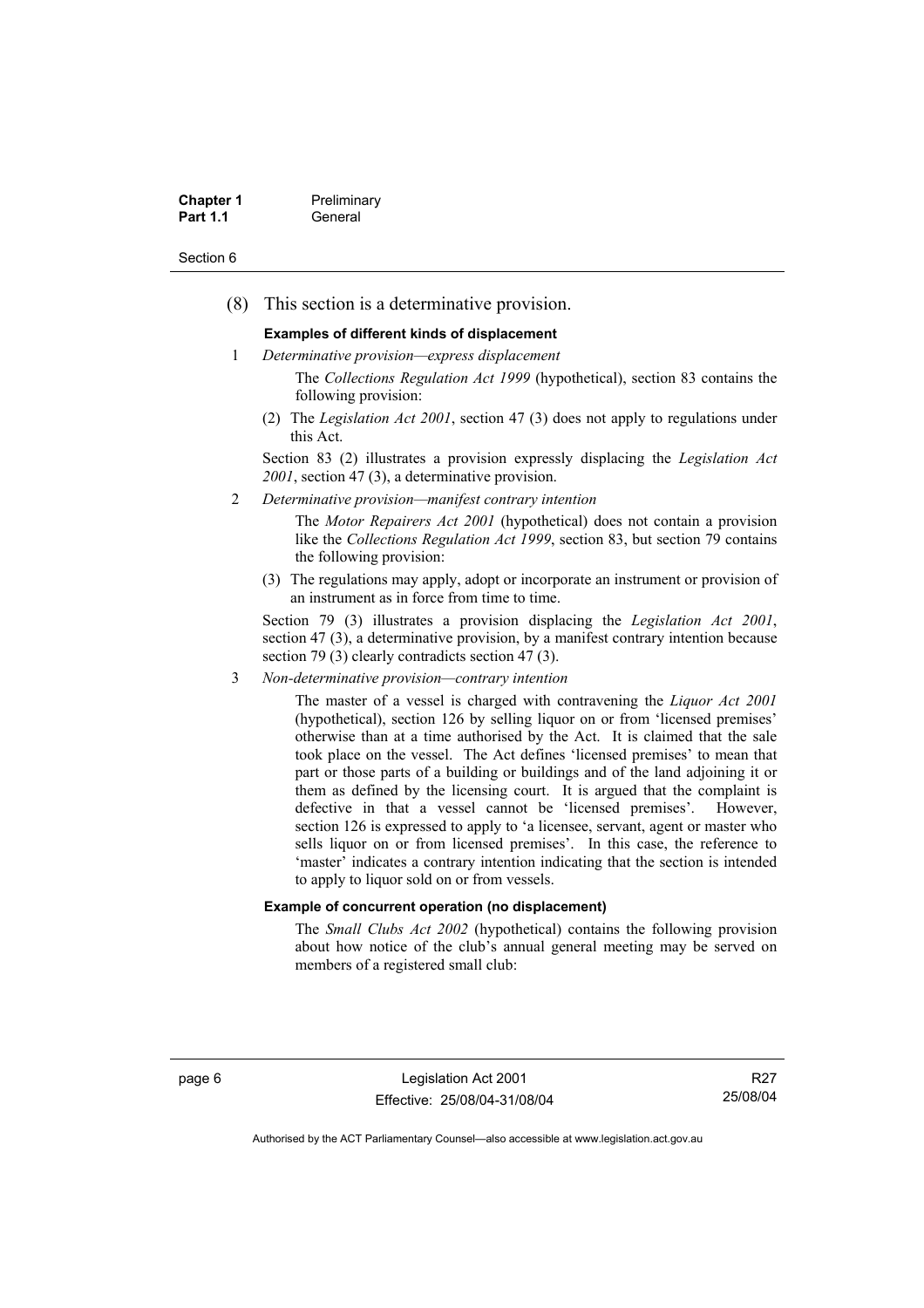(8) This section is a determinative provision.

**Examples of different kinds of displacement**

1 *Determinative provision—express displacement*

The *Collections Regulation Act 1999* (hypothetical), section 83 contains the following provision:

(2) The *Legislation Act 2001*, section 47 (3) does not apply to regulations under this Act.

Section 83 (2) illustrates a provision expressly displacing the *Legislation Act 2001*, section 47 (3), a determinative provision.

2 *Determinative provision—manifest contrary intention*

The *Motor Repairers Act 2001* (hypothetical) does not contain a provision like the *Collections Regulation Act 1999*, section 83, but section 79 contains the following provision:

(3) The regulations may apply, adopt or incorporate an instrument or provision of an instrument as in force from time to time.

Section 79 (3) illustrates a provision displacing the *Legislation Act 2001*, section 47 (3), a determinative provision, by a manifest contrary intention because section 79 (3) clearly contradicts section 47 (3).

3 *Non-determinative provision—contrary intention*

The master of a vessel is charged with contravening the *Liquor Act 2001* (hypothetical), section 126 by selling liquor on or from 'licensed premises' otherwise than at a time authorised by the Act. It is claimed that the sale took place on the vessel. The Act defines 'licensed premises' to mean that part or those parts of a building or buildings and of the land adjoining it or them as defined by the licensing court. It is argued that the complaint is defective in that a vessel cannot be 'licensed premises'. However, section 126 is expressed to apply to 'a licensee, servant, agent or master who sells liquor on or from licensed premises'. In this case, the reference to 'master' indicates a contrary intention indicating that the section is intended to apply to liquor sold on or from vessels.

**Example of concurrent operation (no displacement)**

The *Small Clubs Act 2002* (hypothetical) contains the following provision about how notice of the club's annual general meeting may be served on members of a registered small club: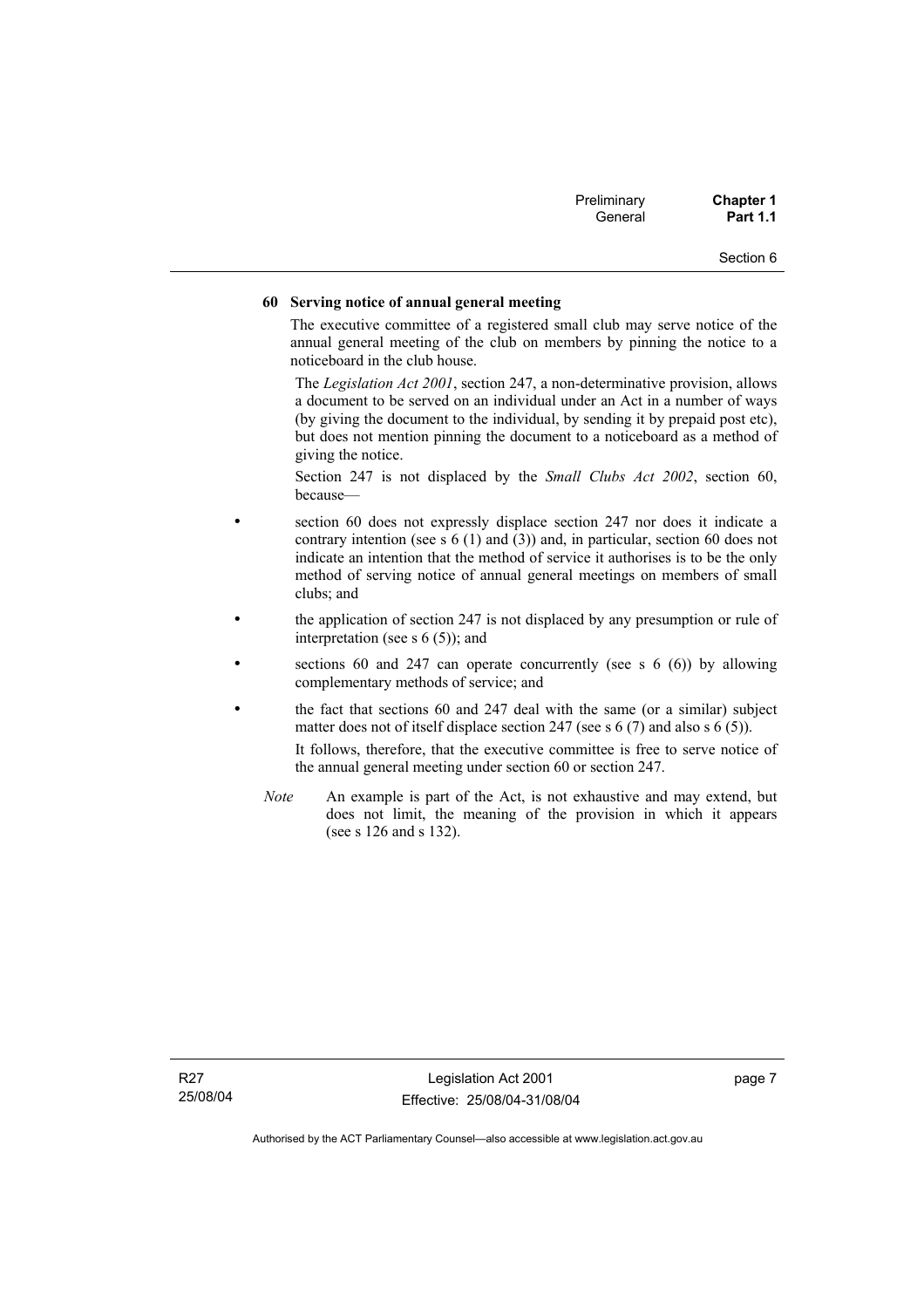**60 Serving notice of annual general meeting**

The executive committee of a registered small club may serve notice of the annual general meeting of the club on members by pinning the notice to a noticeboard in the club house.

The *Legislation Act 2001*, section 247, a non-determinative provision, allows a document to be served on an individual under an Act in a number of ways (by giving the document to the individual, by sending it by prepaid post etc), but does not mention pinning the document to a noticeboard as a method of giving the notice.

Section 247 is not displaced by the *Small Clubs Act 2002*, section 60, because—

- section 60 does not expressly displace section 247 nor does it indicate a contrary intention (see s 6 (1) and (3)) and, in particular, section 60 does not indicate an intention that the method of service it authorises is to be the only method of serving notice of annual general meetings on members of small clubs; and
- the application of section 247 is not displaced by any presumption or rule of interpretation (see s 6 (5)); and
- sections 60 and 247 can operate concurrently (see s 6 (6)) by allowing complementary methods of service; and
- the fact that sections 60 and 247 deal with the same (or a similar) subject matter does not of itself displace section 247 (see s 6 (7) and also s 6 (5)).

It follows, therefore, that the executive committee is free to serve notice of the annual general meeting under section 60 or section 247.

*Note* An example is part of the Act, is not exhaustive and may extend, but does not limit, the meaning of the provision in which it appears (see s 126 and s 132).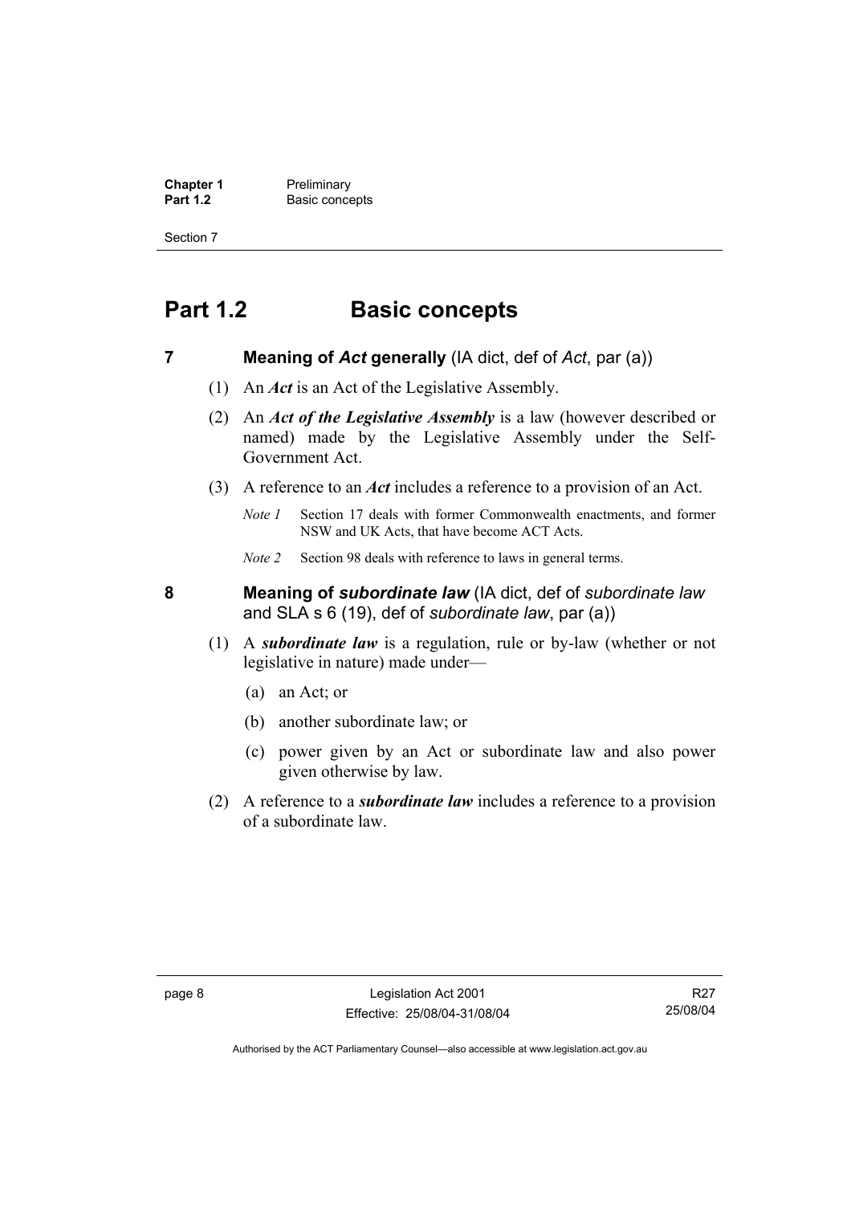# Part 1.2 Basic concepts

## 7 Meaning of *Act* generally (IA dict, def of *Act*, par (a))

(1) An ***Act*** is an Act of the Legislative Assembly.

(2) An ***Act of the Legislative Assembly*** is a law (however described or named) made by the Legislative Assembly under the Self-Government Act.

(3) A reference to an ***Act*** includes a reference to a provision of an Act.

*Note 1* Section 17 deals with former Commonwealth enactments, and former NSW and UK Acts, that have become ACT Acts.

*Note 2* Section 98 deals with reference to laws in general terms.

## 8 Meaning of *subordinate law* (IA dict, def of *subordinate law* and SLA s 6 (19), def of *subordinate law*, par (a))

(1) A ***subordinate law*** is a regulation, rule or by-law (whether or not legislative in nature) made under—

(a) an Act; or

(b) another subordinate law; or

(c) power given by an Act or subordinate law and also power given otherwise by law.

(2) A reference to a ***subordinate law*** includes a reference to a provision of a subordinate law.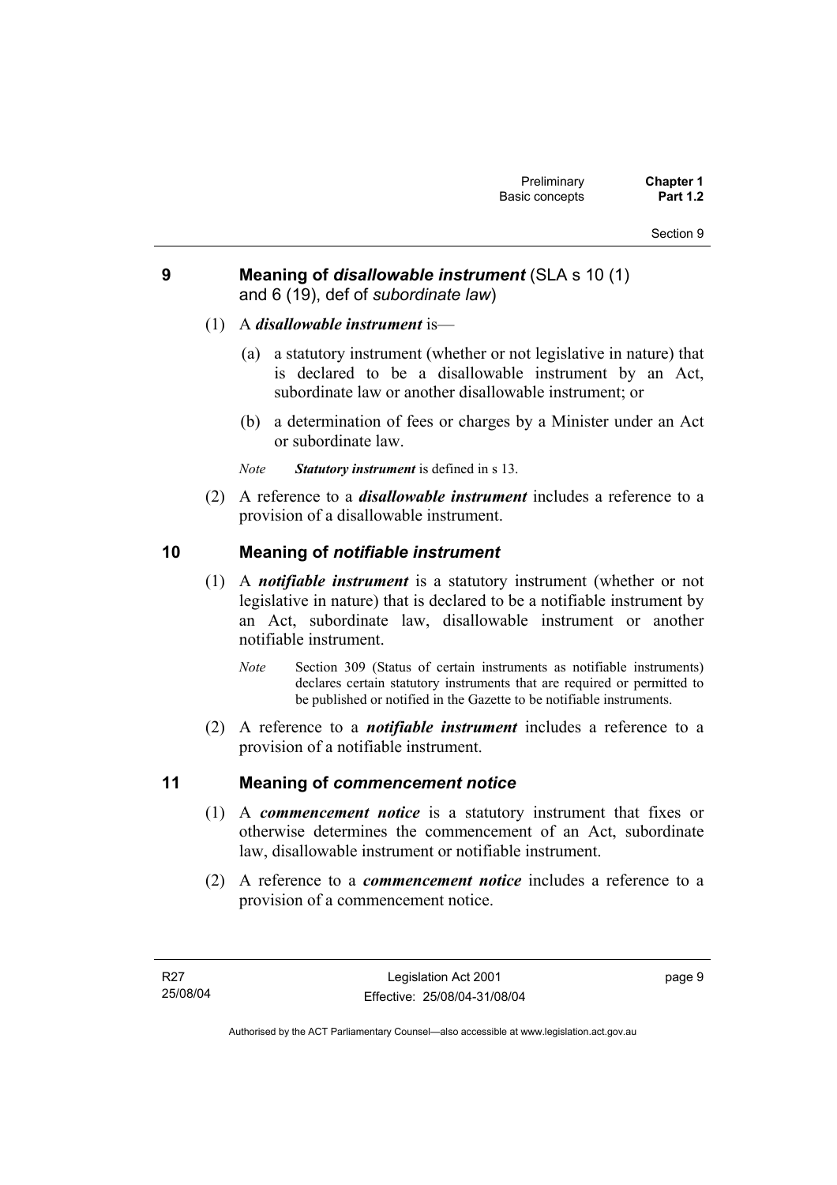## 9 Meaning of *disallowable instrument* (SLA s 10 (1) and 6 (19), def of *subordinate law*)

(1) A ***disallowable instrument*** is—

(a) a statutory instrument (whether or not legislative in nature) that is declared to be a disallowable instrument by an Act, subordinate law or another disallowable instrument; or

(b) a determination of fees or charges by a Minister under an Act or subordinate law.

*Note* ***Statutory instrument*** is defined in s 13.

(2) A reference to a ***disallowable instrument*** includes a reference to a provision of a disallowable instrument.

## 10 Meaning of *notifiable instrument*

(1) A ***notifiable instrument*** is a statutory instrument (whether or not legislative in nature) that is declared to be a notifiable instrument by an Act, subordinate law, disallowable instrument or another notifiable instrument.

*Note* Section 309 (Status of certain instruments as notifiable instruments) declares certain statutory instruments that are required or permitted to be published or notified in the Gazette to be notifiable instruments.

(2) A reference to a ***notifiable instrument*** includes a reference to a provision of a notifiable instrument.

## 11 Meaning of *commencement notice*

(1) A ***commencement notice*** is a statutory instrument that fixes or otherwise determines the commencement of an Act, subordinate law, disallowable instrument or notifiable instrument.

(2) A reference to a ***commencement notice*** includes a reference to a provision of a commencement notice.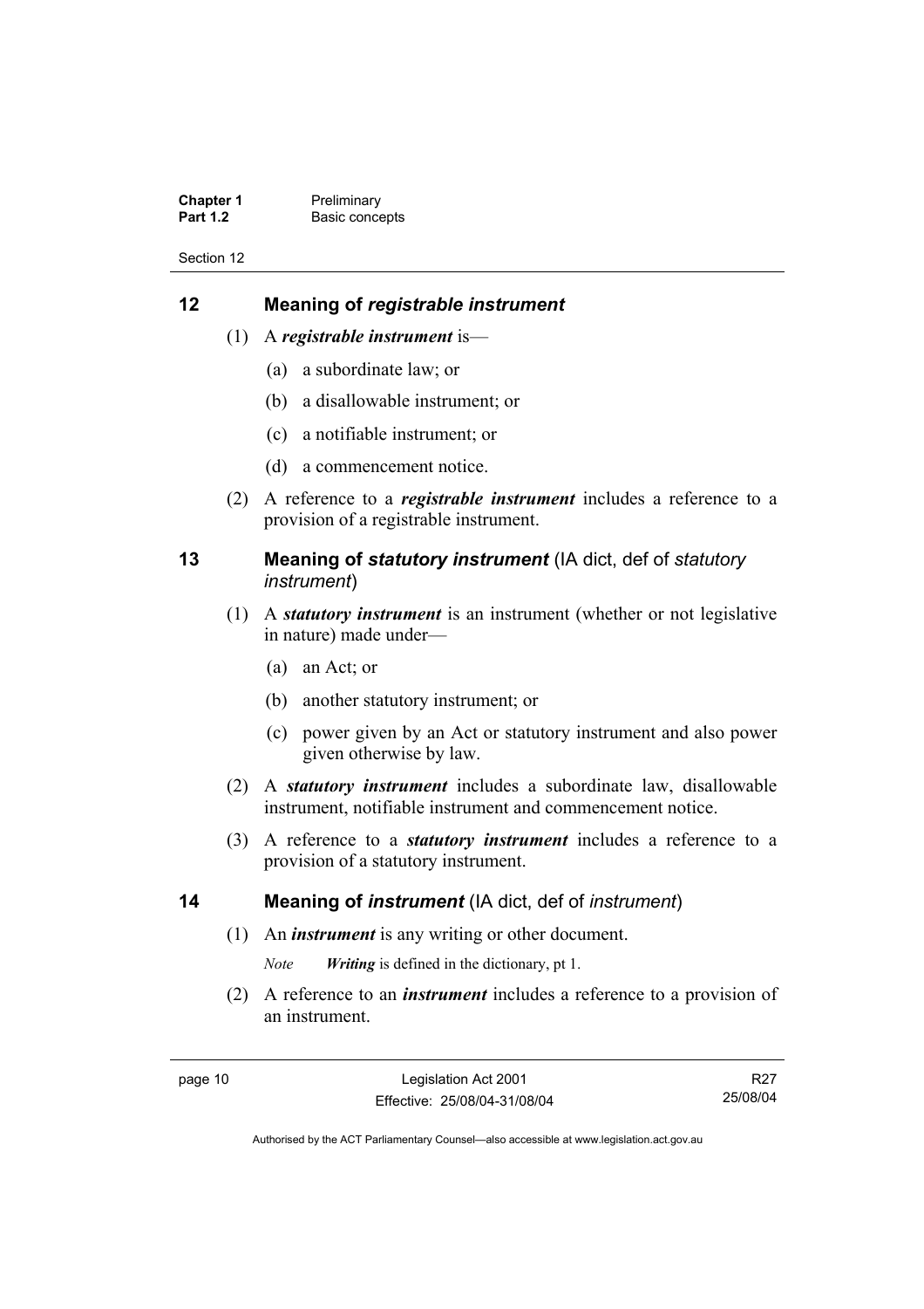## 12 Meaning of *registrable instrument*

(1) A ***registrable instrument*** is—

(a) a subordinate law; or

(b) a disallowable instrument; or

(c) a notifiable instrument; or

(d) a commencement notice.

(2) A reference to a ***registrable instrument*** includes a reference to a provision of a registrable instrument.

## 13 Meaning of *statutory instrument* (IA dict, def of *statutory instrument*)

(1) A ***statutory instrument*** is an instrument (whether or not legislative in nature) made under—

(a) an Act; or

(b) another statutory instrument; or

(c) power given by an Act or statutory instrument and also power given otherwise by law.

(2) A ***statutory instrument*** includes a subordinate law, disallowable instrument, notifiable instrument and commencement notice.

(3) A reference to a ***statutory instrument*** includes a reference to a provision of a statutory instrument.

## 14 Meaning of *instrument* (IA dict, def of *instrument*)

(1) An ***instrument*** is any writing or other document.

*Note* ***Writing*** is defined in the dictionary, pt 1.

(2) A reference to an ***instrument*** includes a reference to a provision of an instrument.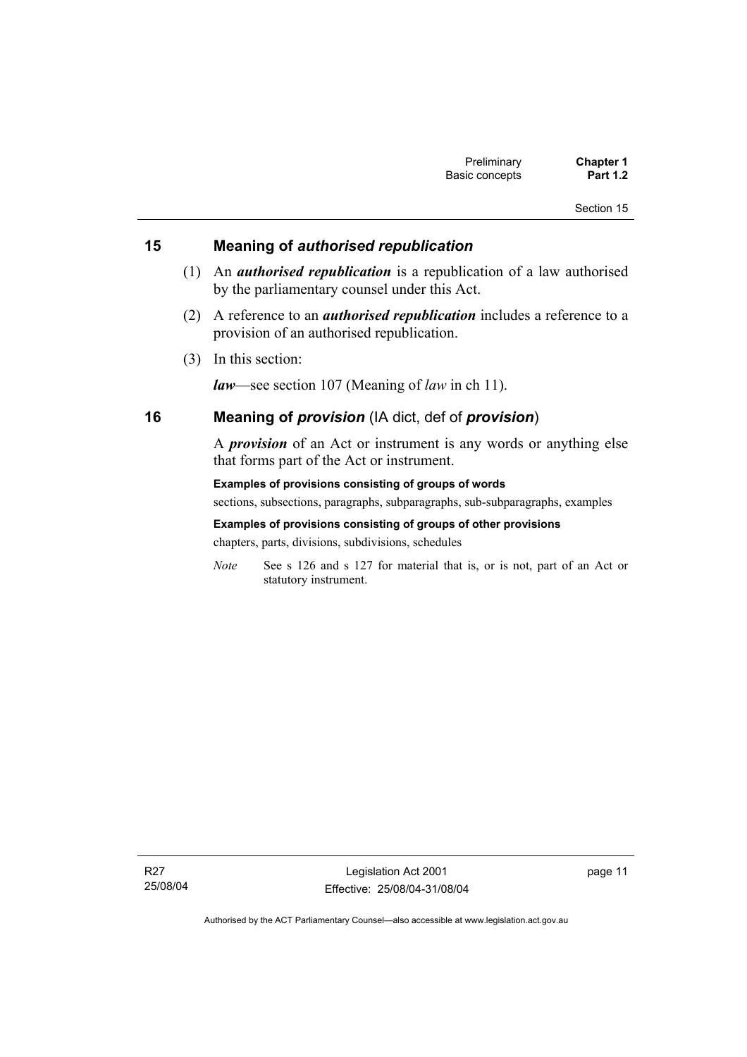## 15 Meaning of *authorised republication*

(1) An ***authorised republication*** is a republication of a law authorised by the parliamentary counsel under this Act.

(2) A reference to an ***authorised republication*** includes a reference to a provision of an authorised republication.

(3) In this section:

***law***—see section 107 (Meaning of *law* in ch 11).

## 16 Meaning of *provision* (IA dict, def of *provision*)

A ***provision*** of an Act or instrument is any words or anything else that forms part of the Act or instrument.

**Examples of provisions consisting of groups of words**

sections, subsections, paragraphs, subparagraphs, sub-subparagraphs, examples

**Examples of provisions consisting of groups of other provisions**

chapters, parts, divisions, subdivisions, schedules

*Note* See s 126 and s 127 for material that is, or is not, part of an Act or statutory instrument.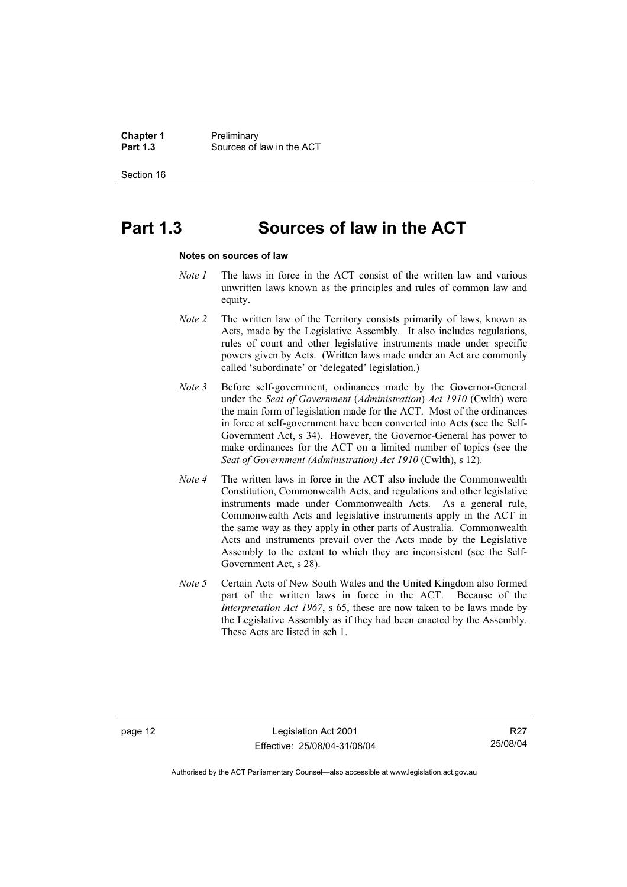# Part 1.3 Sources of law in the ACT

**Notes on sources of law**

*Note 1* The laws in force in the ACT consist of the written law and various unwritten laws known as the principles and rules of common law and equity.

*Note 2* The written law of the Territory consists primarily of laws, known as Acts, made by the Legislative Assembly. It also includes regulations, rules of court and other legislative instruments made under specific powers given by Acts. (Written laws made under an Act are commonly called 'subordinate' or 'delegated' legislation.)

*Note 3* Before self-government, ordinances made by the Governor-General under the *Seat of Government* (*Administration*) *Act 1910* (Cwlth) were the main form of legislation made for the ACT. Most of the ordinances in force at self-government have been converted into Acts (see the Self-Government Act, s 34). However, the Governor-General has power to make ordinances for the ACT on a limited number of topics (see the *Seat of Government (Administration) Act 1910* (Cwlth), s 12).

*Note 4* The written laws in force in the ACT also include the Commonwealth Constitution, Commonwealth Acts, and regulations and other legislative instruments made under Commonwealth Acts. As a general rule, Commonwealth Acts and legislative instruments apply in the ACT in the same way as they apply in other parts of Australia. Commonwealth Acts and instruments prevail over the Acts made by the Legislative Assembly to the extent to which they are inconsistent (see the Self-Government Act, s 28).

*Note 5* Certain Acts of New South Wales and the United Kingdom also formed part of the written laws in force in the ACT. Because of the *Interpretation Act 1967*, s 65, these are now taken to be laws made by the Legislative Assembly as if they had been enacted by the Assembly. These Acts are listed in sch 1.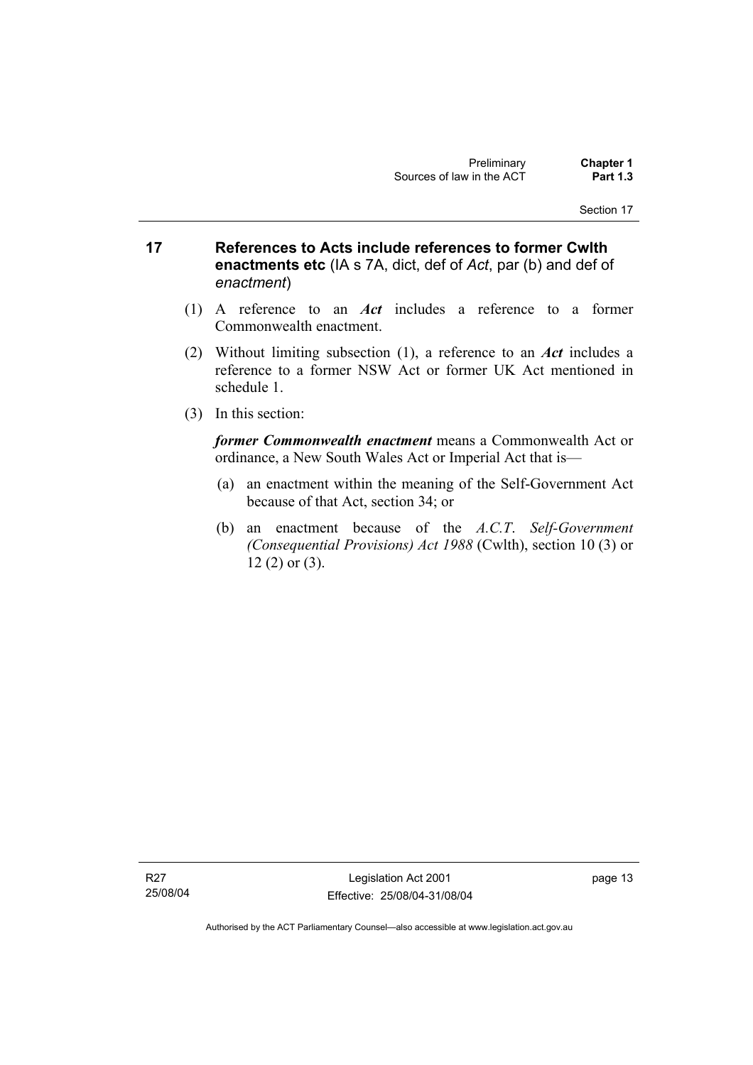## 17 References to Acts include references to former Cwlth enactments etc (IA s 7A, dict, def of *Act*, par (b) and def of *enactment*)

(1) A reference to an ***Act*** includes a reference to a former Commonwealth enactment.

(2) Without limiting subsection (1), a reference to an ***Act*** includes a reference to a former NSW Act or former UK Act mentioned in schedule 1.

(3) In this section:

***former Commonwealth enactment*** means a Commonwealth Act or ordinance, a New South Wales Act or Imperial Act that is—

(a) an enactment within the meaning of the Self-Government Act because of that Act, section 34; or

(b) an enactment because of the *A.C.T. Self-Government (Consequential Provisions) Act 1988* (Cwlth), section 10 (3) or 12 (2) or (3).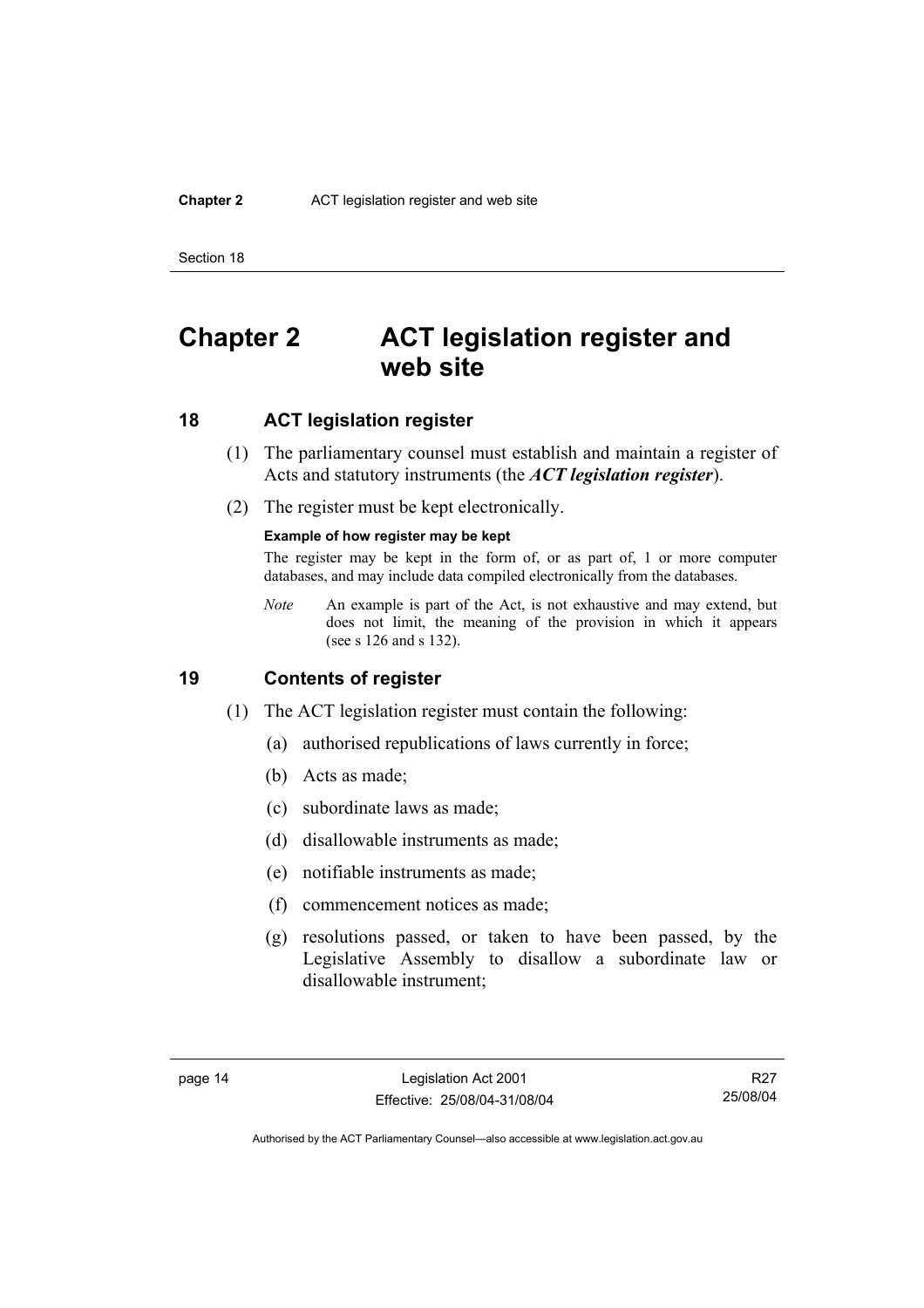# Chapter 2 ACT legislation register and web site

## 18 ACT legislation register

(1) The parliamentary counsel must establish and maintain a register of Acts and statutory instruments (the ***ACT legislation register***).

(2) The register must be kept electronically.

**Example of how register may be kept**

The register may be kept in the form of, or as part of, 1 or more computer databases, and may include data compiled electronically from the databases.

*Note* An example is part of the Act, is not exhaustive and may extend, but does not limit, the meaning of the provision in which it appears (see s 126 and s 132).

## 19 Contents of register

(1) The ACT legislation register must contain the following:

(a) authorised republications of laws currently in force;

(b) Acts as made;

(c) subordinate laws as made;

(d) disallowable instruments as made;

(e) notifiable instruments as made;

(f) commencement notices as made;

(g) resolutions passed, or taken to have been passed, by the Legislative Assembly to disallow a subordinate law or disallowable instrument;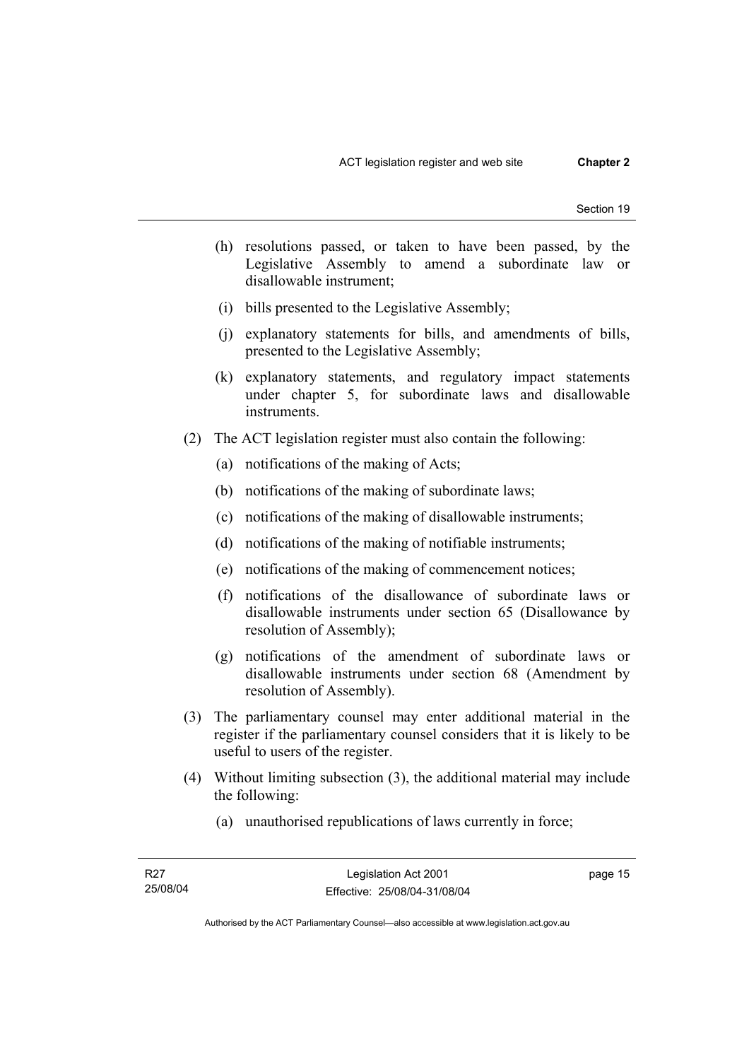(h) resolutions passed, or taken to have been passed, by the Legislative Assembly to amend a subordinate law or disallowable instrument;

(i) bills presented to the Legislative Assembly;

(j) explanatory statements for bills, and amendments of bills, presented to the Legislative Assembly;

(k) explanatory statements, and regulatory impact statements under chapter 5, for subordinate laws and disallowable instruments.

(2) The ACT legislation register must also contain the following:

(a) notifications of the making of Acts;

(b) notifications of the making of subordinate laws;

(c) notifications of the making of disallowable instruments;

(d) notifications of the making of notifiable instruments;

(e) notifications of the making of commencement notices;

(f) notifications of the disallowance of subordinate laws or disallowable instruments under section 65 (Disallowance by resolution of Assembly);

(g) notifications of the amendment of subordinate laws or disallowable instruments under section 68 (Amendment by resolution of Assembly).

(3) The parliamentary counsel may enter additional material in the register if the parliamentary counsel considers that it is likely to be useful to users of the register.

(4) Without limiting subsection (3), the additional material may include the following:

(a) unauthorised republications of laws currently in force;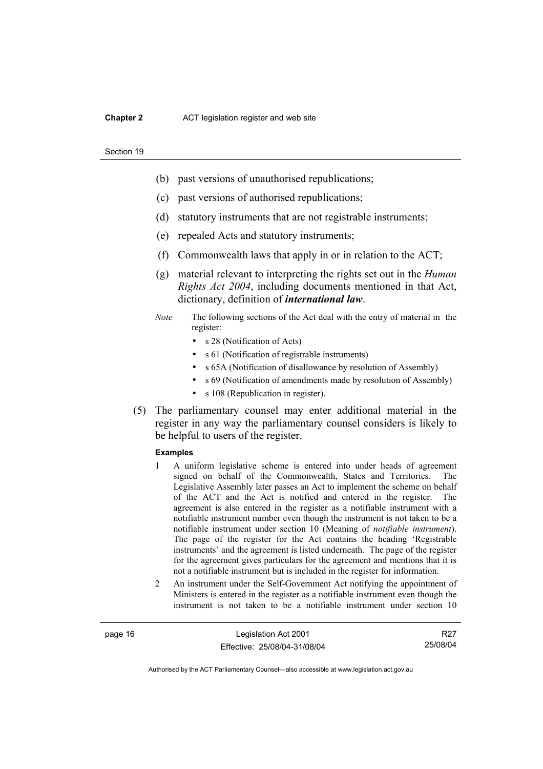(b) past versions of unauthorised republications;

(c) past versions of authorised republications;

(d) statutory instruments that are not registrable instruments;

(e) repealed Acts and statutory instruments;

(f) Commonwealth laws that apply in or in relation to the ACT;

(g) material relevant to interpreting the rights set out in the *Human Rights Act 2004*, including documents mentioned in that Act, dictionary, definition of ***international law***.

*Note* The following sections of the Act deal with the entry of material in the register:

- s 28 (Notification of Acts)
- s 61 (Notification of registrable instruments)
- s 65A (Notification of disallowance by resolution of Assembly)
- s 69 (Notification of amendments made by resolution of Assembly)
- s 108 (Republication in register).

(5) The parliamentary counsel may enter additional material in the register in any way the parliamentary counsel considers is likely to be helpful to users of the register.

**Examples**

1 A uniform legislative scheme is entered into under heads of agreement signed on behalf of the Commonwealth, States and Territories. The Legislative Assembly later passes an Act to implement the scheme on behalf of the ACT and the Act is notified and entered in the register. The agreement is also entered in the register as a notifiable instrument with a notifiable instrument number even though the instrument is not taken to be a notifiable instrument under section 10 (Meaning of *notifiable instrument*). The page of the register for the Act contains the heading 'Registrable instruments' and the agreement is listed underneath. The page of the register for the agreement gives particulars for the agreement and mentions that it is not a notifiable instrument but is included in the register for information.

2 An instrument under the Self-Government Act notifying the appointment of Ministers is entered in the register as a notifiable instrument even though the instrument is not taken to be a notifiable instrument under section 10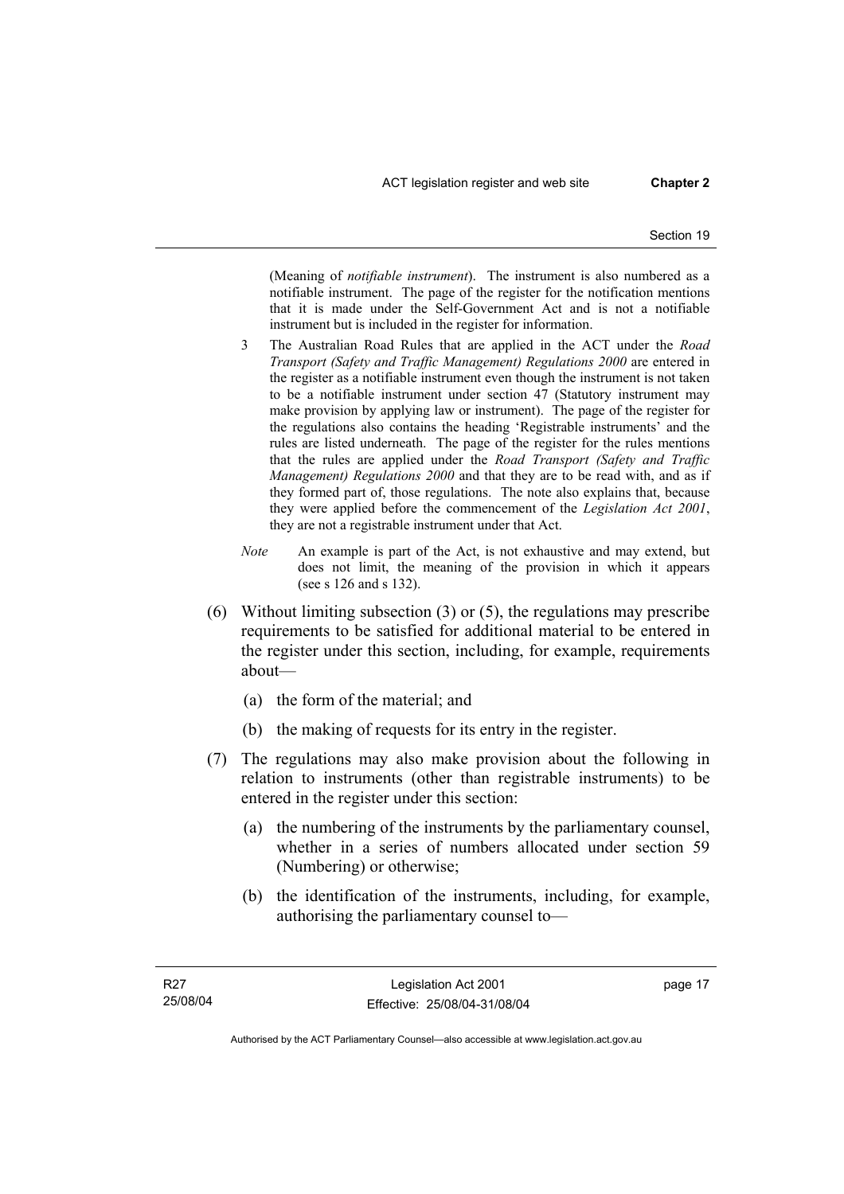(Meaning of *notifiable instrument*). The instrument is also numbered as a notifiable instrument. The page of the register for the notification mentions that it is made under the Self-Government Act and is not a notifiable instrument but is included in the register for information.

3 The Australian Road Rules that are applied in the ACT under the *Road Transport (Safety and Traffic Management) Regulations 2000* are entered in the register as a notifiable instrument even though the instrument is not taken to be a notifiable instrument under section 47 (Statutory instrument may make provision by applying law or instrument). The page of the register for the regulations also contains the heading 'Registrable instruments' and the rules are listed underneath. The page of the register for the rules mentions that the rules are applied under the *Road Transport (Safety and Traffic Management) Regulations 2000* and that they are to be read with, and as if they formed part of, those regulations. The note also explains that, because they were applied before the commencement of the *Legislation Act 2001*, they are not a registrable instrument under that Act.

*Note* An example is part of the Act, is not exhaustive and may extend, but does not limit, the meaning of the provision in which it appears (see s 126 and s 132).

(6) Without limiting subsection (3) or (5), the regulations may prescribe requirements to be satisfied for additional material to be entered in the register under this section, including, for example, requirements about—

(a) the form of the material; and

(b) the making of requests for its entry in the register.

(7) The regulations may also make provision about the following in relation to instruments (other than registrable instruments) to be entered in the register under this section:

(a) the numbering of the instruments by the parliamentary counsel, whether in a series of numbers allocated under section 59 (Numbering) or otherwise;

(b) the identification of the instruments, including, for example, authorising the parliamentary counsel to—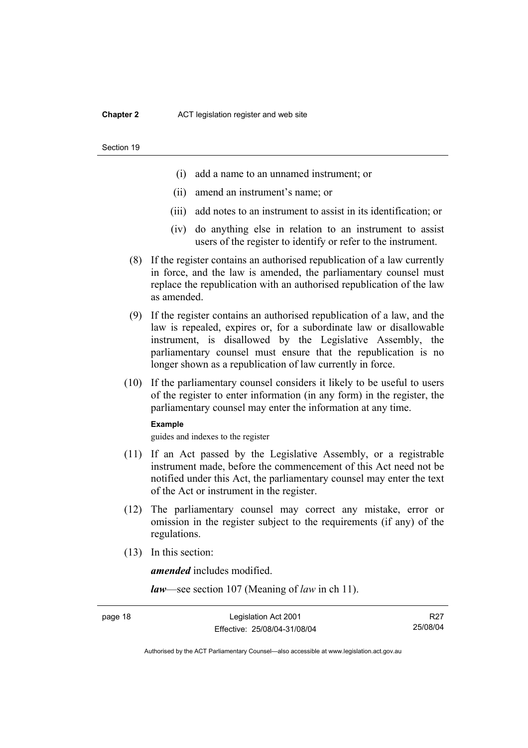(i) add a name to an unnamed instrument; or

(ii) amend an instrument's name; or

(iii) add notes to an instrument to assist in its identification; or

(iv) do anything else in relation to an instrument to assist users of the register to identify or refer to the instrument.

(8) If the register contains an authorised republication of a law currently in force, and the law is amended, the parliamentary counsel must replace the republication with an authorised republication of the law as amended.

(9) If the register contains an authorised republication of a law, and the law is repealed, expires or, for a subordinate law or disallowable instrument, is disallowed by the Legislative Assembly, the parliamentary counsel must ensure that the republication is no longer shown as a republication of law currently in force.

(10) If the parliamentary counsel considers it likely to be useful to users of the register to enter information (in any form) in the register, the parliamentary counsel may enter the information at any time.

**Example**

guides and indexes to the register

(11) If an Act passed by the Legislative Assembly, or a registrable instrument made, before the commencement of this Act need not be notified under this Act, the parliamentary counsel may enter the text of the Act or instrument in the register.

(12) The parliamentary counsel may correct any mistake, error or omission in the register subject to the requirements (if any) of the regulations.

(13) In this section:

***amended*** includes modified.

***law***—see section 107 (Meaning of *law* in ch 11).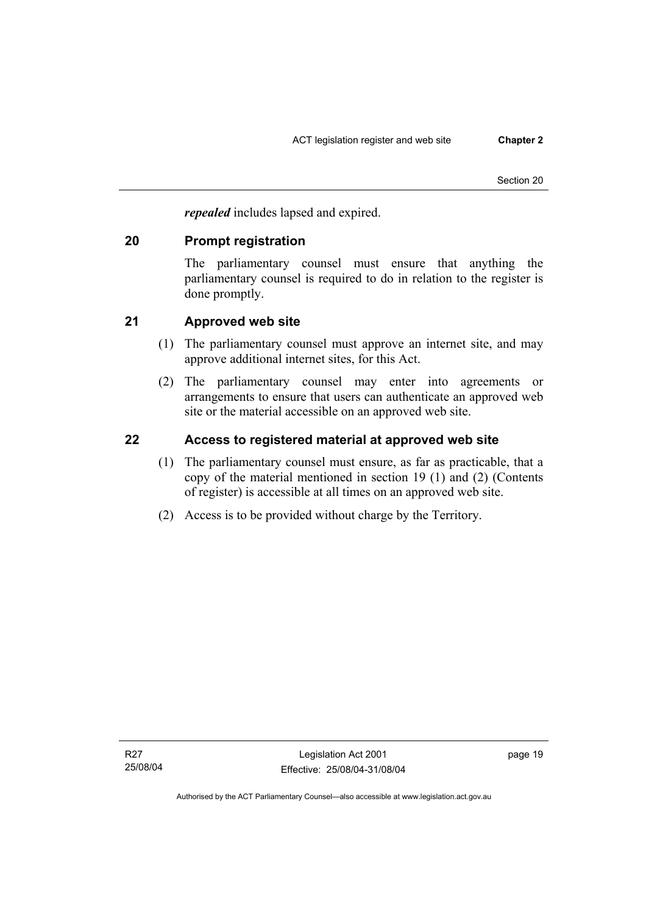***repealed*** includes lapsed and expired.

## 20 Prompt registration

The parliamentary counsel must ensure that anything the parliamentary counsel is required to do in relation to the register is done promptly.

## 21 Approved web site

(1) The parliamentary counsel must approve an internet site, and may approve additional internet sites, for this Act.

(2) The parliamentary counsel may enter into agreements or arrangements to ensure that users can authenticate an approved web site or the material accessible on an approved web site.

## 22 Access to registered material at approved web site

(1) The parliamentary counsel must ensure, as far as practicable, that a copy of the material mentioned in section 19 (1) and (2) (Contents of register) is accessible at all times on an approved web site.

(2) Access is to be provided without charge by the Territory.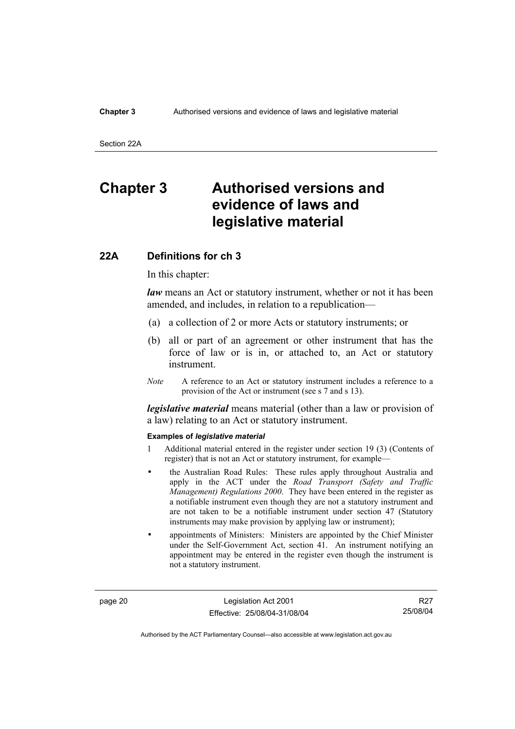# Chapter 3 Authorised versions and evidence of laws and legislative material

## 22A Definitions for ch 3

In this chapter:

***law*** means an Act or statutory instrument, whether or not it has been amended, and includes, in relation to a republication—

(a) a collection of 2 or more Acts or statutory instruments; or

(b) all or part of an agreement or other instrument that has the force of law or is in, or attached to, an Act or statutory instrument.

*Note* A reference to an Act or statutory instrument includes a reference to a provision of the Act or instrument (see s 7 and s 13).

***legislative material*** means material (other than a law or provision of a law) relating to an Act or statutory instrument.

**Examples of *legislative material***

1 Additional material entered in the register under section 19 (3) (Contents of register) that is not an Act or statutory instrument, for example—

- the Australian Road Rules: These rules apply throughout Australia and apply in the ACT under the *Road Transport (Safety and Traffic Management) Regulations 2000*. They have been entered in the register as a notifiable instrument even though they are not a statutory instrument and are not taken to be a notifiable instrument under section 47 (Statutory instruments may make provision by applying law or instrument);
- appointments of Ministers: Ministers are appointed by the Chief Minister under the Self-Government Act, section 41. An instrument notifying an appointment may be entered in the register even though the instrument is not a statutory instrument.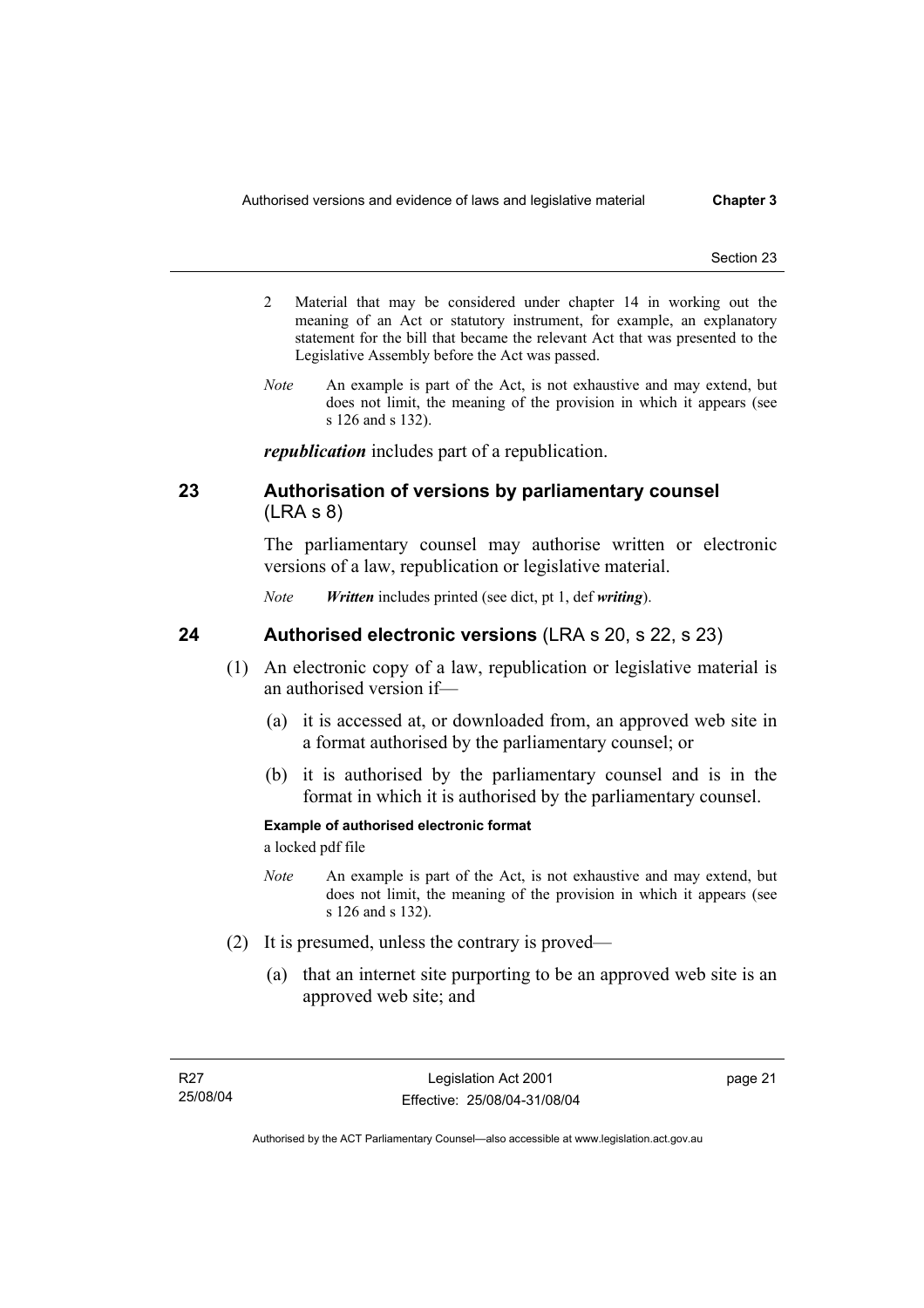2 Material that may be considered under chapter 14 in working out the meaning of an Act or statutory instrument, for example, an explanatory statement for the bill that became the relevant Act that was presented to the Legislative Assembly before the Act was passed.

*Note* An example is part of the Act, is not exhaustive and may extend, but does not limit, the meaning of the provision in which it appears (see s 126 and s 132).

***republication*** includes part of a republication.

## 23 Authorisation of versions by parliamentary counsel (LRA s 8)

The parliamentary counsel may authorise written or electronic versions of a law, republication or legislative material.

*Note* ***Written*** includes printed (see dict, pt 1, def ***writing***).

## 24 Authorised electronic versions (LRA s 20, s 22, s 23)

(1) An electronic copy of a law, republication or legislative material is an authorised version if—

(a) it is accessed at, or downloaded from, an approved web site in a format authorised by the parliamentary counsel; or

(b) it is authorised by the parliamentary counsel and is in the format in which it is authorised by the parliamentary counsel.

**Example of authorised electronic format**

a locked pdf file

*Note* An example is part of the Act, is not exhaustive and may extend, but does not limit, the meaning of the provision in which it appears (see s 126 and s 132).

(2) It is presumed, unless the contrary is proved—

(a) that an internet site purporting to be an approved web site is an approved web site; and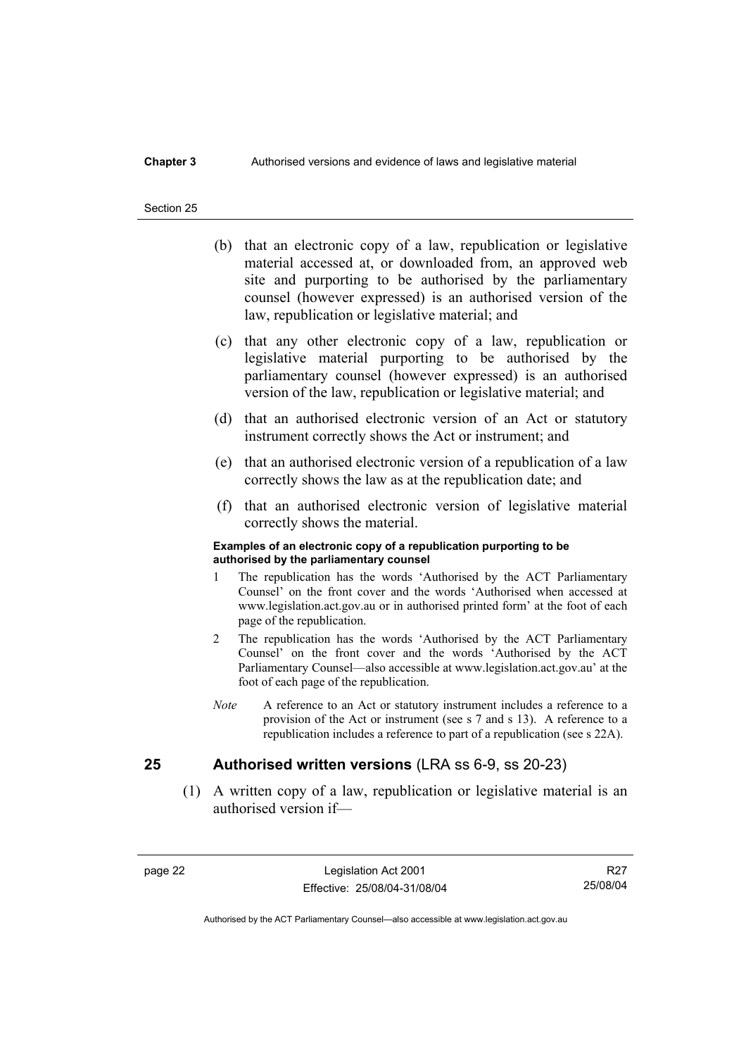(b) that an electronic copy of a law, republication or legislative material accessed at, or downloaded from, an approved web site and purporting to be authorised by the parliamentary counsel (however expressed) is an authorised version of the law, republication or legislative material; and

(c) that any other electronic copy of a law, republication or legislative material purporting to be authorised by the parliamentary counsel (however expressed) is an authorised version of the law, republication or legislative material; and

(d) that an authorised electronic version of an Act or statutory instrument correctly shows the Act or instrument; and

(e) that an authorised electronic version of a republication of a law correctly shows the law as at the republication date; and

(f) that an authorised electronic version of legislative material correctly shows the material.

**Examples of an electronic copy of a republication purporting to be authorised by the parliamentary counsel**

1 The republication has the words 'Authorised by the ACT Parliamentary Counsel' on the front cover and the words 'Authorised when accessed at www.legislation.act.gov.au or in authorised printed form' at the foot of each page of the republication.

2 The republication has the words 'Authorised by the ACT Parliamentary Counsel' on the front cover and the words 'Authorised by the ACT Parliamentary Counsel—also accessible at www.legislation.act.gov.au' at the foot of each page of the republication.

*Note* A reference to an Act or statutory instrument includes a reference to a provision of the Act or instrument (see s 7 and s 13). A reference to a republication includes a reference to part of a republication (see s 22A).

## 25 Authorised written versions (LRA ss 6-9, ss 20-23)

(1) A written copy of a law, republication or legislative material is an authorised version if—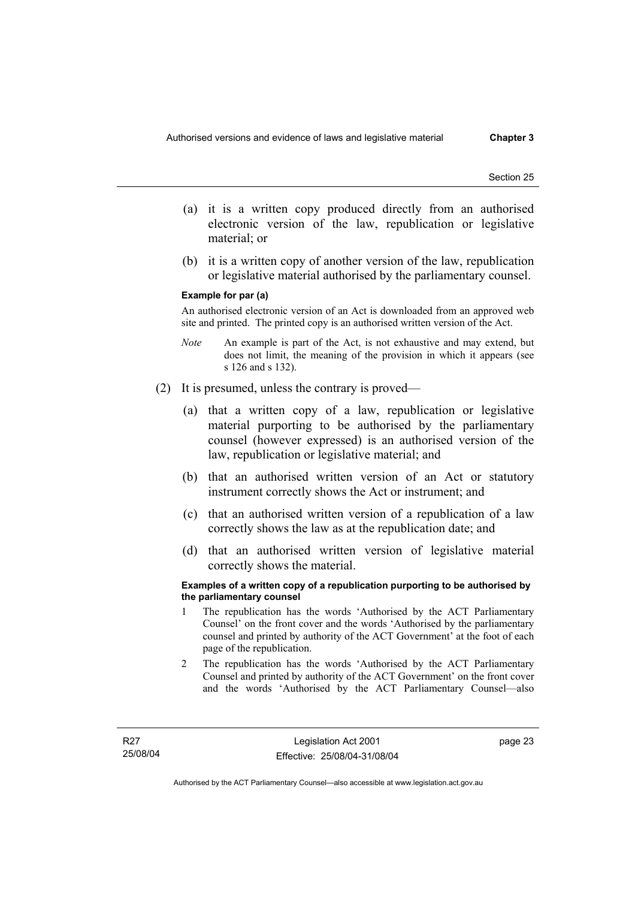(a) it is a written copy produced directly from an authorised electronic version of the law, republication or legislative material; or

(b) it is a written copy of another version of the law, republication or legislative material authorised by the parliamentary counsel.

**Example for par (a)**

An authorised electronic version of an Act is downloaded from an approved web site and printed. The printed copy is an authorised written version of the Act.

*Note* An example is part of the Act, is not exhaustive and may extend, but does not limit, the meaning of the provision in which it appears (see s 126 and s 132).

(2) It is presumed, unless the contrary is proved—

(a) that a written copy of a law, republication or legislative material purporting to be authorised by the parliamentary counsel (however expressed) is an authorised version of the law, republication or legislative material; and

(b) that an authorised written version of an Act or statutory instrument correctly shows the Act or instrument; and

(c) that an authorised written version of a republication of a law correctly shows the law as at the republication date; and

(d) that an authorised written version of legislative material correctly shows the material.

**Examples of a written copy of a republication purporting to be authorised by the parliamentary counsel**

1 The republication has the words 'Authorised by the ACT Parliamentary Counsel' on the front cover and the words 'Authorised by the parliamentary counsel and printed by authority of the ACT Government' at the foot of each page of the republication.

2 The republication has the words 'Authorised by the ACT Parliamentary Counsel and printed by authority of the ACT Government' on the front cover and the words 'Authorised by the ACT Parliamentary Counsel—also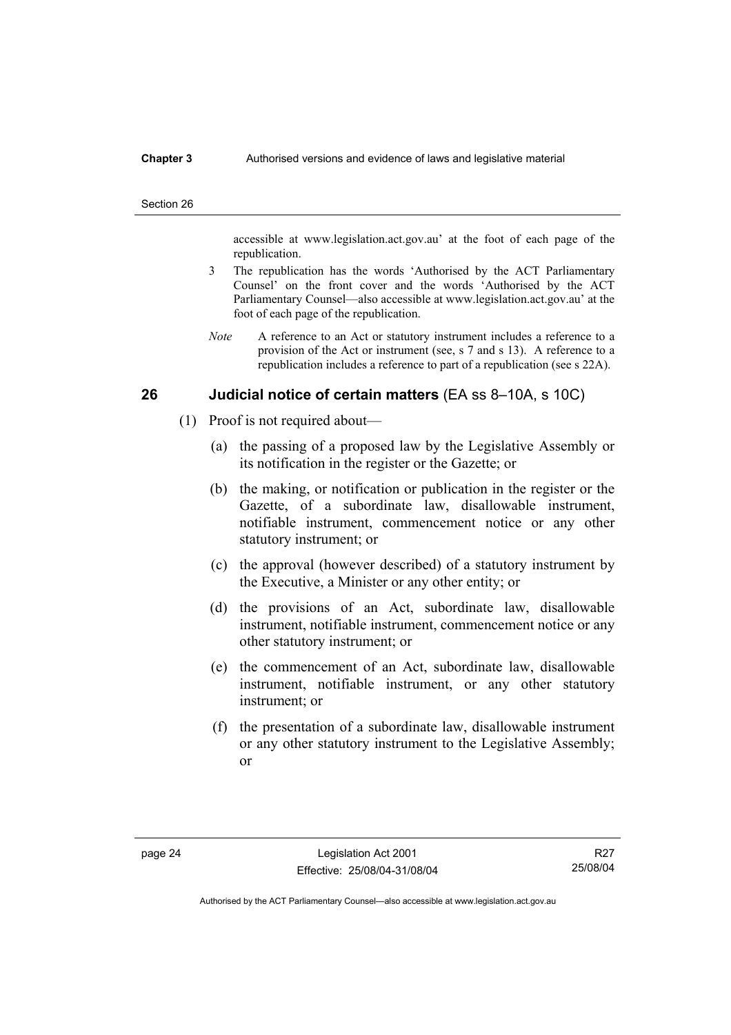accessible at www.legislation.act.gov.au' at the foot of each page of the republication.

3 The republication has the words 'Authorised by the ACT Parliamentary Counsel' on the front cover and the words 'Authorised by the ACT Parliamentary Counsel—also accessible at www.legislation.act.gov.au' at the foot of each page of the republication.

*Note* A reference to an Act or statutory instrument includes a reference to a provision of the Act or instrument (see, s 7 and s 13). A reference to a republication includes a reference to part of a republication (see s 22A).

## 26 Judicial notice of certain matters (EA ss 8–10A, s 10C)

(1) Proof is not required about—

(a) the passing of a proposed law by the Legislative Assembly or its notification in the register or the Gazette; or

(b) the making, or notification or publication in the register or the Gazette, of a subordinate law, disallowable instrument, notifiable instrument, commencement notice or any other statutory instrument; or

(c) the approval (however described) of a statutory instrument by the Executive, a Minister or any other entity; or

(d) the provisions of an Act, subordinate law, disallowable instrument, notifiable instrument, commencement notice or any other statutory instrument; or

(e) the commencement of an Act, subordinate law, disallowable instrument, notifiable instrument, or any other statutory instrument; or

(f) the presentation of a subordinate law, disallowable instrument or any other statutory instrument to the Legislative Assembly; or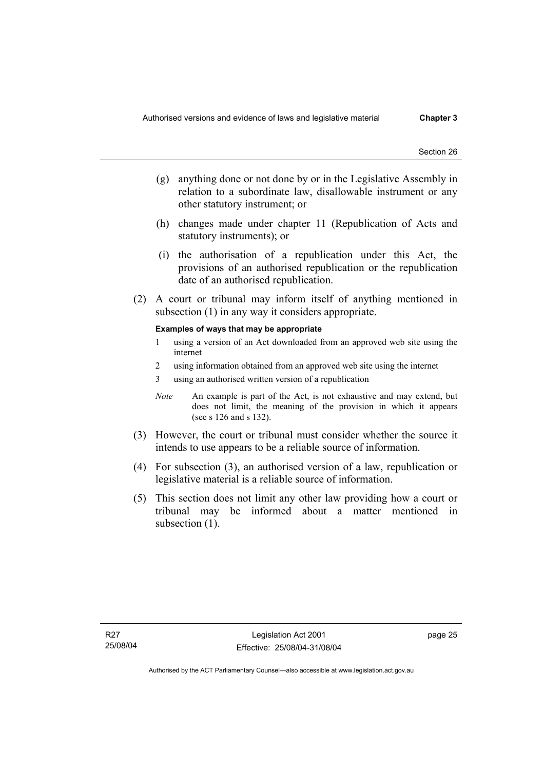(g) anything done or not done by or in the Legislative Assembly in relation to a subordinate law, disallowable instrument or any other statutory instrument; or

(h) changes made under chapter 11 (Republication of Acts and statutory instruments); or

(i) the authorisation of a republication under this Act, the provisions of an authorised republication or the republication date of an authorised republication.

(2) A court or tribunal may inform itself of anything mentioned in subsection (1) in any way it considers appropriate.

**Examples of ways that may be appropriate**

1 using a version of an Act downloaded from an approved web site using the internet

2 using information obtained from an approved web site using the internet

3 using an authorised written version of a republication

*Note* An example is part of the Act, is not exhaustive and may extend, but does not limit, the meaning of the provision in which it appears (see s 126 and s 132).

(3) However, the court or tribunal must consider whether the source it intends to use appears to be a reliable source of information.

(4) For subsection (3), an authorised version of a law, republication or legislative material is a reliable source of information.

(5) This section does not limit any other law providing how a court or tribunal may be informed about a matter mentioned in subsection (1).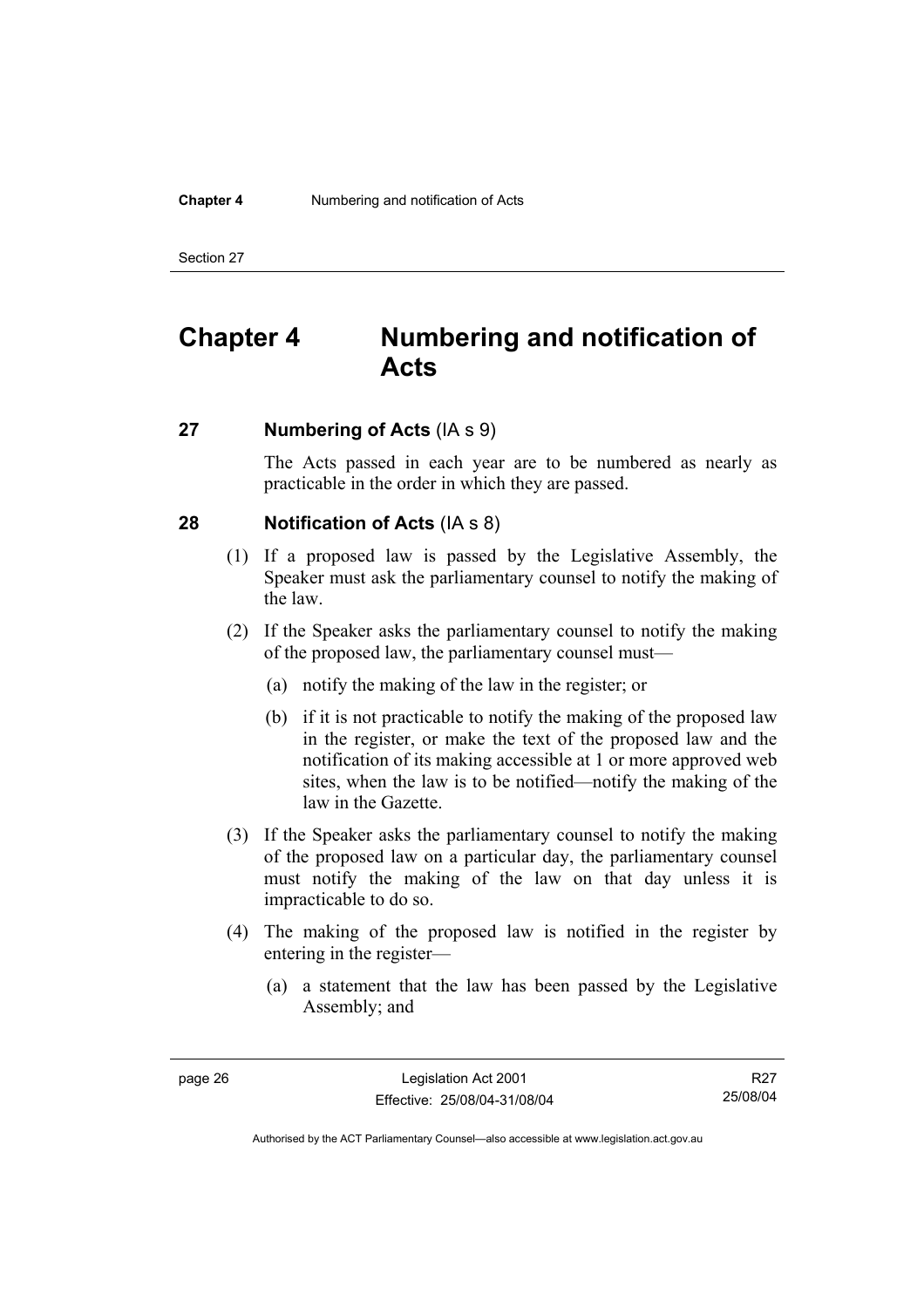# Chapter 4 Numbering and notification of Acts

## 27 Numbering of Acts (IA s 9)

The Acts passed in each year are to be numbered as nearly as practicable in the order in which they are passed.

## 28 Notification of Acts (IA s 8)

(1) If a proposed law is passed by the Legislative Assembly, the Speaker must ask the parliamentary counsel to notify the making of the law.

(2) If the Speaker asks the parliamentary counsel to notify the making of the proposed law, the parliamentary counsel must—

(a) notify the making of the law in the register; or

(b) if it is not practicable to notify the making of the proposed law in the register, or make the text of the proposed law and the notification of its making accessible at 1 or more approved web sites, when the law is to be notified—notify the making of the law in the Gazette.

(3) If the Speaker asks the parliamentary counsel to notify the making of the proposed law on a particular day, the parliamentary counsel must notify the making of the law on that day unless it is impracticable to do so.

(4) The making of the proposed law is notified in the register by entering in the register—

(a) a statement that the law has been passed by the Legislative Assembly; and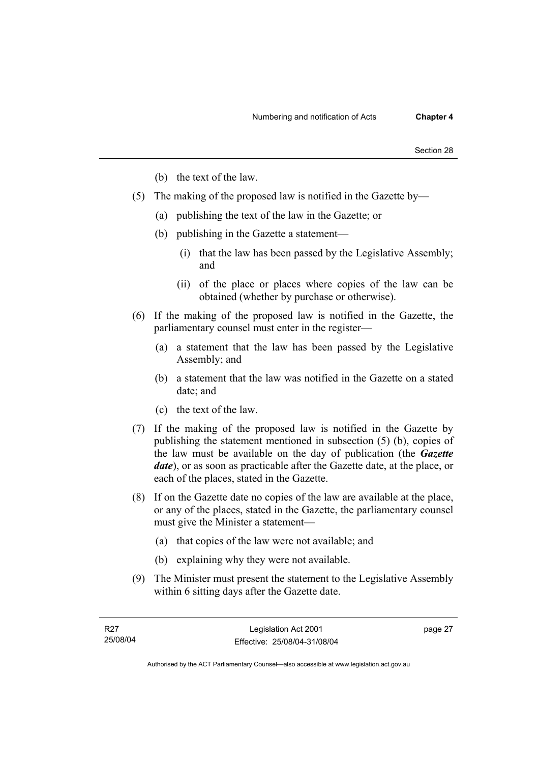(b) the text of the law.

(5) The making of the proposed law is notified in the Gazette by—

(a) publishing the text of the law in the Gazette; or

(b) publishing in the Gazette a statement—

(i) that the law has been passed by the Legislative Assembly; and

(ii) of the place or places where copies of the law can be obtained (whether by purchase or otherwise).

(6) If the making of the proposed law is notified in the Gazette, the parliamentary counsel must enter in the register—

(a) a statement that the law has been passed by the Legislative Assembly; and

(b) a statement that the law was notified in the Gazette on a stated date; and

(c) the text of the law.

(7) If the making of the proposed law is notified in the Gazette by publishing the statement mentioned in subsection (5) (b), copies of the law must be available on the day of publication (the ***Gazette date***), or as soon as practicable after the Gazette date, at the place, or each of the places, stated in the Gazette.

(8) If on the Gazette date no copies of the law are available at the place, or any of the places, stated in the Gazette, the parliamentary counsel must give the Minister a statement—

(a) that copies of the law were not available; and

(b) explaining why they were not available.

(9) The Minister must present the statement to the Legislative Assembly within 6 sitting days after the Gazette date.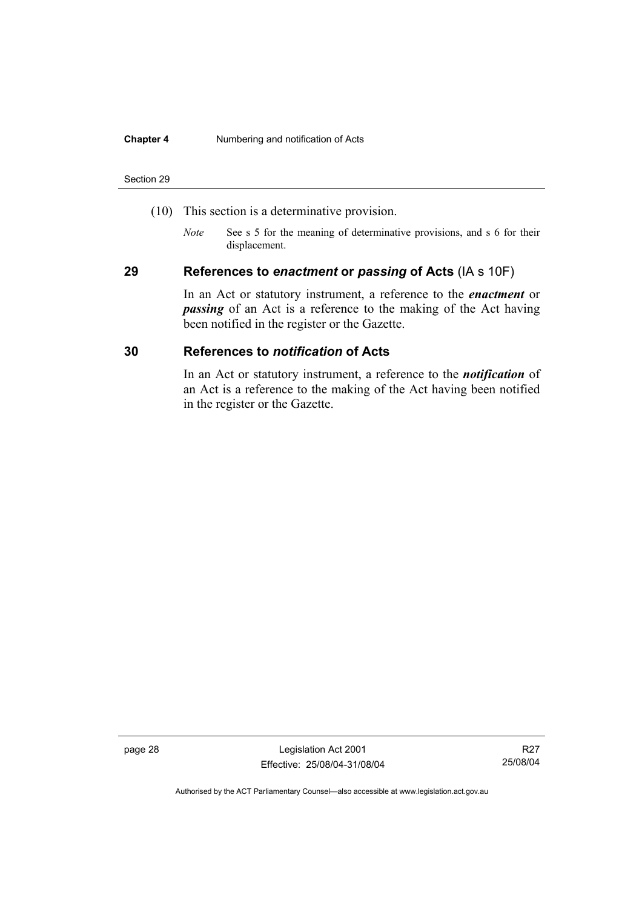(10) This section is a determinative provision.

*Note* See s 5 for the meaning of determinative provisions, and s 6 for their displacement.

## 29 References to *enactment* or *passing* of Acts (IA s 10F)

In an Act or statutory instrument, a reference to the ***enactment*** or ***passing*** of an Act is a reference to the making of the Act having been notified in the register or the Gazette.

## 30 References to *notification* of Acts

In an Act or statutory instrument, a reference to the ***notification*** of an Act is a reference to the making of the Act having been notified in the register or the Gazette.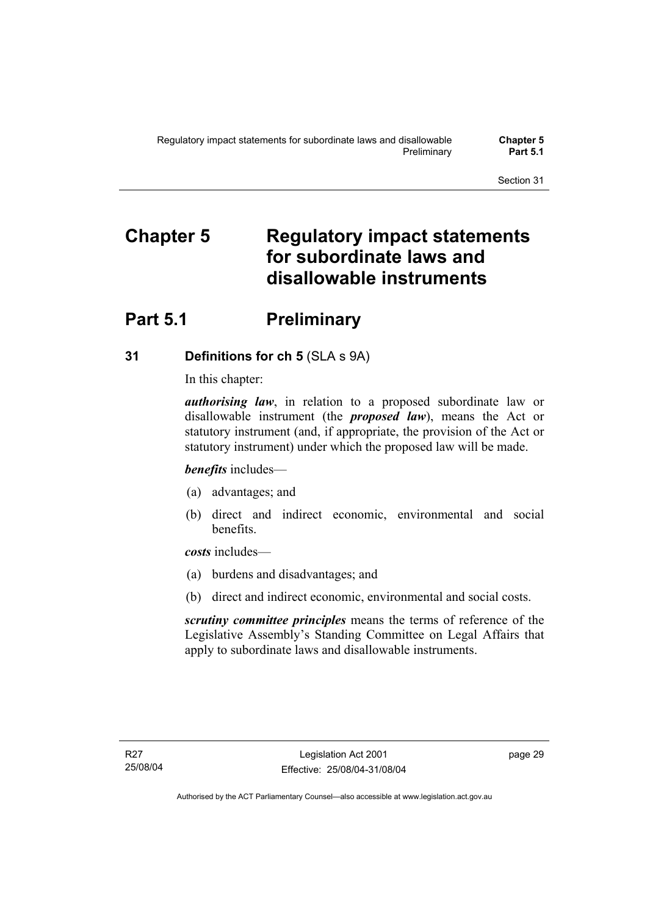# Chapter 5 Regulatory impact statements for subordinate laws and disallowable instruments

## Part 5.1 Preliminary

### 31 Definitions for ch 5 (SLA s 9A)

In this chapter:

***authorising law***, in relation to a proposed subordinate law or disallowable instrument (the ***proposed law***), means the Act or statutory instrument (and, if appropriate, the provision of the Act or statutory instrument) under which the proposed law will be made.

***benefits*** includes—

(a) advantages; and

(b) direct and indirect economic, environmental and social benefits.

***costs*** includes—

(a) burdens and disadvantages; and

(b) direct and indirect economic, environmental and social costs.

***scrutiny committee principles*** means the terms of reference of the Legislative Assembly's Standing Committee on Legal Affairs that apply to subordinate laws and disallowable instruments.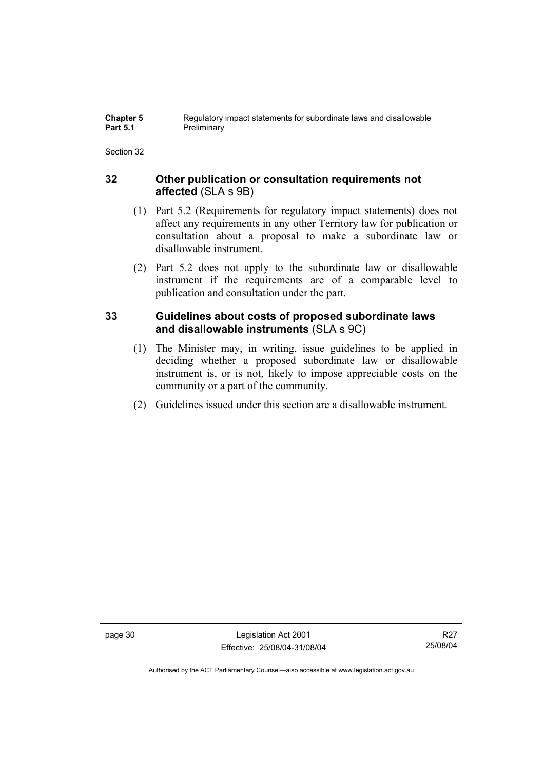## 32 Other publication or consultation requirements not affected (SLA s 9B)

(1) Part 5.2 (Requirements for regulatory impact statements) does not affect any requirements in any other Territory law for publication or consultation about a proposal to make a subordinate law or disallowable instrument.

(2) Part 5.2 does not apply to the subordinate law or disallowable instrument if the requirements are of a comparable level to publication and consultation under the part.

## 33 Guidelines about costs of proposed subordinate laws and disallowable instruments (SLA s 9C)

(1) The Minister may, in writing, issue guidelines to be applied in deciding whether a proposed subordinate law or disallowable instrument is, or is not, likely to impose appreciable costs on the community or a part of the community.

(2) Guidelines issued under this section are a disallowable instrument.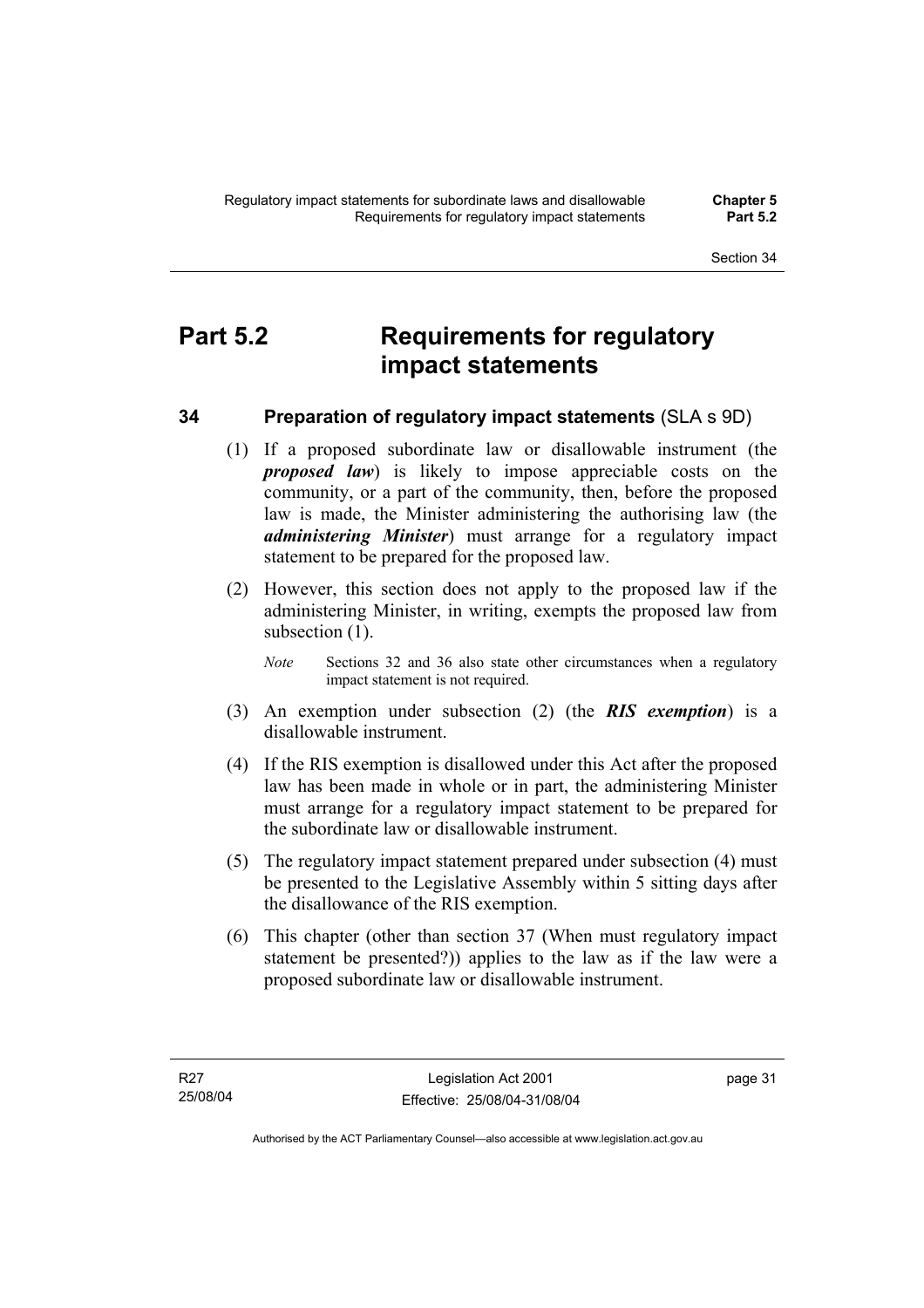# Part 5.2 Requirements for regulatory impact statements

## 34 Preparation of regulatory impact statements (SLA s 9D)

(1) If a proposed subordinate law or disallowable instrument (the ***proposed law***) is likely to impose appreciable costs on the community, or a part of the community, then, before the proposed law is made, the Minister administering the authorising law (the ***administering Minister***) must arrange for a regulatory impact statement to be prepared for the proposed law.

(2) However, this section does not apply to the proposed law if the administering Minister, in writing, exempts the proposed law from subsection (1).

*Note* Sections 32 and 36 also state other circumstances when a regulatory impact statement is not required.

(3) An exemption under subsection (2) (the ***RIS exemption***) is a disallowable instrument.

(4) If the RIS exemption is disallowed under this Act after the proposed law has been made in whole or in part, the administering Minister must arrange for a regulatory impact statement to be prepared for the subordinate law or disallowable instrument.

(5) The regulatory impact statement prepared under subsection (4) must be presented to the Legislative Assembly within 5 sitting days after the disallowance of the RIS exemption.

(6) This chapter (other than section 37 (When must regulatory impact statement be presented?)) applies to the law as if the law were a proposed subordinate law or disallowable instrument.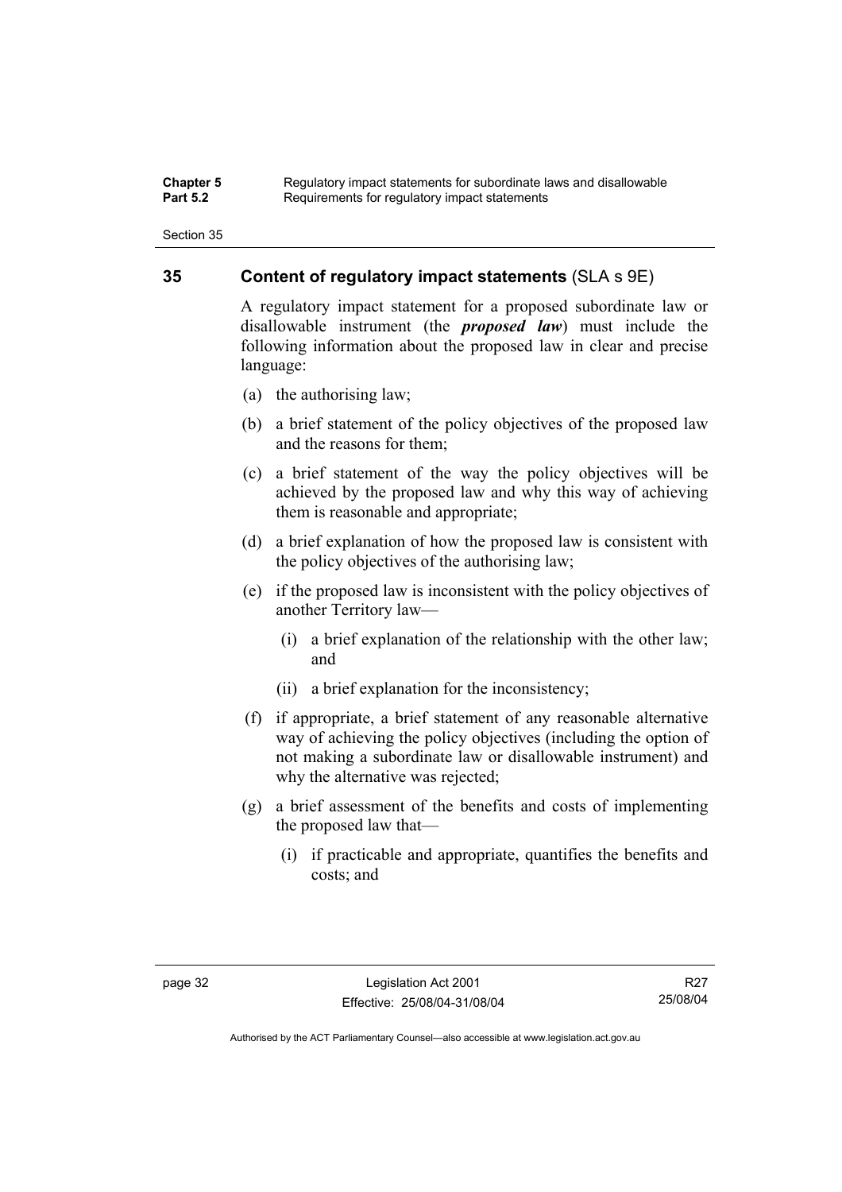## 35 Content of regulatory impact statements (SLA s 9E)

A regulatory impact statement for a proposed subordinate law or disallowable instrument (the ***proposed law***) must include the following information about the proposed law in clear and precise language:

(a) the authorising law;

(b) a brief statement of the policy objectives of the proposed law and the reasons for them;

(c) a brief statement of the way the policy objectives will be achieved by the proposed law and why this way of achieving them is reasonable and appropriate;

(d) a brief explanation of how the proposed law is consistent with the policy objectives of the authorising law;

(e) if the proposed law is inconsistent with the policy objectives of another Territory law—

  (i) a brief explanation of the relationship with the other law; and

  (ii) a brief explanation for the inconsistency;

(f) if appropriate, a brief statement of any reasonable alternative way of achieving the policy objectives (including the option of not making a subordinate law or disallowable instrument) and why the alternative was rejected;

(g) a brief assessment of the benefits and costs of implementing the proposed law that—

  (i) if practicable and appropriate, quantifies the benefits and costs; and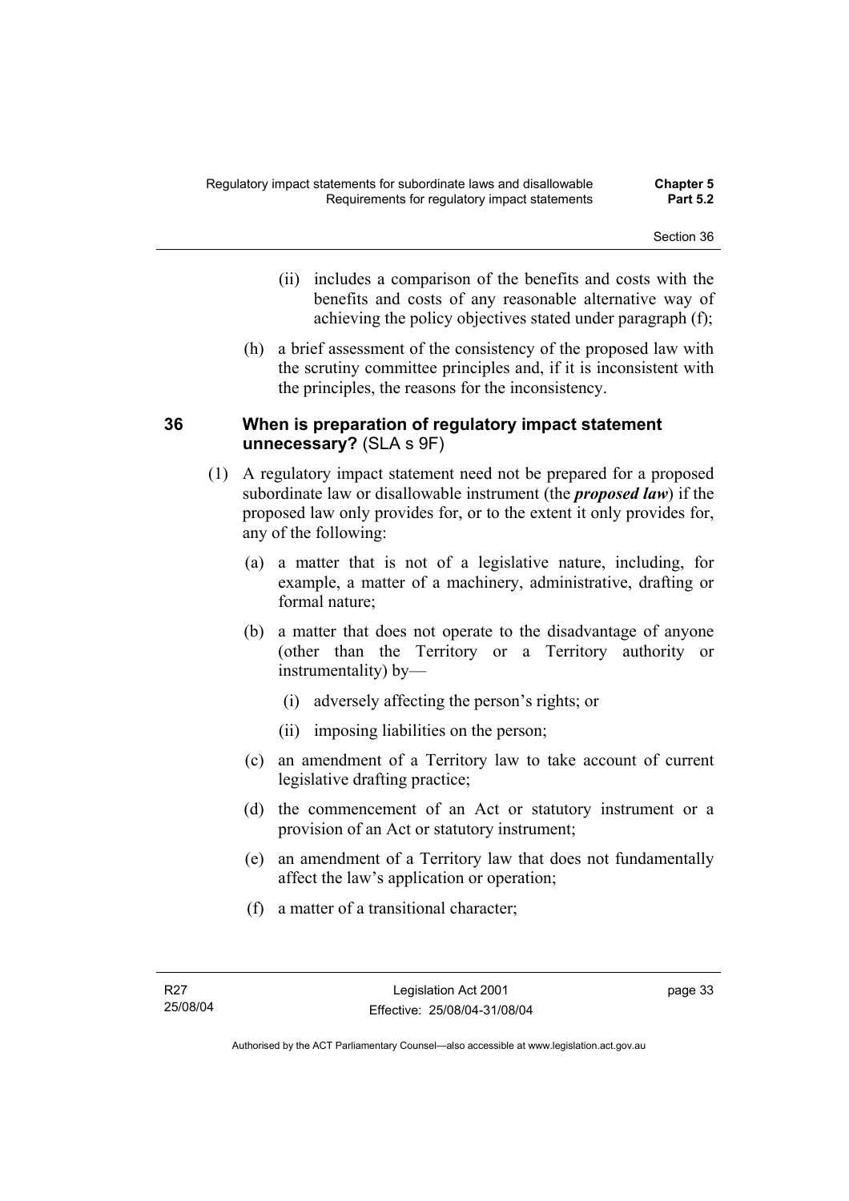(ii) includes a comparison of the benefits and costs with the benefits and costs of any reasonable alternative way of achieving the policy objectives stated under paragraph (f);

(h) a brief assessment of the consistency of the proposed law with the scrutiny committee principles and, if it is inconsistent with the principles, the reasons for the inconsistency.

## 36 When is preparation of regulatory impact statement unnecessary? (SLA s 9F)

(1) A regulatory impact statement need not be prepared for a proposed subordinate law or disallowable instrument (the ***proposed law***) if the proposed law only provides for, or to the extent it only provides for, any of the following:

(a) a matter that is not of a legislative nature, including, for example, a matter of a machinery, administrative, drafting or formal nature;

(b) a matter that does not operate to the disadvantage of anyone (other than the Territory or a Territory authority or instrumentality) by—

(i) adversely affecting the person's rights; or

(ii) imposing liabilities on the person;

(c) an amendment of a Territory law to take account of current legislative drafting practice;

(d) the commencement of an Act or statutory instrument or a provision of an Act or statutory instrument;

(e) an amendment of a Territory law that does not fundamentally affect the law's application or operation;

(f) a matter of a transitional character;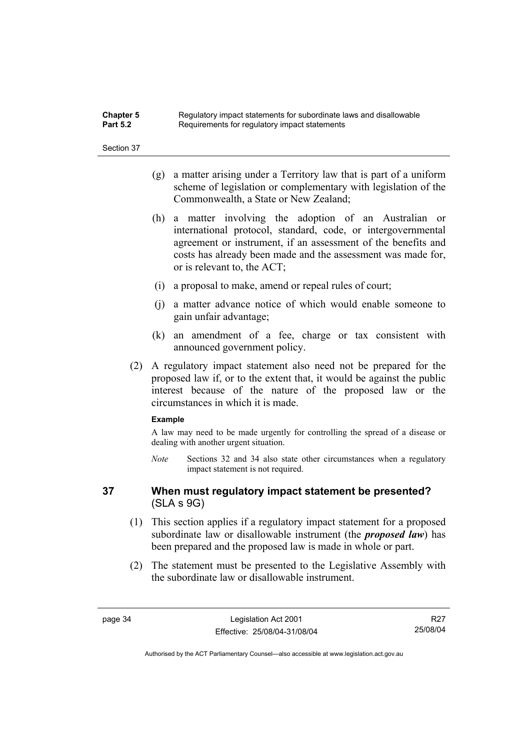(g) a matter arising under a Territory law that is part of a uniform scheme of legislation or complementary with legislation of the Commonwealth, a State or New Zealand;

(h) a matter involving the adoption of an Australian or international protocol, standard, code, or intergovernmental agreement or instrument, if an assessment of the benefits and costs has already been made and the assessment was made for, or is relevant to, the ACT;

(i) a proposal to make, amend or repeal rules of court;

(j) a matter advance notice of which would enable someone to gain unfair advantage;

(k) an amendment of a fee, charge or tax consistent with announced government policy.

(2) A regulatory impact statement also need not be prepared for the proposed law if, or to the extent that, it would be against the public interest because of the nature of the proposed law or the circumstances in which it is made.

**Example**

A law may need to be made urgently for controlling the spread of a disease or dealing with another urgent situation.

*Note* Sections 32 and 34 also state other circumstances when a regulatory impact statement is not required.

## 37 When must regulatory impact statement be presented? (SLA s 9G)

(1) This section applies if a regulatory impact statement for a proposed subordinate law or disallowable instrument (the ***proposed law***) has been prepared and the proposed law is made in whole or part.

(2) The statement must be presented to the Legislative Assembly with the subordinate law or disallowable instrument.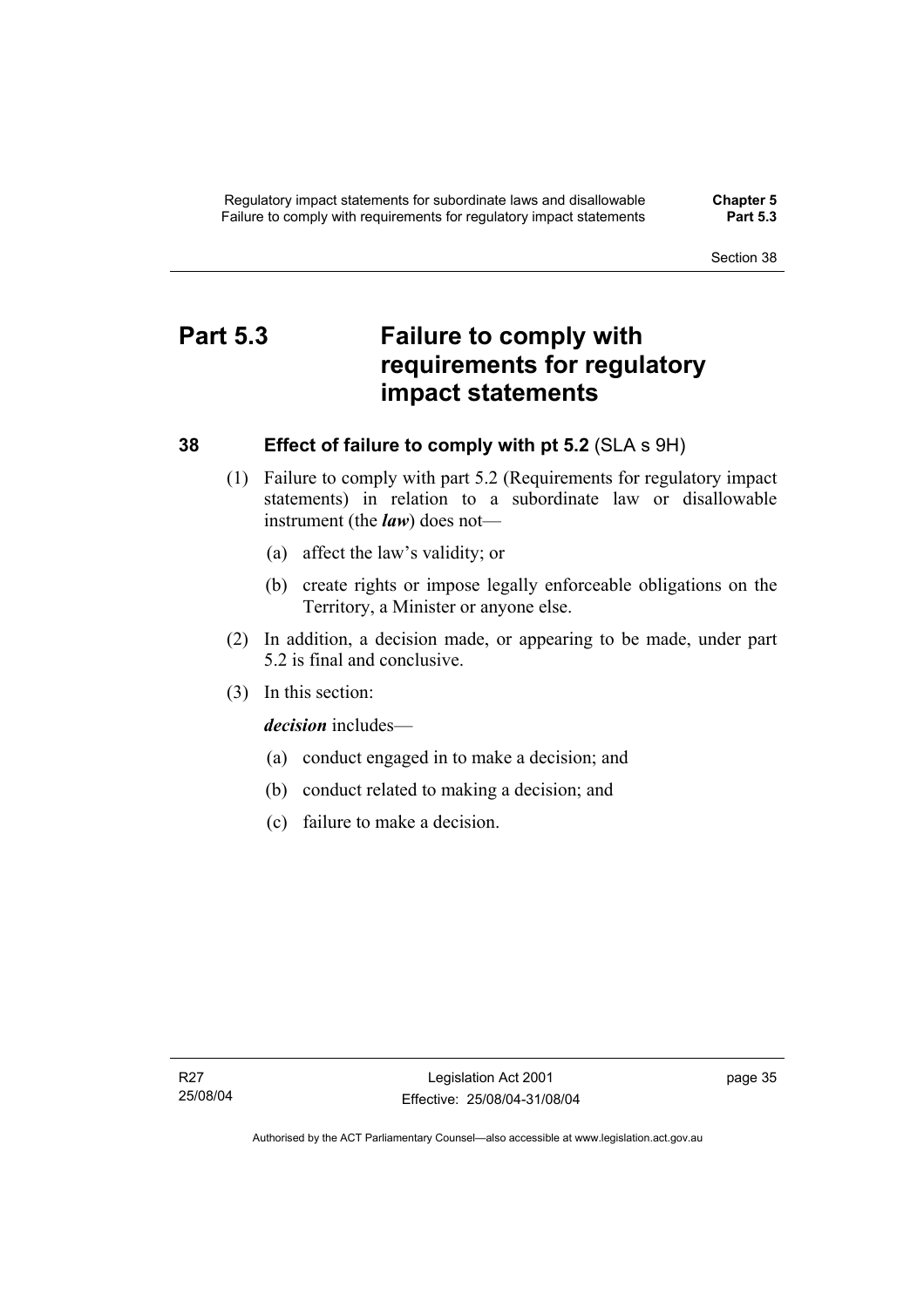# Part 5.3 Failure to comply with requirements for regulatory impact statements

## 38 Effect of failure to comply with pt 5.2 (SLA s 9H)

(1) Failure to comply with part 5.2 (Requirements for regulatory impact statements) in relation to a subordinate law or disallowable instrument (the ***law***) does not—

   (a) affect the law's validity; or

   (b) create rights or impose legally enforceable obligations on the Territory, a Minister or anyone else.

(2) In addition, a decision made, or appearing to be made, under part 5.2 is final and conclusive.

(3) In this section:

***decision*** includes—

   (a) conduct engaged in to make a decision; and

   (b) conduct related to making a decision; and

   (c) failure to make a decision.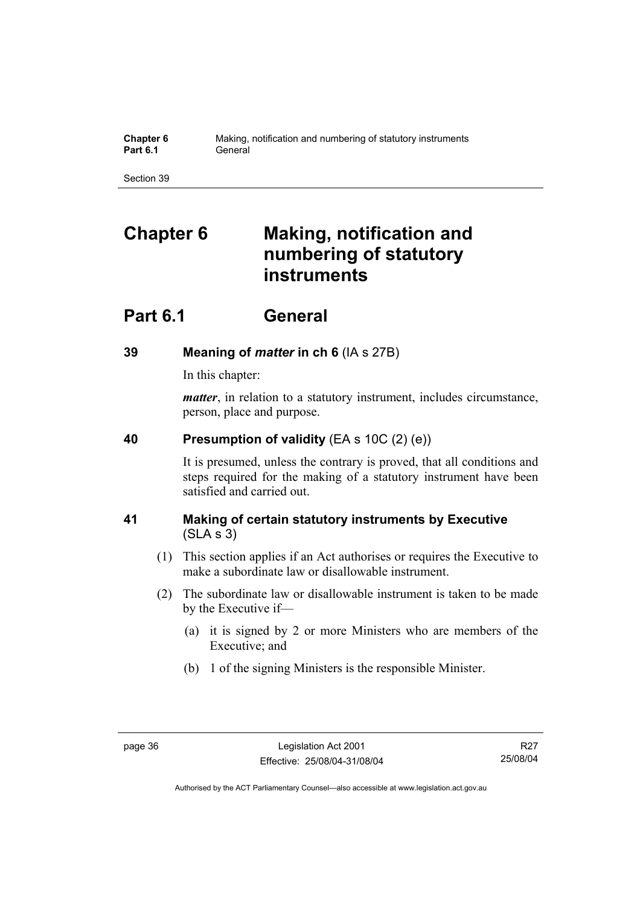# Chapter 6 Making, notification and numbering of statutory instruments

## Part 6.1 General

### 39 Meaning of *matter* in ch 6 (IA s 27B)

In this chapter:

***matter***, in relation to a statutory instrument, includes circumstance, person, place and purpose.

### 40 Presumption of validity (EA s 10C (2) (e))

It is presumed, unless the contrary is proved, that all conditions and steps required for the making of a statutory instrument have been satisfied and carried out.

### 41 Making of certain statutory instruments by Executive (SLA s 3)

(1) This section applies if an Act authorises or requires the Executive to make a subordinate law or disallowable instrument.

(2) The subordinate law or disallowable instrument is taken to be made by the Executive if—

(a) it is signed by 2 or more Ministers who are members of the Executive; and

(b) 1 of the signing Ministers is the responsible Minister.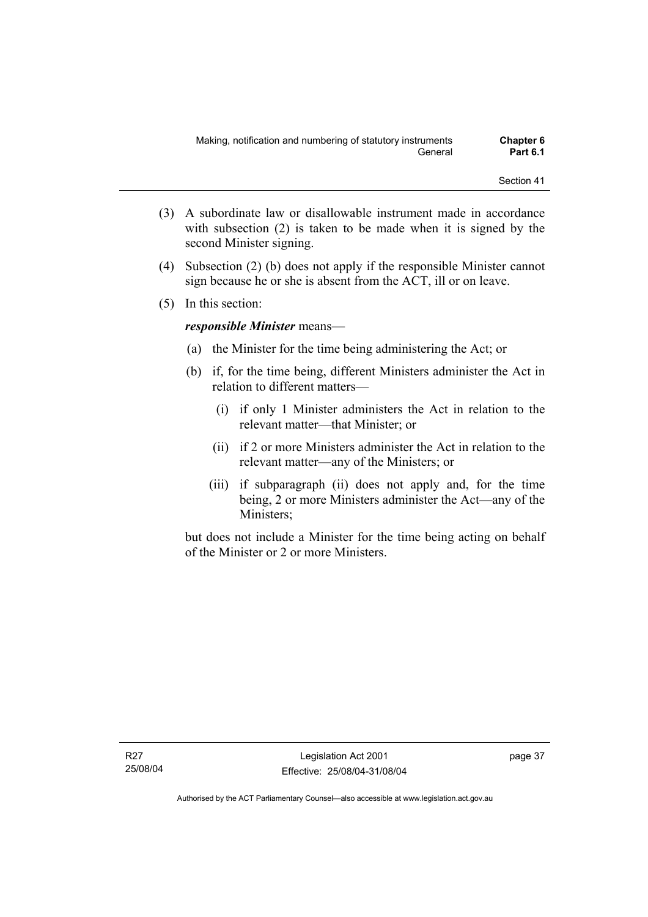(3) A subordinate law or disallowable instrument made in accordance with subsection (2) is taken to be made when it is signed by the second Minister signing.

(4) Subsection (2) (b) does not apply if the responsible Minister cannot sign because he or she is absent from the ACT, ill or on leave.

(5) In this section:

***responsible Minister*** means—

(a) the Minister for the time being administering the Act; or

(b) if, for the time being, different Ministers administer the Act in relation to different matters—

(i) if only 1 Minister administers the Act in relation to the relevant matter—that Minister; or

(ii) if 2 or more Ministers administer the Act in relation to the relevant matter—any of the Ministers; or

(iii) if subparagraph (ii) does not apply and, for the time being, 2 or more Ministers administer the Act—any of the Ministers;

but does not include a Minister for the time being acting on behalf of the Minister or 2 or more Ministers.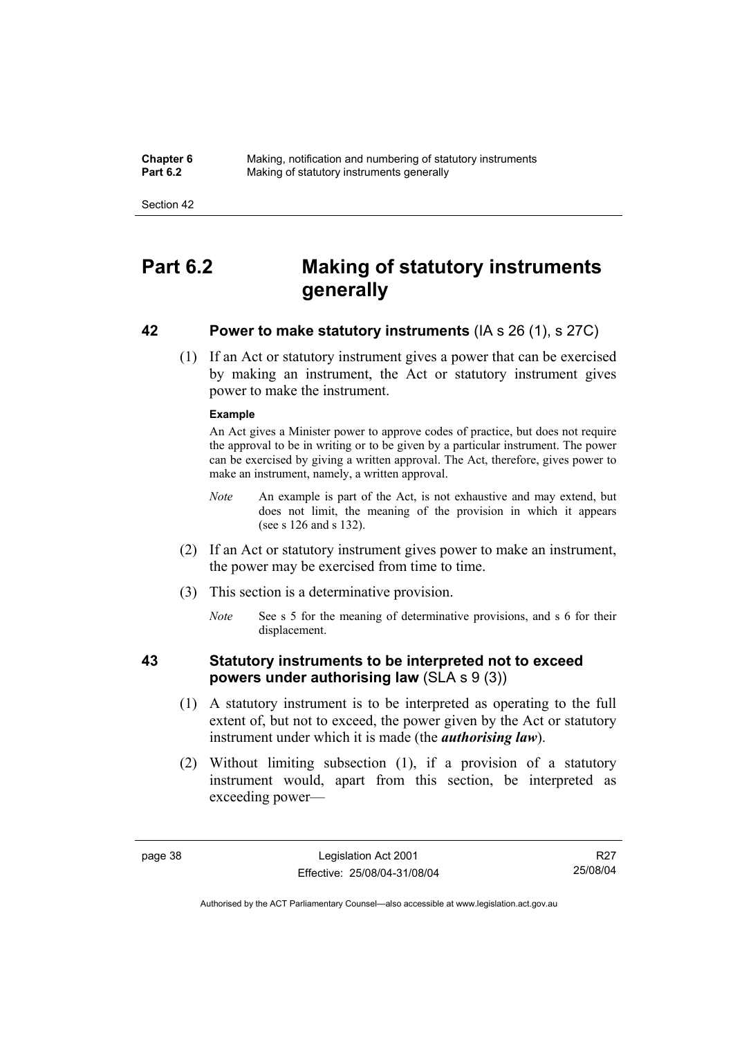# Part 6.2 Making of statutory instruments generally

## 42 Power to make statutory instruments (IA s 26 (1), s 27C)

(1) If an Act or statutory instrument gives a power that can be exercised by making an instrument, the Act or statutory instrument gives power to make the instrument.

**Example**

An Act gives a Minister power to approve codes of practice, but does not require the approval to be in writing or to be given by a particular instrument. The power can be exercised by giving a written approval. The Act, therefore, gives power to make an instrument, namely, a written approval.

*Note* An example is part of the Act, is not exhaustive and may extend, but does not limit, the meaning of the provision in which it appears (see s 126 and s 132).

(2) If an Act or statutory instrument gives power to make an instrument, the power may be exercised from time to time.

(3) This section is a determinative provision.

*Note* See s 5 for the meaning of determinative provisions, and s 6 for their displacement.

## 43 Statutory instruments to be interpreted not to exceed powers under authorising law (SLA s 9 (3))

(1) A statutory instrument is to be interpreted as operating to the full extent of, but not to exceed, the power given by the Act or statutory instrument under which it is made (the ***authorising law***).

(2) Without limiting subsection (1), if a provision of a statutory instrument would, apart from this section, be interpreted as exceeding power—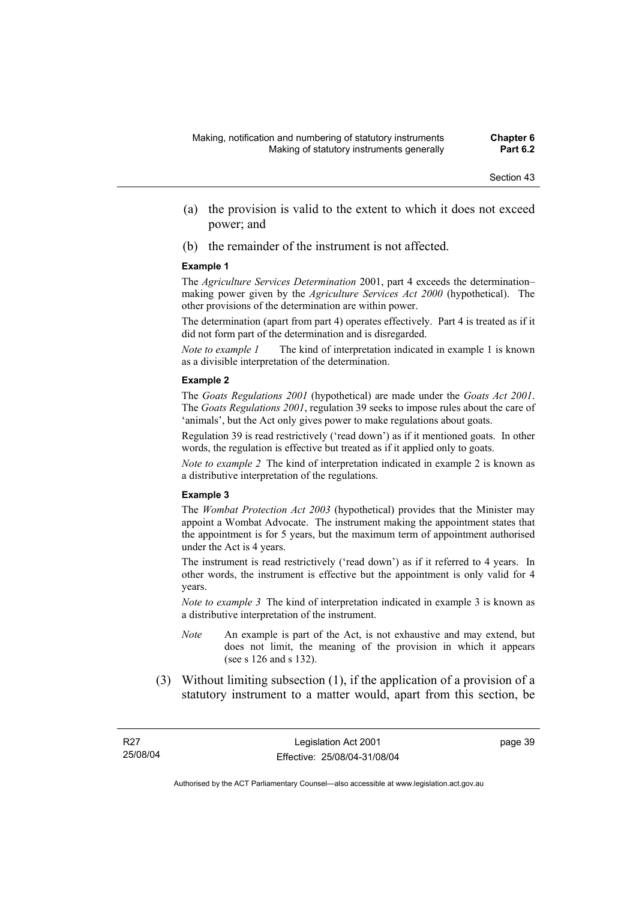(a) the provision is valid to the extent to which it does not exceed power; and

(b) the remainder of the instrument is not affected.

**Example 1**

The *Agriculture Services Determination* 2001, part 4 exceeds the determination–making power given by the *Agriculture Services Act 2000* (hypothetical). The other provisions of the determination are within power.

The determination (apart from part 4) operates effectively. Part 4 is treated as if it did not form part of the determination and is disregarded.

*Note to example 1* The kind of interpretation indicated in example 1 is known as a divisible interpretation of the determination.

**Example 2**

The *Goats Regulations 2001* (hypothetical) are made under the *Goats Act 2001*. The *Goats Regulations 2001*, regulation 39 seeks to impose rules about the care of 'animals', but the Act only gives power to make regulations about goats.

Regulation 39 is read restrictively ('read down') as if it mentioned goats. In other words, the regulation is effective but treated as if it applied only to goats.

*Note to example 2* The kind of interpretation indicated in example 2 is known as a distributive interpretation of the regulations.

**Example 3**

The *Wombat Protection Act 2003* (hypothetical) provides that the Minister may appoint a Wombat Advocate. The instrument making the appointment states that the appointment is for 5 years, but the maximum term of appointment authorised under the Act is 4 years.

The instrument is read restrictively ('read down') as if it referred to 4 years. In other words, the instrument is effective but the appointment is only valid for 4 years.

*Note to example 3* The kind of interpretation indicated in example 3 is known as a distributive interpretation of the instrument.

*Note* An example is part of the Act, is not exhaustive and may extend, but does not limit, the meaning of the provision in which it appears (see s 126 and s 132).

(3) Without limiting subsection (1), if the application of a provision of a statutory instrument to a matter would, apart from this section, be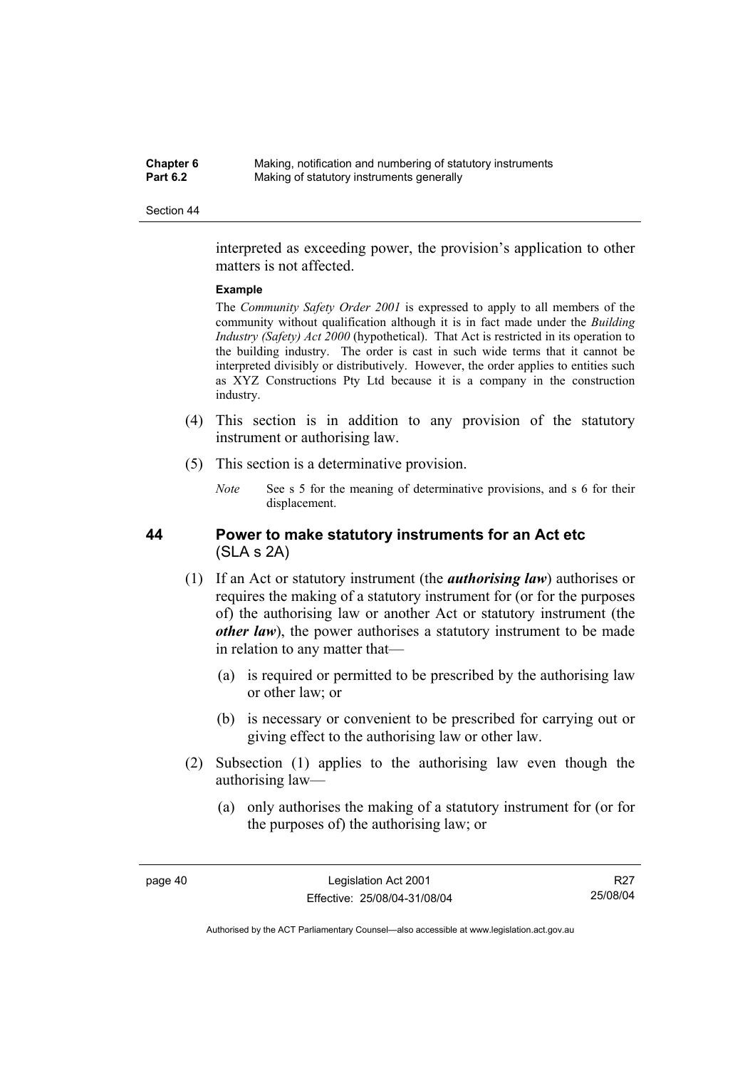interpreted as exceeding power, the provision's application to other matters is not affected.

**Example**

The *Community Safety Order 2001* is expressed to apply to all members of the community without qualification although it is in fact made under the *Building Industry (Safety) Act 2000* (hypothetical). That Act is restricted in its operation to the building industry. The order is cast in such wide terms that it cannot be interpreted divisibly or distributively. However, the order applies to entities such as XYZ Constructions Pty Ltd because it is a company in the construction industry.

(4) This section is in addition to any provision of the statutory instrument or authorising law.

(5) This section is a determinative provision.

*Note* See s 5 for the meaning of determinative provisions, and s 6 for their displacement.

## 44 Power to make statutory instruments for an Act etc (SLA s 2A)

(1) If an Act or statutory instrument (the ***authorising law***) authorises or requires the making of a statutory instrument for (or for the purposes of) the authorising law or another Act or statutory instrument (the ***other law***), the power authorises a statutory instrument to be made in relation to any matter that—

(a) is required or permitted to be prescribed by the authorising law or other law; or

(b) is necessary or convenient to be prescribed for carrying out or giving effect to the authorising law or other law.

(2) Subsection (1) applies to the authorising law even though the authorising law—

(a) only authorises the making of a statutory instrument for (or for the purposes of) the authorising law; or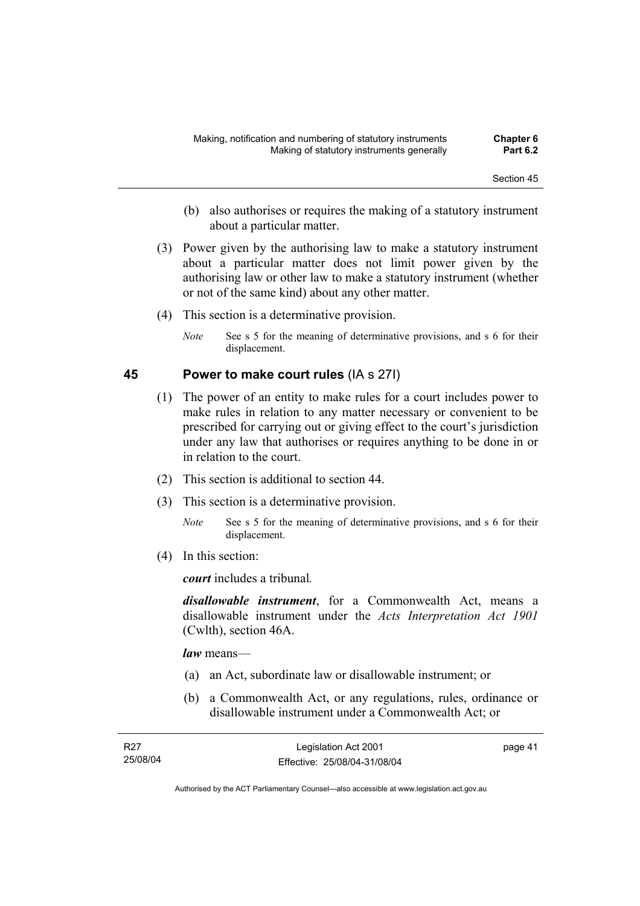(b) also authorises or requires the making of a statutory instrument about a particular matter.

(3) Power given by the authorising law to make a statutory instrument about a particular matter does not limit power given by the authorising law or other law to make a statutory instrument (whether or not of the same kind) about any other matter.

(4) This section is a determinative provision.

*Note* See s 5 for the meaning of determinative provisions, and s 6 for their displacement.

## 45 Power to make court rules (IA s 27I)

(1) The power of an entity to make rules for a court includes power to make rules in relation to any matter necessary or convenient to be prescribed for carrying out or giving effect to the court's jurisdiction under any law that authorises or requires anything to be done in or in relation to the court.

(2) This section is additional to section 44.

(3) This section is a determinative provision.

*Note* See s 5 for the meaning of determinative provisions, and s 6 for their displacement.

(4) In this section:

***court*** includes a tribunal.

***disallowable instrument***, for a Commonwealth Act, means a disallowable instrument under the *Acts Interpretation Act 1901* (Cwlth), section 46A.

***law*** means—

(a) an Act, subordinate law or disallowable instrument; or

(b) a Commonwealth Act, or any regulations, rules, ordinance or disallowable instrument under a Commonwealth Act; or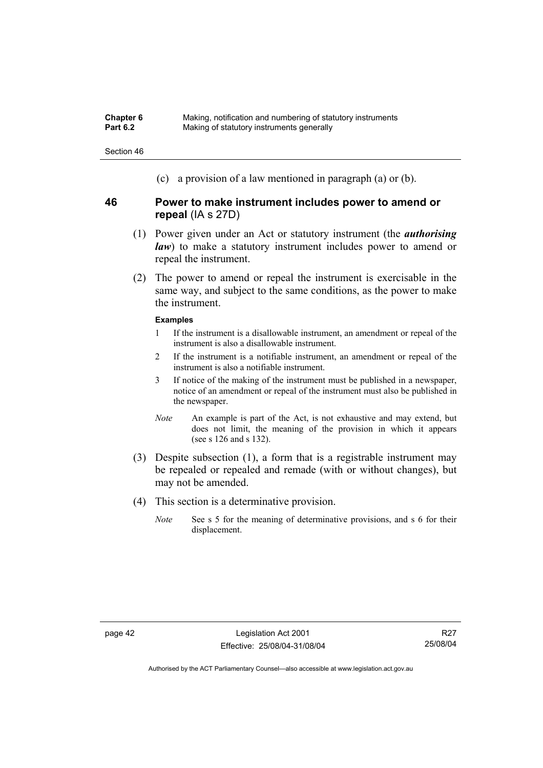(c) a provision of a law mentioned in paragraph (a) or (b).

## 46 Power to make instrument includes power to amend or repeal (IA s 27D)

(1) Power given under an Act or statutory instrument (the ***authorising law***) to make a statutory instrument includes power to amend or repeal the instrument.

(2) The power to amend or repeal the instrument is exercisable in the same way, and subject to the same conditions, as the power to make the instrument.

**Examples**

1 If the instrument is a disallowable instrument, an amendment or repeal of the instrument is also a disallowable instrument.

2 If the instrument is a notifiable instrument, an amendment or repeal of the instrument is also a notifiable instrument.

3 If notice of the making of the instrument must be published in a newspaper, notice of an amendment or repeal of the instrument must also be published in the newspaper.

*Note* An example is part of the Act, is not exhaustive and may extend, but does not limit, the meaning of the provision in which it appears (see s 126 and s 132).

(3) Despite subsection (1), a form that is a registrable instrument may be repealed or repealed and remade (with or without changes), but may not be amended.

(4) This section is a determinative provision.

*Note* See s 5 for the meaning of determinative provisions, and s 6 for their displacement.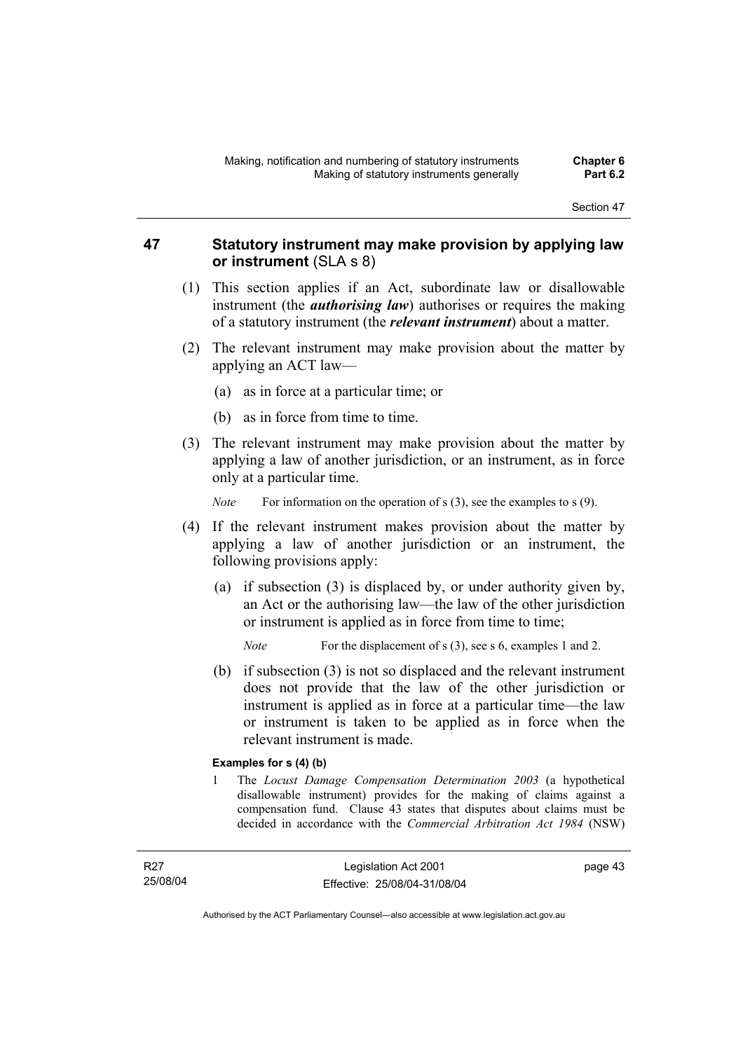## 47 Statutory instrument may make provision by applying law or instrument (SLA s 8)

(1) This section applies if an Act, subordinate law or disallowable instrument (the ***authorising law***) authorises or requires the making of a statutory instrument (the ***relevant instrument***) about a matter.

(2) The relevant instrument may make provision about the matter by applying an ACT law—

(a) as in force at a particular time; or

(b) as in force from time to time.

(3) The relevant instrument may make provision about the matter by applying a law of another jurisdiction, or an instrument, as in force only at a particular time.

*Note* For information on the operation of s (3), see the examples to s (9).

(4) If the relevant instrument makes provision about the matter by applying a law of another jurisdiction or an instrument, the following provisions apply:

(a) if subsection (3) is displaced by, or under authority given by, an Act or the authorising law—the law of the other jurisdiction or instrument is applied as in force from time to time;

*Note* For the displacement of s (3), see s 6, examples 1 and 2.

(b) if subsection (3) is not so displaced and the relevant instrument does not provide that the law of the other jurisdiction or instrument is applied as in force at a particular time—the law or instrument is taken to be applied as in force when the relevant instrument is made.

**Examples for s (4) (b)**

1 The *Locust Damage Compensation Determination 2003* (a hypothetical disallowable instrument) provides for the making of claims against a compensation fund. Clause 43 states that disputes about claims must be decided in accordance with the *Commercial Arbitration Act 1984* (NSW)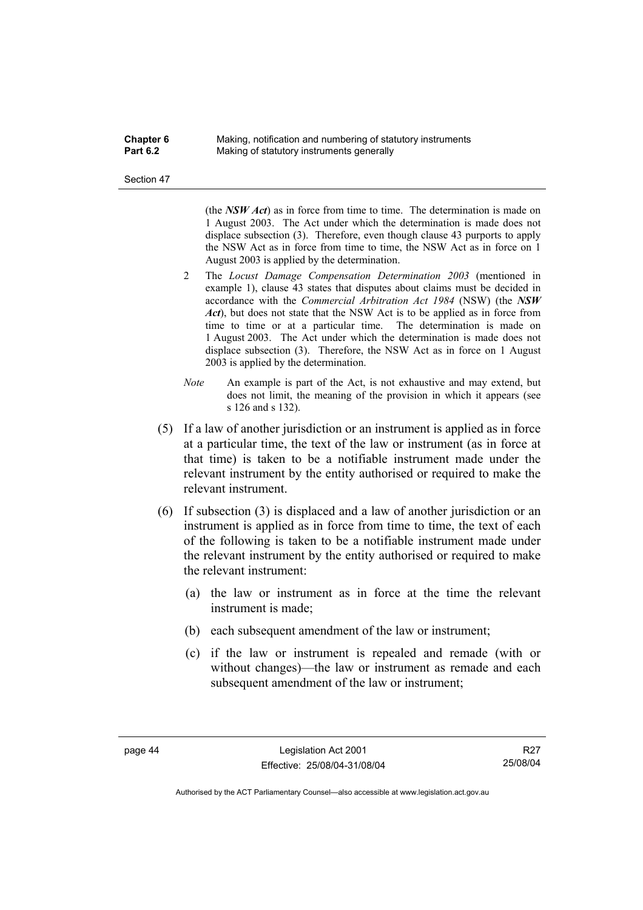(the ***NSW Act***) as in force from time to time. The determination is made on 1 August 2003. The Act under which the determination is made does not displace subsection (3). Therefore, even though clause 43 purports to apply the NSW Act as in force from time to time, the NSW Act as in force on 1 August 2003 is applied by the determination.

2 The *Locust Damage Compensation Determination 2003* (mentioned in example 1), clause 43 states that disputes about claims must be decided in accordance with the *Commercial Arbitration Act 1984* (NSW) (the ***NSW Act***), but does not state that the NSW Act is to be applied as in force from time to time or at a particular time. The determination is made on 1 August 2003. The Act under which the determination is made does not displace subsection (3). Therefore, the NSW Act as in force on 1 August 2003 is applied by the determination.

*Note* An example is part of the Act, is not exhaustive and may extend, but does not limit, the meaning of the provision in which it appears (see s 126 and s 132).

(5) If a law of another jurisdiction or an instrument is applied as in force at a particular time, the text of the law or instrument (as in force at that time) is taken to be a notifiable instrument made under the relevant instrument by the entity authorised or required to make the relevant instrument.

(6) If subsection (3) is displaced and a law of another jurisdiction or an instrument is applied as in force from time to time, the text of each of the following is taken to be a notifiable instrument made under the relevant instrument by the entity authorised or required to make the relevant instrument:

(a) the law or instrument as in force at the time the relevant instrument is made;

(b) each subsequent amendment of the law or instrument;

(c) if the law or instrument is repealed and remade (with or without changes)—the law or instrument as remade and each subsequent amendment of the law or instrument;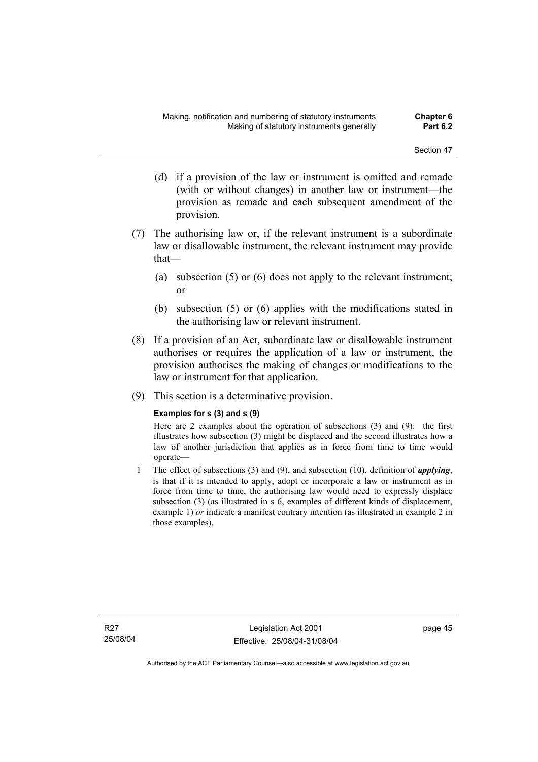(d) if a provision of the law or instrument is omitted and remade (with or without changes) in another law or instrument—the provision as remade and each subsequent amendment of the provision.

(7) The authorising law or, if the relevant instrument is a subordinate law or disallowable instrument, the relevant instrument may provide that—

(a) subsection (5) or (6) does not apply to the relevant instrument; or

(b) subsection (5) or (6) applies with the modifications stated in the authorising law or relevant instrument.

(8) If a provision of an Act, subordinate law or disallowable instrument authorises or requires the application of a law or instrument, the provision authorises the making of changes or modifications to the law or instrument for that application.

(9) This section is a determinative provision.

**Examples for s (3) and s (9)**

Here are 2 examples about the operation of subsections (3) and (9): the first illustrates how subsection (3) might be displaced and the second illustrates how a law of another jurisdiction that applies as in force from time to time would operate—

1 The effect of subsections (3) and (9), and subsection (10), definition of ***applying***, is that if it is intended to apply, adopt or incorporate a law or instrument as in force from time to time, the authorising law would need to expressly displace subsection (3) (as illustrated in s 6, examples of different kinds of displacement, example 1) *or* indicate a manifest contrary intention (as illustrated in example 2 in those examples).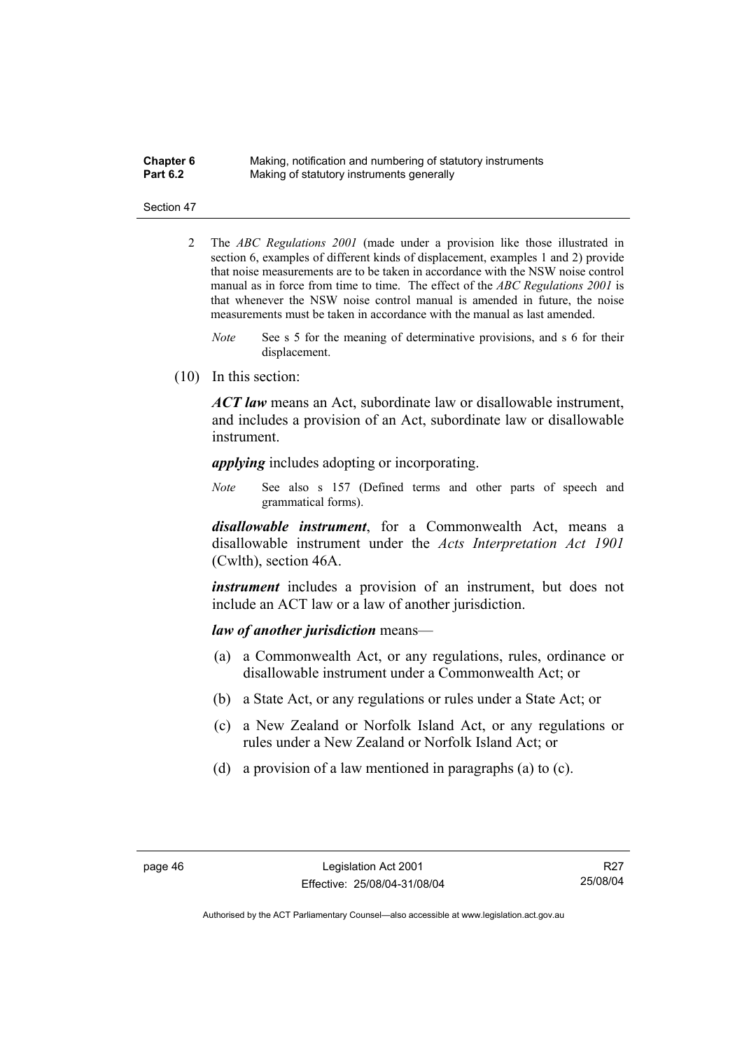2 The *ABC Regulations 2001* (made under a provision like those illustrated in section 6, examples of different kinds of displacement, examples 1 and 2) provide that noise measurements are to be taken in accordance with the NSW noise control manual as in force from time to time. The effect of the *ABC Regulations 2001* is that whenever the NSW noise control manual is amended in future, the noise measurements must be taken in accordance with the manual as last amended.

*Note* See s 5 for the meaning of determinative provisions, and s 6 for their displacement.

(10) In this section:

***ACT law*** means an Act, subordinate law or disallowable instrument, and includes a provision of an Act, subordinate law or disallowable instrument.

***applying*** includes adopting or incorporating.

*Note* See also s 157 (Defined terms and other parts of speech and grammatical forms).

***disallowable instrument***, for a Commonwealth Act, means a disallowable instrument under the *Acts Interpretation Act 1901* (Cwlth), section 46A.

***instrument*** includes a provision of an instrument, but does not include an ACT law or a law of another jurisdiction.

***law of another jurisdiction*** means—

(a) a Commonwealth Act, or any regulations, rules, ordinance or disallowable instrument under a Commonwealth Act; or

(b) a State Act, or any regulations or rules under a State Act; or

(c) a New Zealand or Norfolk Island Act, or any regulations or rules under a New Zealand or Norfolk Island Act; or

(d) a provision of a law mentioned in paragraphs (a) to (c).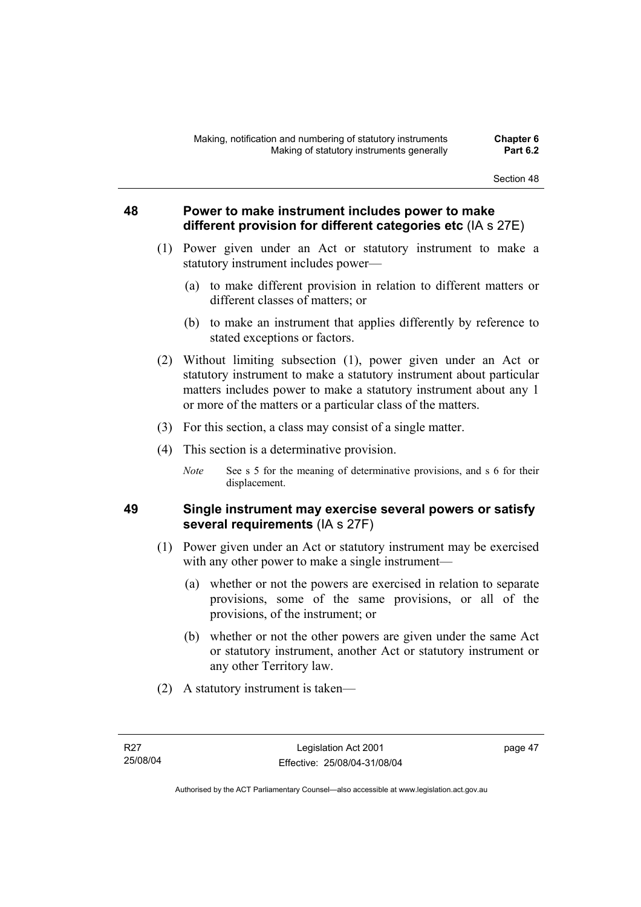## 48 Power to make instrument includes power to make different provision for different categories etc (IA s 27E)

(1) Power given under an Act or statutory instrument to make a statutory instrument includes power—

(a) to make different provision in relation to different matters or different classes of matters; or

(b) to make an instrument that applies differently by reference to stated exceptions or factors.

(2) Without limiting subsection (1), power given under an Act or statutory instrument to make a statutory instrument about particular matters includes power to make a statutory instrument about any 1 or more of the matters or a particular class of the matters.

(3) For this section, a class may consist of a single matter.

(4) This section is a determinative provision.

*Note* See s 5 for the meaning of determinative provisions, and s 6 for their displacement.

## 49 Single instrument may exercise several powers or satisfy several requirements (IA s 27F)

(1) Power given under an Act or statutory instrument may be exercised with any other power to make a single instrument—

(a) whether or not the powers are exercised in relation to separate provisions, some of the same provisions, or all of the provisions, of the instrument; or

(b) whether or not the other powers are given under the same Act or statutory instrument, another Act or statutory instrument or any other Territory law.

(2) A statutory instrument is taken—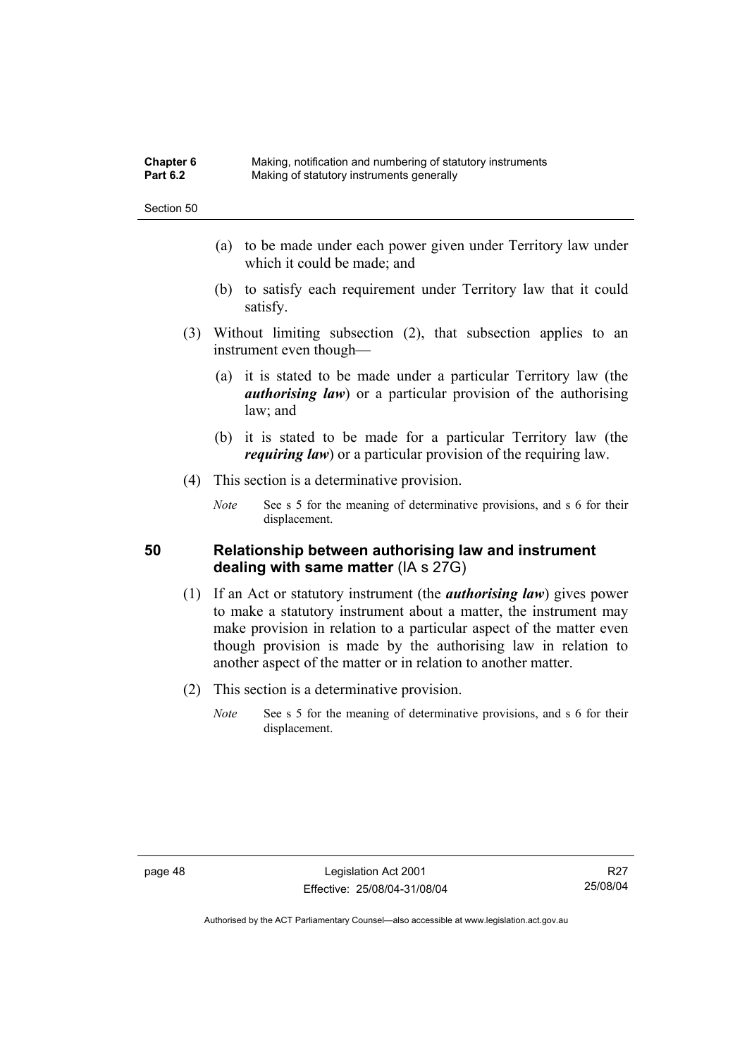(a) to be made under each power given under Territory law under which it could be made; and

(b) to satisfy each requirement under Territory law that it could satisfy.

(3) Without limiting subsection (2), that subsection applies to an instrument even though—

(a) it is stated to be made under a particular Territory law (the ***authorising law***) or a particular provision of the authorising law; and

(b) it is stated to be made for a particular Territory law (the ***requiring law***) or a particular provision of the requiring law.

(4) This section is a determinative provision.

*Note* See s 5 for the meaning of determinative provisions, and s 6 for their displacement.

## 50 Relationship between authorising law and instrument dealing with same matter (IA s 27G)

(1) If an Act or statutory instrument (the ***authorising law***) gives power to make a statutory instrument about a matter, the instrument may make provision in relation to a particular aspect of the matter even though provision is made by the authorising law in relation to another aspect of the matter or in relation to another matter.

(2) This section is a determinative provision.

*Note* See s 5 for the meaning of determinative provisions, and s 6 for their displacement.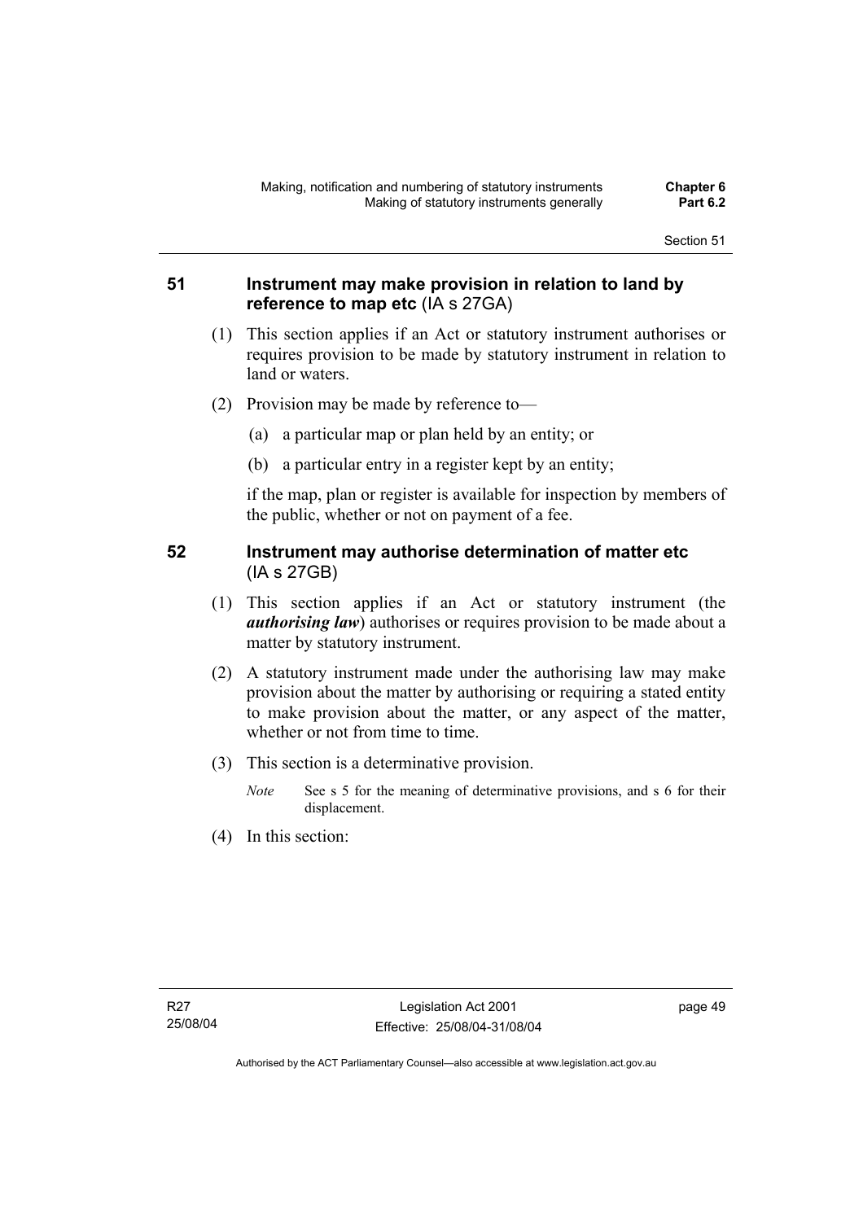## 51 Instrument may make provision in relation to land by reference to map etc (IA s 27GA)

(1) This section applies if an Act or statutory instrument authorises or requires provision to be made by statutory instrument in relation to land or waters.

(2) Provision may be made by reference to—

(a) a particular map or plan held by an entity; or

(b) a particular entry in a register kept by an entity;

if the map, plan or register is available for inspection by members of the public, whether or not on payment of a fee.

## 52 Instrument may authorise determination of matter etc (IA s 27GB)

(1) This section applies if an Act or statutory instrument (the ***authorising law***) authorises or requires provision to be made about a matter by statutory instrument.

(2) A statutory instrument made under the authorising law may make provision about the matter by authorising or requiring a stated entity to make provision about the matter, or any aspect of the matter, whether or not from time to time.

(3) This section is a determinative provision.

*Note* See s 5 for the meaning of determinative provisions, and s 6 for their displacement.

(4) In this section: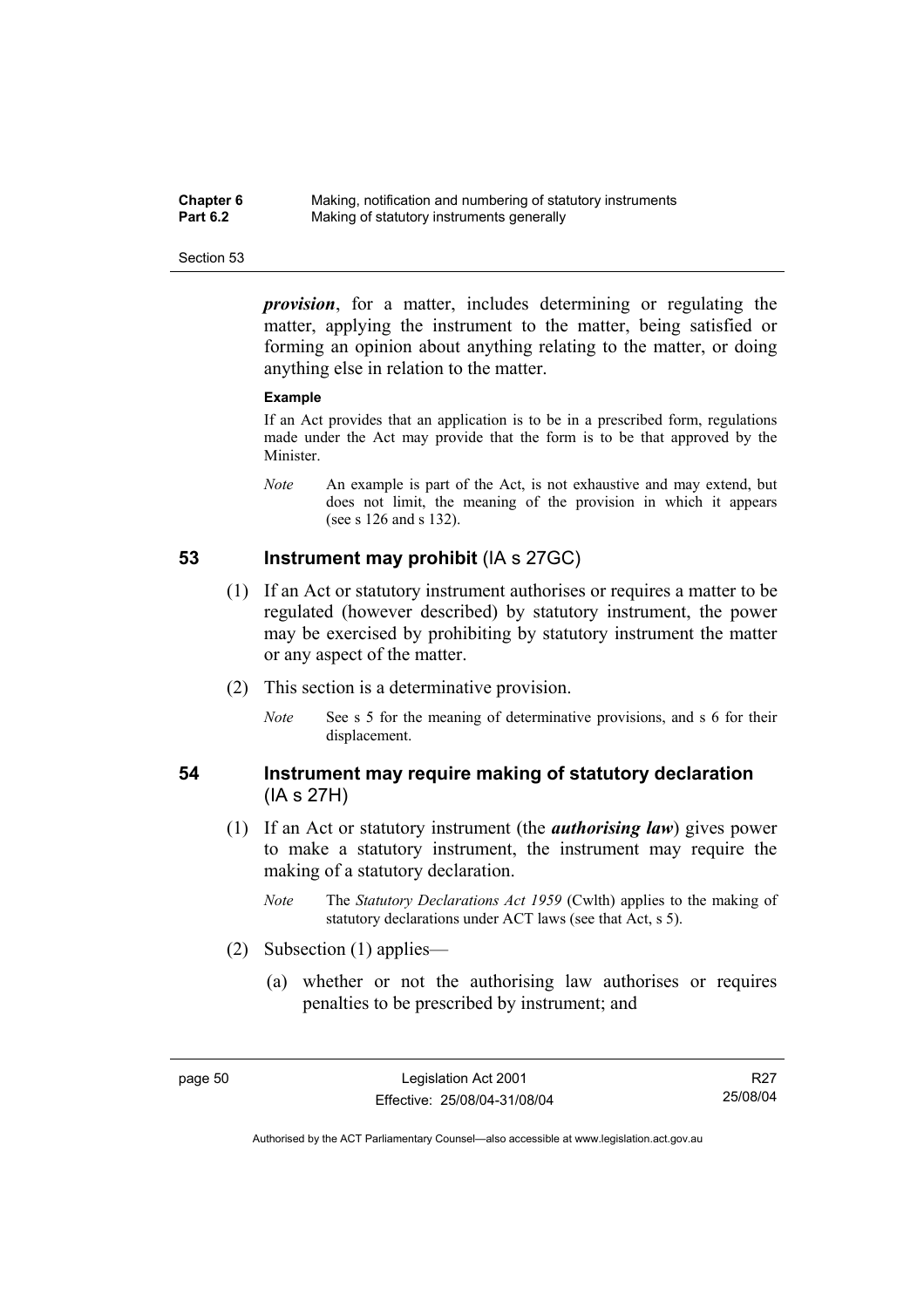***provision***, for a matter, includes determining or regulating the matter, applying the instrument to the matter, being satisfied or forming an opinion about anything relating to the matter, or doing anything else in relation to the matter.

**Example**

If an Act provides that an application is to be in a prescribed form, regulations made under the Act may provide that the form is to be that approved by the Minister.

*Note* An example is part of the Act, is not exhaustive and may extend, but does not limit, the meaning of the provision in which it appears (see s 126 and s 132).

## 53 Instrument may prohibit (IA s 27GC)

(1) If an Act or statutory instrument authorises or requires a matter to be regulated (however described) by statutory instrument, the power may be exercised by prohibiting by statutory instrument the matter or any aspect of the matter.

(2) This section is a determinative provision.

*Note* See s 5 for the meaning of determinative provisions, and s 6 for their displacement.

## 54 Instrument may require making of statutory declaration (IA s 27H)

(1) If an Act or statutory instrument (the ***authorising law***) gives power to make a statutory instrument, the instrument may require the making of a statutory declaration.

*Note* The *Statutory Declarations Act 1959* (Cwlth) applies to the making of statutory declarations under ACT laws (see that Act, s 5).

(2) Subsection (1) applies—

(a) whether or not the authorising law authorises or requires penalties to be prescribed by instrument; and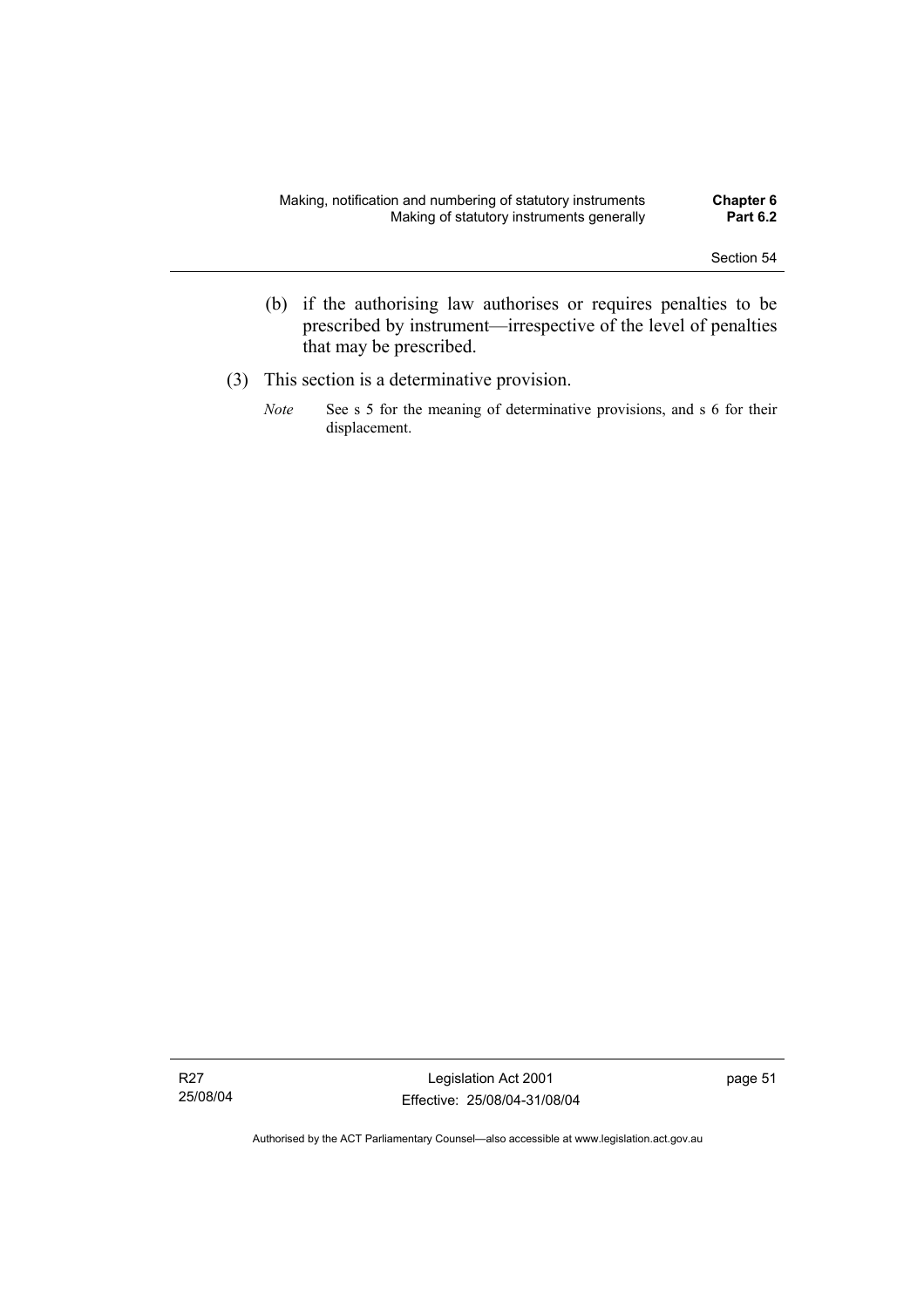(b) if the authorising law authorises or requires penalties to be prescribed by instrument—irrespective of the level of penalties that may be prescribed.

(3) This section is a determinative provision.

*Note* See s 5 for the meaning of determinative provisions, and s 6 for their displacement.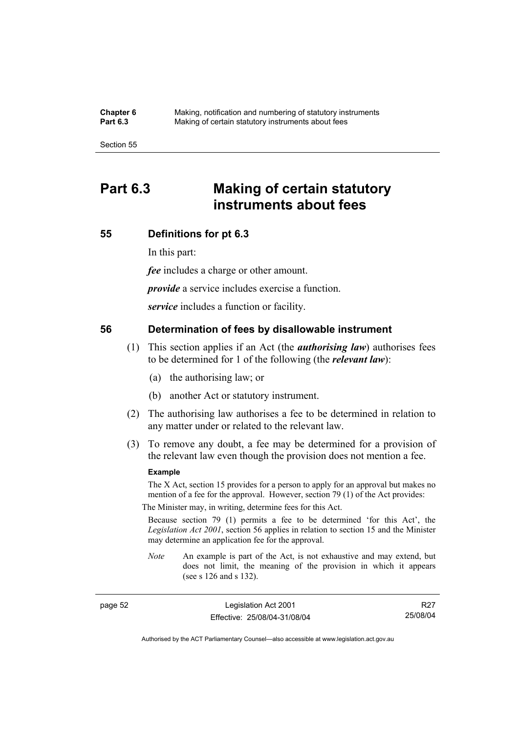# Part 6.3 Making of certain statutory instruments about fees

### 55 Definitions for pt 6.3

In this part:

***fee*** includes a charge or other amount.

***provide*** a service includes exercise a function.

***service*** includes a function or facility.

### 56 Determination of fees by disallowable instrument

(1) This section applies if an Act (the ***authorising law***) authorises fees to be determined for 1 of the following (the ***relevant law***):

(a) the authorising law; or

(b) another Act or statutory instrument.

(2) The authorising law authorises a fee to be determined in relation to any matter under or related to the relevant law.

(3) To remove any doubt, a fee may be determined for a provision of the relevant law even though the provision does not mention a fee.

**Example**

The X Act, section 15 provides for a person to apply for an approval but makes no mention of a fee for the approval. However, section 79 (1) of the Act provides:

The Minister may, in writing, determine fees for this Act.

Because section 79 (1) permits a fee to be determined 'for this Act', the *Legislation Act 2001*, section 56 applies in relation to section 15 and the Minister may determine an application fee for the approval.

*Note* An example is part of the Act, is not exhaustive and may extend, but does not limit, the meaning of the provision in which it appears (see s 126 and s 132).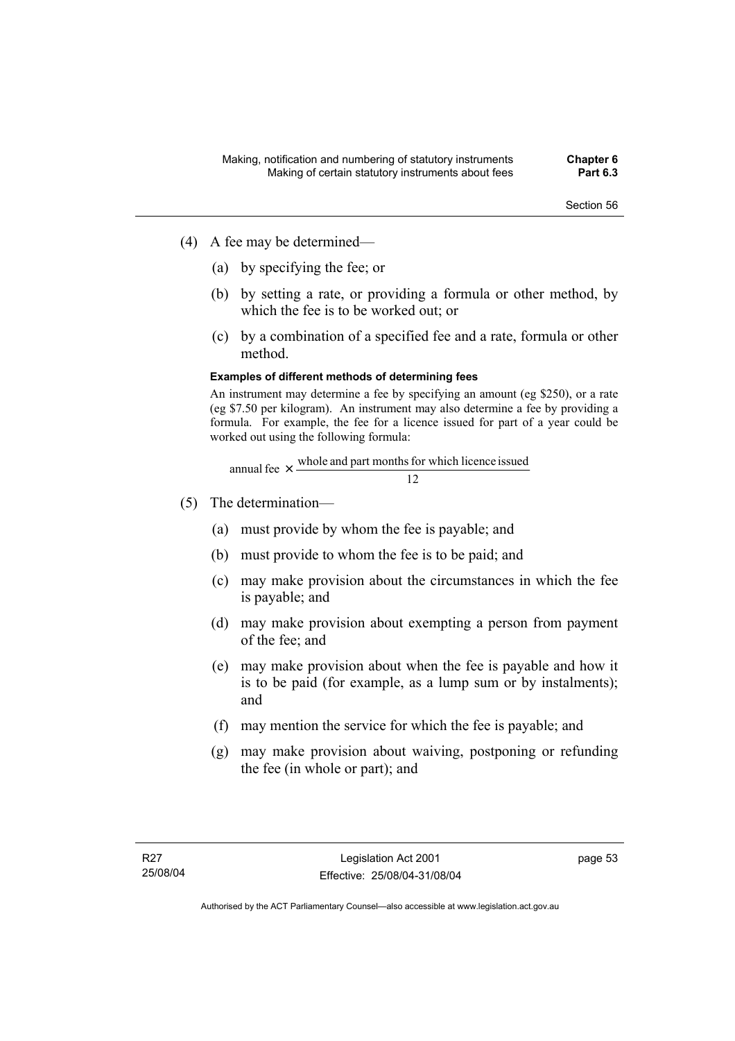(4) A fee may be determined—

(a) by specifying the fee; or

(b) by setting a rate, or providing a formula or other method, by which the fee is to be worked out; or

(c) by a combination of a specified fee and a rate, formula or other method.

**Examples of different methods of determining fees**

An instrument may determine a fee by specifying an amount (eg $250), or a rate (eg $7.50 per kilogram). An instrument may also determine a fee by providing a formula. For example, the fee for a licence issued for part of a year could be worked out using the following formula:

$$\text{annual fee} \times \frac{\text{whole and part months for which licence issued}}{12}$$

(5) The determination—

(a) must provide by whom the fee is payable; and

(b) must provide to whom the fee is to be paid; and

(c) may make provision about the circumstances in which the fee is payable; and

(d) may make provision about exempting a person from payment of the fee; and

(e) may make provision about when the fee is payable and how it is to be paid (for example, as a lump sum or by instalments); and

(f) may mention the service for which the fee is payable; and

(g) may make provision about waiving, postponing or refunding the fee (in whole or part); and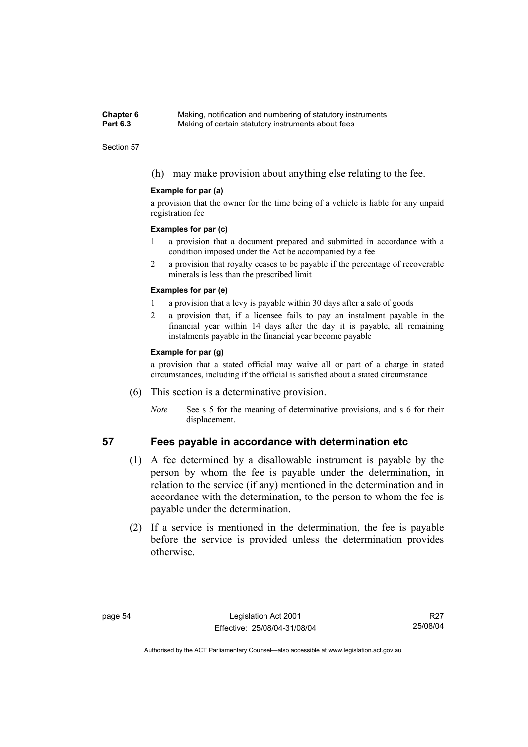(h) may make provision about anything else relating to the fee.

**Example for par (a)**

a provision that the owner for the time being of a vehicle is liable for any unpaid registration fee

**Examples for par (c)**

1 a provision that a document prepared and submitted in accordance with a condition imposed under the Act be accompanied by a fee

2 a provision that royalty ceases to be payable if the percentage of recoverable minerals is less than the prescribed limit

**Examples for par (e)**

1 a provision that a levy is payable within 30 days after a sale of goods

2 a provision that, if a licensee fails to pay an instalment payable in the financial year within 14 days after the day it is payable, all remaining instalments payable in the financial year become payable

**Example for par (g)**

a provision that a stated official may waive all or part of a charge in stated circumstances, including if the official is satisfied about a stated circumstance

(6) This section is a determinative provision.

*Note* See s 5 for the meaning of determinative provisions, and s 6 for their displacement.

## 57 Fees payable in accordance with determination etc

(1) A fee determined by a disallowable instrument is payable by the person by whom the fee is payable under the determination, in relation to the service (if any) mentioned in the determination and in accordance with the determination, to the person to whom the fee is payable under the determination.

(2) If a service is mentioned in the determination, the fee is payable before the service is provided unless the determination provides otherwise.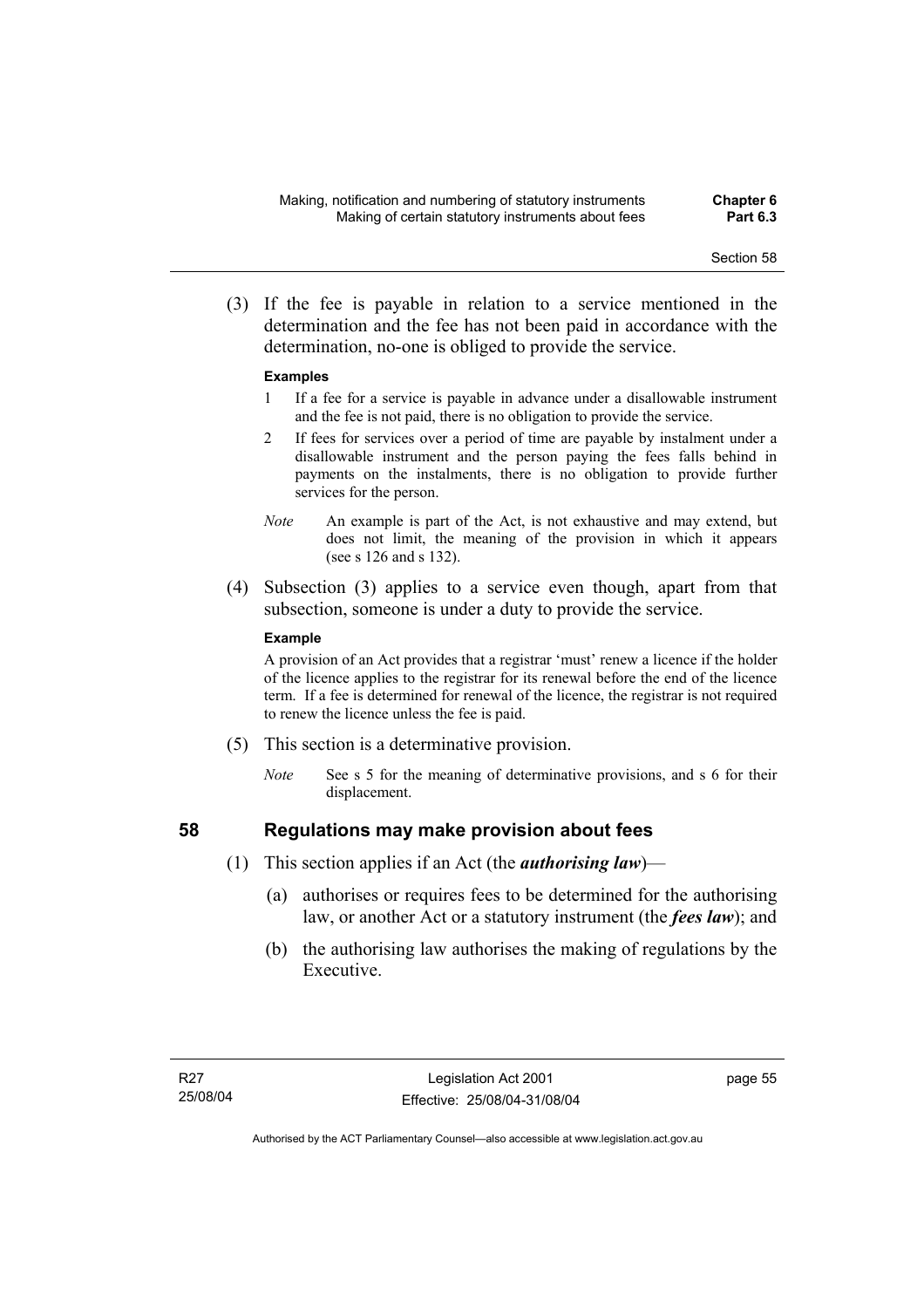(3) If the fee is payable in relation to a service mentioned in the determination and the fee has not been paid in accordance with the determination, no-one is obliged to provide the service.

**Examples**

1 If a fee for a service is payable in advance under a disallowable instrument and the fee is not paid, there is no obligation to provide the service.

2 If fees for services over a period of time are payable by instalment under a disallowable instrument and the person paying the fees falls behind in payments on the instalments, there is no obligation to provide further services for the person.

*Note* An example is part of the Act, is not exhaustive and may extend, but does not limit, the meaning of the provision in which it appears (see s 126 and s 132).

(4) Subsection (3) applies to a service even though, apart from that subsection, someone is under a duty to provide the service.

**Example**

A provision of an Act provides that a registrar 'must' renew a licence if the holder of the licence applies to the registrar for its renewal before the end of the licence term. If a fee is determined for renewal of the licence, the registrar is not required to renew the licence unless the fee is paid.

(5) This section is a determinative provision.

*Note* See s 5 for the meaning of determinative provisions, and s 6 for their displacement.

## 58 Regulations may make provision about fees

(1) This section applies if an Act (the ***authorising law***)—

(a) authorises or requires fees to be determined for the authorising law, or another Act or a statutory instrument (the ***fees law***); and

(b) the authorising law authorises the making of regulations by the Executive.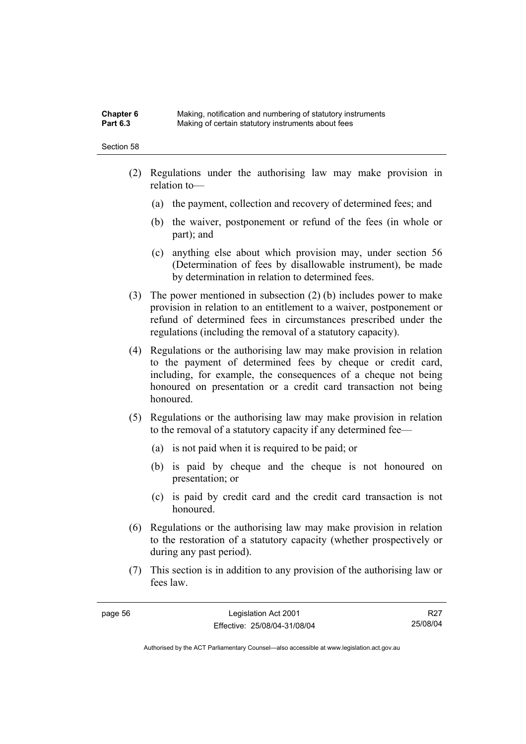(2) Regulations under the authorising law may make provision in relation to—

(a) the payment, collection and recovery of determined fees; and

(b) the waiver, postponement or refund of the fees (in whole or part); and

(c) anything else about which provision may, under section 56 (Determination of fees by disallowable instrument), be made by determination in relation to determined fees.

(3) The power mentioned in subsection (2) (b) includes power to make provision in relation to an entitlement to a waiver, postponement or refund of determined fees in circumstances prescribed under the regulations (including the removal of a statutory capacity).

(4) Regulations or the authorising law may make provision in relation to the payment of determined fees by cheque or credit card, including, for example, the consequences of a cheque not being honoured on presentation or a credit card transaction not being honoured.

(5) Regulations or the authorising law may make provision in relation to the removal of a statutory capacity if any determined fee—

(a) is not paid when it is required to be paid; or

(b) is paid by cheque and the cheque is not honoured on presentation; or

(c) is paid by credit card and the credit card transaction is not honoured.

(6) Regulations or the authorising law may make provision in relation to the restoration of a statutory capacity (whether prospectively or during any past period).

(7) This section is in addition to any provision of the authorising law or fees law.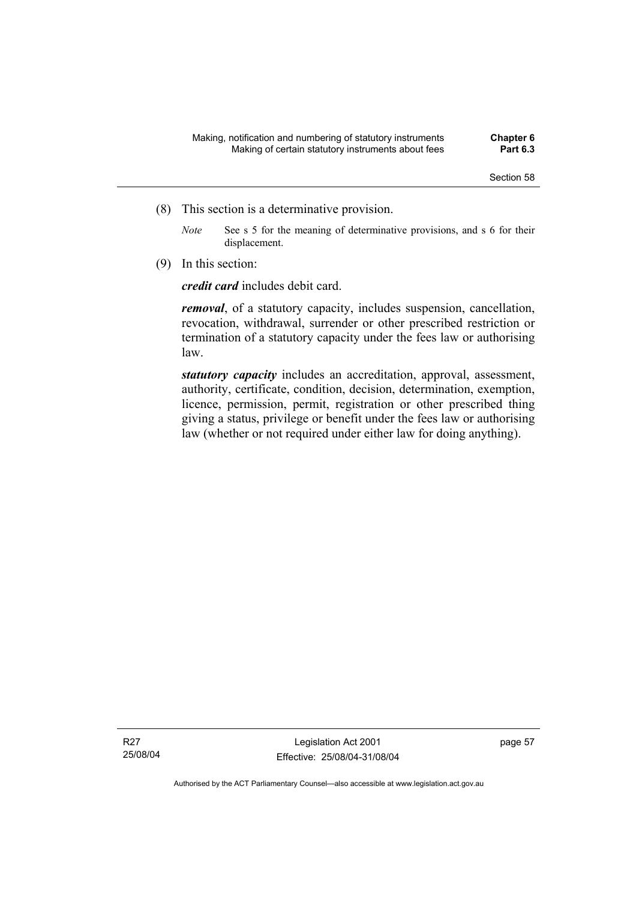(8) This section is a determinative provision.

*Note* See s 5 for the meaning of determinative provisions, and s 6 for their displacement.

(9) In this section:

***credit card*** includes debit card.

***removal***, of a statutory capacity, includes suspension, cancellation, revocation, withdrawal, surrender or other prescribed restriction or termination of a statutory capacity under the fees law or authorising law.

***statutory capacity*** includes an accreditation, approval, assessment, authority, certificate, condition, decision, determination, exemption, licence, permission, permit, registration or other prescribed thing giving a status, privilege or benefit under the fees law or authorising law (whether or not required under either law for doing anything).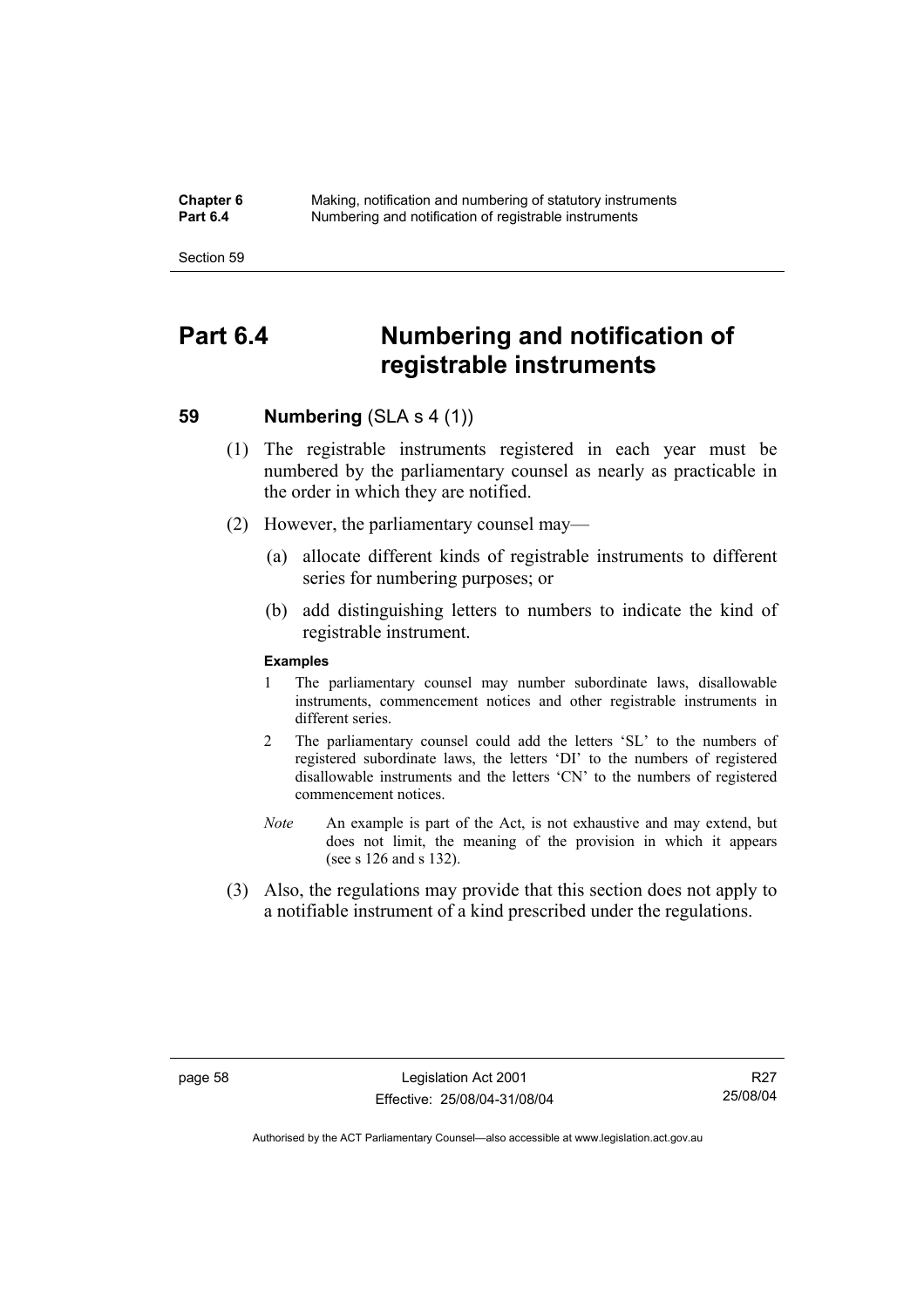# Part 6.4 Numbering and notification of registrable instruments

## 59 Numbering (SLA s 4 (1))

(1) The registrable instruments registered in each year must be numbered by the parliamentary counsel as nearly as practicable in the order in which they are notified.

(2) However, the parliamentary counsel may—

(a) allocate different kinds of registrable instruments to different series for numbering purposes; or

(b) add distinguishing letters to numbers to indicate the kind of registrable instrument.

**Examples**

1 The parliamentary counsel may number subordinate laws, disallowable instruments, commencement notices and other registrable instruments in different series.

2 The parliamentary counsel could add the letters 'SL' to the numbers of registered subordinate laws, the letters 'DI' to the numbers of registered disallowable instruments and the letters 'CN' to the numbers of registered commencement notices.

*Note* An example is part of the Act, is not exhaustive and may extend, but does not limit, the meaning of the provision in which it appears (see s 126 and s 132).

(3) Also, the regulations may provide that this section does not apply to a notifiable instrument of a kind prescribed under the regulations.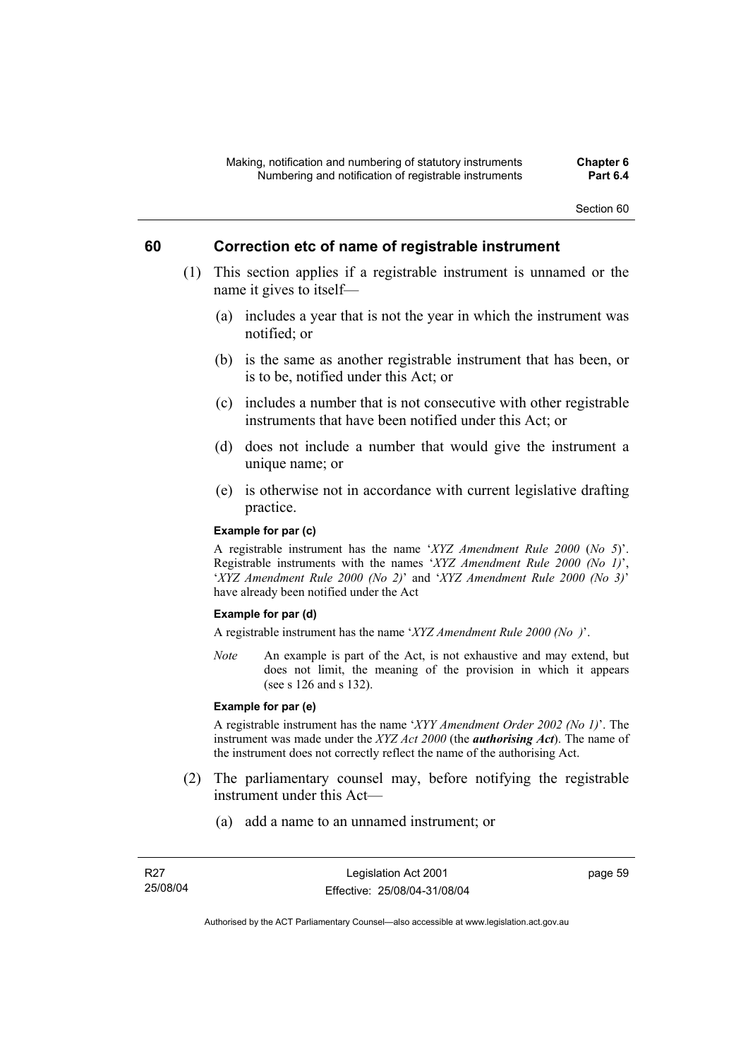## 60 Correction etc of name of registrable instrument

(1) This section applies if a registrable instrument is unnamed or the name it gives to itself—

(a) includes a year that is not the year in which the instrument was notified; or

(b) is the same as another registrable instrument that has been, or is to be, notified under this Act; or

(c) includes a number that is not consecutive with other registrable instruments that have been notified under this Act; or

(d) does not include a number that would give the instrument a unique name; or

(e) is otherwise not in accordance with current legislative drafting practice.

**Example for par (c)**

A registrable instrument has the name '*XYZ Amendment Rule 2000* (*No 5*)'. Registrable instruments with the names '*XYZ Amendment Rule 2000 (No 1)*', '*XYZ Amendment Rule 2000 (No 2)*' and '*XYZ Amendment Rule 2000 (No 3)*' have already been notified under the Act

**Example for par (d)**

A registrable instrument has the name '*XYZ Amendment Rule 2000 (No )*'.

*Note* An example is part of the Act, is not exhaustive and may extend, but does not limit, the meaning of the provision in which it appears (see s 126 and s 132).

**Example for par (e)**

A registrable instrument has the name '*XYY Amendment Order 2002 (No 1)*'. The instrument was made under the *XYZ Act 2000* (the ***authorising Act***). The name of the instrument does not correctly reflect the name of the authorising Act.

(2) The parliamentary counsel may, before notifying the registrable instrument under this Act—

(a) add a name to an unnamed instrument; or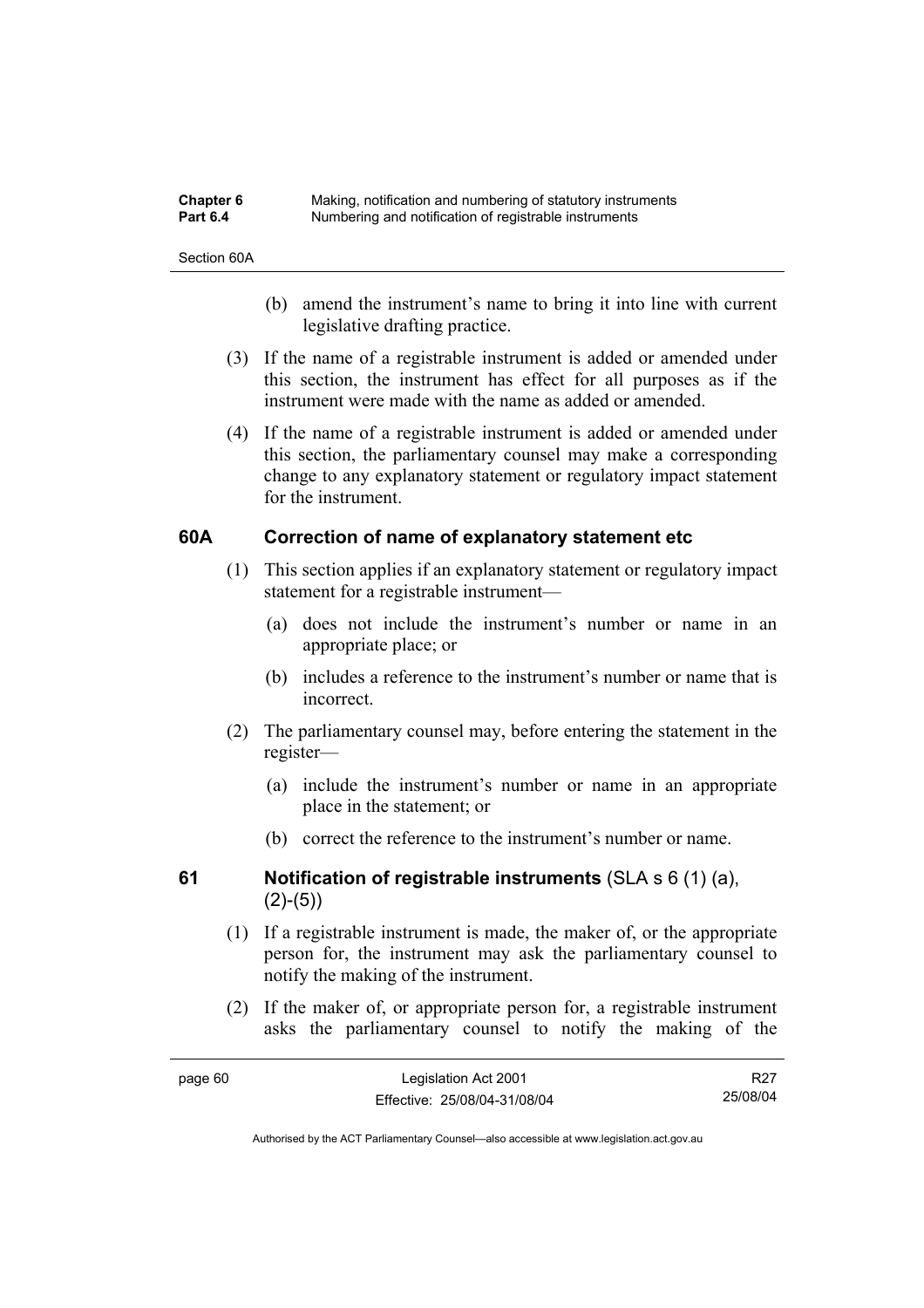(b) amend the instrument's name to bring it into line with current legislative drafting practice.

(3) If the name of a registrable instrument is added or amended under this section, the instrument has effect for all purposes as if the instrument were made with the name as added or amended.

(4) If the name of a registrable instrument is added or amended under this section, the parliamentary counsel may make a corresponding change to any explanatory statement or regulatory impact statement for the instrument.

## 60A Correction of name of explanatory statement etc

(1) This section applies if an explanatory statement or regulatory impact statement for a registrable instrument—

(a) does not include the instrument's number or name in an appropriate place; or

(b) includes a reference to the instrument's number or name that is incorrect.

(2) The parliamentary counsel may, before entering the statement in the register—

(a) include the instrument's number or name in an appropriate place in the statement; or

(b) correct the reference to the instrument's number or name.

## 61 Notification of registrable instruments (SLA s 6 (1) (a), (2)-(5))

(1) If a registrable instrument is made, the maker of, or the appropriate person for, the instrument may ask the parliamentary counsel to notify the making of the instrument.

(2) If the maker of, or appropriate person for, a registrable instrument asks the parliamentary counsel to notify the making of the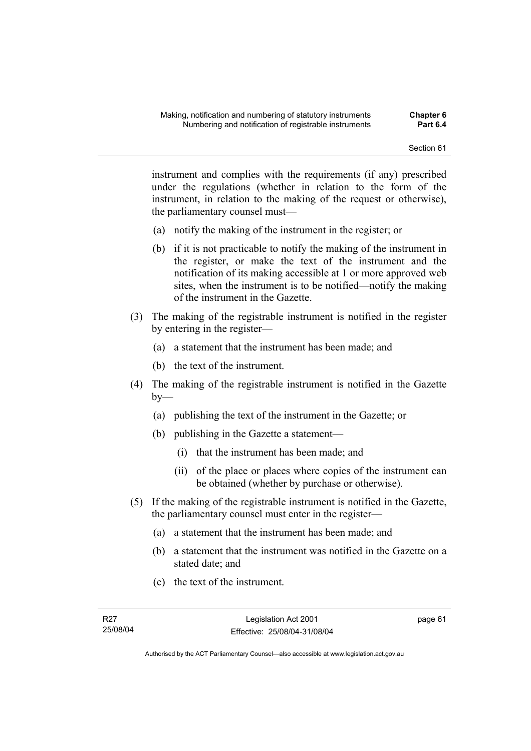instrument and complies with the requirements (if any) prescribed under the regulations (whether in relation to the form of the instrument, in relation to the making of the request or otherwise), the parliamentary counsel must—

(a) notify the making of the instrument in the register; or

(b) if it is not practicable to notify the making of the instrument in the register, or make the text of the instrument and the notification of its making accessible at 1 or more approved web sites, when the instrument is to be notified—notify the making of the instrument in the Gazette.

(3) The making of the registrable instrument is notified in the register by entering in the register—

(a) a statement that the instrument has been made; and

(b) the text of the instrument.

(4) The making of the registrable instrument is notified in the Gazette by—

(a) publishing the text of the instrument in the Gazette; or

(b) publishing in the Gazette a statement—

(i) that the instrument has been made; and

(ii) of the place or places where copies of the instrument can be obtained (whether by purchase or otherwise).

(5) If the making of the registrable instrument is notified in the Gazette, the parliamentary counsel must enter in the register—

(a) a statement that the instrument has been made; and

(b) a statement that the instrument was notified in the Gazette on a stated date; and

(c) the text of the instrument.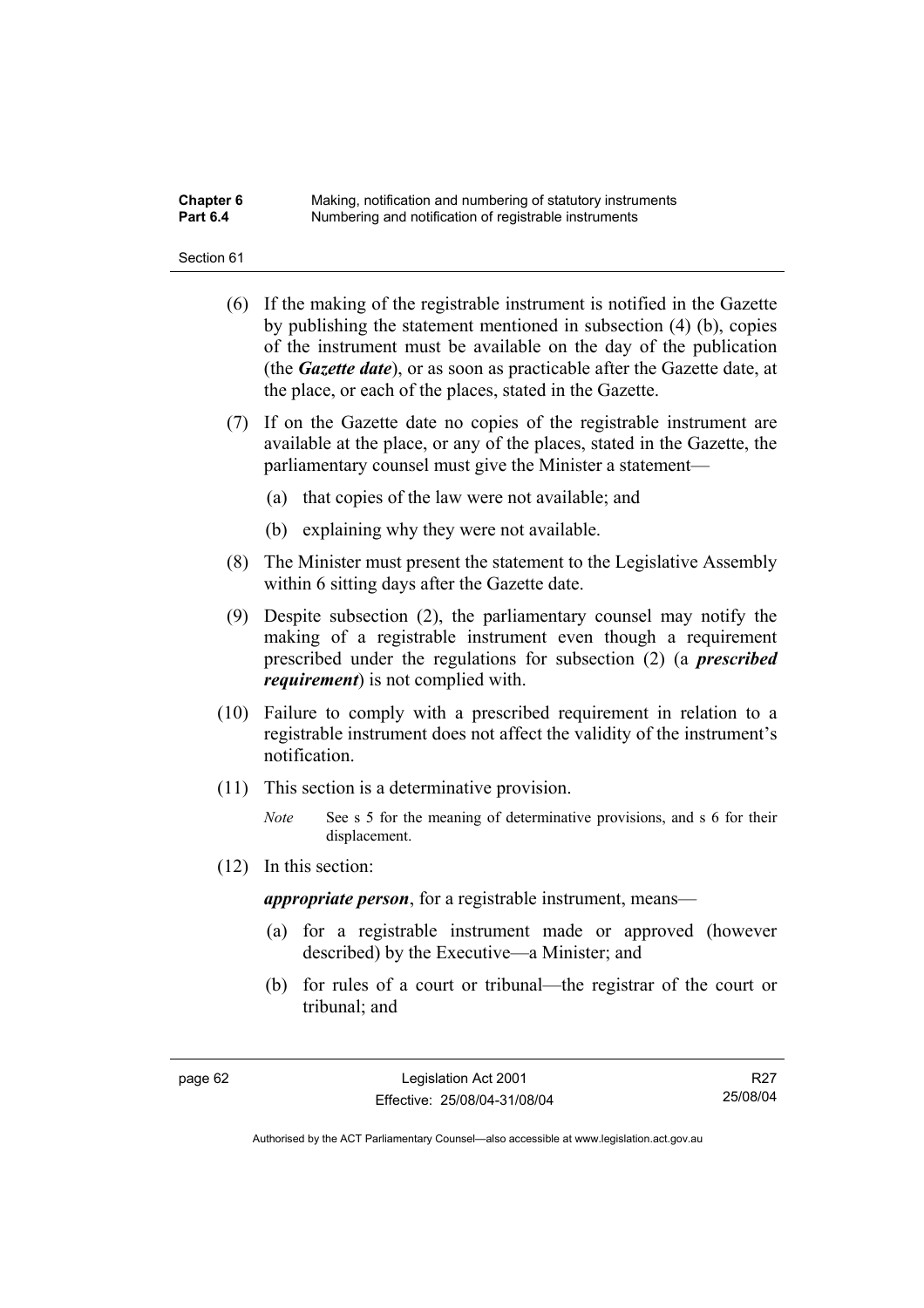(6) If the making of the registrable instrument is notified in the Gazette by publishing the statement mentioned in subsection (4) (b), copies of the instrument must be available on the day of the publication (the ***Gazette date***), or as soon as practicable after the Gazette date, at the place, or each of the places, stated in the Gazette.

(7) If on the Gazette date no copies of the registrable instrument are available at the place, or any of the places, stated in the Gazette, the parliamentary counsel must give the Minister a statement—

(a) that copies of the law were not available; and

(b) explaining why they were not available.

(8) The Minister must present the statement to the Legislative Assembly within 6 sitting days after the Gazette date.

(9) Despite subsection (2), the parliamentary counsel may notify the making of a registrable instrument even though a requirement prescribed under the regulations for subsection (2) (a ***prescribed requirement***) is not complied with.

(10) Failure to comply with a prescribed requirement in relation to a registrable instrument does not affect the validity of the instrument's notification.

(11) This section is a determinative provision.

*Note* See s 5 for the meaning of determinative provisions, and s 6 for their displacement.

(12) In this section:

***appropriate person***, for a registrable instrument, means—

(a) for a registrable instrument made or approved (however described) by the Executive—a Minister; and

(b) for rules of a court or tribunal—the registrar of the court or tribunal; and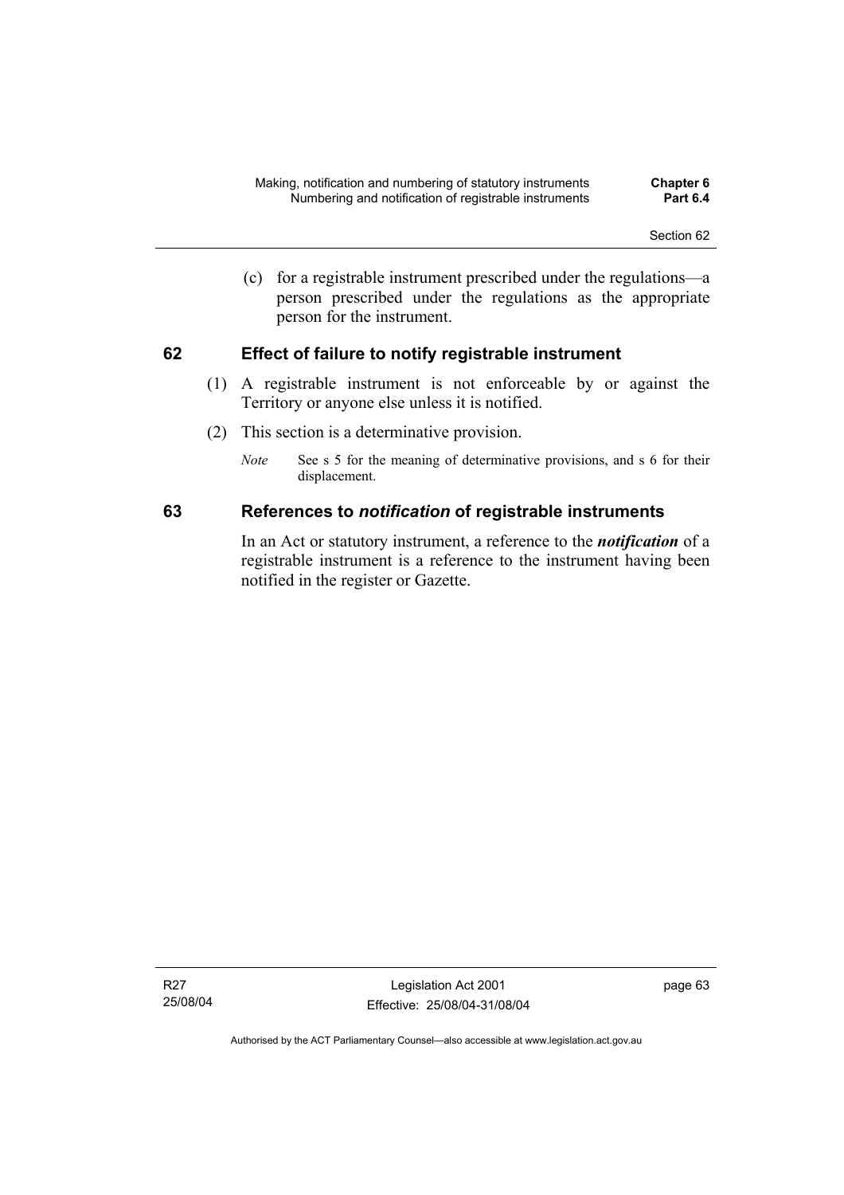(c) for a registrable instrument prescribed under the regulations—a person prescribed under the regulations as the appropriate person for the instrument.

## 62 Effect of failure to notify registrable instrument

(1) A registrable instrument is not enforceable by or against the Territory or anyone else unless it is notified.

(2) This section is a determinative provision.

*Note* See s 5 for the meaning of determinative provisions, and s 6 for their displacement.

## 63 References to *notification* of registrable instruments

In an Act or statutory instrument, a reference to the ***notification*** of a registrable instrument is a reference to the instrument having been notified in the register or Gazette.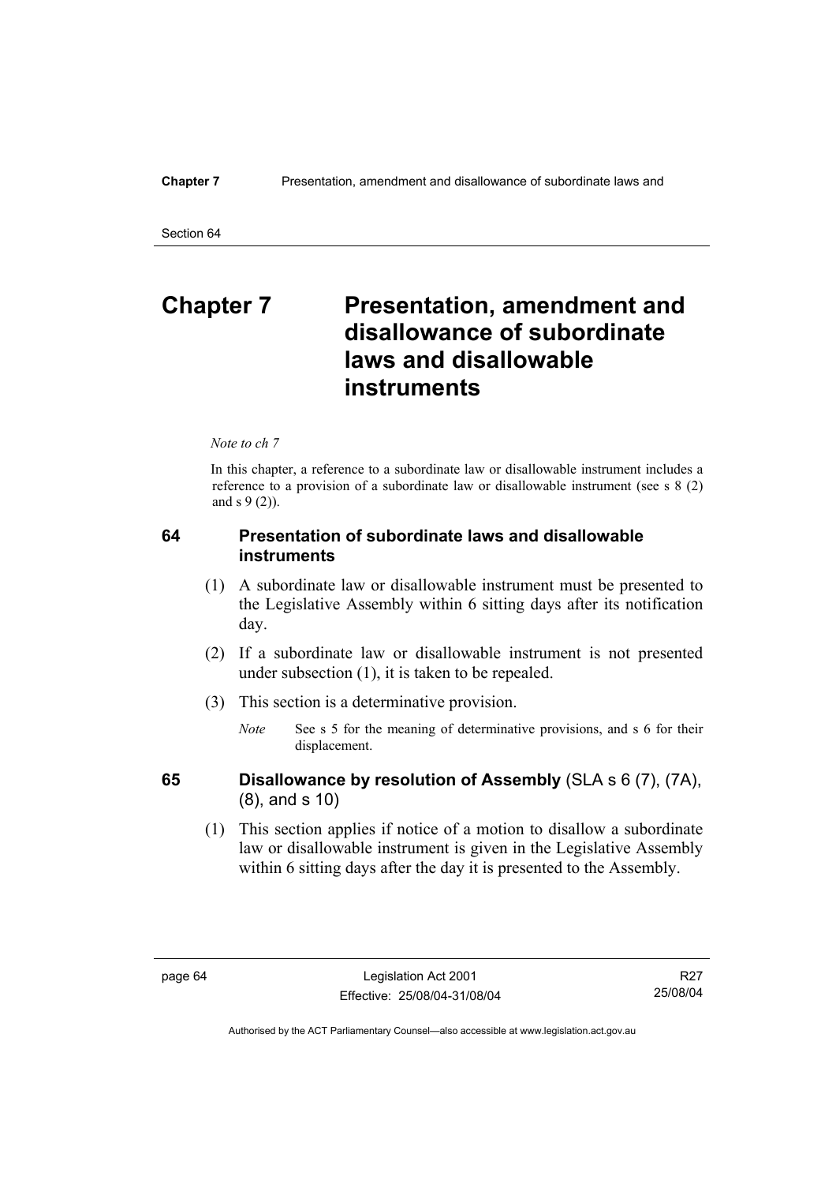# Chapter 7 Presentation, amendment and disallowance of subordinate laws and disallowable instruments

*Note to ch 7*

In this chapter, a reference to a subordinate law or disallowable instrument includes a reference to a provision of a subordinate law or disallowable instrument (see s 8 (2) and s 9 (2)).

## 64 Presentation of subordinate laws and disallowable instruments

(1) A subordinate law or disallowable instrument must be presented to the Legislative Assembly within 6 sitting days after its notification day.

(2) If a subordinate law or disallowable instrument is not presented under subsection (1), it is taken to be repealed.

(3) This section is a determinative provision.

*Note* See s 5 for the meaning of determinative provisions, and s 6 for their displacement.

## 65 Disallowance by resolution of Assembly (SLA s 6 (7), (7A), (8), and s 10)

(1) This section applies if notice of a motion to disallow a subordinate law or disallowable instrument is given in the Legislative Assembly within 6 sitting days after the day it is presented to the Assembly.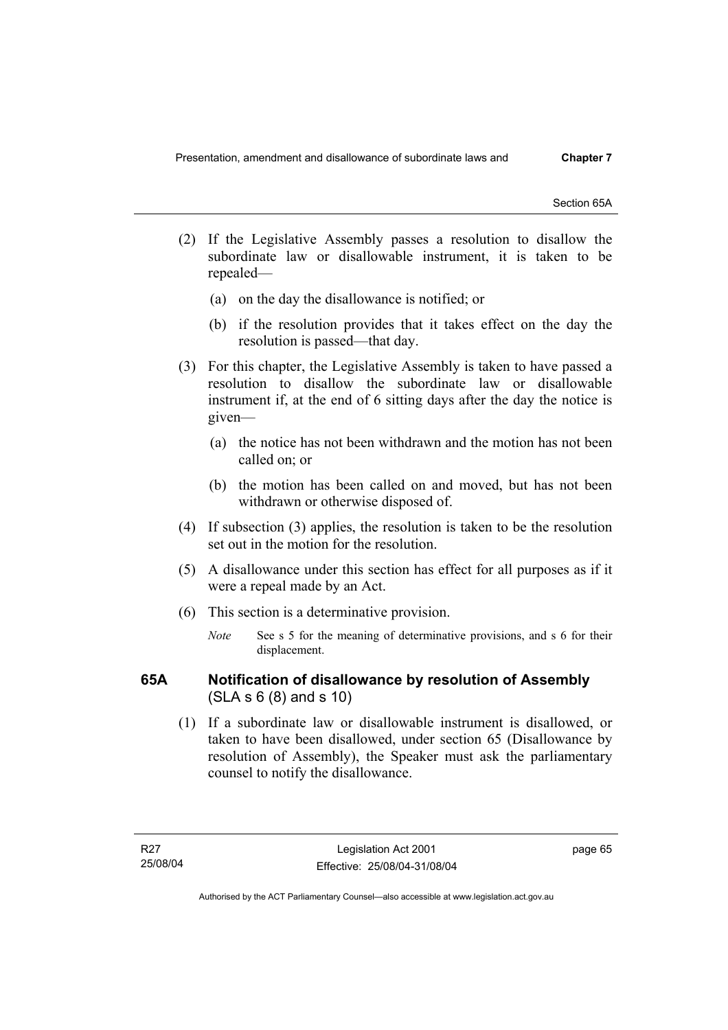(2) If the Legislative Assembly passes a resolution to disallow the subordinate law or disallowable instrument, it is taken to be repealed—

(a) on the day the disallowance is notified; or

(b) if the resolution provides that it takes effect on the day the resolution is passed—that day.

(3) For this chapter, the Legislative Assembly is taken to have passed a resolution to disallow the subordinate law or disallowable instrument if, at the end of 6 sitting days after the day the notice is given—

(a) the notice has not been withdrawn and the motion has not been called on; or

(b) the motion has been called on and moved, but has not been withdrawn or otherwise disposed of.

(4) If subsection (3) applies, the resolution is taken to be the resolution set out in the motion for the resolution.

(5) A disallowance under this section has effect for all purposes as if it were a repeal made by an Act.

(6) This section is a determinative provision.

*Note* See s 5 for the meaning of determinative provisions, and s 6 for their displacement.

## 65A Notification of disallowance by resolution of Assembly (SLA s 6 (8) and s 10)

(1) If a subordinate law or disallowable instrument is disallowed, or taken to have been disallowed, under section 65 (Disallowance by resolution of Assembly), the Speaker must ask the parliamentary counsel to notify the disallowance.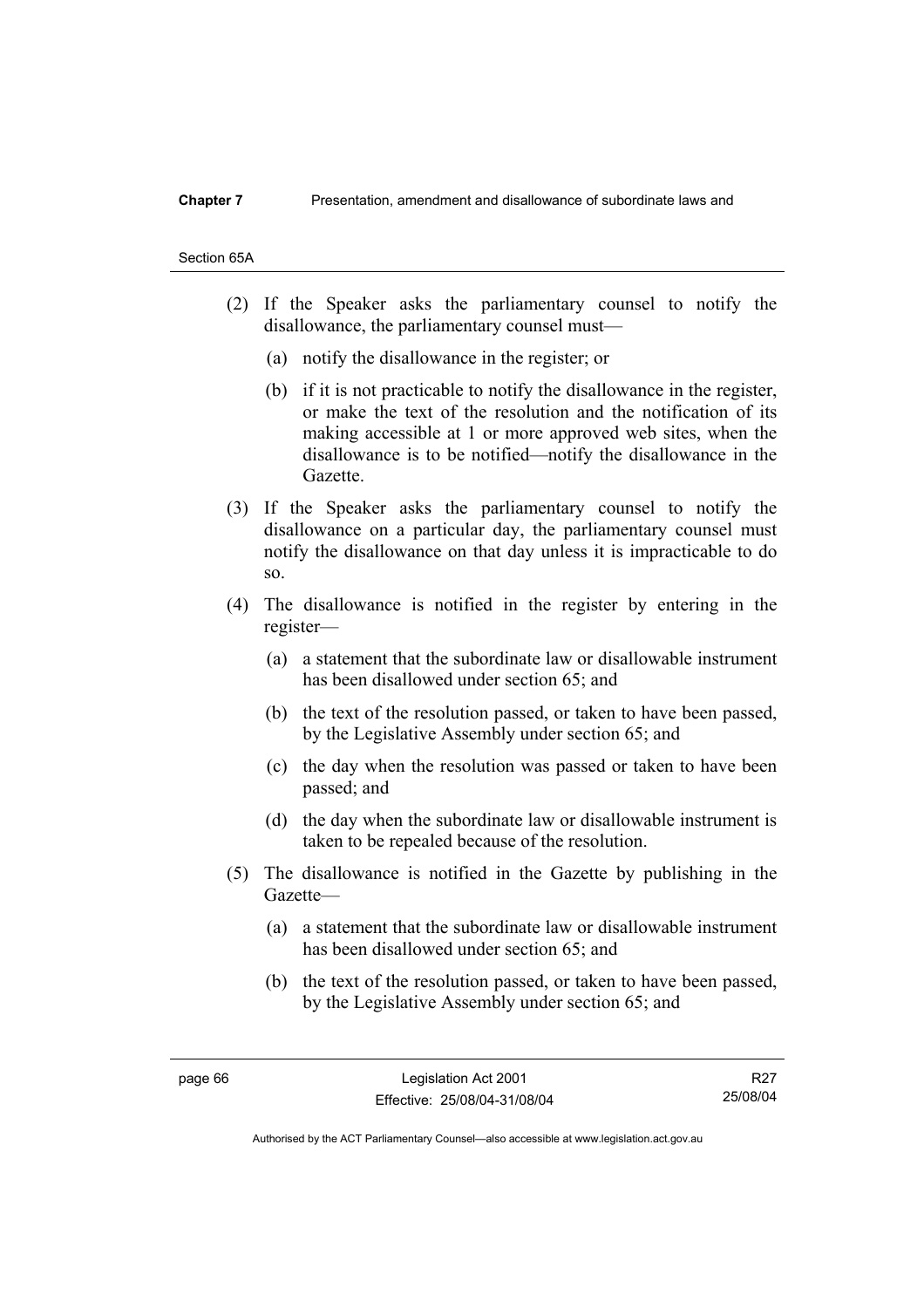(2) If the Speaker asks the parliamentary counsel to notify the disallowance, the parliamentary counsel must—

(a) notify the disallowance in the register; or

(b) if it is not practicable to notify the disallowance in the register, or make the text of the resolution and the notification of its making accessible at 1 or more approved web sites, when the disallowance is to be notified—notify the disallowance in the Gazette.

(3) If the Speaker asks the parliamentary counsel to notify the disallowance on a particular day, the parliamentary counsel must notify the disallowance on that day unless it is impracticable to do so.

(4) The disallowance is notified in the register by entering in the register—

(a) a statement that the subordinate law or disallowable instrument has been disallowed under section 65; and

(b) the text of the resolution passed, or taken to have been passed, by the Legislative Assembly under section 65; and

(c) the day when the resolution was passed or taken to have been passed; and

(d) the day when the subordinate law or disallowable instrument is taken to be repealed because of the resolution.

(5) The disallowance is notified in the Gazette by publishing in the Gazette—

(a) a statement that the subordinate law or disallowable instrument has been disallowed under section 65; and

(b) the text of the resolution passed, or taken to have been passed, by the Legislative Assembly under section 65; and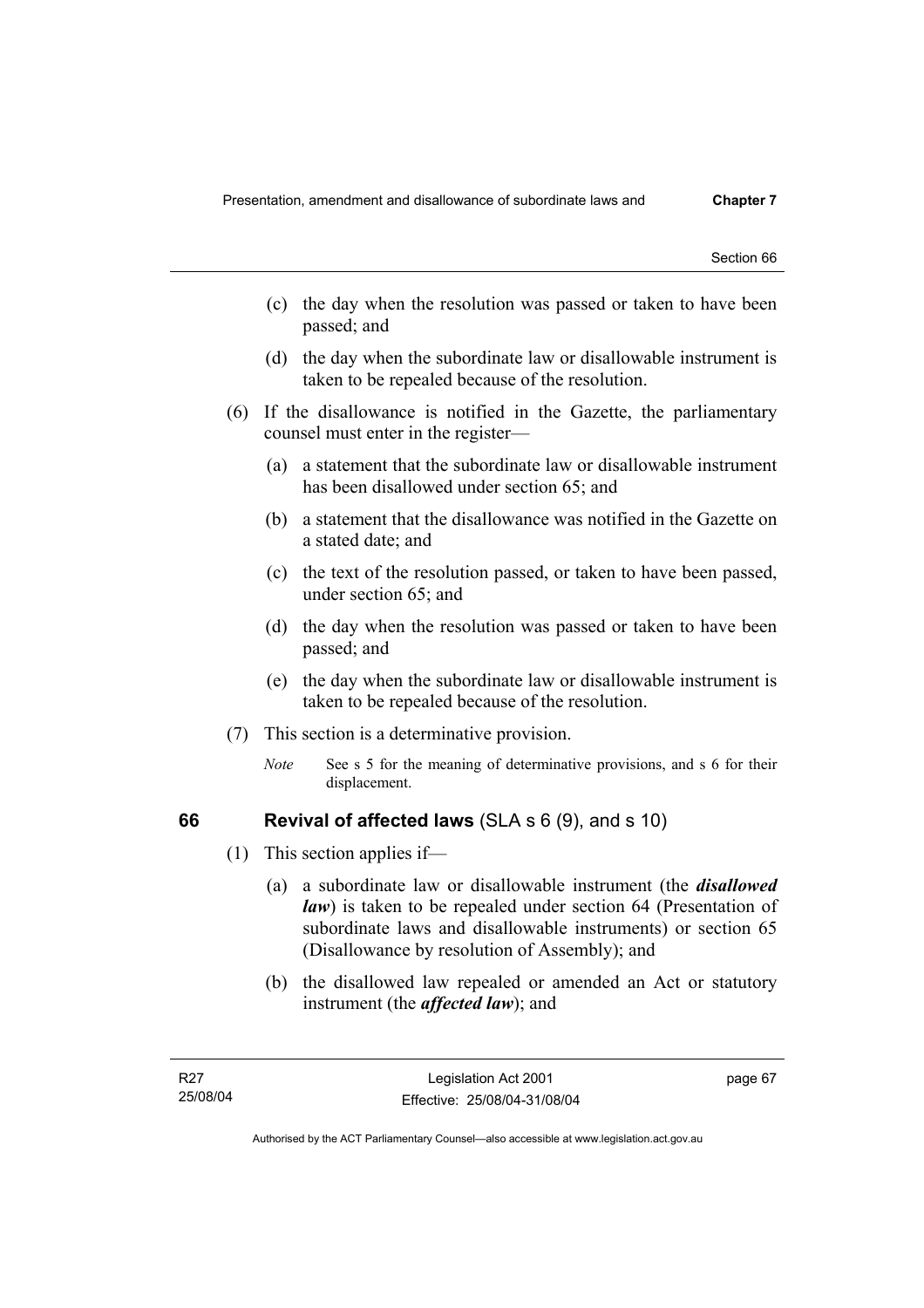(c) the day when the resolution was passed or taken to have been passed; and

(d) the day when the subordinate law or disallowable instrument is taken to be repealed because of the resolution.

(6) If the disallowance is notified in the Gazette, the parliamentary counsel must enter in the register—

(a) a statement that the subordinate law or disallowable instrument has been disallowed under section 65; and

(b) a statement that the disallowance was notified in the Gazette on a stated date; and

(c) the text of the resolution passed, or taken to have been passed, under section 65; and

(d) the day when the resolution was passed or taken to have been passed; and

(e) the day when the subordinate law or disallowable instrument is taken to be repealed because of the resolution.

(7) This section is a determinative provision.

*Note* See s 5 for the meaning of determinative provisions, and s 6 for their displacement.

## 66 Revival of affected laws (SLA s 6 (9), and s 10)

(1) This section applies if—

(a) a subordinate law or disallowable instrument (the ***disallowed law***) is taken to be repealed under section 64 (Presentation of subordinate laws and disallowable instruments) or section 65 (Disallowance by resolution of Assembly); and

(b) the disallowed law repealed or amended an Act or statutory instrument (the ***affected law***); and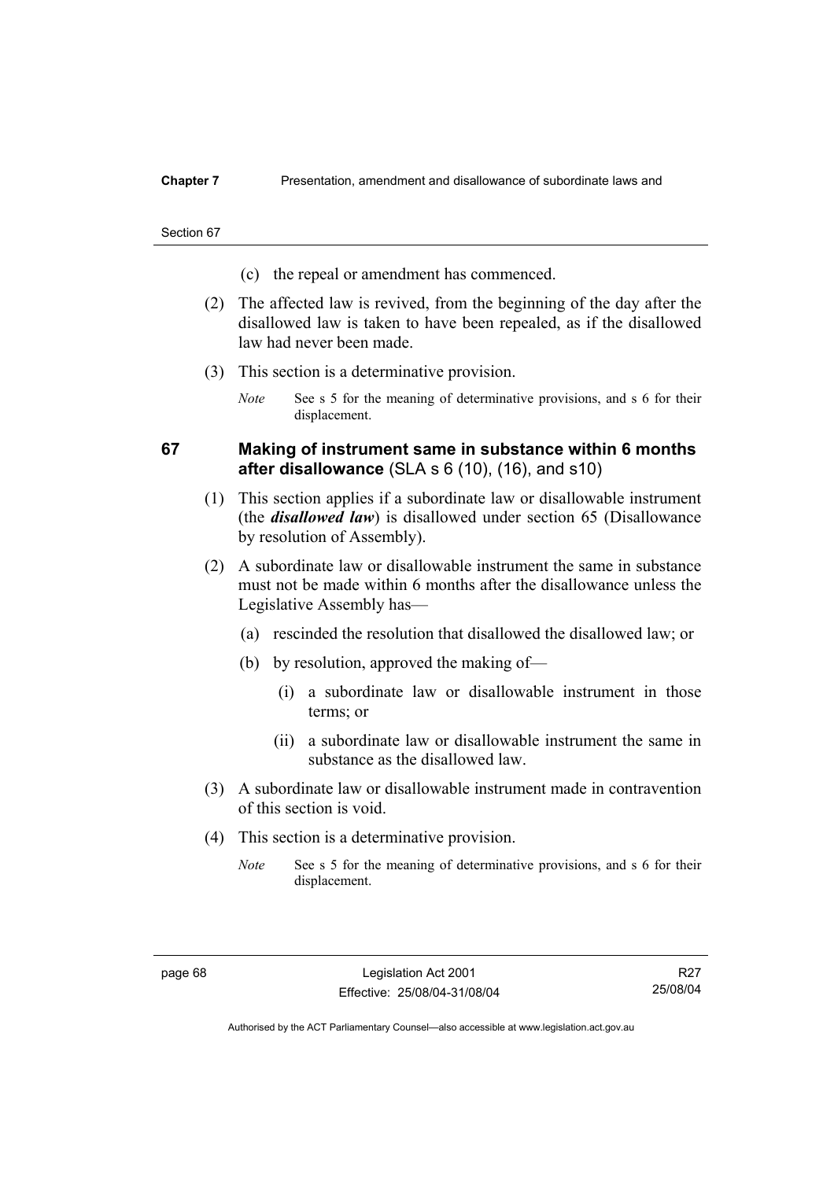(c) the repeal or amendment has commenced.

(2) The affected law is revived, from the beginning of the day after the disallowed law is taken to have been repealed, as if the disallowed law had never been made.

(3) This section is a determinative provision.

*Note* See s 5 for the meaning of determinative provisions, and s 6 for their displacement.

## 67 Making of instrument same in substance within 6 months after disallowance (SLA s 6 (10), (16), and s10)

(1) This section applies if a subordinate law or disallowable instrument (the ***disallowed law***) is disallowed under section 65 (Disallowance by resolution of Assembly).

(2) A subordinate law or disallowable instrument the same in substance must not be made within 6 months after the disallowance unless the Legislative Assembly has—

(a) rescinded the resolution that disallowed the disallowed law; or

(b) by resolution, approved the making of—

(i) a subordinate law or disallowable instrument in those terms; or

(ii) a subordinate law or disallowable instrument the same in substance as the disallowed law.

(3) A subordinate law or disallowable instrument made in contravention of this section is void.

(4) This section is a determinative provision.

*Note* See s 5 for the meaning of determinative provisions, and s 6 for their displacement.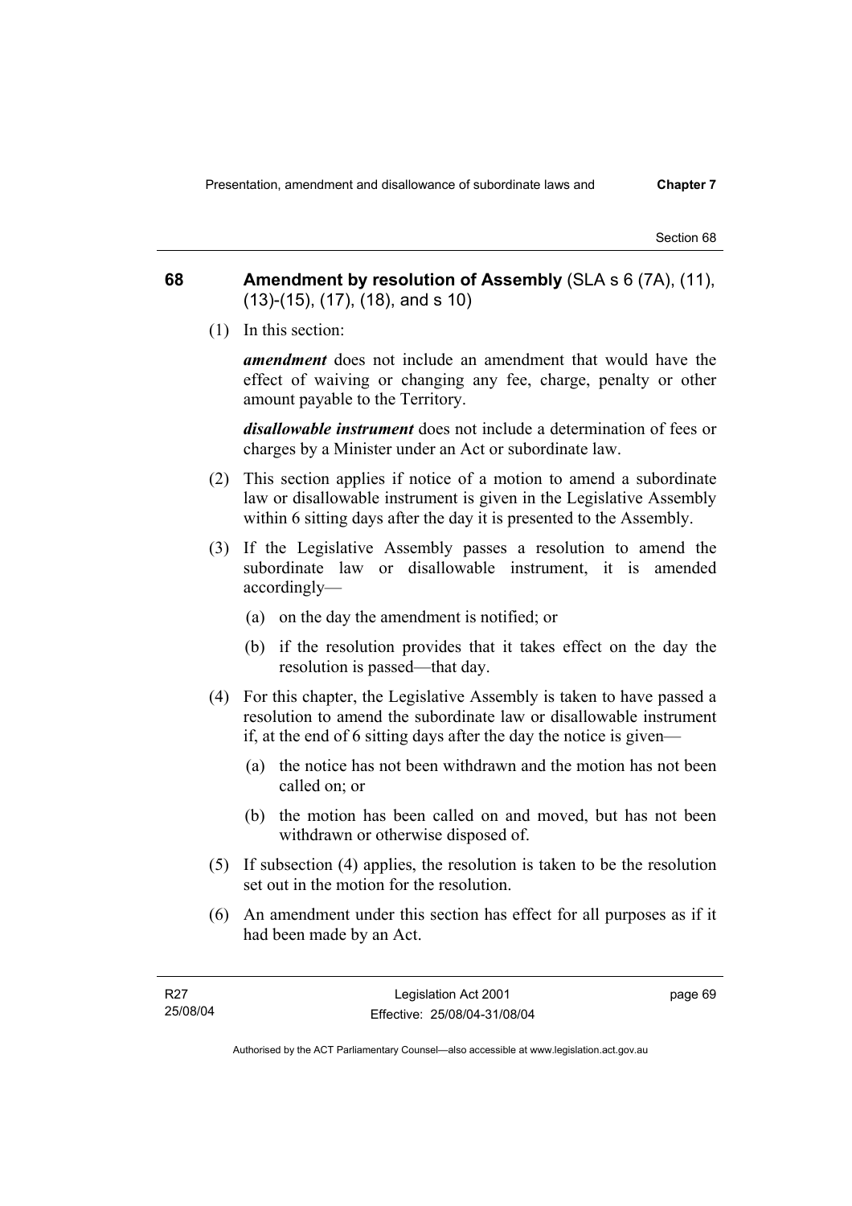## 68 Amendment by resolution of Assembly (SLA s 6 (7A), (11), (13)-(15), (17), (18), and s 10)

(1) In this section:

***amendment*** does not include an amendment that would have the effect of waiving or changing any fee, charge, penalty or other amount payable to the Territory.

***disallowable instrument*** does not include a determination of fees or charges by a Minister under an Act or subordinate law.

(2) This section applies if notice of a motion to amend a subordinate law or disallowable instrument is given in the Legislative Assembly within 6 sitting days after the day it is presented to the Assembly.

(3) If the Legislative Assembly passes a resolution to amend the subordinate law or disallowable instrument, it is amended accordingly—

(a) on the day the amendment is notified; or

(b) if the resolution provides that it takes effect on the day the resolution is passed—that day.

(4) For this chapter, the Legislative Assembly is taken to have passed a resolution to amend the subordinate law or disallowable instrument if, at the end of 6 sitting days after the day the notice is given—

(a) the notice has not been withdrawn and the motion has not been called on; or

(b) the motion has been called on and moved, but has not been withdrawn or otherwise disposed of.

(5) If subsection (4) applies, the resolution is taken to be the resolution set out in the motion for the resolution.

(6) An amendment under this section has effect for all purposes as if it had been made by an Act.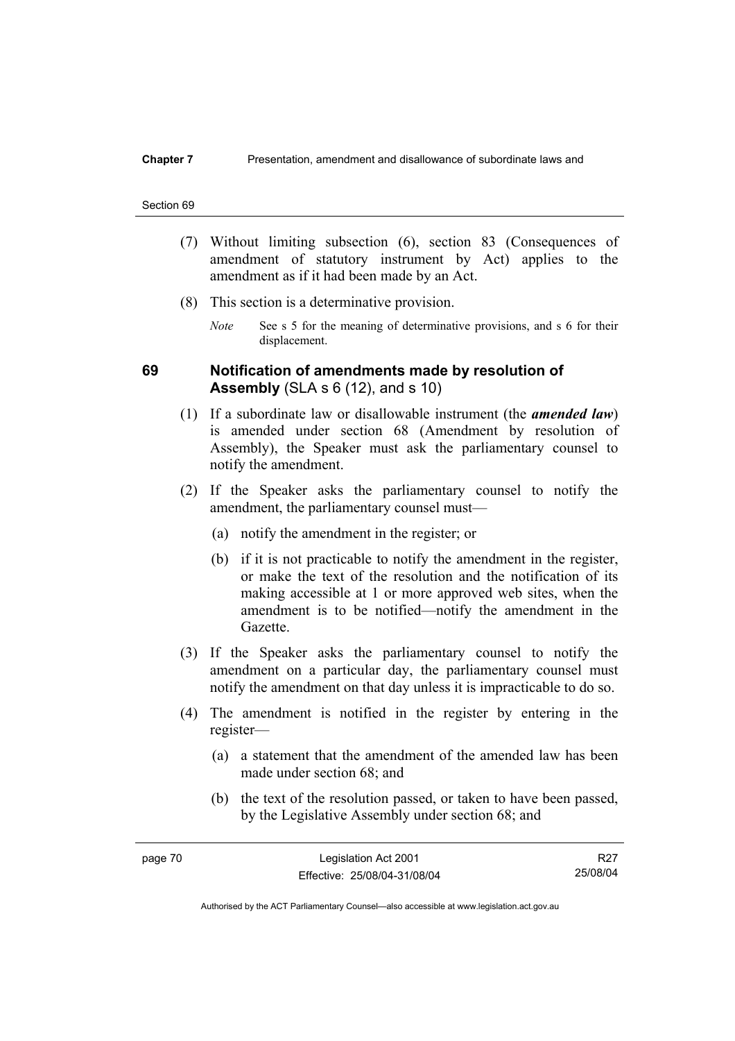(7) Without limiting subsection (6), section 83 (Consequences of amendment of statutory instrument by Act) applies to the amendment as if it had been made by an Act.

(8) This section is a determinative provision.

*Note* See s 5 for the meaning of determinative provisions, and s 6 for their displacement.

### 69 Notification of amendments made by resolution of Assembly (SLA s 6 (12), and s 10)

(1) If a subordinate law or disallowable instrument (the ***amended law***) is amended under section 68 (Amendment by resolution of Assembly), the Speaker must ask the parliamentary counsel to notify the amendment.

(2) If the Speaker asks the parliamentary counsel to notify the amendment, the parliamentary counsel must—

(a) notify the amendment in the register; or

(b) if it is not practicable to notify the amendment in the register, or make the text of the resolution and the notification of its making accessible at 1 or more approved web sites, when the amendment is to be notified—notify the amendment in the Gazette.

(3) If the Speaker asks the parliamentary counsel to notify the amendment on a particular day, the parliamentary counsel must notify the amendment on that day unless it is impracticable to do so.

(4) The amendment is notified in the register by entering in the register—

(a) a statement that the amendment of the amended law has been made under section 68; and

(b) the text of the resolution passed, or taken to have been passed, by the Legislative Assembly under section 68; and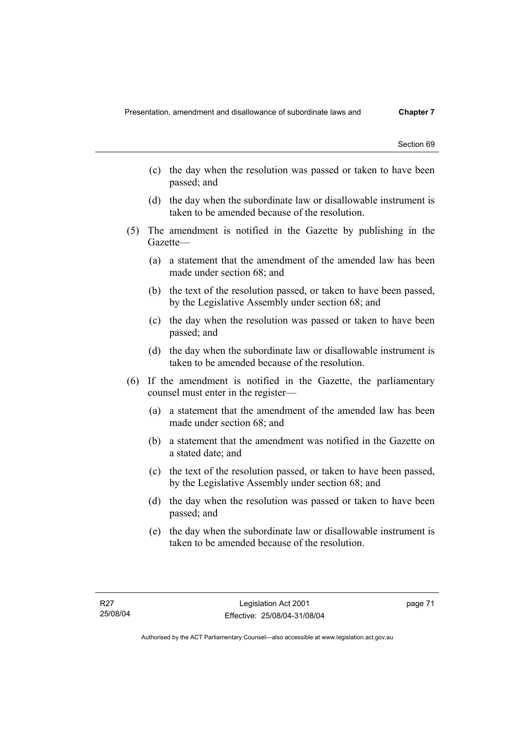(c) the day when the resolution was passed or taken to have been passed; and

(d) the day when the subordinate law or disallowable instrument is taken to be amended because of the resolution.

(5) The amendment is notified in the Gazette by publishing in the Gazette—

(a) a statement that the amendment of the amended law has been made under section 68; and

(b) the text of the resolution passed, or taken to have been passed, by the Legislative Assembly under section 68; and

(c) the day when the resolution was passed or taken to have been passed; and

(d) the day when the subordinate law or disallowable instrument is taken to be amended because of the resolution.

(6) If the amendment is notified in the Gazette, the parliamentary counsel must enter in the register—

(a) a statement that the amendment of the amended law has been made under section 68; and

(b) a statement that the amendment was notified in the Gazette on a stated date; and

(c) the text of the resolution passed, or taken to have been passed, by the Legislative Assembly under section 68; and

(d) the day when the resolution was passed or taken to have been passed; and

(e) the day when the subordinate law or disallowable instrument is taken to be amended because of the resolution.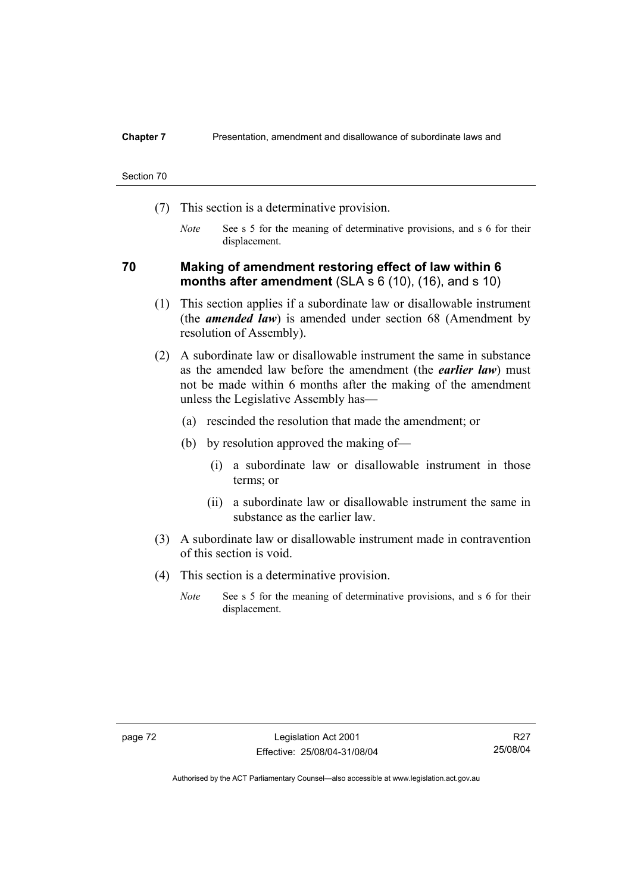(7) This section is a determinative provision.

*Note* See s 5 for the meaning of determinative provisions, and s 6 for their displacement.

## 70 Making of amendment restoring effect of law within 6 months after amendment (SLA s 6 (10), (16), and s 10)

(1) This section applies if a subordinate law or disallowable instrument (the ***amended law***) is amended under section 68 (Amendment by resolution of Assembly).

(2) A subordinate law or disallowable instrument the same in substance as the amended law before the amendment (the ***earlier law***) must not be made within 6 months after the making of the amendment unless the Legislative Assembly has—

(a) rescinded the resolution that made the amendment; or

(b) by resolution approved the making of—

(i) a subordinate law or disallowable instrument in those terms; or

(ii) a subordinate law or disallowable instrument the same in substance as the earlier law.

(3) A subordinate law or disallowable instrument made in contravention of this section is void.

(4) This section is a determinative provision.

*Note* See s 5 for the meaning of determinative provisions, and s 6 for their displacement.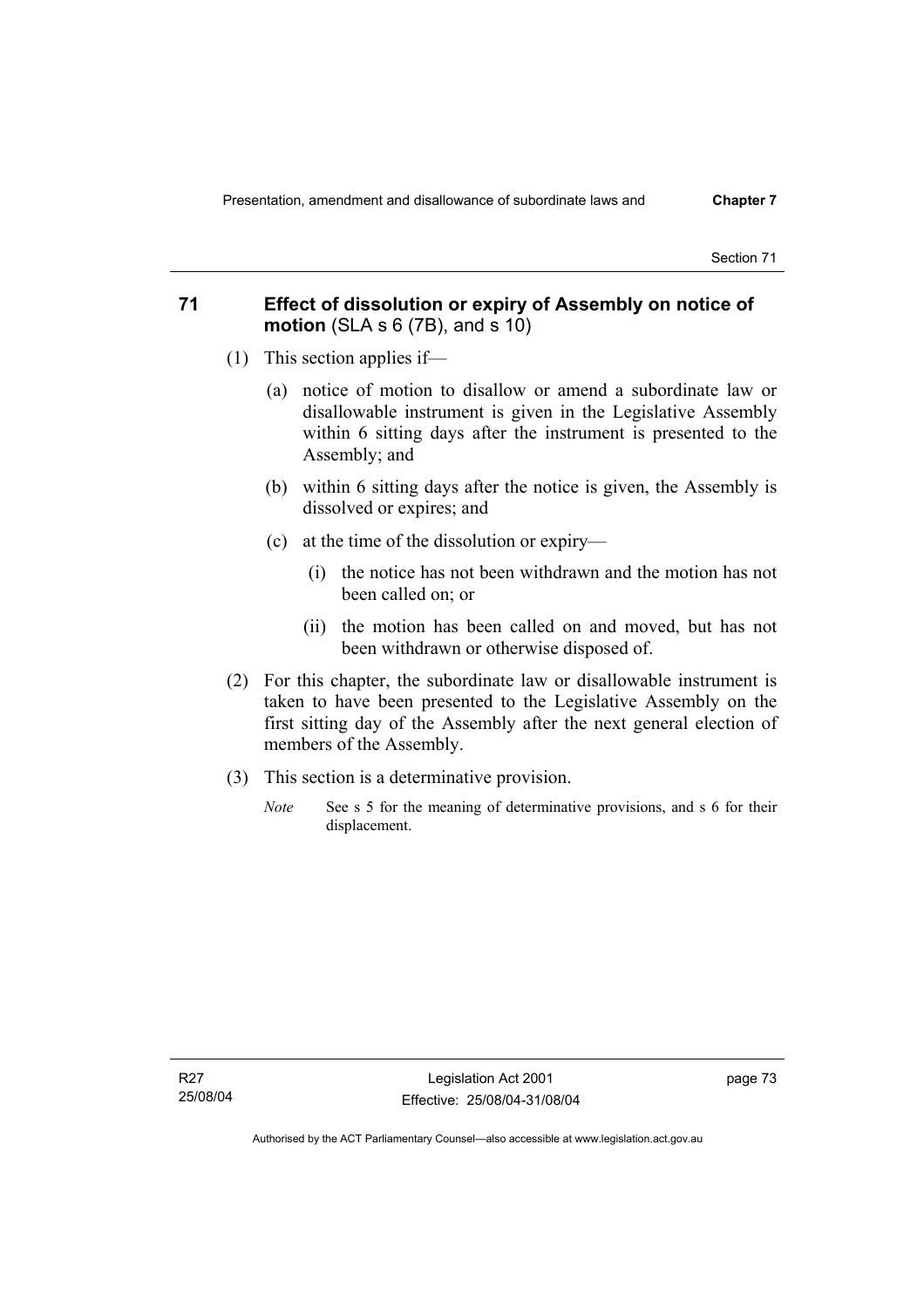## 71 Effect of dissolution or expiry of Assembly on notice of motion (SLA s 6 (7B), and s 10)

(1) This section applies if—

(a) notice of motion to disallow or amend a subordinate law or disallowable instrument is given in the Legislative Assembly within 6 sitting days after the instrument is presented to the Assembly; and

(b) within 6 sitting days after the notice is given, the Assembly is dissolved or expires; and

(c) at the time of the dissolution or expiry—

(i) the notice has not been withdrawn and the motion has not been called on; or

(ii) the motion has been called on and moved, but has not been withdrawn or otherwise disposed of.

(2) For this chapter, the subordinate law or disallowable instrument is taken to have been presented to the Legislative Assembly on the first sitting day of the Assembly after the next general election of members of the Assembly.

(3) This section is a determinative provision.

*Note* See s 5 for the meaning of determinative provisions, and s 6 for their displacement.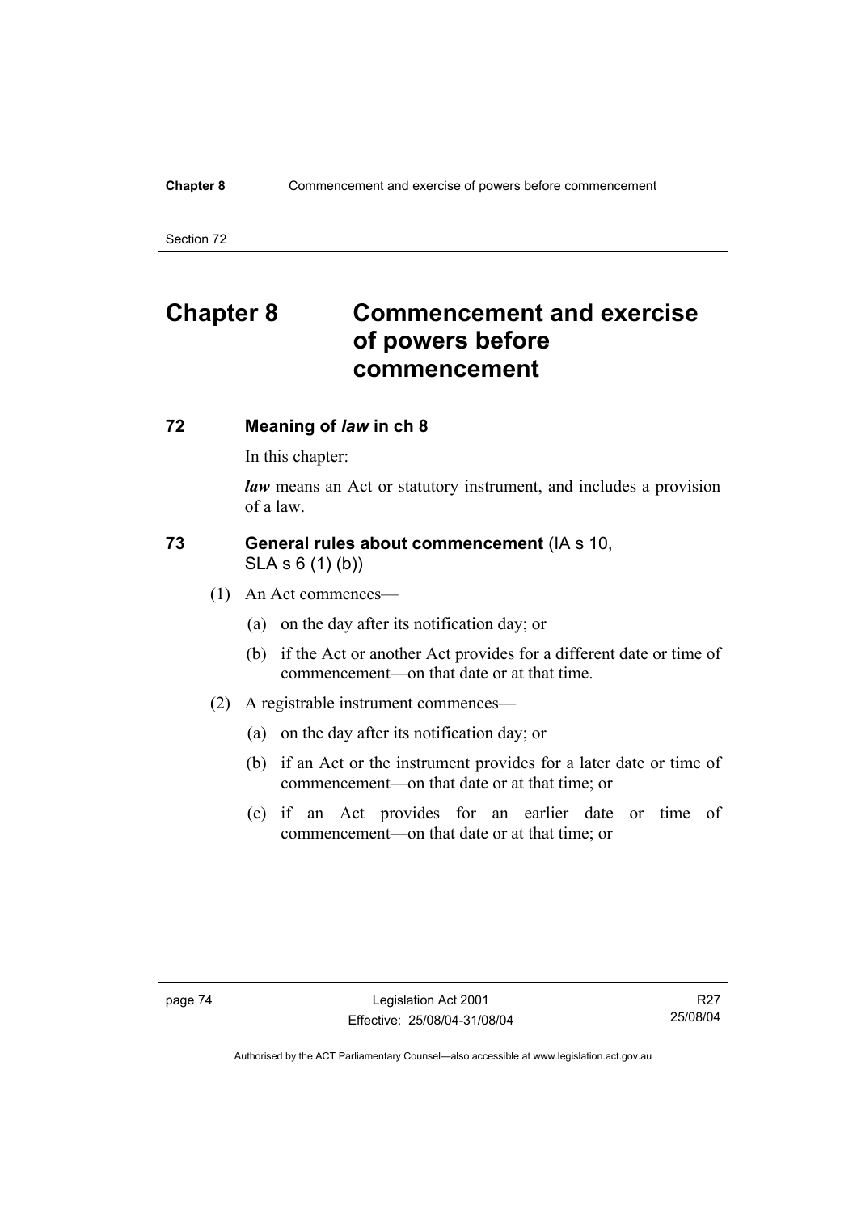# Chapter 8 Commencement and exercise of powers before commencement

## 72 Meaning of *law* in ch 8

In this chapter:

***law*** means an Act or statutory instrument, and includes a provision of a law.

## 73 General rules about commencement (IA s 10, SLA s 6 (1) (b))

(1) An Act commences—

(a) on the day after its notification day; or

(b) if the Act or another Act provides for a different date or time of commencement—on that date or at that time.

(2) A registrable instrument commences—

(a) on the day after its notification day; or

(b) if an Act or the instrument provides for a later date or time of commencement—on that date or at that time; or

(c) if an Act provides for an earlier date or time of commencement—on that date or at that time; or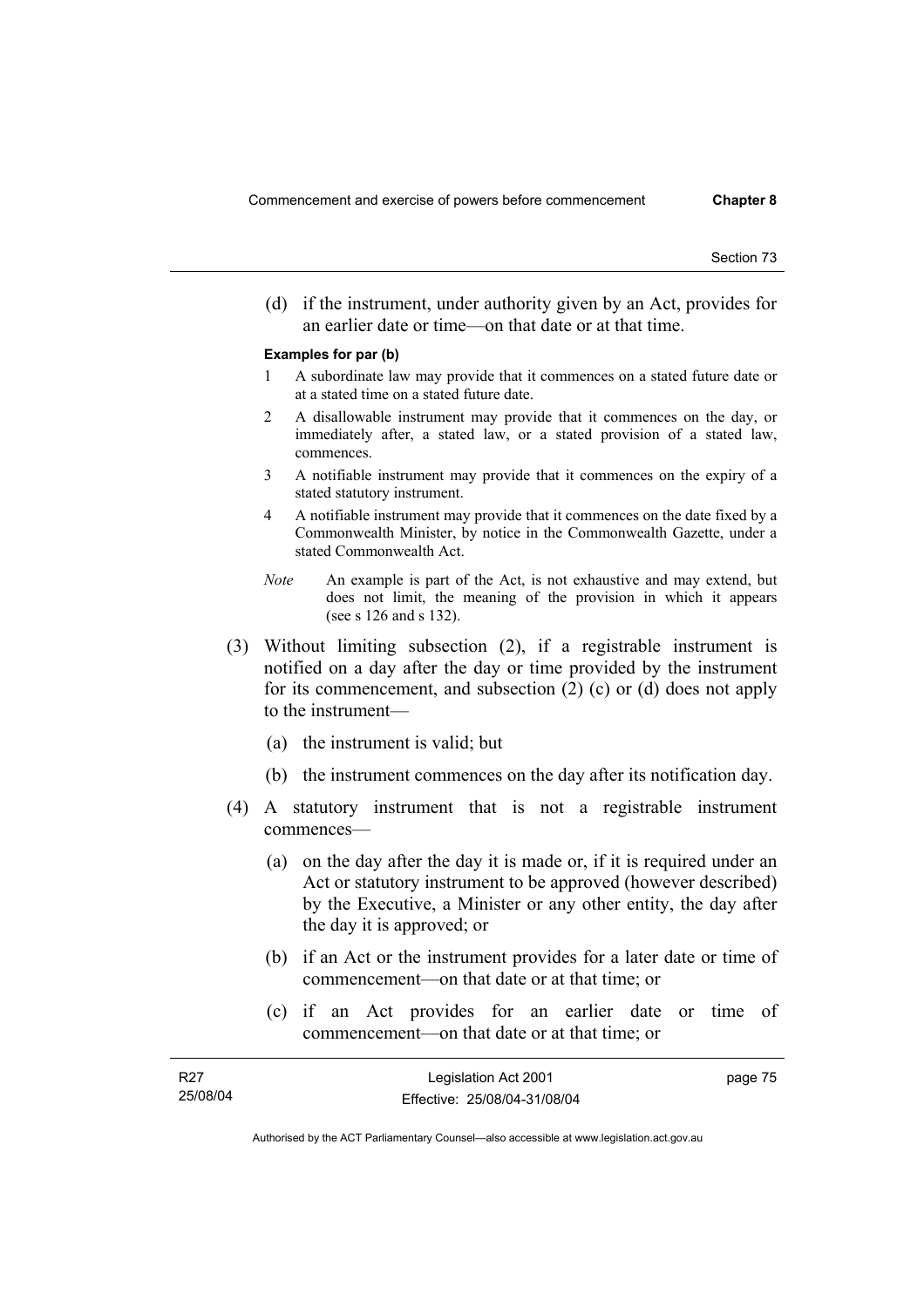(d) if the instrument, under authority given by an Act, provides for an earlier date or time—on that date or at that time.

**Examples for par (b)**

1 A subordinate law may provide that it commences on a stated future date or at a stated time on a stated future date.

2 A disallowable instrument may provide that it commences on the day, or immediately after, a stated law, or a stated provision of a stated law, commences.

3 A notifiable instrument may provide that it commences on the expiry of a stated statutory instrument.

4 A notifiable instrument may provide that it commences on the date fixed by a Commonwealth Minister, by notice in the Commonwealth Gazette, under a stated Commonwealth Act.

*Note* An example is part of the Act, is not exhaustive and may extend, but does not limit, the meaning of the provision in which it appears (see s 126 and s 132).

(3) Without limiting subsection (2), if a registrable instrument is notified on a day after the day or time provided by the instrument for its commencement, and subsection (2) (c) or (d) does not apply to the instrument—

(a) the instrument is valid; but

(b) the instrument commences on the day after its notification day.

(4) A statutory instrument that is not a registrable instrument commences—

(a) on the day after the day it is made or, if it is required under an Act or statutory instrument to be approved (however described) by the Executive, a Minister or any other entity, the day after the day it is approved; or

(b) if an Act or the instrument provides for a later date or time of commencement—on that date or at that time; or

(c) if an Act provides for an earlier date or time of commencement—on that date or at that time; or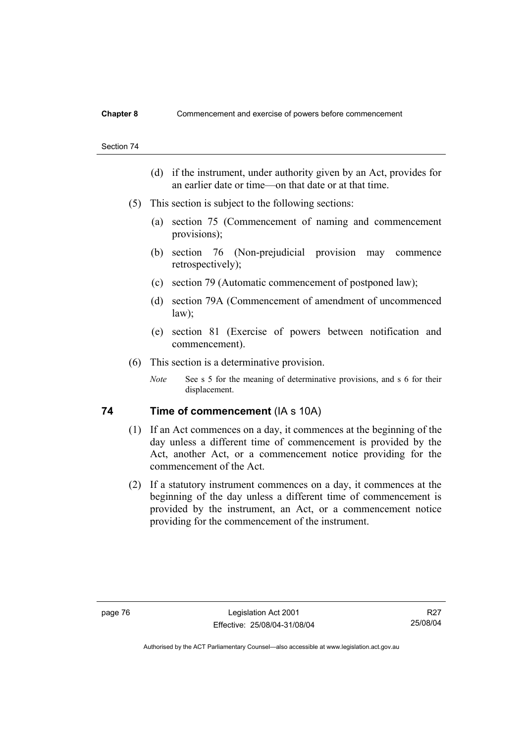(d) if the instrument, under authority given by an Act, provides for an earlier date or time—on that date or at that time.

(5) This section is subject to the following sections:

(a) section 75 (Commencement of naming and commencement provisions);

(b) section 76 (Non-prejudicial provision may commence retrospectively);

(c) section 79 (Automatic commencement of postponed law);

(d) section 79A (Commencement of amendment of uncommenced law);

(e) section 81 (Exercise of powers between notification and commencement).

(6) This section is a determinative provision.

*Note* See s 5 for the meaning of determinative provisions, and s 6 for their displacement.

## 74 Time of commencement (IA s 10A)

(1) If an Act commences on a day, it commences at the beginning of the day unless a different time of commencement is provided by the Act, another Act, or a commencement notice providing for the commencement of the Act.

(2) If a statutory instrument commences on a day, it commences at the beginning of the day unless a different time of commencement is provided by the instrument, an Act, or a commencement notice providing for the commencement of the instrument.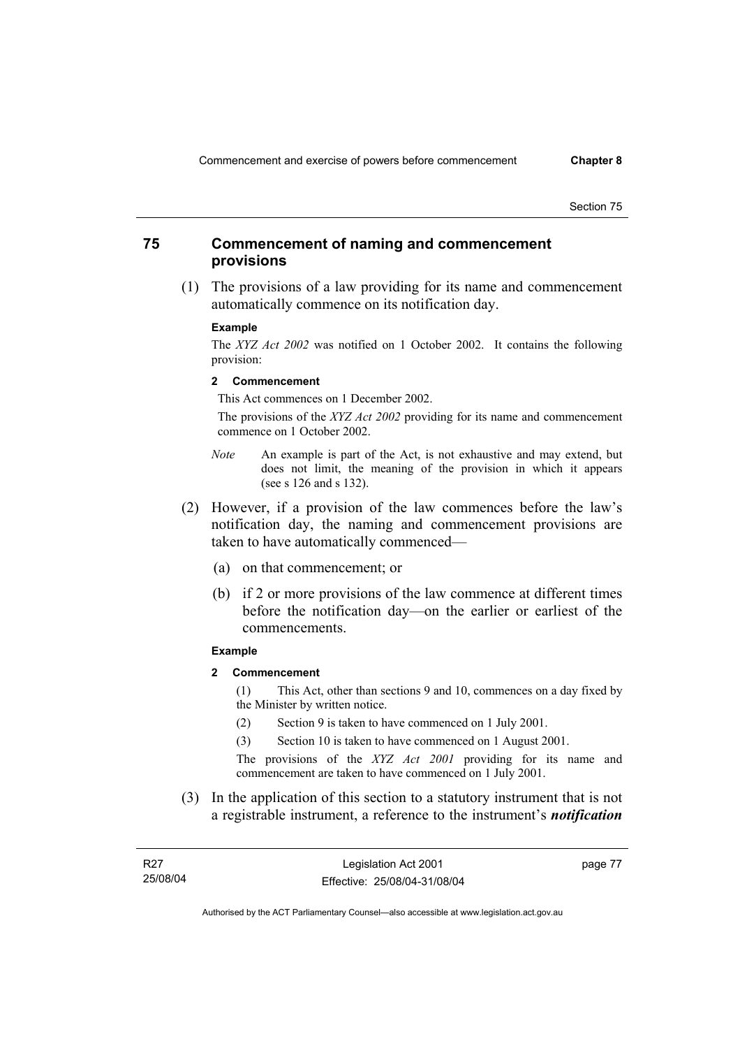## 75 Commencement of naming and commencement provisions

(1) The provisions of a law providing for its name and commencement automatically commence on its notification day.

**Example**

The *XYZ Act 2002* was notified on 1 October 2002. It contains the following provision:

**2 Commencement**

This Act commences on 1 December 2002.

The provisions of the *XYZ Act 2002* providing for its name and commencement commence on 1 October 2002.

*Note* An example is part of the Act, is not exhaustive and may extend, but does not limit, the meaning of the provision in which it appears (see s 126 and s 132).

(2) However, if a provision of the law commences before the law's notification day, the naming and commencement provisions are taken to have automatically commenced—

(a) on that commencement; or

(b) if 2 or more provisions of the law commence at different times before the notification day—on the earlier or earliest of the commencements.

**Example**

**2 Commencement**

(1) This Act, other than sections 9 and 10, commences on a day fixed by the Minister by written notice.

(2) Section 9 is taken to have commenced on 1 July 2001.

(3) Section 10 is taken to have commenced on 1 August 2001.

The provisions of the *XYZ Act 2001* providing for its name and commencement are taken to have commenced on 1 July 2001.

(3) In the application of this section to a statutory instrument that is not a registrable instrument, a reference to the instrument's ***notification***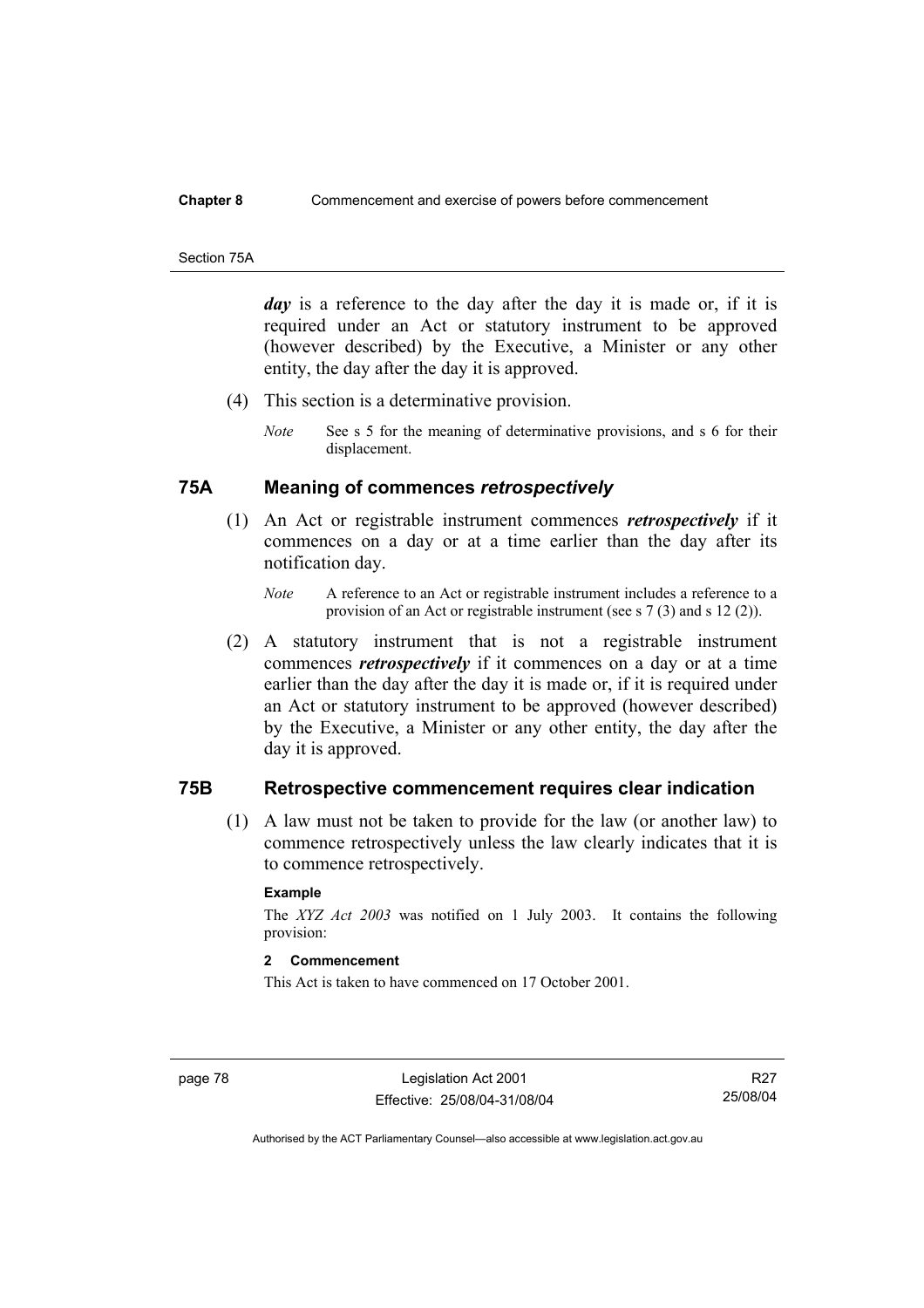***day*** is a reference to the day after the day it is made or, if it is required under an Act or statutory instrument to be approved (however described) by the Executive, a Minister or any other entity, the day after the day it is approved.

(4) This section is a determinative provision.

*Note* See s 5 for the meaning of determinative provisions, and s 6 for their displacement.

## 75A Meaning of commences *retrospectively*

(1) An Act or registrable instrument commences ***retrospectively*** if it commences on a day or at a time earlier than the day after its notification day.

*Note* A reference to an Act or registrable instrument includes a reference to a provision of an Act or registrable instrument (see s 7 (3) and s 12 (2)).

(2) A statutory instrument that is not a registrable instrument commences ***retrospectively*** if it commences on a day or at a time earlier than the day after the day it is made or, if it is required under an Act or statutory instrument to be approved (however described) by the Executive, a Minister or any other entity, the day after the day it is approved.

## 75B Retrospective commencement requires clear indication

(1) A law must not be taken to provide for the law (or another law) to commence retrospectively unless the law clearly indicates that it is to commence retrospectively.

**Example**

The *XYZ Act 2003* was notified on 1 July 2003. It contains the following provision:

**2 Commencement**

This Act is taken to have commenced on 17 October 2001.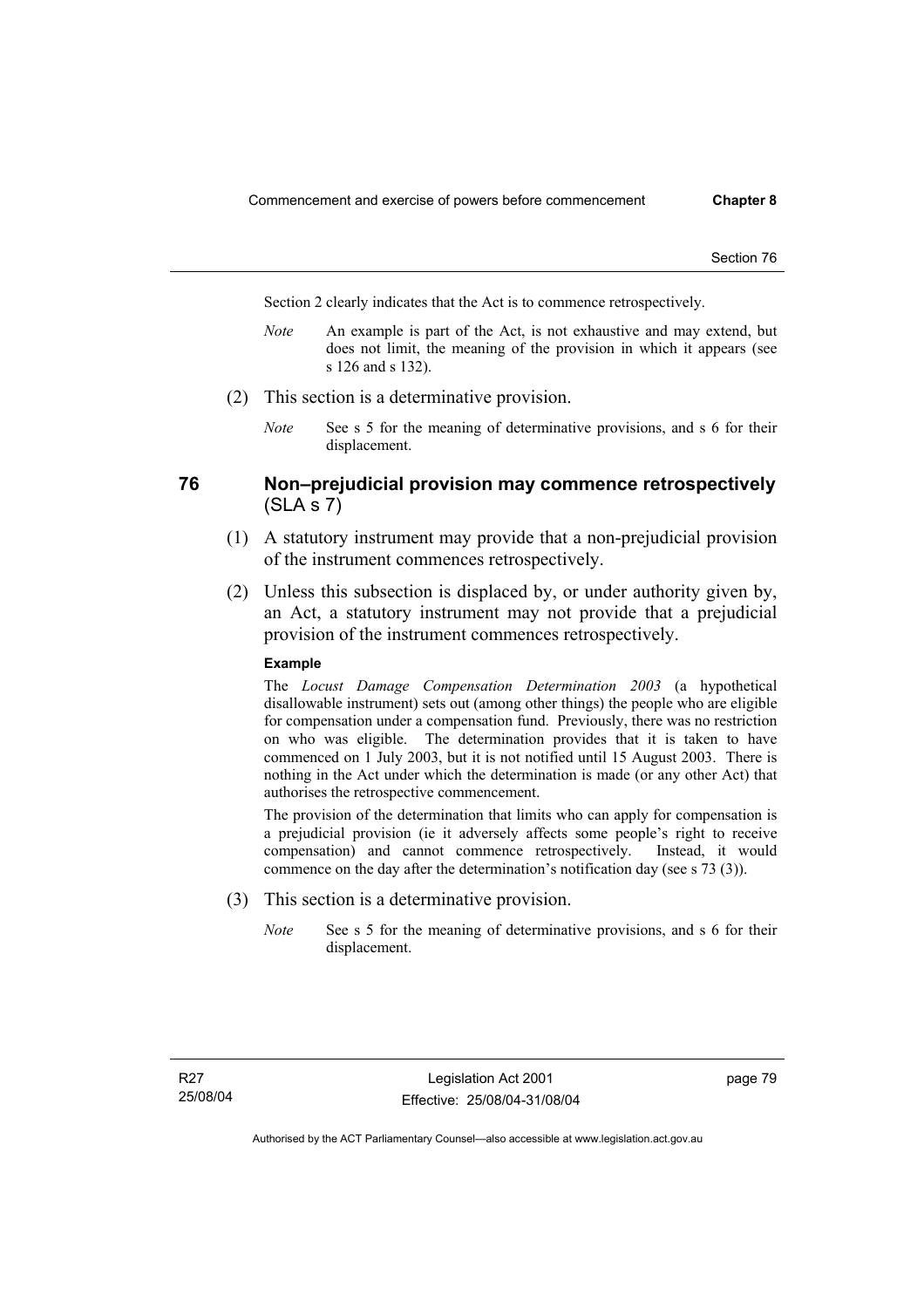Section 2 clearly indicates that the Act is to commence retrospectively.

*Note* An example is part of the Act, is not exhaustive and may extend, but does not limit, the meaning of the provision in which it appears (see s 126 and s 132).

(2) This section is a determinative provision.

*Note* See s 5 for the meaning of determinative provisions, and s 6 for their displacement.

## 76 Non–prejudicial provision may commence retrospectively (SLA s 7)

(1) A statutory instrument may provide that a non-prejudicial provision of the instrument commences retrospectively.

(2) Unless this subsection is displaced by, or under authority given by, an Act, a statutory instrument may not provide that a prejudicial provision of the instrument commences retrospectively.

**Example**

The *Locust Damage Compensation Determination 2003* (a hypothetical disallowable instrument) sets out (among other things) the people who are eligible for compensation under a compensation fund. Previously, there was no restriction on who was eligible. The determination provides that it is taken to have commenced on 1 July 2003, but it is not notified until 15 August 2003. There is nothing in the Act under which the determination is made (or any other Act) that authorises the retrospective commencement.

The provision of the determination that limits who can apply for compensation is a prejudicial provision (ie it adversely affects some people's right to receive compensation) and cannot commence retrospectively. Instead, it would commence on the day after the determination's notification day (see s 73 (3)).

(3) This section is a determinative provision.

*Note* See s 5 for the meaning of determinative provisions, and s 6 for their displacement.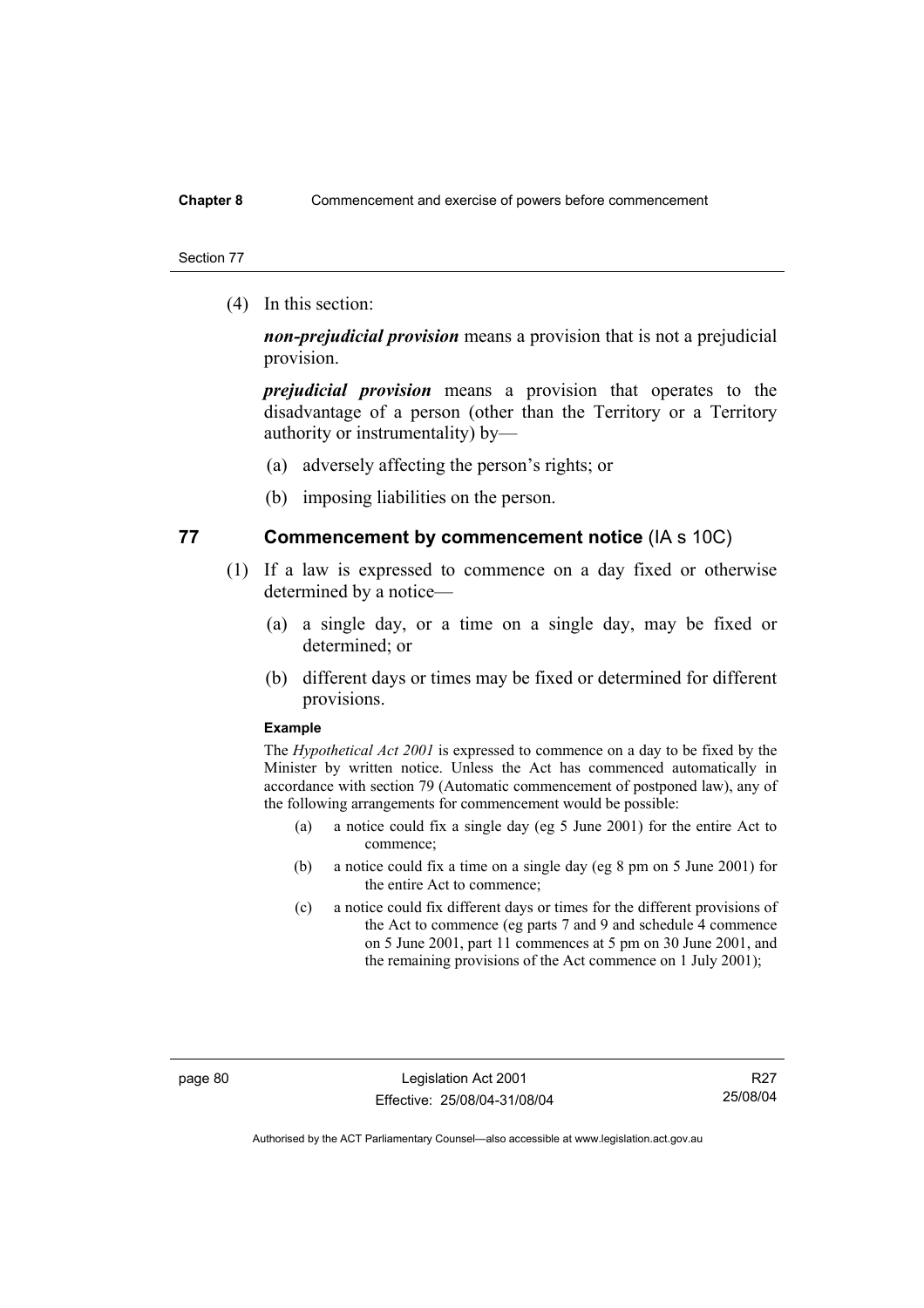(4) In this section:

***non-prejudicial provision*** means a provision that is not a prejudicial provision.

***prejudicial provision*** means a provision that operates to the disadvantage of a person (other than the Territory or a Territory authority or instrumentality) by—

(a) adversely affecting the person's rights; or

(b) imposing liabilities on the person.

## 77 Commencement by commencement notice (IA s 10C)

(1) If a law is expressed to commence on a day fixed or otherwise determined by a notice—

(a) a single day, or a time on a single day, may be fixed or determined; or

(b) different days or times may be fixed or determined for different provisions.

**Example**

The *Hypothetical Act 2001* is expressed to commence on a day to be fixed by the Minister by written notice. Unless the Act has commenced automatically in accordance with section 79 (Automatic commencement of postponed law), any of the following arrangements for commencement would be possible:

(a) a notice could fix a single day (eg 5 June 2001) for the entire Act to commence;

(b) a notice could fix a time on a single day (eg 8 pm on 5 June 2001) for the entire Act to commence;

(c) a notice could fix different days or times for the different provisions of the Act to commence (eg parts 7 and 9 and schedule 4 commence on 5 June 2001, part 11 commences at 5 pm on 30 June 2001, and the remaining provisions of the Act commence on 1 July 2001);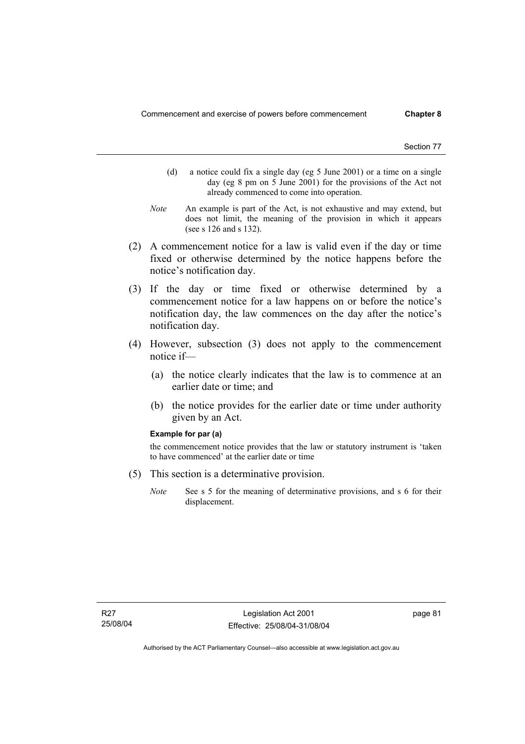(d) a notice could fix a single day (eg 5 June 2001) or a time on a single day (eg 8 pm on 5 June 2001) for the provisions of the Act not already commenced to come into operation.

*Note* An example is part of the Act, is not exhaustive and may extend, but does not limit, the meaning of the provision in which it appears (see s 126 and s 132).

(2) A commencement notice for a law is valid even if the day or time fixed or otherwise determined by the notice happens before the notice's notification day.

(3) If the day or time fixed or otherwise determined by a commencement notice for a law happens on or before the notice's notification day, the law commences on the day after the notice's notification day.

(4) However, subsection (3) does not apply to the commencement notice if—

(a) the notice clearly indicates that the law is to commence at an earlier date or time; and

(b) the notice provides for the earlier date or time under authority given by an Act.

**Example for par (a)**

the commencement notice provides that the law or statutory instrument is 'taken to have commenced' at the earlier date or time

(5) This section is a determinative provision.

*Note* See s 5 for the meaning of determinative provisions, and s 6 for their displacement.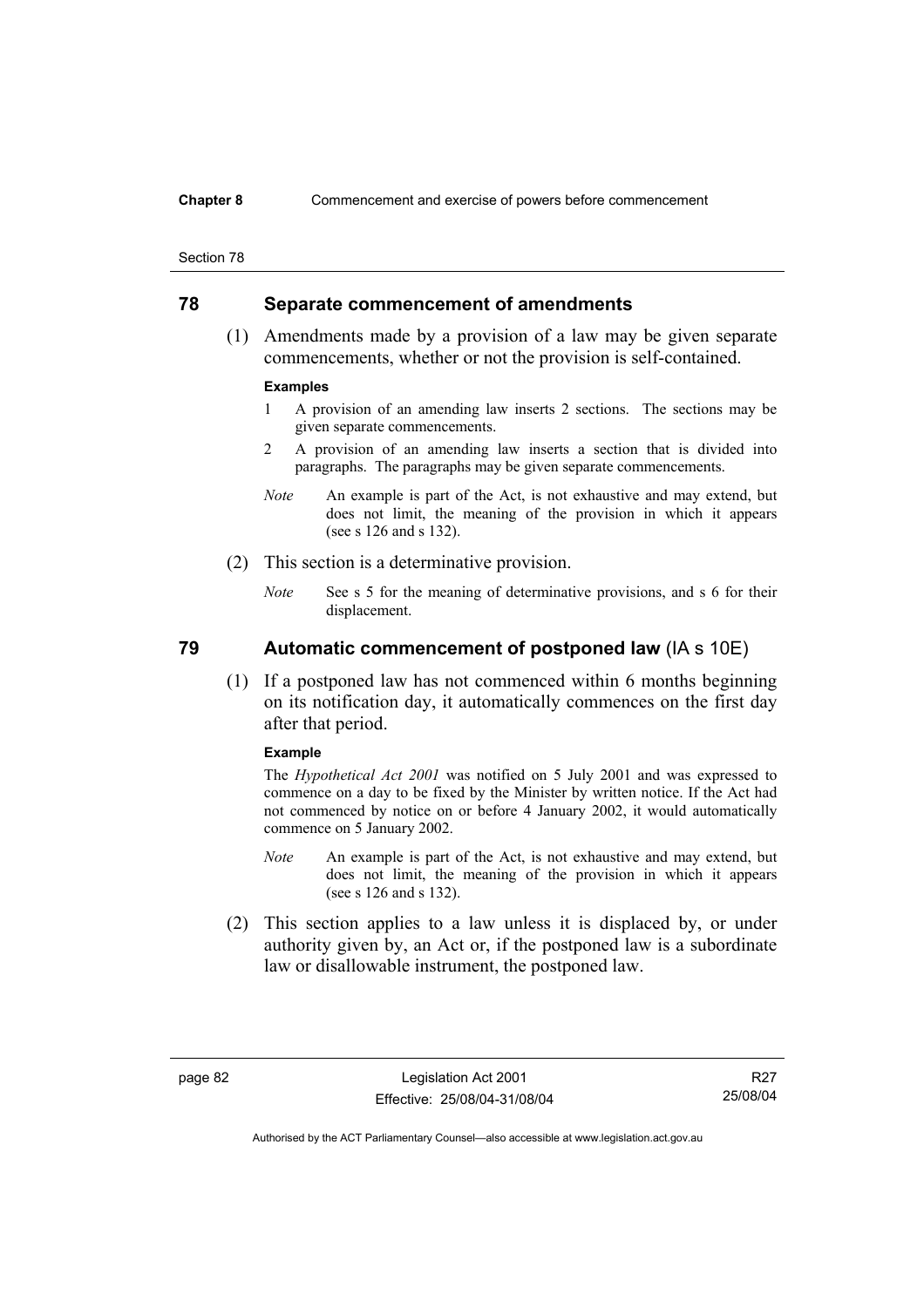## 78 Separate commencement of amendments

(1) Amendments made by a provision of a law may be given separate commencements, whether or not the provision is self-contained.

**Examples**

1 A provision of an amending law inserts 2 sections. The sections may be given separate commencements.

2 A provision of an amending law inserts a section that is divided into paragraphs. The paragraphs may be given separate commencements.

*Note* An example is part of the Act, is not exhaustive and may extend, but does not limit, the meaning of the provision in which it appears (see s 126 and s 132).

(2) This section is a determinative provision.

*Note* See s 5 for the meaning of determinative provisions, and s 6 for their displacement.

## 79 Automatic commencement of postponed law (IA s 10E)

(1) If a postponed law has not commenced within 6 months beginning on its notification day, it automatically commences on the first day after that period.

**Example**

The *Hypothetical Act 2001* was notified on 5 July 2001 and was expressed to commence on a day to be fixed by the Minister by written notice. If the Act had not commenced by notice on or before 4 January 2002, it would automatically commence on 5 January 2002.

*Note* An example is part of the Act, is not exhaustive and may extend, but does not limit, the meaning of the provision in which it appears (see s 126 and s 132).

(2) This section applies to a law unless it is displaced by, or under authority given by, an Act or, if the postponed law is a subordinate law or disallowable instrument, the postponed law.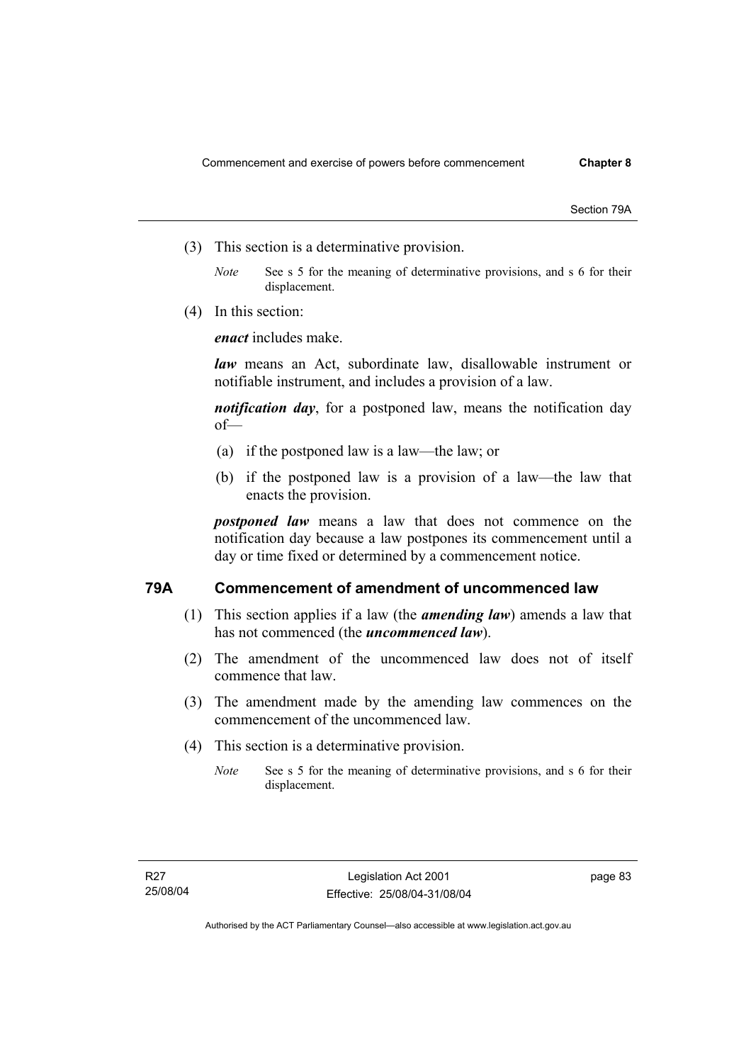(3) This section is a determinative provision.

*Note* See s 5 for the meaning of determinative provisions, and s 6 for their displacement.

(4) In this section:

***enact*** includes make.

***law*** means an Act, subordinate law, disallowable instrument or notifiable instrument, and includes a provision of a law.

***notification day***, for a postponed law, means the notification day of—

(a) if the postponed law is a law—the law; or

(b) if the postponed law is a provision of a law—the law that enacts the provision.

***postponed law*** means a law that does not commence on the notification day because a law postpones its commencement until a day or time fixed or determined by a commencement notice.

## 79A Commencement of amendment of uncommenced law

(1) This section applies if a law (the ***amending law***) amends a law that has not commenced (the ***uncommenced law***).

(2) The amendment of the uncommenced law does not of itself commence that law.

(3) The amendment made by the amending law commences on the commencement of the uncommenced law.

(4) This section is a determinative provision.

*Note* See s 5 for the meaning of determinative provisions, and s 6 for their displacement.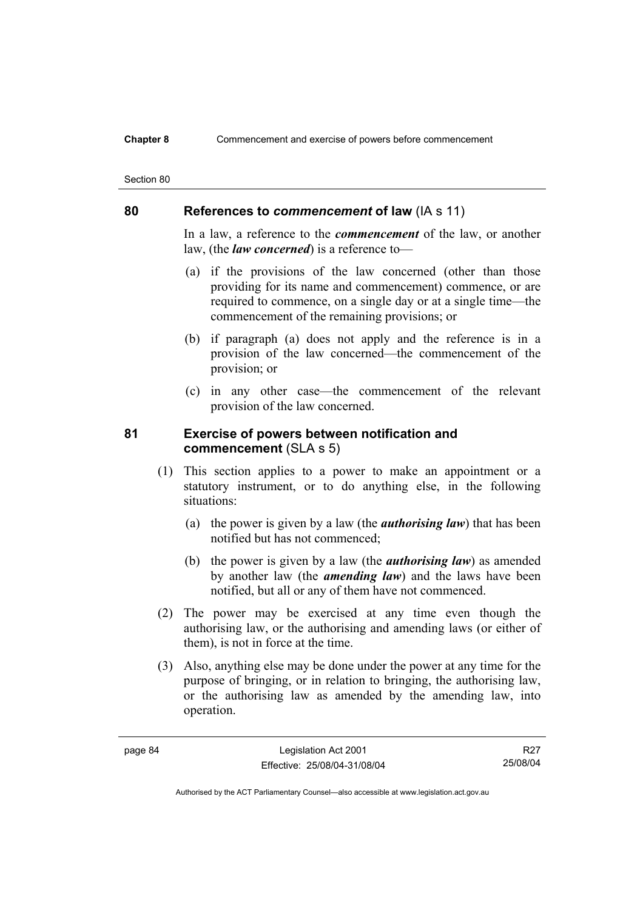## 80 References to *commencement* of law (IA s 11)

In a law, a reference to the ***commencement*** of the law, or another law, (the ***law concerned***) is a reference to—

(a) if the provisions of the law concerned (other than those providing for its name and commencement) commence, or are required to commence, on a single day or at a single time—the commencement of the remaining provisions; or

(b) if paragraph (a) does not apply and the reference is in a provision of the law concerned—the commencement of the provision; or

(c) in any other case—the commencement of the relevant provision of the law concerned.

## 81 Exercise of powers between notification and commencement (SLA s 5)

(1) This section applies to a power to make an appointment or a statutory instrument, or to do anything else, in the following situations:

(a) the power is given by a law (the ***authorising law***) that has been notified but has not commenced;

(b) the power is given by a law (the ***authorising law***) as amended by another law (the ***amending law***) and the laws have been notified, but all or any of them have not commenced.

(2) The power may be exercised at any time even though the authorising law, or the authorising and amending laws (or either of them), is not in force at the time.

(3) Also, anything else may be done under the power at any time for the purpose of bringing, or in relation to bringing, the authorising law, or the authorising law as amended by the amending law, into operation.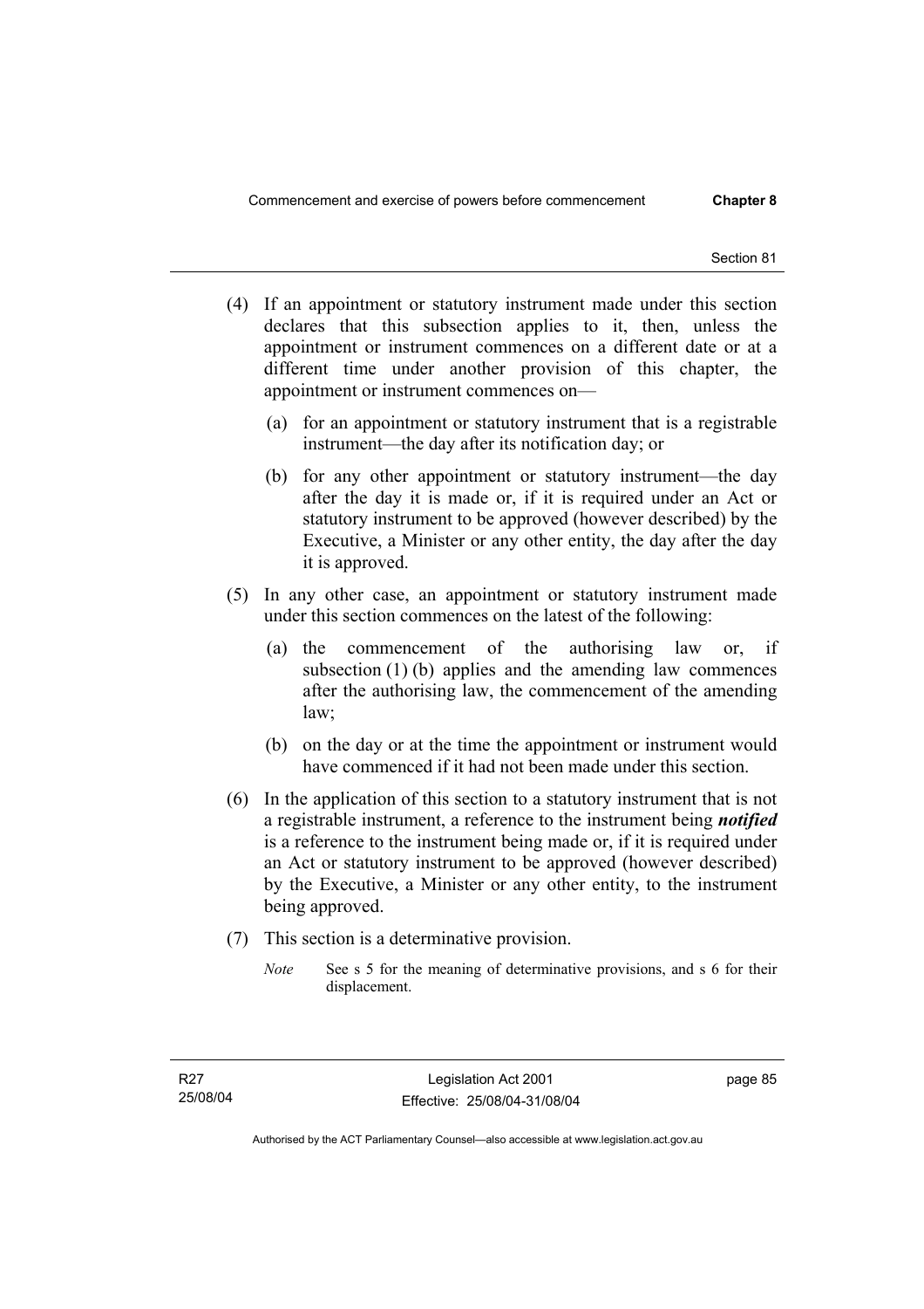(4) If an appointment or statutory instrument made under this section declares that this subsection applies to it, then, unless the appointment or instrument commences on a different date or at a different time under another provision of this chapter, the appointment or instrument commences on—

(a) for an appointment or statutory instrument that is a registrable instrument—the day after its notification day; or

(b) for any other appointment or statutory instrument—the day after the day it is made or, if it is required under an Act or statutory instrument to be approved (however described) by the Executive, a Minister or any other entity, the day after the day it is approved.

(5) In any other case, an appointment or statutory instrument made under this section commences on the latest of the following:

(a) the commencement of the authorising law or, if subsection (1) (b) applies and the amending law commences after the authorising law, the commencement of the amending law;

(b) on the day or at the time the appointment or instrument would have commenced if it had not been made under this section.

(6) In the application of this section to a statutory instrument that is not a registrable instrument, a reference to the instrument being ***notified*** is a reference to the instrument being made or, if it is required under an Act or statutory instrument to be approved (however described) by the Executive, a Minister or any other entity, to the instrument being approved.

(7) This section is a determinative provision.

*Note* See s 5 for the meaning of determinative provisions, and s 6 for their displacement.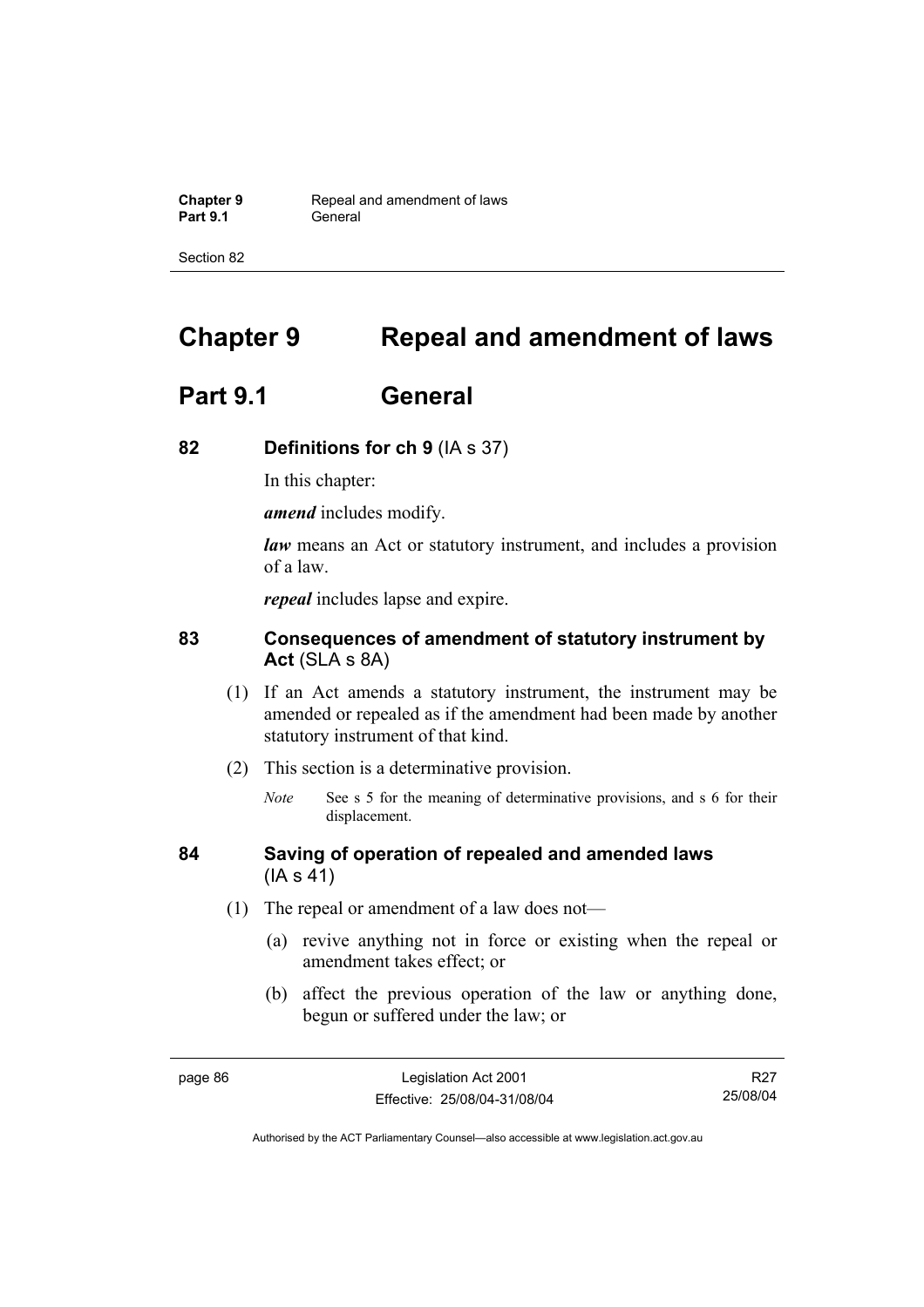# Chapter 9 Repeal and amendment of laws

## Part 9.1 General

### 82 Definitions for ch 9 (IA s 37)

In this chapter:

***amend*** includes modify.

***law*** means an Act or statutory instrument, and includes a provision of a law.

***repeal*** includes lapse and expire.

### 83 Consequences of amendment of statutory instrument by Act (SLA s 8A)

(1) If an Act amends a statutory instrument, the instrument may be amended or repealed as if the amendment had been made by another statutory instrument of that kind.

(2) This section is a determinative provision.

*Note* See s 5 for the meaning of determinative provisions, and s 6 for their displacement.

### 84 Saving of operation of repealed and amended laws (IA s 41)

(1) The repeal or amendment of a law does not—

(a) revive anything not in force or existing when the repeal or amendment takes effect; or

(b) affect the previous operation of the law or anything done, begun or suffered under the law; or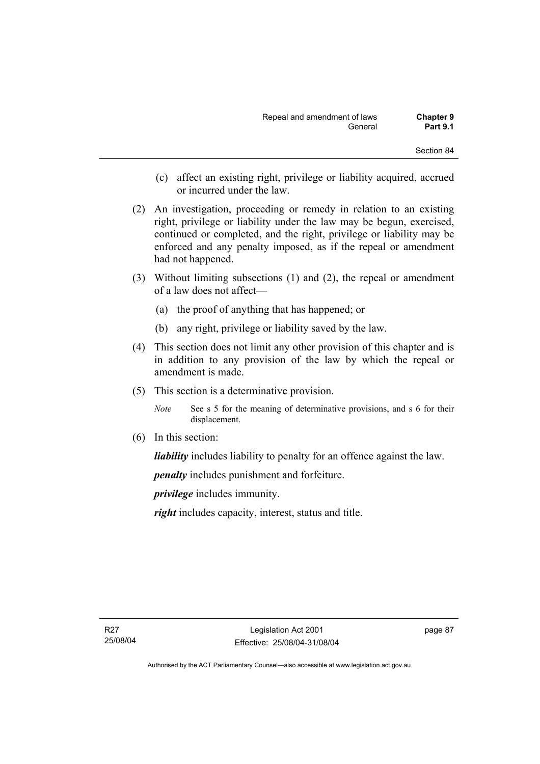(c) affect an existing right, privilege or liability acquired, accrued or incurred under the law.

(2) An investigation, proceeding or remedy in relation to an existing right, privilege or liability under the law may be begun, exercised, continued or completed, and the right, privilege or liability may be enforced and any penalty imposed, as if the repeal or amendment had not happened.

(3) Without limiting subsections (1) and (2), the repeal or amendment of a law does not affect—

(a) the proof of anything that has happened; or

(b) any right, privilege or liability saved by the law.

(4) This section does not limit any other provision of this chapter and is in addition to any provision of the law by which the repeal or amendment is made.

(5) This section is a determinative provision.

*Note* See s 5 for the meaning of determinative provisions, and s 6 for their displacement.

(6) In this section:

***liability*** includes liability to penalty for an offence against the law.

***penalty*** includes punishment and forfeiture.

***privilege*** includes immunity.

***right*** includes capacity, interest, status and title.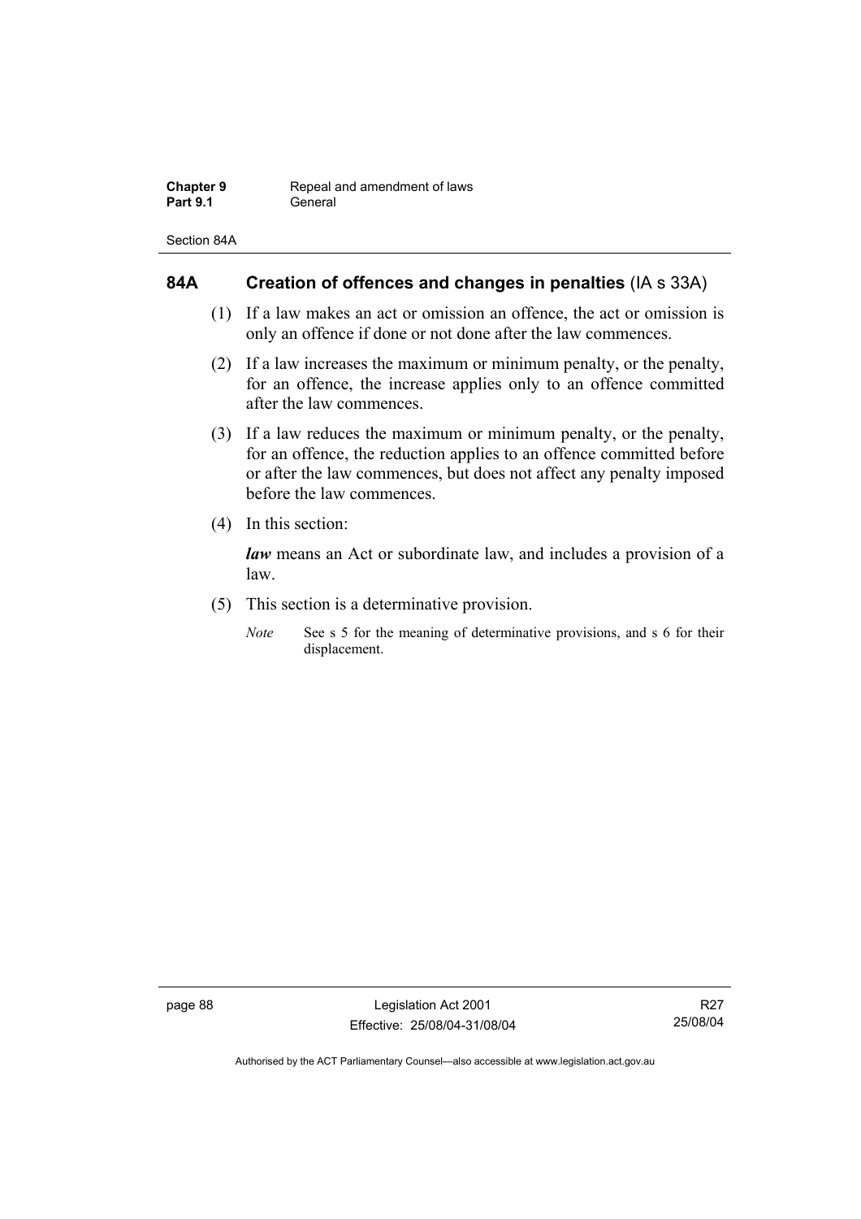## 84A Creation of offences and changes in penalties (IA s 33A)

(1) If a law makes an act or omission an offence, the act or omission is only an offence if done or not done after the law commences.

(2) If a law increases the maximum or minimum penalty, or the penalty, for an offence, the increase applies only to an offence committed after the law commences.

(3) If a law reduces the maximum or minimum penalty, or the penalty, for an offence, the reduction applies to an offence committed before or after the law commences, but does not affect any penalty imposed before the law commences.

(4) In this section:

***law*** means an Act or subordinate law, and includes a provision of a law.

(5) This section is a determinative provision.

*Note* See s 5 for the meaning of determinative provisions, and s 6 for their displacement.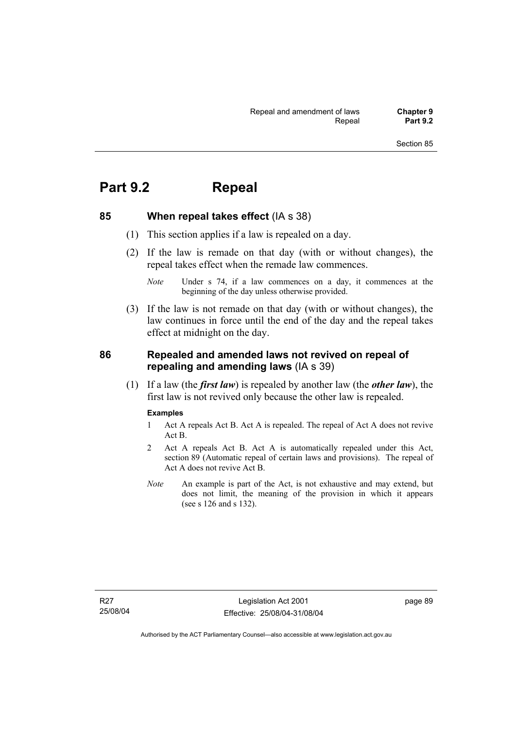# Part 9.2 Repeal

## 85 When repeal takes effect (IA s 38)

(1) This section applies if a law is repealed on a day.

(2) If the law is remade on that day (with or without changes), the repeal takes effect when the remade law commences.

*Note* Under s 74, if a law commences on a day, it commences at the beginning of the day unless otherwise provided.

(3) If the law is not remade on that day (with or without changes), the law continues in force until the end of the day and the repeal takes effect at midnight on the day.

## 86 Repealed and amended laws not revived on repeal of repealing and amending laws (IA s 39)

(1) If a law (the ***first law***) is repealed by another law (the ***other law***), the first law is not revived only because the other law is repealed.

**Examples**

1 Act A repeals Act B. Act A is repealed. The repeal of Act A does not revive Act B.

2 Act A repeals Act B. Act A is automatically repealed under this Act, section 89 (Automatic repeal of certain laws and provisions). The repeal of Act A does not revive Act B.

*Note* An example is part of the Act, is not exhaustive and may extend, but does not limit, the meaning of the provision in which it appears (see s 126 and s 132).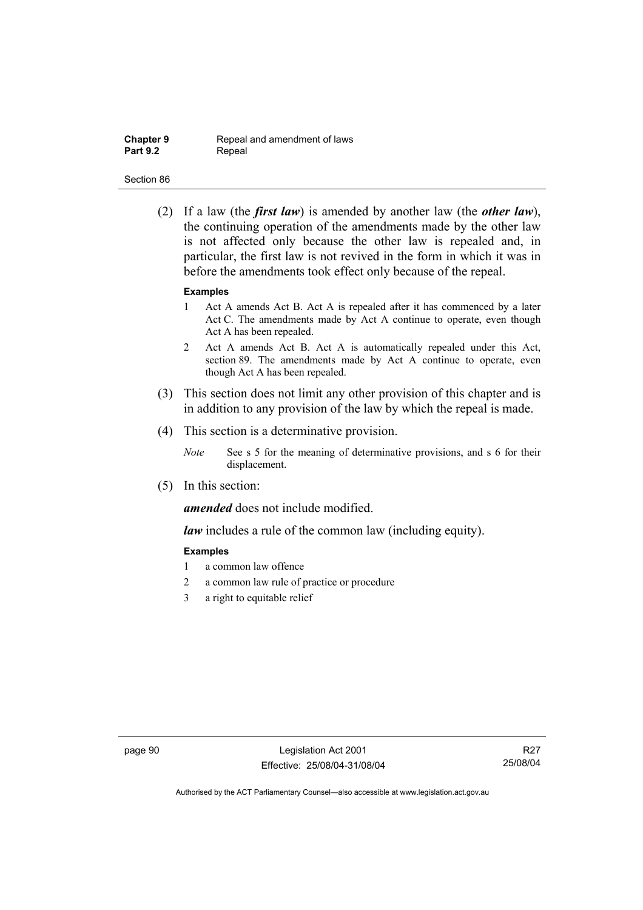(2) If a law (the ***first law***) is amended by another law (the ***other law***), the continuing operation of the amendments made by the other law is not affected only because the other law is repealed and, in particular, the first law is not revived in the form in which it was in before the amendments took effect only because of the repeal.

**Examples**

1 Act A amends Act B. Act A is repealed after it has commenced by a later Act C. The amendments made by Act A continue to operate, even though Act A has been repealed.

2 Act A amends Act B. Act A is automatically repealed under this Act, section 89. The amendments made by Act A continue to operate, even though Act A has been repealed.

(3) This section does not limit any other provision of this chapter and is in addition to any provision of the law by which the repeal is made.

(4) This section is a determinative provision.

*Note* See s 5 for the meaning of determinative provisions, and s 6 for their displacement.

(5) In this section:

***amended*** does not include modified.

***law*** includes a rule of the common law (including equity).

**Examples**

1 a common law offence

2 a common law rule of practice or procedure

3 a right to equitable relief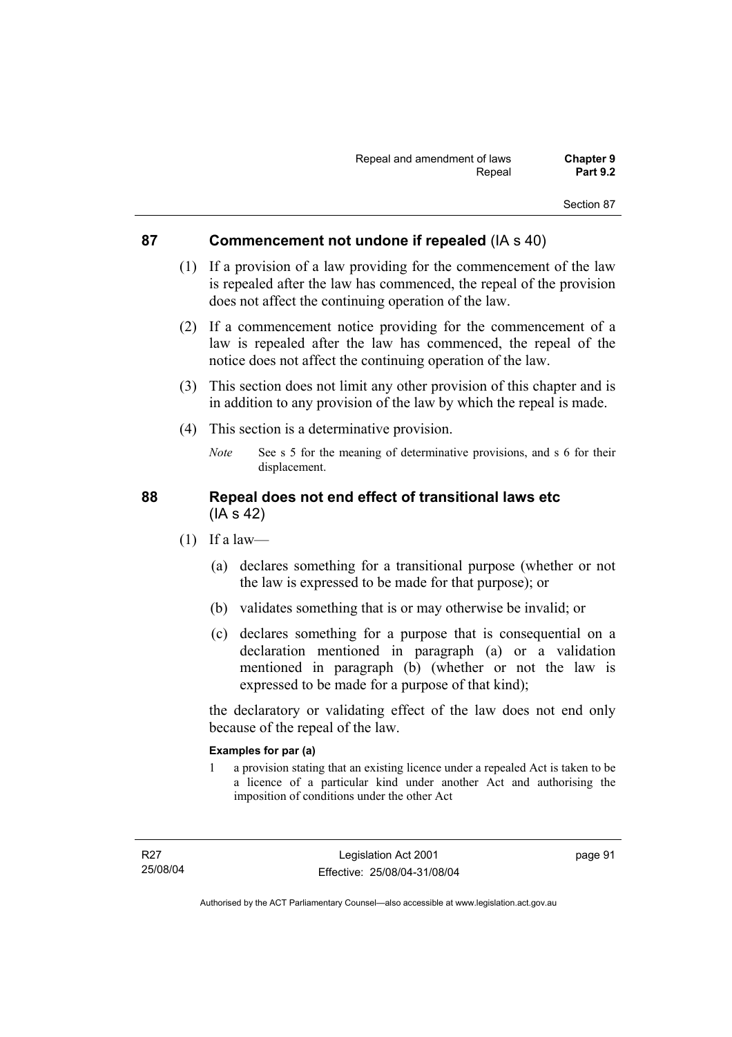## 87 Commencement not undone if repealed (IA s 40)

(1) If a provision of a law providing for the commencement of the law is repealed after the law has commenced, the repeal of the provision does not affect the continuing operation of the law.

(2) If a commencement notice providing for the commencement of a law is repealed after the law has commenced, the repeal of the notice does not affect the continuing operation of the law.

(3) This section does not limit any other provision of this chapter and is in addition to any provision of the law by which the repeal is made.

(4) This section is a determinative provision.

*Note* See s 5 for the meaning of determinative provisions, and s 6 for their displacement.

## 88 Repeal does not end effect of transitional laws etc (IA s 42)

(1) If a law—

(a) declares something for a transitional purpose (whether or not the law is expressed to be made for that purpose); or

(b) validates something that is or may otherwise be invalid; or

(c) declares something for a purpose that is consequential on a declaration mentioned in paragraph (a) or a validation mentioned in paragraph (b) (whether or not the law is expressed to be made for a purpose of that kind);

the declaratory or validating effect of the law does not end only because of the repeal of the law.

**Examples for par (a)**

1 a provision stating that an existing licence under a repealed Act is taken to be a licence of a particular kind under another Act and authorising the imposition of conditions under the other Act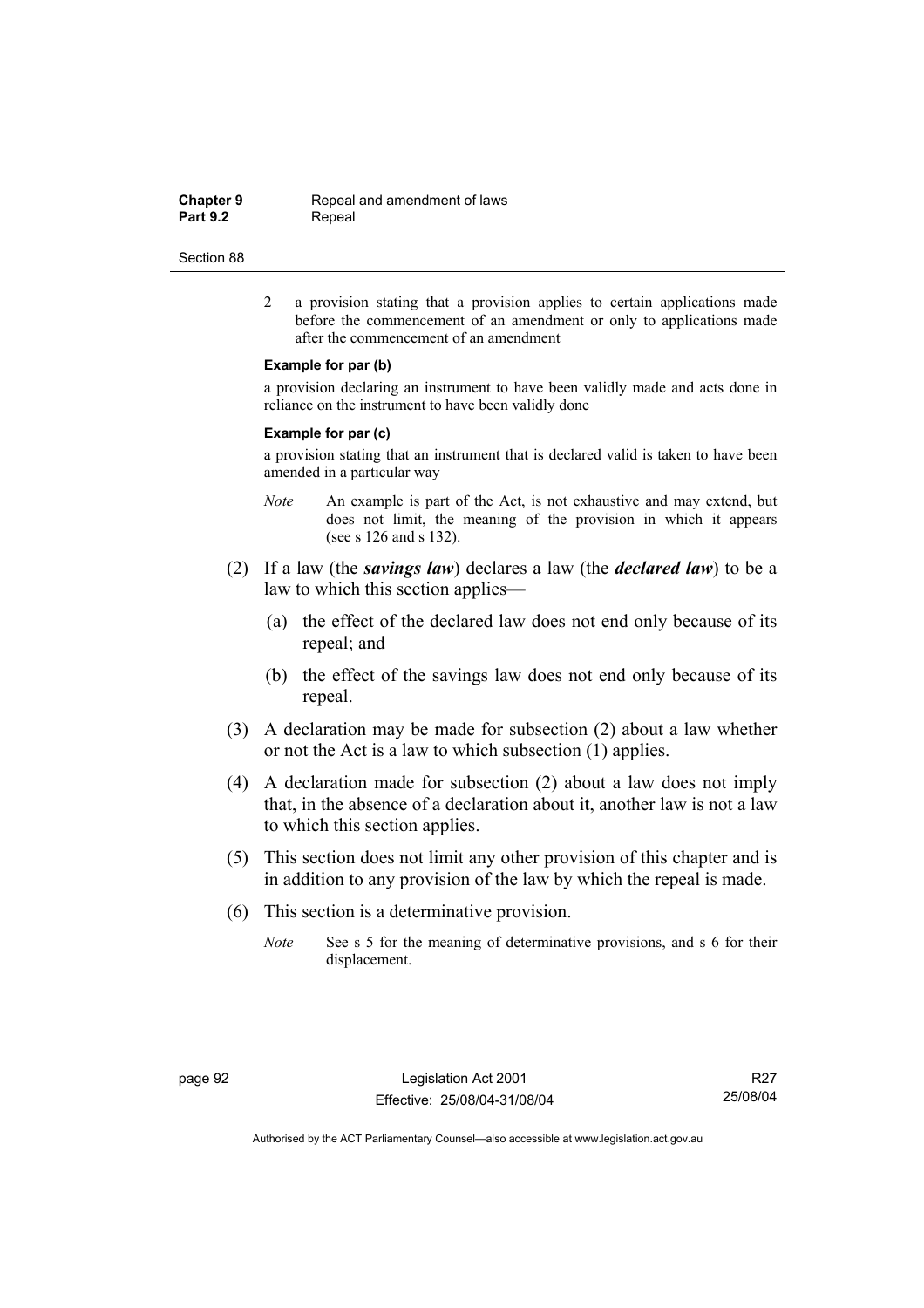2 a provision stating that a provision applies to certain applications made before the commencement of an amendment or only to applications made after the commencement of an amendment

**Example for par (b)**

a provision declaring an instrument to have been validly made and acts done in reliance on the instrument to have been validly done

**Example for par (c)**

a provision stating that an instrument that is declared valid is taken to have been amended in a particular way

*Note* An example is part of the Act, is not exhaustive and may extend, but does not limit, the meaning of the provision in which it appears (see s 126 and s 132).

(2) If a law (the ***savings law***) declares a law (the ***declared law***) to be a law to which this section applies—

(a) the effect of the declared law does not end only because of its repeal; and

(b) the effect of the savings law does not end only because of its repeal.

(3) A declaration may be made for subsection (2) about a law whether or not the Act is a law to which subsection (1) applies.

(4) A declaration made for subsection (2) about a law does not imply that, in the absence of a declaration about it, another law is not a law to which this section applies.

(5) This section does not limit any other provision of this chapter and is in addition to any provision of the law by which the repeal is made.

(6) This section is a determinative provision.

*Note* See s 5 for the meaning of determinative provisions, and s 6 for their displacement.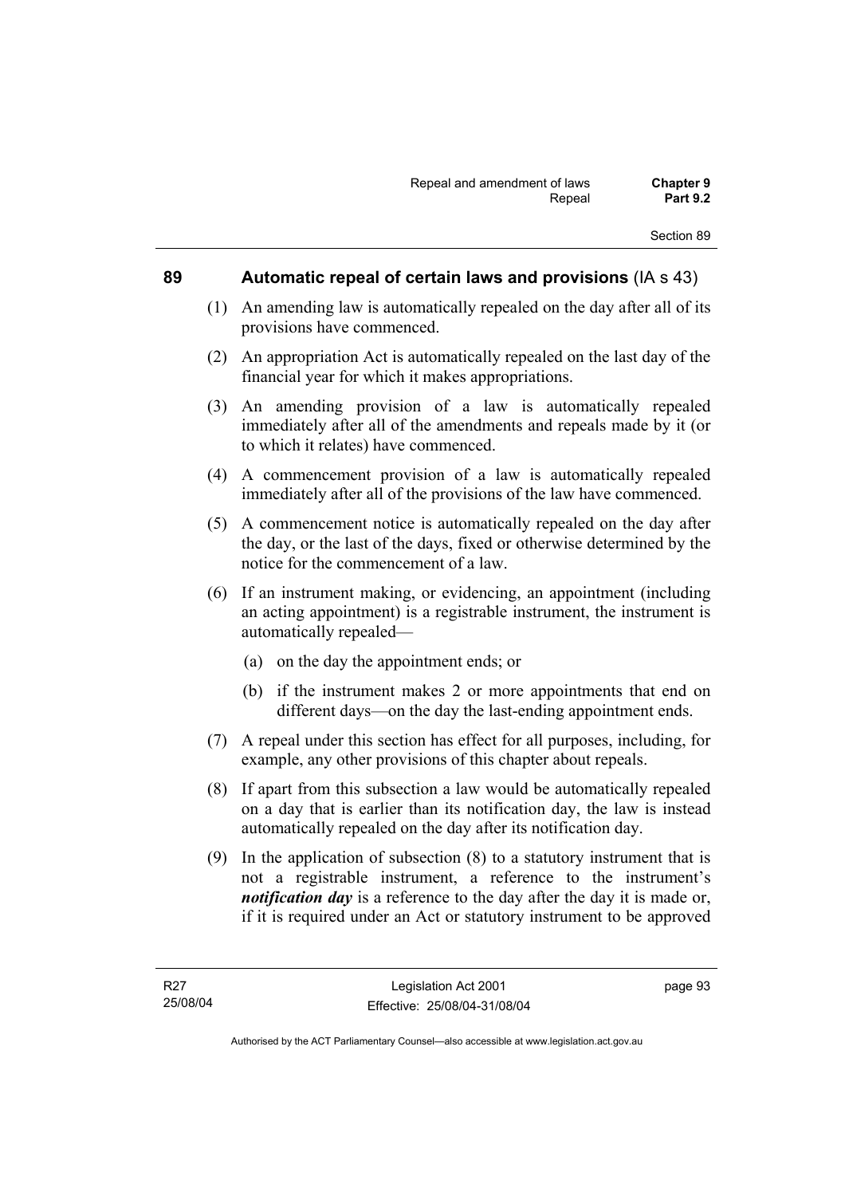## 89 Automatic repeal of certain laws and provisions (IA s 43)

(1) An amending law is automatically repealed on the day after all of its provisions have commenced.

(2) An appropriation Act is automatically repealed on the last day of the financial year for which it makes appropriations.

(3) An amending provision of a law is automatically repealed immediately after all of the amendments and repeals made by it (or to which it relates) have commenced.

(4) A commencement provision of a law is automatically repealed immediately after all of the provisions of the law have commenced.

(5) A commencement notice is automatically repealed on the day after the day, or the last of the days, fixed or otherwise determined by the notice for the commencement of a law.

(6) If an instrument making, or evidencing, an appointment (including an acting appointment) is a registrable instrument, the instrument is automatically repealed—

(a) on the day the appointment ends; or

(b) if the instrument makes 2 or more appointments that end on different days—on the day the last-ending appointment ends.

(7) A repeal under this section has effect for all purposes, including, for example, any other provisions of this chapter about repeals.

(8) If apart from this subsection a law would be automatically repealed on a day that is earlier than its notification day, the law is instead automatically repealed on the day after its notification day.

(9) In the application of subsection (8) to a statutory instrument that is not a registrable instrument, a reference to the instrument's ***notification day*** is a reference to the day after the day it is made or, if it is required under an Act or statutory instrument to be approved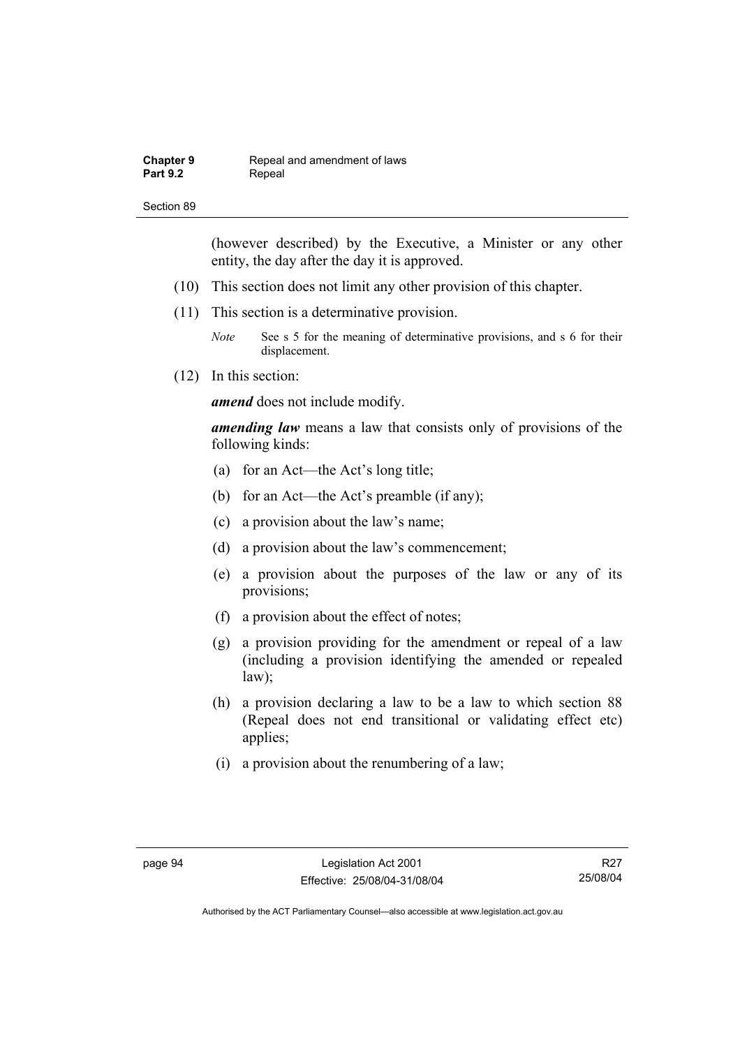(however described) by the Executive, a Minister or any other entity, the day after the day it is approved.

(10) This section does not limit any other provision of this chapter.

(11) This section is a determinative provision.

*Note* See s 5 for the meaning of determinative provisions, and s 6 for their displacement.

(12) In this section:

***amend*** does not include modify.

***amending law*** means a law that consists only of provisions of the following kinds:

(a) for an Act—the Act's long title;

(b) for an Act—the Act's preamble (if any);

(c) a provision about the law's name;

(d) a provision about the law's commencement;

(e) a provision about the purposes of the law or any of its provisions;

(f) a provision about the effect of notes;

(g) a provision providing for the amendment or repeal of a law (including a provision identifying the amended or repealed law);

(h) a provision declaring a law to be a law to which section 88 (Repeal does not end transitional or validating effect etc) applies;

(i) a provision about the renumbering of a law;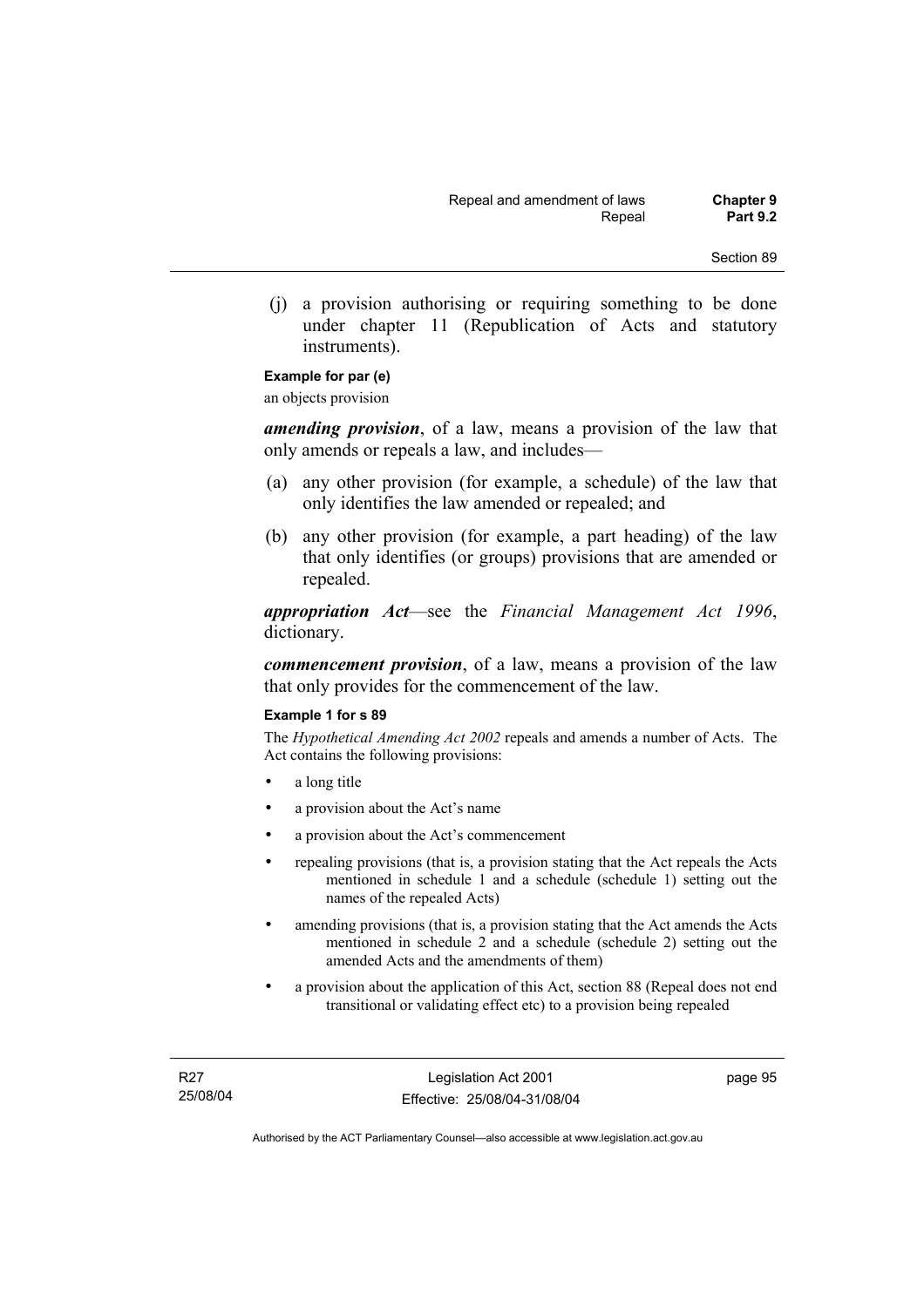(j) a provision authorising or requiring something to be done under chapter 11 (Republication of Acts and statutory instruments).

**Example for par (e)**

an objects provision

***amending provision***, of a law, means a provision of the law that only amends or repeals a law, and includes—

(a) any other provision (for example, a schedule) of the law that only identifies the law amended or repealed; and

(b) any other provision (for example, a part heading) of the law that only identifies (or groups) provisions that are amended or repealed.

***appropriation Act***—see the *Financial Management Act 1996*, dictionary.

***commencement provision***, of a law, means a provision of the law that only provides for the commencement of the law.

**Example 1 for s 89**

The *Hypothetical Amending Act 2002* repeals and amends a number of Acts. The Act contains the following provisions:

- a long title
- a provision about the Act's name
- a provision about the Act's commencement
- repealing provisions (that is, a provision stating that the Act repeals the Acts mentioned in schedule 1 and a schedule (schedule 1) setting out the names of the repealed Acts)
- amending provisions (that is, a provision stating that the Act amends the Acts mentioned in schedule 2 and a schedule (schedule 2) setting out the amended Acts and the amendments of them)
- a provision about the application of this Act, section 88 (Repeal does not end transitional or validating effect etc) to a provision being repealed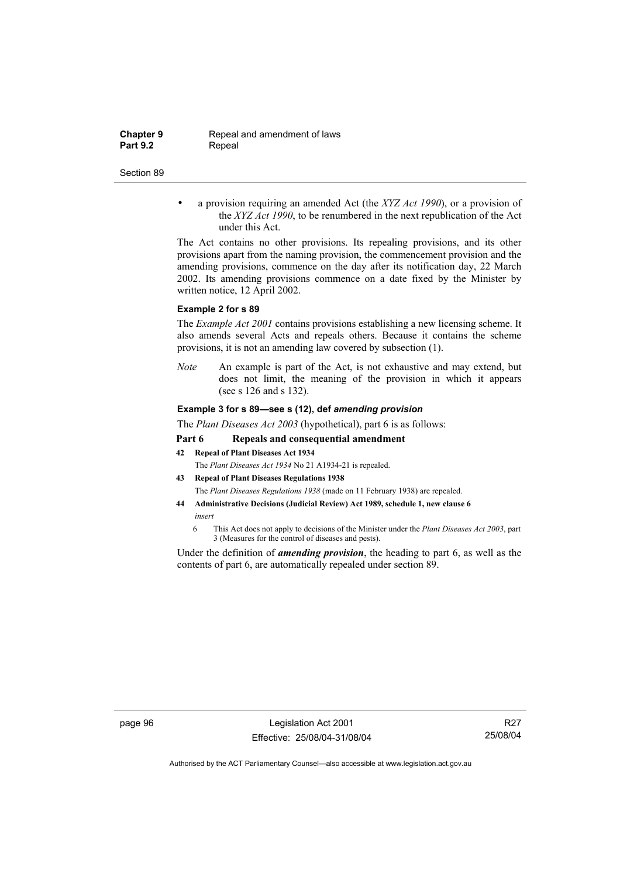- a provision requiring an amended Act (the *XYZ Act 1990*), or a provision of the *XYZ Act 1990*, to be renumbered in the next republication of the Act under this Act.

The Act contains no other provisions. Its repealing provisions, and its other provisions apart from the naming provision, the commencement provision and the amending provisions, commence on the day after its notification day, 22 March 2002. Its amending provisions commence on a date fixed by the Minister by written notice, 12 April 2002.

**Example 2 for s 89**

The *Example Act 2001* contains provisions establishing a new licensing scheme. It also amends several Acts and repeals others. Because it contains the scheme provisions, it is not an amending law covered by subsection (1).

*Note* An example is part of the Act, is not exhaustive and may extend, but does not limit, the meaning of the provision in which it appears (see s 126 and s 132).

**Example 3 for s 89—see s (12), def *amending provision***

The *Plant Diseases Act 2003* (hypothetical), part 6 is as follows:

**Part 6 Repeals and consequential amendment**

**42 Repeal of Plant Diseases Act 1934**

The *Plant Diseases Act 1934* No 21 A1934-21 is repealed.

**43 Repeal of Plant Diseases Regulations 1938**

The *Plant Diseases Regulations 1938* (made on 11 February 1938) are repealed.

**44 Administrative Decisions (Judicial Review) Act 1989, schedule 1, new clause 6**

*insert*

6 This Act does not apply to decisions of the Minister under the *Plant Diseases Act 2003*, part 3 (Measures for the control of diseases and pests).

Under the definition of ***amending provision***, the heading to part 6, as well as the contents of part 6, are automatically repealed under section 89.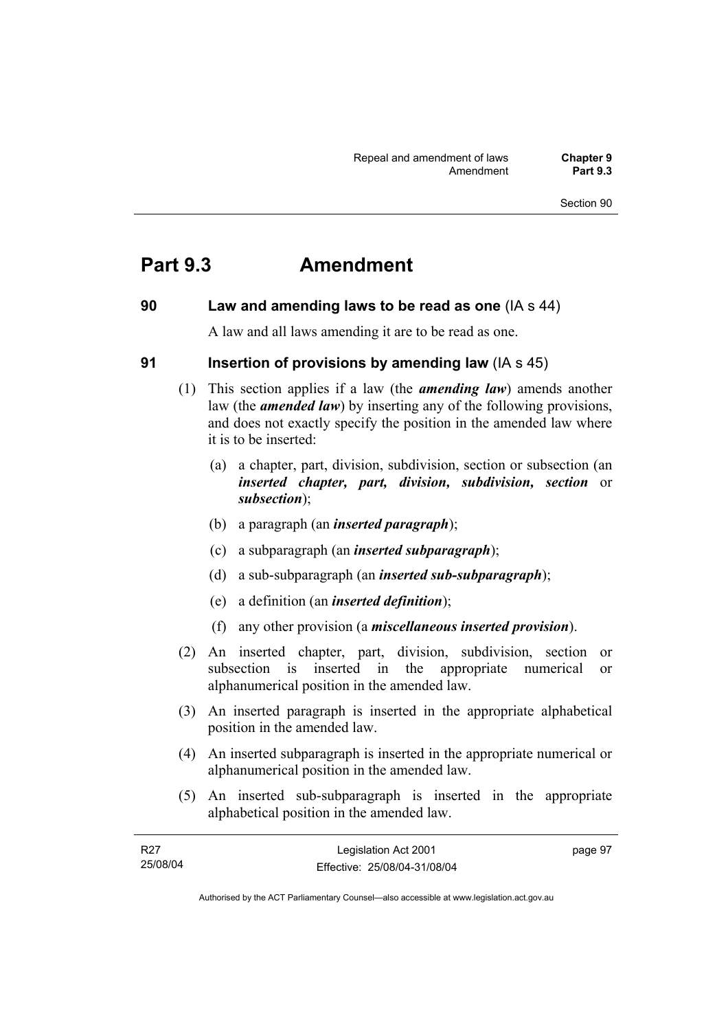# Part 9.3 Amendment

## 90 Law and amending laws to be read as one (IA s 44)

A law and all laws amending it are to be read as one.

## 91 Insertion of provisions by amending law (IA s 45)

(1) This section applies if a law (the ***amending law***) amends another law (the ***amended law***) by inserting any of the following provisions, and does not exactly specify the position in the amended law where it is to be inserted:

(a) a chapter, part, division, subdivision, section or subsection (an ***inserted chapter, part, division, subdivision, section*** or ***subsection***);

(b) a paragraph (an ***inserted paragraph***);

(c) a subparagraph (an ***inserted subparagraph***);

(d) a sub-subparagraph (an ***inserted sub-subparagraph***);

(e) a definition (an ***inserted definition***);

(f) any other provision (a ***miscellaneous inserted provision***).

(2) An inserted chapter, part, division, subdivision, section or subsection is inserted in the appropriate numerical or alphanumerical position in the amended law.

(3) An inserted paragraph is inserted in the appropriate alphabetical position in the amended law.

(4) An inserted subparagraph is inserted in the appropriate numerical or alphanumerical position in the amended law.

(5) An inserted sub-subparagraph is inserted in the appropriate alphabetical position in the amended law.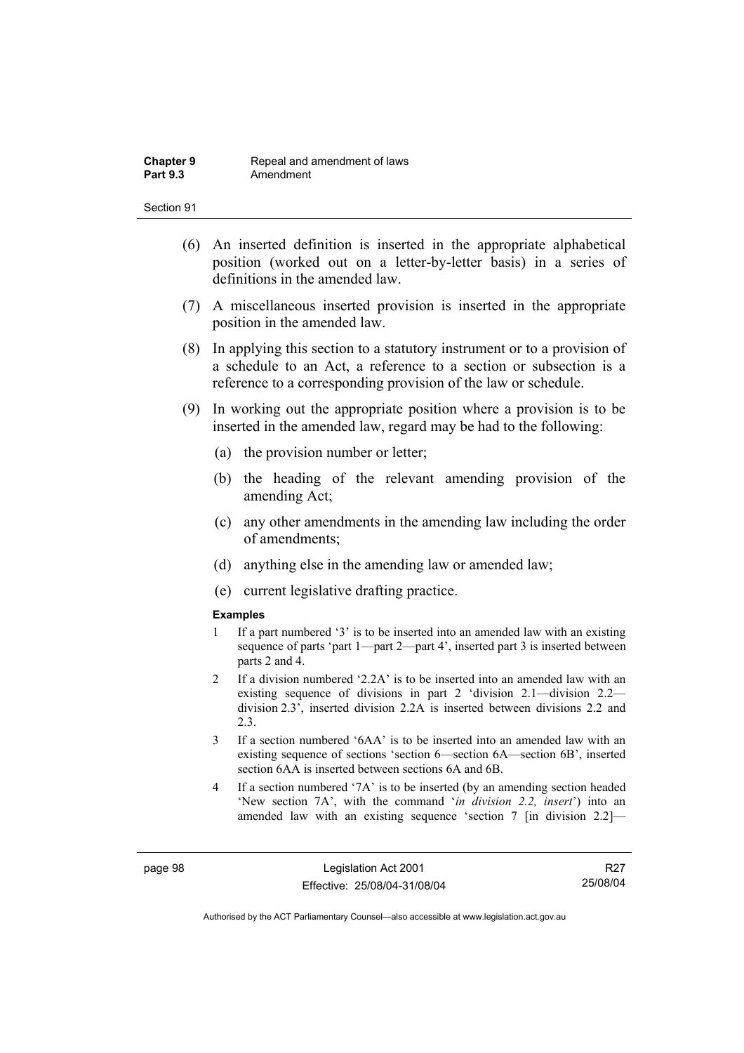(6) An inserted definition is inserted in the appropriate alphabetical position (worked out on a letter-by-letter basis) in a series of definitions in the amended law.

(7) A miscellaneous inserted provision is inserted in the appropriate position in the amended law.

(8) In applying this section to a statutory instrument or to a provision of a schedule to an Act, a reference to a section or subsection is a reference to a corresponding provision of the law or schedule.

(9) In working out the appropriate position where a provision is to be inserted in the amended law, regard may be had to the following:

(a) the provision number or letter;

(b) the heading of the relevant amending provision of the amending Act;

(c) any other amendments in the amending law including the order of amendments;

(d) anything else in the amending law or amended law;

(e) current legislative drafting practice.

**Examples**

1 If a part numbered '3' is to be inserted into an amended law with an existing sequence of parts 'part 1—part 2—part 4', inserted part 3 is inserted between parts 2 and 4.

2 If a division numbered '2.2A' is to be inserted into an amended law with an existing sequence of divisions in part 2 'division 2.1—division 2.2—division 2.3', inserted division 2.2A is inserted between divisions 2.2 and 2.3.

3 If a section numbered '6AA' is to be inserted into an amended law with an existing sequence of sections 'section 6—section 6A—section 6B', inserted section 6AA is inserted between sections 6A and 6B.

4 If a section numbered '7A' is to be inserted (by an amending section headed 'New section 7A', with the command '*in division 2.2, insert*') into an amended law with an existing sequence 'section 7 [in division 2.2]—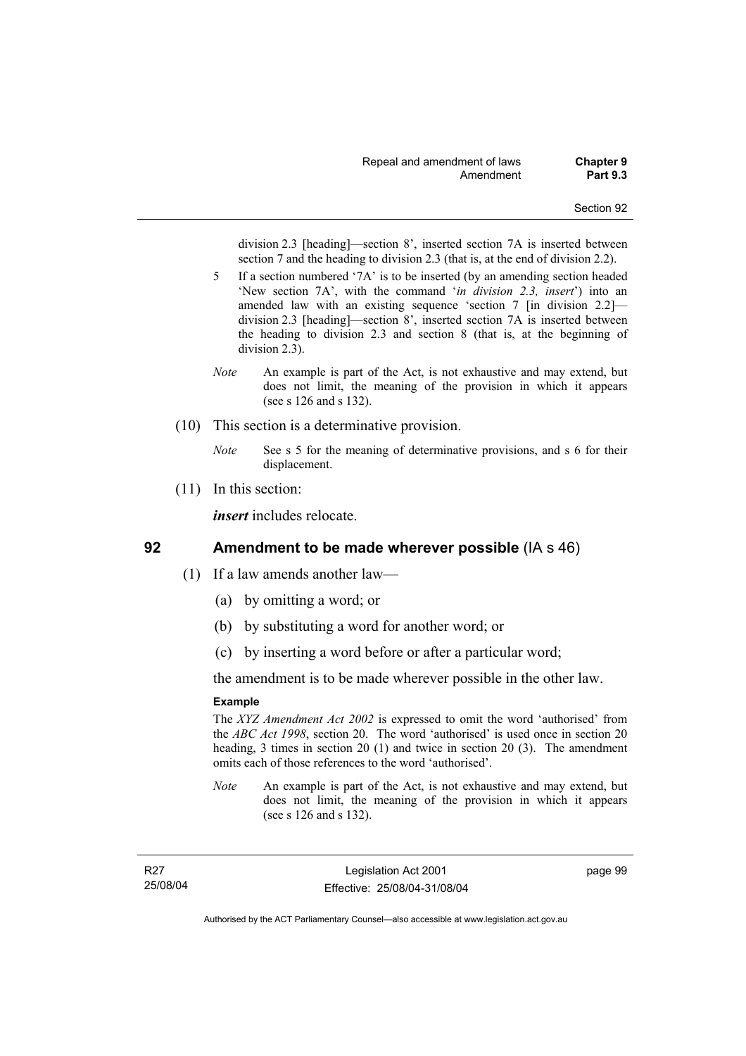division 2.3 [heading]—section 8', inserted section 7A is inserted between section 7 and the heading to division 2.3 (that is, at the end of division 2.2).

5 If a section numbered '7A' is to be inserted (by an amending section headed 'New section 7A', with the command '*in division 2.3, insert*') into an amended law with an existing sequence 'section 7 [in division 2.2]—division 2.3 [heading]—section 8', inserted section 7A is inserted between the heading to division 2.3 and section 8 (that is, at the beginning of division 2.3).

*Note* An example is part of the Act, is not exhaustive and may extend, but does not limit, the meaning of the provision in which it appears (see s 126 and s 132).

(10) This section is a determinative provision.

*Note* See s 5 for the meaning of determinative provisions, and s 6 for their displacement.

(11) In this section:

***insert*** includes relocate.

## 92 Amendment to be made wherever possible (IA s 46)

(1) If a law amends another law—

(a) by omitting a word; or

(b) by substituting a word for another word; or

(c) by inserting a word before or after a particular word;

the amendment is to be made wherever possible in the other law.

**Example**

The *XYZ Amendment Act 2002* is expressed to omit the word 'authorised' from the *ABC Act 1998*, section 20. The word 'authorised' is used once in section 20 heading, 3 times in section 20 (1) and twice in section 20 (3). The amendment omits each of those references to the word 'authorised'.

*Note* An example is part of the Act, is not exhaustive and may extend, but does not limit, the meaning of the provision in which it appears (see s 126 and s 132).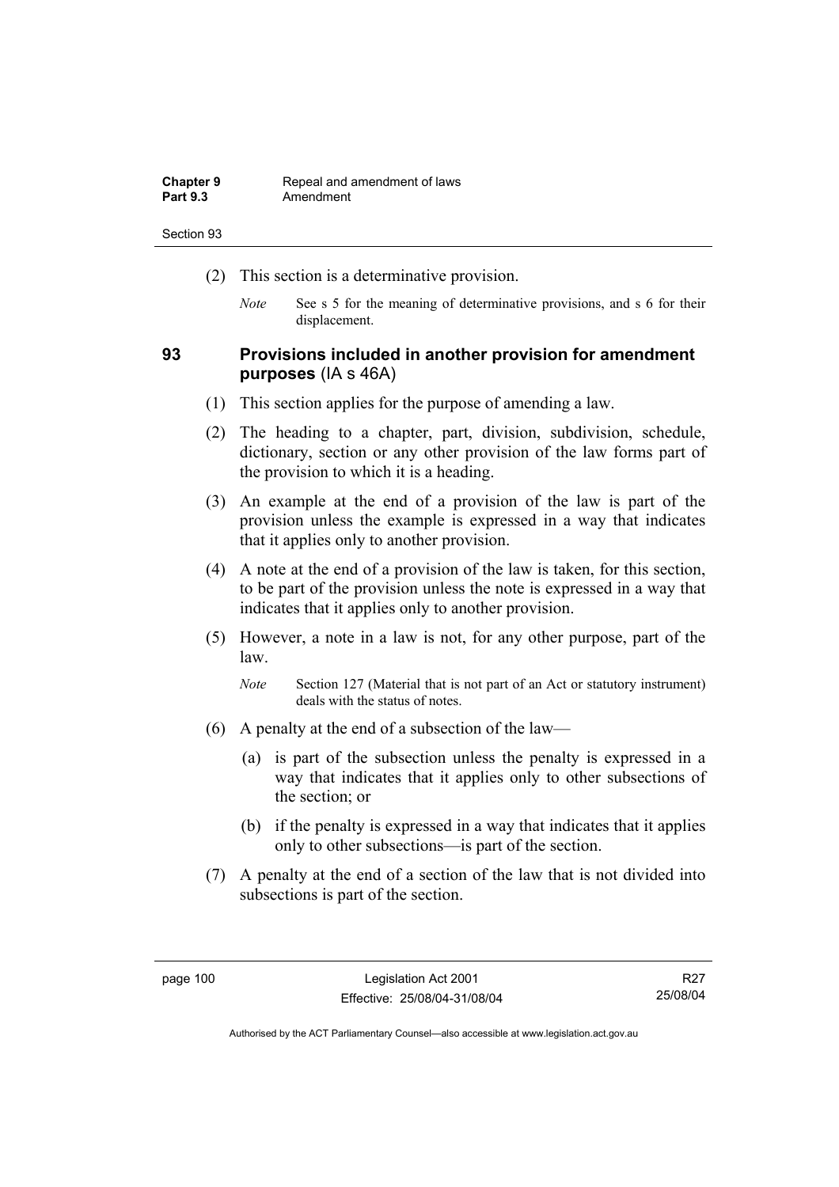(2) This section is a determinative provision.

*Note* See s 5 for the meaning of determinative provisions, and s 6 for their displacement.

## 93 Provisions included in another provision for amendment purposes (IA s 46A)

(1) This section applies for the purpose of amending a law.

(2) The heading to a chapter, part, division, subdivision, schedule, dictionary, section or any other provision of the law forms part of the provision to which it is a heading.

(3) An example at the end of a provision of the law is part of the provision unless the example is expressed in a way that indicates that it applies only to another provision.

(4) A note at the end of a provision of the law is taken, for this section, to be part of the provision unless the note is expressed in a way that indicates that it applies only to another provision.

(5) However, a note in a law is not, for any other purpose, part of the law.

*Note* Section 127 (Material that is not part of an Act or statutory instrument) deals with the status of notes.

(6) A penalty at the end of a subsection of the law—

(a) is part of the subsection unless the penalty is expressed in a way that indicates that it applies only to other subsections of the section; or

(b) if the penalty is expressed in a way that indicates that it applies only to other subsections—is part of the section.

(7) A penalty at the end of a section of the law that is not divided into subsections is part of the section.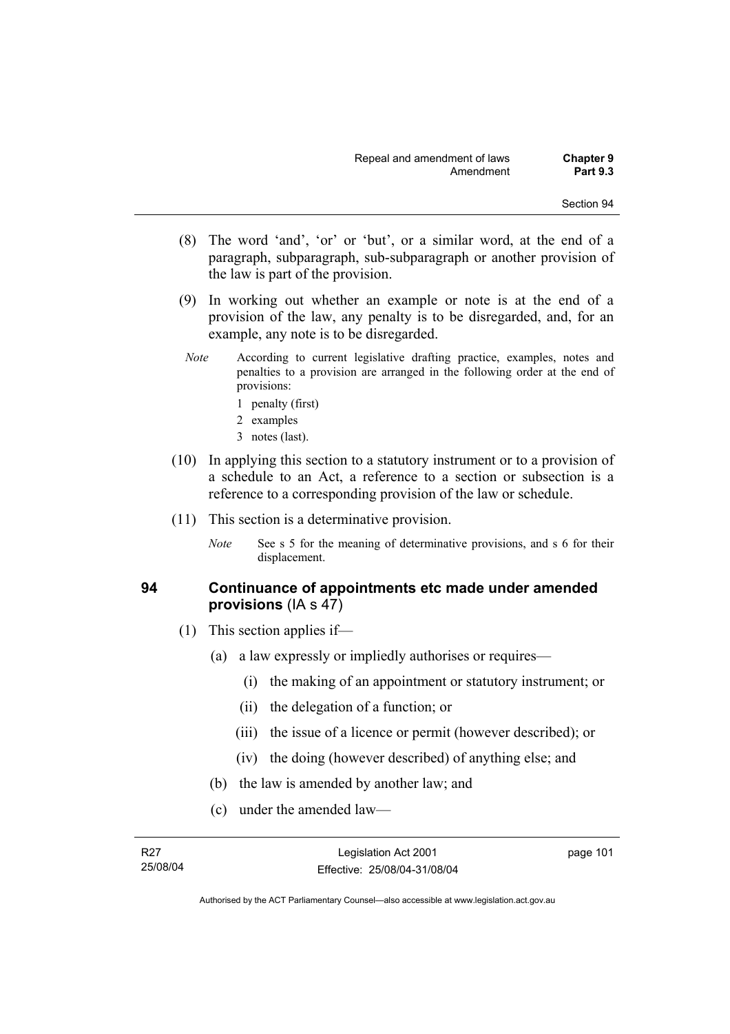(8) The word 'and', 'or' or 'but', or a similar word, at the end of a paragraph, subparagraph, sub-subparagraph or another provision of the law is part of the provision.

(9) In working out whether an example or note is at the end of a provision of the law, any penalty is to be disregarded, and, for an example, any note is to be disregarded.

*Note* According to current legislative drafting practice, examples, notes and penalties to a provision are arranged in the following order at the end of provisions:

1 penalty (first)

2 examples

3 notes (last).

(10) In applying this section to a statutory instrument or to a provision of a schedule to an Act, a reference to a section or subsection is a reference to a corresponding provision of the law or schedule.

(11) This section is a determinative provision.

*Note* See s 5 for the meaning of determinative provisions, and s 6 for their displacement.

### 94 Continuance of appointments etc made under amended provisions (IA s 47)

(1) This section applies if—

(a) a law expressly or impliedly authorises or requires—

(i) the making of an appointment or statutory instrument; or

(ii) the delegation of a function; or

(iii) the issue of a licence or permit (however described); or

(iv) the doing (however described) of anything else; and

(b) the law is amended by another law; and

(c) under the amended law—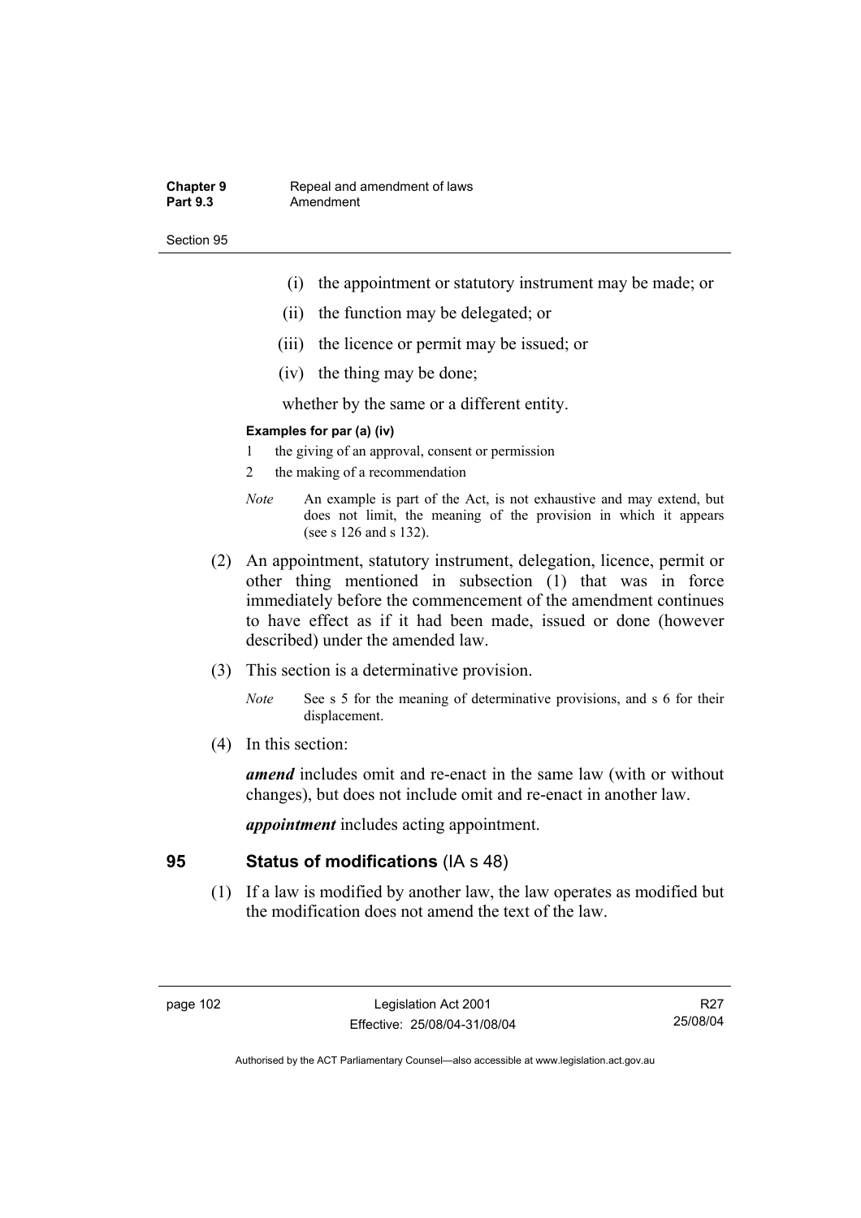(i) the appointment or statutory instrument may be made; or

(ii) the function may be delegated; or

(iii) the licence or permit may be issued; or

(iv) the thing may be done;

whether by the same or a different entity.

**Examples for par (a) (iv)**

1 the giving of an approval, consent or permission

2 the making of a recommendation

*Note* An example is part of the Act, is not exhaustive and may extend, but does not limit, the meaning of the provision in which it appears (see s 126 and s 132).

(2) An appointment, statutory instrument, delegation, licence, permit or other thing mentioned in subsection (1) that was in force immediately before the commencement of the amendment continues to have effect as if it had been made, issued or done (however described) under the amended law.

(3) This section is a determinative provision.

*Note* See s 5 for the meaning of determinative provisions, and s 6 for their displacement.

(4) In this section:

***amend*** includes omit and re-enact in the same law (with or without changes), but does not include omit and re-enact in another law.

***appointment*** includes acting appointment.

## 95 Status of modifications (IA s 48)

(1) If a law is modified by another law, the law operates as modified but the modification does not amend the text of the law.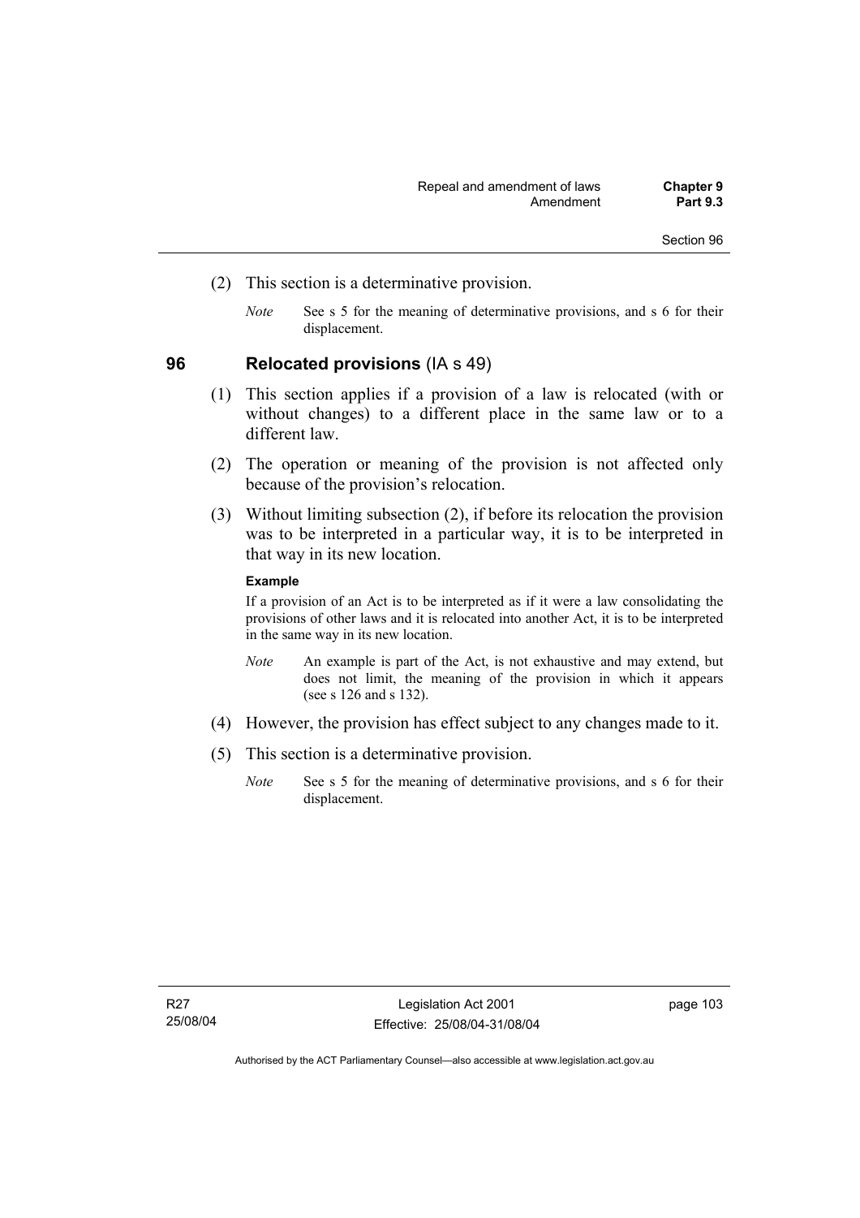(2) This section is a determinative provision.

*Note* See s 5 for the meaning of determinative provisions, and s 6 for their displacement.

## 96 Relocated provisions (IA s 49)

(1) This section applies if a provision of a law is relocated (with or without changes) to a different place in the same law or to a different law.

(2) The operation or meaning of the provision is not affected only because of the provision's relocation.

(3) Without limiting subsection (2), if before its relocation the provision was to be interpreted in a particular way, it is to be interpreted in that way in its new location.

**Example**

If a provision of an Act is to be interpreted as if it were a law consolidating the provisions of other laws and it is relocated into another Act, it is to be interpreted in the same way in its new location.

*Note* An example is part of the Act, is not exhaustive and may extend, but does not limit, the meaning of the provision in which it appears (see s 126 and s 132).

(4) However, the provision has effect subject to any changes made to it.

(5) This section is a determinative provision.

*Note* See s 5 for the meaning of determinative provisions, and s 6 for their displacement.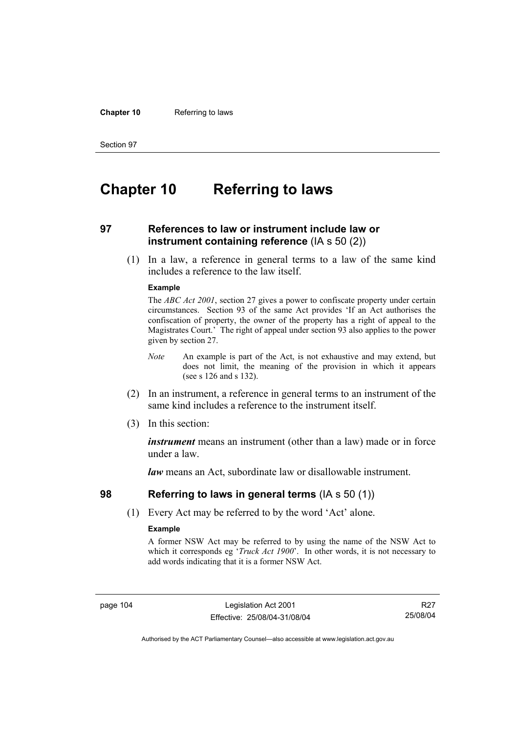# Chapter 10 Referring to laws

## 97 References to law or instrument include law or instrument containing reference (IA s 50 (2))

(1) In a law, a reference in general terms to a law of the same kind includes a reference to the law itself.

**Example**

The *ABC Act 2001*, section 27 gives a power to confiscate property under certain circumstances. Section 93 of the same Act provides 'If an Act authorises the confiscation of property, the owner of the property has a right of appeal to the Magistrates Court.' The right of appeal under section 93 also applies to the power given by section 27.

*Note* An example is part of the Act, is not exhaustive and may extend, but does not limit, the meaning of the provision in which it appears (see s 126 and s 132).

(2) In an instrument, a reference in general terms to an instrument of the same kind includes a reference to the instrument itself.

(3) In this section:

***instrument*** means an instrument (other than a law) made or in force under a law.

***law*** means an Act, subordinate law or disallowable instrument.

## 98 Referring to laws in general terms (IA s 50 (1))

(1) Every Act may be referred to by the word 'Act' alone.

**Example**

A former NSW Act may be referred to by using the name of the NSW Act to which it corresponds eg '*Truck Act 1900*'. In other words, it is not necessary to add words indicating that it is a former NSW Act.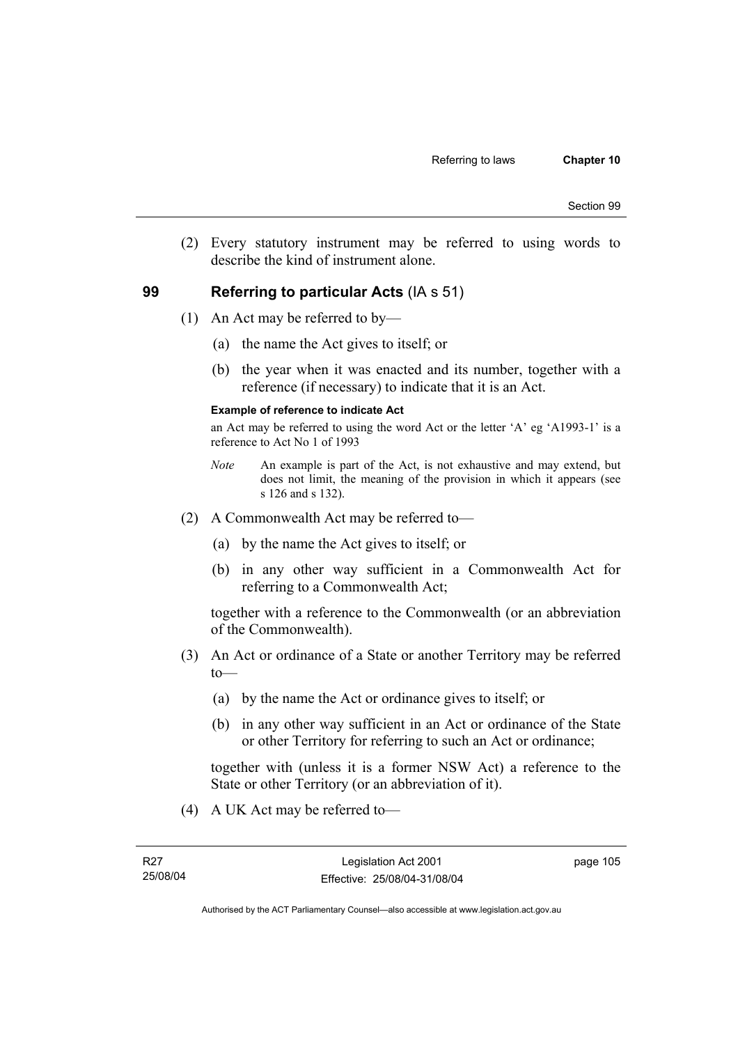(2) Every statutory instrument may be referred to using words to describe the kind of instrument alone.

## 99 Referring to particular Acts (IA s 51)

(1) An Act may be referred to by—

(a) the name the Act gives to itself; or

(b) the year when it was enacted and its number, together with a reference (if necessary) to indicate that it is an Act.

**Example of reference to indicate Act**

an Act may be referred to using the word Act or the letter 'A' eg 'A1993-1' is a reference to Act No 1 of 1993

*Note* An example is part of the Act, is not exhaustive and may extend, but does not limit, the meaning of the provision in which it appears (see s 126 and s 132).

(2) A Commonwealth Act may be referred to—

(a) by the name the Act gives to itself; or

(b) in any other way sufficient in a Commonwealth Act for referring to a Commonwealth Act;

together with a reference to the Commonwealth (or an abbreviation of the Commonwealth).

(3) An Act or ordinance of a State or another Territory may be referred to—

(a) by the name the Act or ordinance gives to itself; or

(b) in any other way sufficient in an Act or ordinance of the State or other Territory for referring to such an Act or ordinance;

together with (unless it is a former NSW Act) a reference to the State or other Territory (or an abbreviation of it).

(4) A UK Act may be referred to—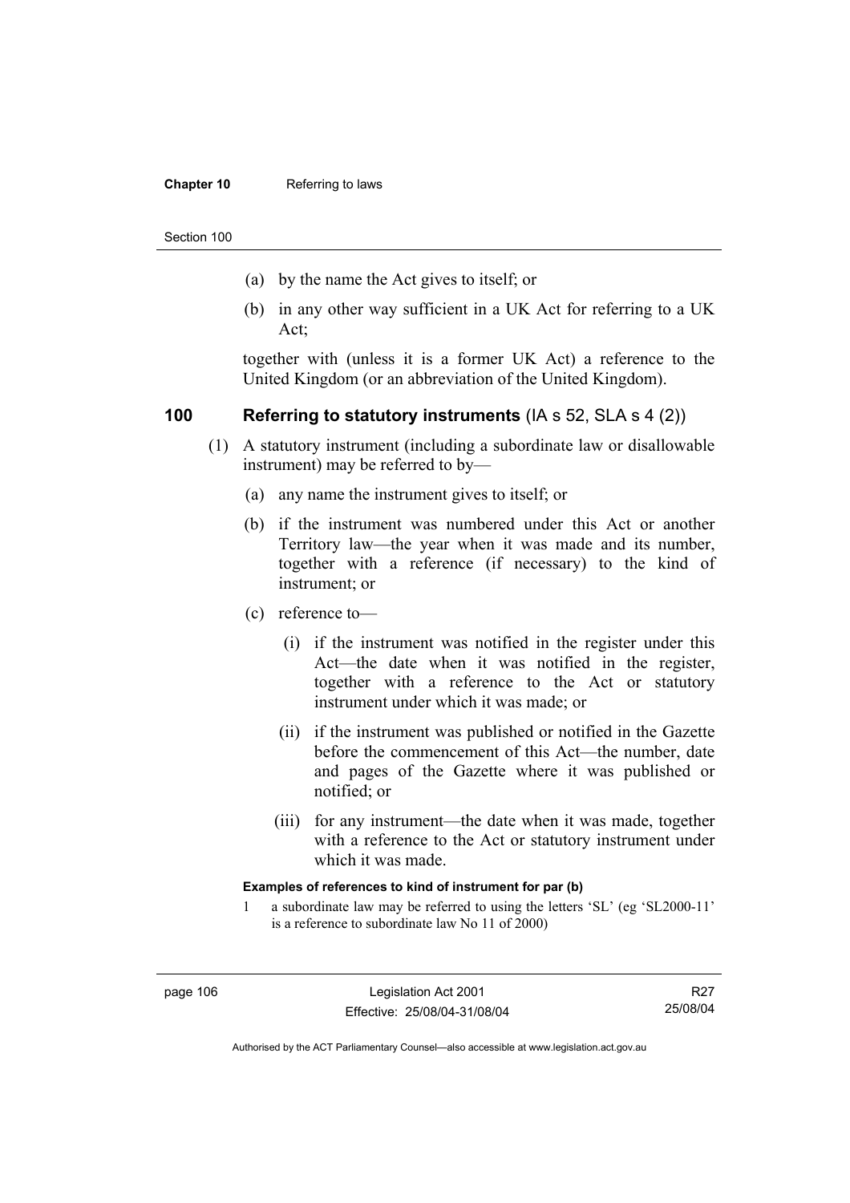(a) by the name the Act gives to itself; or

(b) in any other way sufficient in a UK Act for referring to a UK Act;

together with (unless it is a former UK Act) a reference to the United Kingdom (or an abbreviation of the United Kingdom).

## 100 Referring to statutory instruments (IA s 52, SLA s 4 (2))

(1) A statutory instrument (including a subordinate law or disallowable instrument) may be referred to by—

(a) any name the instrument gives to itself; or

(b) if the instrument was numbered under this Act or another Territory law—the year when it was made and its number, together with a reference (if necessary) to the kind of instrument; or

(c) reference to—

(i) if the instrument was notified in the register under this Act—the date when it was notified in the register, together with a reference to the Act or statutory instrument under which it was made; or

(ii) if the instrument was published or notified in the Gazette before the commencement of this Act—the number, date and pages of the Gazette where it was published or notified; or

(iii) for any instrument—the date when it was made, together with a reference to the Act or statutory instrument under which it was made.

**Examples of references to kind of instrument for par (b)**

1 a subordinate law may be referred to using the letters 'SL' (eg 'SL2000-11' is a reference to subordinate law No 11 of 2000)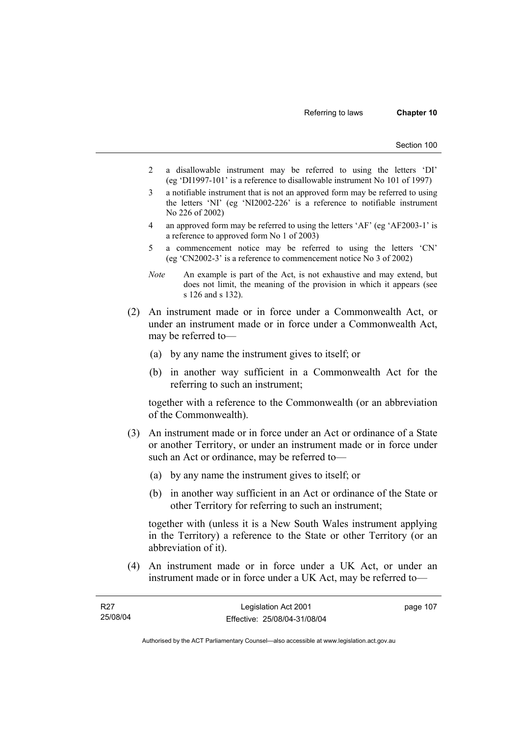2 a disallowable instrument may be referred to using the letters 'DI' (eg 'DI1997-101' is a reference to disallowable instrument No 101 of 1997)

3 a notifiable instrument that is not an approved form may be referred to using the letters 'NI' (eg 'NI2002-226' is a reference to notifiable instrument No 226 of 2002)

4 an approved form may be referred to using the letters 'AF' (eg 'AF2003-1' is a reference to approved form No 1 of 2003)

5 a commencement notice may be referred to using the letters 'CN' (eg 'CN2002-3' is a reference to commencement notice No 3 of 2002)

*Note* An example is part of the Act, is not exhaustive and may extend, but does not limit, the meaning of the provision in which it appears (see s 126 and s 132).

(2) An instrument made or in force under a Commonwealth Act, or under an instrument made or in force under a Commonwealth Act, may be referred to—

(a) by any name the instrument gives to itself; or

(b) in another way sufficient in a Commonwealth Act for the referring to such an instrument;

together with a reference to the Commonwealth (or an abbreviation of the Commonwealth).

(3) An instrument made or in force under an Act or ordinance of a State or another Territory, or under an instrument made or in force under such an Act or ordinance, may be referred to—

(a) by any name the instrument gives to itself; or

(b) in another way sufficient in an Act or ordinance of the State or other Territory for referring to such an instrument;

together with (unless it is a New South Wales instrument applying in the Territory) a reference to the State or other Territory (or an abbreviation of it).

(4) An instrument made or in force under a UK Act, or under an instrument made or in force under a UK Act, may be referred to—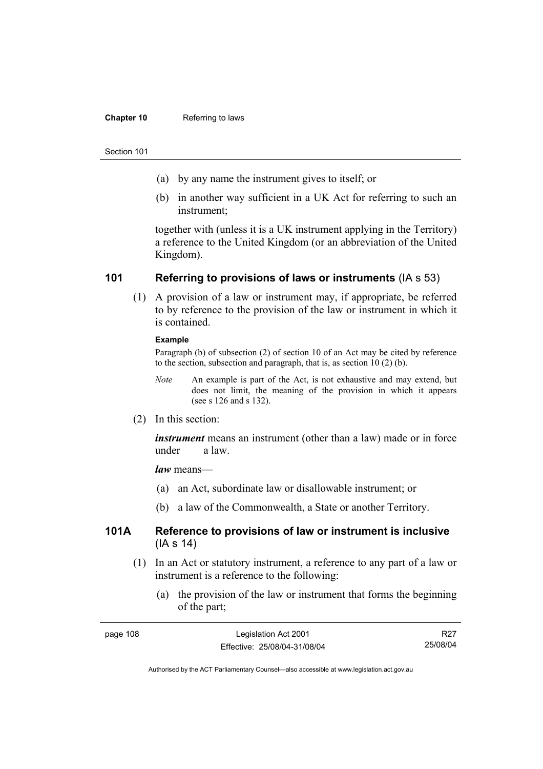(a) by any name the instrument gives to itself; or

(b) in another way sufficient in a UK Act for referring to such an instrument;

together with (unless it is a UK instrument applying in the Territory) a reference to the United Kingdom (or an abbreviation of the United Kingdom).

## 101 Referring to provisions of laws or instruments (IA s 53)

(1) A provision of a law or instrument may, if appropriate, be referred to by reference to the provision of the law or instrument in which it is contained.

**Example**

Paragraph (b) of subsection (2) of section 10 of an Act may be cited by reference to the section, subsection and paragraph, that is, as section 10 (2) (b).

*Note* An example is part of the Act, is not exhaustive and may extend, but does not limit, the meaning of the provision in which it appears (see s 126 and s 132).

(2) In this section:

***instrument*** means an instrument (other than a law) made or in force under a law.

***law*** means—

(a) an Act, subordinate law or disallowable instrument; or

(b) a law of the Commonwealth, a State or another Territory.

## 101A Reference to provisions of law or instrument is inclusive (IA s 14)

(1) In an Act or statutory instrument, a reference to any part of a law or instrument is a reference to the following:

(a) the provision of the law or instrument that forms the beginning of the part;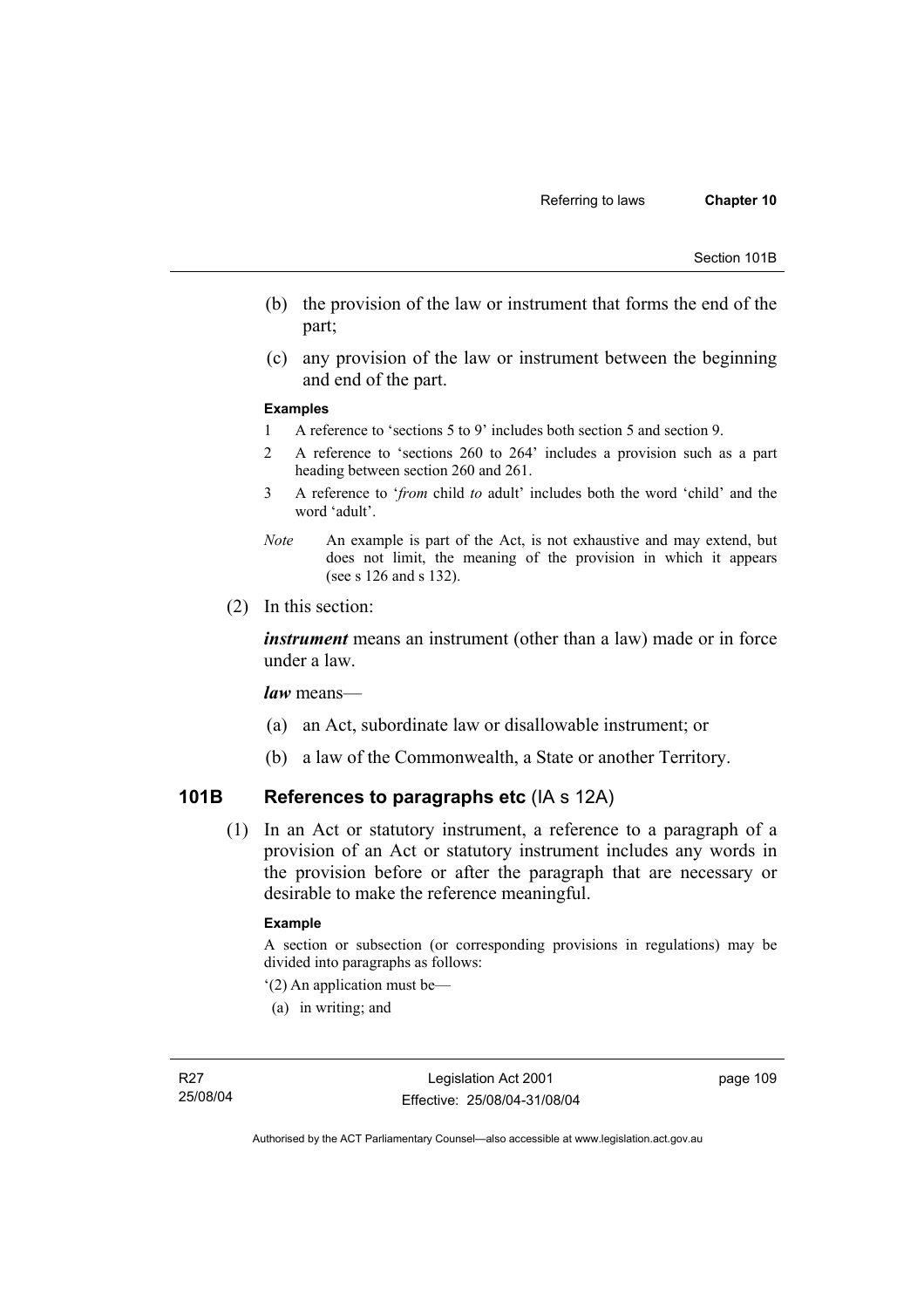(b) the provision of the law or instrument that forms the end of the part;

(c) any provision of the law or instrument between the beginning and end of the part.

**Examples**

1 A reference to 'sections 5 to 9' includes both section 5 and section 9.

2 A reference to 'sections 260 to 264' includes a provision such as a part heading between section 260 and 261.

3 A reference to '*from* child *to* adult' includes both the word 'child' and the word 'adult'.

*Note* An example is part of the Act, is not exhaustive and may extend, but does not limit, the meaning of the provision in which it appears (see s 126 and s 132).

(2) In this section:

***instrument*** means an instrument (other than a law) made or in force under a law.

***law*** means—

(a) an Act, subordinate law or disallowable instrument; or

(b) a law of the Commonwealth, a State or another Territory.

## 101B References to paragraphs etc (IA s 12A)

(1) In an Act or statutory instrument, a reference to a paragraph of a provision of an Act or statutory instrument includes any words in the provision before or after the paragraph that are necessary or desirable to make the reference meaningful.

**Example**

A section or subsection (or corresponding provisions in regulations) may be divided into paragraphs as follows:

'(2) An application must be—

(a) in writing; and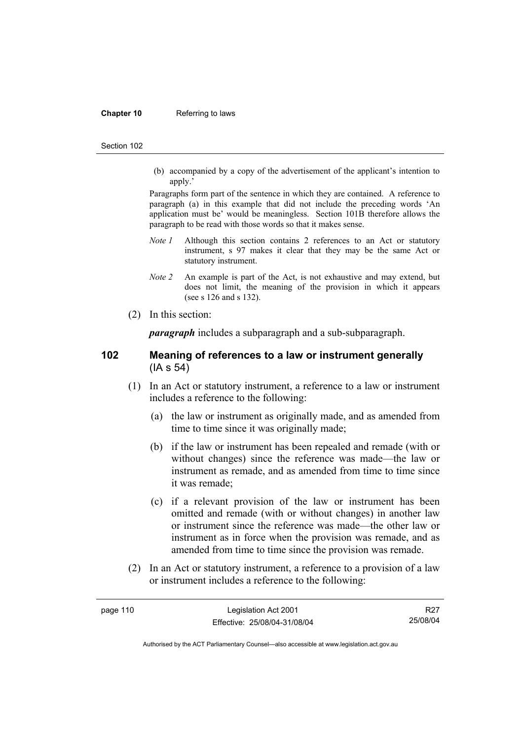(b) accompanied by a copy of the advertisement of the applicant's intention to apply.'

Paragraphs form part of the sentence in which they are contained. A reference to paragraph (a) in this example that did not include the preceding words 'An application must be' would be meaningless. Section 101B therefore allows the paragraph to be read with those words so that it makes sense.

*Note 1* Although this section contains 2 references to an Act or statutory instrument, s 97 makes it clear that they may be the same Act or statutory instrument.

*Note 2* An example is part of the Act, is not exhaustive and may extend, but does not limit, the meaning of the provision in which it appears (see s 126 and s 132).

(2) In this section:

***paragraph*** includes a subparagraph and a sub-subparagraph.

## 102 Meaning of references to a law or instrument generally (IA s 54)

(1) In an Act or statutory instrument, a reference to a law or instrument includes a reference to the following:

(a) the law or instrument as originally made, and as amended from time to time since it was originally made;

(b) if the law or instrument has been repealed and remade (with or without changes) since the reference was made—the law or instrument as remade, and as amended from time to time since it was remade;

(c) if a relevant provision of the law or instrument has been omitted and remade (with or without changes) in another law or instrument since the reference was made—the other law or instrument as in force when the provision was remade, and as amended from time to time since the provision was remade.

(2) In an Act or statutory instrument, a reference to a provision of a law or instrument includes a reference to the following: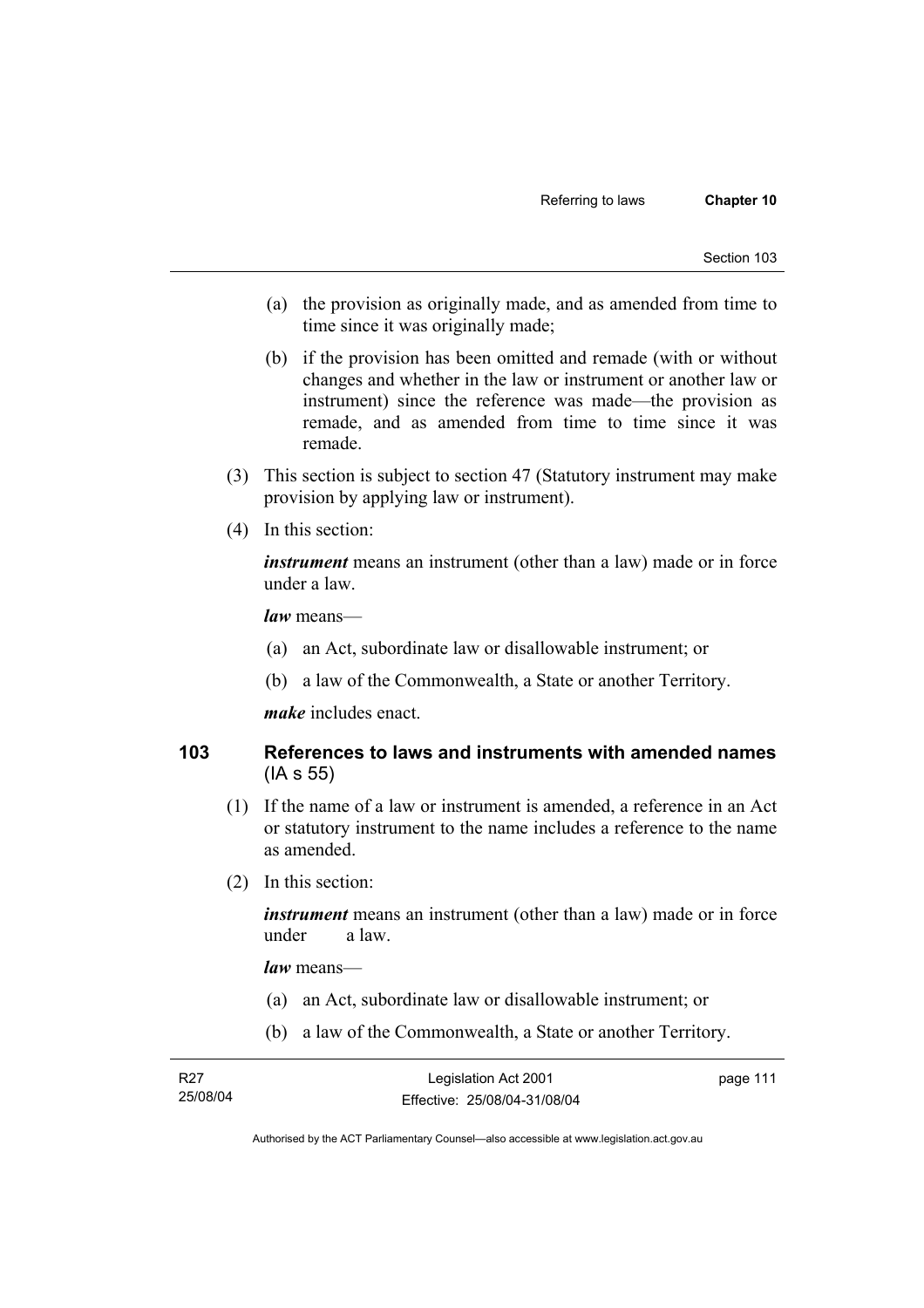(a) the provision as originally made, and as amended from time to time since it was originally made;

(b) if the provision has been omitted and remade (with or without changes and whether in the law or instrument or another law or instrument) since the reference was made—the provision as remade, and as amended from time to time since it was remade.

(3) This section is subject to section 47 (Statutory instrument may make provision by applying law or instrument).

(4) In this section:

***instrument*** means an instrument (other than a law) made or in force under a law.

***law*** means—

(a) an Act, subordinate law or disallowable instrument; or

(b) a law of the Commonwealth, a State or another Territory.

***make*** includes enact.

## 103 References to laws and instruments with amended names (IA s 55)

(1) If the name of a law or instrument is amended, a reference in an Act or statutory instrument to the name includes a reference to the name as amended.

(2) In this section:

***instrument*** means an instrument (other than a law) made or in force under a law.

***law*** means—

(a) an Act, subordinate law or disallowable instrument; or

(b) a law of the Commonwealth, a State or another Territory.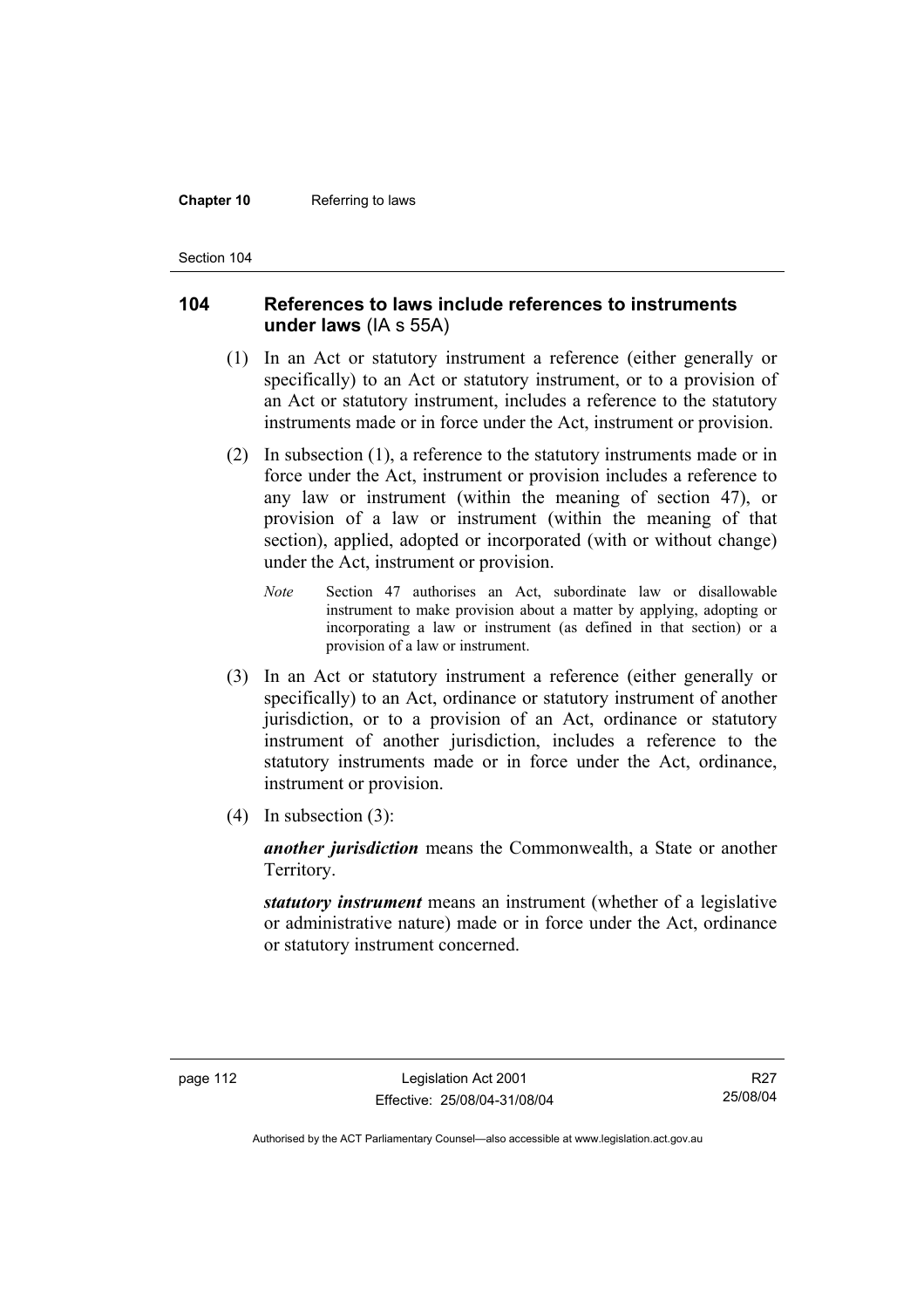## 104 References to laws include references to instruments under laws (IA s 55A)

(1) In an Act or statutory instrument a reference (either generally or specifically) to an Act or statutory instrument, or to a provision of an Act or statutory instrument, includes a reference to the statutory instruments made or in force under the Act, instrument or provision.

(2) In subsection (1), a reference to the statutory instruments made or in force under the Act, instrument or provision includes a reference to any law or instrument (within the meaning of section 47), or provision of a law or instrument (within the meaning of that section), applied, adopted or incorporated (with or without change) under the Act, instrument or provision.

*Note* Section 47 authorises an Act, subordinate law or disallowable instrument to make provision about a matter by applying, adopting or incorporating a law or instrument (as defined in that section) or a provision of a law or instrument.

(3) In an Act or statutory instrument a reference (either generally or specifically) to an Act, ordinance or statutory instrument of another jurisdiction, or to a provision of an Act, ordinance or statutory instrument of another jurisdiction, includes a reference to the statutory instruments made or in force under the Act, ordinance, instrument or provision.

(4) In subsection (3):

***another jurisdiction*** means the Commonwealth, a State or another Territory.

***statutory instrument*** means an instrument (whether of a legislative or administrative nature) made or in force under the Act, ordinance or statutory instrument concerned.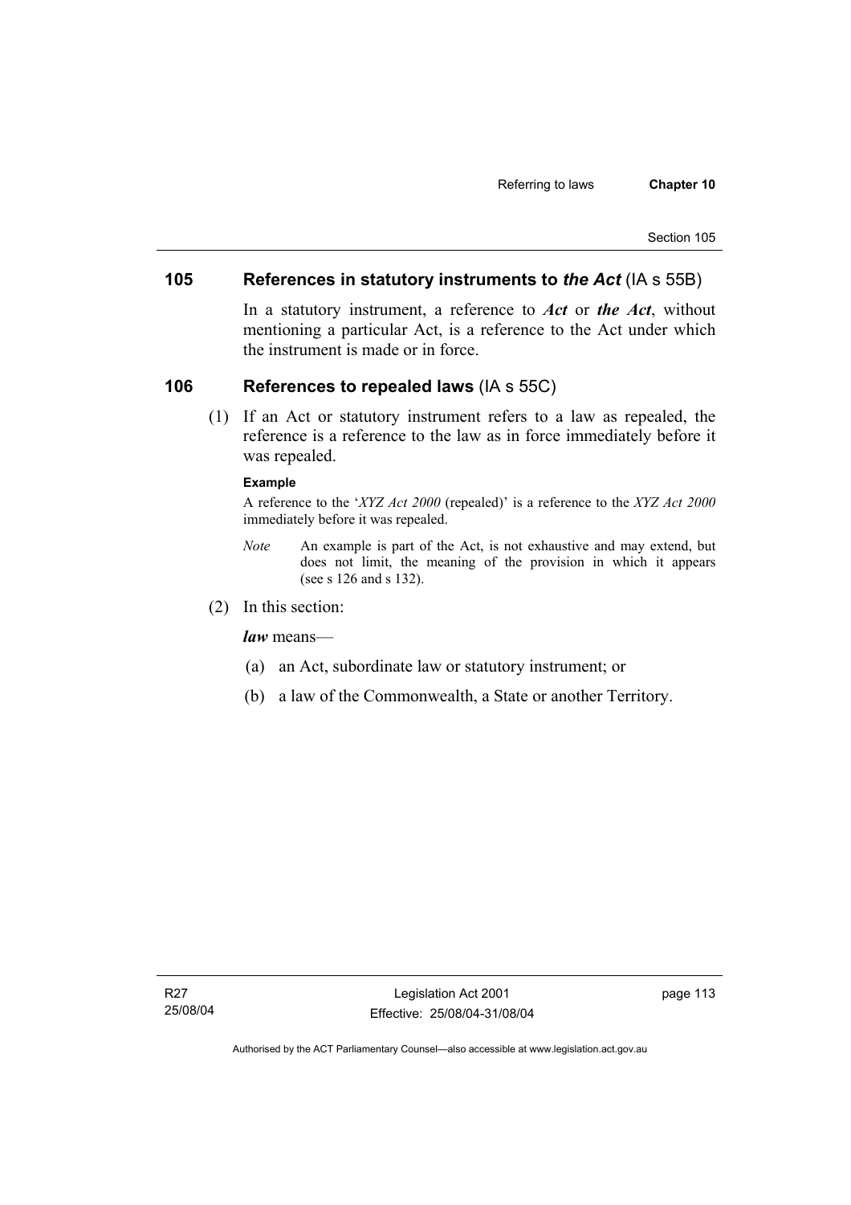## 105 References in statutory instruments to *the Act* (IA s 55B)

In a statutory instrument, a reference to ***Act*** or ***the Act***, without mentioning a particular Act, is a reference to the Act under which the instrument is made or in force.

## 106 References to repealed laws (IA s 55C)

(1) If an Act or statutory instrument refers to a law as repealed, the reference is a reference to the law as in force immediately before it was repealed.

**Example**

A reference to the '*XYZ Act 2000* (repealed)' is a reference to the *XYZ Act 2000* immediately before it was repealed.

*Note* An example is part of the Act, is not exhaustive and may extend, but does not limit, the meaning of the provision in which it appears (see s 126 and s 132).

(2) In this section:

***law*** means—

(a) an Act, subordinate law or statutory instrument; or

(b) a law of the Commonwealth, a State or another Territory.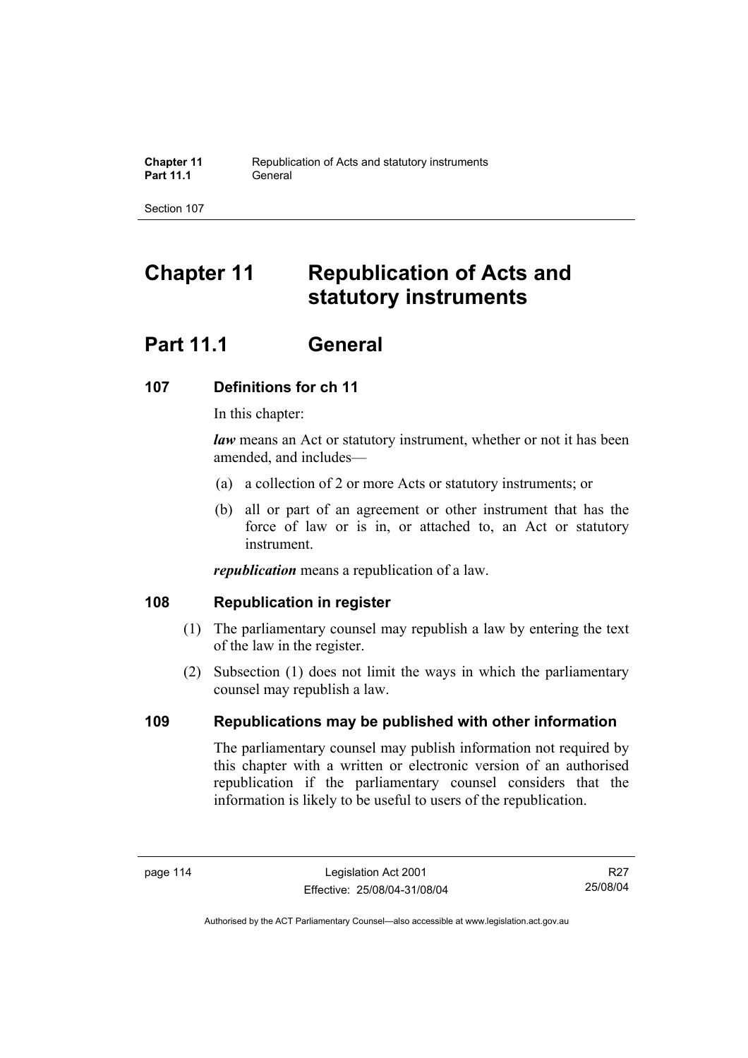# Chapter 11 Republication of Acts and statutory instruments

## Part 11.1 General

### 107 Definitions for ch 11

In this chapter:

***law*** means an Act or statutory instrument, whether or not it has been amended, and includes—

(a) a collection of 2 or more Acts or statutory instruments; or

(b) all or part of an agreement or other instrument that has the force of law or is in, or attached to, an Act or statutory instrument.

***republication*** means a republication of a law.

### 108 Republication in register

(1) The parliamentary counsel may republish a law by entering the text of the law in the register.

(2) Subsection (1) does not limit the ways in which the parliamentary counsel may republish a law.

### 109 Republications may be published with other information

The parliamentary counsel may publish information not required by this chapter with a written or electronic version of an authorised republication if the parliamentary counsel considers that the information is likely to be useful to users of the republication.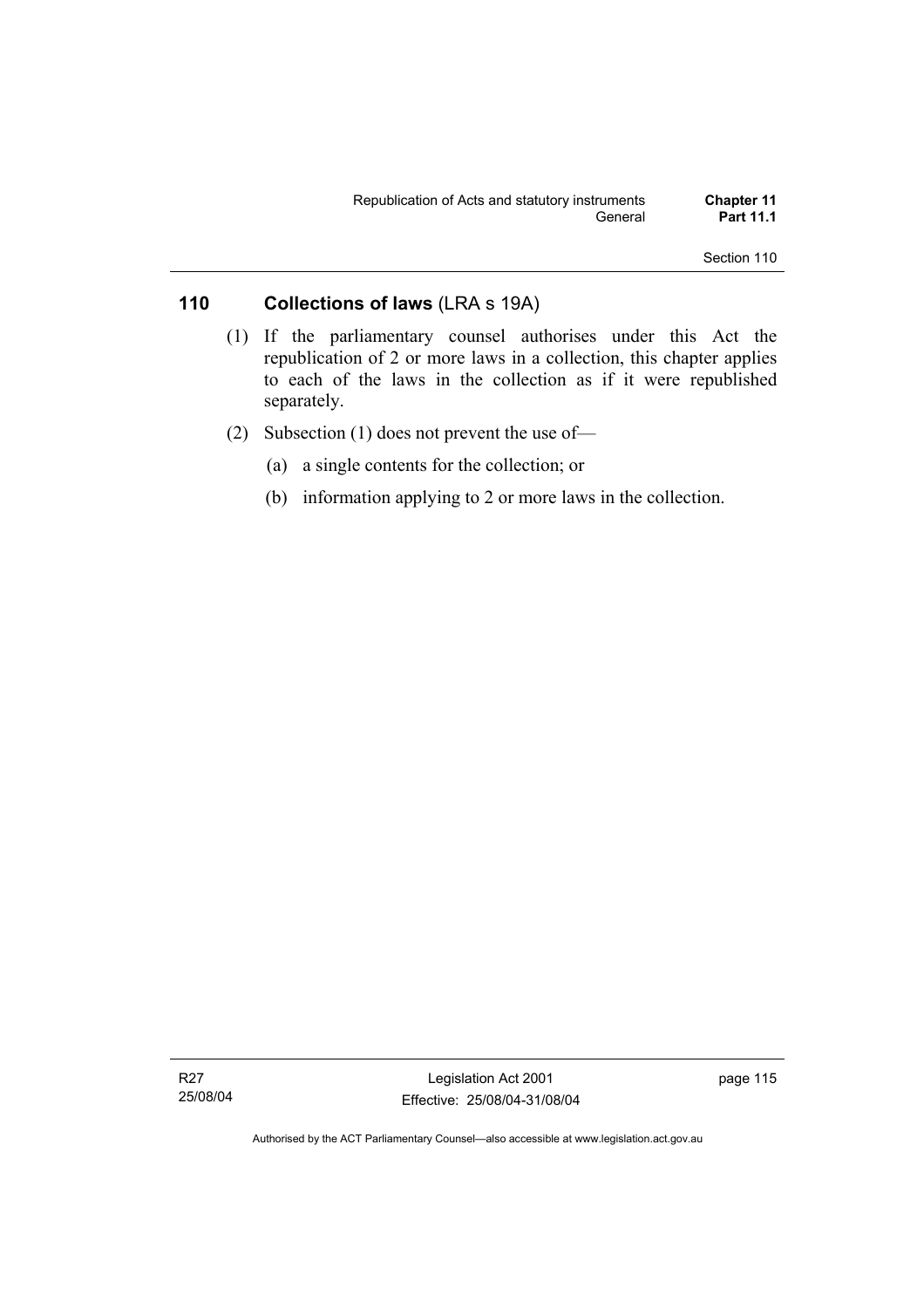## 110 Collections of laws (LRA s 19A)

(1) If the parliamentary counsel authorises under this Act the republication of 2 or more laws in a collection, this chapter applies to each of the laws in the collection as if it were republished separately.

(2) Subsection (1) does not prevent the use of—

(a) a single contents for the collection; or

(b) information applying to 2 or more laws in the collection.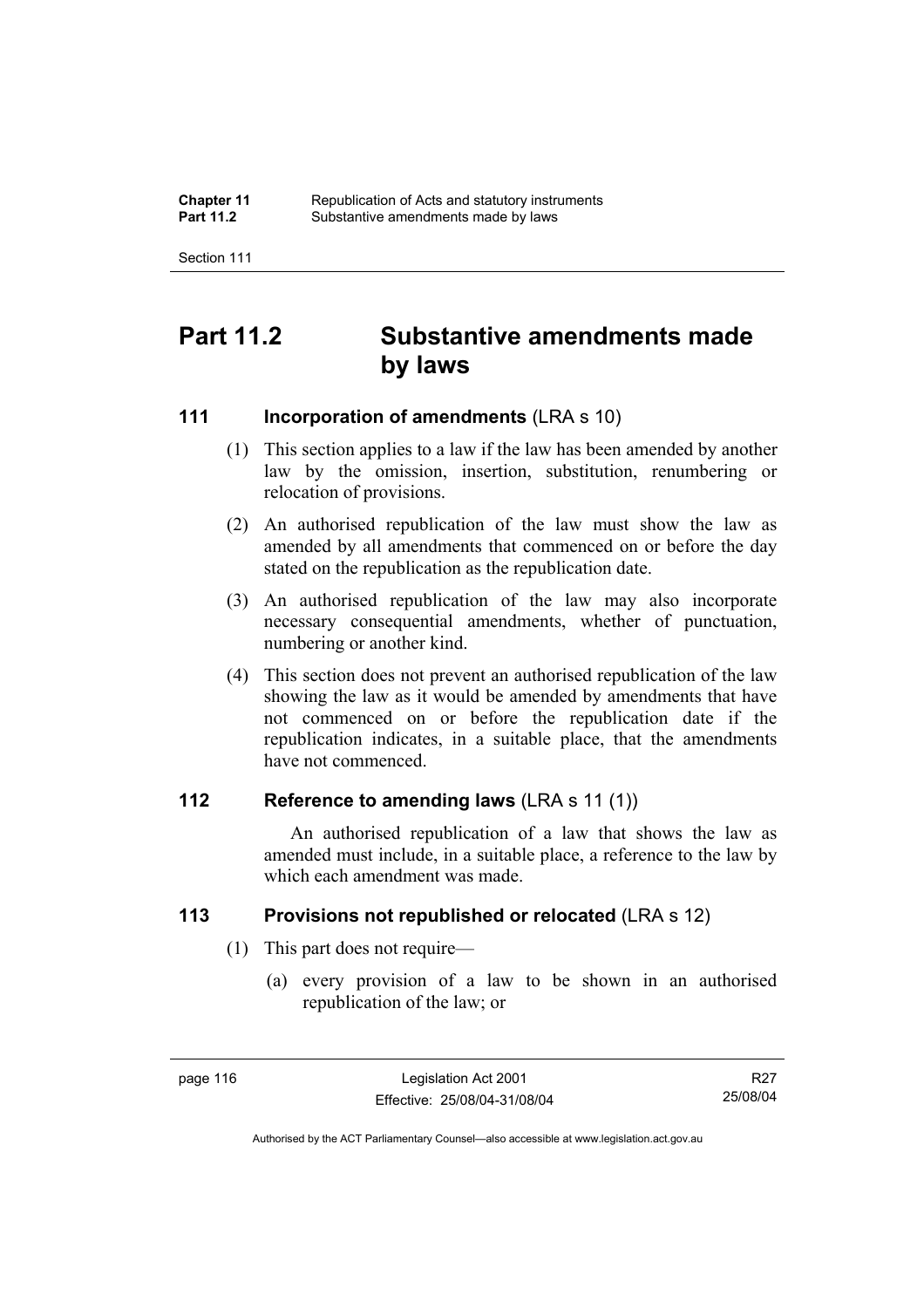# Part 11.2 Substantive amendments made by laws

## 111 Incorporation of amendments (LRA s 10)

(1) This section applies to a law if the law has been amended by another law by the omission, insertion, substitution, renumbering or relocation of provisions.

(2) An authorised republication of the law must show the law as amended by all amendments that commenced on or before the day stated on the republication as the republication date.

(3) An authorised republication of the law may also incorporate necessary consequential amendments, whether of punctuation, numbering or another kind.

(4) This section does not prevent an authorised republication of the law showing the law as it would be amended by amendments that have not commenced on or before the republication date if the republication indicates, in a suitable place, that the amendments have not commenced.

## 112 Reference to amending laws (LRA s 11 (1))

An authorised republication of a law that shows the law as amended must include, in a suitable place, a reference to the law by which each amendment was made.

## 113 Provisions not republished or relocated (LRA s 12)

(1) This part does not require—

(a) every provision of a law to be shown in an authorised republication of the law; or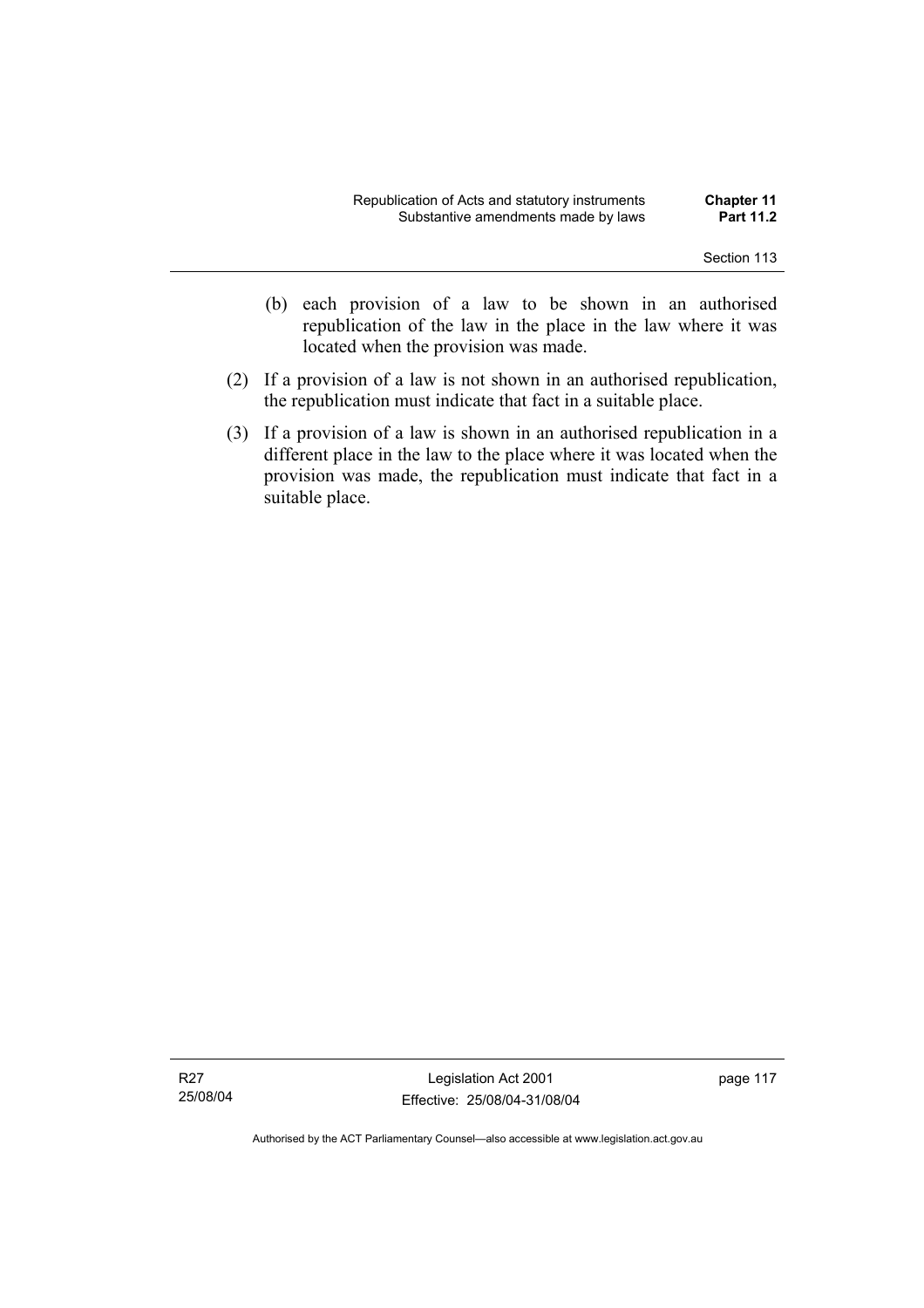(b) each provision of a law to be shown in an authorised republication of the law in the place in the law where it was located when the provision was made.

(2) If a provision of a law is not shown in an authorised republication, the republication must indicate that fact in a suitable place.

(3) If a provision of a law is shown in an authorised republication in a different place in the law to the place where it was located when the provision was made, the republication must indicate that fact in a suitable place.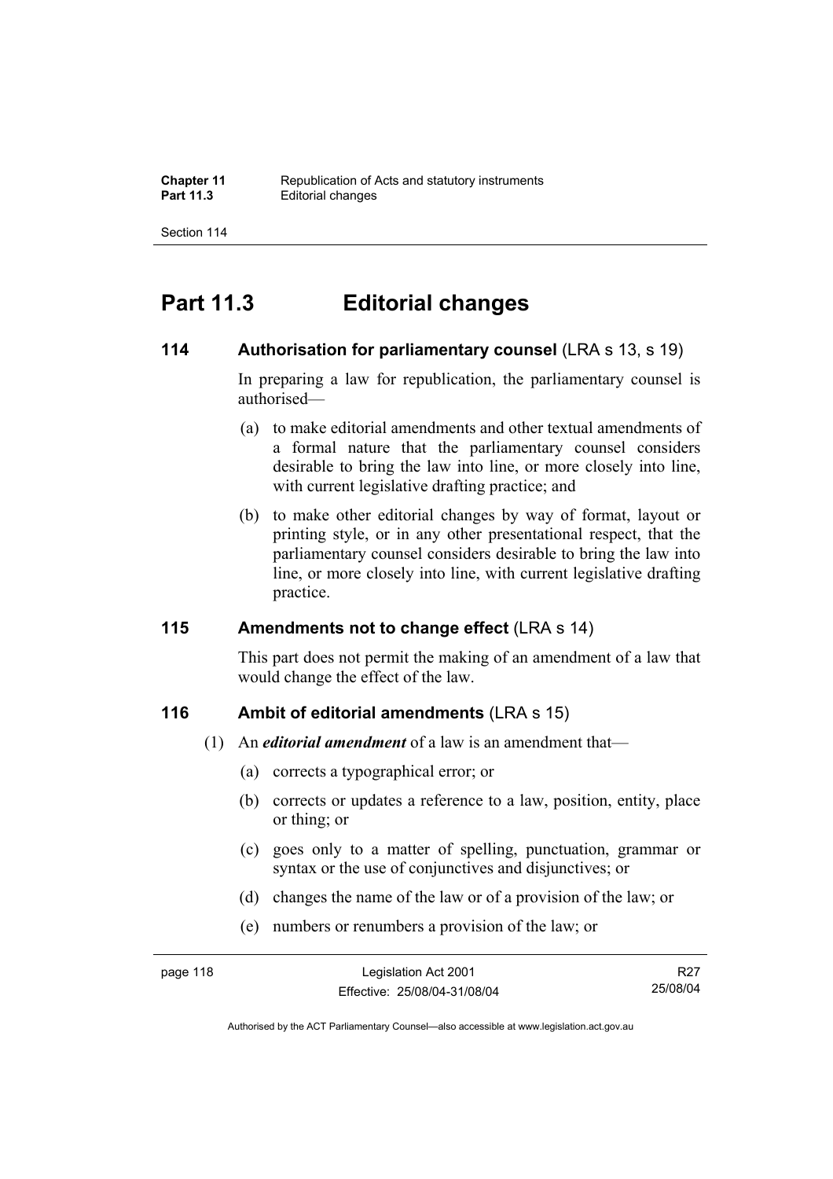# Part 11.3 Editorial changes

## 114 Authorisation for parliamentary counsel (LRA s 13, s 19)

In preparing a law for republication, the parliamentary counsel is authorised—

(a) to make editorial amendments and other textual amendments of a formal nature that the parliamentary counsel considers desirable to bring the law into line, or more closely into line, with current legislative drafting practice; and

(b) to make other editorial changes by way of format, layout or printing style, or in any other presentational respect, that the parliamentary counsel considers desirable to bring the law into line, or more closely into line, with current legislative drafting practice.

## 115 Amendments not to change effect (LRA s 14)

This part does not permit the making of an amendment of a law that would change the effect of the law.

## 116 Ambit of editorial amendments (LRA s 15)

(1) An ***editorial amendment*** of a law is an amendment that—

(a) corrects a typographical error; or

(b) corrects or updates a reference to a law, position, entity, place or thing; or

(c) goes only to a matter of spelling, punctuation, grammar or syntax or the use of conjunctives and disjunctives; or

(d) changes the name of the law or of a provision of the law; or

(e) numbers or renumbers a provision of the law; or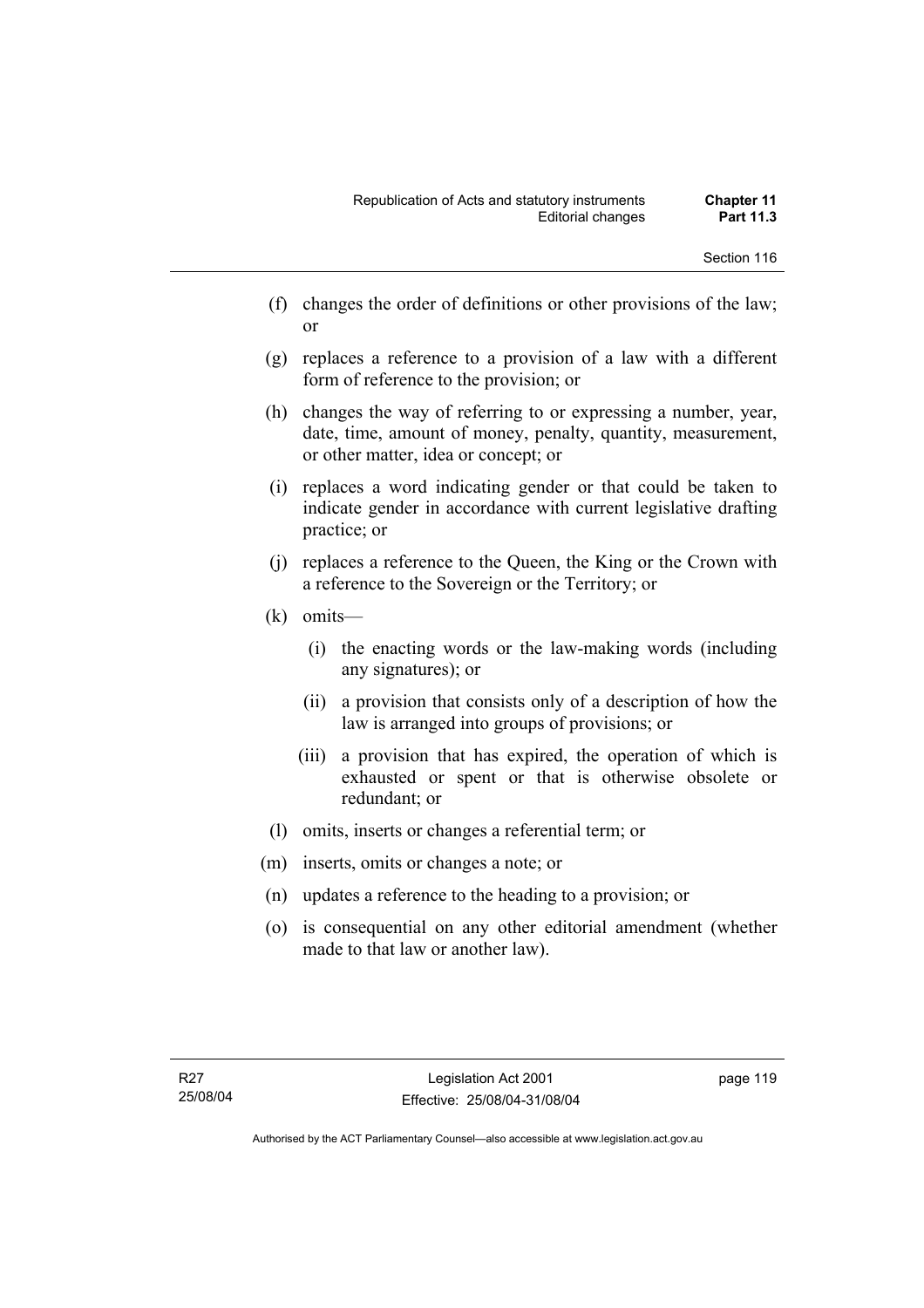(f) changes the order of definitions or other provisions of the law; or

(g) replaces a reference to a provision of a law with a different form of reference to the provision; or

(h) changes the way of referring to or expressing a number, year, date, time, amount of money, penalty, quantity, measurement, or other matter, idea or concept; or

(i) replaces a word indicating gender or that could be taken to indicate gender in accordance with current legislative drafting practice; or

(j) replaces a reference to the Queen, the King or the Crown with a reference to the Sovereign or the Territory; or

(k) omits—

  (i) the enacting words or the law-making words (including any signatures); or

  (ii) a provision that consists only of a description of how the law is arranged into groups of provisions; or

  (iii) a provision that has expired, the operation of which is exhausted or spent or that is otherwise obsolete or redundant; or

(l) omits, inserts or changes a referential term; or

(m) inserts, omits or changes a note; or

(n) updates a reference to the heading to a provision; or

(o) is consequential on any other editorial amendment (whether made to that law or another law).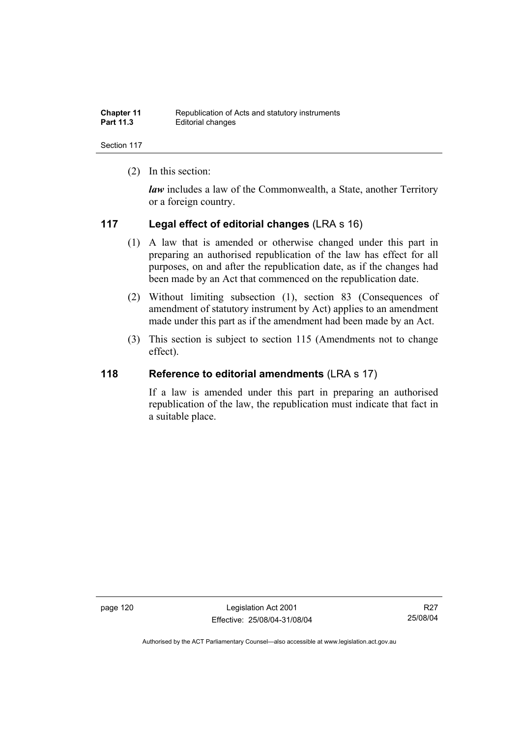(2) In this section:

***law*** includes a law of the Commonwealth, a State, another Territory or a foreign country.

## 117 Legal effect of editorial changes (LRA s 16)

(1) A law that is amended or otherwise changed under this part in preparing an authorised republication of the law has effect for all purposes, on and after the republication date, as if the changes had been made by an Act that commenced on the republication date.

(2) Without limiting subsection (1), section 83 (Consequences of amendment of statutory instrument by Act) applies to an amendment made under this part as if the amendment had been made by an Act.

(3) This section is subject to section 115 (Amendments not to change effect).

## 118 Reference to editorial amendments (LRA s 17)

If a law is amended under this part in preparing an authorised republication of the law, the republication must indicate that fact in a suitable place.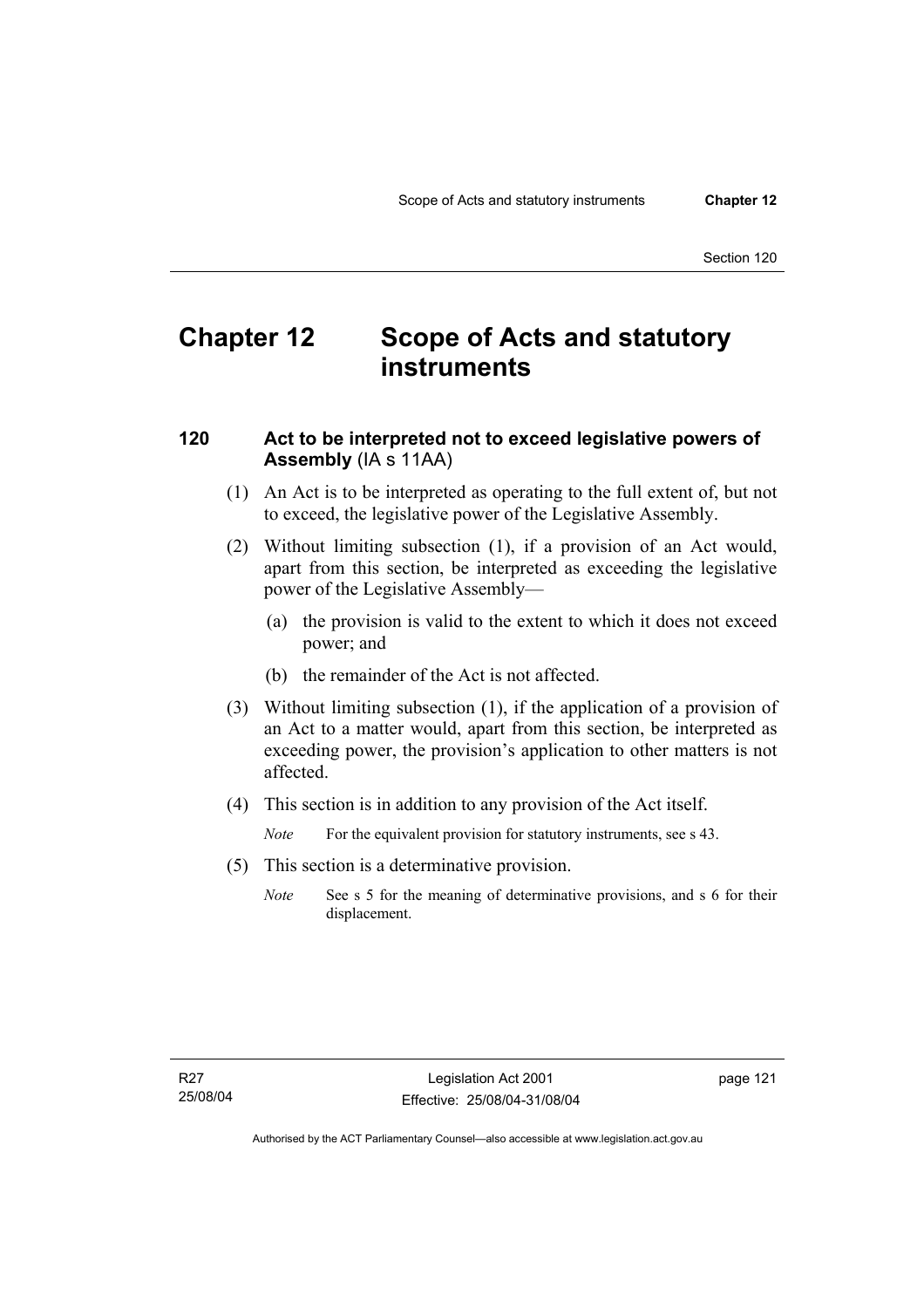# Chapter 12 Scope of Acts and statutory instruments

### 120 Act to be interpreted not to exceed legislative powers of Assembly (IA s 11AA)

(1) An Act is to be interpreted as operating to the full extent of, but not to exceed, the legislative power of the Legislative Assembly.

(2) Without limiting subsection (1), if a provision of an Act would, apart from this section, be interpreted as exceeding the legislative power of the Legislative Assembly—

(a) the provision is valid to the extent to which it does not exceed power; and

(b) the remainder of the Act is not affected.

(3) Without limiting subsection (1), if the application of a provision of an Act to a matter would, apart from this section, be interpreted as exceeding power, the provision's application to other matters is not affected.

(4) This section is in addition to any provision of the Act itself.

*Note* For the equivalent provision for statutory instruments, see s 43.

(5) This section is a determinative provision.

*Note* See s 5 for the meaning of determinative provisions, and s 6 for their displacement.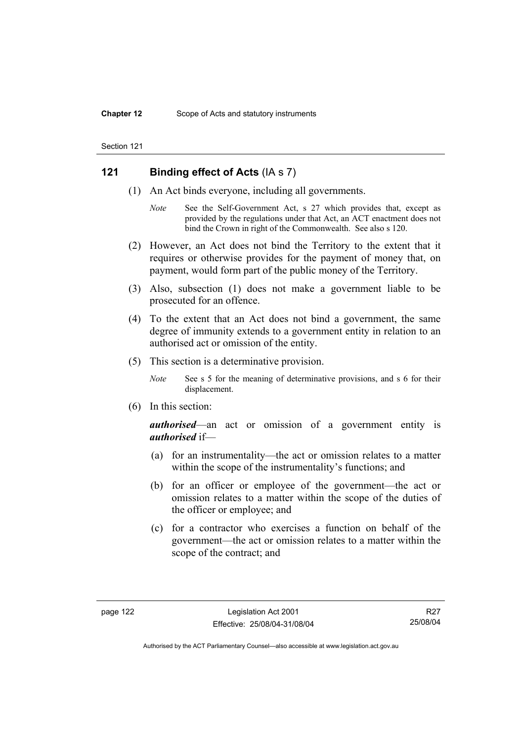## 121 Binding effect of Acts (IA s 7)

(1) An Act binds everyone, including all governments.

*Note* See the Self-Government Act, s 27 which provides that, except as provided by the regulations under that Act, an ACT enactment does not bind the Crown in right of the Commonwealth. See also s 120.

(2) However, an Act does not bind the Territory to the extent that it requires or otherwise provides for the payment of money that, on payment, would form part of the public money of the Territory.

(3) Also, subsection (1) does not make a government liable to be prosecuted for an offence.

(4) To the extent that an Act does not bind a government, the same degree of immunity extends to a government entity in relation to an authorised act or omission of the entity.

(5) This section is a determinative provision.

*Note* See s 5 for the meaning of determinative provisions, and s 6 for their displacement.

(6) In this section:

***authorised***—an act or omission of a government entity is ***authorised*** if—

(a) for an instrumentality—the act or omission relates to a matter within the scope of the instrumentality's functions; and

(b) for an officer or employee of the government—the act or omission relates to a matter within the scope of the duties of the officer or employee; and

(c) for a contractor who exercises a function on behalf of the government—the act or omission relates to a matter within the scope of the contract; and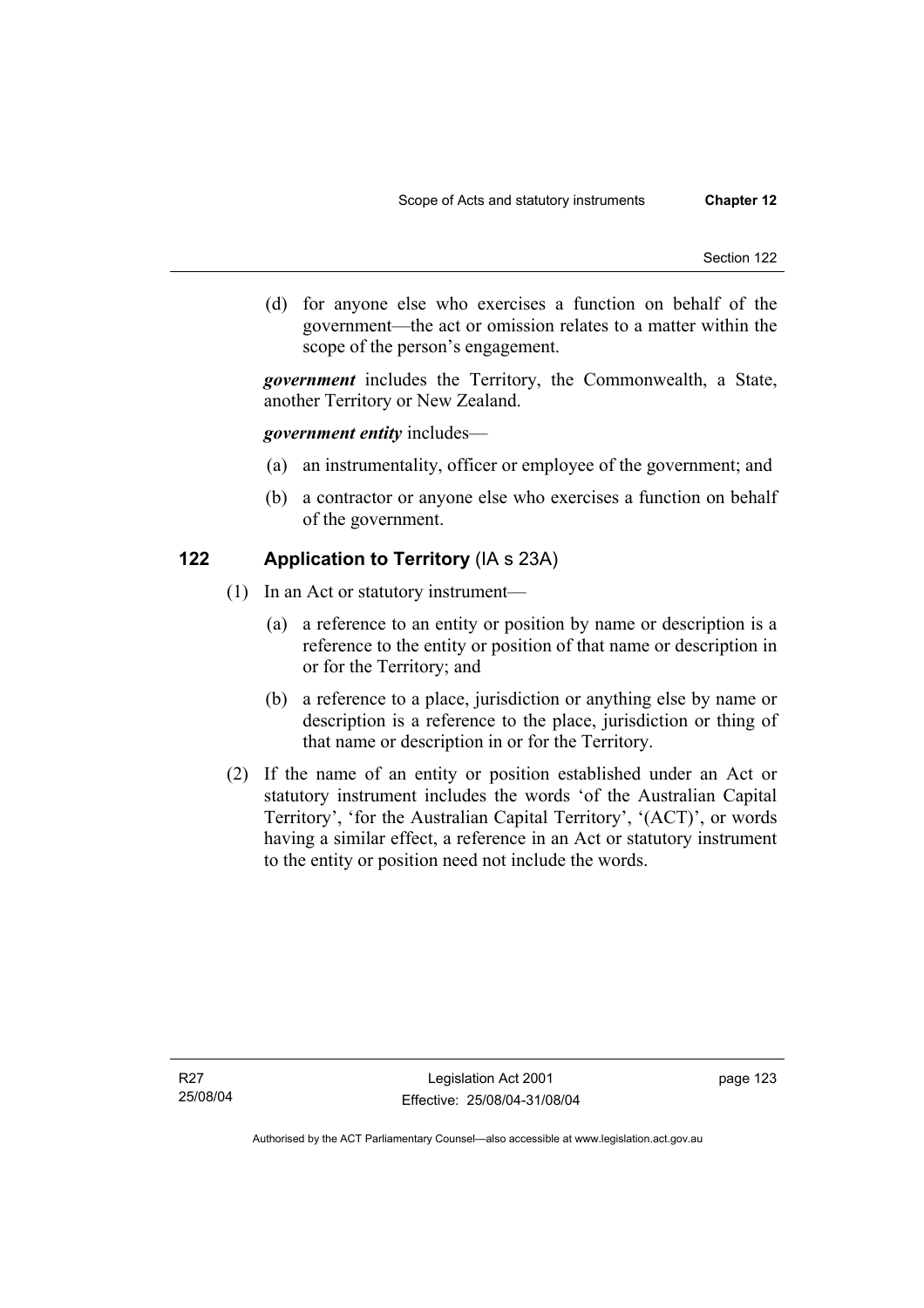(d) for anyone else who exercises a function on behalf of the government—the act or omission relates to a matter within the scope of the person's engagement.

***government*** includes the Territory, the Commonwealth, a State, another Territory or New Zealand.

***government entity*** includes—

(a) an instrumentality, officer or employee of the government; and

(b) a contractor or anyone else who exercises a function on behalf of the government.

## 122 Application to Territory (IA s 23A)

(1) In an Act or statutory instrument—

(a) a reference to an entity or position by name or description is a reference to the entity or position of that name or description in or for the Territory; and

(b) a reference to a place, jurisdiction or anything else by name or description is a reference to the place, jurisdiction or thing of that name or description in or for the Territory.

(2) If the name of an entity or position established under an Act or statutory instrument includes the words 'of the Australian Capital Territory', 'for the Australian Capital Territory', '(ACT)', or words having a similar effect, a reference in an Act or statutory instrument to the entity or position need not include the words.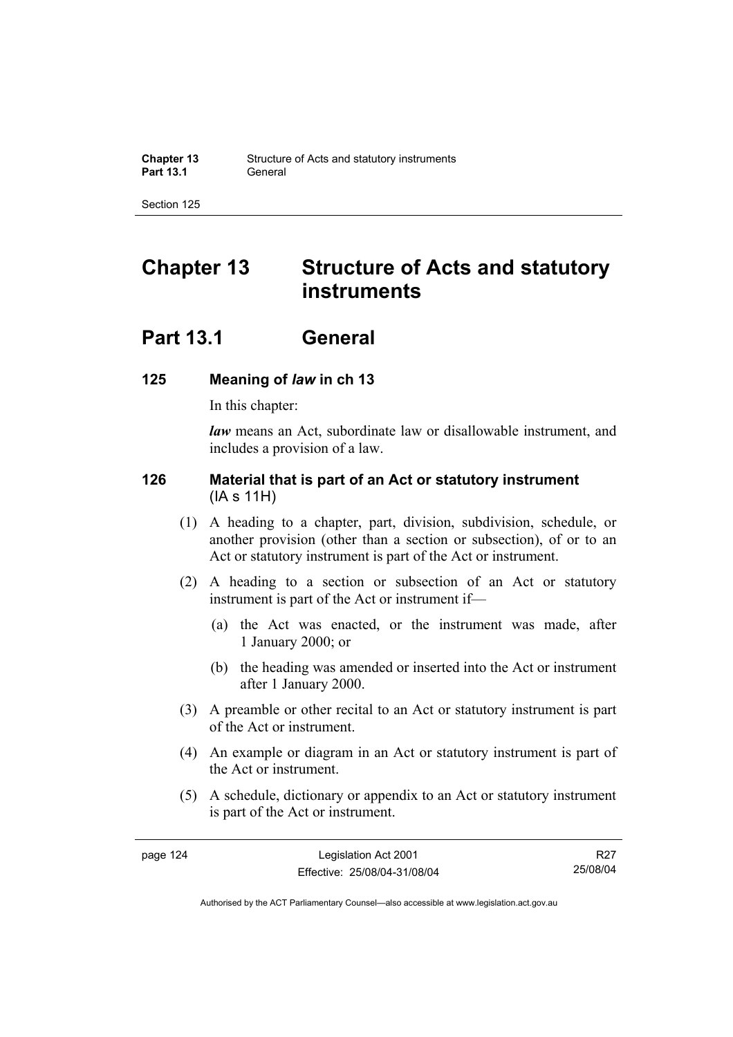# Chapter 13 Structure of Acts and statutory instruments

## Part 13.1 General

### 125 Meaning of *law* in ch 13

In this chapter:

***law*** means an Act, subordinate law or disallowable instrument, and includes a provision of a law.

### 126 Material that is part of an Act or statutory instrument (IA s 11H)

(1) A heading to a chapter, part, division, subdivision, schedule, or another provision (other than a section or subsection), of or to an Act or statutory instrument is part of the Act or instrument.

(2) A heading to a section or subsection of an Act or statutory instrument is part of the Act or instrument if—

(a) the Act was enacted, or the instrument was made, after 1 January 2000; or

(b) the heading was amended or inserted into the Act or instrument after 1 January 2000.

(3) A preamble or other recital to an Act or statutory instrument is part of the Act or instrument.

(4) An example or diagram in an Act or statutory instrument is part of the Act or instrument.

(5) A schedule, dictionary or appendix to an Act or statutory instrument is part of the Act or instrument.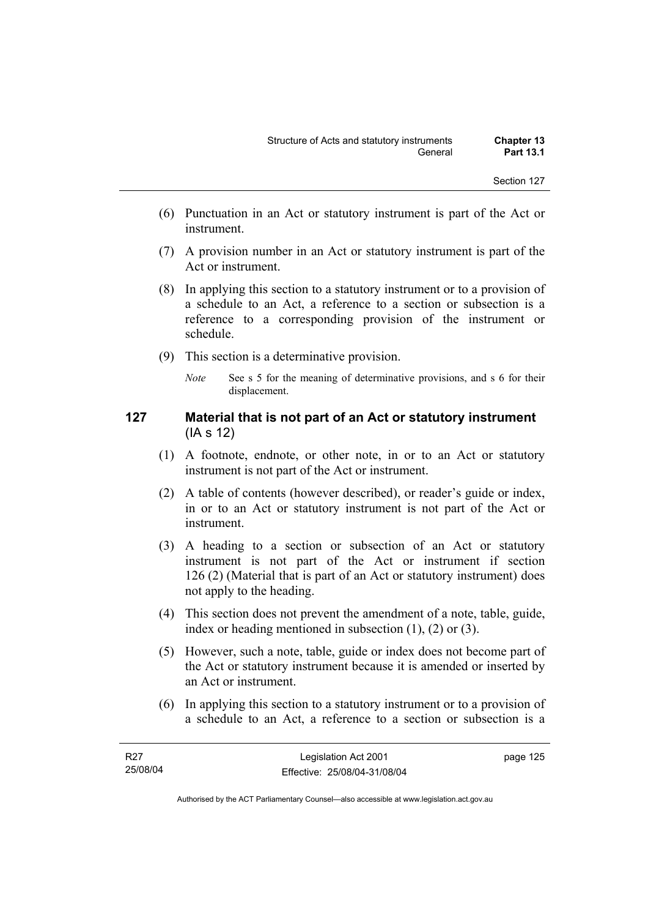(6) Punctuation in an Act or statutory instrument is part of the Act or instrument.

(7) A provision number in an Act or statutory instrument is part of the Act or instrument.

(8) In applying this section to a statutory instrument or to a provision of a schedule to an Act, a reference to a section or subsection is a reference to a corresponding provision of the instrument or schedule.

(9) This section is a determinative provision.

*Note* See s 5 for the meaning of determinative provisions, and s 6 for their displacement.

## 127 Material that is not part of an Act or statutory instrument (IA s 12)

(1) A footnote, endnote, or other note, in or to an Act or statutory instrument is not part of the Act or instrument.

(2) A table of contents (however described), or reader's guide or index, in or to an Act or statutory instrument is not part of the Act or instrument.

(3) A heading to a section or subsection of an Act or statutory instrument is not part of the Act or instrument if section 126 (2) (Material that is part of an Act or statutory instrument) does not apply to the heading.

(4) This section does not prevent the amendment of a note, table, guide, index or heading mentioned in subsection (1), (2) or (3).

(5) However, such a note, table, guide or index does not become part of the Act or statutory instrument because it is amended or inserted by an Act or instrument.

(6) In applying this section to a statutory instrument or to a provision of a schedule to an Act, a reference to a section or subsection is a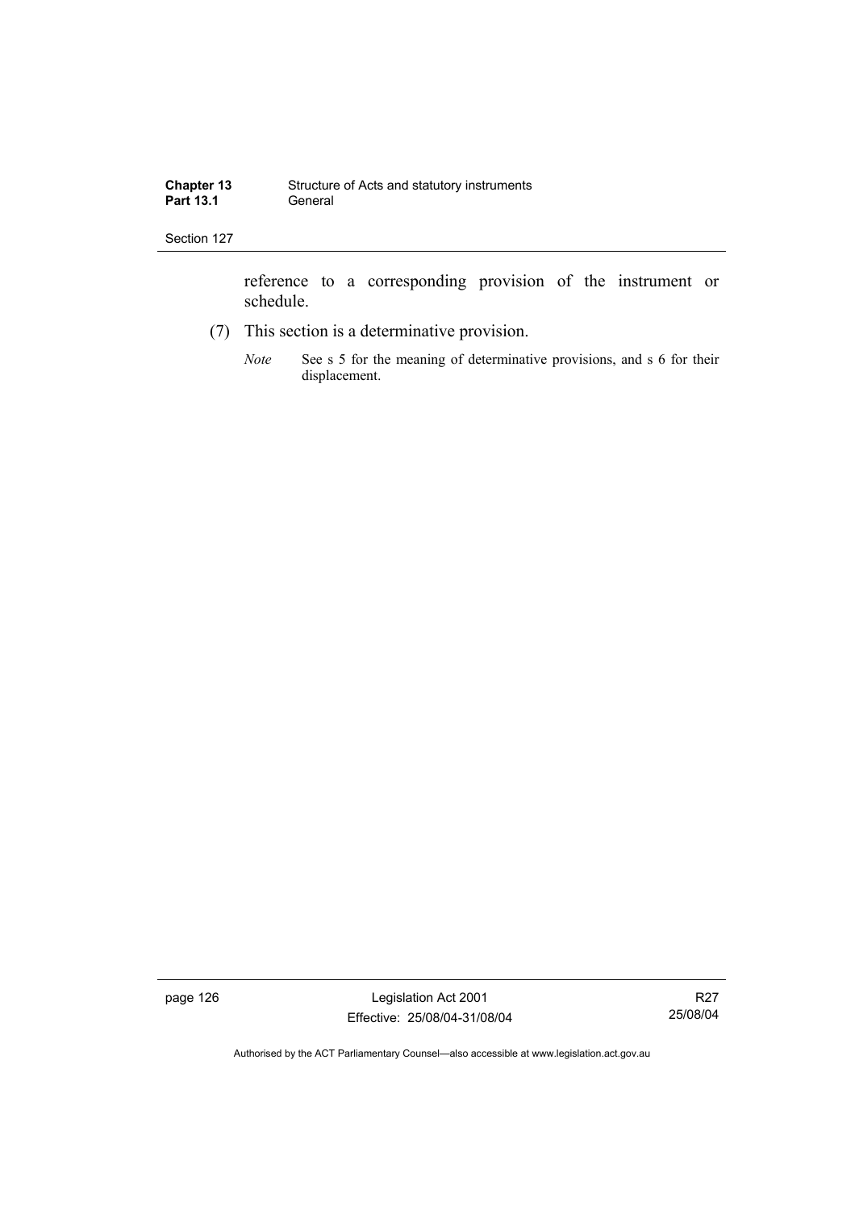reference to a corresponding provision of the instrument or schedule.

(7) This section is a determinative provision.

*Note* See s 5 for the meaning of determinative provisions, and s 6 for their displacement.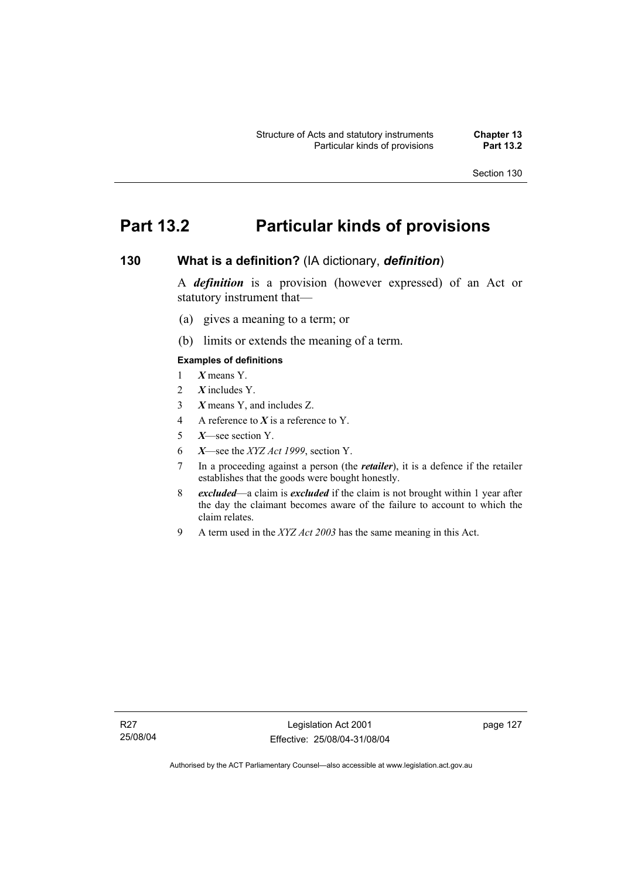# Part 13.2 Particular kinds of provisions

## 130 What is a definition? (IA dictionary, *definition*)

A ***definition*** is a provision (however expressed) of an Act or statutory instrument that—

(a) gives a meaning to a term; or

(b) limits or extends the meaning of a term.

**Examples of definitions**

1 ***X*** means Y.

2 ***X*** includes Y.

3 ***X*** means Y, and includes Z.

4 A reference to ***X*** is a reference to Y.

5 ***X***—see section Y.

6 ***X***—see the *XYZ Act 1999*, section Y.

7 In a proceeding against a person (the ***retailer***), it is a defence if the retailer establishes that the goods were bought honestly.

8 ***excluded***—a claim is ***excluded*** if the claim is not brought within 1 year after the day the claimant becomes aware of the failure to account to which the claim relates.

9 A term used in the *XYZ Act 2003* has the same meaning in this Act.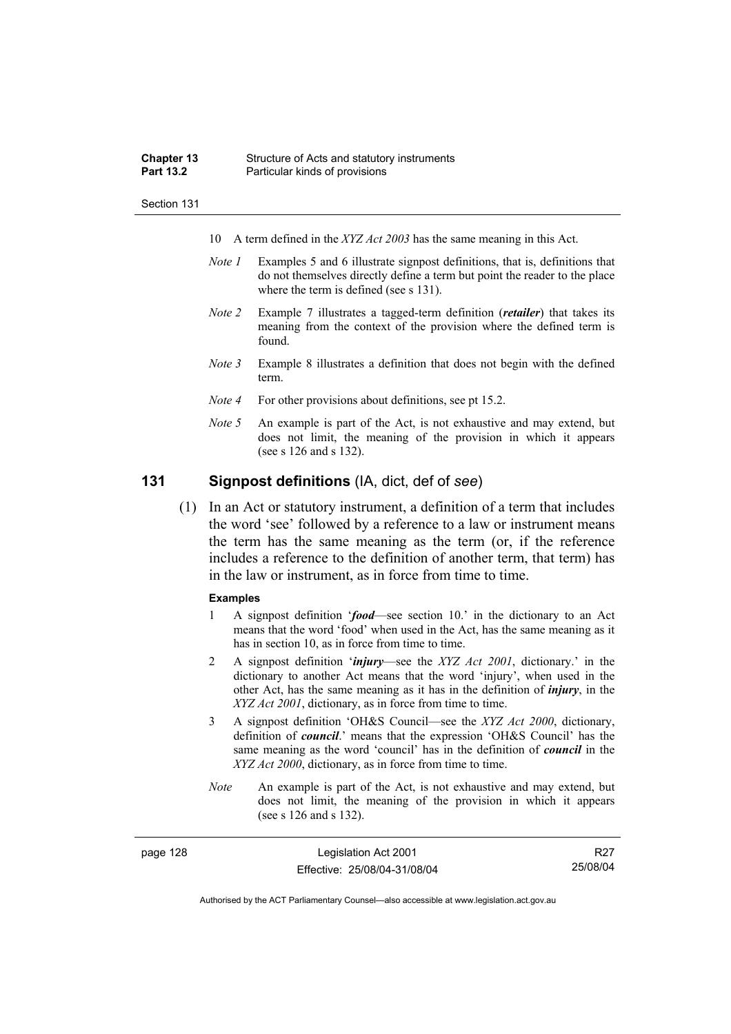10 A term defined in the *XYZ Act 2003* has the same meaning in this Act.

*Note 1* Examples 5 and 6 illustrate signpost definitions, that is, definitions that do not themselves directly define a term but point the reader to the place where the term is defined (see s 131).

*Note 2* Example 7 illustrates a tagged-term definition (***retailer***) that takes its meaning from the context of the provision where the defined term is found.

*Note 3* Example 8 illustrates a definition that does not begin with the defined term.

*Note 4* For other provisions about definitions, see pt 15.2.

*Note 5* An example is part of the Act, is not exhaustive and may extend, but does not limit, the meaning of the provision in which it appears (see s 126 and s 132).

## 131 Signpost definitions (IA, dict, def of *see*)

(1) In an Act or statutory instrument, a definition of a term that includes the word 'see' followed by a reference to a law or instrument means the term has the same meaning as the term (or, if the reference includes a reference to the definition of another term, that term) has in the law or instrument, as in force from time to time.

**Examples**

1 A signpost definition '***food***—see section 10.' in the dictionary to an Act means that the word 'food' when used in the Act, has the same meaning as it has in section 10, as in force from time to time.

2 A signpost definition '***injury***—see the *XYZ Act 2001*, dictionary.' in the dictionary to another Act means that the word 'injury', when used in the other Act, has the same meaning as it has in the definition of ***injury***, in the *XYZ Act 2001*, dictionary, as in force from time to time.

3 A signpost definition 'OH&S Council—see the *XYZ Act 2000*, dictionary, definition of ***council***.' means that the expression 'OH&S Council' has the same meaning as the word 'council' has in the definition of ***council*** in the *XYZ Act 2000*, dictionary, as in force from time to time.

*Note* An example is part of the Act, is not exhaustive and may extend, but does not limit, the meaning of the provision in which it appears (see s 126 and s 132).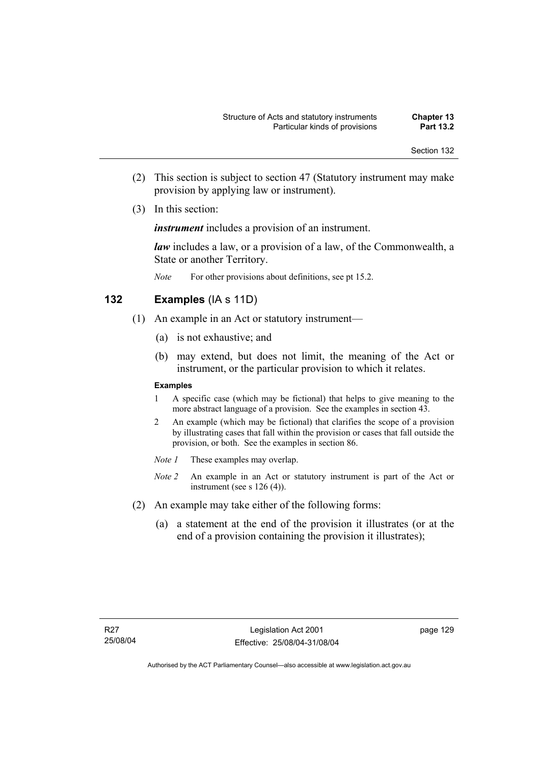(2) This section is subject to section 47 (Statutory instrument may make provision by applying law or instrument).

(3) In this section:

***instrument*** includes a provision of an instrument.

***law*** includes a law, or a provision of a law, of the Commonwealth, a State or another Territory.

*Note* For other provisions about definitions, see pt 15.2.

## 132 Examples (IA s 11D)

(1) An example in an Act or statutory instrument—

(a) is not exhaustive; and

(b) may extend, but does not limit, the meaning of the Act or instrument, or the particular provision to which it relates.

**Examples**

1 A specific case (which may be fictional) that helps to give meaning to the more abstract language of a provision. See the examples in section 43.

2 An example (which may be fictional) that clarifies the scope of a provision by illustrating cases that fall within the provision or cases that fall outside the provision, or both. See the examples in section 86.

*Note 1* These examples may overlap.

*Note 2* An example in an Act or statutory instrument is part of the Act or instrument (see s 126 (4)).

(2) An example may take either of the following forms:

(a) a statement at the end of the provision it illustrates (or at the end of a provision containing the provision it illustrates);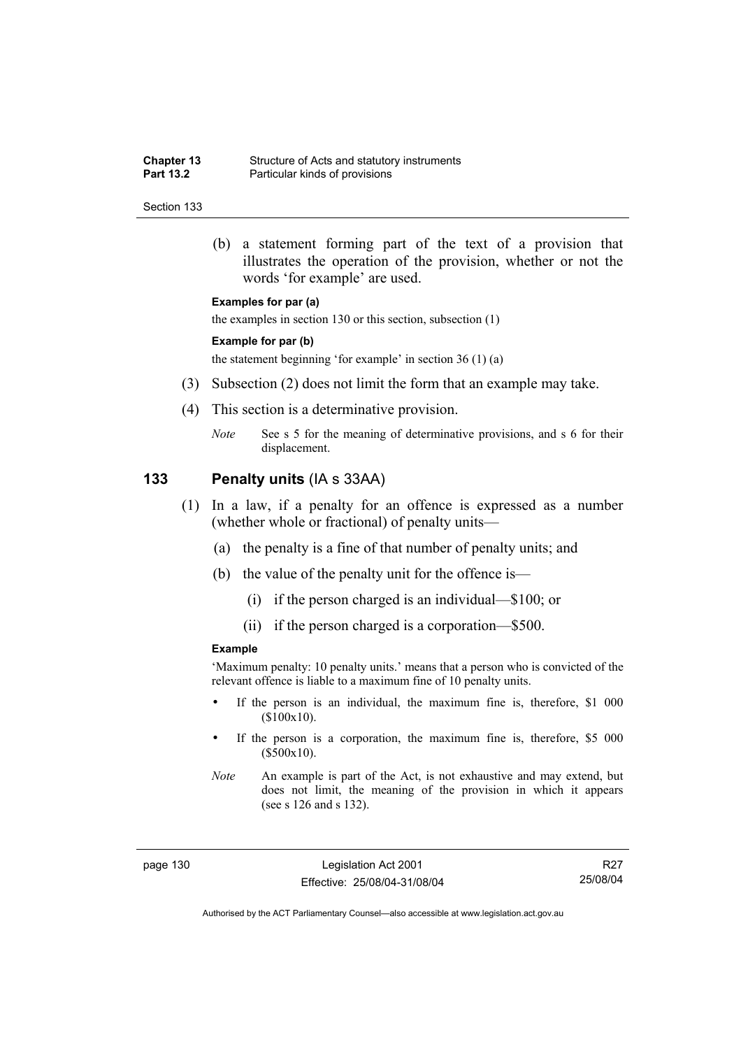(b) a statement forming part of the text of a provision that illustrates the operation of the provision, whether or not the words 'for example' are used.

**Examples for par (a)**

the examples in section 130 or this section, subsection (1)

**Example for par (b)**

the statement beginning 'for example' in section 36 (1) (a)

(3) Subsection (2) does not limit the form that an example may take.

(4) This section is a determinative provision.

*Note* See s 5 for the meaning of determinative provisions, and s 6 for their displacement.

## 133 Penalty units (IA s 33AA)

(1) In a law, if a penalty for an offence is expressed as a number (whether whole or fractional) of penalty units—

(a) the penalty is a fine of that number of penalty units; and

(b) the value of the penalty unit for the offence is—

(i) if the person charged is an individual—$100; or

(ii) if the person charged is a corporation—$500.

**Example**

'Maximum penalty: 10 penalty units.' means that a person who is convicted of the relevant offence is liable to a maximum fine of 10 penalty units.

- If the person is an individual, the maximum fine is, therefore, $1 000 ($100x10).
- If the person is a corporation, the maximum fine is, therefore, $5 000 ($500x10).

*Note* An example is part of the Act, is not exhaustive and may extend, but does not limit, the meaning of the provision in which it appears (see s 126 and s 132).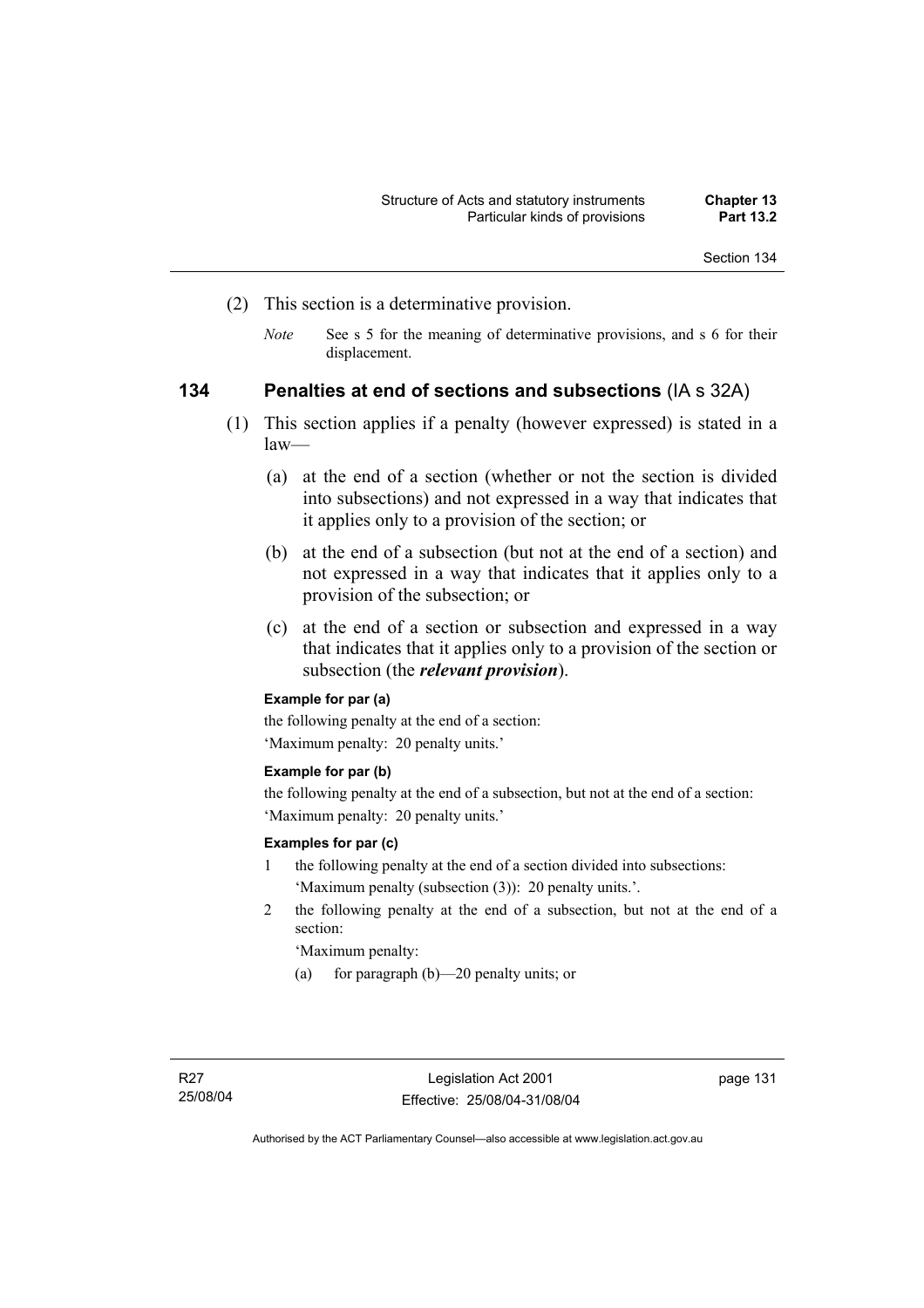(2) This section is a determinative provision.

*Note* See s 5 for the meaning of determinative provisions, and s 6 for their displacement.

## 134 Penalties at end of sections and subsections (IA s 32A)

(1) This section applies if a penalty (however expressed) is stated in a law—

(a) at the end of a section (whether or not the section is divided into subsections) and not expressed in a way that indicates that it applies only to a provision of the section; or

(b) at the end of a subsection (but not at the end of a section) and not expressed in a way that indicates that it applies only to a provision of the subsection; or

(c) at the end of a section or subsection and expressed in a way that indicates that it applies only to a provision of the section or subsection (the ***relevant provision***).

**Example for par (a)**

the following penalty at the end of a section:

'Maximum penalty: 20 penalty units.'

**Example for par (b)**

the following penalty at the end of a subsection, but not at the end of a section:

'Maximum penalty: 20 penalty units.'

**Examples for par (c)**

1 the following penalty at the end of a section divided into subsections:
'Maximum penalty (subsection (3)): 20 penalty units.'.

2 the following penalty at the end of a subsection, but not at the end of a section:

'Maximum penalty:

(a) for paragraph (b)—20 penalty units; or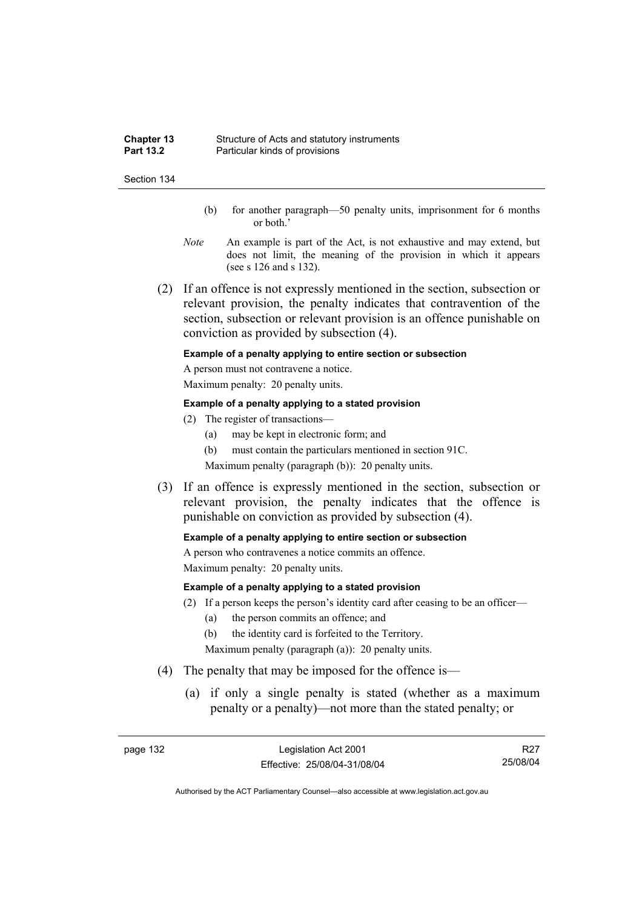(b) for another paragraph—50 penalty units, imprisonment for 6 months or both.'

*Note* An example is part of the Act, is not exhaustive and may extend, but does not limit, the meaning of the provision in which it appears (see s 126 and s 132).

(2) If an offence is not expressly mentioned in the section, subsection or relevant provision, the penalty indicates that contravention of the section, subsection or relevant provision is an offence punishable on conviction as provided by subsection (4).

**Example of a penalty applying to entire section or subsection**

A person must not contravene a notice.

Maximum penalty: 20 penalty units.

**Example of a penalty applying to a stated provision**

(2) The register of transactions—

(a) may be kept in electronic form; and

(b) must contain the particulars mentioned in section 91C.

Maximum penalty (paragraph (b)): 20 penalty units.

(3) If an offence is expressly mentioned in the section, subsection or relevant provision, the penalty indicates that the offence is punishable on conviction as provided by subsection (4).

**Example of a penalty applying to entire section or subsection**

A person who contravenes a notice commits an offence.

Maximum penalty: 20 penalty units.

**Example of a penalty applying to a stated provision**

(2) If a person keeps the person's identity card after ceasing to be an officer—

(a) the person commits an offence; and

(b) the identity card is forfeited to the Territory.

Maximum penalty (paragraph (a)): 20 penalty units.

(4) The penalty that may be imposed for the offence is—

(a) if only a single penalty is stated (whether as a maximum penalty or a penalty)—not more than the stated penalty; or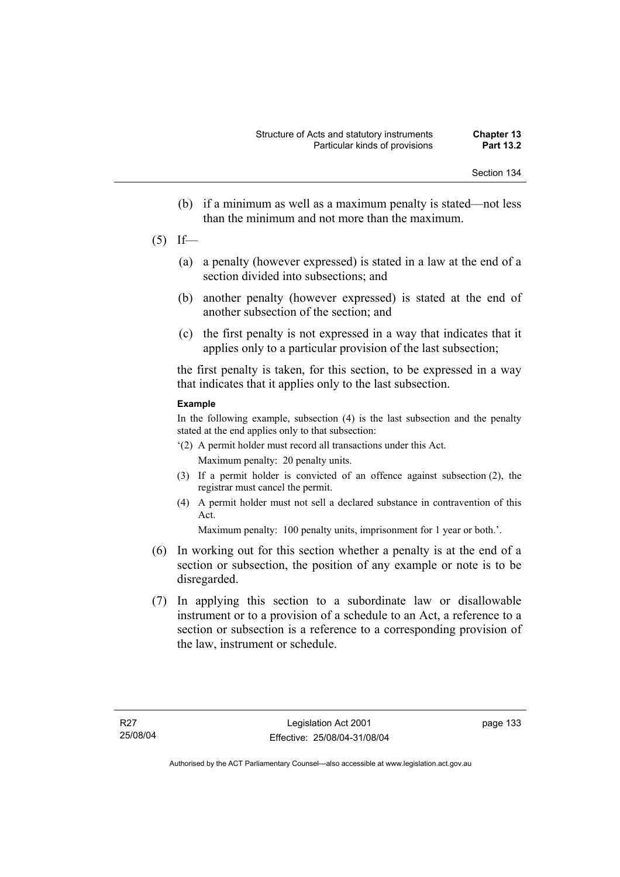(b) if a minimum as well as a maximum penalty is stated—not less than the minimum and not more than the maximum.

(5) If—

(a) a penalty (however expressed) is stated in a law at the end of a section divided into subsections; and

(b) another penalty (however expressed) is stated at the end of another subsection of the section; and

(c) the first penalty is not expressed in a way that indicates that it applies only to a particular provision of the last subsection;

the first penalty is taken, for this section, to be expressed in a way that indicates that it applies only to the last subsection.

**Example**

In the following example, subsection (4) is the last subsection and the penalty stated at the end applies only to that subsection:

'(2) A permit holder must record all transactions under this Act.

Maximum penalty: 20 penalty units.

(3) If a permit holder is convicted of an offence against subsection (2), the registrar must cancel the permit.

(4) A permit holder must not sell a declared substance in contravention of this Act.

Maximum penalty: 100 penalty units, imprisonment for 1 year or both.'.

(6) In working out for this section whether a penalty is at the end of a section or subsection, the position of any example or note is to be disregarded.

(7) In applying this section to a subordinate law or disallowable instrument or to a provision of a schedule to an Act, a reference to a section or subsection is a reference to a corresponding provision of the law, instrument or schedule.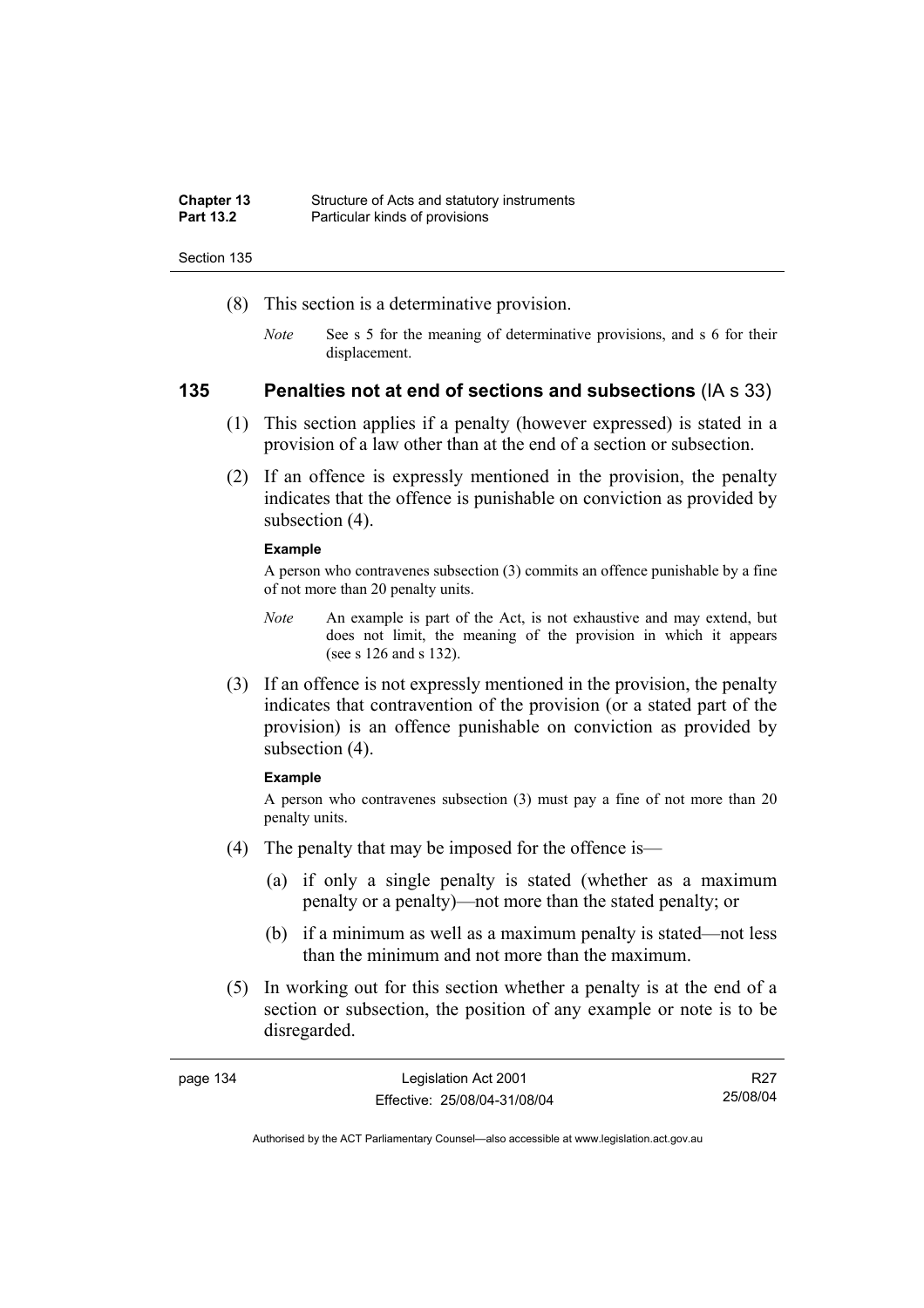(8) This section is a determinative provision.

*Note* See s 5 for the meaning of determinative provisions, and s 6 for their displacement.

## 135 Penalties not at end of sections and subsections (IA s 33)

(1) This section applies if a penalty (however expressed) is stated in a provision of a law other than at the end of a section or subsection.

(2) If an offence is expressly mentioned in the provision, the penalty indicates that the offence is punishable on conviction as provided by subsection (4).

**Example**

A person who contravenes subsection (3) commits an offence punishable by a fine of not more than 20 penalty units.

*Note* An example is part of the Act, is not exhaustive and may extend, but does not limit, the meaning of the provision in which it appears (see s 126 and s 132).

(3) If an offence is not expressly mentioned in the provision, the penalty indicates that contravention of the provision (or a stated part of the provision) is an offence punishable on conviction as provided by subsection (4).

**Example**

A person who contravenes subsection (3) must pay a fine of not more than 20 penalty units.

(4) The penalty that may be imposed for the offence is—

(a) if only a single penalty is stated (whether as a maximum penalty or a penalty)—not more than the stated penalty; or

(b) if a minimum as well as a maximum penalty is stated—not less than the minimum and not more than the maximum.

(5) In working out for this section whether a penalty is at the end of a section or subsection, the position of any example or note is to be disregarded.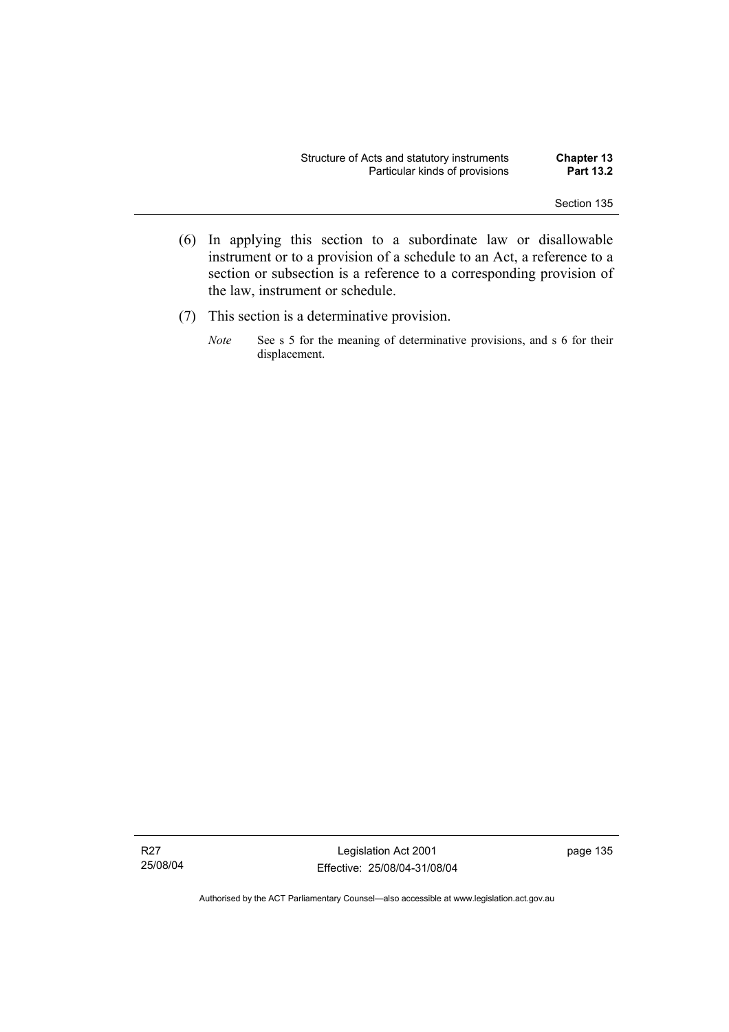(6) In applying this section to a subordinate law or disallowable instrument or to a provision of a schedule to an Act, a reference to a section or subsection is a reference to a corresponding provision of the law, instrument or schedule.

(7) This section is a determinative provision.

*Note* See s 5 for the meaning of determinative provisions, and s 6 for their displacement.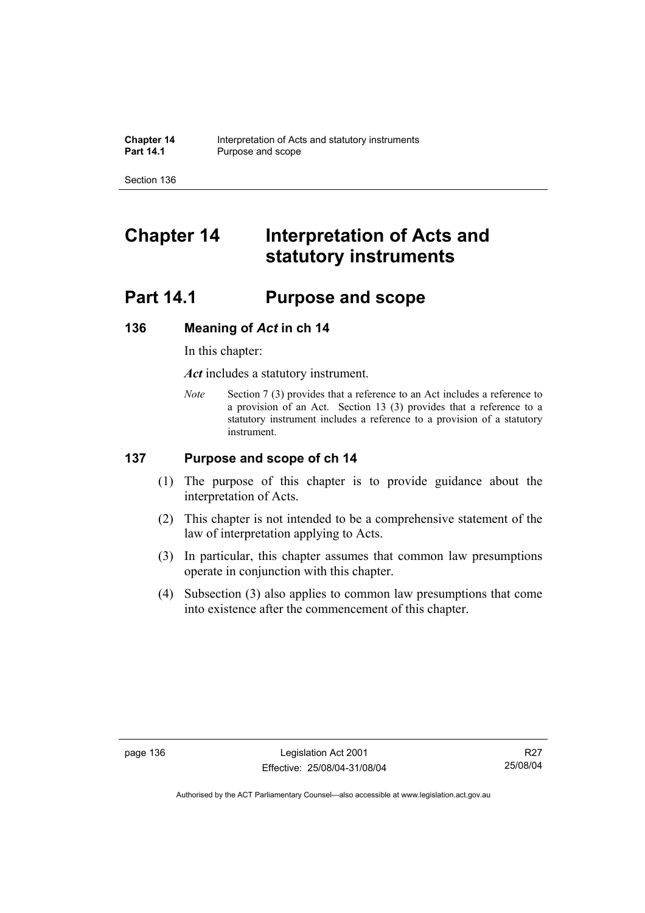# Chapter 14 Interpretation of Acts and statutory instruments

## Part 14.1 Purpose and scope

### 136 Meaning of *Act* in ch 14

In this chapter:

***Act*** includes a statutory instrument.

*Note* Section 7 (3) provides that a reference to an Act includes a reference to a provision of an Act. Section 13 (3) provides that a reference to a statutory instrument includes a reference to a provision of a statutory instrument.

### 137 Purpose and scope of ch 14

(1) The purpose of this chapter is to provide guidance about the interpretation of Acts.

(2) This chapter is not intended to be a comprehensive statement of the law of interpretation applying to Acts.

(3) In particular, this chapter assumes that common law presumptions operate in conjunction with this chapter.

(4) Subsection (3) also applies to common law presumptions that come into existence after the commencement of this chapter.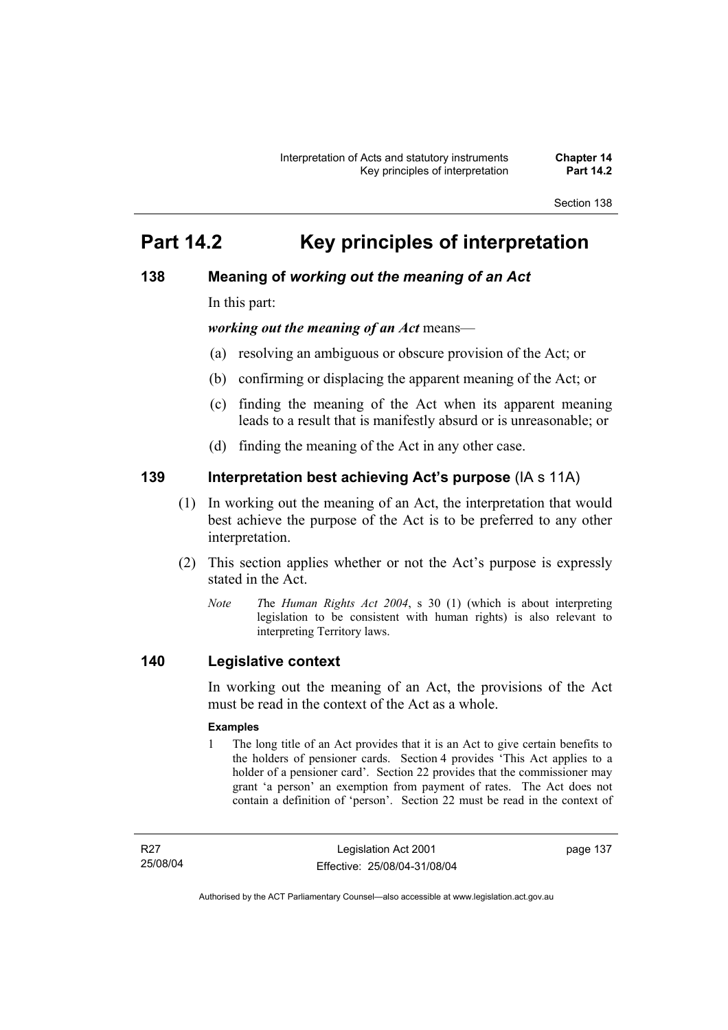# Part 14.2 Key principles of interpretation

## 138 Meaning of *working out the meaning of an Act*

In this part:

***working out the meaning of an Act*** means—

(a) resolving an ambiguous or obscure provision of the Act; or

(b) confirming or displacing the apparent meaning of the Act; or

(c) finding the meaning of the Act when its apparent meaning leads to a result that is manifestly absurd or is unreasonable; or

(d) finding the meaning of the Act in any other case.

## 139 Interpretation best achieving Act's purpose (IA s 11A)

(1) In working out the meaning of an Act, the interpretation that would best achieve the purpose of the Act is to be preferred to any other interpretation.

(2) This section applies whether or not the Act's purpose is expressly stated in the Act.

*Note* The *Human Rights Act 2004*, s 30 (1) (which is about interpreting legislation to be consistent with human rights) is also relevant to interpreting Territory laws.

## 140 Legislative context

In working out the meaning of an Act, the provisions of the Act must be read in the context of the Act as a whole.

**Examples**

1 The long title of an Act provides that it is an Act to give certain benefits to the holders of pensioner cards. Section 4 provides 'This Act applies to a holder of a pensioner card'. Section 22 provides that the commissioner may grant 'a person' an exemption from payment of rates. The Act does not contain a definition of 'person'. Section 22 must be read in the context of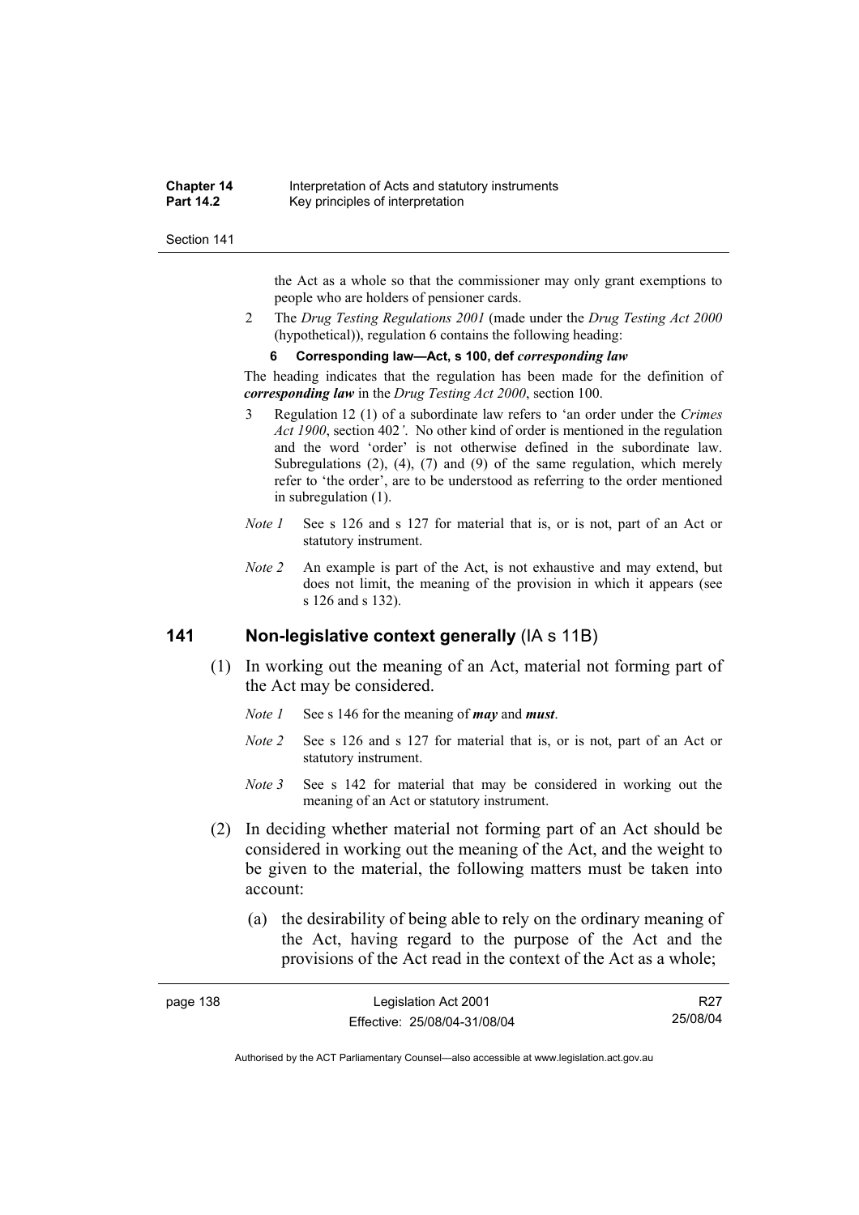the Act as a whole so that the commissioner may only grant exemptions to people who are holders of pensioner cards.

2 The *Drug Testing Regulations 2001* (made under the *Drug Testing Act 2000* (hypothetical)), regulation 6 contains the following heading:

**6 Corresponding law—Act, s 100, def *corresponding law***

The heading indicates that the regulation has been made for the definition of ***corresponding law*** in the *Drug Testing Act 2000*, section 100.

3 Regulation 12 (1) of a subordinate law refers to 'an order under the *Crimes Act 1900*, section 402*'*. No other kind of order is mentioned in the regulation and the word 'order' is not otherwise defined in the subordinate law. Subregulations (2), (4), (7) and (9) of the same regulation, which merely refer to 'the order', are to be understood as referring to the order mentioned in subregulation (1).

*Note 1* See s 126 and s 127 for material that is, or is not, part of an Act or statutory instrument.

*Note 2* An example is part of the Act, is not exhaustive and may extend, but does not limit, the meaning of the provision in which it appears (see s 126 and s 132).

## 141 Non-legislative context generally (IA s 11B)

(1) In working out the meaning of an Act, material not forming part of the Act may be considered.

*Note 1* See s 146 for the meaning of ***may*** and ***must***.

*Note 2* See s 126 and s 127 for material that is, or is not, part of an Act or statutory instrument.

*Note 3* See s 142 for material that may be considered in working out the meaning of an Act or statutory instrument.

(2) In deciding whether material not forming part of an Act should be considered in working out the meaning of the Act, and the weight to be given to the material, the following matters must be taken into account:

(a) the desirability of being able to rely on the ordinary meaning of the Act, having regard to the purpose of the Act and the provisions of the Act read in the context of the Act as a whole;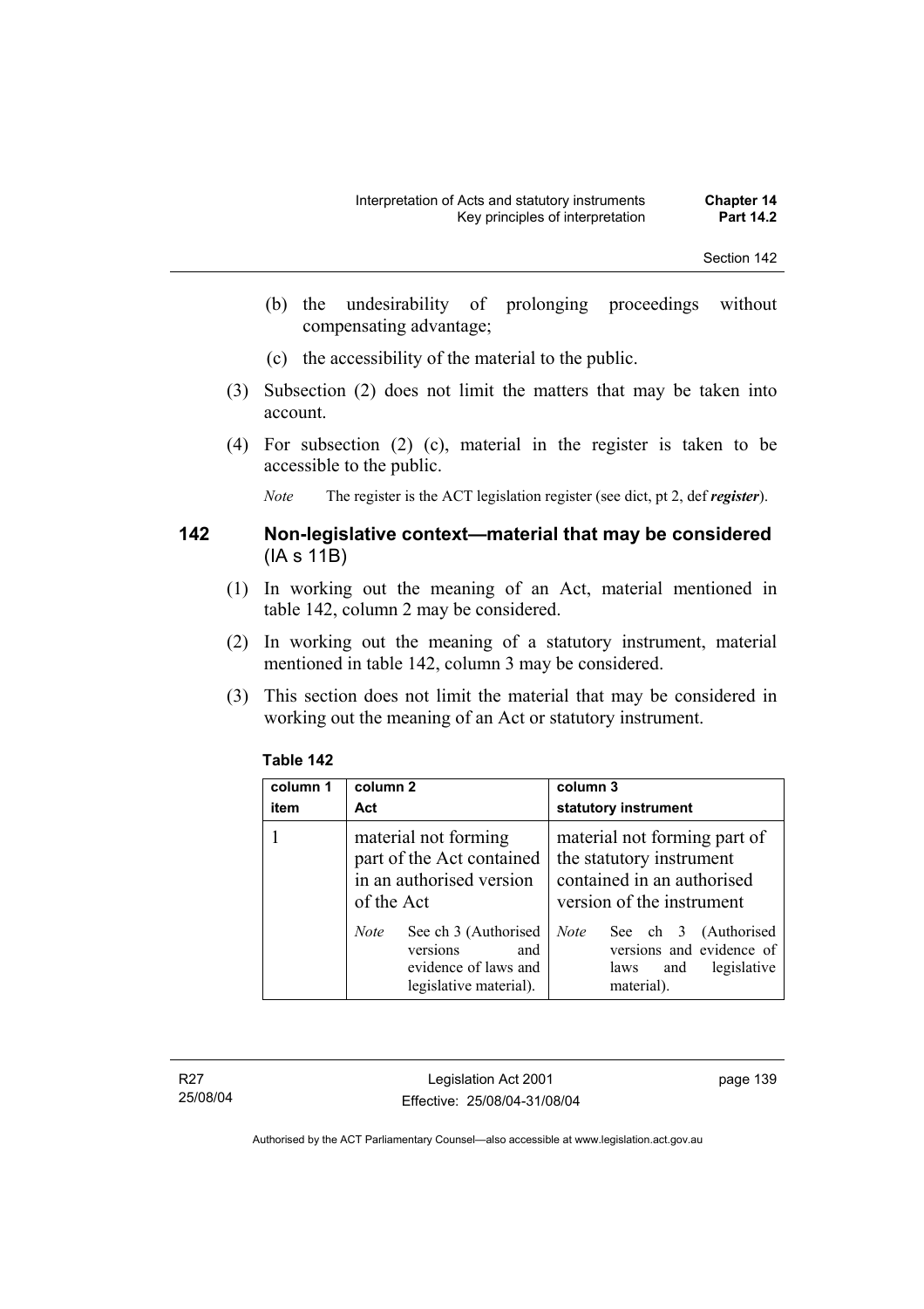(b) the undesirability of prolonging proceedings without compensating advantage;

(c) the accessibility of the material to the public.

(3) Subsection (2) does not limit the matters that may be taken into account.

(4) For subsection (2) (c), material in the register is taken to be accessible to the public.

*Note* The register is the ACT legislation register (see dict, pt 2, def ***register***).

## 142 Non-legislative context—material that may be considered (IA s 11B)

(1) In working out the meaning of an Act, material mentioned in table 142, column 2 may be considered.

(2) In working out the meaning of a statutory instrument, material mentioned in table 142, column 3 may be considered.

(3) This section does not limit the material that may be considered in working out the meaning of an Act or statutory instrument.

**Table 142**

| column 1 item | column 2 Act | column 3 statutory instrument |
|---|---|---|
| 1 | material not forming part of the Act contained in an authorised version of the Act <br> *Note* See ch 3 (Authorised versions and evidence of laws and legislative material). | material not forming part of the statutory instrument contained in an authorised version of the instrument <br> *Note* See ch 3 (Authorised versions and evidence of laws and legislative material). |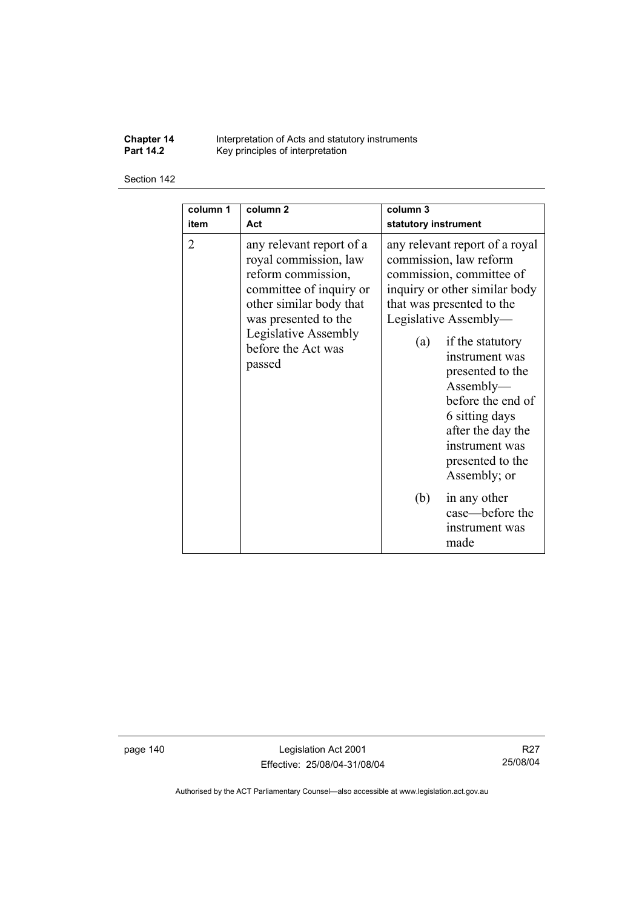| column 1 item | column 2 Act | column 3 statutory instrument |
|---|---|---|
| 2 | any relevant report of a royal commission, law reform commission, committee of inquiry or other similar body that was presented to the Legislative Assembly before the Act was passed | any relevant report of a royal commission, law reform commission, committee of inquiry or other similar body that was presented to the Legislative Assembly—<br>(a) if the statutory instrument was presented to the Assembly—before the end of 6 sitting days after the day the instrument was presented to the Assembly; or<br>(b) in any other case—before the instrument was made |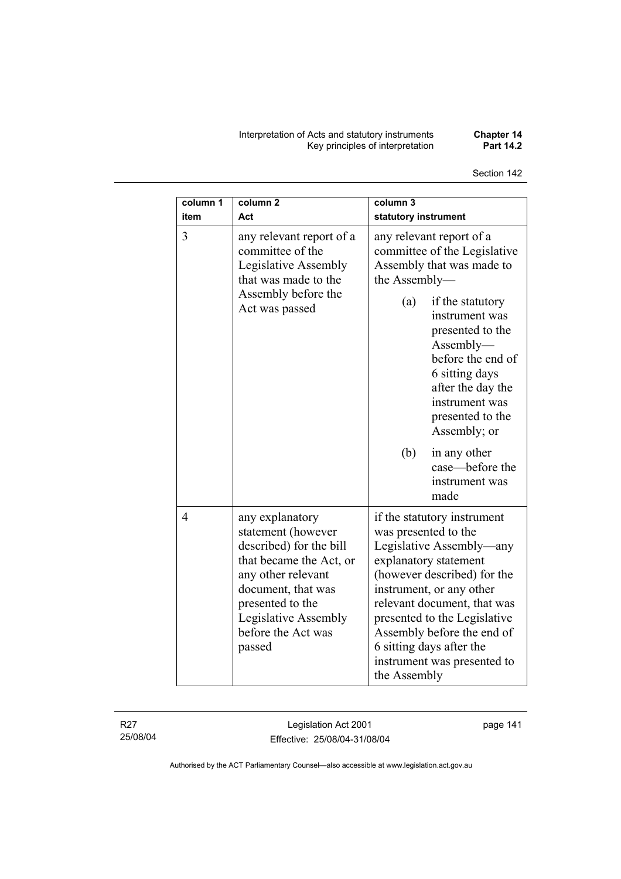| column 1 item | column 2 Act | column 3 statutory instrument |
|---|---|---|
| 3 | any relevant report of a committee of the Legislative Assembly that was made to the Assembly before the Act was passed | any relevant report of a committee of the Legislative Assembly that was made to the Assembly— (a) if the statutory instrument was presented to the Assembly—before the end of 6 sitting days after the day the instrument was presented to the Assembly; or (b) in any other case—before the instrument was made |
| 4 | any explanatory statement (however described) for the bill that became the Act, or any other relevant document, that was presented to the Legislative Assembly before the Act was passed | if the statutory instrument was presented to the Legislative Assembly—any explanatory statement (however described) for the instrument, or any other relevant document, that was presented to the Legislative Assembly before the end of 6 sitting days after the instrument was presented to the Assembly |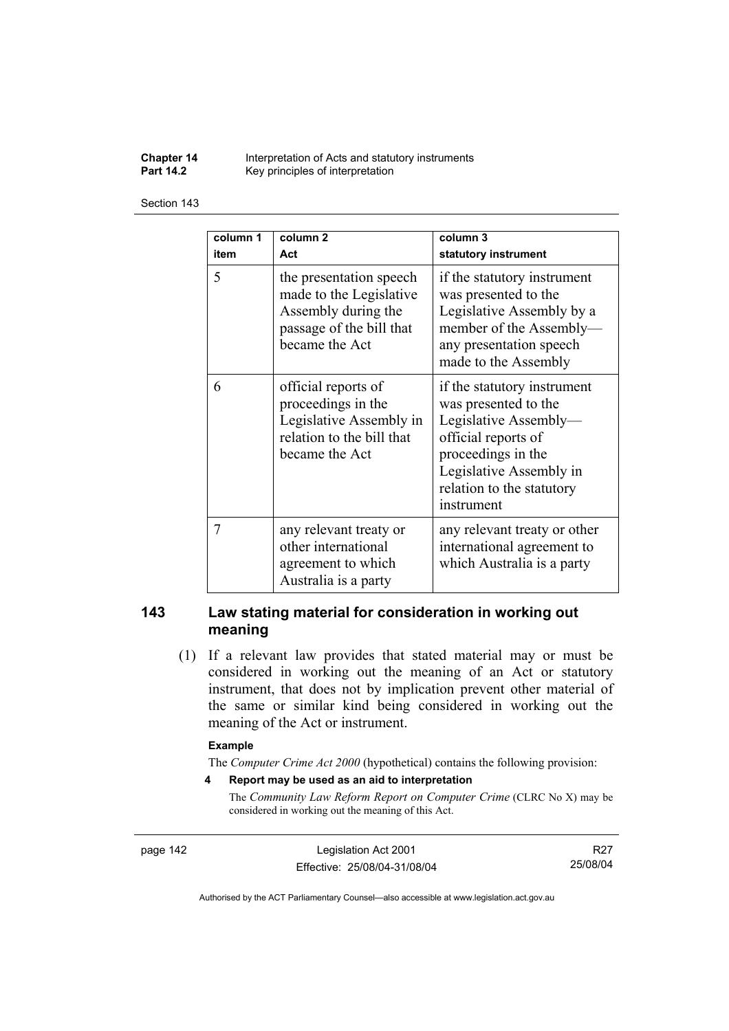| column 1 item | column 2 Act | column 3 statutory instrument |
|---|---|---|
| 5 | the presentation speech made to the Legislative Assembly during the passage of the bill that became the Act | if the statutory instrument was presented to the Legislative Assembly by a member of the Assembly—any presentation speech made to the Assembly |
| 6 | official reports of proceedings in the Legislative Assembly in relation to the bill that became the Act | if the statutory instrument was presented to the Legislative Assembly—official reports of proceedings in the Legislative Assembly in relation to the statutory instrument |
| 7 | any relevant treaty or other international agreement to which Australia is a party | any relevant treaty or other international agreement to which Australia is a party |

## 143 Law stating material for consideration in working out meaning

(1) If a relevant law provides that stated material may or must be considered in working out the meaning of an Act or statutory instrument, that does not by implication prevent other material of the same or similar kind being considered in working out the meaning of the Act or instrument.

**Example**

The *Computer Crime Act 2000* (hypothetical) contains the following provision:

**4 Report may be used as an aid to interpretation**

The *Community Law Reform Report on Computer Crime* (CLRC No X) may be considered in working out the meaning of this Act.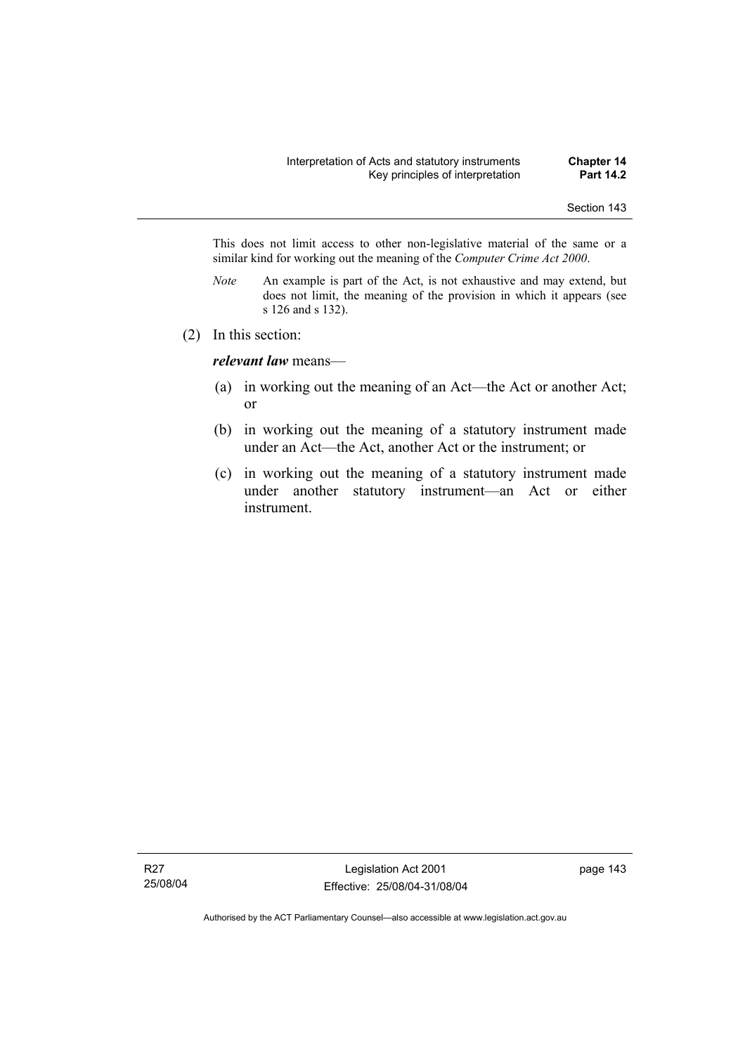This does not limit access to other non-legislative material of the same or a similar kind for working out the meaning of the *Computer Crime Act 2000*.

*Note* An example is part of the Act, is not exhaustive and may extend, but does not limit, the meaning of the provision in which it appears (see s 126 and s 132).

(2) In this section:

***relevant law*** means—

(a) in working out the meaning of an Act—the Act or another Act; or

(b) in working out the meaning of a statutory instrument made under an Act—the Act, another Act or the instrument; or

(c) in working out the meaning of a statutory instrument made under another statutory instrument—an Act or either instrument.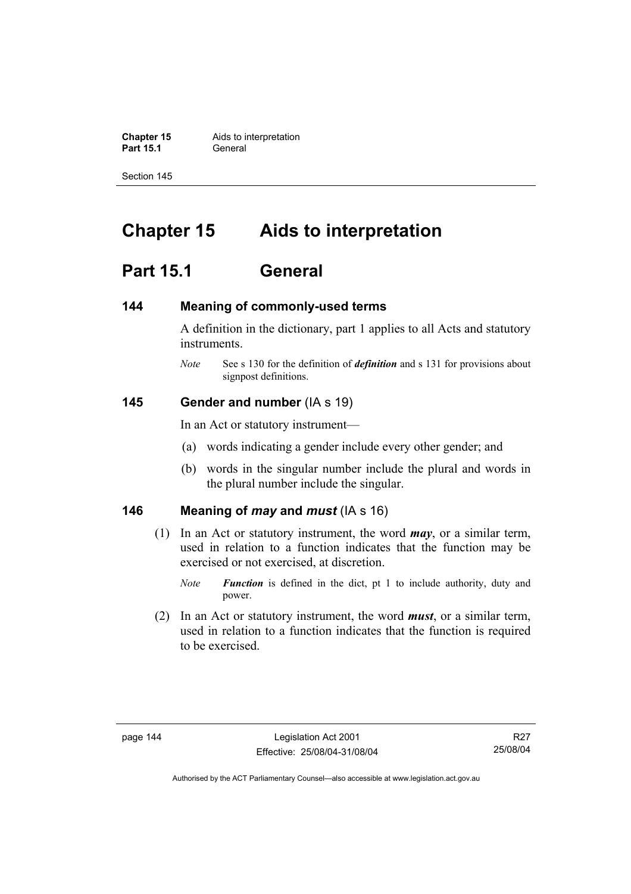# Chapter 15 Aids to interpretation

## Part 15.1 General

### 144 Meaning of commonly-used terms

A definition in the dictionary, part 1 applies to all Acts and statutory instruments.

*Note* See s 130 for the definition of ***definition*** and s 131 for provisions about signpost definitions.

### 145 Gender and number (IA s 19)

In an Act or statutory instrument—

(a) words indicating a gender include every other gender; and

(b) words in the singular number include the plural and words in the plural number include the singular.

### 146 Meaning of *may* and *must* (IA s 16)

(1) In an Act or statutory instrument, the word ***may***, or a similar term, used in relation to a function indicates that the function may be exercised or not exercised, at discretion.

*Note* ***Function*** is defined in the dict, pt 1 to include authority, duty and power.

(2) In an Act or statutory instrument, the word ***must***, or a similar term, used in relation to a function indicates that the function is required to be exercised.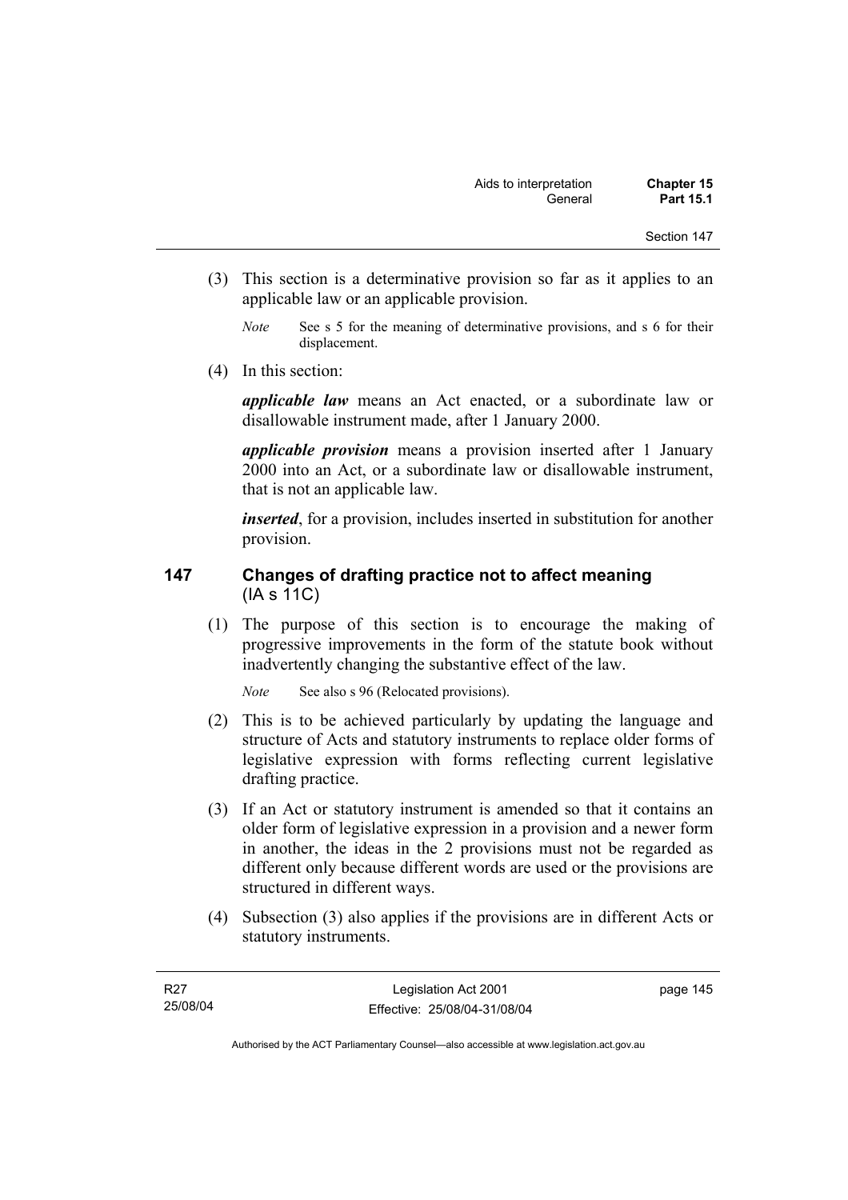(3) This section is a determinative provision so far as it applies to an applicable law or an applicable provision.

*Note* See s 5 for the meaning of determinative provisions, and s 6 for their displacement.

(4) In this section:

***applicable law*** means an Act enacted, or a subordinate law or disallowable instrument made, after 1 January 2000.

***applicable provision*** means a provision inserted after 1 January 2000 into an Act, or a subordinate law or disallowable instrument, that is not an applicable law.

***inserted***, for a provision, includes inserted in substitution for another provision.

## 147 Changes of drafting practice not to affect meaning (IA s 11C)

(1) The purpose of this section is to encourage the making of progressive improvements in the form of the statute book without inadvertently changing the substantive effect of the law.

*Note* See also s 96 (Relocated provisions).

(2) This is to be achieved particularly by updating the language and structure of Acts and statutory instruments to replace older forms of legislative expression with forms reflecting current legislative drafting practice.

(3) If an Act or statutory instrument is amended so that it contains an older form of legislative expression in a provision and a newer form in another, the ideas in the 2 provisions must not be regarded as different only because different words are used or the provisions are structured in different ways.

(4) Subsection (3) also applies if the provisions are in different Acts or statutory instruments.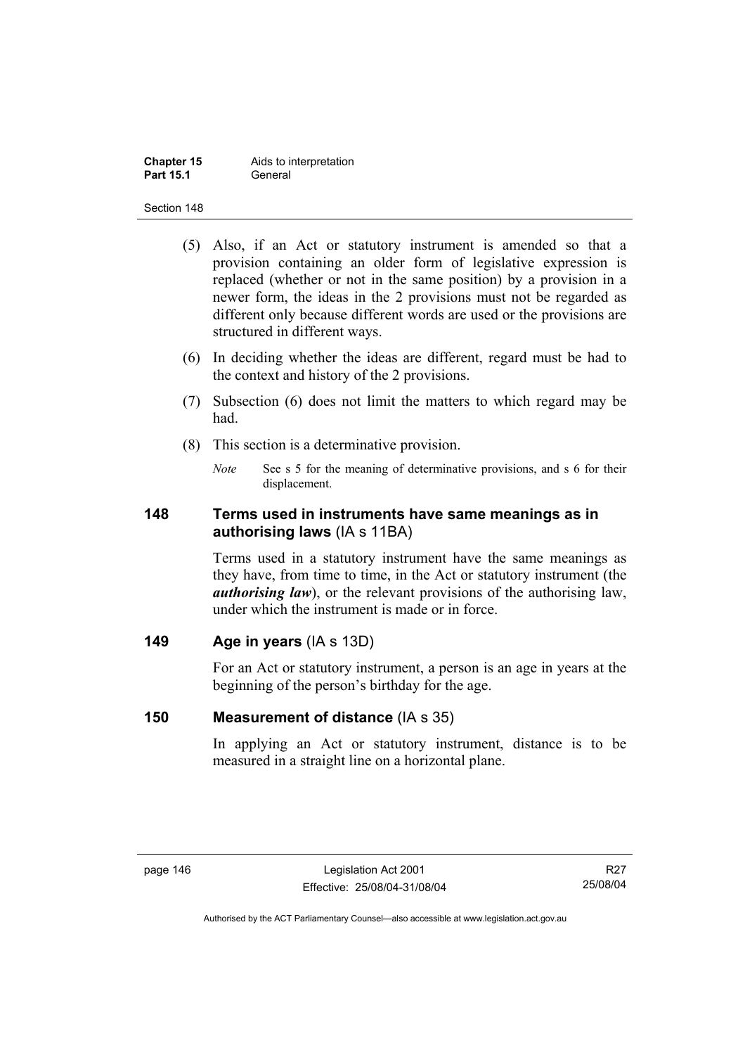(5) Also, if an Act or statutory instrument is amended so that a provision containing an older form of legislative expression is replaced (whether or not in the same position) by a provision in a newer form, the ideas in the 2 provisions must not be regarded as different only because different words are used or the provisions are structured in different ways.

(6) In deciding whether the ideas are different, regard must be had to the context and history of the 2 provisions.

(7) Subsection (6) does not limit the matters to which regard may be had.

(8) This section is a determinative provision.

*Note* See s 5 for the meaning of determinative provisions, and s 6 for their displacement.

## 148 Terms used in instruments have same meanings as in authorising laws (IA s 11BA)

Terms used in a statutory instrument have the same meanings as they have, from time to time, in the Act or statutory instrument (the ***authorising law***), or the relevant provisions of the authorising law, under which the instrument is made or in force.

## 149 Age in years (IA s 13D)

For an Act or statutory instrument, a person is an age in years at the beginning of the person's birthday for the age.

## 150 Measurement of distance (IA s 35)

In applying an Act or statutory instrument, distance is to be measured in a straight line on a horizontal plane.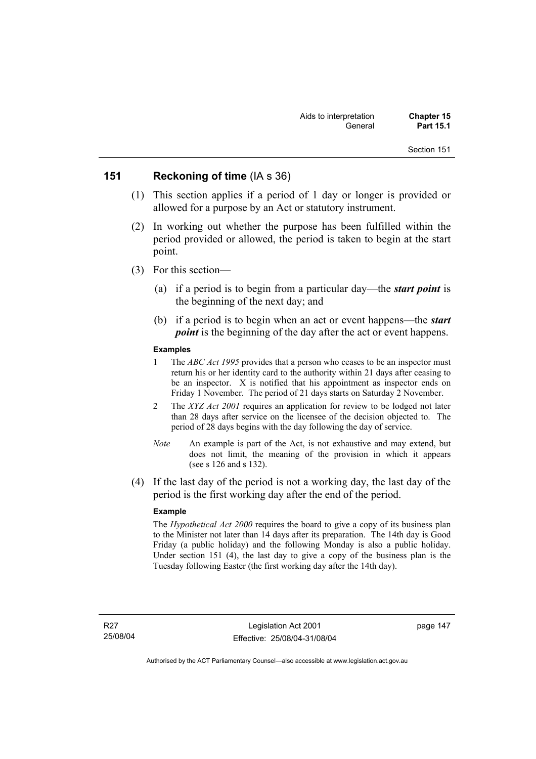## 151 Reckoning of time (IA s 36)

(1) This section applies if a period of 1 day or longer is provided or allowed for a purpose by an Act or statutory instrument.

(2) In working out whether the purpose has been fulfilled within the period provided or allowed, the period is taken to begin at the start point.

(3) For this section—

(a) if a period is to begin from a particular day—the ***start point*** is the beginning of the next day; and

(b) if a period is to begin when an act or event happens—the ***start point*** is the beginning of the day after the act or event happens.

**Examples**

1 The *ABC Act 1995* provides that a person who ceases to be an inspector must return his or her identity card to the authority within 21 days after ceasing to be an inspector. X is notified that his appointment as inspector ends on Friday 1 November. The period of 21 days starts on Saturday 2 November.

2 The *XYZ Act 2001* requires an application for review to be lodged not later than 28 days after service on the licensee of the decision objected to. The period of 28 days begins with the day following the day of service.

*Note* An example is part of the Act, is not exhaustive and may extend, but does not limit, the meaning of the provision in which it appears (see s 126 and s 132).

(4) If the last day of the period is not a working day, the last day of the period is the first working day after the end of the period.

**Example**

The *Hypothetical Act 2000* requires the board to give a copy of its business plan to the Minister not later than 14 days after its preparation. The 14th day is Good Friday (a public holiday) and the following Monday is also a public holiday. Under section 151 (4), the last day to give a copy of the business plan is the Tuesday following Easter (the first working day after the 14th day).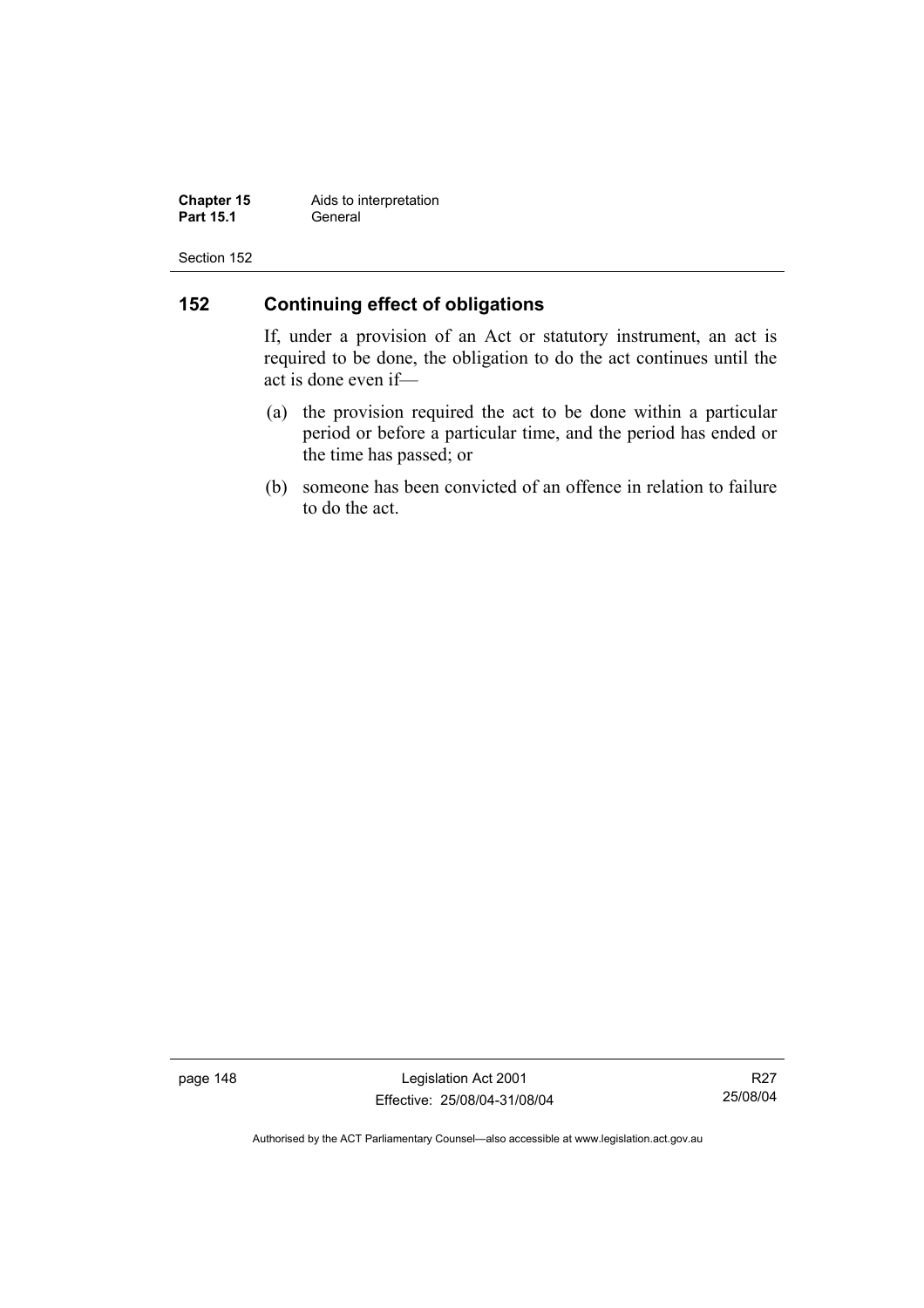## 152 Continuing effect of obligations

If, under a provision of an Act or statutory instrument, an act is required to be done, the obligation to do the act continues until the act is done even if—

(a) the provision required the act to be done within a particular period or before a particular time, and the period has ended or the time has passed; or

(b) someone has been convicted of an offence in relation to failure to do the act.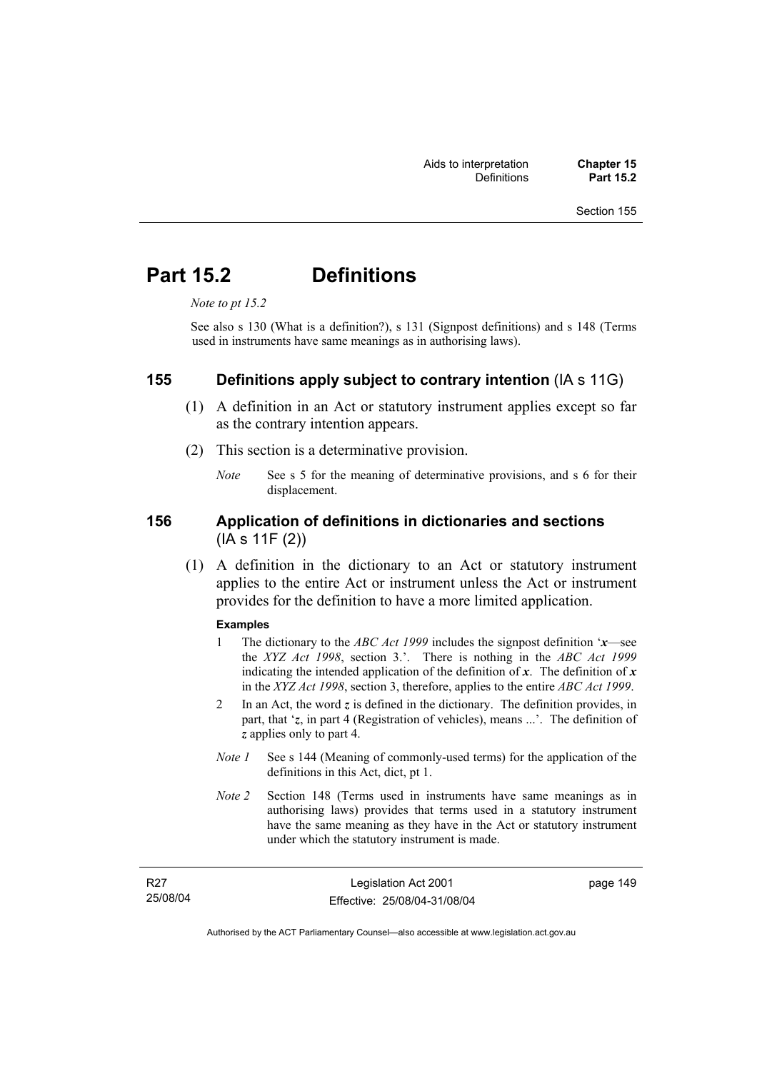# Part 15.2 Definitions

*Note to pt 15.2*

See also s 130 (What is a definition?), s 131 (Signpost definitions) and s 148 (Terms used in instruments have same meanings as in authorising laws).

## 155 Definitions apply subject to contrary intention (IA s 11G)

(1) A definition in an Act or statutory instrument applies except so far as the contrary intention appears.

(2) This section is a determinative provision.

*Note* See s 5 for the meaning of determinative provisions, and s 6 for their displacement.

## 156 Application of definitions in dictionaries and sections (IA s 11F (2))

(1) A definition in the dictionary to an Act or statutory instrument applies to the entire Act or instrument unless the Act or instrument provides for the definition to have a more limited application.

**Examples**

1 The dictionary to the *ABC Act 1999* includes the signpost definition '***x***—see the *XYZ Act 1998*, section 3.'. There is nothing in the *ABC Act 1999* indicating the intended application of the definition of ***x***. The definition of ***x*** in the *XYZ Act 1998*, section 3, therefore, applies to the entire *ABC Act 1999*.

2 In an Act, the word ***z*** is defined in the dictionary. The definition provides, in part, that '***z***, in part 4 (Registration of vehicles), means ...'. The definition of ***z*** applies only to part 4.

*Note 1* See s 144 (Meaning of commonly-used terms) for the application of the definitions in this Act, dict, pt 1.

*Note 2* Section 148 (Terms used in instruments have same meanings as in authorising laws) provides that terms used in a statutory instrument have the same meaning as they have in the Act or statutory instrument under which the statutory instrument is made.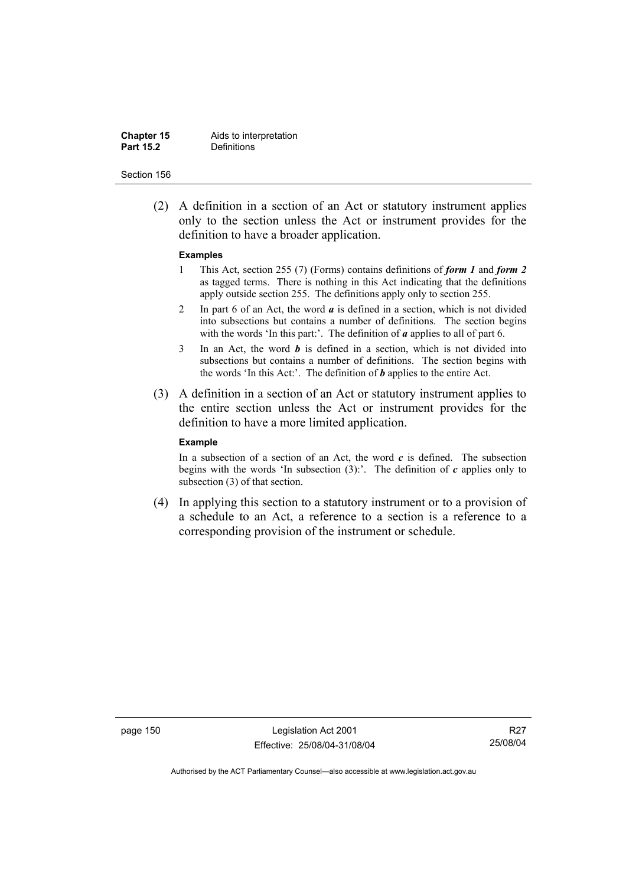(2) A definition in a section of an Act or statutory instrument applies only to the section unless the Act or instrument provides for the definition to have a broader application.

**Examples**

1 This Act, section 255 (7) (Forms) contains definitions of ***form 1*** and ***form 2*** as tagged terms. There is nothing in this Act indicating that the definitions apply outside section 255. The definitions apply only to section 255.

2 In part 6 of an Act, the word ***a*** is defined in a section, which is not divided into subsections but contains a number of definitions. The section begins with the words 'In this part:'. The definition of ***a*** applies to all of part 6.

3 In an Act, the word ***b*** is defined in a section, which is not divided into subsections but contains a number of definitions. The section begins with the words 'In this Act:'. The definition of ***b*** applies to the entire Act.

(3) A definition in a section of an Act or statutory instrument applies to the entire section unless the Act or instrument provides for the definition to have a more limited application.

**Example**

In a subsection of a section of an Act, the word ***c*** is defined. The subsection begins with the words 'In subsection (3):'. The definition of ***c*** applies only to subsection (3) of that section.

(4) In applying this section to a statutory instrument or to a provision of a schedule to an Act, a reference to a section is a reference to a corresponding provision of the instrument or schedule.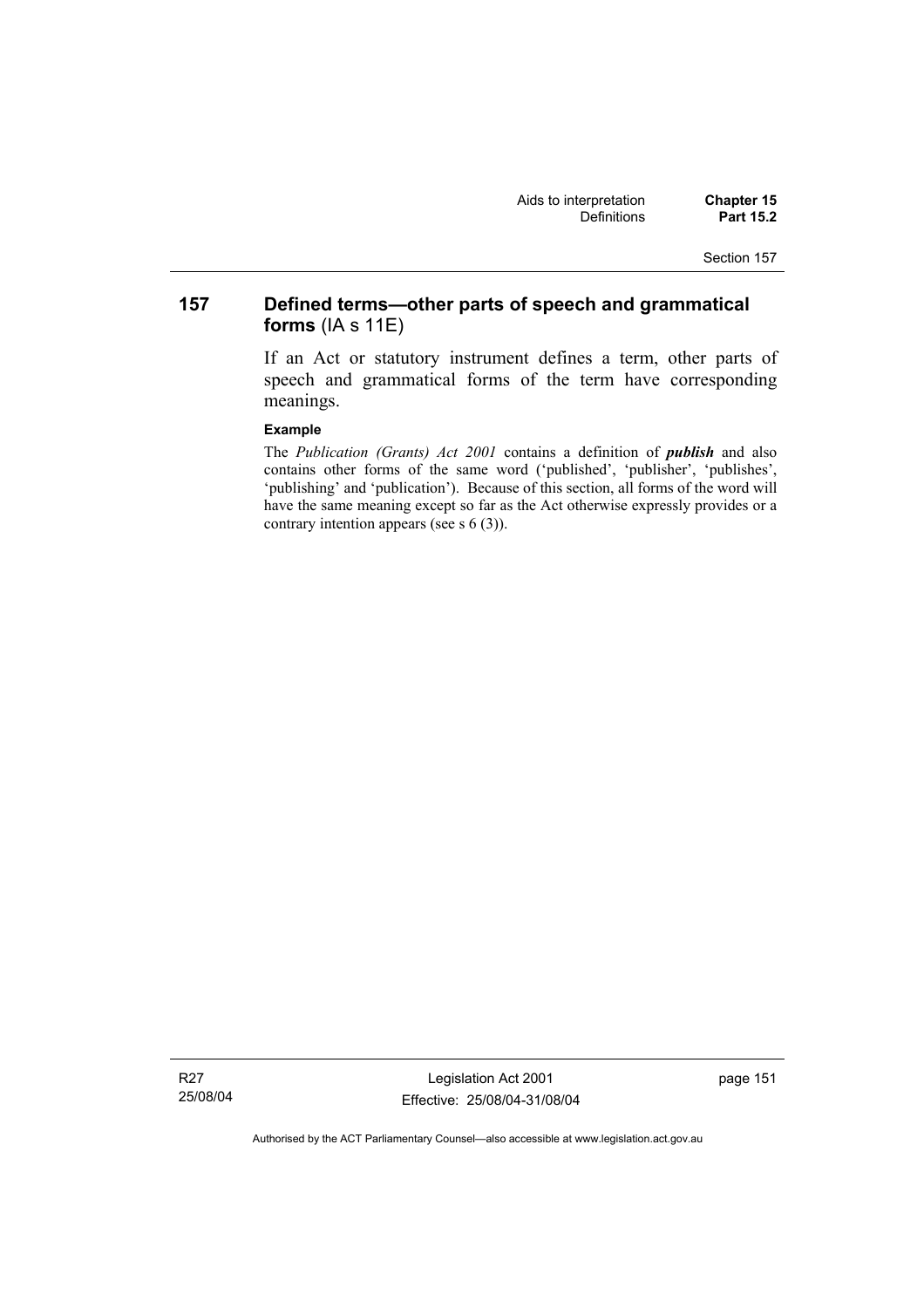## 157 Defined terms—other parts of speech and grammatical forms (IA s 11E)

If an Act or statutory instrument defines a term, other parts of speech and grammatical forms of the term have corresponding meanings.

**Example**

The *Publication (Grants) Act 2001* contains a definition of ***publish*** and also contains other forms of the same word ('published', 'publisher', 'publishes', 'publishing' and 'publication'). Because of this section, all forms of the word will have the same meaning except so far as the Act otherwise expressly provides or a contrary intention appears (see s 6 (3)).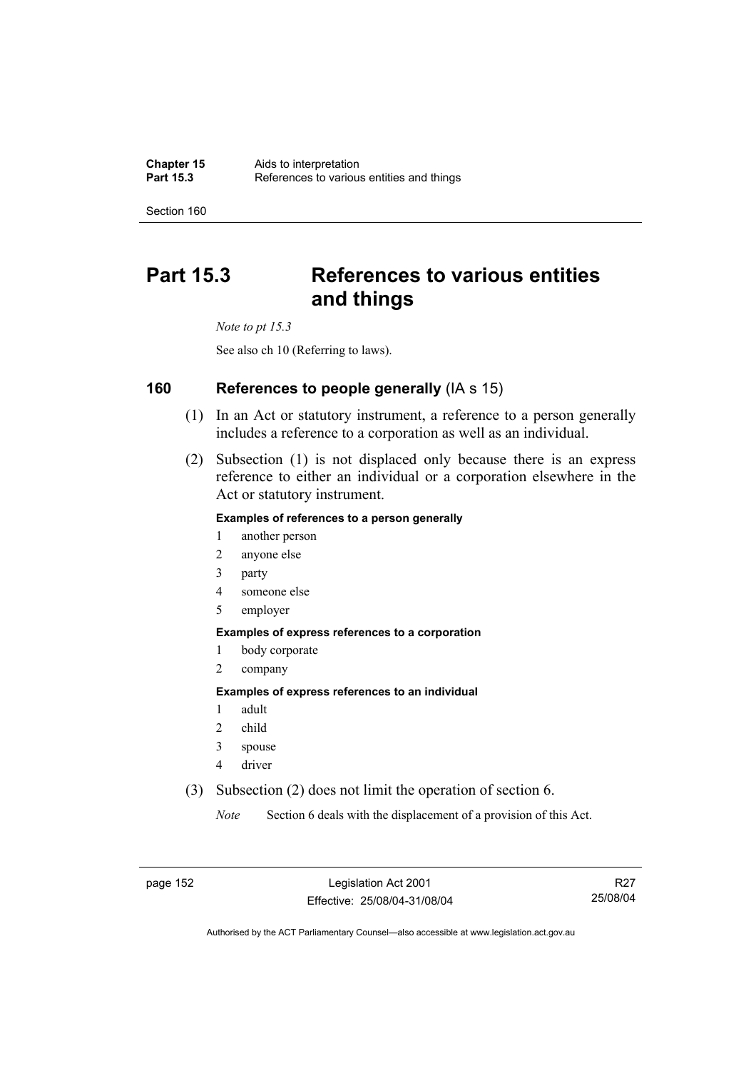# Part 15.3 References to various entities and things

*Note to pt 15.3*

See also ch 10 (Referring to laws).

## 160 References to people generally (IA s 15)

(1) In an Act or statutory instrument, a reference to a person generally includes a reference to a corporation as well as an individual.

(2) Subsection (1) is not displaced only because there is an express reference to either an individual or a corporation elsewhere in the Act or statutory instrument.

**Examples of references to a person generally**

1 another person
2 anyone else
3 party
4 someone else
5 employer

**Examples of express references to a corporation**

1 body corporate
2 company

**Examples of express references to an individual**

1 adult
2 child
3 spouse
4 driver

(3) Subsection (2) does not limit the operation of section 6.

*Note* Section 6 deals with the displacement of a provision of this Act.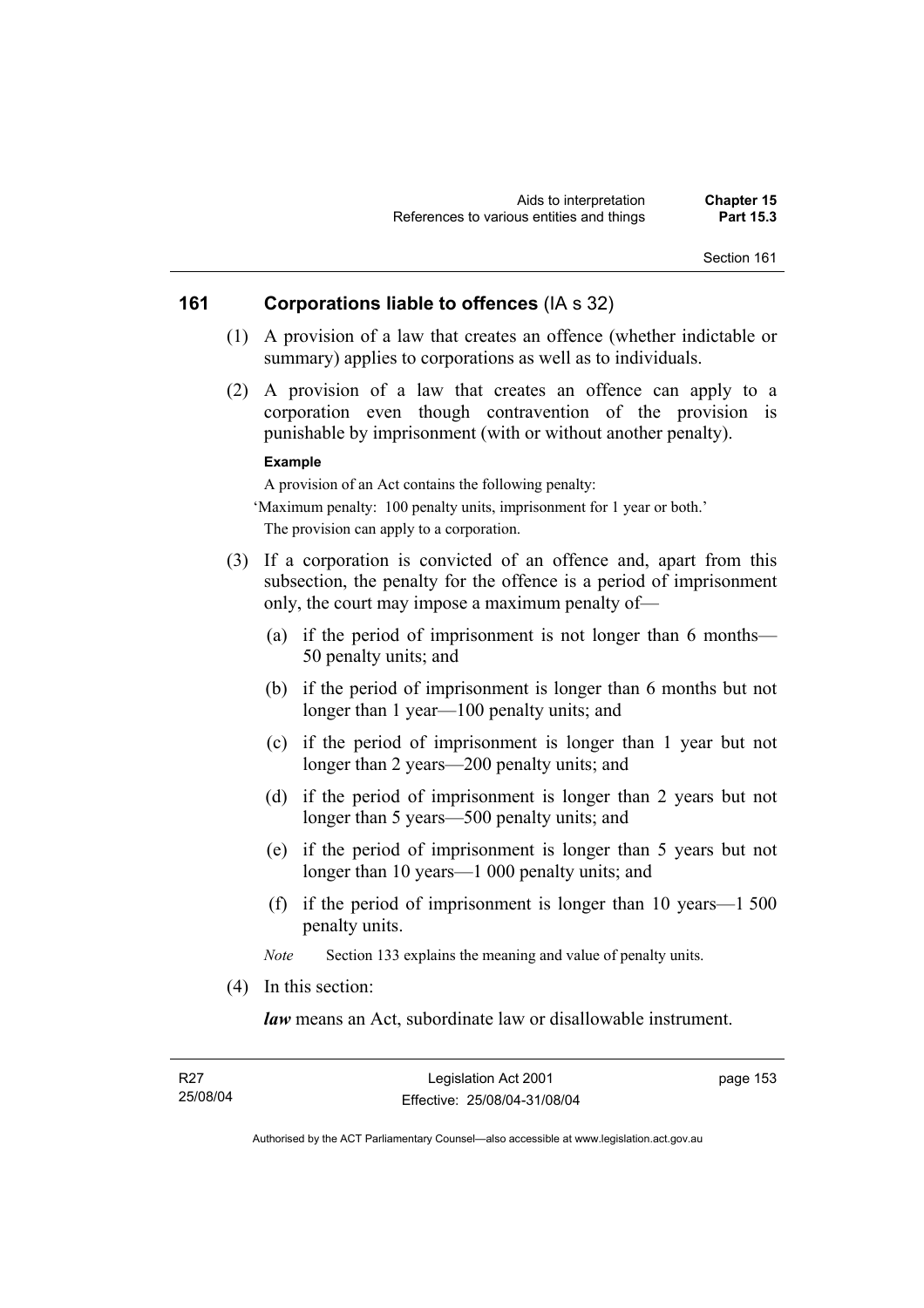## 161 Corporations liable to offences (IA s 32)

(1) A provision of a law that creates an offence (whether indictable or summary) applies to corporations as well as to individuals.

(2) A provision of a law that creates an offence can apply to a corporation even though contravention of the provision is punishable by imprisonment (with or without another penalty).

**Example**

A provision of an Act contains the following penalty:

'Maximum penalty: 100 penalty units, imprisonment for 1 year or both.'

The provision can apply to a corporation.

(3) If a corporation is convicted of an offence and, apart from this subsection, the penalty for the offence is a period of imprisonment only, the court may impose a maximum penalty of—

(a) if the period of imprisonment is not longer than 6 months—50 penalty units; and

(b) if the period of imprisonment is longer than 6 months but not longer than 1 year—100 penalty units; and

(c) if the period of imprisonment is longer than 1 year but not longer than 2 years—200 penalty units; and

(d) if the period of imprisonment is longer than 2 years but not longer than 5 years—500 penalty units; and

(e) if the period of imprisonment is longer than 5 years but not longer than 10 years—1 000 penalty units; and

(f) if the period of imprisonment is longer than 10 years—1 500 penalty units.

*Note* Section 133 explains the meaning and value of penalty units.

(4) In this section:

***law*** means an Act, subordinate law or disallowable instrument.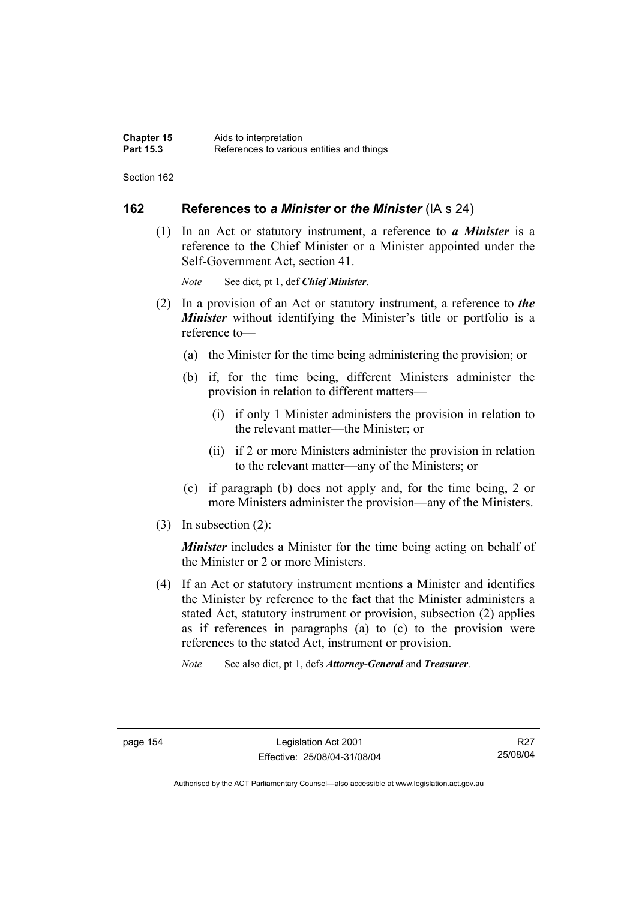## 162 References to *a Minister* or *the Minister* (IA s 24)

(1) In an Act or statutory instrument, a reference to ***a Minister*** is a reference to the Chief Minister or a Minister appointed under the Self-Government Act, section 41.

*Note* See dict, pt 1, def ***Chief Minister***.

(2) In a provision of an Act or statutory instrument, a reference to ***the Minister*** without identifying the Minister's title or portfolio is a reference to—

(a) the Minister for the time being administering the provision; or

(b) if, for the time being, different Ministers administer the provision in relation to different matters—

(i) if only 1 Minister administers the provision in relation to the relevant matter—the Minister; or

(ii) if 2 or more Ministers administer the provision in relation to the relevant matter—any of the Ministers; or

(c) if paragraph (b) does not apply and, for the time being, 2 or more Ministers administer the provision—any of the Ministers.

(3) In subsection (2):

***Minister*** includes a Minister for the time being acting on behalf of the Minister or 2 or more Ministers.

(4) If an Act or statutory instrument mentions a Minister and identifies the Minister by reference to the fact that the Minister administers a stated Act, statutory instrument or provision, subsection (2) applies as if references in paragraphs (a) to (c) to the provision were references to the stated Act, instrument or provision.

*Note* See also dict, pt 1, defs ***Attorney-General*** and ***Treasurer***.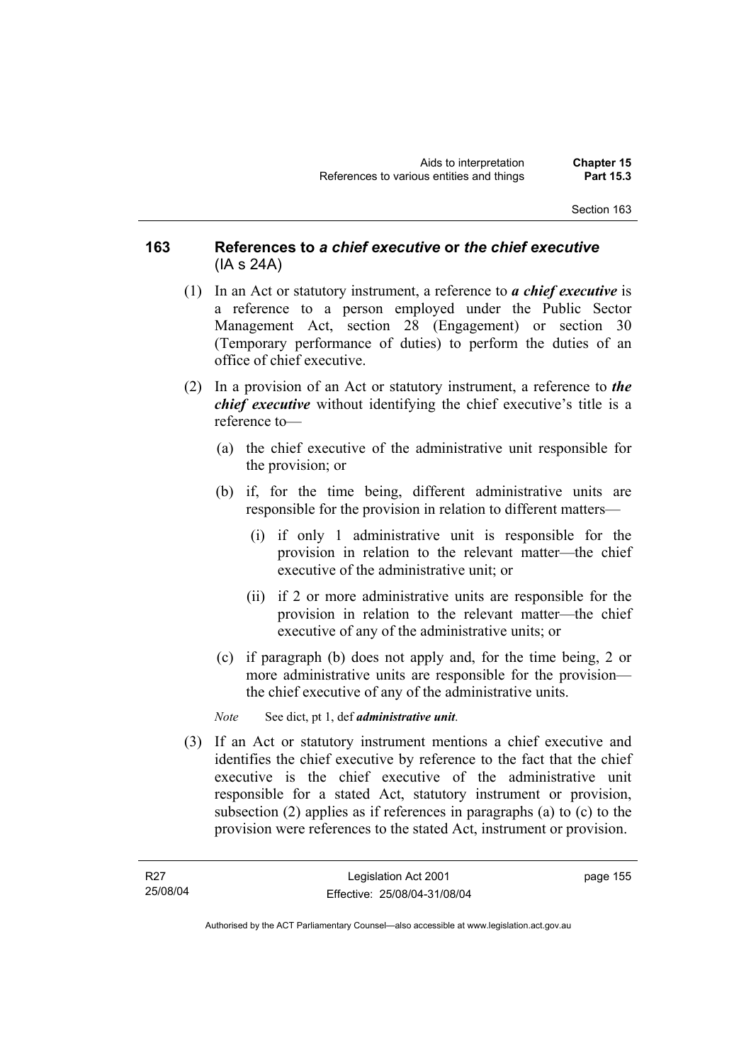## 163 References to *a chief executive* or *the chief executive* (IA s 24A)

(1) In an Act or statutory instrument, a reference to ***a chief executive*** is a reference to a person employed under the Public Sector Management Act, section 28 (Engagement) or section 30 (Temporary performance of duties) to perform the duties of an office of chief executive.

(2) In a provision of an Act or statutory instrument, a reference to ***the chief executive*** without identifying the chief executive's title is a reference to—

(a) the chief executive of the administrative unit responsible for the provision; or

(b) if, for the time being, different administrative units are responsible for the provision in relation to different matters—

(i) if only 1 administrative unit is responsible for the provision in relation to the relevant matter—the chief executive of the administrative unit; or

(ii) if 2 or more administrative units are responsible for the provision in relation to the relevant matter—the chief executive of any of the administrative units; or

(c) if paragraph (b) does not apply and, for the time being, 2 or more administrative units are responsible for the provision—the chief executive of any of the administrative units.

*Note* See dict, pt 1, def ***administrative unit***.

(3) If an Act or statutory instrument mentions a chief executive and identifies the chief executive by reference to the fact that the chief executive is the chief executive of the administrative unit responsible for a stated Act, statutory instrument or provision, subsection (2) applies as if references in paragraphs (a) to (c) to the provision were references to the stated Act, instrument or provision.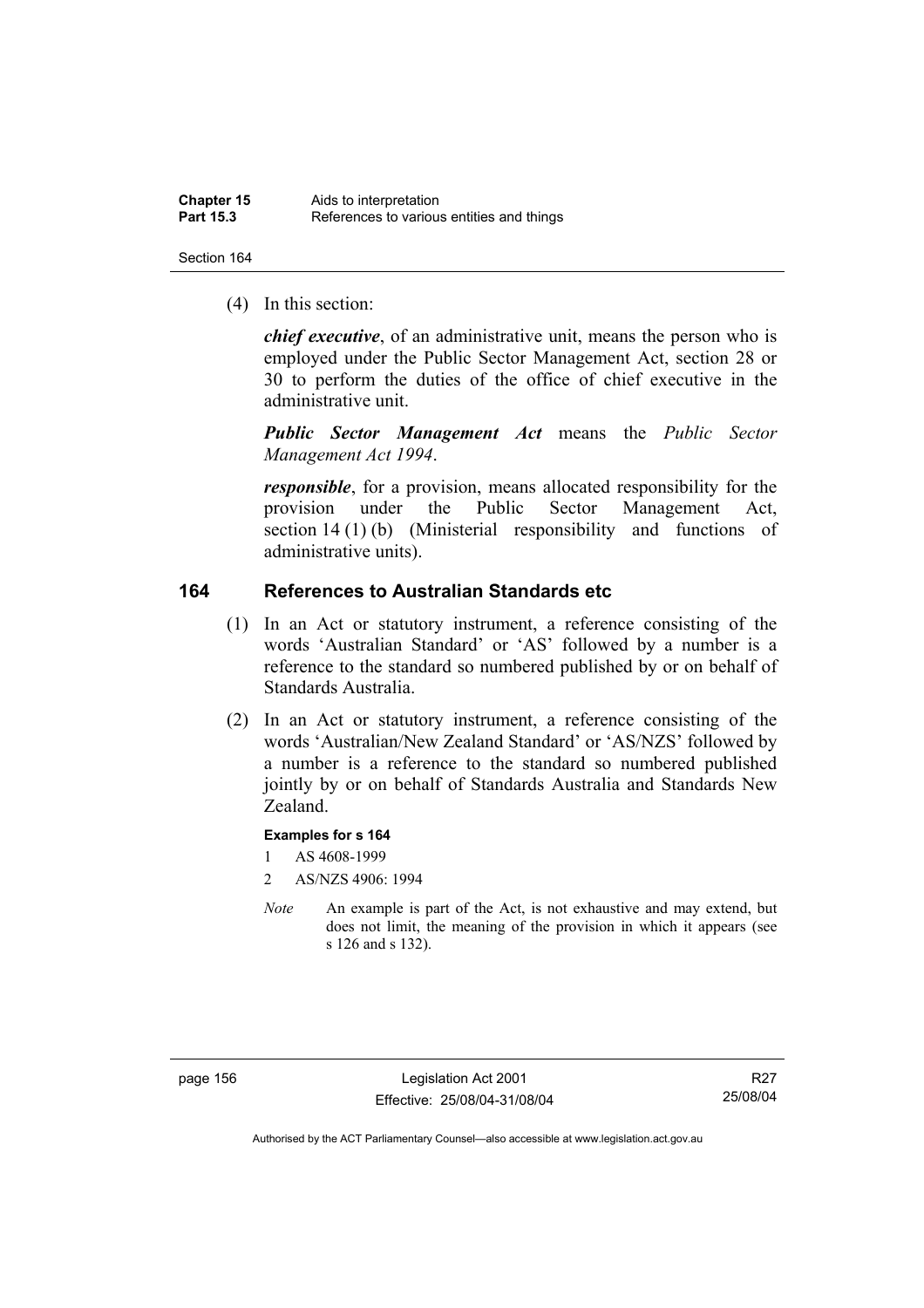(4) In this section:

***chief executive***, of an administrative unit, means the person who is employed under the Public Sector Management Act, section 28 or 30 to perform the duties of the office of chief executive in the administrative unit.

***Public Sector Management Act*** means the *Public Sector Management Act 1994*.

***responsible***, for a provision, means allocated responsibility for the provision under the Public Sector Management Act, section 14 (1) (b) (Ministerial responsibility and functions of administrative units).

## 164 References to Australian Standards etc

(1) In an Act or statutory instrument, a reference consisting of the words 'Australian Standard' or 'AS' followed by a number is a reference to the standard so numbered published by or on behalf of Standards Australia.

(2) In an Act or statutory instrument, a reference consisting of the words 'Australian/New Zealand Standard' or 'AS/NZS' followed by a number is a reference to the standard so numbered published jointly by or on behalf of Standards Australia and Standards New Zealand.

**Examples for s 164**

1 AS 4608-1999

2 AS/NZS 4906: 1994

*Note* An example is part of the Act, is not exhaustive and may extend, but does not limit, the meaning of the provision in which it appears (see s 126 and s 132).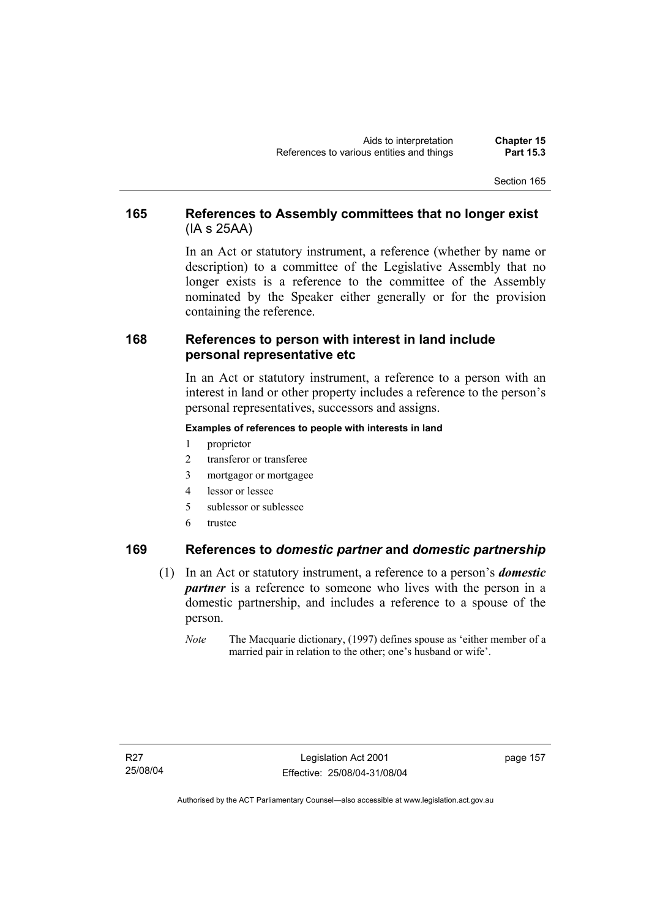## 165 References to Assembly committees that no longer exist (IA s 25AA)

In an Act or statutory instrument, a reference (whether by name or description) to a committee of the Legislative Assembly that no longer exists is a reference to the committee of the Assembly nominated by the Speaker either generally or for the provision containing the reference.

## 168 References to person with interest in land include personal representative etc

In an Act or statutory instrument, a reference to a person with an interest in land or other property includes a reference to the person's personal representatives, successors and assigns.

**Examples of references to people with interests in land**

1 proprietor
2 transferor or transferee
3 mortgagor or mortgagee
4 lessor or lessee
5 sublessor or sublessee
6 trustee

## 169 References to *domestic partner* and *domestic partnership*

(1) In an Act or statutory instrument, a reference to a person's ***domestic partner*** is a reference to someone who lives with the person in a domestic partnership, and includes a reference to a spouse of the person.

*Note* The Macquarie dictionary, (1997) defines spouse as 'either member of a married pair in relation to the other; one's husband or wife'.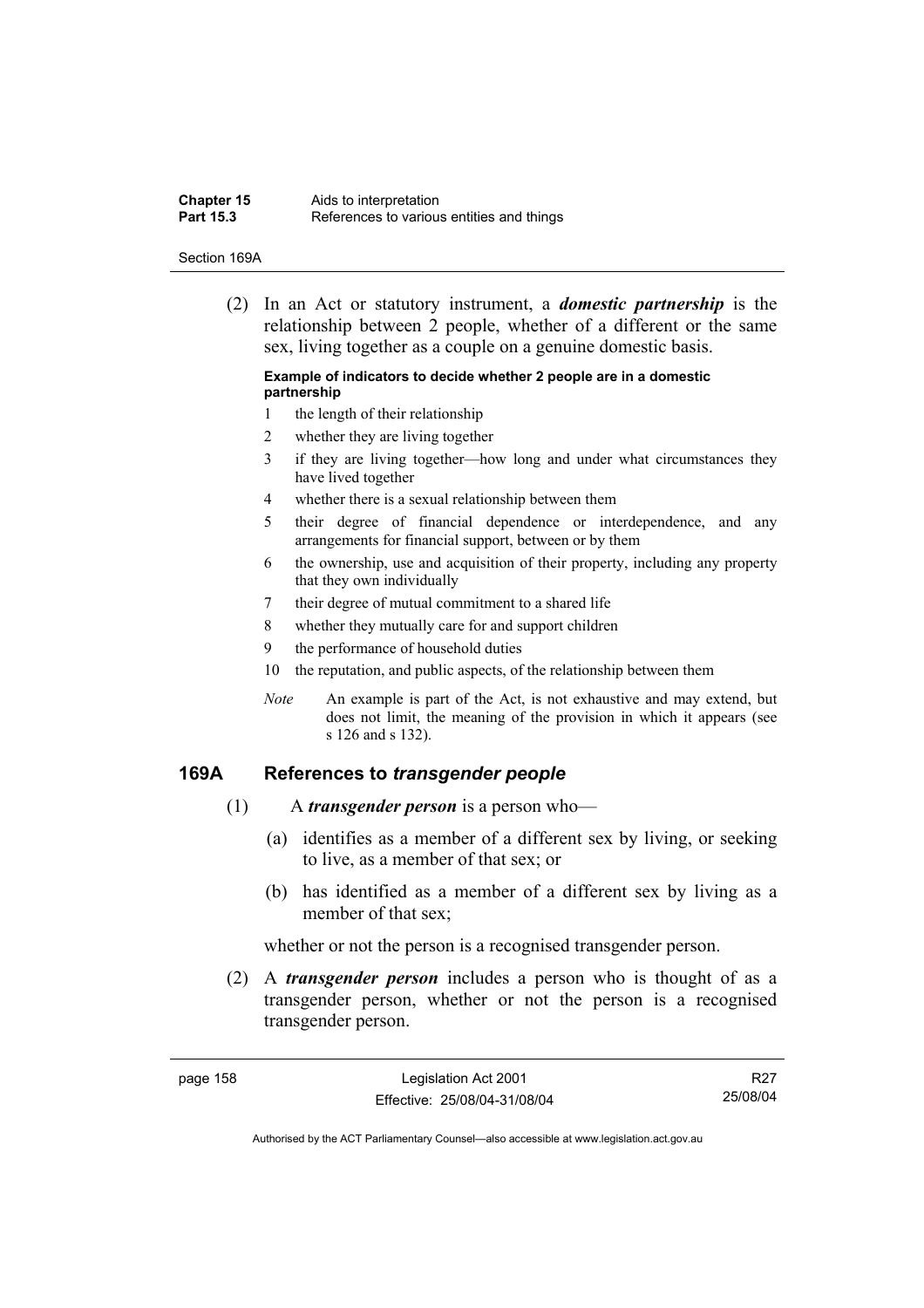(2) In an Act or statutory instrument, a ***domestic partnership*** is the relationship between 2 people, whether of a different or the same sex, living together as a couple on a genuine domestic basis.

**Example of indicators to decide whether 2 people are in a domestic partnership**

1 the length of their relationship

2 whether they are living together

3 if they are living together—how long and under what circumstances they have lived together

4 whether there is a sexual relationship between them

5 their degree of financial dependence or interdependence, and any arrangements for financial support, between or by them

6 the ownership, use and acquisition of their property, including any property that they own individually

7 their degree of mutual commitment to a shared life

8 whether they mutually care for and support children

9 the performance of household duties

10 the reputation, and public aspects, of the relationship between them

*Note* An example is part of the Act, is not exhaustive and may extend, but does not limit, the meaning of the provision in which it appears (see s 126 and s 132).

## 169A References to *transgender people*

(1) A ***transgender person*** is a person who—

(a) identifies as a member of a different sex by living, or seeking to live, as a member of that sex; or

(b) has identified as a member of a different sex by living as a member of that sex;

whether or not the person is a recognised transgender person.

(2) A ***transgender person*** includes a person who is thought of as a transgender person, whether or not the person is a recognised transgender person.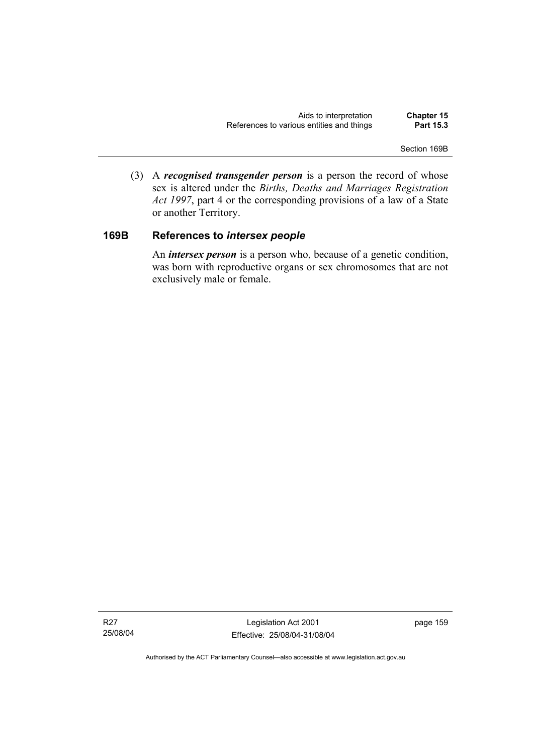(3) A ***recognised transgender person*** is a person the record of whose sex is altered under the *Births, Deaths and Marriages Registration Act 1997*, part 4 or the corresponding provisions of a law of a State or another Territory.

## 169B References to *intersex people*

An ***intersex person*** is a person who, because of a genetic condition, was born with reproductive organs or sex chromosomes that are not exclusively male or female.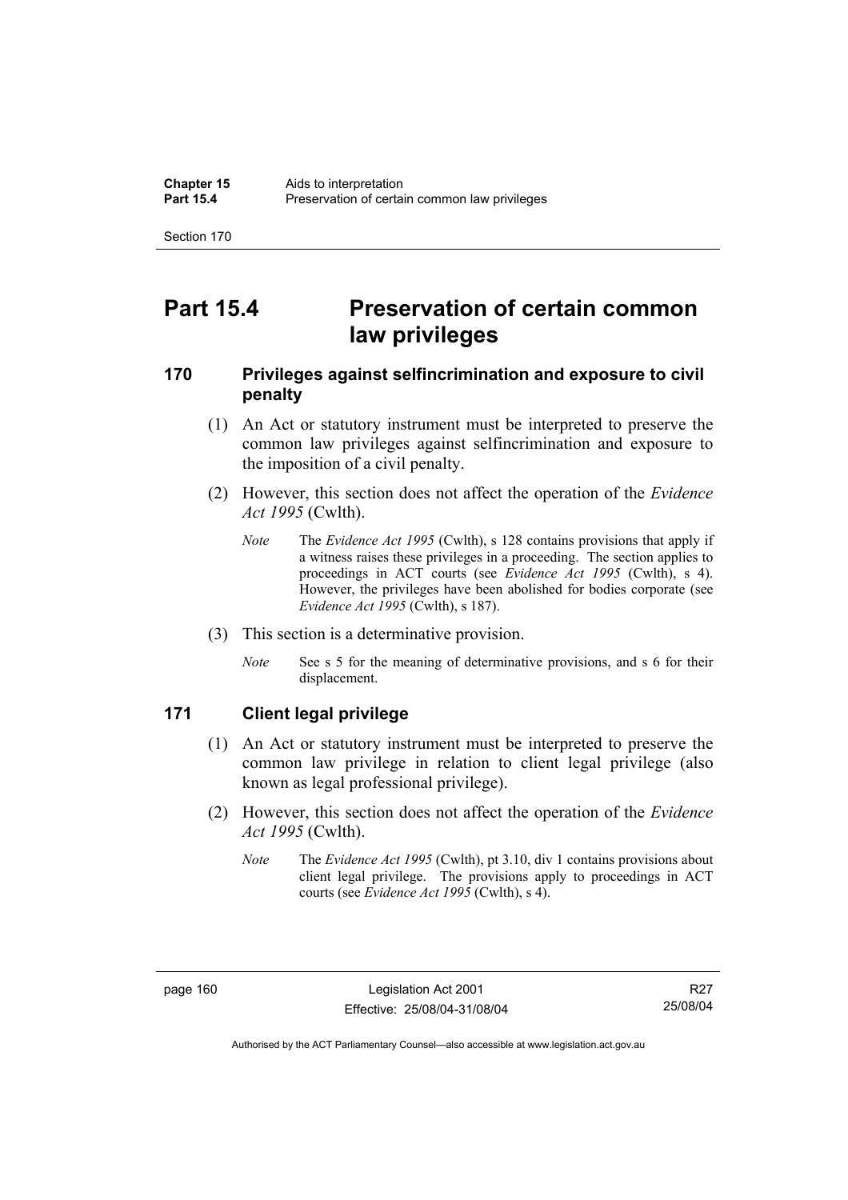# Part 15.4 Preservation of certain common law privileges

## 170 Privileges against selfincrimination and exposure to civil penalty

(1) An Act or statutory instrument must be interpreted to preserve the common law privileges against selfincrimination and exposure to the imposition of a civil penalty.

(2) However, this section does not affect the operation of the *Evidence Act 1995* (Cwlth).

*Note* The *Evidence Act 1995* (Cwlth), s 128 contains provisions that apply if a witness raises these privileges in a proceeding. The section applies to proceedings in ACT courts (see *Evidence Act 1995* (Cwlth), s 4). However, the privileges have been abolished for bodies corporate (see *Evidence Act 1995* (Cwlth), s 187).

(3) This section is a determinative provision.

*Note* See s 5 for the meaning of determinative provisions, and s 6 for their displacement.

## 171 Client legal privilege

(1) An Act or statutory instrument must be interpreted to preserve the common law privilege in relation to client legal privilege (also known as legal professional privilege).

(2) However, this section does not affect the operation of the *Evidence Act 1995* (Cwlth).

*Note* The *Evidence Act 1995* (Cwlth), pt 3.10, div 1 contains provisions about client legal privilege. The provisions apply to proceedings in ACT courts (see *Evidence Act 1995* (Cwlth), s 4).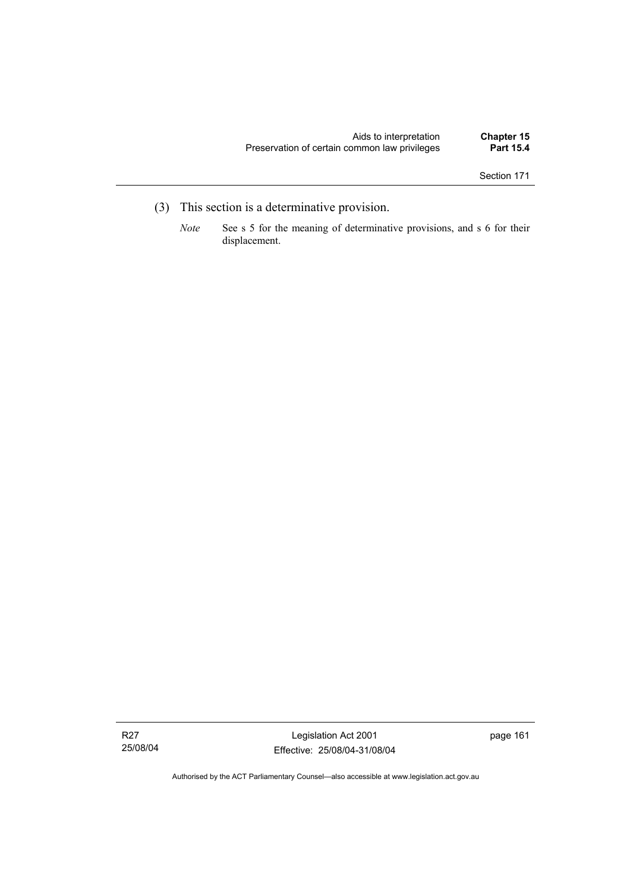(3) This section is a determinative provision.

*Note* See s 5 for the meaning of determinative provisions, and s 6 for their displacement.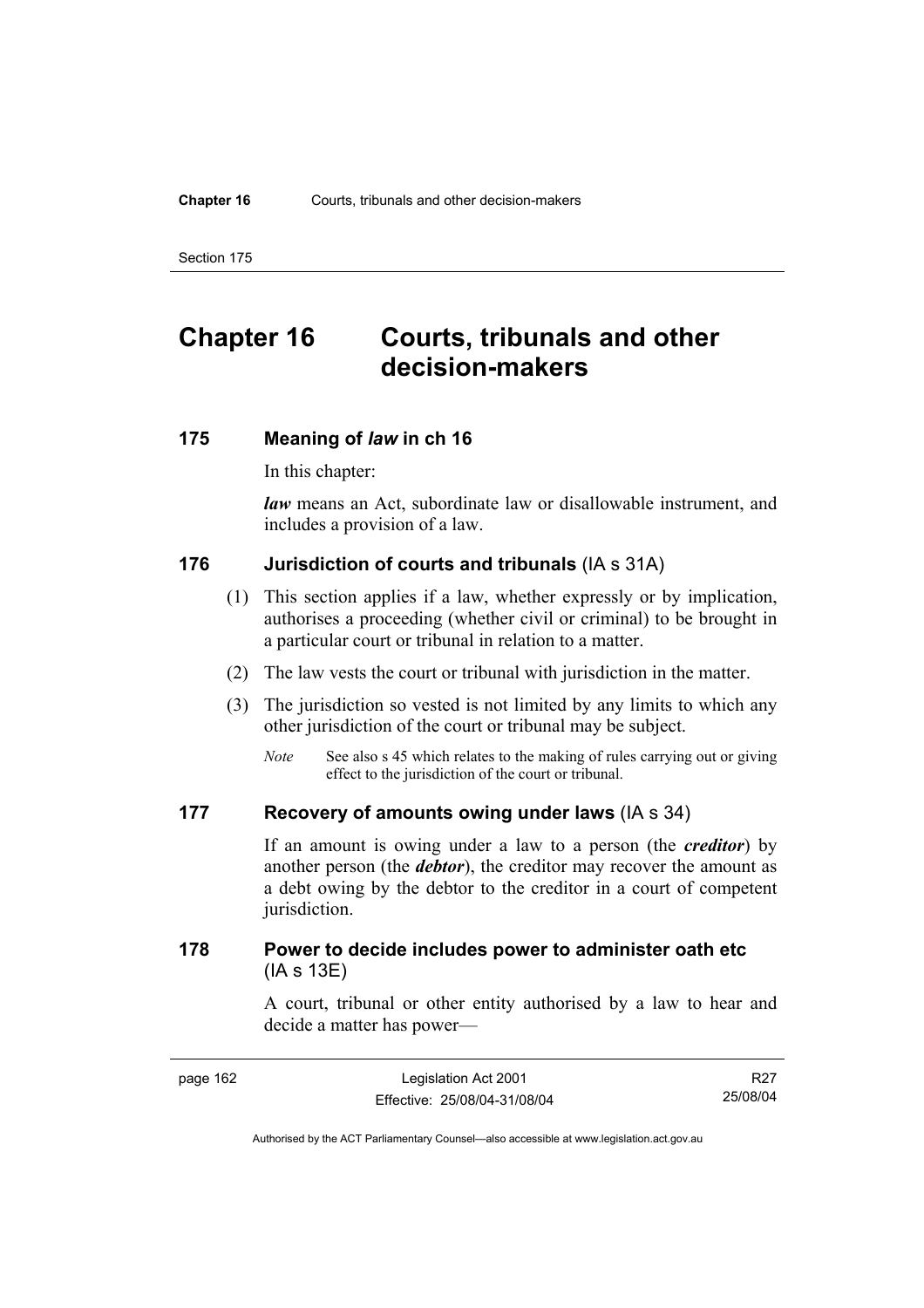# Chapter 16 Courts, tribunals and other decision-makers

## 175 Meaning of *law* in ch 16

In this chapter:

***law*** means an Act, subordinate law or disallowable instrument, and includes a provision of a law.

## 176 Jurisdiction of courts and tribunals (IA s 31A)

(1) This section applies if a law, whether expressly or by implication, authorises a proceeding (whether civil or criminal) to be brought in a particular court or tribunal in relation to a matter.

(2) The law vests the court or tribunal with jurisdiction in the matter.

(3) The jurisdiction so vested is not limited by any limits to which any other jurisdiction of the court or tribunal may be subject.

*Note* See also s 45 which relates to the making of rules carrying out or giving effect to the jurisdiction of the court or tribunal.

## 177 Recovery of amounts owing under laws (IA s 34)

If an amount is owing under a law to a person (the ***creditor***) by another person (the ***debtor***), the creditor may recover the amount as a debt owing by the debtor to the creditor in a court of competent jurisdiction.

## 178 Power to decide includes power to administer oath etc (IA s 13E)

A court, tribunal or other entity authorised by a law to hear and decide a matter has power—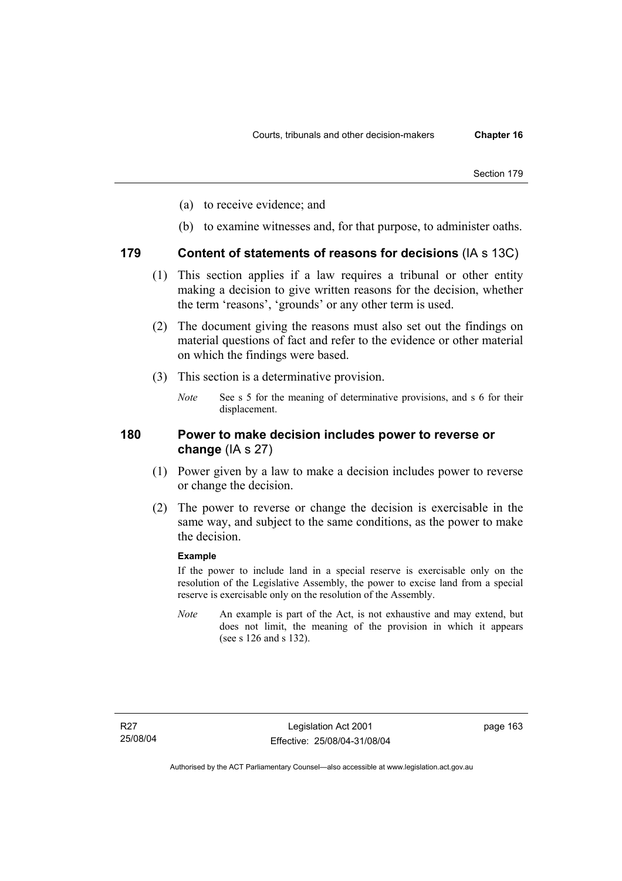(a) to receive evidence; and

(b) to examine witnesses and, for that purpose, to administer oaths.

## 179 Content of statements of reasons for decisions (IA s 13C)

(1) This section applies if a law requires a tribunal or other entity making a decision to give written reasons for the decision, whether the term 'reasons', 'grounds' or any other term is used.

(2) The document giving the reasons must also set out the findings on material questions of fact and refer to the evidence or other material on which the findings were based.

(3) This section is a determinative provision.

*Note* See s 5 for the meaning of determinative provisions, and s 6 for their displacement.

## 180 Power to make decision includes power to reverse or change (IA s 27)

(1) Power given by a law to make a decision includes power to reverse or change the decision.

(2) The power to reverse or change the decision is exercisable in the same way, and subject to the same conditions, as the power to make the decision.

**Example**

If the power to include land in a special reserve is exercisable only on the resolution of the Legislative Assembly, the power to excise land from a special reserve is exercisable only on the resolution of the Assembly.

*Note* An example is part of the Act, is not exhaustive and may extend, but does not limit, the meaning of the provision in which it appears (see s 126 and s 132).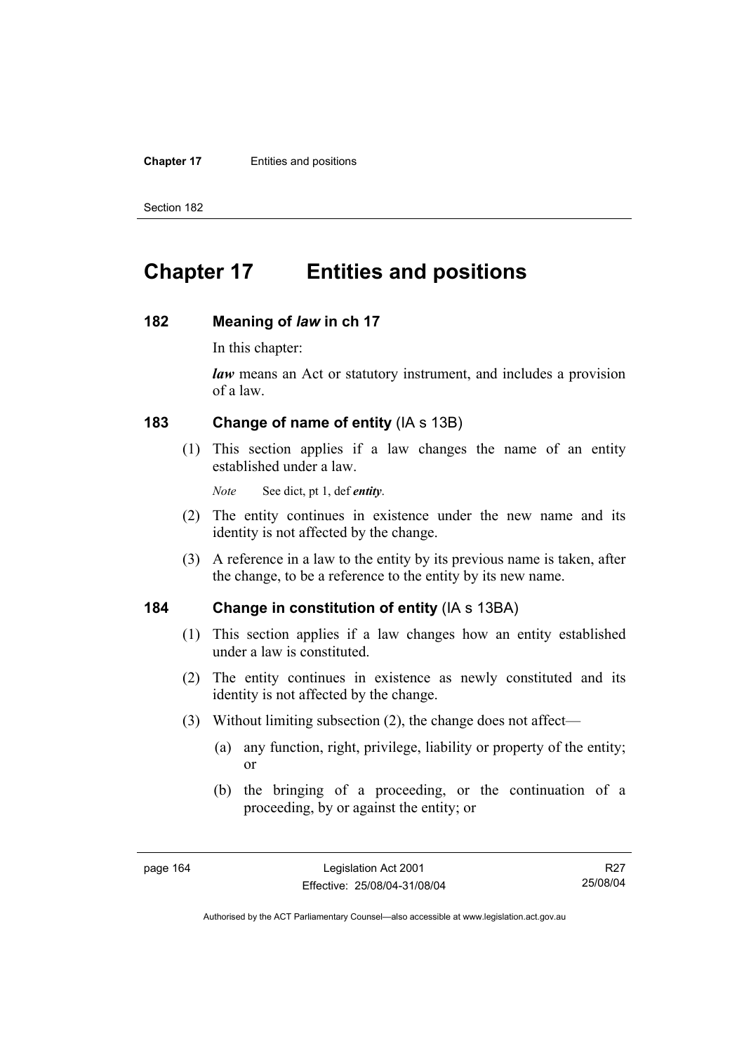# Chapter 17 Entities and positions

## 182 Meaning of *law* in ch 17

In this chapter:

***law*** means an Act or statutory instrument, and includes a provision of a law.

## 183 Change of name of entity (IA s 13B)

(1) This section applies if a law changes the name of an entity established under a law.

*Note* See dict, pt 1, def ***entity***.

(2) The entity continues in existence under the new name and its identity is not affected by the change.

(3) A reference in a law to the entity by its previous name is taken, after the change, to be a reference to the entity by its new name.

## 184 Change in constitution of entity (IA s 13BA)

(1) This section applies if a law changes how an entity established under a law is constituted.

(2) The entity continues in existence as newly constituted and its identity is not affected by the change.

(3) Without limiting subsection (2), the change does not affect—

(a) any function, right, privilege, liability or property of the entity; or

(b) the bringing of a proceeding, or the continuation of a proceeding, by or against the entity; or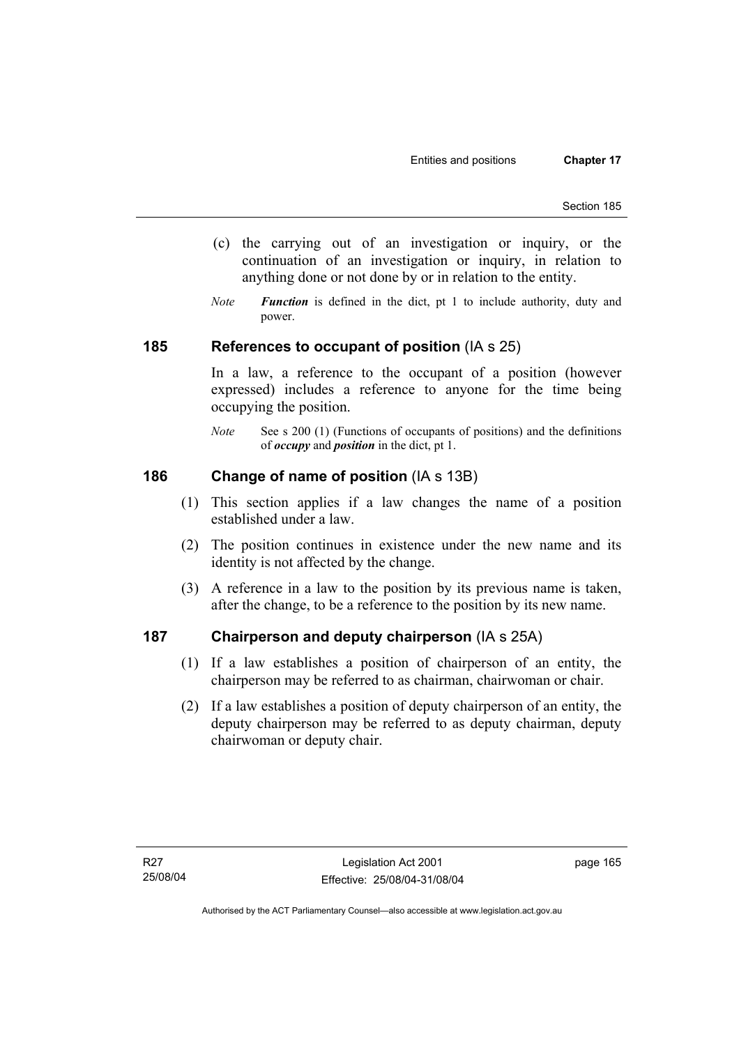(c) the carrying out of an investigation or inquiry, or the continuation of an investigation or inquiry, in relation to anything done or not done by or in relation to the entity.

*Note* ***Function*** is defined in the dict, pt 1 to include authority, duty and power.

## 185 References to occupant of position (IA s 25)

In a law, a reference to the occupant of a position (however expressed) includes a reference to anyone for the time being occupying the position.

*Note* See s 200 (1) (Functions of occupants of positions) and the definitions of ***occupy*** and ***position*** in the dict, pt 1.

## 186 Change of name of position (IA s 13B)

(1) This section applies if a law changes the name of a position established under a law.

(2) The position continues in existence under the new name and its identity is not affected by the change.

(3) A reference in a law to the position by its previous name is taken, after the change, to be a reference to the position by its new name.

## 187 Chairperson and deputy chairperson (IA s 25A)

(1) If a law establishes a position of chairperson of an entity, the chairperson may be referred to as chairman, chairwoman or chair.

(2) If a law establishes a position of deputy chairperson of an entity, the deputy chairperson may be referred to as deputy chairman, deputy chairwoman or deputy chair.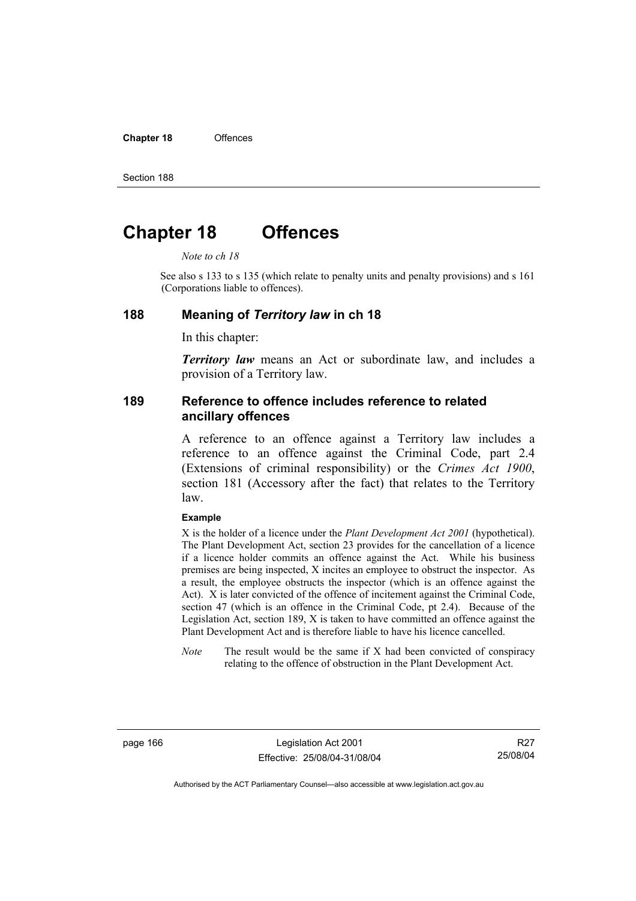# Chapter 18 Offences

*Note to ch 18*

See also s 133 to s 135 (which relate to penalty units and penalty provisions) and s 161 (Corporations liable to offences).

## 188 Meaning of *Territory law* in ch 18

In this chapter:

***Territory law*** means an Act or subordinate law, and includes a provision of a Territory law.

## 189 Reference to offence includes reference to related ancillary offences

A reference to an offence against a Territory law includes a reference to an offence against the Criminal Code, part 2.4 (Extensions of criminal responsibility) or the *Crimes Act 1900*, section 181 (Accessory after the fact) that relates to the Territory law.

**Example**

X is the holder of a licence under the *Plant Development Act 2001* (hypothetical). The Plant Development Act, section 23 provides for the cancellation of a licence if a licence holder commits an offence against the Act. While his business premises are being inspected, X incites an employee to obstruct the inspector. As a result, the employee obstructs the inspector (which is an offence against the Act). X is later convicted of the offence of incitement against the Criminal Code, section 47 (which is an offence in the Criminal Code, pt 2.4). Because of the Legislation Act, section 189, X is taken to have committed an offence against the Plant Development Act and is therefore liable to have his licence cancelled.

*Note* The result would be the same if X had been convicted of conspiracy relating to the offence of obstruction in the Plant Development Act.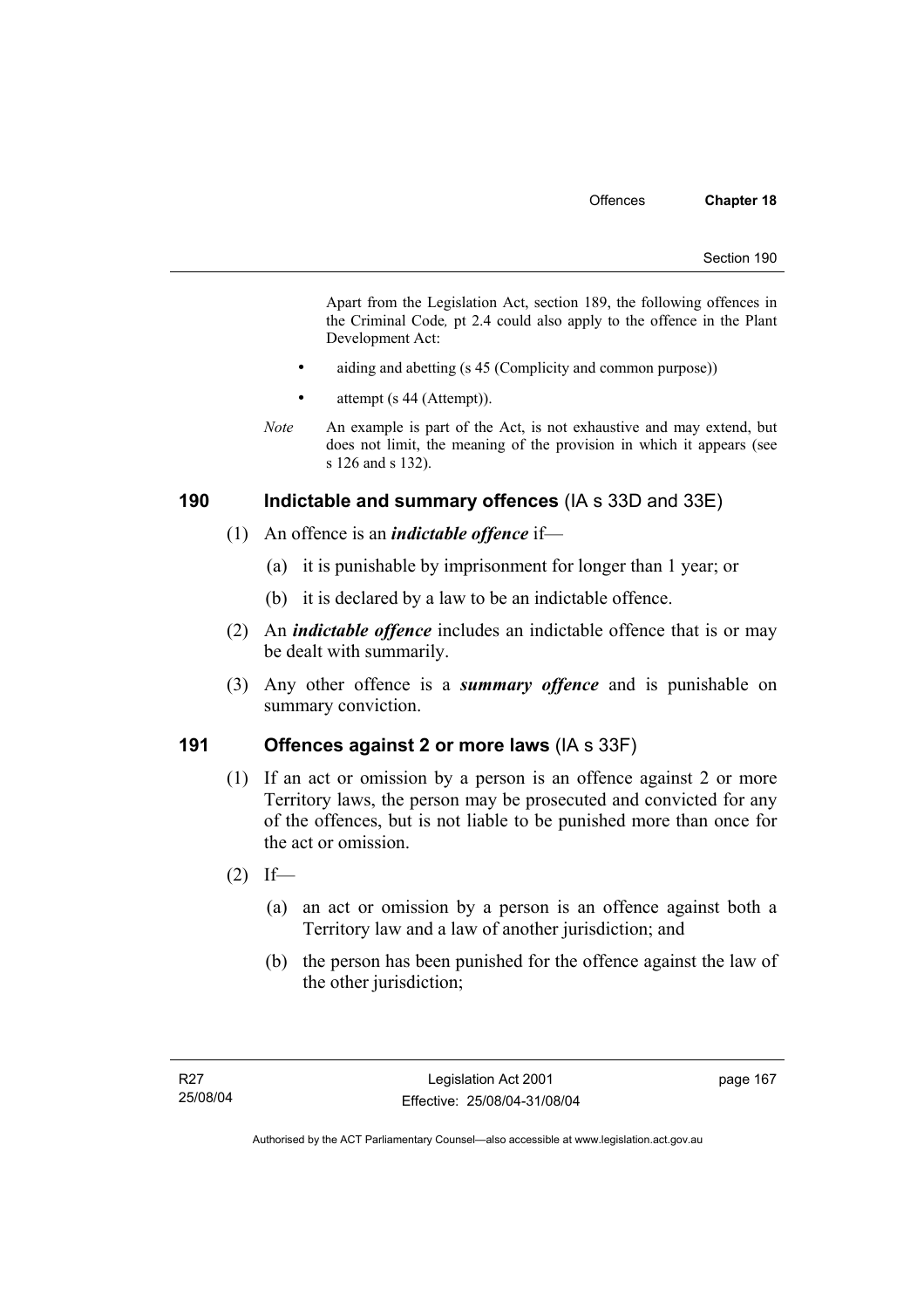Apart from the Legislation Act, section 189, the following offences in the Criminal Code*,* pt 2.4 could also apply to the offence in the Plant Development Act:

- aiding and abetting (s 45 (Complicity and common purpose))
- attempt (s 44 (Attempt)).

*Note* An example is part of the Act, is not exhaustive and may extend, but does not limit, the meaning of the provision in which it appears (see s 126 and s 132).

## 190 Indictable and summary offences (IA s 33D and 33E)

(1) An offence is an ***indictable offence*** if—

(a) it is punishable by imprisonment for longer than 1 year; or

(b) it is declared by a law to be an indictable offence.

(2) An ***indictable offence*** includes an indictable offence that is or may be dealt with summarily.

(3) Any other offence is a ***summary offence*** and is punishable on summary conviction.

## 191 Offences against 2 or more laws (IA s 33F)

(1) If an act or omission by a person is an offence against 2 or more Territory laws, the person may be prosecuted and convicted for any of the offences, but is not liable to be punished more than once for the act or omission.

(2) If—

(a) an act or omission by a person is an offence against both a Territory law and a law of another jurisdiction; and

(b) the person has been punished for the offence against the law of the other jurisdiction;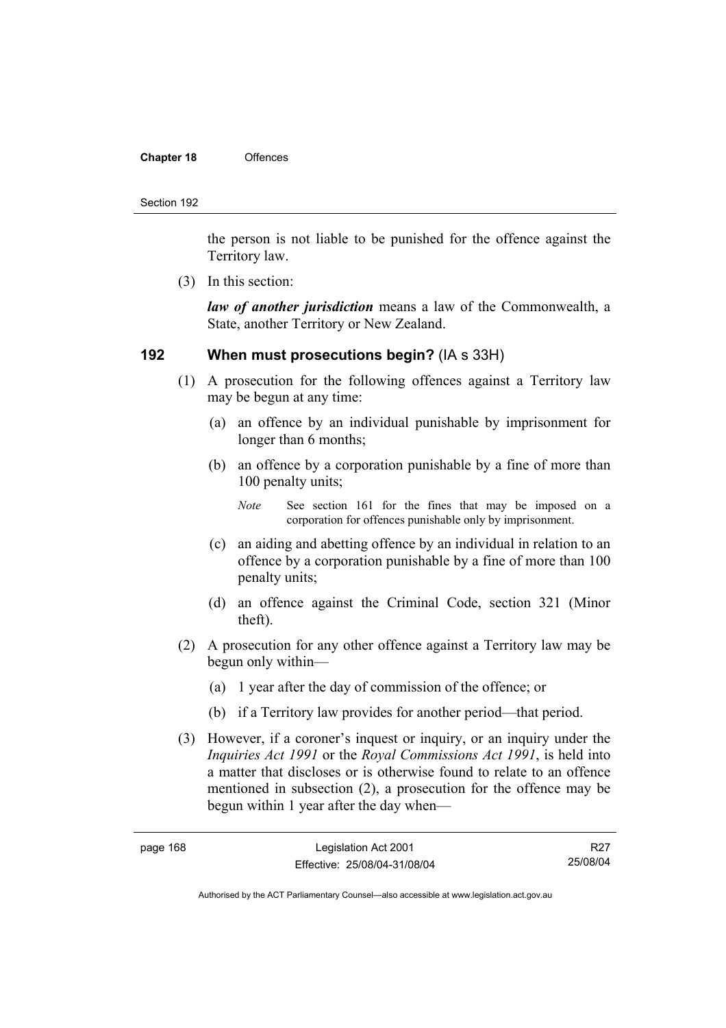the person is not liable to be punished for the offence against the Territory law.

(3) In this section:

***law of another jurisdiction*** means a law of the Commonwealth, a State, another Territory or New Zealand.

## 192 When must prosecutions begin? (IA s 33H)

(1) A prosecution for the following offences against a Territory law may be begun at any time:

(a) an offence by an individual punishable by imprisonment for longer than 6 months;

(b) an offence by a corporation punishable by a fine of more than 100 penalty units;

*Note* See section 161 for the fines that may be imposed on a corporation for offences punishable only by imprisonment.

(c) an aiding and abetting offence by an individual in relation to an offence by a corporation punishable by a fine of more than 100 penalty units;

(d) an offence against the Criminal Code, section 321 (Minor theft).

(2) A prosecution for any other offence against a Territory law may be begun only within—

(a) 1 year after the day of commission of the offence; or

(b) if a Territory law provides for another period—that period.

(3) However, if a coroner's inquest or inquiry, or an inquiry under the *Inquiries Act 1991* or the *Royal Commissions Act 1991*, is held into a matter that discloses or is otherwise found to relate to an offence mentioned in subsection (2), a prosecution for the offence may be begun within 1 year after the day when—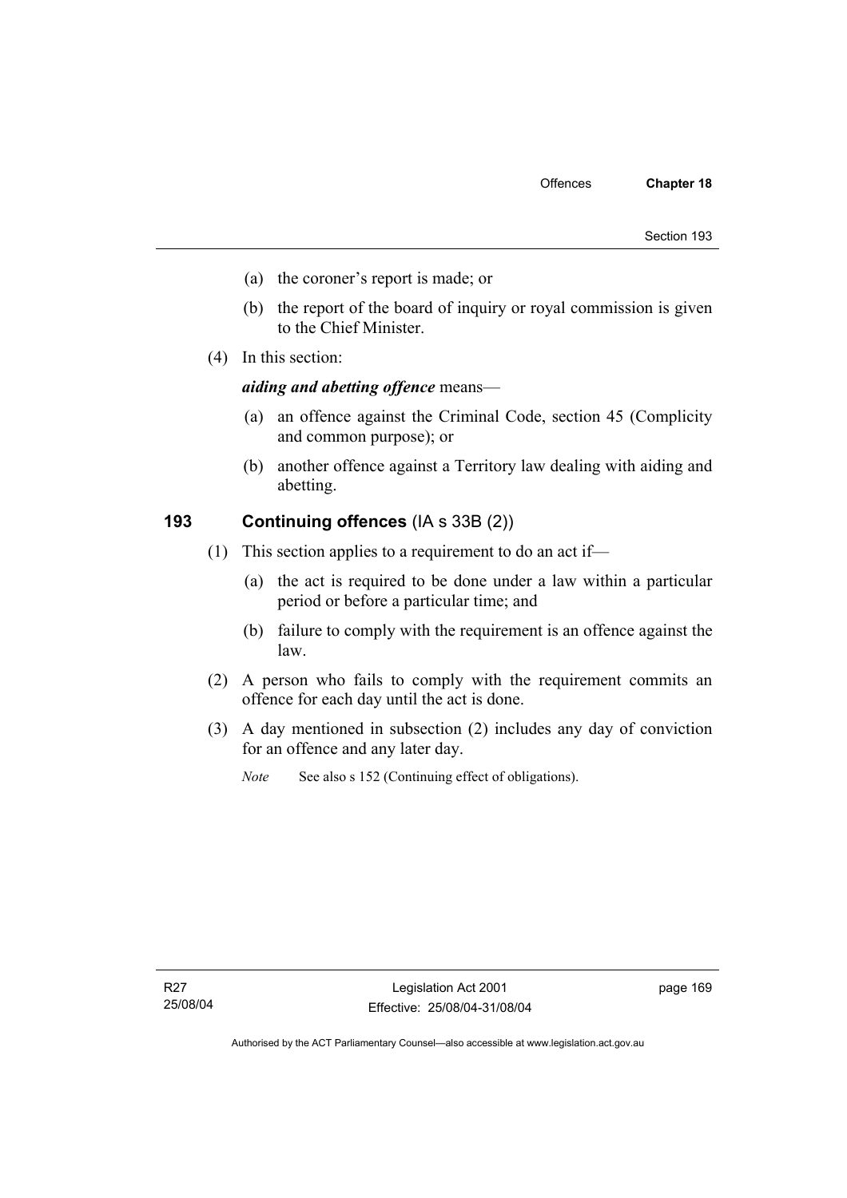(a) the coroner's report is made; or

(b) the report of the board of inquiry or royal commission is given to the Chief Minister.

(4) In this section:

***aiding and abetting offence*** means—

(a) an offence against the Criminal Code, section 45 (Complicity and common purpose); or

(b) another offence against a Territory law dealing with aiding and abetting.

## 193 Continuing offences (IA s 33B (2))

(1) This section applies to a requirement to do an act if—

(a) the act is required to be done under a law within a particular period or before a particular time; and

(b) failure to comply with the requirement is an offence against the law.

(2) A person who fails to comply with the requirement commits an offence for each day until the act is done.

(3) A day mentioned in subsection (2) includes any day of conviction for an offence and any later day.

*Note* See also s 152 (Continuing effect of obligations).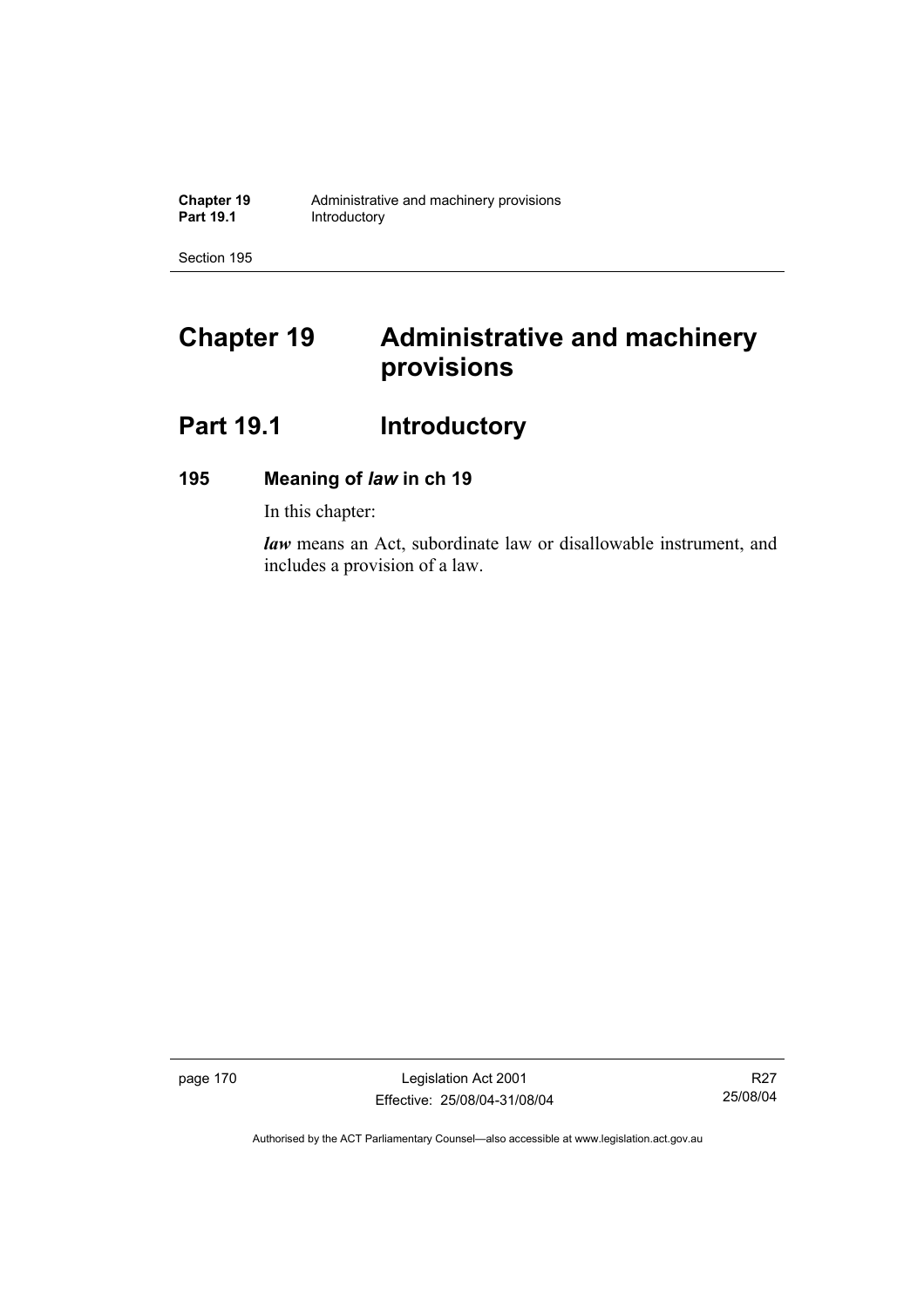# Chapter 19 Administrative and machinery provisions

## Part 19.1 Introductory

### 195 Meaning of *law* in ch 19

In this chapter:

***law*** means an Act, subordinate law or disallowable instrument, and includes a provision of a law.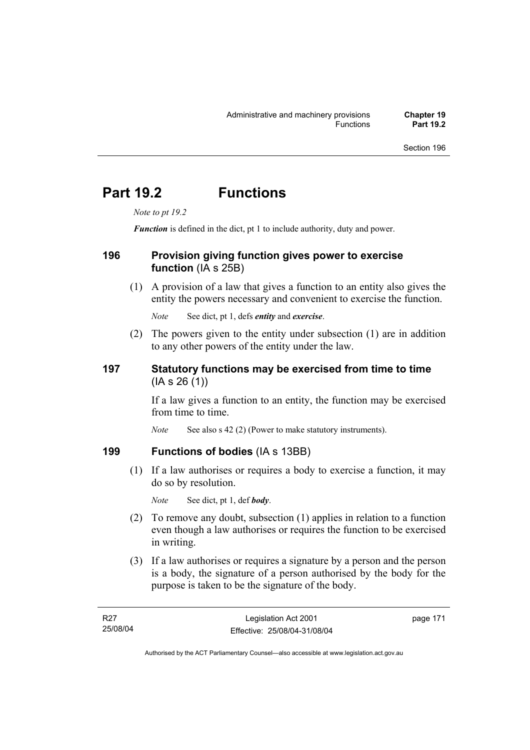# Part 19.2 Functions

*Note to pt 19.2*

***Function*** is defined in the dict, pt 1 to include authority, duty and power.

## 196 Provision giving function gives power to exercise function (IA s 25B)

(1) A provision of a law that gives a function to an entity also gives the entity the powers necessary and convenient to exercise the function.

*Note* See dict, pt 1, defs ***entity*** and ***exercise***.

(2) The powers given to the entity under subsection (1) are in addition to any other powers of the entity under the law.

## 197 Statutory functions may be exercised from time to time (IA s 26 (1))

If a law gives a function to an entity, the function may be exercised from time to time.

*Note* See also s 42 (2) (Power to make statutory instruments).

## 199 Functions of bodies (IA s 13BB)

(1) If a law authorises or requires a body to exercise a function, it may do so by resolution.

*Note* See dict, pt 1, def ***body***.

(2) To remove any doubt, subsection (1) applies in relation to a function even though a law authorises or requires the function to be exercised in writing.

(3) If a law authorises or requires a signature by a person and the person is a body, the signature of a person authorised by the body for the purpose is taken to be the signature of the body.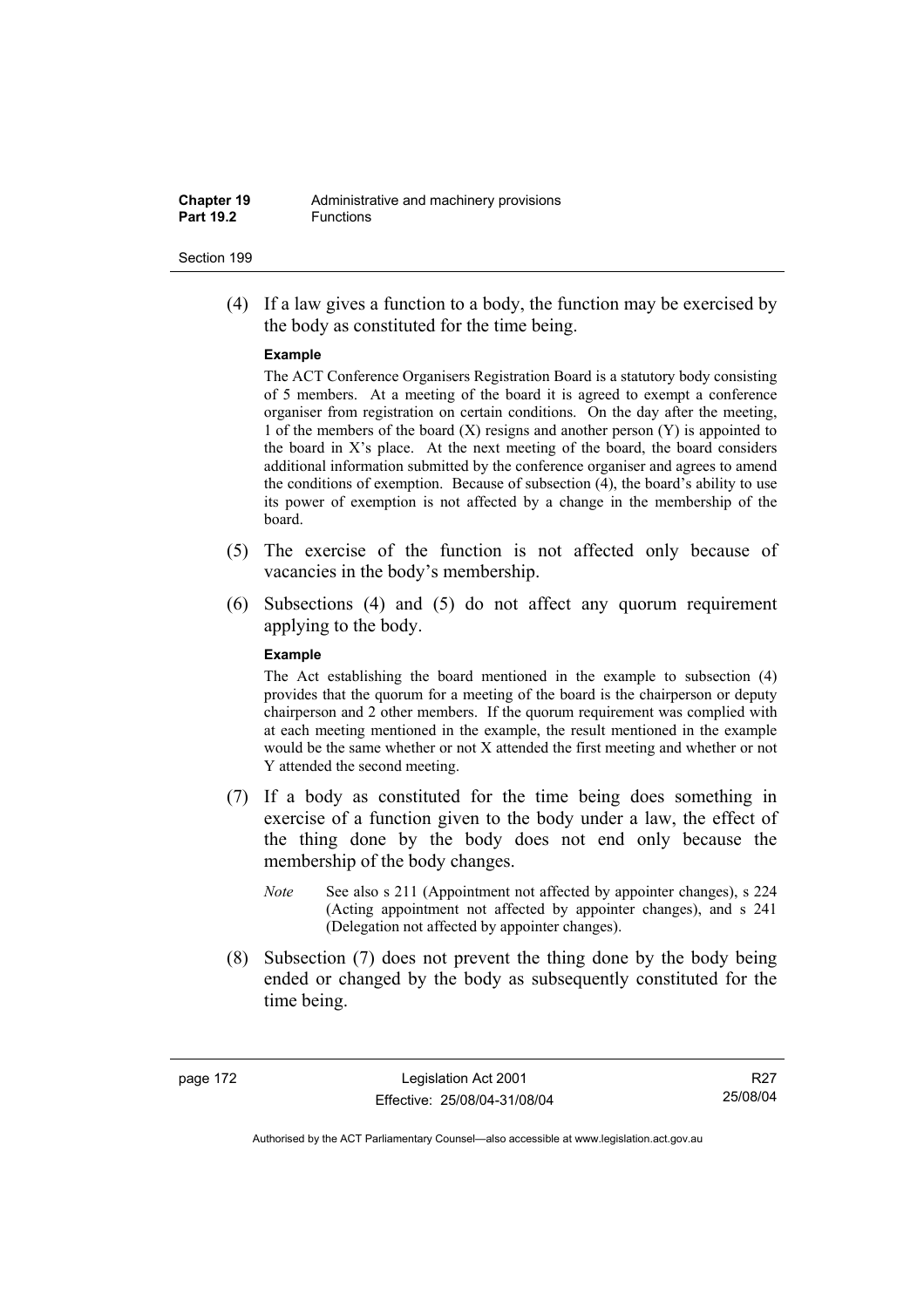(4) If a law gives a function to a body, the function may be exercised by the body as constituted for the time being.

**Example**

The ACT Conference Organisers Registration Board is a statutory body consisting of 5 members. At a meeting of the board it is agreed to exempt a conference organiser from registration on certain conditions. On the day after the meeting, 1 of the members of the board (X) resigns and another person (Y) is appointed to the board in X's place. At the next meeting of the board, the board considers additional information submitted by the conference organiser and agrees to amend the conditions of exemption. Because of subsection (4), the board's ability to use its power of exemption is not affected by a change in the membership of the board.

(5) The exercise of the function is not affected only because of vacancies in the body's membership.

(6) Subsections (4) and (5) do not affect any quorum requirement applying to the body.

**Example**

The Act establishing the board mentioned in the example to subsection (4) provides that the quorum for a meeting of the board is the chairperson or deputy chairperson and 2 other members. If the quorum requirement was complied with at each meeting mentioned in the example, the result mentioned in the example would be the same whether or not X attended the first meeting and whether or not Y attended the second meeting.

(7) If a body as constituted for the time being does something in exercise of a function given to the body under a law, the effect of the thing done by the body does not end only because the membership of the body changes.

*Note* See also s 211 (Appointment not affected by appointer changes), s 224 (Acting appointment not affected by appointer changes), and s 241 (Delegation not affected by appointer changes).

(8) Subsection (7) does not prevent the thing done by the body being ended or changed by the body as subsequently constituted for the time being.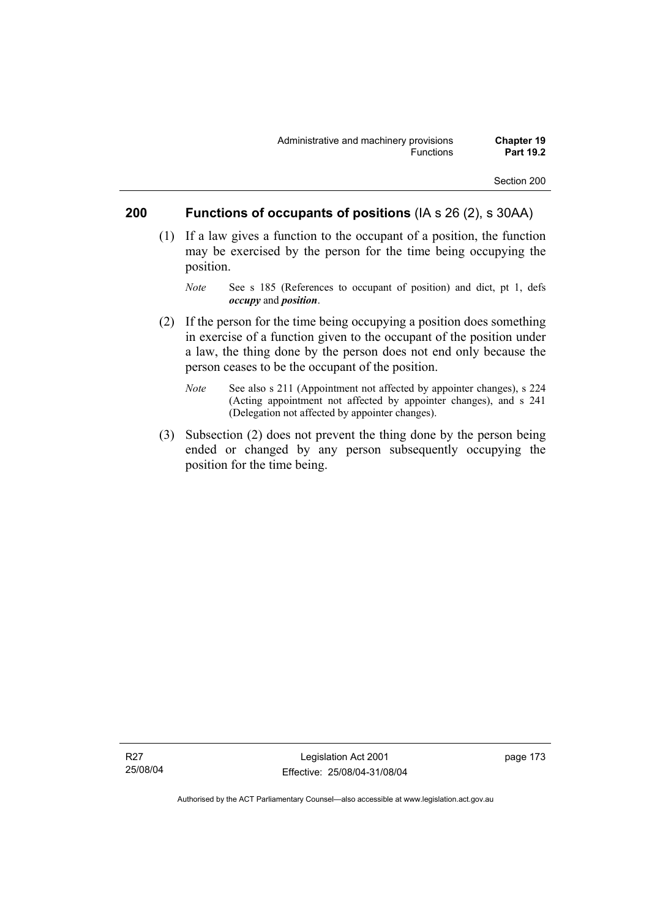## 200 Functions of occupants of positions (IA s 26 (2), s 30AA)

(1) If a law gives a function to the occupant of a position, the function may be exercised by the person for the time being occupying the position.

*Note* See s 185 (References to occupant of position) and dict, pt 1, defs ***occupy*** and ***position***.

(2) If the person for the time being occupying a position does something in exercise of a function given to the occupant of the position under a law, the thing done by the person does not end only because the person ceases to be the occupant of the position.

*Note* See also s 211 (Appointment not affected by appointer changes), s 224 (Acting appointment not affected by appointer changes), and s 241 (Delegation not affected by appointer changes).

(3) Subsection (2) does not prevent the thing done by the person being ended or changed by any person subsequently occupying the position for the time being.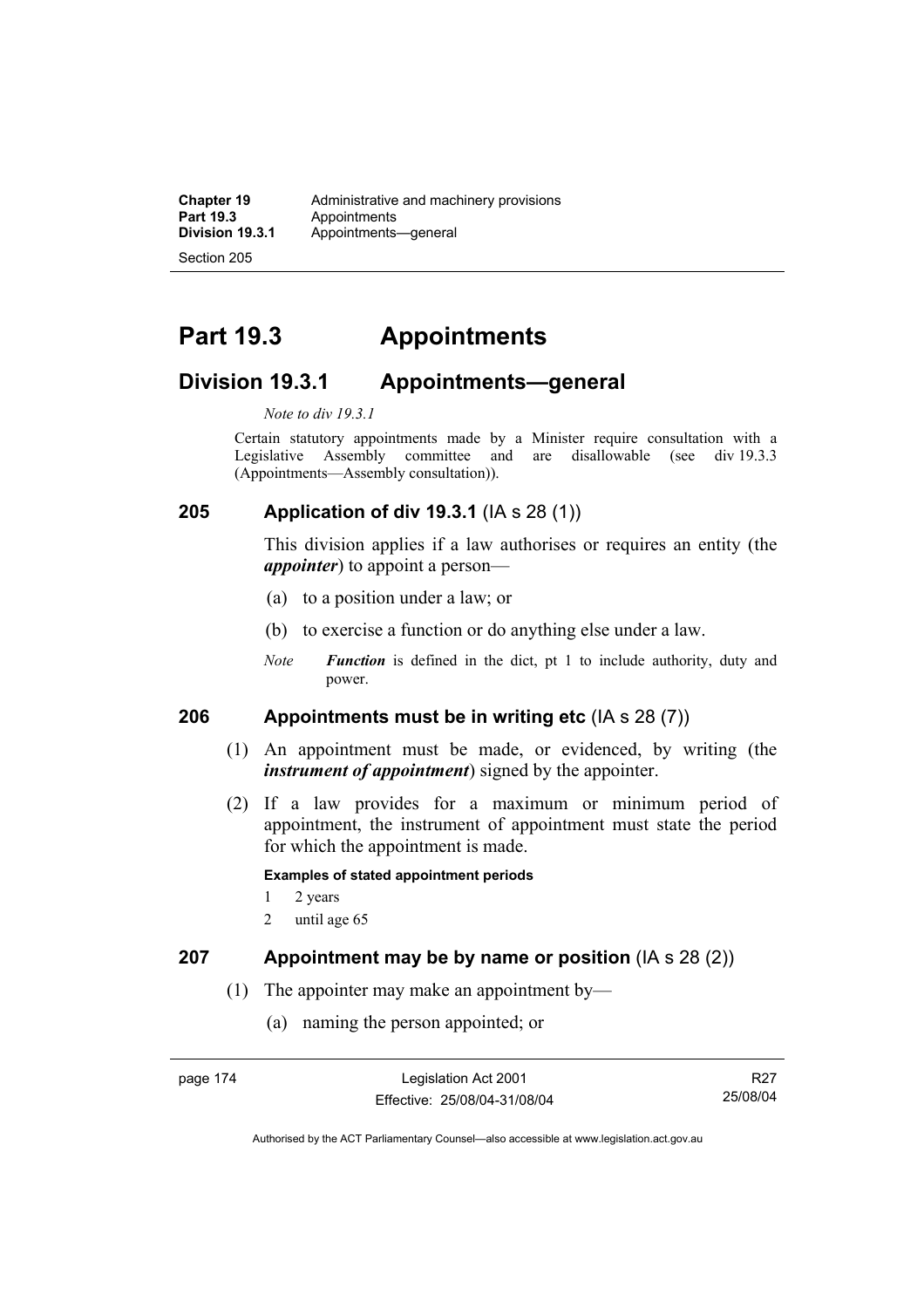# Part 19.3 Appointments

## Division 19.3.1 Appointments—general

*Note to div 19.3.1*

Certain statutory appointments made by a Minister require consultation with a Legislative Assembly committee and are disallowable (see div 19.3.3 (Appointments—Assembly consultation)).

### 205 Application of div 19.3.1 (IA s 28 (1))

This division applies if a law authorises or requires an entity (the ***appointer***) to appoint a person—

(a) to a position under a law; or

(b) to exercise a function or do anything else under a law.

*Note* ***Function*** is defined in the dict, pt 1 to include authority, duty and power.

### 206 Appointments must be in writing etc (IA s 28 (7))

(1) An appointment must be made, or evidenced, by writing (the ***instrument of appointment***) signed by the appointer.

(2) If a law provides for a maximum or minimum period of appointment, the instrument of appointment must state the period for which the appointment is made.

**Examples of stated appointment periods**

1 2 years

2 until age 65

### 207 Appointment may be by name or position (IA s 28 (2))

(1) The appointer may make an appointment by—

(a) naming the person appointed; or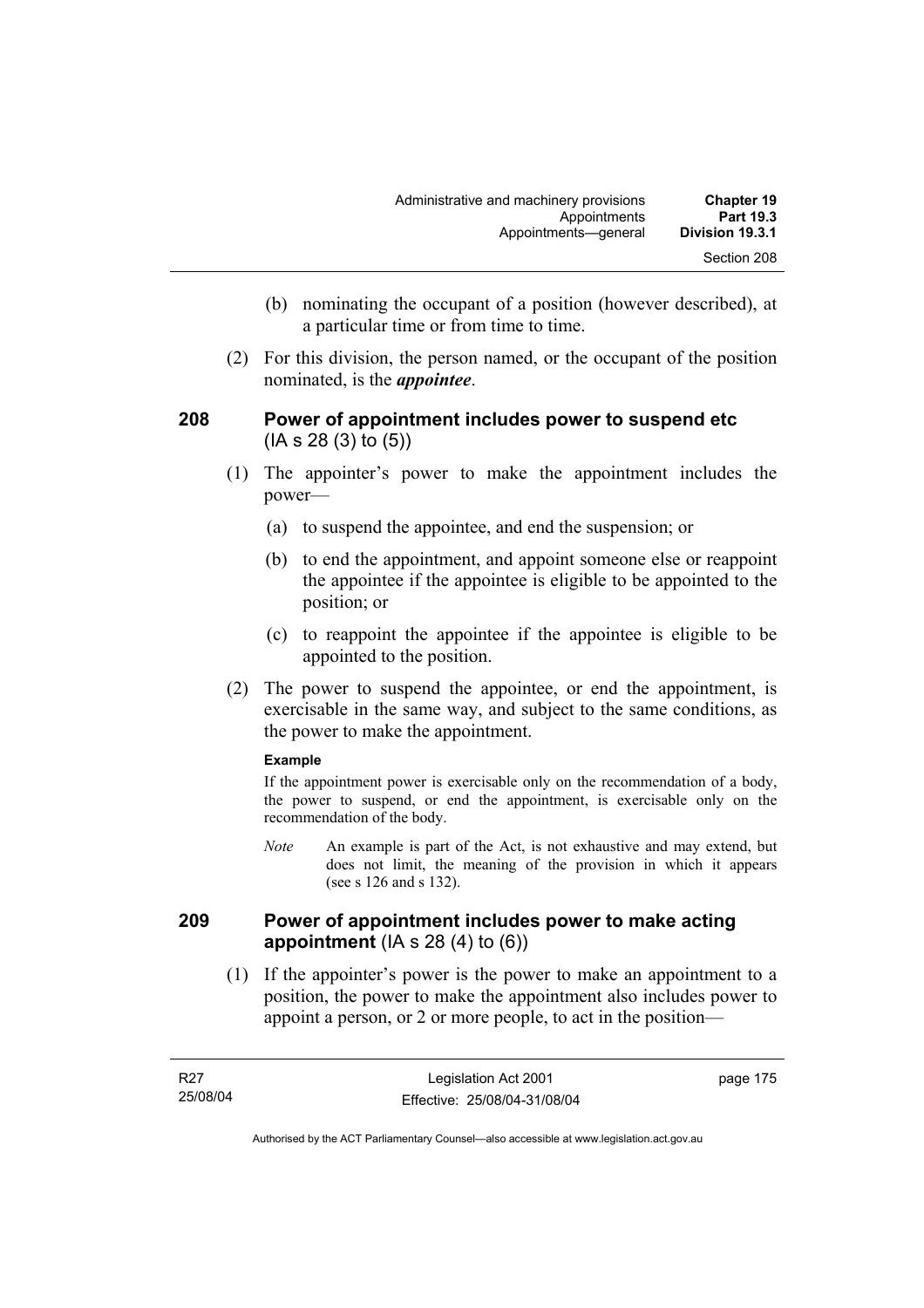(b) nominating the occupant of a position (however described), at a particular time or from time to time.

(2) For this division, the person named, or the occupant of the position nominated, is the ***appointee***.

### 208 Power of appointment includes power to suspend etc (IA s 28 (3) to (5))

(1) The appointer's power to make the appointment includes the power—

(a) to suspend the appointee, and end the suspension; or

(b) to end the appointment, and appoint someone else or reappoint the appointee if the appointee is eligible to be appointed to the position; or

(c) to reappoint the appointee if the appointee is eligible to be appointed to the position.

(2) The power to suspend the appointee, or end the appointment, is exercisable in the same way, and subject to the same conditions, as the power to make the appointment.

**Example**

If the appointment power is exercisable only on the recommendation of a body, the power to suspend, or end the appointment, is exercisable only on the recommendation of the body.

*Note* An example is part of the Act, is not exhaustive and may extend, but does not limit, the meaning of the provision in which it appears (see s 126 and s 132).

### 209 Power of appointment includes power to make acting appointment (IA s 28 (4) to (6))

(1) If the appointer's power is the power to make an appointment to a position, the power to make the appointment also includes power to appoint a person, or 2 or more people, to act in the position—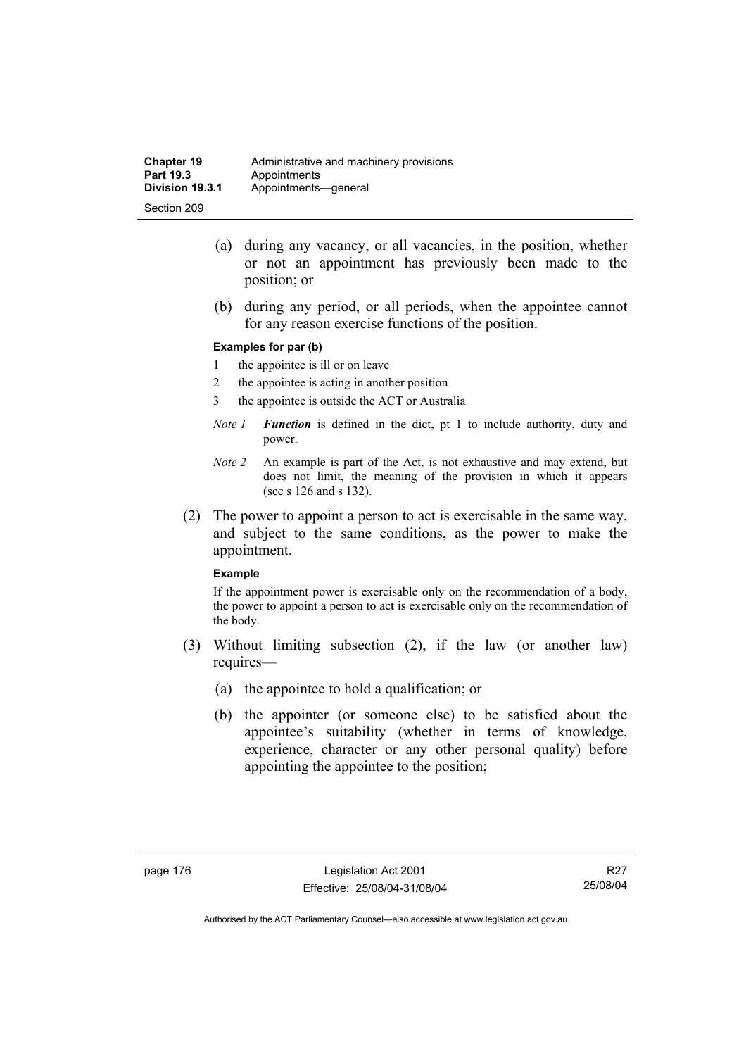(a) during any vacancy, or all vacancies, in the position, whether or not an appointment has previously been made to the position; or

(b) during any period, or all periods, when the appointee cannot for any reason exercise functions of the position.

**Examples for par (b)**

1 the appointee is ill or on leave

2 the appointee is acting in another position

3 the appointee is outside the ACT or Australia

*Note 1* ***Function*** is defined in the dict, pt 1 to include authority, duty and power.

*Note 2* An example is part of the Act, is not exhaustive and may extend, but does not limit, the meaning of the provision in which it appears (see s 126 and s 132).

(2) The power to appoint a person to act is exercisable in the same way, and subject to the same conditions, as the power to make the appointment.

**Example**

If the appointment power is exercisable only on the recommendation of a body, the power to appoint a person to act is exercisable only on the recommendation of the body.

(3) Without limiting subsection (2), if the law (or another law) requires—

(a) the appointee to hold a qualification; or

(b) the appointer (or someone else) to be satisfied about the appointee's suitability (whether in terms of knowledge, experience, character or any other personal quality) before appointing the appointee to the position;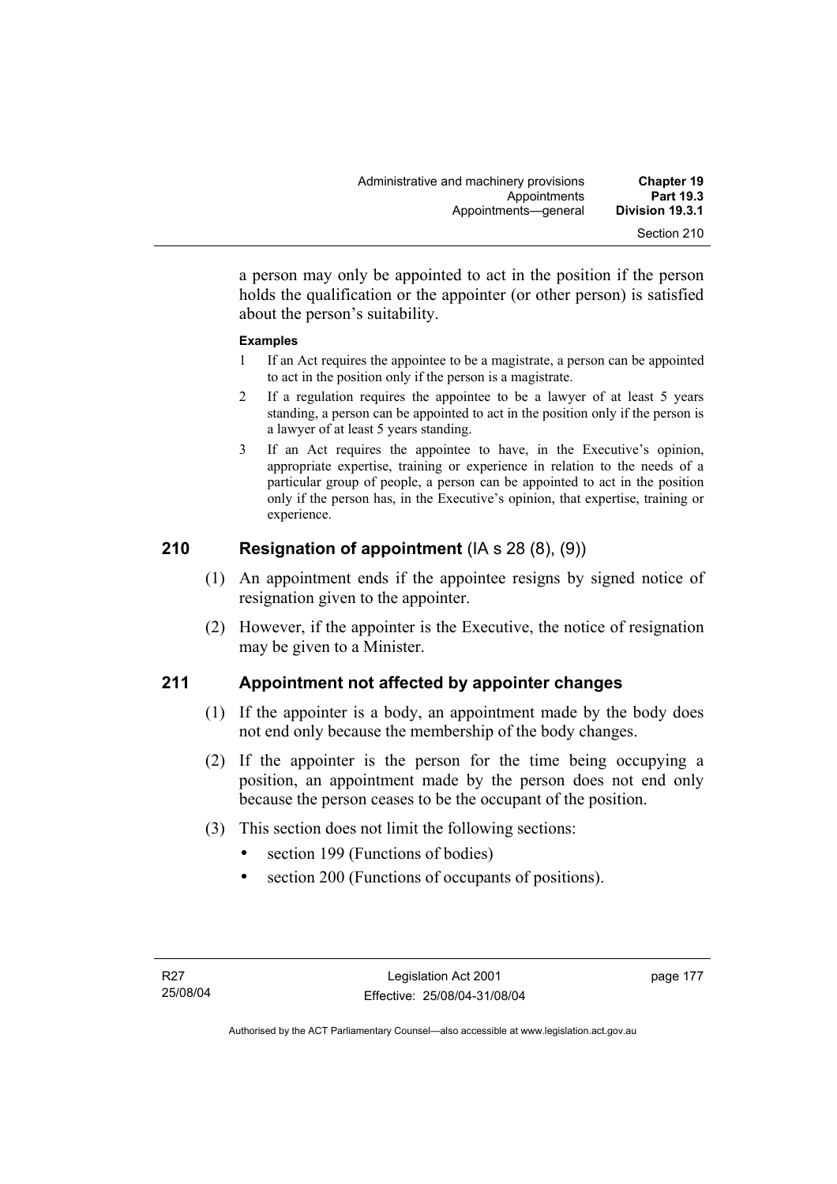a person may only be appointed to act in the position if the person holds the qualification or the appointer (or other person) is satisfied about the person's suitability.

**Examples**

1. If an Act requires the appointee to be a magistrate, a person can be appointed to act in the position only if the person is a magistrate.
2. If a regulation requires the appointee to be a lawyer of at least 5 years standing, a person can be appointed to act in the position only if the person is a lawyer of at least 5 years standing.
3. If an Act requires the appointee to have, in the Executive's opinion, appropriate expertise, training or experience in relation to the needs of a particular group of people, a person can be appointed to act in the position only if the person has, in the Executive's opinion, that expertise, training or experience.

## 210 Resignation of appointment (IA s 28 (8), (9))

(1) An appointment ends if the appointee resigns by signed notice of resignation given to the appointer.

(2) However, if the appointer is the Executive, the notice of resignation may be given to a Minister.

## 211 Appointment not affected by appointer changes

(1) If the appointer is a body, an appointment made by the body does not end only because the membership of the body changes.

(2) If the appointer is the person for the time being occupying a position, an appointment made by the person does not end only because the person ceases to be the occupant of the position.

(3) This section does not limit the following sections:

- section 199 (Functions of bodies)
- section 200 (Functions of occupants of positions).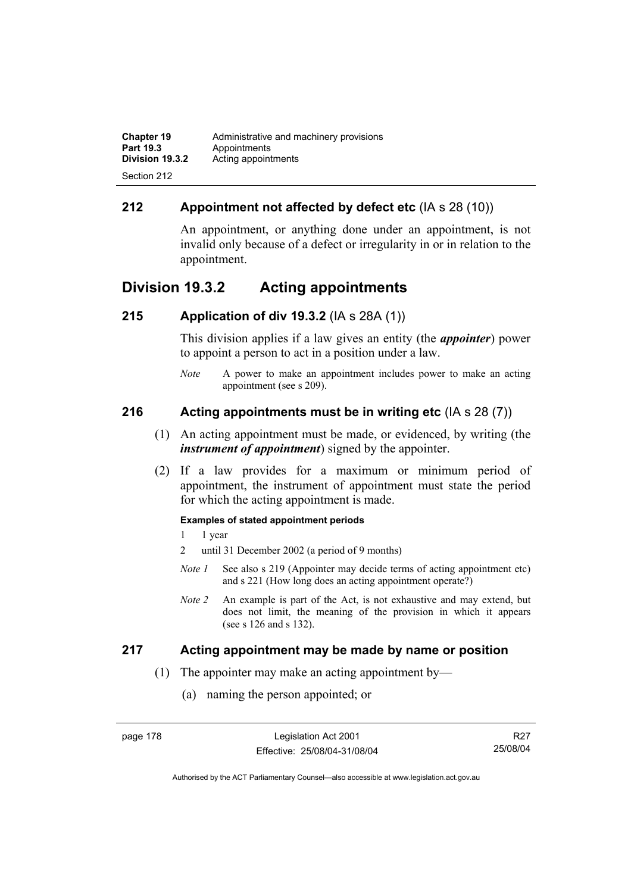## 212 Appointment not affected by defect etc (IA s 28 (10))

An appointment, or anything done under an appointment, is not invalid only because of a defect or irregularity in or in relation to the appointment.

# Division 19.3.2 Acting appointments

## 215 Application of div 19.3.2 (IA s 28A (1))

This division applies if a law gives an entity (the ***appointer***) power to appoint a person to act in a position under a law.

*Note* A power to make an appointment includes power to make an acting appointment (see s 209).

## 216 Acting appointments must be in writing etc (IA s 28 (7))

(1) An acting appointment must be made, or evidenced, by writing (the ***instrument of appointment***) signed by the appointer.

(2) If a law provides for a maximum or minimum period of appointment, the instrument of appointment must state the period for which the acting appointment is made.

**Examples of stated appointment periods**

1 1 year

2 until 31 December 2002 (a period of 9 months)

*Note 1* See also s 219 (Appointer may decide terms of acting appointment etc) and s 221 (How long does an acting appointment operate?)

*Note 2* An example is part of the Act, is not exhaustive and may extend, but does not limit, the meaning of the provision in which it appears (see s 126 and s 132).

## 217 Acting appointment may be made by name or position

(1) The appointer may make an acting appointment by—

(a) naming the person appointed; or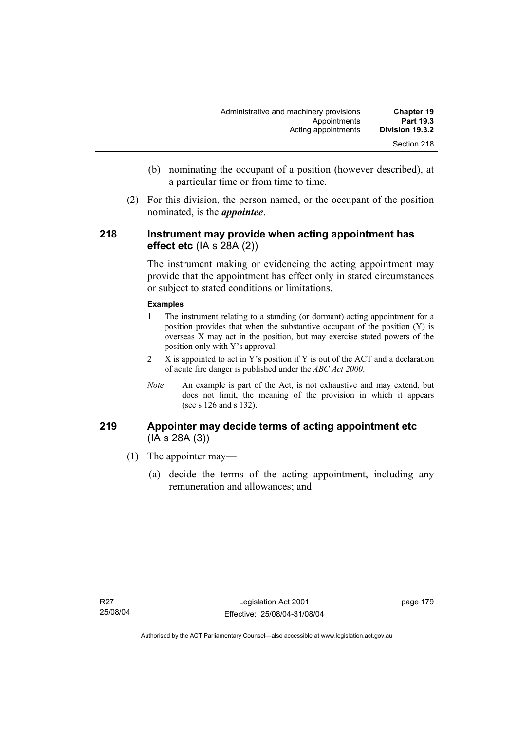(b) nominating the occupant of a position (however described), at a particular time or from time to time.

(2) For this division, the person named, or the occupant of the position nominated, is the ***appointee***.

## 218 Instrument may provide when acting appointment has effect etc (IA s 28A (2))

The instrument making or evidencing the acting appointment may provide that the appointment has effect only in stated circumstances or subject to stated conditions or limitations.

**Examples**

1 The instrument relating to a standing (or dormant) acting appointment for a position provides that when the substantive occupant of the position (Y) is overseas X may act in the position, but may exercise stated powers of the position only with Y's approval.

2 X is appointed to act in Y's position if Y is out of the ACT and a declaration of acute fire danger is published under the *ABC Act 2000*.

*Note* An example is part of the Act, is not exhaustive and may extend, but does not limit, the meaning of the provision in which it appears (see s 126 and s 132).

## 219 Appointer may decide terms of acting appointment etc (IA s 28A (3))

(1) The appointer may—

(a) decide the terms of the acting appointment, including any remuneration and allowances; and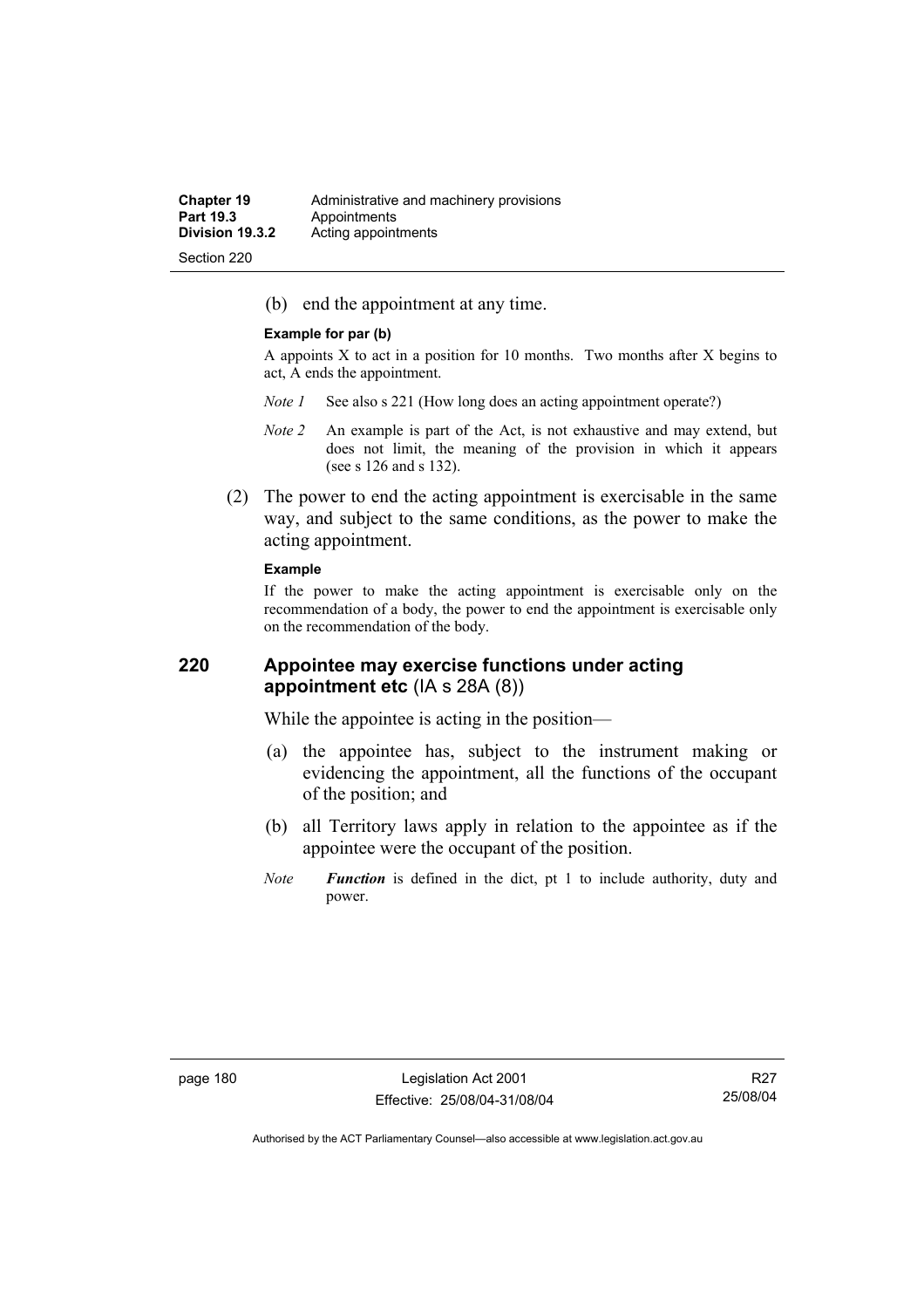(b) end the appointment at any time.

**Example for par (b)**

A appoints X to act in a position for 10 months. Two months after X begins to act, A ends the appointment.

*Note 1* See also s 221 (How long does an acting appointment operate?)

*Note 2* An example is part of the Act, is not exhaustive and may extend, but does not limit, the meaning of the provision in which it appears (see s 126 and s 132).

(2) The power to end the acting appointment is exercisable in the same way, and subject to the same conditions, as the power to make the acting appointment.

**Example**

If the power to make the acting appointment is exercisable only on the recommendation of a body, the power to end the appointment is exercisable only on the recommendation of the body.

## 220 Appointee may exercise functions under acting appointment etc (IA s 28A (8))

While the appointee is acting in the position—

(a) the appointee has, subject to the instrument making or evidencing the appointment, all the functions of the occupant of the position; and

(b) all Territory laws apply in relation to the appointee as if the appointee were the occupant of the position.

*Note* ***Function*** is defined in the dict, pt 1 to include authority, duty and power.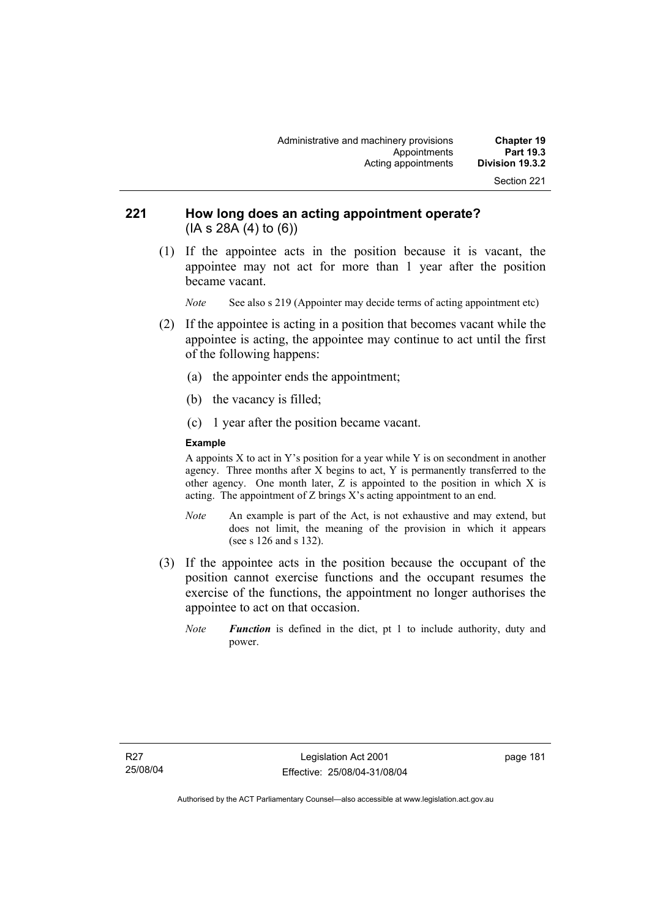## 221 How long does an acting appointment operate?
(IA s 28A (4) to (6))

(1) If the appointee acts in the position because it is vacant, the appointee may not act for more than 1 year after the position became vacant.

*Note* See also s 219 (Appointer may decide terms of acting appointment etc)

(2) If the appointee is acting in a position that becomes vacant while the appointee is acting, the appointee may continue to act until the first of the following happens:

(a) the appointer ends the appointment;

(b) the vacancy is filled;

(c) 1 year after the position became vacant.

**Example**

A appoints X to act in Y's position for a year while Y is on secondment in another agency. Three months after X begins to act, Y is permanently transferred to the other agency. One month later, Z is appointed to the position in which X is acting. The appointment of Z brings X's acting appointment to an end.

*Note* An example is part of the Act, is not exhaustive and may extend, but does not limit, the meaning of the provision in which it appears (see s 126 and s 132).

(3) If the appointee acts in the position because the occupant of the position cannot exercise functions and the occupant resumes the exercise of the functions, the appointment no longer authorises the appointee to act on that occasion.

*Note* ***Function*** is defined in the dict, pt 1 to include authority, duty and power.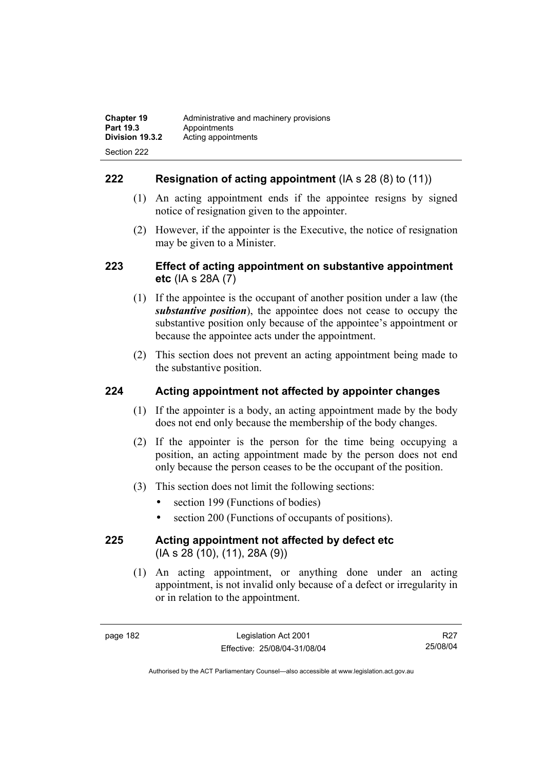## 222 Resignation of acting appointment (IA s 28 (8) to (11))

(1) An acting appointment ends if the appointee resigns by signed notice of resignation given to the appointer.

(2) However, if the appointer is the Executive, the notice of resignation may be given to a Minister.

## 223 Effect of acting appointment on substantive appointment etc (IA s 28A (7)

(1) If the appointee is the occupant of another position under a law (the ***substantive position***), the appointee does not cease to occupy the substantive position only because of the appointee's appointment or because the appointee acts under the appointment.

(2) This section does not prevent an acting appointment being made to the substantive position.

## 224 Acting appointment not affected by appointer changes

(1) If the appointer is a body, an acting appointment made by the body does not end only because the membership of the body changes.

(2) If the appointer is the person for the time being occupying a position, an acting appointment made by the person does not end only because the person ceases to be the occupant of the position.

(3) This section does not limit the following sections:

- section 199 (Functions of bodies)
- section 200 (Functions of occupants of positions).

## 225 Acting appointment not affected by defect etc (IA s 28 (10), (11), 28A (9))

(1) An acting appointment, or anything done under an acting appointment, is not invalid only because of a defect or irregularity in or in relation to the appointment.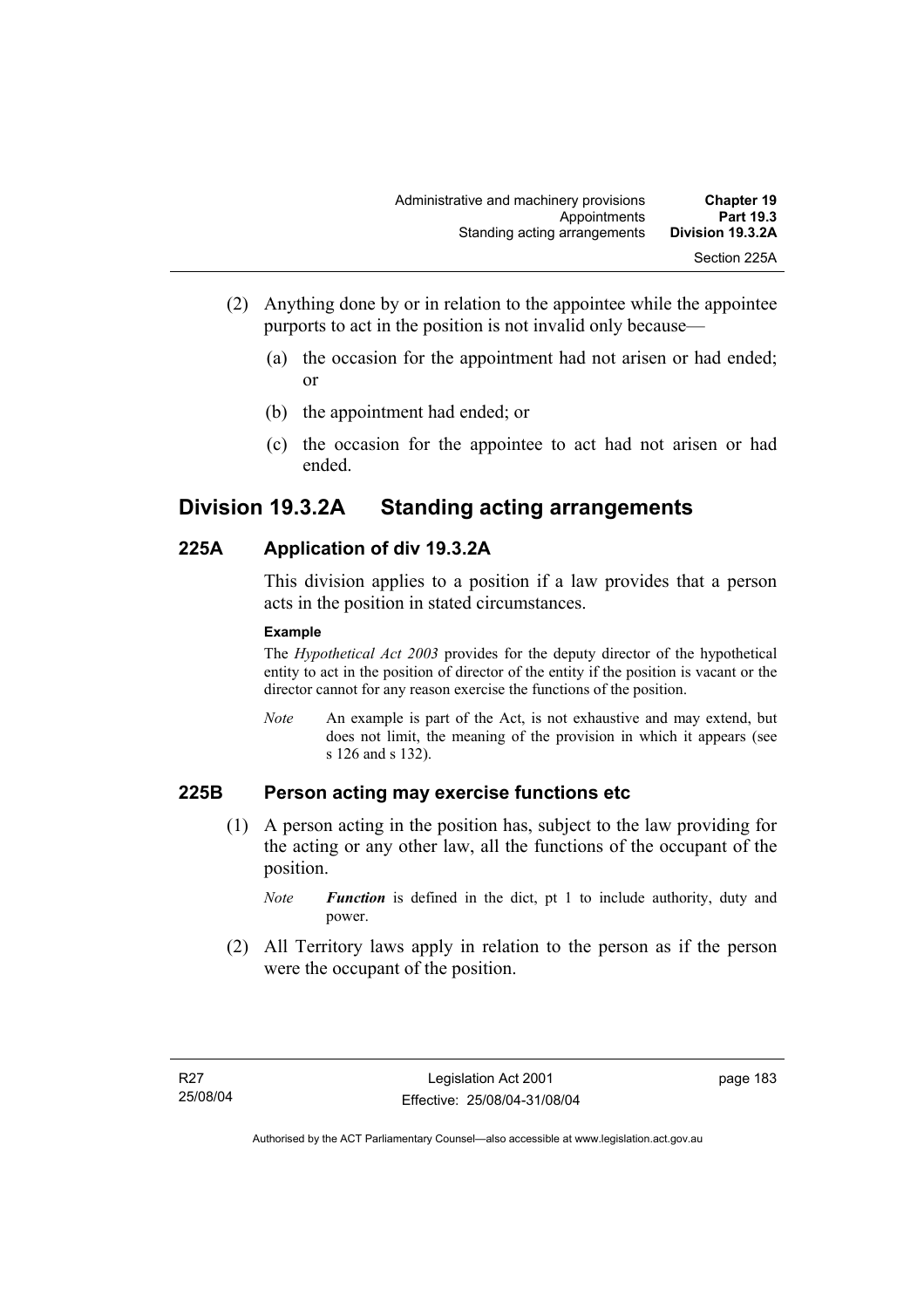(2) Anything done by or in relation to the appointee while the appointee purports to act in the position is not invalid only because—

(a) the occasion for the appointment had not arisen or had ended; or

(b) the appointment had ended; or

(c) the occasion for the appointee to act had not arisen or had ended.

## Division 19.3.2A Standing acting arrangements

### 225A Application of div 19.3.2A

This division applies to a position if a law provides that a person acts in the position in stated circumstances.

**Example**

The *Hypothetical Act 2003* provides for the deputy director of the hypothetical entity to act in the position of director of the entity if the position is vacant or the director cannot for any reason exercise the functions of the position.

*Note* An example is part of the Act, is not exhaustive and may extend, but does not limit, the meaning of the provision in which it appears (see s 126 and s 132).

### 225B Person acting may exercise functions etc

(1) A person acting in the position has, subject to the law providing for the acting or any other law, all the functions of the occupant of the position.

*Note* ***Function*** is defined in the dict, pt 1 to include authority, duty and power.

(2) All Territory laws apply in relation to the person as if the person were the occupant of the position.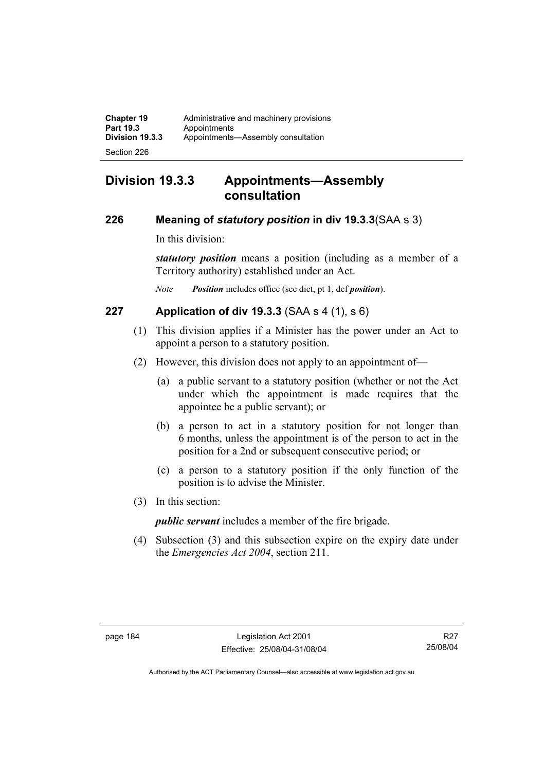## Division 19.3.3 Appointments—Assembly consultation

### 226 Meaning of *statutory position* in div 19.3.3(SAA s 3)

In this division:

***statutory position*** means a position (including as a member of a Territory authority) established under an Act.

*Note* ***Position*** includes office (see dict, pt 1, def ***position***).

### 227 Application of div 19.3.3 (SAA s 4 (1), s 6)

(1) This division applies if a Minister has the power under an Act to appoint a person to a statutory position.

(2) However, this division does not apply to an appointment of—

(a) a public servant to a statutory position (whether or not the Act under which the appointment is made requires that the appointee be a public servant); or

(b) a person to act in a statutory position for not longer than 6 months, unless the appointment is of the person to act in the position for a 2nd or subsequent consecutive period; or

(c) a person to a statutory position if the only function of the position is to advise the Minister.

(3) In this section:

***public servant*** includes a member of the fire brigade.

(4) Subsection (3) and this subsection expire on the expiry date under the *Emergencies Act 2004*, section 211.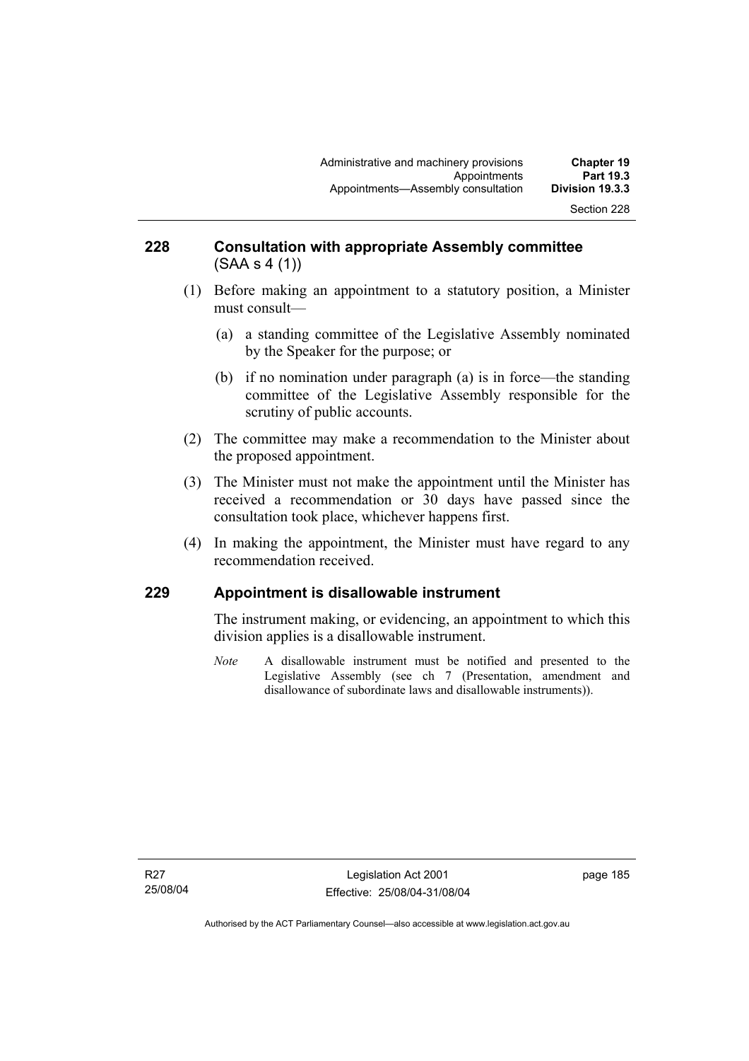## 228 Consultation with appropriate Assembly committee (SAA s 4 (1))

(1) Before making an appointment to a statutory position, a Minister must consult—

(a) a standing committee of the Legislative Assembly nominated by the Speaker for the purpose; or

(b) if no nomination under paragraph (a) is in force—the standing committee of the Legislative Assembly responsible for the scrutiny of public accounts.

(2) The committee may make a recommendation to the Minister about the proposed appointment.

(3) The Minister must not make the appointment until the Minister has received a recommendation or 30 days have passed since the consultation took place, whichever happens first.

(4) In making the appointment, the Minister must have regard to any recommendation received.

## 229 Appointment is disallowable instrument

The instrument making, or evidencing, an appointment to which this division applies is a disallowable instrument.

*Note* A disallowable instrument must be notified and presented to the Legislative Assembly (see ch 7 (Presentation, amendment and disallowance of subordinate laws and disallowable instruments)).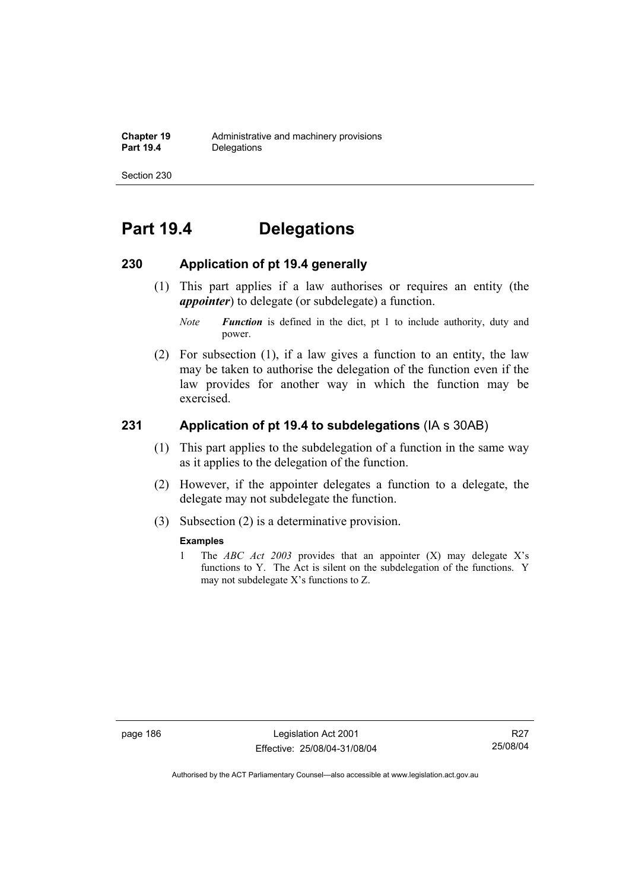# Part 19.4 Delegations

## 230 Application of pt 19.4 generally

(1) This part applies if a law authorises or requires an entity (the ***appointer***) to delegate (or subdelegate) a function.

*Note* ***Function*** is defined in the dict, pt 1 to include authority, duty and power.

(2) For subsection (1), if a law gives a function to an entity, the law may be taken to authorise the delegation of the function even if the law provides for another way in which the function may be exercised.

## 231 Application of pt 19.4 to subdelegations (IA s 30AB)

(1) This part applies to the subdelegation of a function in the same way as it applies to the delegation of the function.

(2) However, if the appointer delegates a function to a delegate, the delegate may not subdelegate the function.

(3) Subsection (2) is a determinative provision.

**Examples**

1 The *ABC Act 2003* provides that an appointer (X) may delegate X's functions to Y. The Act is silent on the subdelegation of the functions. Y may not subdelegate X's functions to Z.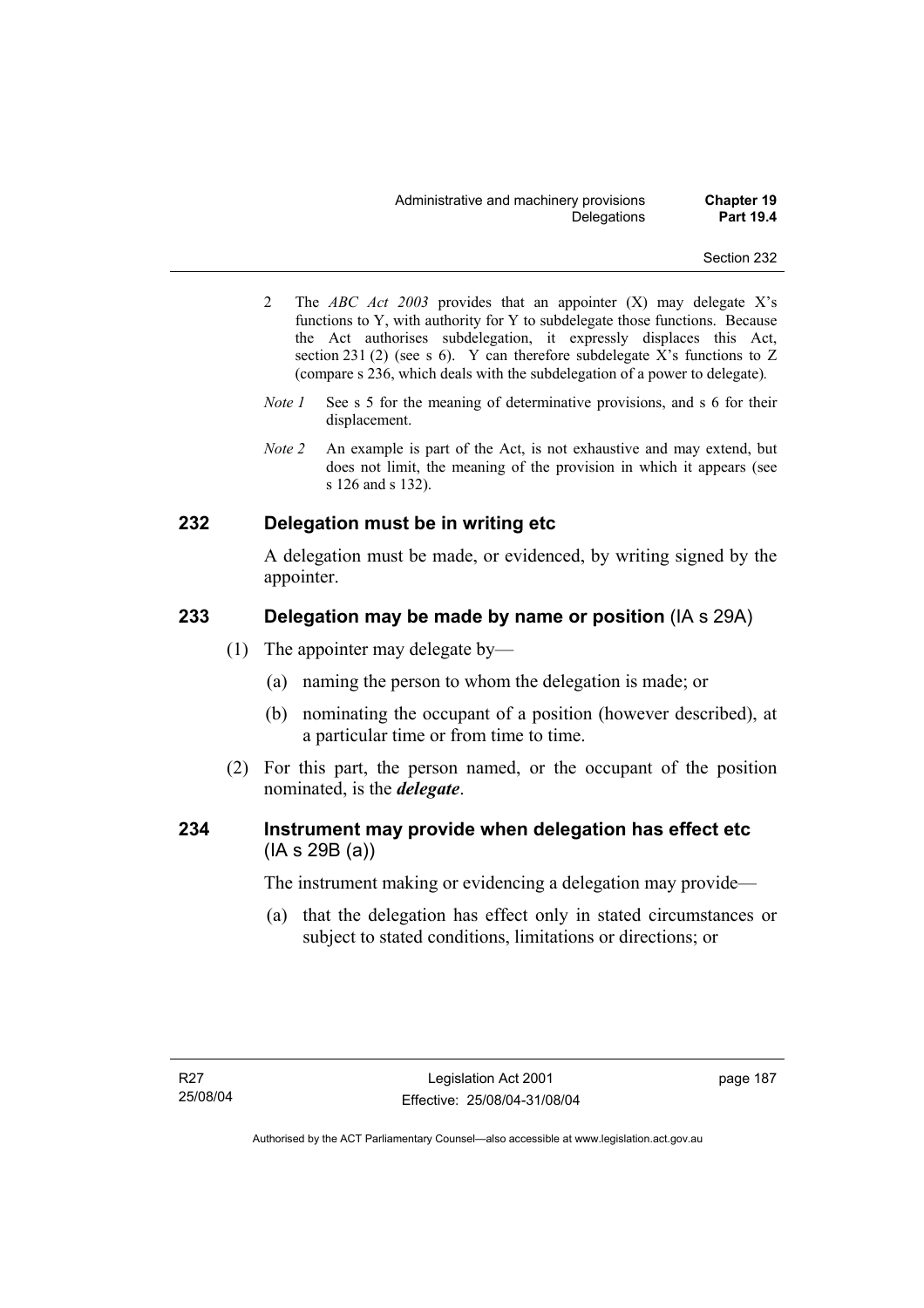2 The *ABC Act 2003* provides that an appointer (X) may delegate X's functions to Y, with authority for Y to subdelegate those functions. Because the Act authorises subdelegation, it expressly displaces this Act, section 231 (2) (see s 6). Y can therefore subdelegate X's functions to Z (compare s 236, which deals with the subdelegation of a power to delegate).

*Note 1* See s 5 for the meaning of determinative provisions, and s 6 for their displacement.

*Note 2* An example is part of the Act, is not exhaustive and may extend, but does not limit, the meaning of the provision in which it appears (see s 126 and s 132).

## 232 Delegation must be in writing etc

A delegation must be made, or evidenced, by writing signed by the appointer.

## 233 Delegation may be made by name or position (IA s 29A)

(1) The appointer may delegate by—

(a) naming the person to whom the delegation is made; or

(b) nominating the occupant of a position (however described), at a particular time or from time to time.

(2) For this part, the person named, or the occupant of the position nominated, is the ***delegate***.

## 234 Instrument may provide when delegation has effect etc (IA s 29B (a))

The instrument making or evidencing a delegation may provide—

(a) that the delegation has effect only in stated circumstances or subject to stated conditions, limitations or directions; or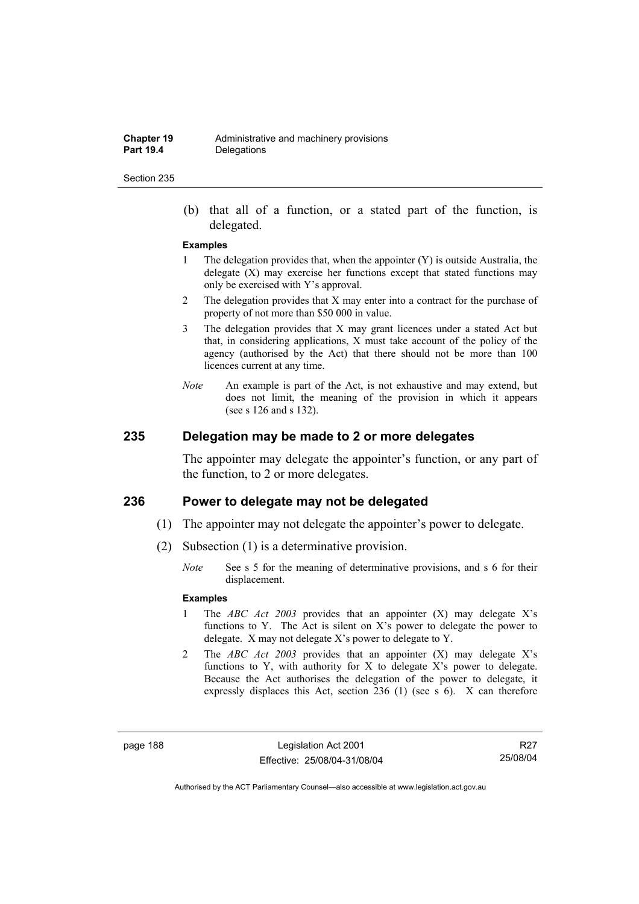(b) that all of a function, or a stated part of the function, is delegated.

**Examples**

1 The delegation provides that, when the appointer (Y) is outside Australia, the delegate (X) may exercise her functions except that stated functions may only be exercised with Y's approval.

2 The delegation provides that X may enter into a contract for the purchase of property of not more than $50 000 in value.

3 The delegation provides that X may grant licences under a stated Act but that, in considering applications, X must take account of the policy of the agency (authorised by the Act) that there should not be more than 100 licences current at any time.

*Note* An example is part of the Act, is not exhaustive and may extend, but does not limit, the meaning of the provision in which it appears (see s 126 and s 132).

## 235 Delegation may be made to 2 or more delegates

The appointer may delegate the appointer's function, or any part of the function, to 2 or more delegates.

## 236 Power to delegate may not be delegated

(1) The appointer may not delegate the appointer's power to delegate.

(2) Subsection (1) is a determinative provision.

*Note* See s 5 for the meaning of determinative provisions, and s 6 for their displacement.

**Examples**

1 The *ABC Act 2003* provides that an appointer (X) may delegate X's functions to Y. The Act is silent on X's power to delegate the power to delegate. X may not delegate X's power to delegate to Y.

2 The *ABC Act 2003* provides that an appointer (X) may delegate X's functions to Y, with authority for X to delegate X's power to delegate. Because the Act authorises the delegation of the power to delegate, it expressly displaces this Act, section 236 (1) (see s 6). X can therefore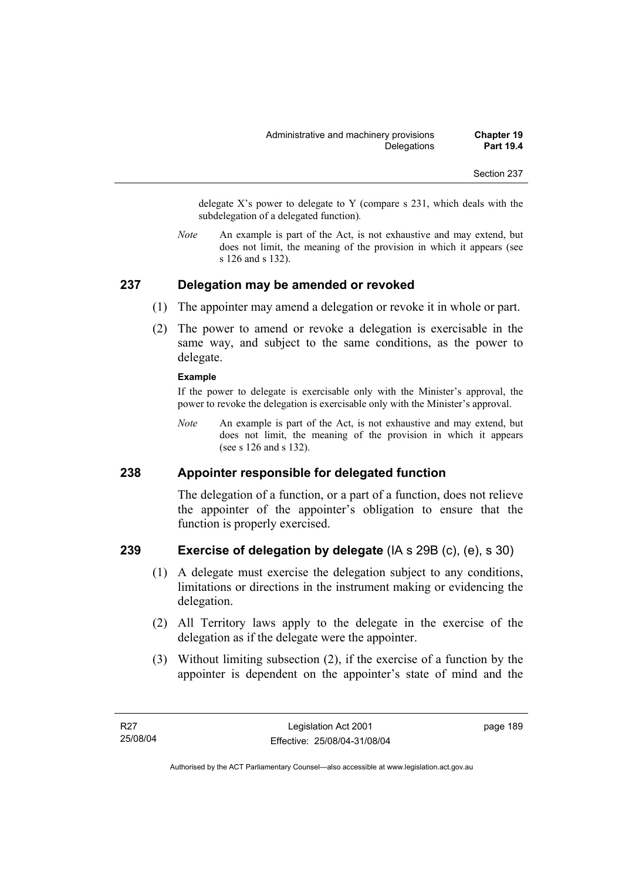delegate X's power to delegate to Y (compare s 231, which deals with the subdelegation of a delegated function).

*Note* An example is part of the Act, is not exhaustive and may extend, but does not limit, the meaning of the provision in which it appears (see s 126 and s 132).

## 237 Delegation may be amended or revoked

(1) The appointer may amend a delegation or revoke it in whole or part.

(2) The power to amend or revoke a delegation is exercisable in the same way, and subject to the same conditions, as the power to delegate.

**Example**

If the power to delegate is exercisable only with the Minister's approval, the power to revoke the delegation is exercisable only with the Minister's approval.

*Note* An example is part of the Act, is not exhaustive and may extend, but does not limit, the meaning of the provision in which it appears (see s 126 and s 132).

## 238 Appointer responsible for delegated function

The delegation of a function, or a part of a function, does not relieve the appointer of the appointer's obligation to ensure that the function is properly exercised.

## 239 Exercise of delegation by delegate (IA s 29B (c), (e), s 30)

(1) A delegate must exercise the delegation subject to any conditions, limitations or directions in the instrument making or evidencing the delegation.

(2) All Territory laws apply to the delegate in the exercise of the delegation as if the delegate were the appointer.

(3) Without limiting subsection (2), if the exercise of a function by the appointer is dependent on the appointer's state of mind and the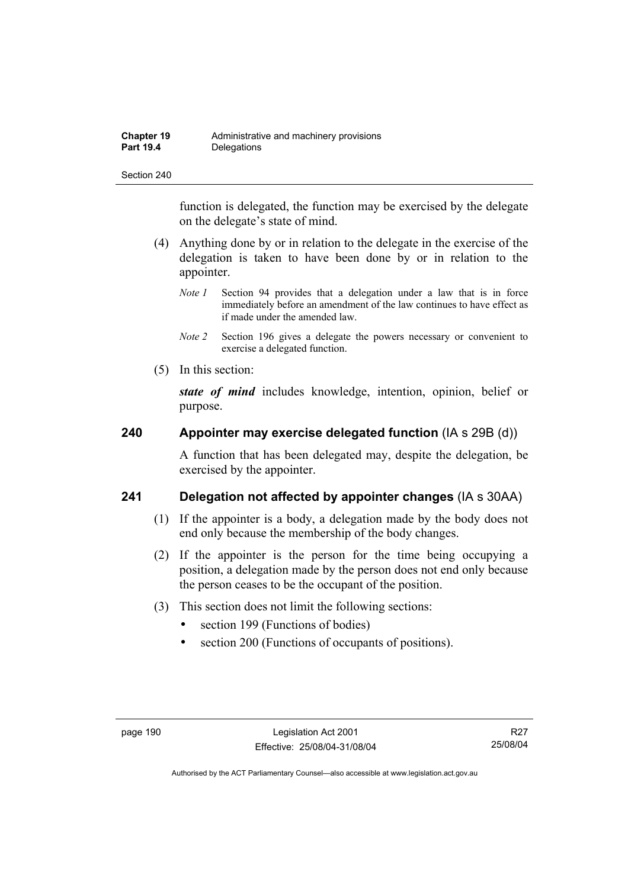function is delegated, the function may be exercised by the delegate on the delegate's state of mind.

(4) Anything done by or in relation to the delegate in the exercise of the delegation is taken to have been done by or in relation to the appointer.

*Note 1* Section 94 provides that a delegation under a law that is in force immediately before an amendment of the law continues to have effect as if made under the amended law.

*Note 2* Section 196 gives a delegate the powers necessary or convenient to exercise a delegated function.

(5) In this section:

***state of mind*** includes knowledge, intention, opinion, belief or purpose.

## 240 Appointer may exercise delegated function (IA s 29B (d))

A function that has been delegated may, despite the delegation, be exercised by the appointer.

## 241 Delegation not affected by appointer changes (IA s 30AA)

(1) If the appointer is a body, a delegation made by the body does not end only because the membership of the body changes.

(2) If the appointer is the person for the time being occupying a position, a delegation made by the person does not end only because the person ceases to be the occupant of the position.

(3) This section does not limit the following sections:

- section 199 (Functions of bodies)
- section 200 (Functions of occupants of positions).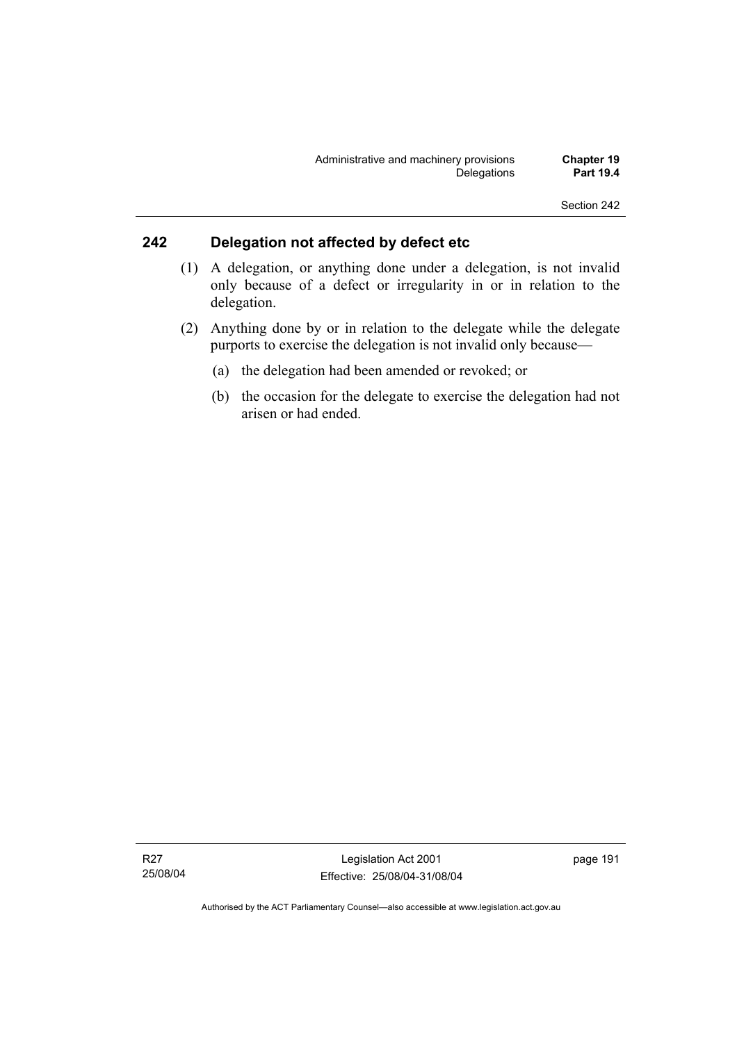## 242 Delegation not affected by defect etc

(1) A delegation, or anything done under a delegation, is not invalid only because of a defect or irregularity in or in relation to the delegation.

(2) Anything done by or in relation to the delegate while the delegate purports to exercise the delegation is not invalid only because—

(a) the delegation had been amended or revoked; or

(b) the occasion for the delegate to exercise the delegation had not arisen or had ended.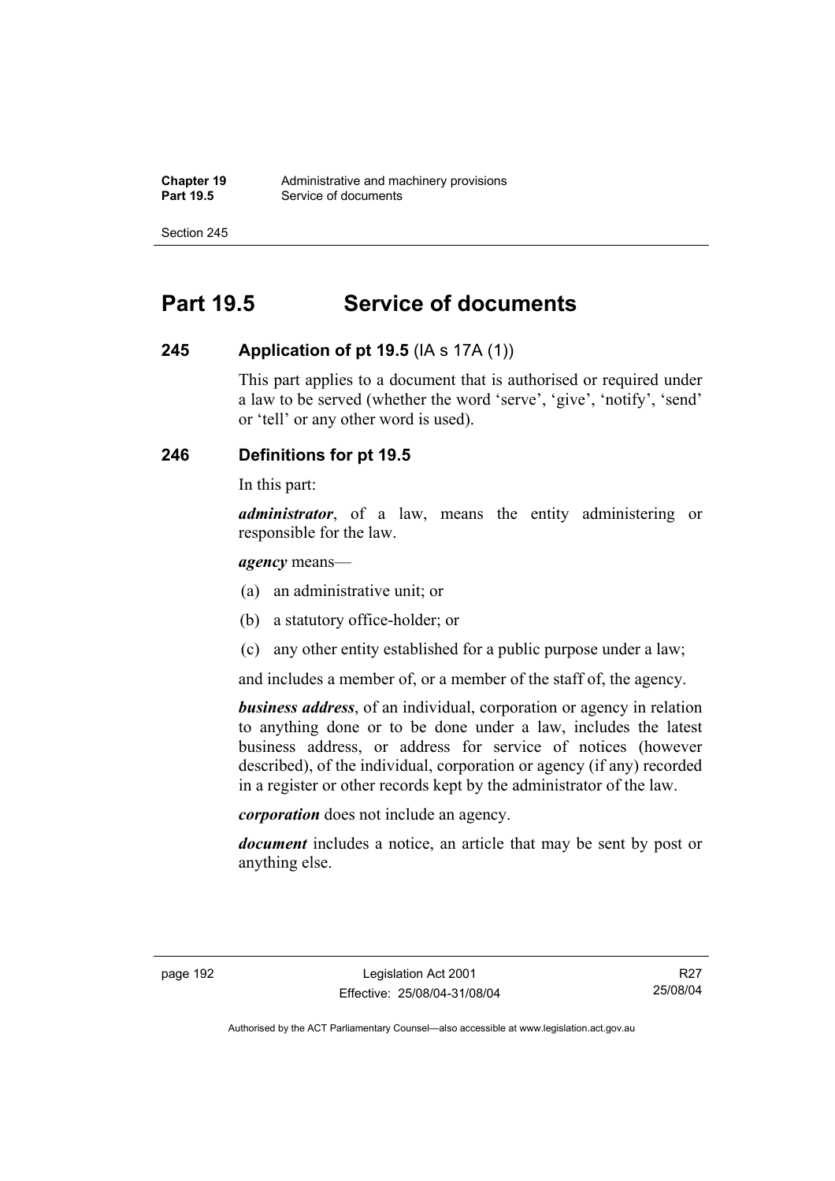# Part 19.5 Service of documents

## 245 Application of pt 19.5 (IA s 17A (1))

This part applies to a document that is authorised or required under a law to be served (whether the word 'serve', 'give', 'notify', 'send' or 'tell' or any other word is used).

## 246 Definitions for pt 19.5

In this part:

***administrator***, of a law, means the entity administering or responsible for the law.

***agency*** means—

(a) an administrative unit; or

(b) a statutory office-holder; or

(c) any other entity established for a public purpose under a law;

and includes a member of, or a member of the staff of, the agency.

***business address***, of an individual, corporation or agency in relation to anything done or to be done under a law, includes the latest business address, or address for service of notices (however described), of the individual, corporation or agency (if any) recorded in a register or other records kept by the administrator of the law.

***corporation*** does not include an agency.

***document*** includes a notice, an article that may be sent by post or anything else.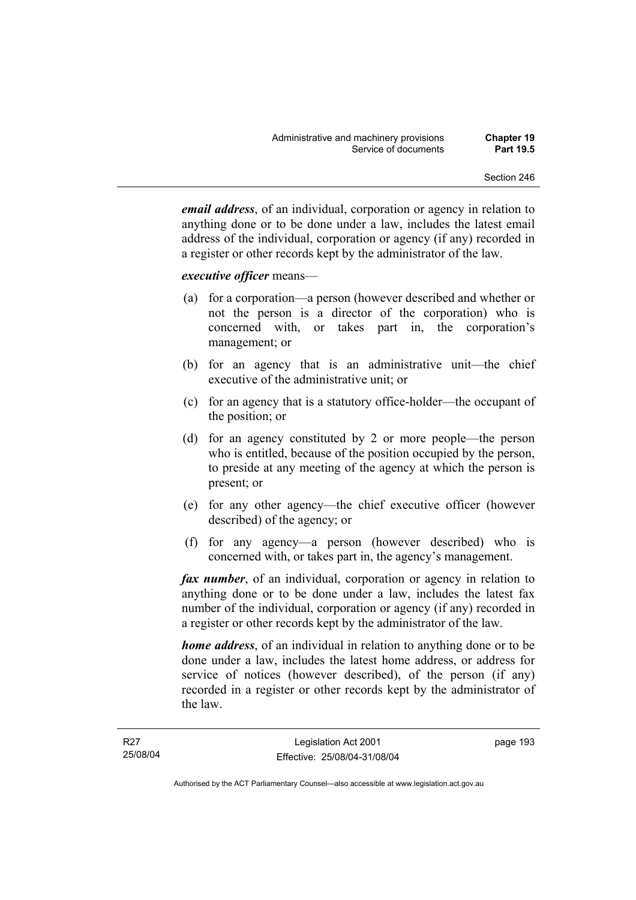***email address***, of an individual, corporation or agency in relation to anything done or to be done under a law, includes the latest email address of the individual, corporation or agency (if any) recorded in a register or other records kept by the administrator of the law.

***executive officer*** means—

(a) for a corporation—a person (however described and whether or not the person is a director of the corporation) who is concerned with, or takes part in, the corporation's management; or

(b) for an agency that is an administrative unit—the chief executive of the administrative unit; or

(c) for an agency that is a statutory office-holder—the occupant of the position; or

(d) for an agency constituted by 2 or more people—the person who is entitled, because of the position occupied by the person, to preside at any meeting of the agency at which the person is present; or

(e) for any other agency—the chief executive officer (however described) of the agency; or

(f) for any agency—a person (however described) who is concerned with, or takes part in, the agency's management.

***fax number***, of an individual, corporation or agency in relation to anything done or to be done under a law, includes the latest fax number of the individual, corporation or agency (if any) recorded in a register or other records kept by the administrator of the law.

***home address***, of an individual in relation to anything done or to be done under a law, includes the latest home address, or address for service of notices (however described), of the person (if any) recorded in a register or other records kept by the administrator of the law.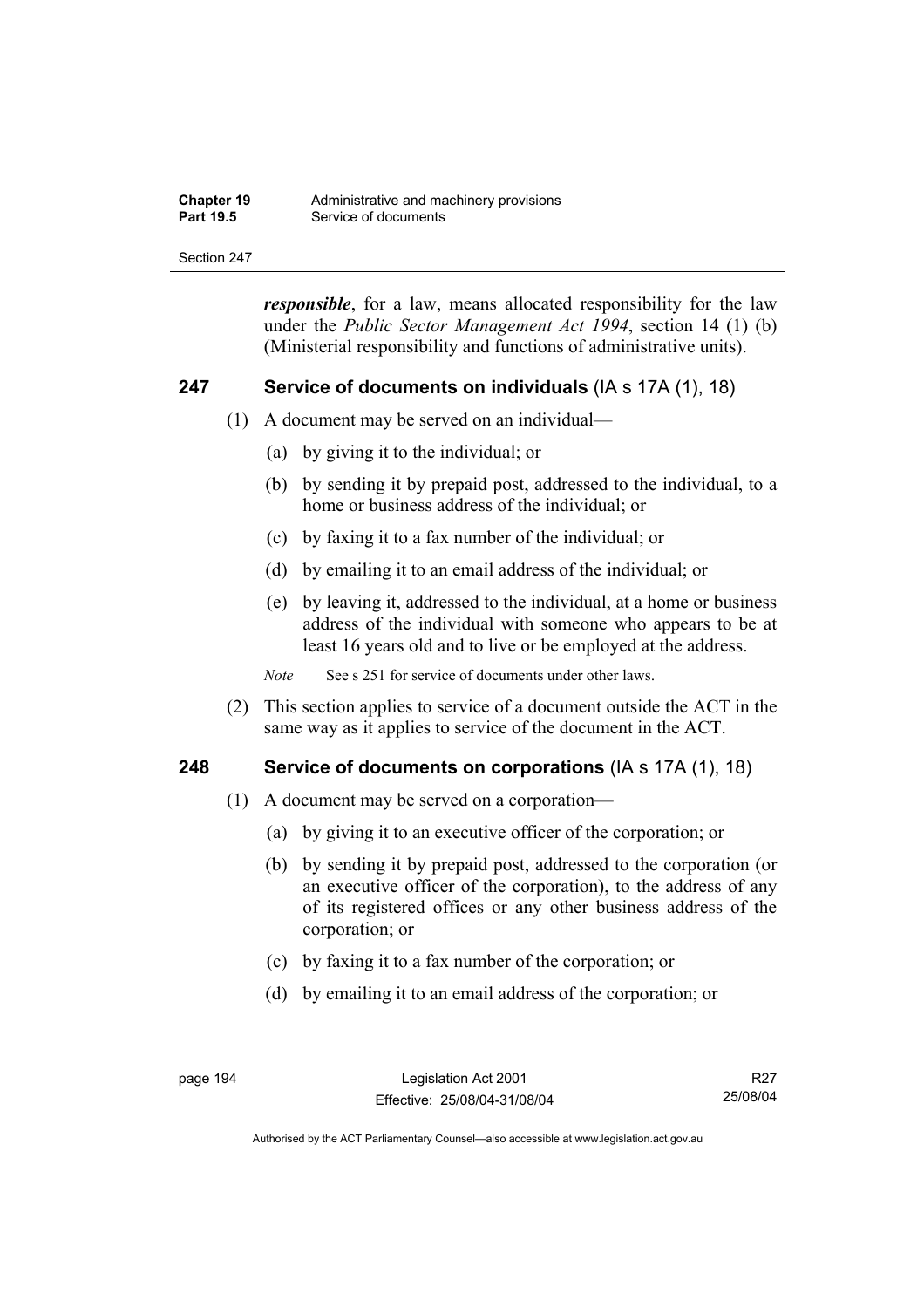***responsible***, for a law, means allocated responsibility for the law under the *Public Sector Management Act 1994*, section 14 (1) (b) (Ministerial responsibility and functions of administrative units).

### 247 Service of documents on individuals (IA s 17A (1), 18)

(1) A document may be served on an individual—

(a) by giving it to the individual; or

(b) by sending it by prepaid post, addressed to the individual, to a home or business address of the individual; or

(c) by faxing it to a fax number of the individual; or

(d) by emailing it to an email address of the individual; or

(e) by leaving it, addressed to the individual, at a home or business address of the individual with someone who appears to be at least 16 years old and to live or be employed at the address.

*Note* See s 251 for service of documents under other laws.

(2) This section applies to service of a document outside the ACT in the same way as it applies to service of the document in the ACT.

### 248 Service of documents on corporations (IA s 17A (1), 18)

(1) A document may be served on a corporation—

(a) by giving it to an executive officer of the corporation; or

(b) by sending it by prepaid post, addressed to the corporation (or an executive officer of the corporation), to the address of any of its registered offices or any other business address of the corporation; or

(c) by faxing it to a fax number of the corporation; or

(d) by emailing it to an email address of the corporation; or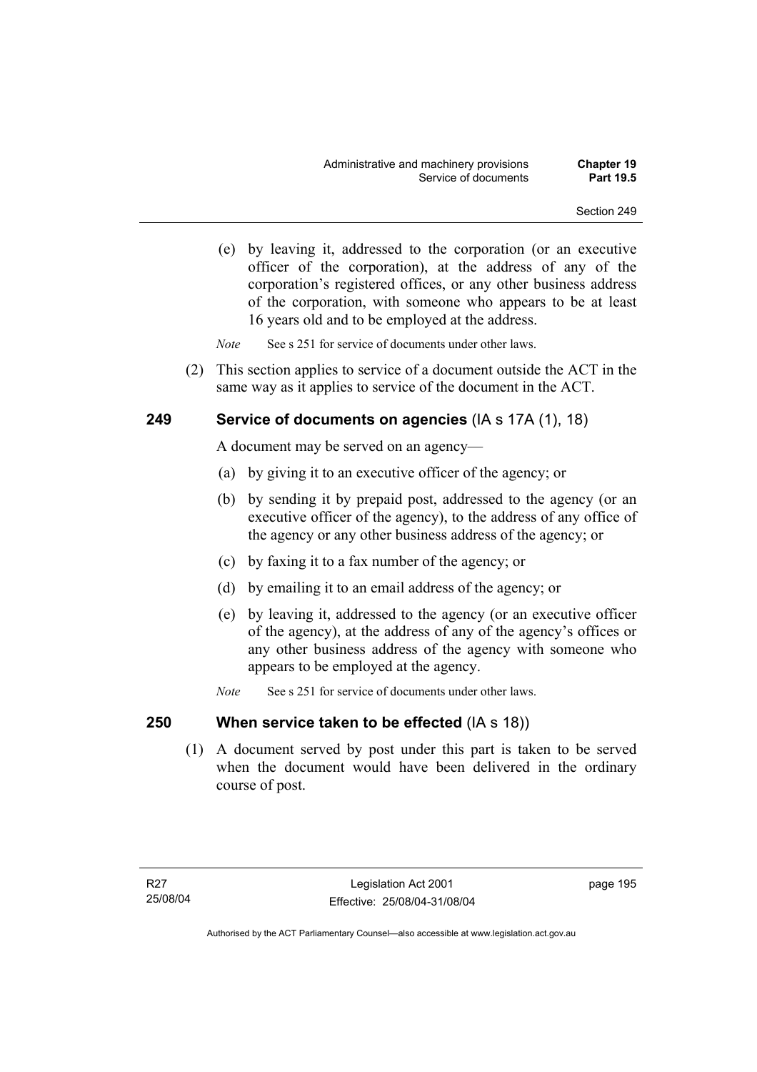(e) by leaving it, addressed to the corporation (or an executive officer of the corporation), at the address of any of the corporation's registered offices, or any other business address of the corporation, with someone who appears to be at least 16 years old and to be employed at the address.

*Note* See s 251 for service of documents under other laws.

(2) This section applies to service of a document outside the ACT in the same way as it applies to service of the document in the ACT.

## 249 Service of documents on agencies (IA s 17A (1), 18)

A document may be served on an agency—

(a) by giving it to an executive officer of the agency; or

(b) by sending it by prepaid post, addressed to the agency (or an executive officer of the agency), to the address of any office of the agency or any other business address of the agency; or

(c) by faxing it to a fax number of the agency; or

(d) by emailing it to an email address of the agency; or

(e) by leaving it, addressed to the agency (or an executive officer of the agency), at the address of any of the agency's offices or any other business address of the agency with someone who appears to be employed at the agency.

*Note* See s 251 for service of documents under other laws.

## 250 When service taken to be effected (IA s 18))

(1) A document served by post under this part is taken to be served when the document would have been delivered in the ordinary course of post.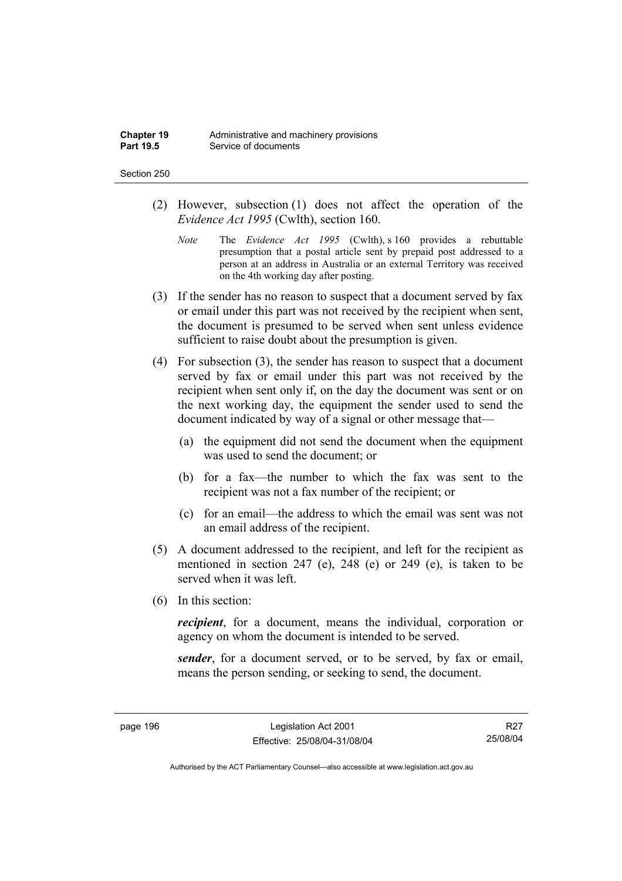(2) However, subsection (1) does not affect the operation of the *Evidence Act 1995* (Cwlth), section 160.

*Note* The *Evidence Act 1995* (Cwlth), s 160 provides a rebuttable presumption that a postal article sent by prepaid post addressed to a person at an address in Australia or an external Territory was received on the 4th working day after posting.

(3) If the sender has no reason to suspect that a document served by fax or email under this part was not received by the recipient when sent, the document is presumed to be served when sent unless evidence sufficient to raise doubt about the presumption is given.

(4) For subsection (3), the sender has reason to suspect that a document served by fax or email under this part was not received by the recipient when sent only if, on the day the document was sent or on the next working day, the equipment the sender used to send the document indicated by way of a signal or other message that—

(a) the equipment did not send the document when the equipment was used to send the document; or

(b) for a fax—the number to which the fax was sent to the recipient was not a fax number of the recipient; or

(c) for an email—the address to which the email was sent was not an email address of the recipient.

(5) A document addressed to the recipient, and left for the recipient as mentioned in section 247 (e), 248 (e) or 249 (e), is taken to be served when it was left.

(6) In this section:

***recipient***, for a document, means the individual, corporation or agency on whom the document is intended to be served.

***sender***, for a document served, or to be served, by fax or email, means the person sending, or seeking to send, the document.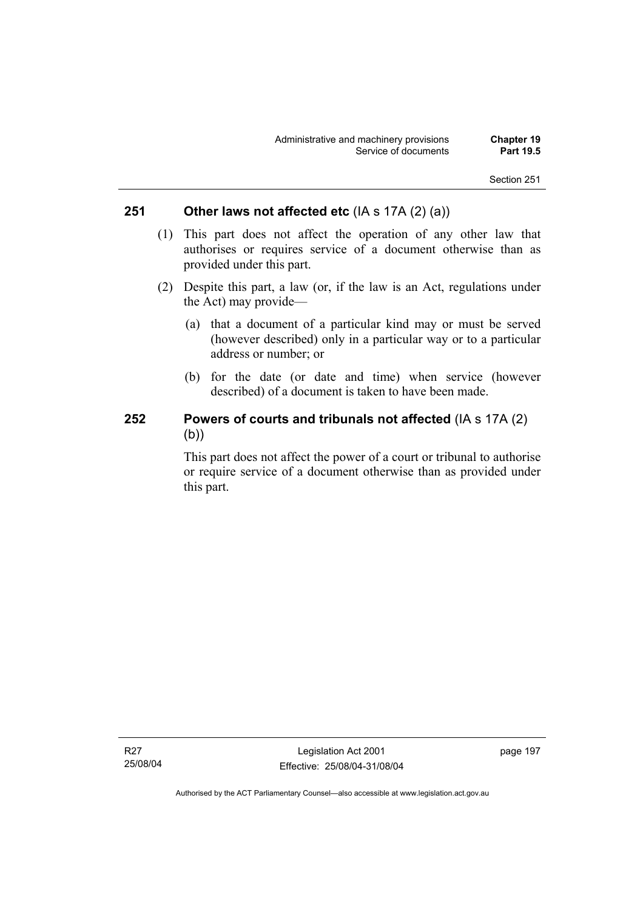## 251 Other laws not affected etc (IA s 17A (2) (a))

(1) This part does not affect the operation of any other law that authorises or requires service of a document otherwise than as provided under this part.

(2) Despite this part, a law (or, if the law is an Act, regulations under the Act) may provide—

(a) that a document of a particular kind may or must be served (however described) only in a particular way or to a particular address or number; or

(b) for the date (or date and time) when service (however described) of a document is taken to have been made.

## 252 Powers of courts and tribunals not affected (IA s 17A (2) (b))

This part does not affect the power of a court or tribunal to authorise or require service of a document otherwise than as provided under this part.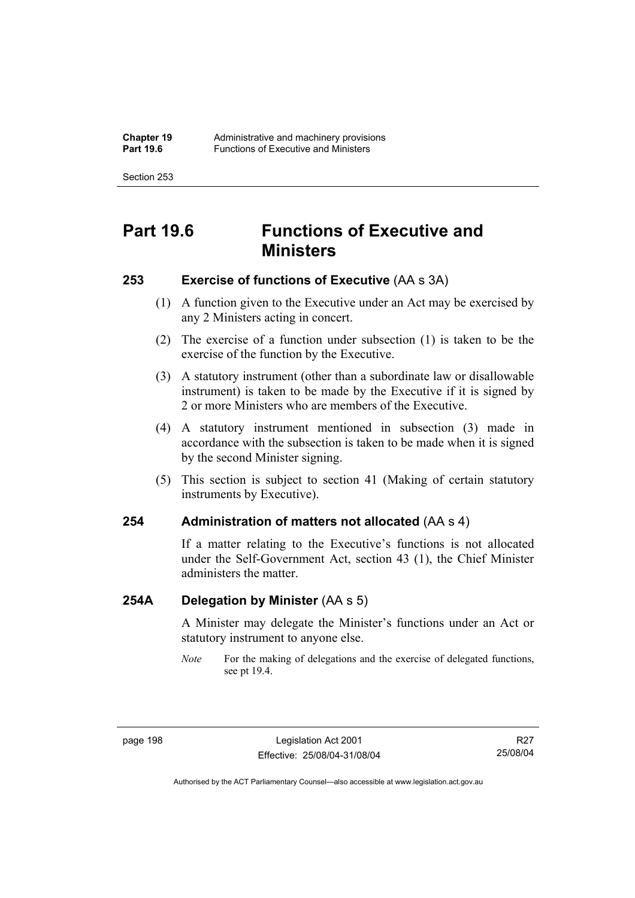# Part 19.6 Functions of Executive and Ministers

## 253 Exercise of functions of Executive (AA s 3A)

(1) A function given to the Executive under an Act may be exercised by any 2 Ministers acting in concert.

(2) The exercise of a function under subsection (1) is taken to be the exercise of the function by the Executive.

(3) A statutory instrument (other than a subordinate law or disallowable instrument) is taken to be made by the Executive if it is signed by 2 or more Ministers who are members of the Executive.

(4) A statutory instrument mentioned in subsection (3) made in accordance with the subsection is taken to be made when it is signed by the second Minister signing.

(5) This section is subject to section 41 (Making of certain statutory instruments by Executive).

## 254 Administration of matters not allocated (AA s 4)

If a matter relating to the Executive's functions is not allocated under the Self-Government Act, section 43 (1), the Chief Minister administers the matter.

## 254A Delegation by Minister (AA s 5)

A Minister may delegate the Minister's functions under an Act or statutory instrument to anyone else.

*Note* For the making of delegations and the exercise of delegated functions, see pt 19.4.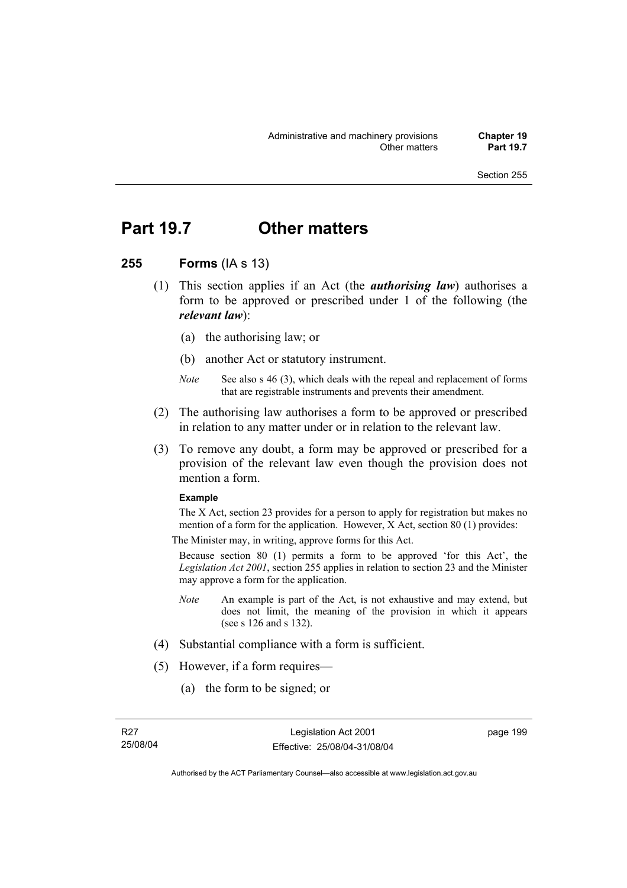# Part 19.7 Other matters

## 255 Forms (IA s 13)

(1) This section applies if an Act (the ***authorising law***) authorises a form to be approved or prescribed under 1 of the following (the ***relevant law***):

- (a) the authorising law; or
- (b) another Act or statutory instrument.

*Note* See also s 46 (3), which deals with the repeal and replacement of forms that are registrable instruments and prevents their amendment.

(2) The authorising law authorises a form to be approved or prescribed in relation to any matter under or in relation to the relevant law.

(3) To remove any doubt, a form may be approved or prescribed for a provision of the relevant law even though the provision does not mention a form.

**Example**

The X Act, section 23 provides for a person to apply for registration but makes no mention of a form for the application. However, X Act, section 80 (1) provides:

The Minister may, in writing, approve forms for this Act.

Because section 80 (1) permits a form to be approved 'for this Act', the *Legislation Act 2001*, section 255 applies in relation to section 23 and the Minister may approve a form for the application.

*Note* An example is part of the Act, is not exhaustive and may extend, but does not limit, the meaning of the provision in which it appears (see s 126 and s 132).

(4) Substantial compliance with a form is sufficient.

(5) However, if a form requires—

- (a) the form to be signed; or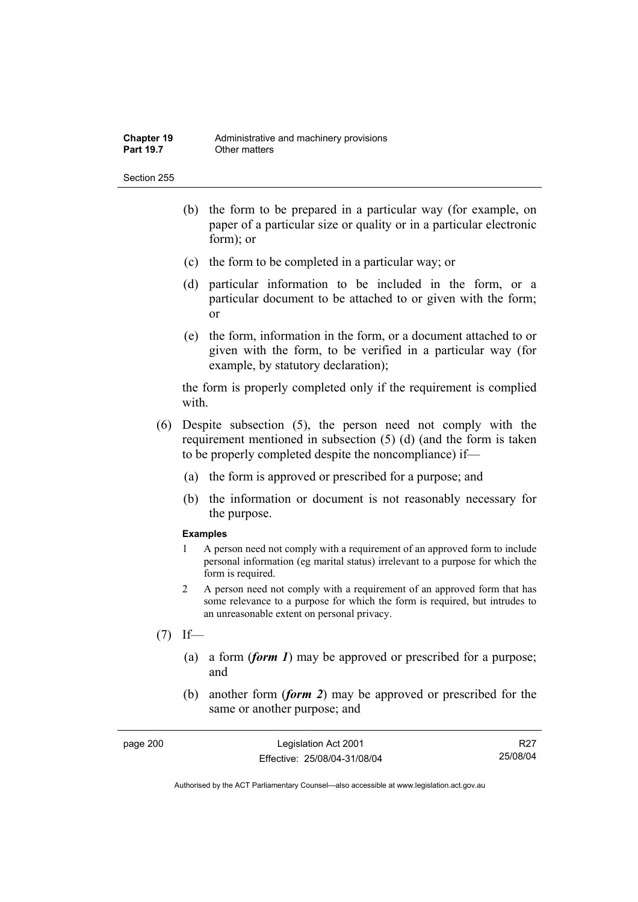(b) the form to be prepared in a particular way (for example, on paper of a particular size or quality or in a particular electronic form); or

(c) the form to be completed in a particular way; or

(d) particular information to be included in the form, or a particular document to be attached to or given with the form; or

(e) the form, information in the form, or a document attached to or given with the form, to be verified in a particular way (for example, by statutory declaration);

the form is properly completed only if the requirement is complied with.

(6) Despite subsection (5), the person need not comply with the requirement mentioned in subsection (5) (d) (and the form is taken to be properly completed despite the noncompliance) if—

(a) the form is approved or prescribed for a purpose; and

(b) the information or document is not reasonably necessary for the purpose.

**Examples**

1 A person need not comply with a requirement of an approved form to include personal information (eg marital status) irrelevant to a purpose for which the form is required.

2 A person need not comply with a requirement of an approved form that has some relevance to a purpose for which the form is required, but intrudes to an unreasonable extent on personal privacy.

(7) If—

(a) a form (***form 1***) may be approved or prescribed for a purpose; and

(b) another form (***form 2***) may be approved or prescribed for the same or another purpose; and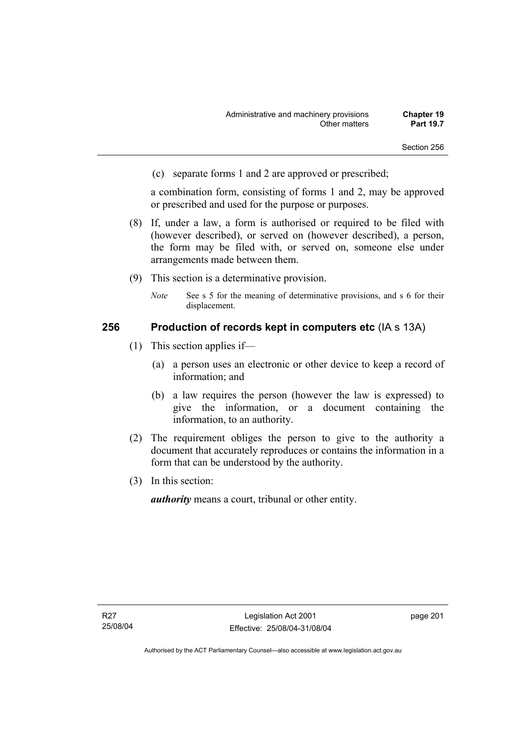(c) separate forms 1 and 2 are approved or prescribed;

a combination form, consisting of forms 1 and 2, may be approved or prescribed and used for the purpose or purposes.

(8) If, under a law, a form is authorised or required to be filed with (however described), or served on (however described), a person, the form may be filed with, or served on, someone else under arrangements made between them.

(9) This section is a determinative provision.

*Note* See s 5 for the meaning of determinative provisions, and s 6 for their displacement.

### 256 Production of records kept in computers etc (IA s 13A)

(1) This section applies if—

(a) a person uses an electronic or other device to keep a record of information; and

(b) a law requires the person (however the law is expressed) to give the information, or a document containing the information, to an authority.

(2) The requirement obliges the person to give to the authority a document that accurately reproduces or contains the information in a form that can be understood by the authority.

(3) In this section:

***authority*** means a court, tribunal or other entity.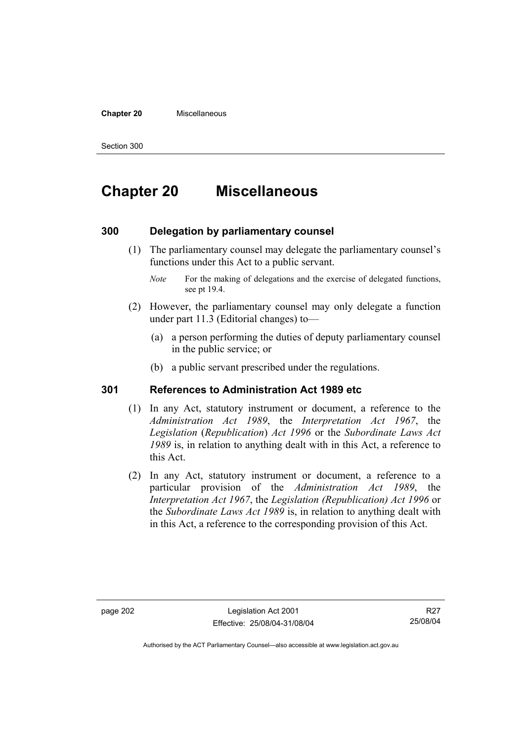# Chapter 20 Miscellaneous

## 300 Delegation by parliamentary counsel

(1) The parliamentary counsel may delegate the parliamentary counsel's functions under this Act to a public servant.

*Note* For the making of delegations and the exercise of delegated functions, see pt 19.4.

(2) However, the parliamentary counsel may only delegate a function under part 11.3 (Editorial changes) to—

(a) a person performing the duties of deputy parliamentary counsel in the public service; or

(b) a public servant prescribed under the regulations.

## 301 References to Administration Act 1989 etc

(1) In any Act, statutory instrument or document, a reference to the *Administration Act 1989*, the *Interpretation Act 1967*, the *Legislation* (*Republication*) *Act 1996* or the *Subordinate Laws Act 1989* is, in relation to anything dealt with in this Act, a reference to this Act.

(2) In any Act, statutory instrument or document, a reference to a particular provision of the *Administration Act 1989*, the *Interpretation Act 1967*, the *Legislation (Republication) Act 1996* or the *Subordinate Laws Act 1989* is, in relation to anything dealt with in this Act, a reference to the corresponding provision of this Act.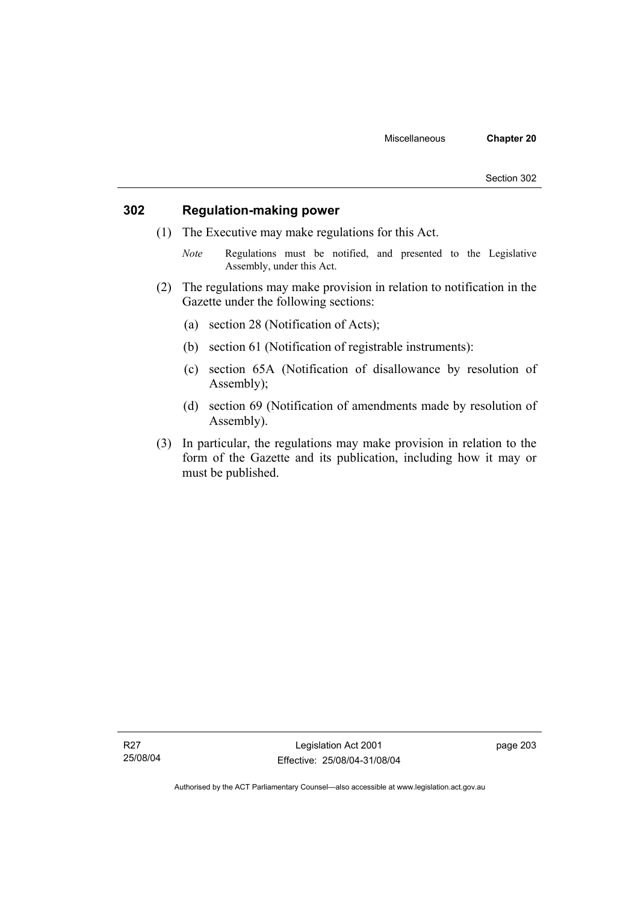## 302 Regulation-making power

(1) The Executive may make regulations for this Act.

*Note* Regulations must be notified, and presented to the Legislative Assembly, under this Act.

(2) The regulations may make provision in relation to notification in the Gazette under the following sections:

(a) section 28 (Notification of Acts);

(b) section 61 (Notification of registrable instruments):

(c) section 65A (Notification of disallowance by resolution of Assembly);

(d) section 69 (Notification of amendments made by resolution of Assembly).

(3) In particular, the regulations may make provision in relation to the form of the Gazette and its publication, including how it may or must be published.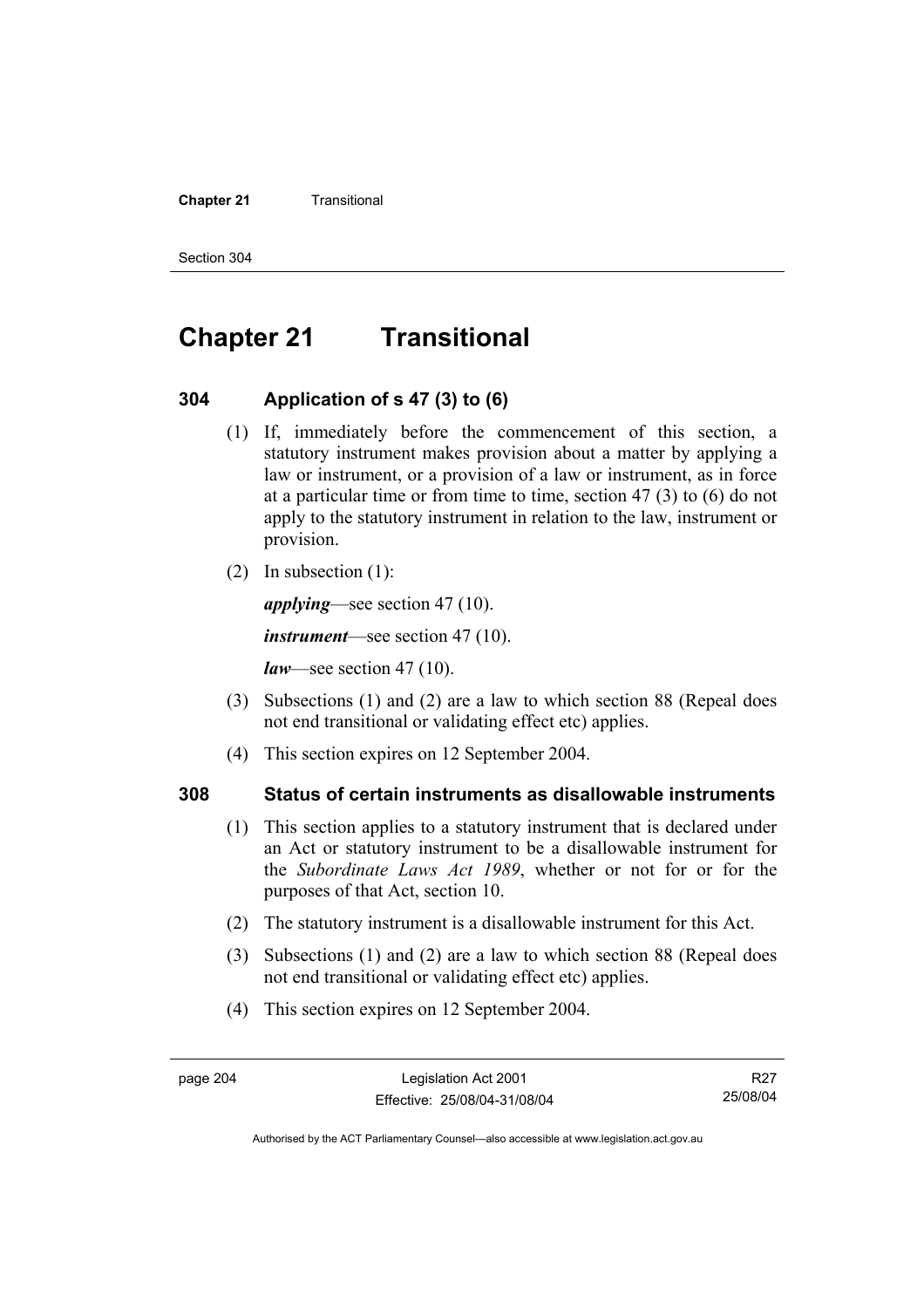# Chapter 21 Transitional

## 304 Application of s 47 (3) to (6)

(1) If, immediately before the commencement of this section, a statutory instrument makes provision about a matter by applying a law or instrument, or a provision of a law or instrument, as in force at a particular time or from time to time, section 47 (3) to (6) do not apply to the statutory instrument in relation to the law, instrument or provision.

(2) In subsection (1):

***applying***—see section 47 (10).

***instrument***—see section 47 (10).

***law***—see section 47 (10).

(3) Subsections (1) and (2) are a law to which section 88 (Repeal does not end transitional or validating effect etc) applies.

(4) This section expires on 12 September 2004.

## 308 Status of certain instruments as disallowable instruments

(1) This section applies to a statutory instrument that is declared under an Act or statutory instrument to be a disallowable instrument for the *Subordinate Laws Act 1989*, whether or not for or for the purposes of that Act, section 10.

(2) The statutory instrument is a disallowable instrument for this Act.

(3) Subsections (1) and (2) are a law to which section 88 (Repeal does not end transitional or validating effect etc) applies.

(4) This section expires on 12 September 2004.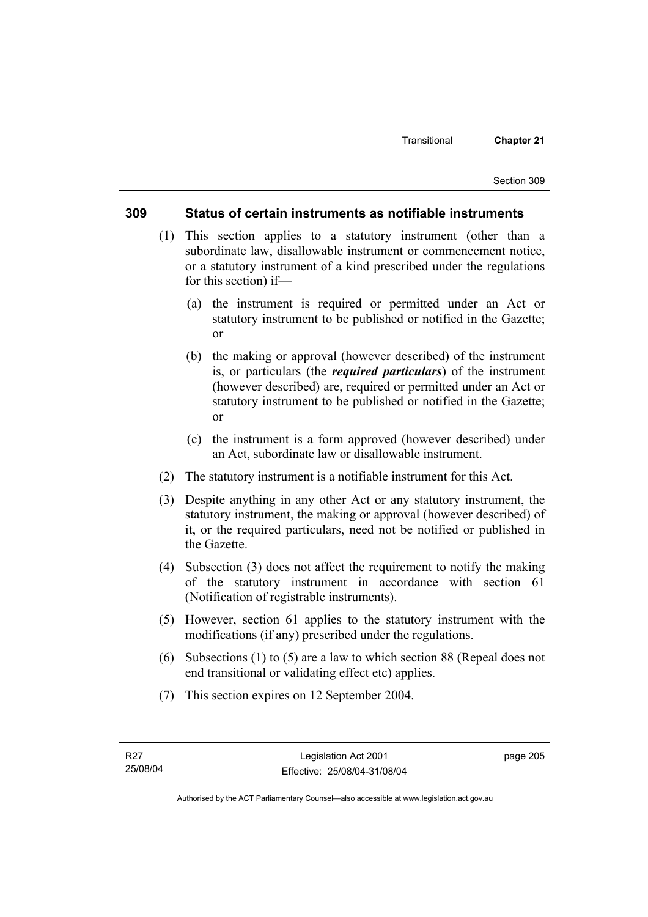## 309 Status of certain instruments as notifiable instruments

(1) This section applies to a statutory instrument (other than a subordinate law, disallowable instrument or commencement notice, or a statutory instrument of a kind prescribed under the regulations for this section) if—

(a) the instrument is required or permitted under an Act or statutory instrument to be published or notified in the Gazette; or

(b) the making or approval (however described) of the instrument is, or particulars (the ***required particulars***) of the instrument (however described) are, required or permitted under an Act or statutory instrument to be published or notified in the Gazette; or

(c) the instrument is a form approved (however described) under an Act, subordinate law or disallowable instrument.

(2) The statutory instrument is a notifiable instrument for this Act.

(3) Despite anything in any other Act or any statutory instrument, the statutory instrument, the making or approval (however described) of it, or the required particulars, need not be notified or published in the Gazette.

(4) Subsection (3) does not affect the requirement to notify the making of the statutory instrument in accordance with section 61 (Notification of registrable instruments).

(5) However, section 61 applies to the statutory instrument with the modifications (if any) prescribed under the regulations.

(6) Subsections (1) to (5) are a law to which section 88 (Repeal does not end transitional or validating effect etc) applies.

(7) This section expires on 12 September 2004.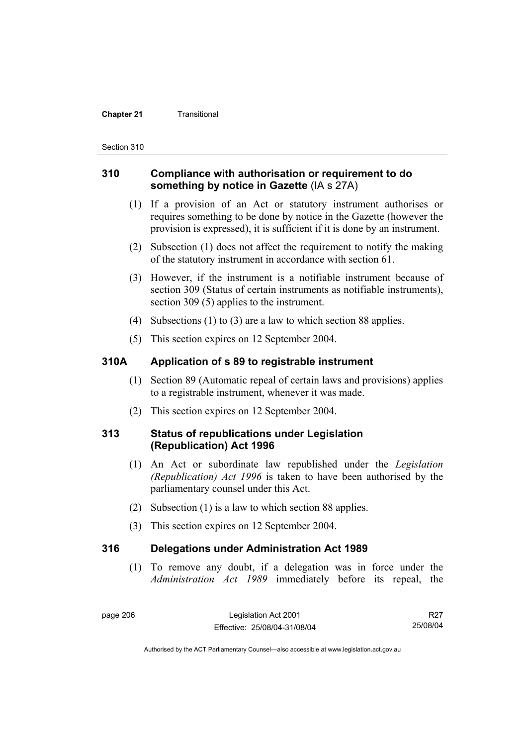## 310 Compliance with authorisation or requirement to do something by notice in Gazette (IA s 27A)

(1) If a provision of an Act or statutory instrument authorises or requires something to be done by notice in the Gazette (however the provision is expressed), it is sufficient if it is done by an instrument.

(2) Subsection (1) does not affect the requirement to notify the making of the statutory instrument in accordance with section 61.

(3) However, if the instrument is a notifiable instrument because of section 309 (Status of certain instruments as notifiable instruments), section 309 (5) applies to the instrument.

(4) Subsections (1) to (3) are a law to which section 88 applies.

(5) This section expires on 12 September 2004.

## 310A Application of s 89 to registrable instrument

(1) Section 89 (Automatic repeal of certain laws and provisions) applies to a registrable instrument, whenever it was made.

(2) This section expires on 12 September 2004.

## 313 Status of republications under Legislation (Republication) Act 1996

(1) An Act or subordinate law republished under the *Legislation (Republication) Act 1996* is taken to have been authorised by the parliamentary counsel under this Act.

(2) Subsection (1) is a law to which section 88 applies.

(3) This section expires on 12 September 2004.

## 316 Delegations under Administration Act 1989

(1) To remove any doubt, if a delegation was in force under the *Administration Act 1989* immediately before its repeal, the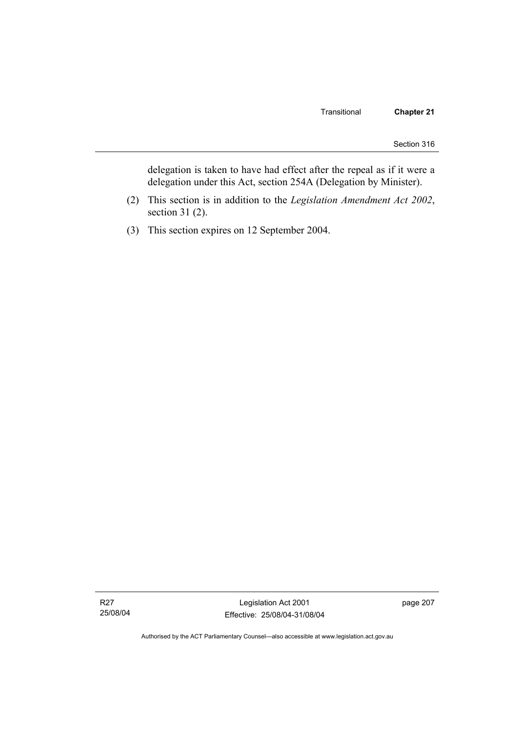delegation is taken to have had effect after the repeal as if it were a delegation under this Act, section 254A (Delegation by Minister).

(2) This section is in addition to the *Legislation Amendment Act 2002*, section 31 (2).

(3) This section expires on 12 September 2004.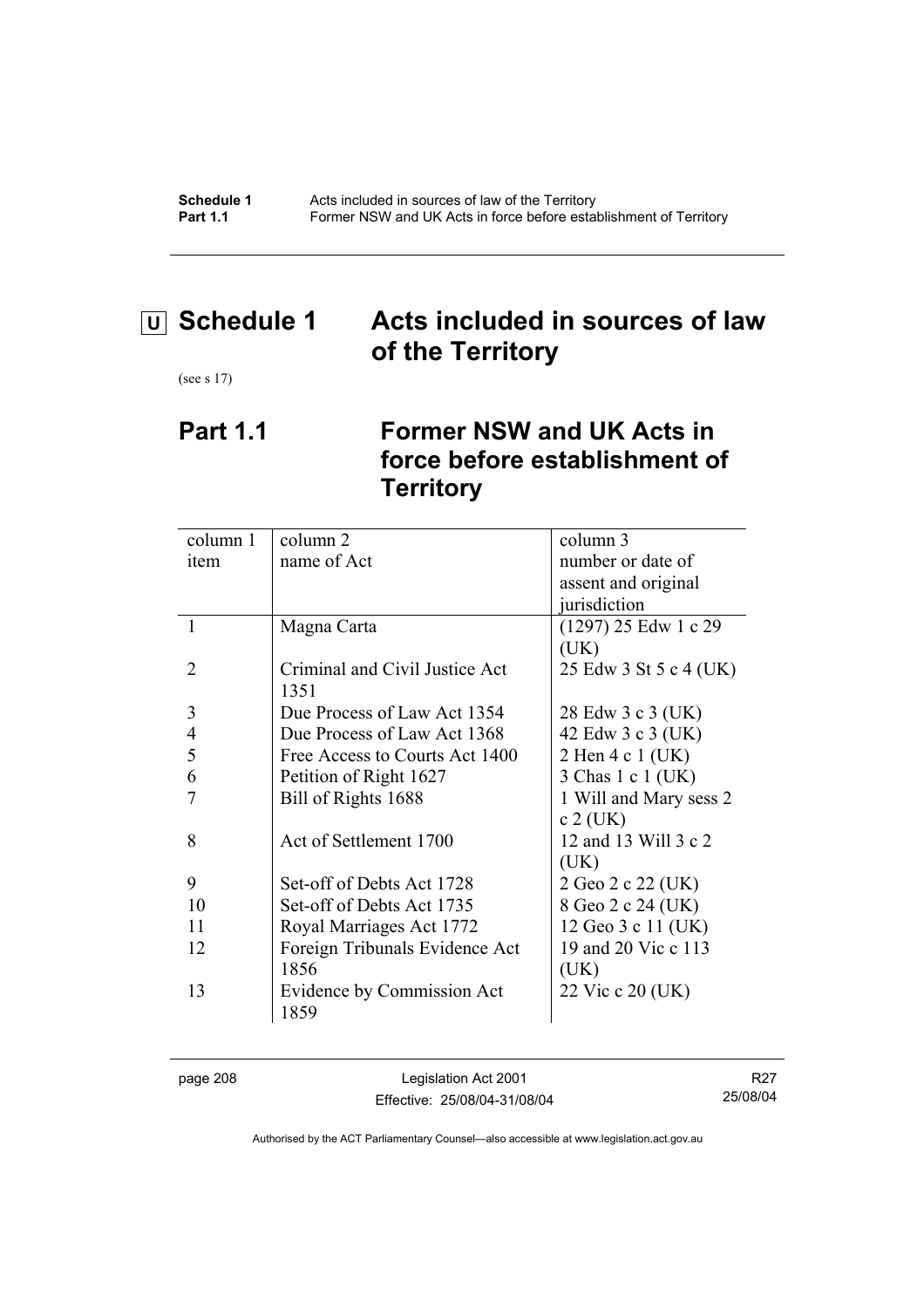# U Schedule 1 Acts included in sources of law of the Territory

(see s 17)

## Part 1.1 Former NSW and UK Acts in force before establishment of Territory

| column 1<br>item | column 2<br>name of Act | column 3<br>number or date of assent and original jurisdiction |
|---|---|---|
| 1 | Magna Carta | (1297) 25 Edw 1 c 29 (UK) |
| 2 | Criminal and Civil Justice Act 1351 | 25 Edw 3 St 5 c 4 (UK) |
| 3 | Due Process of Law Act 1354 | 28 Edw 3 c 3 (UK) |
| 4 | Due Process of Law Act 1368 | 42 Edw 3 c 3 (UK) |
| 5 | Free Access to Courts Act 1400 | 2 Hen 4 c 1 (UK) |
| 6 | Petition of Right 1627 | 3 Chas 1 c 1 (UK) |
| 7 | Bill of Rights 1688 | 1 Will and Mary sess 2 c 2 (UK) |
| 8 | Act of Settlement 1700 | 12 and 13 Will 3 c 2 (UK) |
| 9 | Set-off of Debts Act 1728 | 2 Geo 2 c 22 (UK) |
| 10 | Set-off of Debts Act 1735 | 8 Geo 2 c 24 (UK) |
| 11 | Royal Marriages Act 1772 | 12 Geo 3 c 11 (UK) |
| 12 | Foreign Tribunals Evidence Act 1856 | 19 and 20 Vic c 113 (UK) |
| 13 | Evidence by Commission Act 1859 | 22 Vic c 20 (UK) |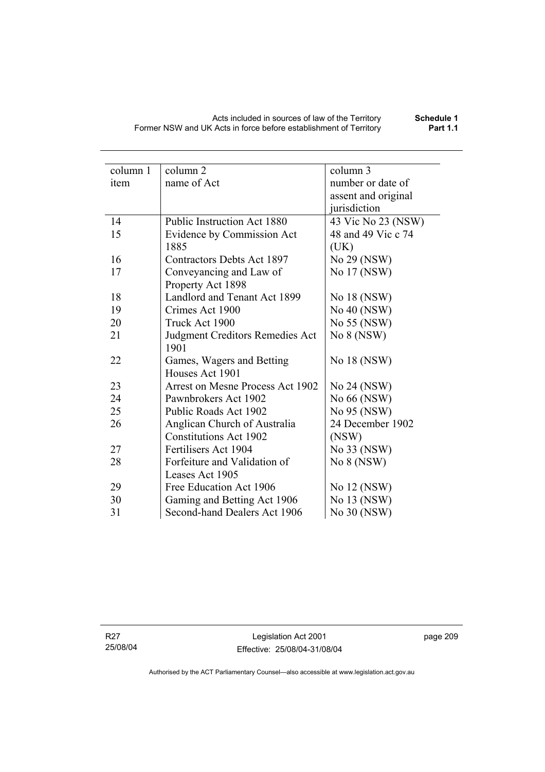| column 1 item | column 2 name of Act | column 3 number or date of assent and original jurisdiction |
| --- | --- | --- |
| 14 | Public Instruction Act 1880 | 43 Vic No 23 (NSW) |
| 15 | Evidence by Commission Act 1885 | 48 and 49 Vic c 74 (UK) |
| 16 | Contractors Debts Act 1897 | No 29 (NSW) |
| 17 | Conveyancing and Law of Property Act 1898 | No 17 (NSW) |
| 18 | Landlord and Tenant Act 1899 | No 18 (NSW) |
| 19 | Crimes Act 1900 | No 40 (NSW) |
| 20 | Truck Act 1900 | No 55 (NSW) |
| 21 | Judgment Creditors Remedies Act 1901 | No 8 (NSW) |
| 22 | Games, Wagers and Betting Houses Act 1901 | No 18 (NSW) |
| 23 | Arrest on Mesne Process Act 1902 | No 24 (NSW) |
| 24 | Pawnbrokers Act 1902 | No 66 (NSW) |
| 25 | Public Roads Act 1902 | No 95 (NSW) |
| 26 | Anglican Church of Australia Constitutions Act 1902 | 24 December 1902 (NSW) |
| 27 | Fertilisers Act 1904 | No 33 (NSW) |
| 28 | Forfeiture and Validation of Leases Act 1905 | No 8 (NSW) |
| 29 | Free Education Act 1906 | No 12 (NSW) |
| 30 | Gaming and Betting Act 1906 | No 13 (NSW) |
| 31 | Second-hand Dealers Act 1906 | No 30 (NSW) |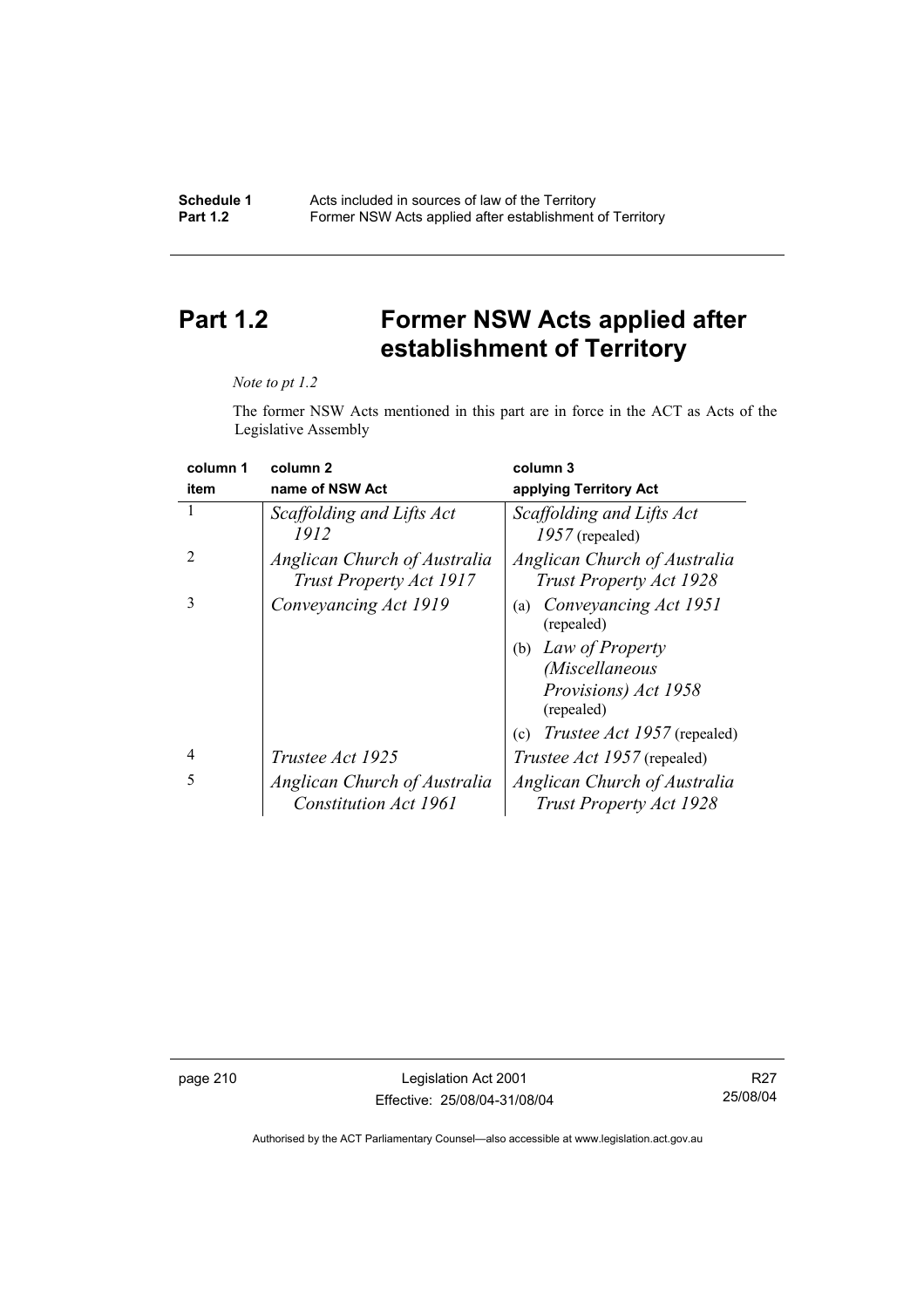# Part 1.2 Former NSW Acts applied after establishment of Territory

*Note to pt 1.2*

The former NSW Acts mentioned in this part are in force in the ACT as Acts of the Legislative Assembly

| column 1<br>item | column 2<br>name of NSW Act | column 3<br>applying Territory Act |
|---|---|---|
| 1 | *Scaffolding and Lifts Act 1912* | *Scaffolding and Lifts Act 1957* (repealed) |
| 2 | *Anglican Church of Australia Trust Property Act 1917* | *Anglican Church of Australia Trust Property Act 1928* |
| 3 | *Conveyancing Act 1919* | (a) *Conveyancing Act 1951* (repealed)<br>(b) *Law of Property (Miscellaneous Provisions) Act 1958* (repealed)<br>(c) *Trustee Act 1957* (repealed) |
| 4 | *Trustee Act 1925* | *Trustee Act 1957* (repealed) |
| 5 | *Anglican Church of Australia Constitution Act 1961* | *Anglican Church of Australia Trust Property Act 1928* |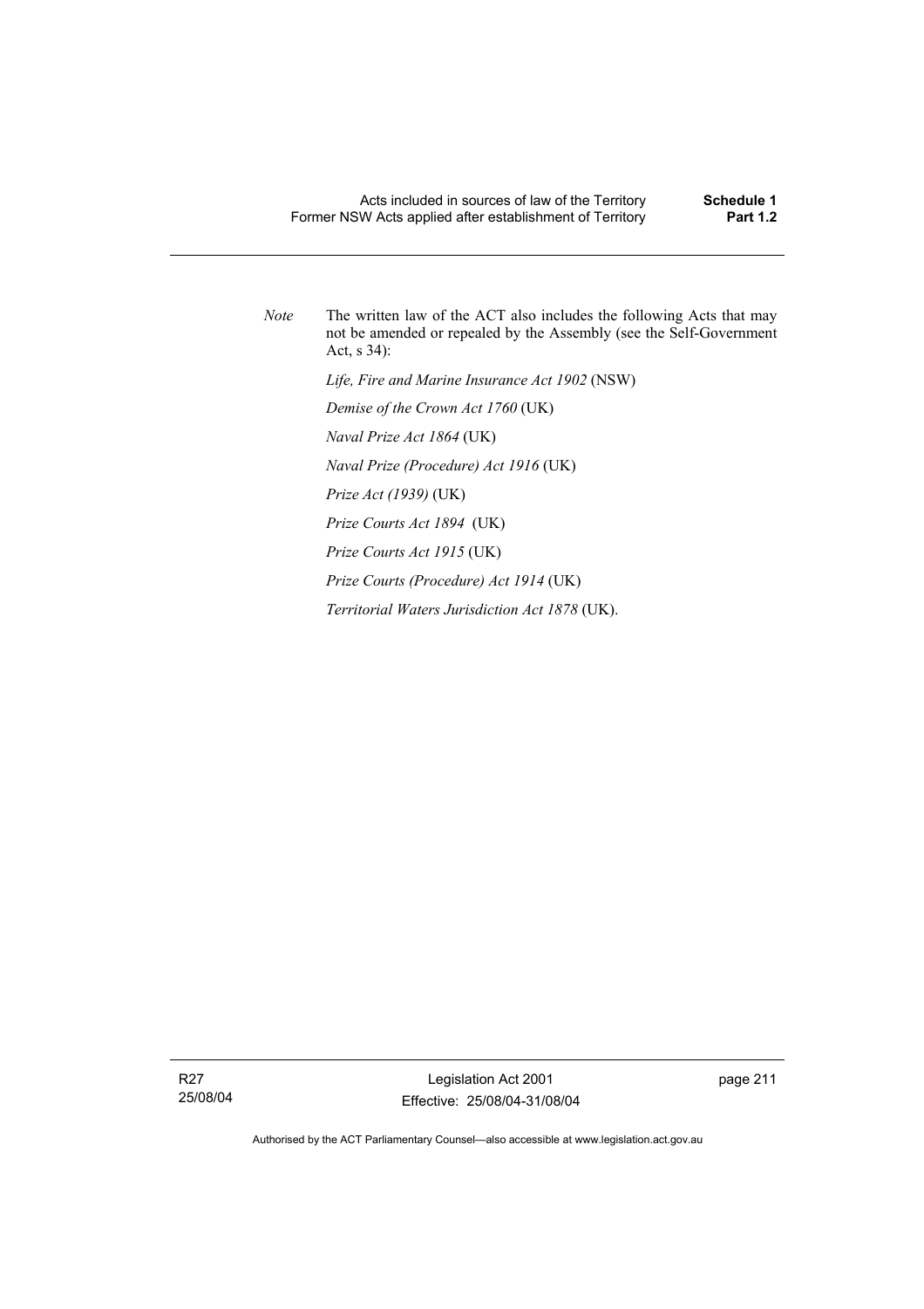*Note* The written law of the ACT also includes the following Acts that may not be amended or repealed by the Assembly (see the Self-Government Act, s 34):

*Life, Fire and Marine Insurance Act 1902* (NSW)

*Demise of the Crown Act 1760* (UK)

*Naval Prize Act 1864* (UK)

*Naval Prize (Procedure) Act 1916* (UK)

*Prize Act (1939)* (UK)

*Prize Courts Act 1894* (UK)

*Prize Courts Act 1915* (UK)

*Prize Courts (Procedure) Act 1914* (UK)

*Territorial Waters Jurisdiction Act 1878* (UK).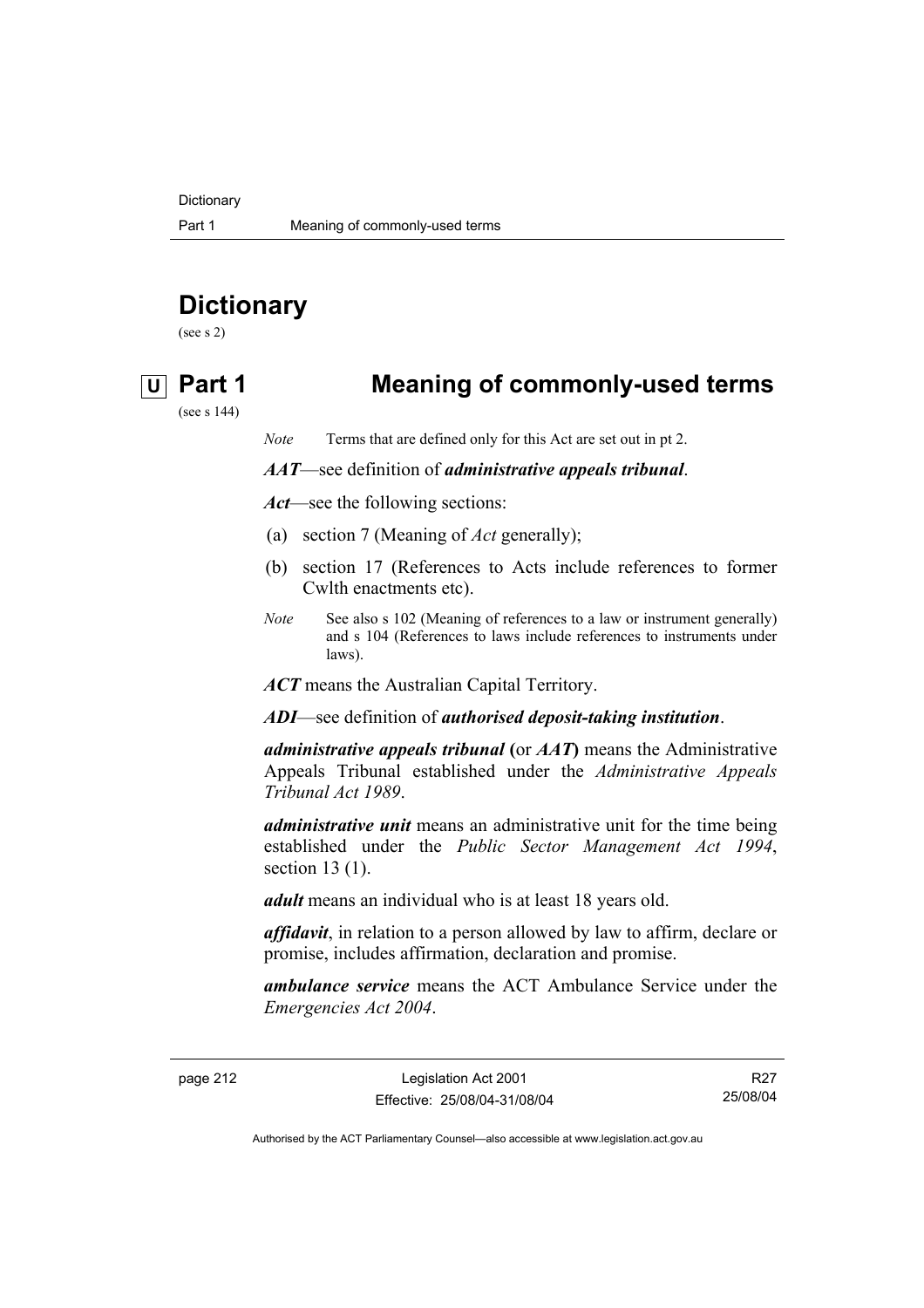# Dictionary

(see s 2)

## U Part 1 Meaning of commonly-used terms

(see s 144)

*Note* Terms that are defined only for this Act are set out in pt 2.

***AAT***—see definition of ***administrative appeals tribunal***.

***Act***—see the following sections:

(a) section 7 (Meaning of *Act* generally);

(b) section 17 (References to Acts include references to former Cwlth enactments etc).

*Note* See also s 102 (Meaning of references to a law or instrument generally) and s 104 (References to laws include references to instruments under laws).

***ACT*** means the Australian Capital Territory.

***ADI***—see definition of ***authorised deposit-taking institution***.

***administrative appeals tribunal*** **(**or ***AAT*****)** means the Administrative Appeals Tribunal established under the *Administrative Appeals Tribunal Act 1989*.

***administrative unit*** means an administrative unit for the time being established under the *Public Sector Management Act 1994*, section 13 (1).

***adult*** means an individual who is at least 18 years old.

***affidavit***, in relation to a person allowed by law to affirm, declare or promise, includes affirmation, declaration and promise.

***ambulance service*** means the ACT Ambulance Service under the *Emergencies Act 2004*.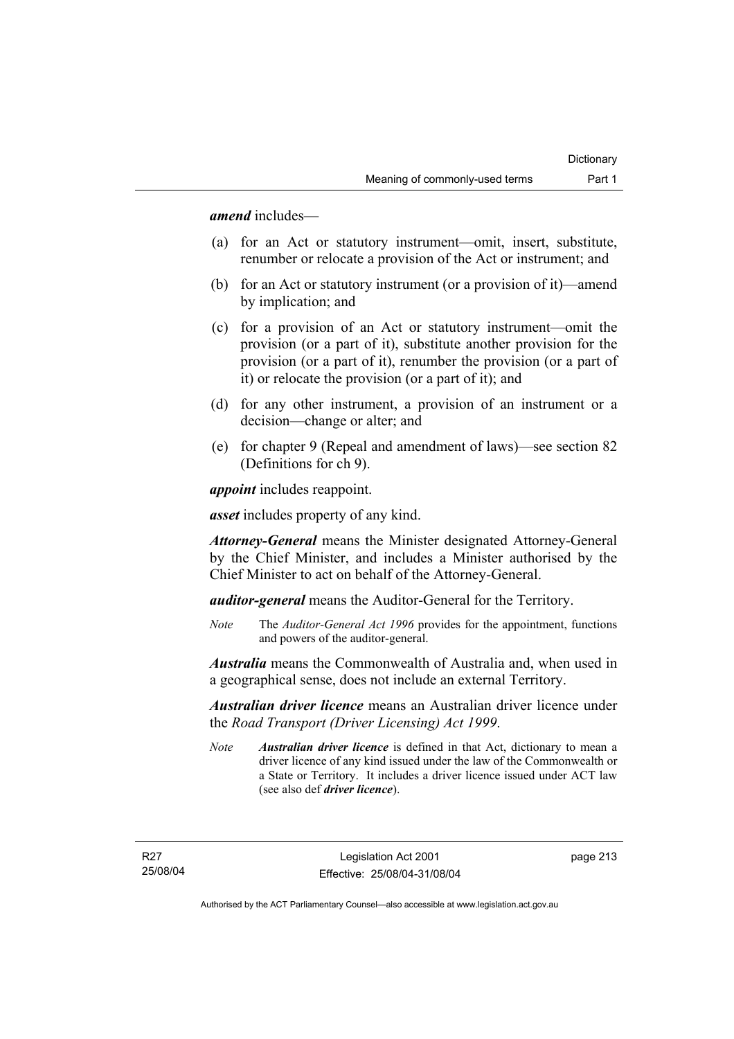***amend*** includes—

(a) for an Act or statutory instrument—omit, insert, substitute, renumber or relocate a provision of the Act or instrument; and

(b) for an Act or statutory instrument (or a provision of it)—amend by implication; and

(c) for a provision of an Act or statutory instrument—omit the provision (or a part of it), substitute another provision for the provision (or a part of it), renumber the provision (or a part of it) or relocate the provision (or a part of it); and

(d) for any other instrument, a provision of an instrument or a decision—change or alter; and

(e) for chapter 9 (Repeal and amendment of laws)—see section 82 (Definitions for ch 9).

***appoint*** includes reappoint.

***asset*** includes property of any kind.

***Attorney-General*** means the Minister designated Attorney-General by the Chief Minister, and includes a Minister authorised by the Chief Minister to act on behalf of the Attorney-General.

***auditor-general*** means the Auditor-General for the Territory.

*Note* The *Auditor-General Act 1996* provides for the appointment, functions and powers of the auditor-general.

***Australia*** means the Commonwealth of Australia and, when used in a geographical sense, does not include an external Territory.

***Australian driver licence*** means an Australian driver licence under the *Road Transport (Driver Licensing) Act 1999*.

*Note* ***Australian driver licence*** is defined in that Act, dictionary to mean a driver licence of any kind issued under the law of the Commonwealth or a State or Territory. It includes a driver licence issued under ACT law (see also def ***driver licence***).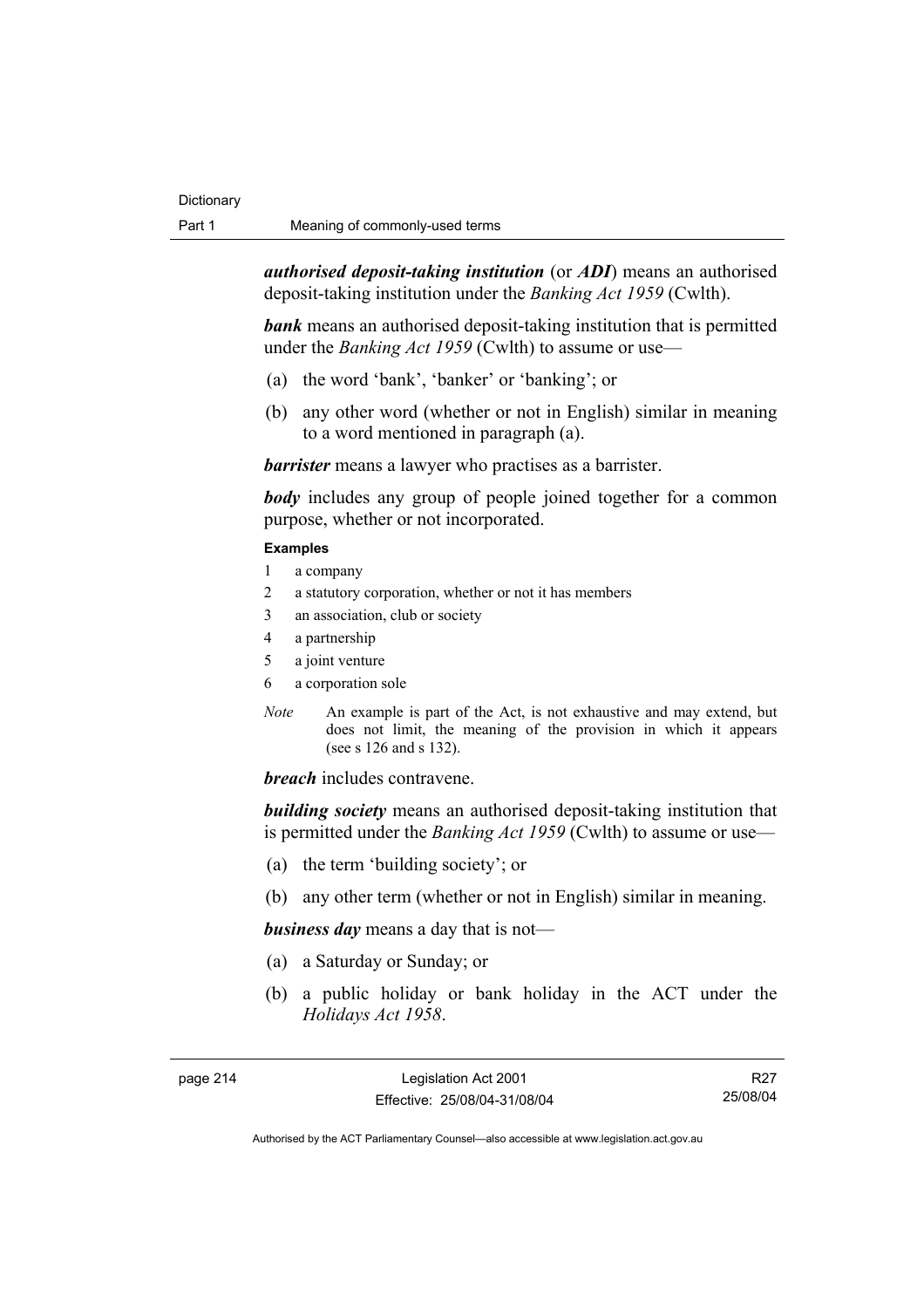***authorised deposit-taking institution*** (or ***ADI***) means an authorised deposit-taking institution under the *Banking Act 1959* (Cwlth).

***bank*** means an authorised deposit-taking institution that is permitted under the *Banking Act 1959* (Cwlth) to assume or use—

(a) the word 'bank', 'banker' or 'banking'; or

(b) any other word (whether or not in English) similar in meaning to a word mentioned in paragraph (a).

***barrister*** means a lawyer who practises as a barrister.

***body*** includes any group of people joined together for a common purpose, whether or not incorporated.

**Examples**

1 a company
2 a statutory corporation, whether or not it has members
3 an association, club or society
4 a partnership
5 a joint venture
6 a corporation sole

*Note* An example is part of the Act, is not exhaustive and may extend, but does not limit, the meaning of the provision in which it appears (see s 126 and s 132).

***breach*** includes contravene.

***building society*** means an authorised deposit-taking institution that is permitted under the *Banking Act 1959* (Cwlth) to assume or use—

(a) the term 'building society'; or

(b) any other term (whether or not in English) similar in meaning.

***business day*** means a day that is not—

(a) a Saturday or Sunday; or

(b) a public holiday or bank holiday in the ACT under the *Holidays Act 1958*.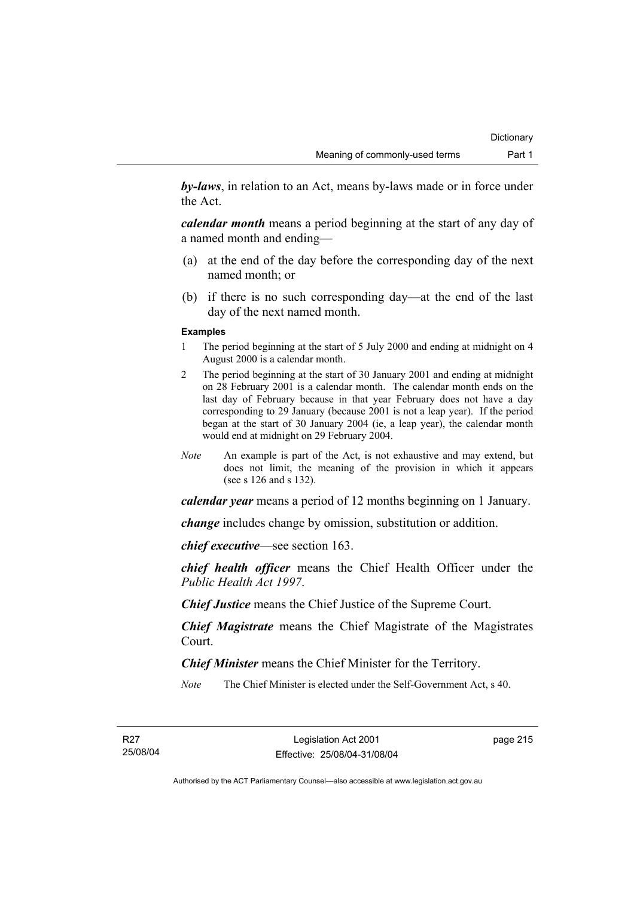***by-laws***, in relation to an Act, means by-laws made or in force under the Act.

***calendar month*** means a period beginning at the start of any day of a named month and ending—

(a) at the end of the day before the corresponding day of the next named month; or

(b) if there is no such corresponding day—at the end of the last day of the next named month.

**Examples**

1 The period beginning at the start of 5 July 2000 and ending at midnight on 4 August 2000 is a calendar month.

2 The period beginning at the start of 30 January 2001 and ending at midnight on 28 February 2001 is a calendar month. The calendar month ends on the last day of February because in that year February does not have a day corresponding to 29 January (because 2001 is not a leap year). If the period began at the start of 30 January 2004 (ie, a leap year), the calendar month would end at midnight on 29 February 2004.

*Note* An example is part of the Act, is not exhaustive and may extend, but does not limit, the meaning of the provision in which it appears (see s 126 and s 132).

***calendar year*** means a period of 12 months beginning on 1 January.

***change*** includes change by omission, substitution or addition.

***chief executive***—see section 163.

***chief health officer*** means the Chief Health Officer under the *Public Health Act 1997*.

***Chief Justice*** means the Chief Justice of the Supreme Court.

***Chief Magistrate*** means the Chief Magistrate of the Magistrates Court.

***Chief Minister*** means the Chief Minister for the Territory.

*Note* The Chief Minister is elected under the Self-Government Act, s 40.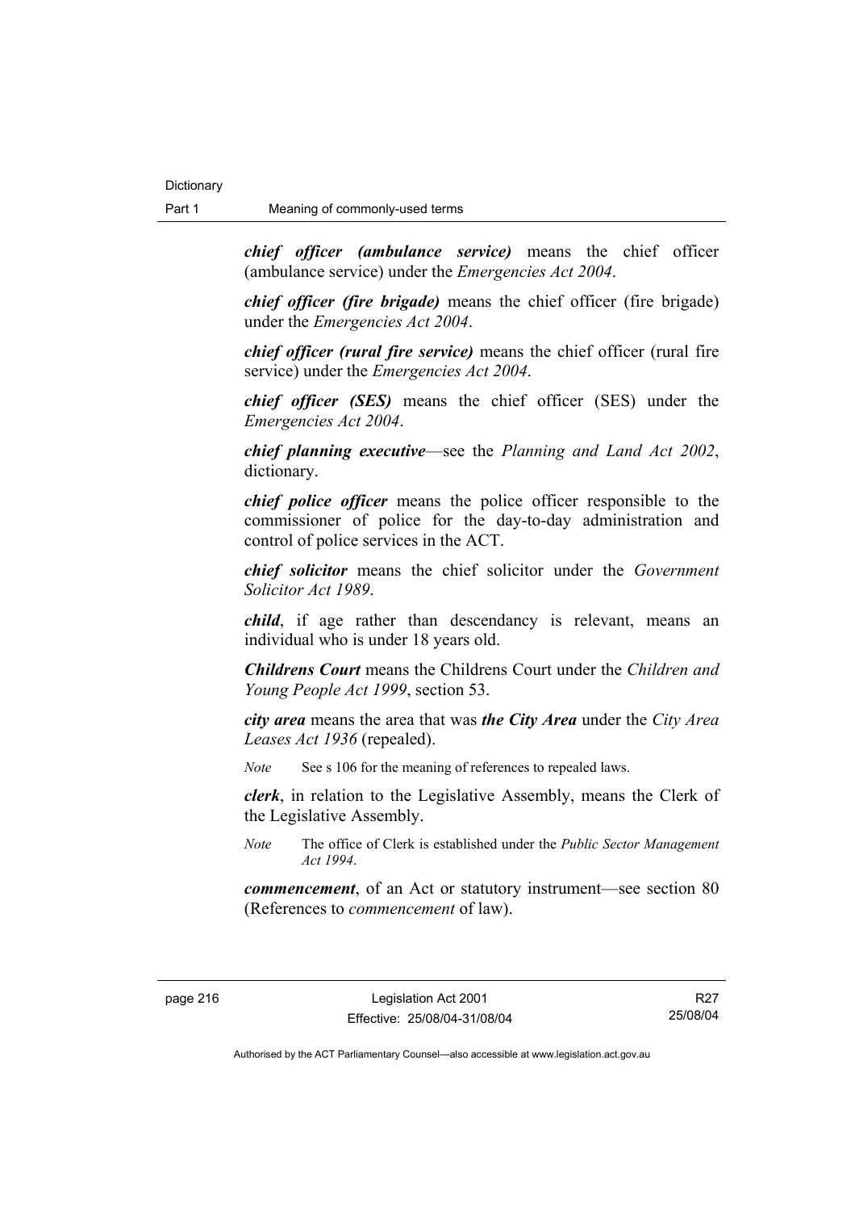***chief officer (ambulance service)*** means the chief officer (ambulance service) under the *Emergencies Act 2004*.

***chief officer (fire brigade)*** means the chief officer (fire brigade) under the *Emergencies Act 2004*.

***chief officer (rural fire service)*** means the chief officer (rural fire service) under the *Emergencies Act 2004*.

***chief officer (SES)*** means the chief officer (SES) under the *Emergencies Act 2004*.

***chief planning executive***—see the *Planning and Land Act 2002*, dictionary.

***chief police officer*** means the police officer responsible to the commissioner of police for the day-to-day administration and control of police services in the ACT.

***chief solicitor*** means the chief solicitor under the *Government Solicitor Act 1989*.

***child***, if age rather than descendancy is relevant, means an individual who is under 18 years old.

***Childrens Court*** means the Childrens Court under the *Children and Young People Act 1999*, section 53.

***city area*** means the area that was ***the City Area*** under the *City Area Leases Act 1936* (repealed).

*Note* See s 106 for the meaning of references to repealed laws.

***clerk***, in relation to the Legislative Assembly, means the Clerk of the Legislative Assembly.

*Note* The office of Clerk is established under the *Public Sector Management Act 1994*.

***commencement***, of an Act or statutory instrument—see section 80 (References to *commencement* of law).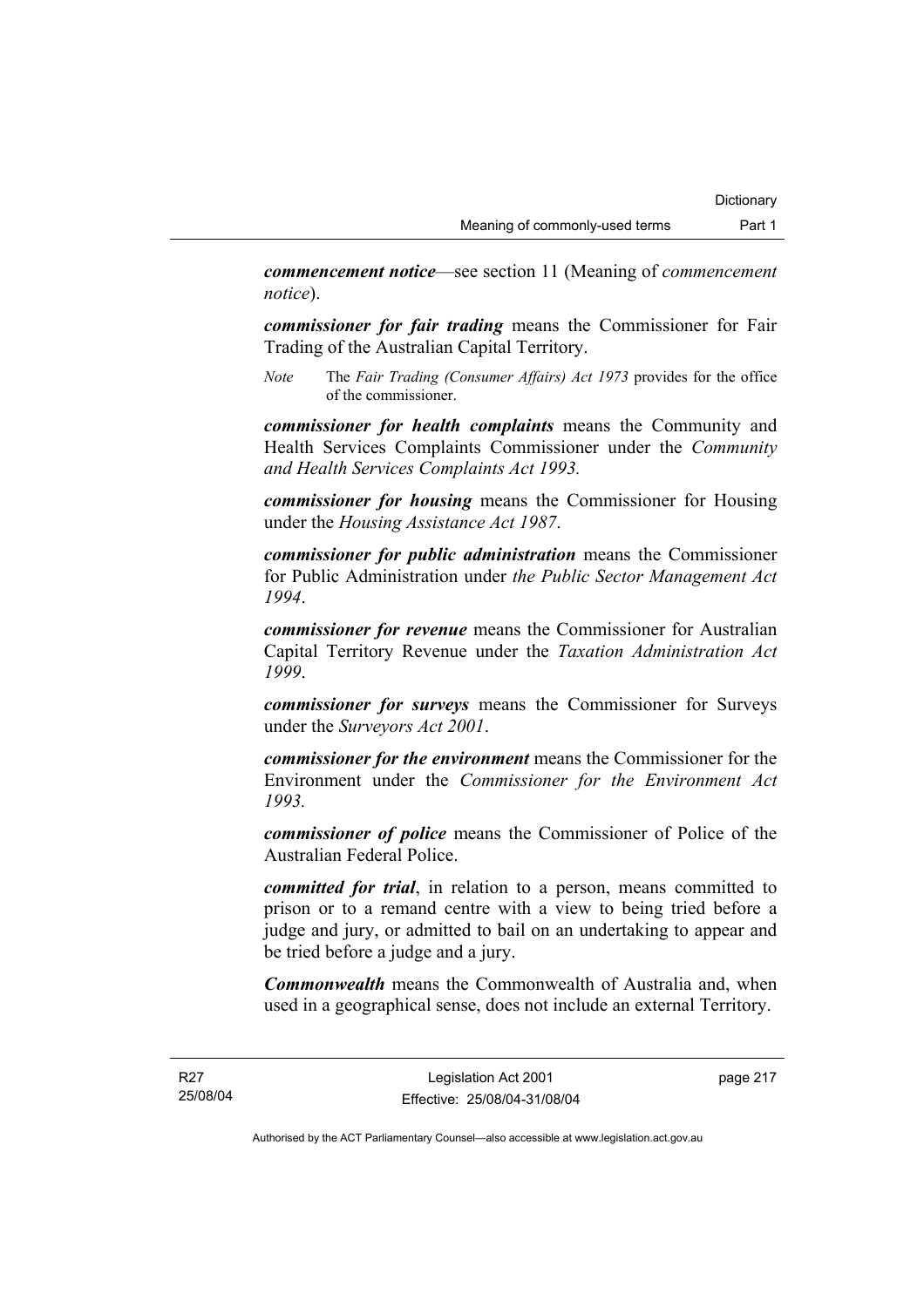***commencement notice***—see section 11 (Meaning of *commencement notice*).

***commissioner for fair trading*** means the Commissioner for Fair Trading of the Australian Capital Territory.

*Note* The *Fair Trading (Consumer Affairs) Act 1973* provides for the office of the commissioner.

***commissioner for health complaints*** means the Community and Health Services Complaints Commissioner under the *Community and Health Services Complaints Act 1993.*

***commissioner for housing*** means the Commissioner for Housing under the *Housing Assistance Act 1987*.

***commissioner for public administration*** means the Commissioner for Public Administration under *the Public Sector Management Act 1994*.

***commissioner for revenue*** means the Commissioner for Australian Capital Territory Revenue under the *Taxation Administration Act 1999*.

***commissioner for surveys*** means the Commissioner for Surveys under the *Surveyors Act 2001*.

***commissioner for the environment*** means the Commissioner for the Environment under the *Commissioner for the Environment Act 1993.*

***commissioner of police*** means the Commissioner of Police of the Australian Federal Police.

***committed for trial***, in relation to a person, means committed to prison or to a remand centre with a view to being tried before a judge and jury, or admitted to bail on an undertaking to appear and be tried before a judge and a jury.

***Commonwealth*** means the Commonwealth of Australia and, when used in a geographical sense, does not include an external Territory.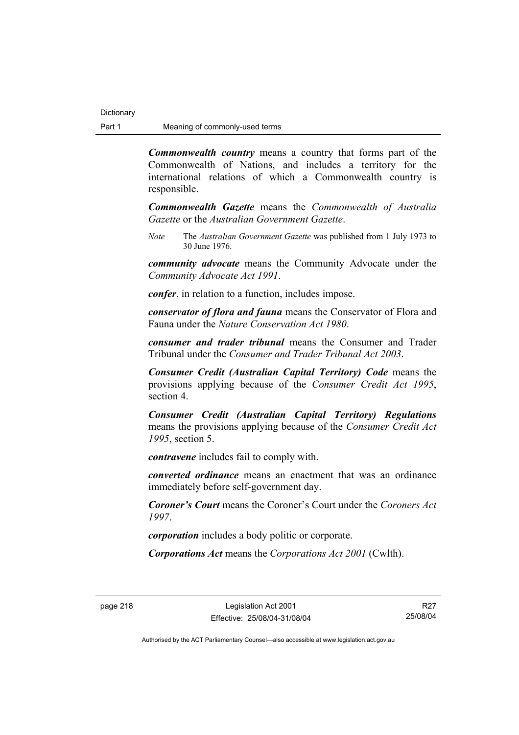***Commonwealth country*** means a country that forms part of the Commonwealth of Nations, and includes a territory for the international relations of which a Commonwealth country is responsible.

***Commonwealth Gazette*** means the *Commonwealth of Australia Gazette* or the *Australian Government Gazette*.

*Note* The *Australian Government Gazette* was published from 1 July 1973 to 30 June 1976.

***community advocate*** means the Community Advocate under the *Community Advocate Act 1991*.

***confer***, in relation to a function, includes impose.

***conservator of flora and fauna*** means the Conservator of Flora and Fauna under the *Nature Conservation Act 1980*.

***consumer and trader tribunal*** means the Consumer and Trader Tribunal under the *Consumer and Trader Tribunal Act 2003*.

***Consumer Credit (Australian Capital Territory) Code*** means the provisions applying because of the *Consumer Credit Act 1995*, section 4.

***Consumer Credit (Australian Capital Territory) Regulations*** means the provisions applying because of the *Consumer Credit Act 1995*, section 5.

***contravene*** includes fail to comply with.

***converted ordinance*** means an enactment that was an ordinance immediately before self-government day.

***Coroner's Court*** means the Coroner's Court under the *Coroners Act 1997*.

***corporation*** includes a body politic or corporate.

***Corporations Act*** means the *Corporations Act 2001* (Cwlth).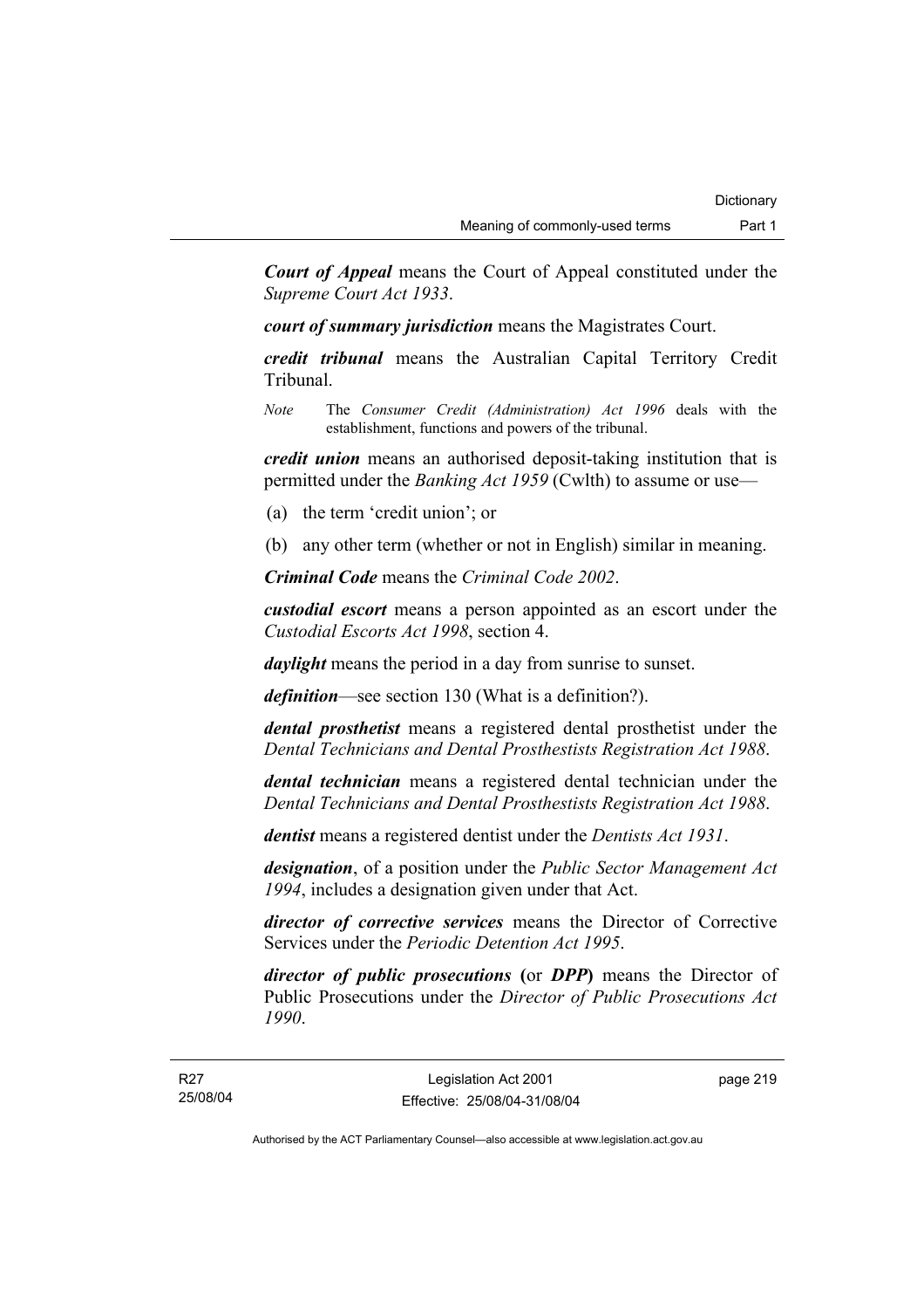***Court of Appeal*** means the Court of Appeal constituted under the *Supreme Court Act 1933*.

***court of summary jurisdiction*** means the Magistrates Court.

***credit tribunal*** means the Australian Capital Territory Credit Tribunal.

*Note* The *Consumer Credit (Administration) Act 1996* deals with the establishment, functions and powers of the tribunal.

***credit union*** means an authorised deposit-taking institution that is permitted under the *Banking Act 1959* (Cwlth) to assume or use—

(a) the term 'credit union'; or

(b) any other term (whether or not in English) similar in meaning.

***Criminal Code*** means the *Criminal Code 2002*.

***custodial escort*** means a person appointed as an escort under the *Custodial Escorts Act 1998*, section 4.

***daylight*** means the period in a day from sunrise to sunset.

***definition***—see section 130 (What is a definition?).

***dental prosthetist*** means a registered dental prosthetist under the *Dental Technicians and Dental Prosthestists Registration Act 1988*.

***dental technician*** means a registered dental technician under the *Dental Technicians and Dental Prosthestists Registration Act 1988*.

***dentist*** means a registered dentist under the *Dentists Act 1931*.

***designation***, of a position under the *Public Sector Management Act 1994*, includes a designation given under that Act.

***director of corrective services*** means the Director of Corrective Services under the *Periodic Detention Act 1995*.

***director of public prosecutions*** (or ***DPP***) means the Director of Public Prosecutions under the *Director of Public Prosecutions Act 1990*.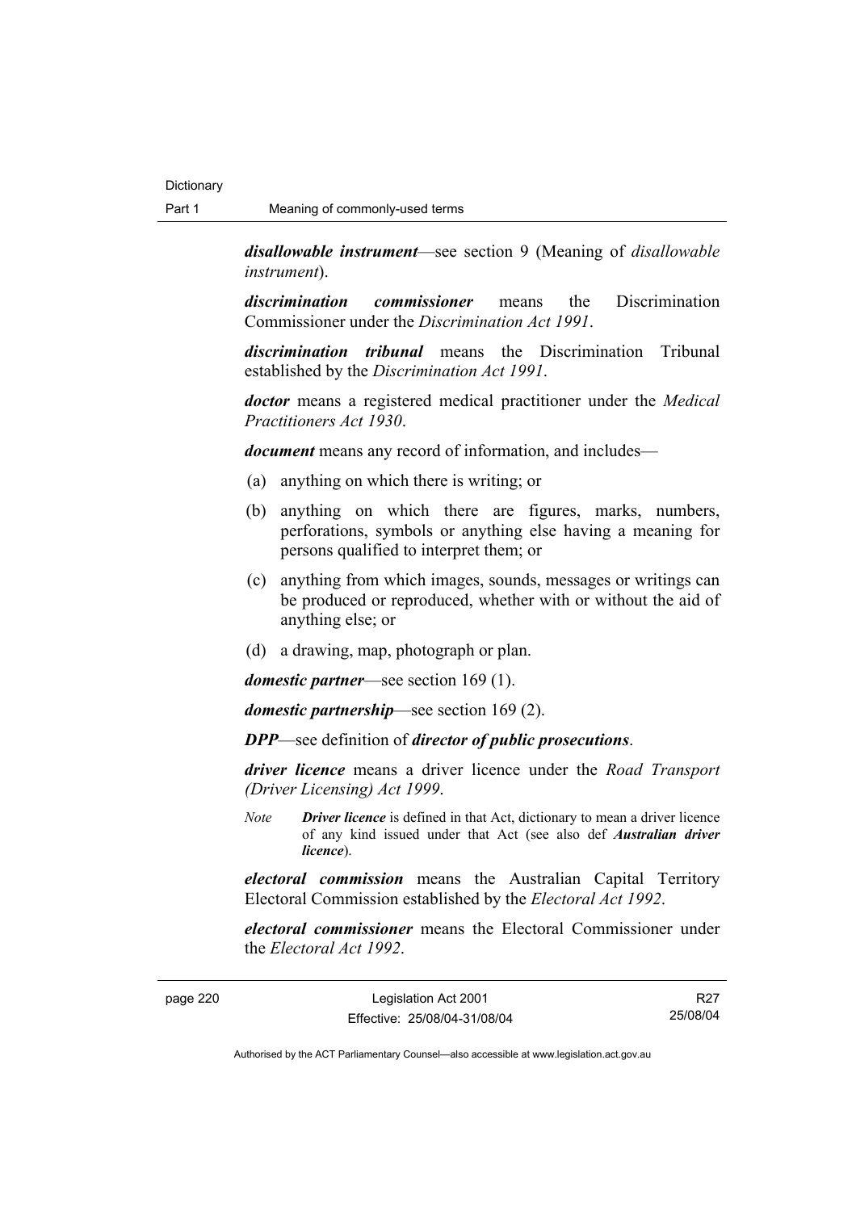***disallowable instrument***—see section 9 (Meaning of *disallowable instrument*).

***discrimination commissioner*** means the Discrimination Commissioner under the *Discrimination Act 1991*.

***discrimination tribunal*** means the Discrimination Tribunal established by the *Discrimination Act 1991*.

***doctor*** means a registered medical practitioner under the *Medical Practitioners Act 1930*.

***document*** means any record of information, and includes—

(a) anything on which there is writing; or

(b) anything on which there are figures, marks, numbers, perforations, symbols or anything else having a meaning for persons qualified to interpret them; or

(c) anything from which images, sounds, messages or writings can be produced or reproduced, whether with or without the aid of anything else; or

(d) a drawing, map, photograph or plan.

***domestic partner***—see section 169 (1).

***domestic partnership***—see section 169 (2).

***DPP***—see definition of ***director of public prosecutions***.

***driver licence*** means a driver licence under the *Road Transport (Driver Licensing) Act 1999*.

*Note* ***Driver licence*** is defined in that Act, dictionary to mean a driver licence of any kind issued under that Act (see also def ***Australian driver licence***).

***electoral commission*** means the Australian Capital Territory Electoral Commission established by the *Electoral Act 1992*.

***electoral commissioner*** means the Electoral Commissioner under the *Electoral Act 1992*.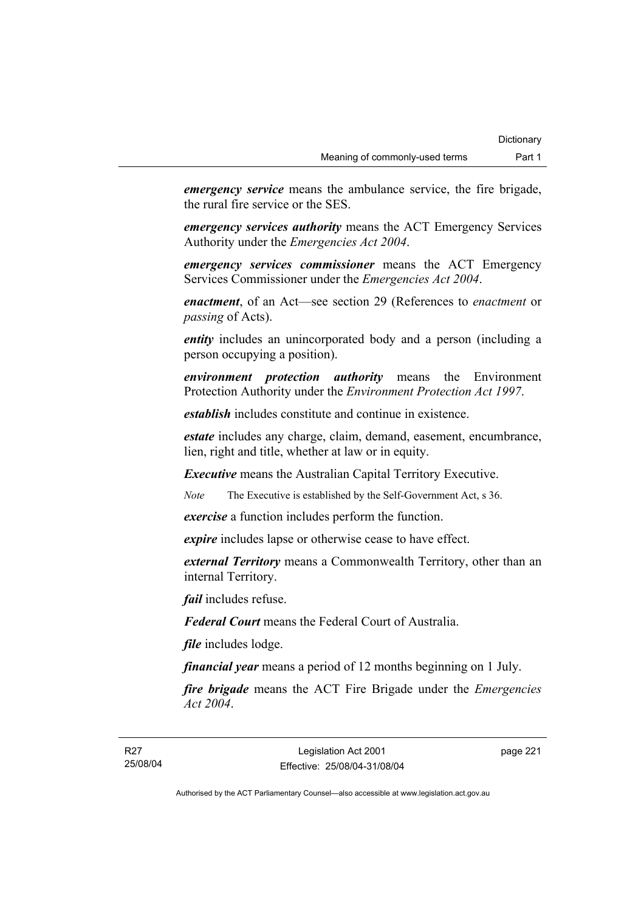***emergency service*** means the ambulance service, the fire brigade, the rural fire service or the SES.

***emergency services authority*** means the ACT Emergency Services Authority under the *Emergencies Act 2004*.

***emergency services commissioner*** means the ACT Emergency Services Commissioner under the *Emergencies Act 2004*.

***enactment***, of an Act—see section 29 (References to *enactment* or *passing* of Acts).

***entity*** includes an unincorporated body and a person (including a person occupying a position).

***environment protection authority*** means the Environment Protection Authority under the *Environment Protection Act 1997*.

***establish*** includes constitute and continue in existence.

***estate*** includes any charge, claim, demand, easement, encumbrance, lien, right and title, whether at law or in equity.

***Executive*** means the Australian Capital Territory Executive.

*Note* The Executive is established by the Self-Government Act, s 36.

***exercise*** a function includes perform the function.

***expire*** includes lapse or otherwise cease to have effect.

***external Territory*** means a Commonwealth Territory, other than an internal Territory.

***fail*** includes refuse.

***Federal Court*** means the Federal Court of Australia.

***file*** includes lodge.

***financial year*** means a period of 12 months beginning on 1 July.

***fire brigade*** means the ACT Fire Brigade under the *Emergencies Act 2004*.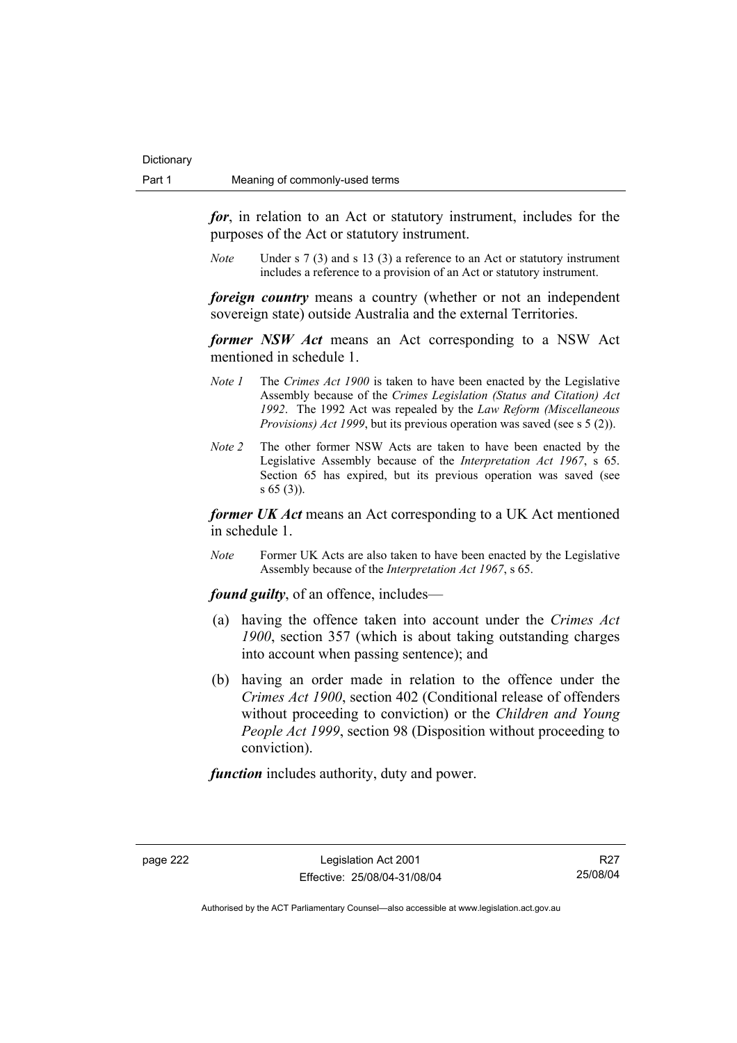***for***, in relation to an Act or statutory instrument, includes for the purposes of the Act or statutory instrument.

*Note* Under s 7 (3) and s 13 (3) a reference to an Act or statutory instrument includes a reference to a provision of an Act or statutory instrument.

***foreign country*** means a country (whether or not an independent sovereign state) outside Australia and the external Territories.

***former NSW Act*** means an Act corresponding to a NSW Act mentioned in schedule 1.

*Note 1* The *Crimes Act 1900* is taken to have been enacted by the Legislative Assembly because of the *Crimes Legislation (Status and Citation) Act 1992*. The 1992 Act was repealed by the *Law Reform (Miscellaneous Provisions) Act 1999*, but its previous operation was saved (see s 5 (2)).

*Note 2* The other former NSW Acts are taken to have been enacted by the Legislative Assembly because of the *Interpretation Act 1967*, s 65. Section 65 has expired, but its previous operation was saved (see s 65 (3)).

***former UK Act*** means an Act corresponding to a UK Act mentioned in schedule 1.

*Note* Former UK Acts are also taken to have been enacted by the Legislative Assembly because of the *Interpretation Act 1967*, s 65.

***found guilty***, of an offence, includes—

(a) having the offence taken into account under the *Crimes Act 1900*, section 357 (which is about taking outstanding charges into account when passing sentence); and

(b) having an order made in relation to the offence under the *Crimes Act 1900*, section 402 (Conditional release of offenders without proceeding to conviction) or the *Children and Young People Act 1999*, section 98 (Disposition without proceeding to conviction).

***function*** includes authority, duty and power.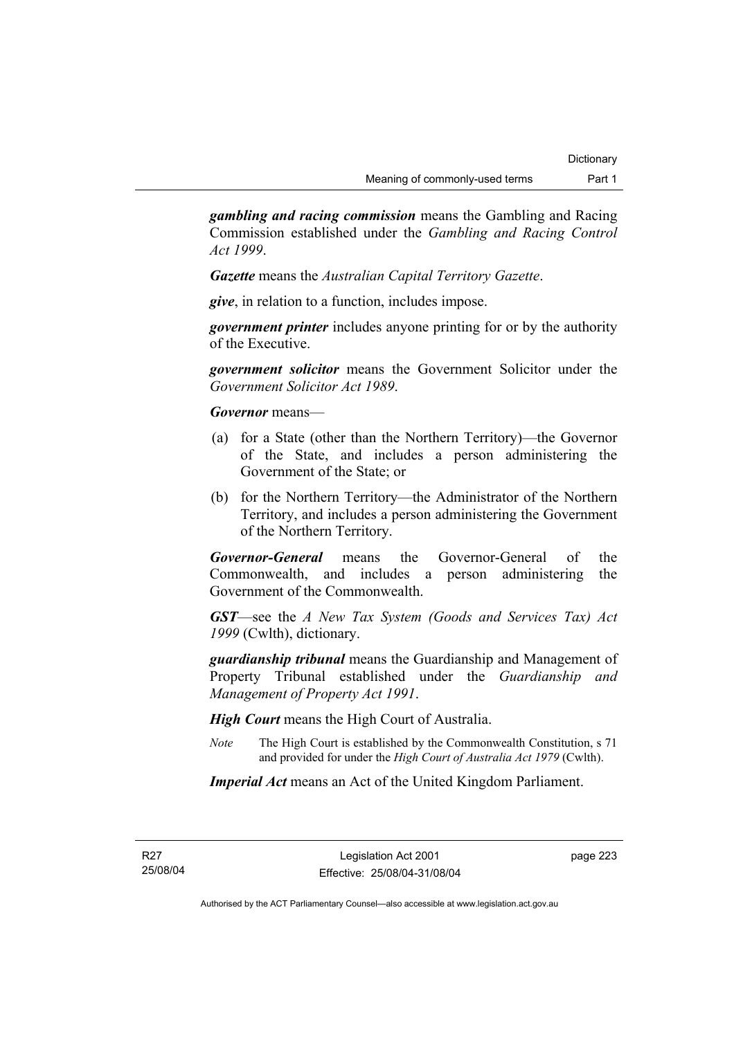***gambling and racing commission*** means the Gambling and Racing Commission established under the *Gambling and Racing Control Act 1999*.

***Gazette*** means the *Australian Capital Territory Gazette*.

***give***, in relation to a function, includes impose.

***government printer*** includes anyone printing for or by the authority of the Executive.

***government solicitor*** means the Government Solicitor under the *Government Solicitor Act 1989*.

***Governor*** means—

(a) for a State (other than the Northern Territory)—the Governor of the State, and includes a person administering the Government of the State; or

(b) for the Northern Territory—the Administrator of the Northern Territory, and includes a person administering the Government of the Northern Territory.

***Governor-General*** means the Governor-General of the Commonwealth, and includes a person administering the Government of the Commonwealth.

***GST***—see the *A New Tax System (Goods and Services Tax) Act 1999* (Cwlth), dictionary.

***guardianship tribunal*** means the Guardianship and Management of Property Tribunal established under the *Guardianship and Management of Property Act 1991*.

***High Court*** means the High Court of Australia.

*Note* The High Court is established by the Commonwealth Constitution, s 71 and provided for under the *High Court of Australia Act 1979* (Cwlth).

***Imperial Act*** means an Act of the United Kingdom Parliament.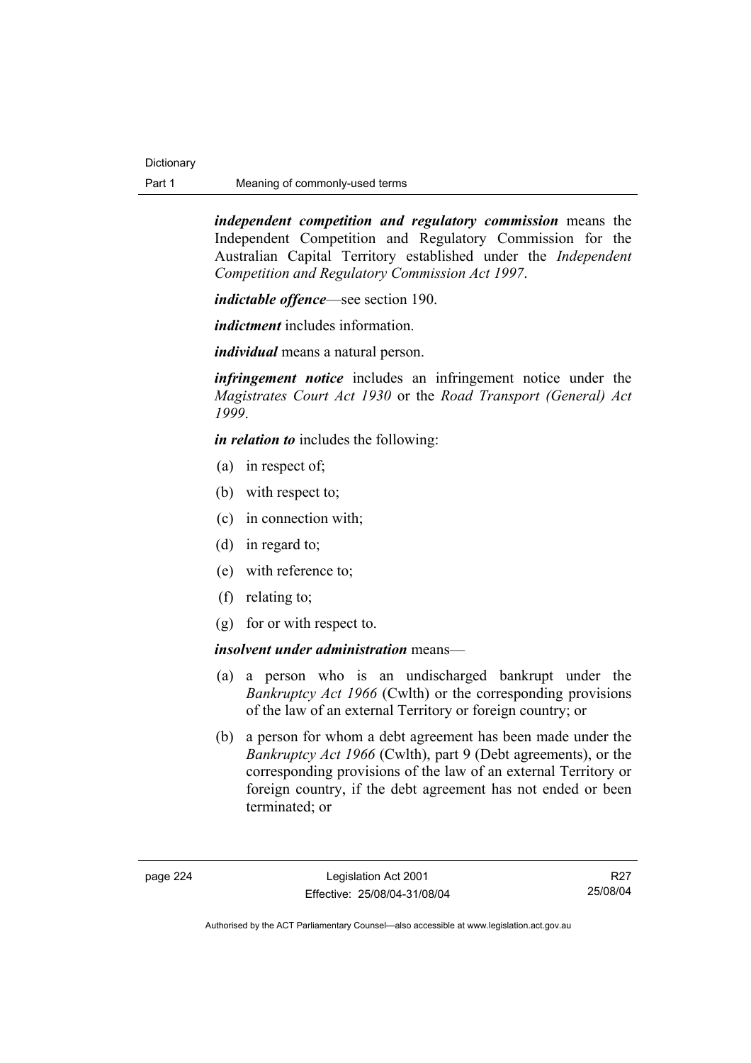***independent competition and regulatory commission*** means the Independent Competition and Regulatory Commission for the Australian Capital Territory established under the *Independent Competition and Regulatory Commission Act 1997*.

***indictable offence***—see section 190.

***indictment*** includes information.

***individual*** means a natural person.

***infringement notice*** includes an infringement notice under the *Magistrates Court Act 1930* or the *Road Transport (General) Act 1999*.

***in relation to*** includes the following:

- (a) in respect of;
- (b) with respect to;
- (c) in connection with;
- (d) in regard to;
- (e) with reference to;
- (f) relating to;
- (g) for or with respect to.

***insolvent under administration*** means—

- (a) a person who is an undischarged bankrupt under the *Bankruptcy Act 1966* (Cwlth) or the corresponding provisions of the law of an external Territory or foreign country; or
- (b) a person for whom a debt agreement has been made under the *Bankruptcy Act 1966* (Cwlth), part 9 (Debt agreements), or the corresponding provisions of the law of an external Territory or foreign country, if the debt agreement has not ended or been terminated; or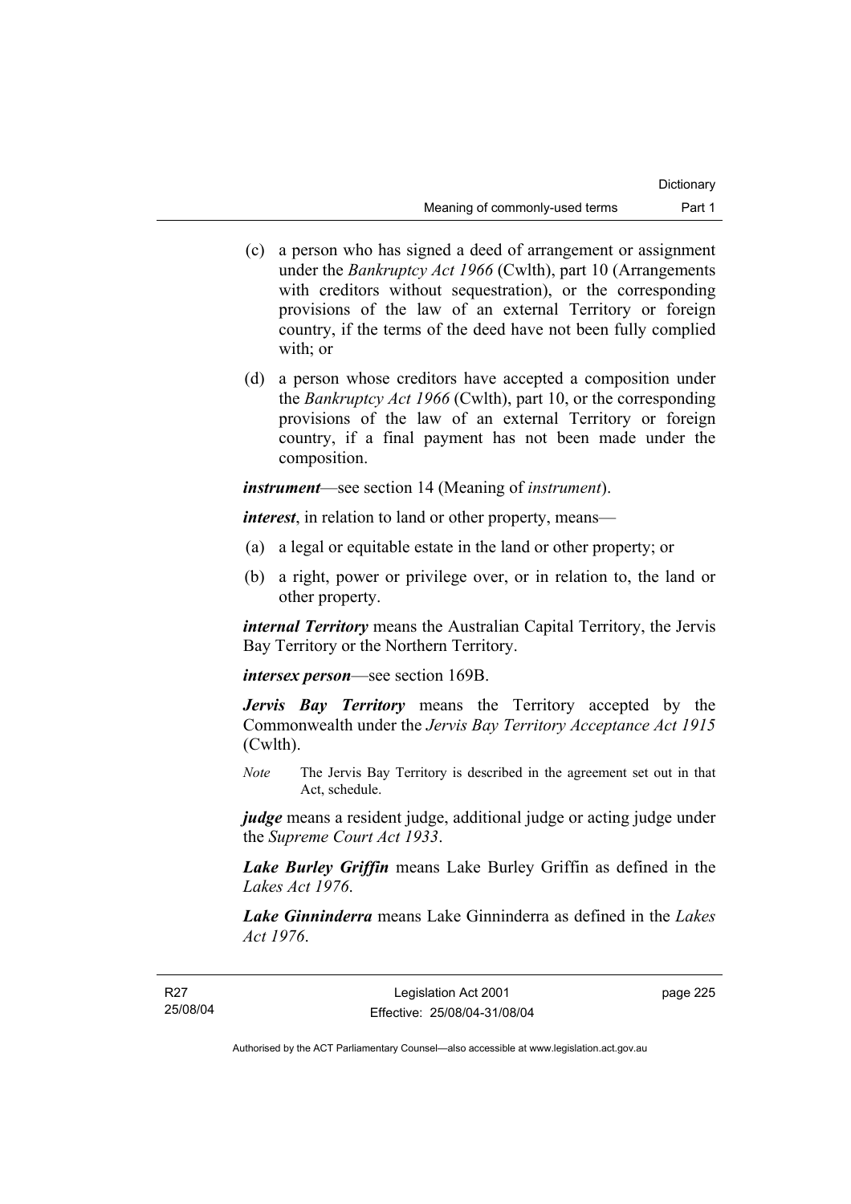(c) a person who has signed a deed of arrangement or assignment under the *Bankruptcy Act 1966* (Cwlth), part 10 (Arrangements with creditors without sequestration), or the corresponding provisions of the law of an external Territory or foreign country, if the terms of the deed have not been fully complied with; or

(d) a person whose creditors have accepted a composition under the *Bankruptcy Act 1966* (Cwlth), part 10, or the corresponding provisions of the law of an external Territory or foreign country, if a final payment has not been made under the composition.

***instrument***—see section 14 (Meaning of *instrument*).

***interest***, in relation to land or other property, means—

(a) a legal or equitable estate in the land or other property; or

(b) a right, power or privilege over, or in relation to, the land or other property.

***internal Territory*** means the Australian Capital Territory, the Jervis Bay Territory or the Northern Territory.

***intersex person***—see section 169B.

***Jervis Bay Territory*** means the Territory accepted by the Commonwealth under the *Jervis Bay Territory Acceptance Act 1915* (Cwlth).

*Note* The Jervis Bay Territory is described in the agreement set out in that Act, schedule.

***judge*** means a resident judge, additional judge or acting judge under the *Supreme Court Act 1933*.

***Lake Burley Griffin*** means Lake Burley Griffin as defined in the *Lakes Act 1976*.

***Lake Ginninderra*** means Lake Ginninderra as defined in the *Lakes Act 1976*.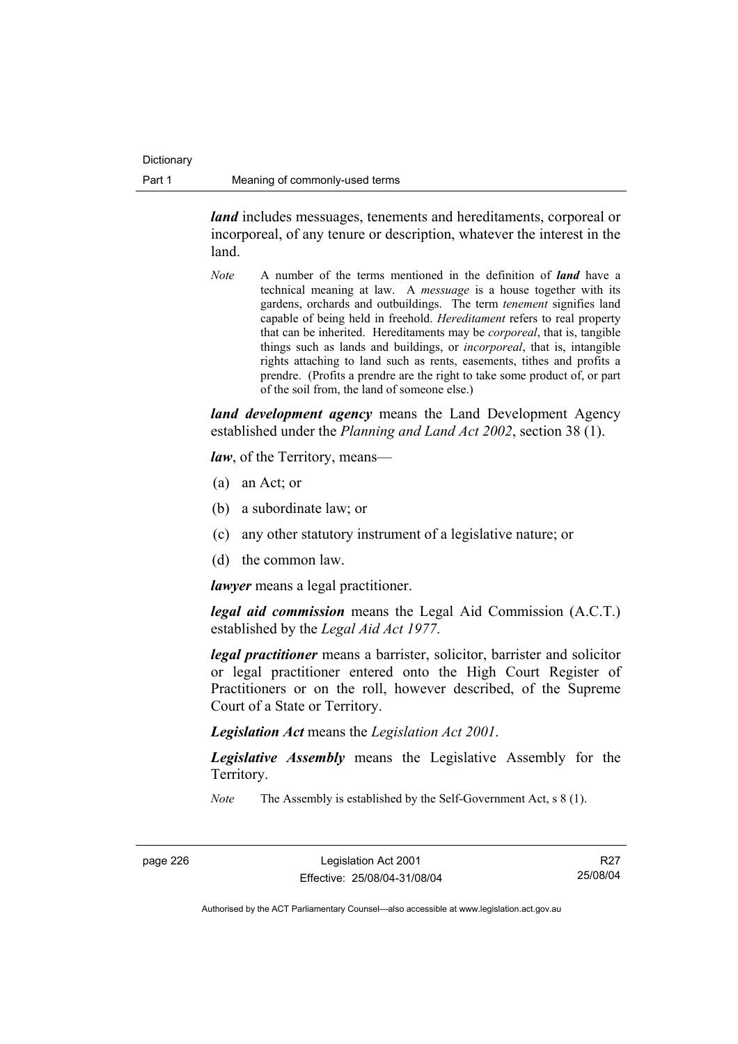***land*** includes messuages, tenements and hereditaments, corporeal or incorporeal, of any tenure or description, whatever the interest in the land.

*Note* A number of the terms mentioned in the definition of ***land*** have a technical meaning at law. A *messuage* is a house together with its gardens, orchards and outbuildings. The term *tenement* signifies land capable of being held in freehold. *Hereditament* refers to real property that can be inherited. Hereditaments may be *corporeal*, that is, tangible things such as lands and buildings, or *incorporeal*, that is, intangible rights attaching to land such as rents, easements, tithes and profits a prendre. (Profits a prendre are the right to take some product of, or part of the soil from, the land of someone else.)

***land development agency*** means the Land Development Agency established under the *Planning and Land Act 2002*, section 38 (1).

***law***, of the Territory, means—

(a) an Act; or

(b) a subordinate law; or

(c) any other statutory instrument of a legislative nature; or

(d) the common law.

***lawyer*** means a legal practitioner.

***legal aid commission*** means the Legal Aid Commission (A.C.T.) established by the *Legal Aid Act 1977*.

***legal practitioner*** means a barrister, solicitor, barrister and solicitor or legal practitioner entered onto the High Court Register of Practitioners or on the roll, however described, of the Supreme Court of a State or Territory.

***Legislation Act*** means the *Legislation Act 2001*.

***Legislative Assembly*** means the Legislative Assembly for the Territory.

*Note* The Assembly is established by the Self-Government Act, s 8 (1).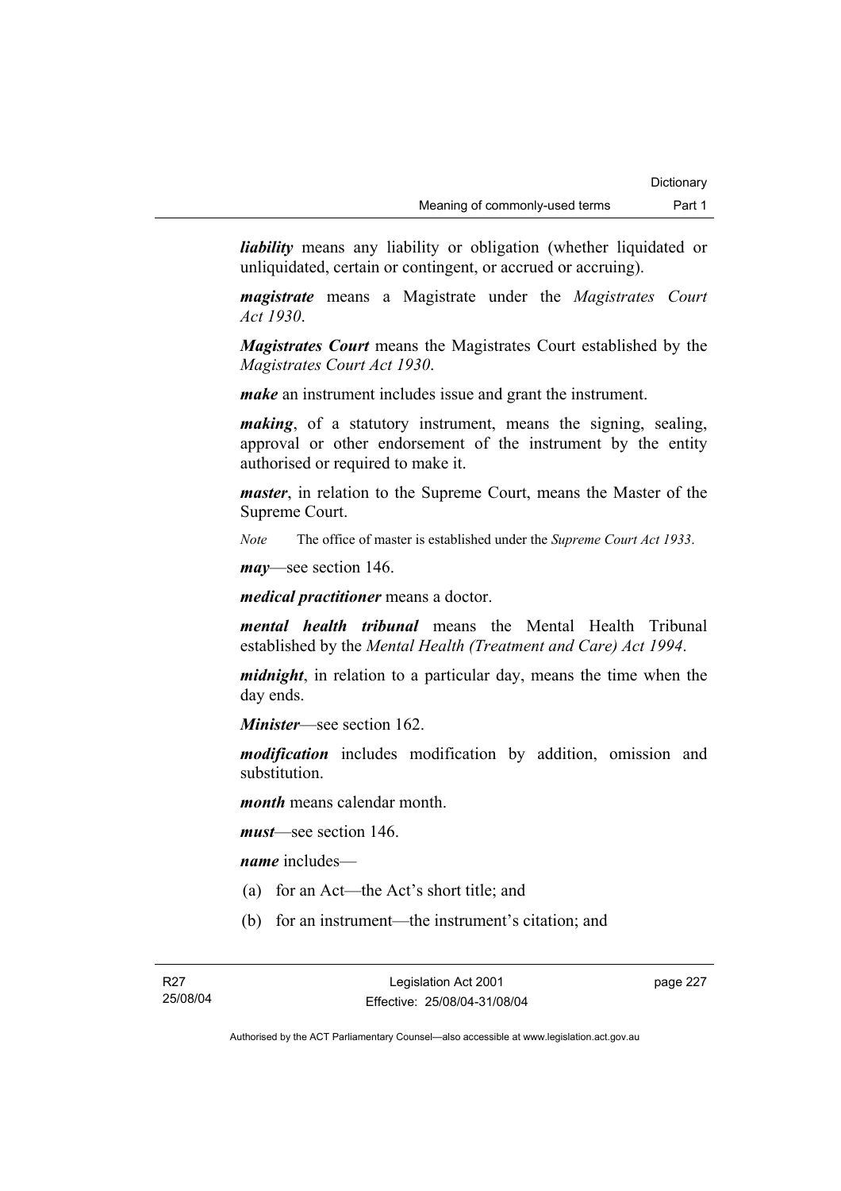***liability*** means any liability or obligation (whether liquidated or unliquidated, certain or contingent, or accrued or accruing).

***magistrate*** means a Magistrate under the *Magistrates Court Act 1930*.

***Magistrates Court*** means the Magistrates Court established by the *Magistrates Court Act 1930*.

***make*** an instrument includes issue and grant the instrument.

***making***, of a statutory instrument, means the signing, sealing, approval or other endorsement of the instrument by the entity authorised or required to make it.

***master***, in relation to the Supreme Court, means the Master of the Supreme Court.

*Note* The office of master is established under the *Supreme Court Act 1933*.

***may***—see section 146.

***medical practitioner*** means a doctor.

***mental health tribunal*** means the Mental Health Tribunal established by the *Mental Health (Treatment and Care) Act 1994*.

***midnight***, in relation to a particular day, means the time when the day ends.

***Minister***—see section 162.

***modification*** includes modification by addition, omission and substitution.

***month*** means calendar month.

***must***—see section 146.

***name*** includes—

(a) for an Act—the Act's short title; and

(b) for an instrument—the instrument's citation; and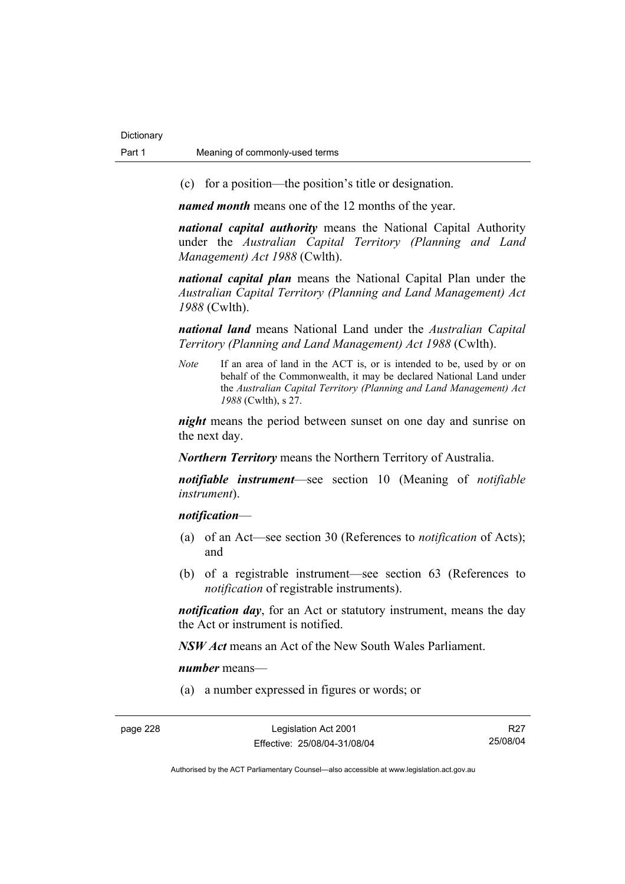(c) for a position—the position's title or designation.

***named month*** means one of the 12 months of the year.

***national capital authority*** means the National Capital Authority under the *Australian Capital Territory (Planning and Land Management) Act 1988* (Cwlth).

***national capital plan*** means the National Capital Plan under the *Australian Capital Territory (Planning and Land Management) Act 1988* (Cwlth).

***national land*** means National Land under the *Australian Capital Territory (Planning and Land Management) Act 1988* (Cwlth).

*Note* If an area of land in the ACT is, or is intended to be, used by or on behalf of the Commonwealth, it may be declared National Land under the *Australian Capital Territory (Planning and Land Management) Act 1988* (Cwlth), s 27.

***night*** means the period between sunset on one day and sunrise on the next day.

***Northern Territory*** means the Northern Territory of Australia.

***notifiable instrument***—see section 10 (Meaning of *notifiable instrument*).

***notification***—

(a) of an Act—see section 30 (References to *notification* of Acts); and

(b) of a registrable instrument—see section 63 (References to *notification* of registrable instruments).

***notification day***, for an Act or statutory instrument, means the day the Act or instrument is notified.

***NSW Act*** means an Act of the New South Wales Parliament.

***number*** means—

(a) a number expressed in figures or words; or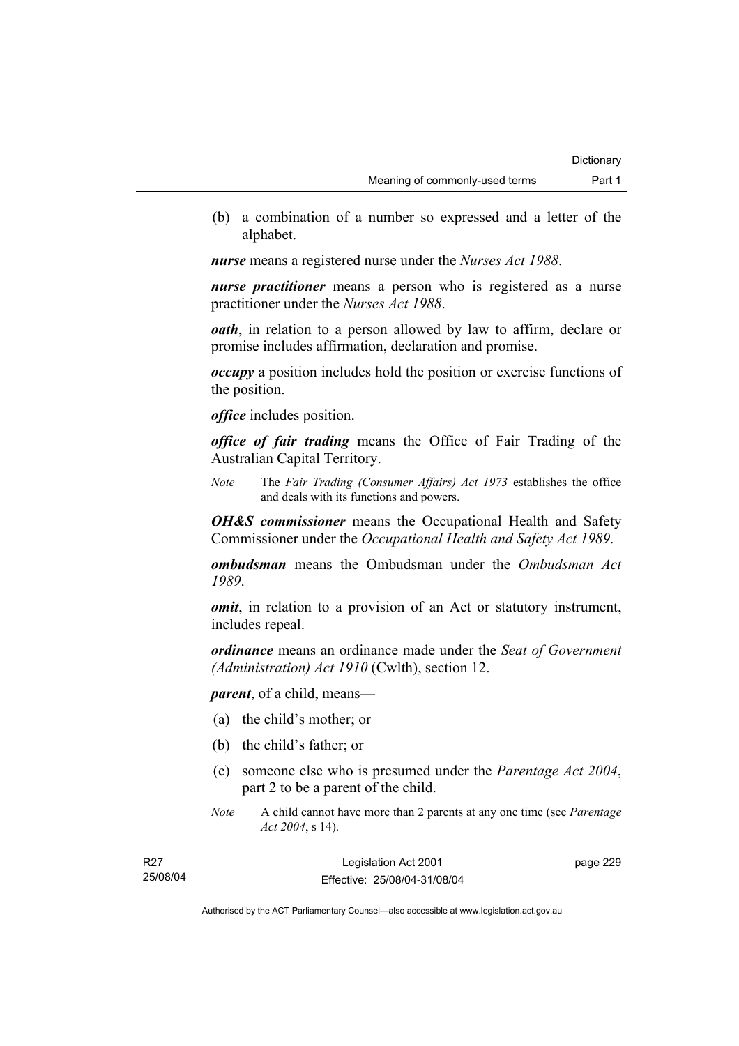(b) a combination of a number so expressed and a letter of the alphabet.

***nurse*** means a registered nurse under the *Nurses Act 1988*.

***nurse practitioner*** means a person who is registered as a nurse practitioner under the *Nurses Act 1988*.

***oath***, in relation to a person allowed by law to affirm, declare or promise includes affirmation, declaration and promise.

***occupy*** a position includes hold the position or exercise functions of the position.

***office*** includes position.

***office of fair trading*** means the Office of Fair Trading of the Australian Capital Territory.

*Note* The *Fair Trading (Consumer Affairs) Act 1973* establishes the office and deals with its functions and powers.

***OH&S commissioner*** means the Occupational Health and Safety Commissioner under the *Occupational Health and Safety Act 1989*.

***ombudsman*** means the Ombudsman under the *Ombudsman Act 1989*.

***omit***, in relation to a provision of an Act or statutory instrument, includes repeal.

***ordinance*** means an ordinance made under the *Seat of Government (Administration) Act 1910* (Cwlth), section 12.

***parent***, of a child, means—

(a) the child's mother; or

(b) the child's father; or

(c) someone else who is presumed under the *Parentage Act 2004*, part 2 to be a parent of the child.

*Note* A child cannot have more than 2 parents at any one time (see *Parentage Act 2004*, s 14).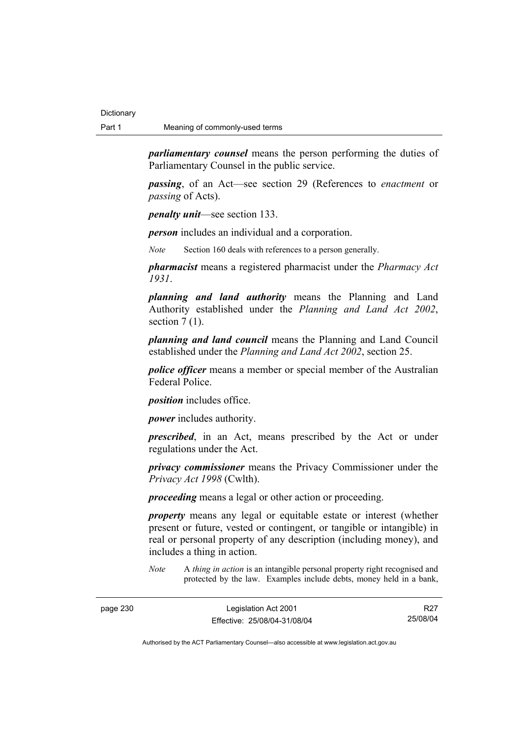***parliamentary counsel*** means the person performing the duties of Parliamentary Counsel in the public service.

***passing***, of an Act—see section 29 (References to *enactment* or *passing* of Acts).

***penalty unit***—see section 133.

***person*** includes an individual and a corporation.

*Note* Section 160 deals with references to a person generally.

***pharmacist*** means a registered pharmacist under the *Pharmacy Act 1931*.

***planning and land authority*** means the Planning and Land Authority established under the *Planning and Land Act 2002*, section 7 (1).

***planning and land council*** means the Planning and Land Council established under the *Planning and Land Act 2002*, section 25.

***police officer*** means a member or special member of the Australian Federal Police.

***position*** includes office.

***power*** includes authority.

***prescribed***, in an Act, means prescribed by the Act or under regulations under the Act.

***privacy commissioner*** means the Privacy Commissioner under the *Privacy Act 1998* (Cwlth).

***proceeding*** means a legal or other action or proceeding.

***property*** means any legal or equitable estate or interest (whether present or future, vested or contingent, or tangible or intangible) in real or personal property of any description (including money), and includes a thing in action.

*Note* A *thing in action* is an intangible personal property right recognised and protected by the law. Examples include debts, money held in a bank,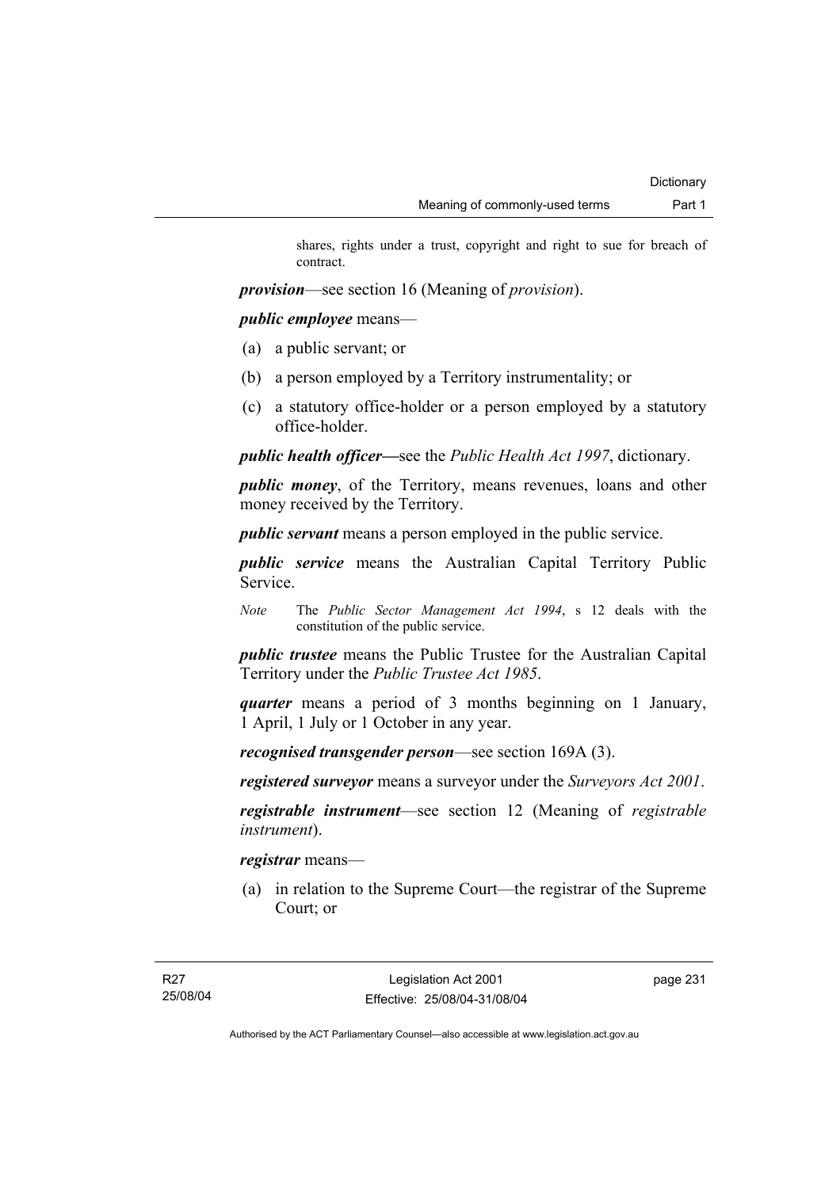shares, rights under a trust, copyright and right to sue for breach of contract.

***provision***—see section 16 (Meaning of *provision*).

***public employee*** means—

(a) a public servant; or

(b) a person employed by a Territory instrumentality; or

(c) a statutory office-holder or a person employed by a statutory office-holder.

***public health officer***—see the *Public Health Act 1997*, dictionary.

***public money***, of the Territory, means revenues, loans and other money received by the Territory.

***public servant*** means a person employed in the public service.

***public service*** means the Australian Capital Territory Public Service.

*Note* The *Public Sector Management Act 1994*, s 12 deals with the constitution of the public service.

***public trustee*** means the Public Trustee for the Australian Capital Territory under the *Public Trustee Act 1985*.

***quarter*** means a period of 3 months beginning on 1 January, 1 April, 1 July or 1 October in any year.

***recognised transgender person***—see section 169A (3).

***registered surveyor*** means a surveyor under the *Surveyors Act 2001*.

***registrable instrument***—see section 12 (Meaning of *registrable instrument*).

***registrar*** means—

(a) in relation to the Supreme Court—the registrar of the Supreme Court; or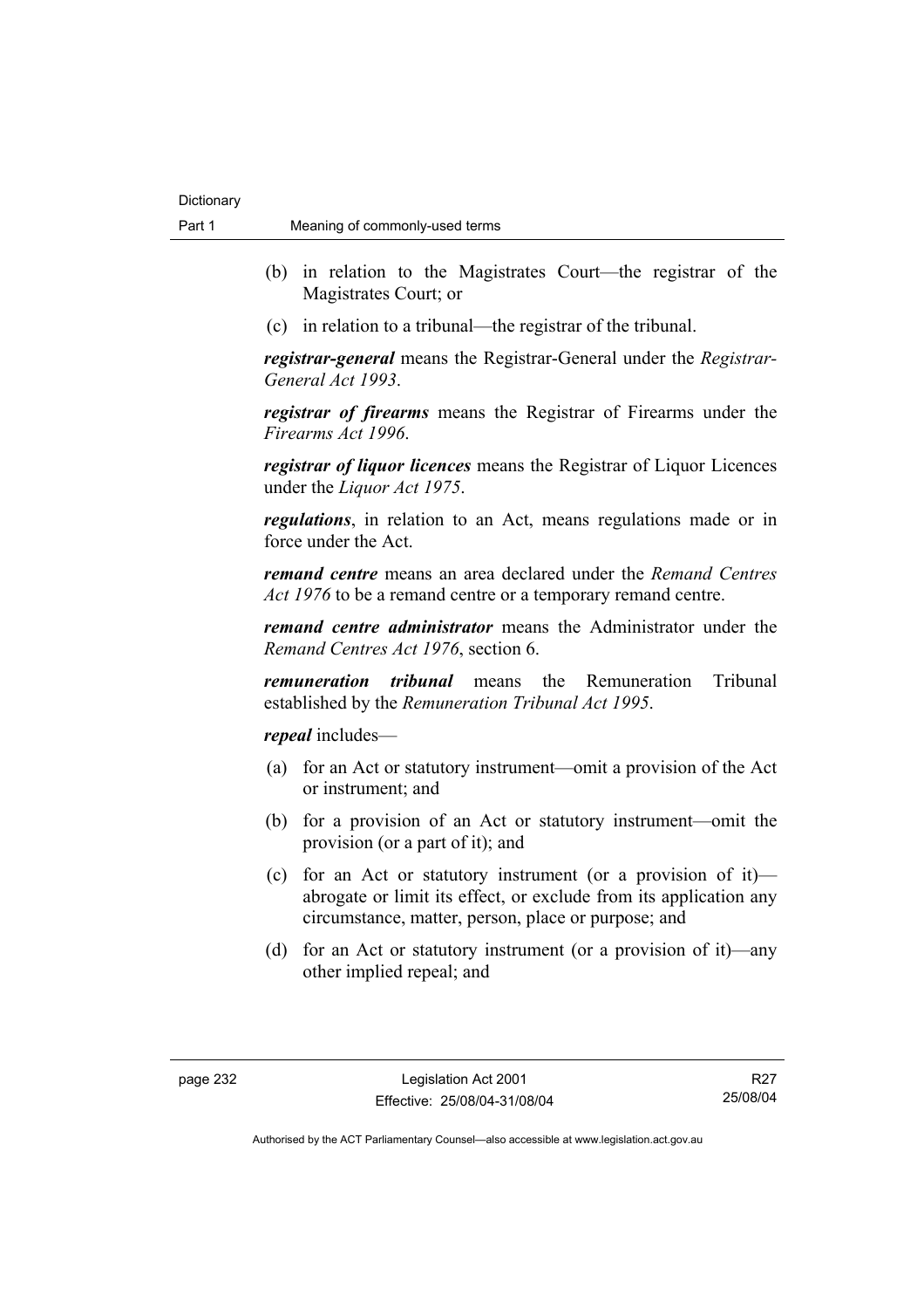(b) in relation to the Magistrates Court—the registrar of the Magistrates Court; or

(c) in relation to a tribunal—the registrar of the tribunal.

***registrar-general*** means the Registrar-General under the *Registrar-General Act 1993*.

***registrar of firearms*** means the Registrar of Firearms under the *Firearms Act 1996*.

***registrar of liquor licences*** means the Registrar of Liquor Licences under the *Liquor Act 1975*.

***regulations***, in relation to an Act, means regulations made or in force under the Act.

***remand centre*** means an area declared under the *Remand Centres Act 1976* to be a remand centre or a temporary remand centre.

***remand centre administrator*** means the Administrator under the *Remand Centres Act 1976*, section 6.

***remuneration tribunal*** means the Remuneration Tribunal established by the *Remuneration Tribunal Act 1995*.

***repeal*** includes—

(a) for an Act or statutory instrument—omit a provision of the Act or instrument; and

(b) for a provision of an Act or statutory instrument—omit the provision (or a part of it); and

(c) for an Act or statutory instrument (or a provision of it)—abrogate or limit its effect, or exclude from its application any circumstance, matter, person, place or purpose; and

(d) for an Act or statutory instrument (or a provision of it)—any other implied repeal; and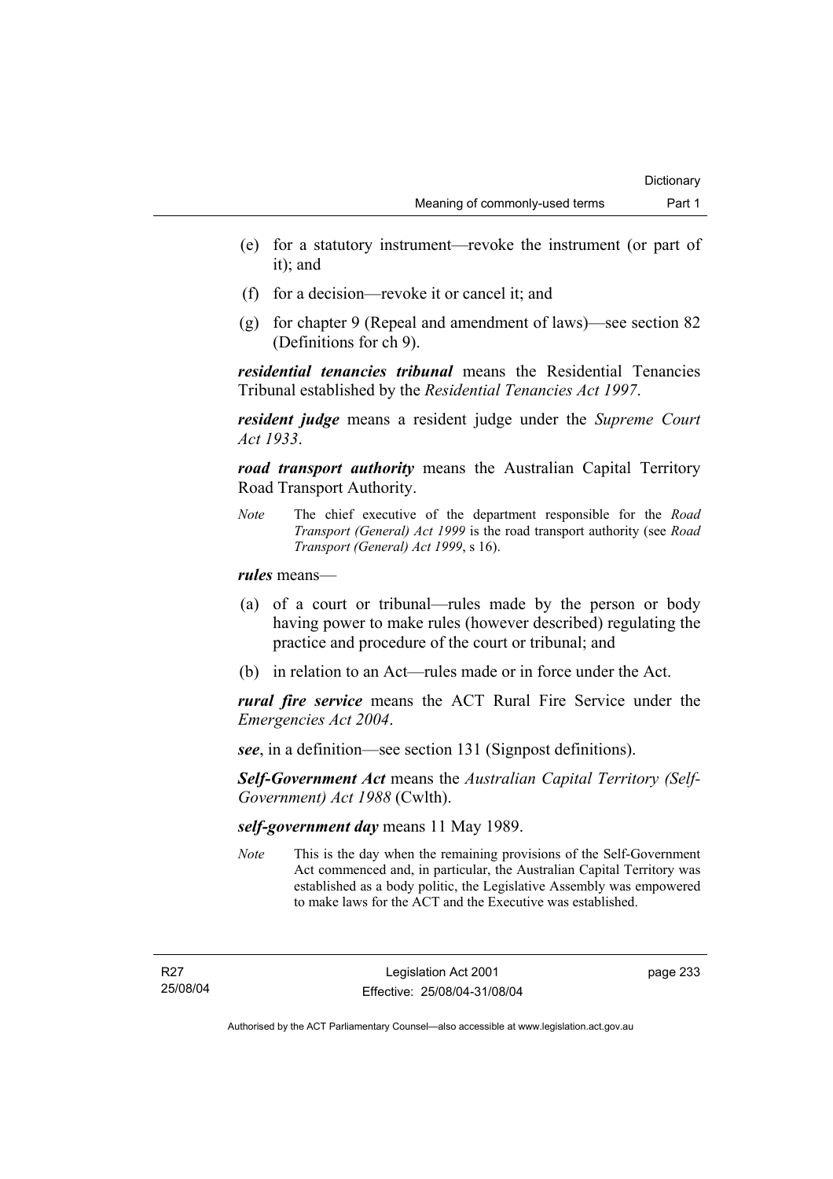(e) for a statutory instrument—revoke the instrument (or part of it); and

(f) for a decision—revoke it or cancel it; and

(g) for chapter 9 (Repeal and amendment of laws)—see section 82 (Definitions for ch 9).

***residential tenancies tribunal*** means the Residential Tenancies Tribunal established by the *Residential Tenancies Act 1997*.

***resident judge*** means a resident judge under the *Supreme Court Act 1933*.

***road transport authority*** means the Australian Capital Territory Road Transport Authority.

*Note* The chief executive of the department responsible for the *Road Transport (General) Act 1999* is the road transport authority (see *Road Transport (General) Act 1999*, s 16).

***rules*** means—

(a) of a court or tribunal—rules made by the person or body having power to make rules (however described) regulating the practice and procedure of the court or tribunal; and

(b) in relation to an Act—rules made or in force under the Act.

***rural fire service*** means the ACT Rural Fire Service under the *Emergencies Act 2004*.

***see***, in a definition—see section 131 (Signpost definitions).

***Self-Government Act*** means the *Australian Capital Territory (Self-Government) Act 1988* (Cwlth).

***self-government day*** means 11 May 1989.

*Note* This is the day when the remaining provisions of the Self-Government Act commenced and, in particular, the Australian Capital Territory was established as a body politic, the Legislative Assembly was empowered to make laws for the ACT and the Executive was established.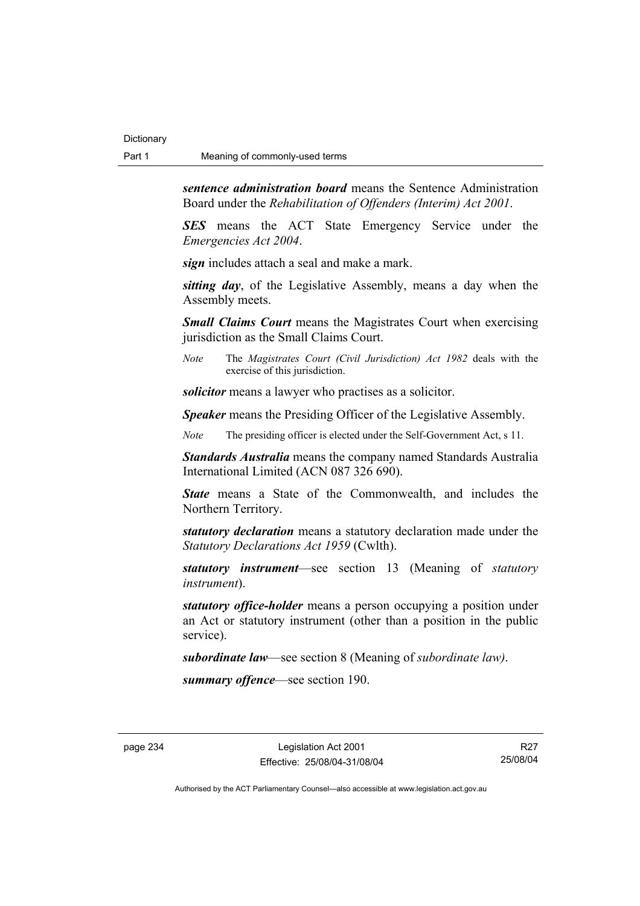***sentence administration board*** means the Sentence Administration Board under the *Rehabilitation of Offenders (Interim) Act 2001*.

***SES*** means the ACT State Emergency Service under the *Emergencies Act 2004*.

***sign*** includes attach a seal and make a mark.

***sitting day***, of the Legislative Assembly, means a day when the Assembly meets.

***Small Claims Court*** means the Magistrates Court when exercising jurisdiction as the Small Claims Court.

*Note* The *Magistrates Court (Civil Jurisdiction) Act 1982* deals with the exercise of this jurisdiction.

***solicitor*** means a lawyer who practises as a solicitor.

***Speaker*** means the Presiding Officer of the Legislative Assembly.

*Note* The presiding officer is elected under the Self-Government Act, s 11.

***Standards Australia*** means the company named Standards Australia International Limited (ACN 087 326 690).

***State*** means a State of the Commonwealth, and includes the Northern Territory.

***statutory declaration*** means a statutory declaration made under the *Statutory Declarations Act 1959* (Cwlth).

***statutory instrument***—see section 13 (Meaning of *statutory instrument*).

***statutory office-holder*** means a person occupying a position under an Act or statutory instrument (other than a position in the public service).

***subordinate law***—see section 8 (Meaning of *subordinate law)*.

***summary offence***—see section 190.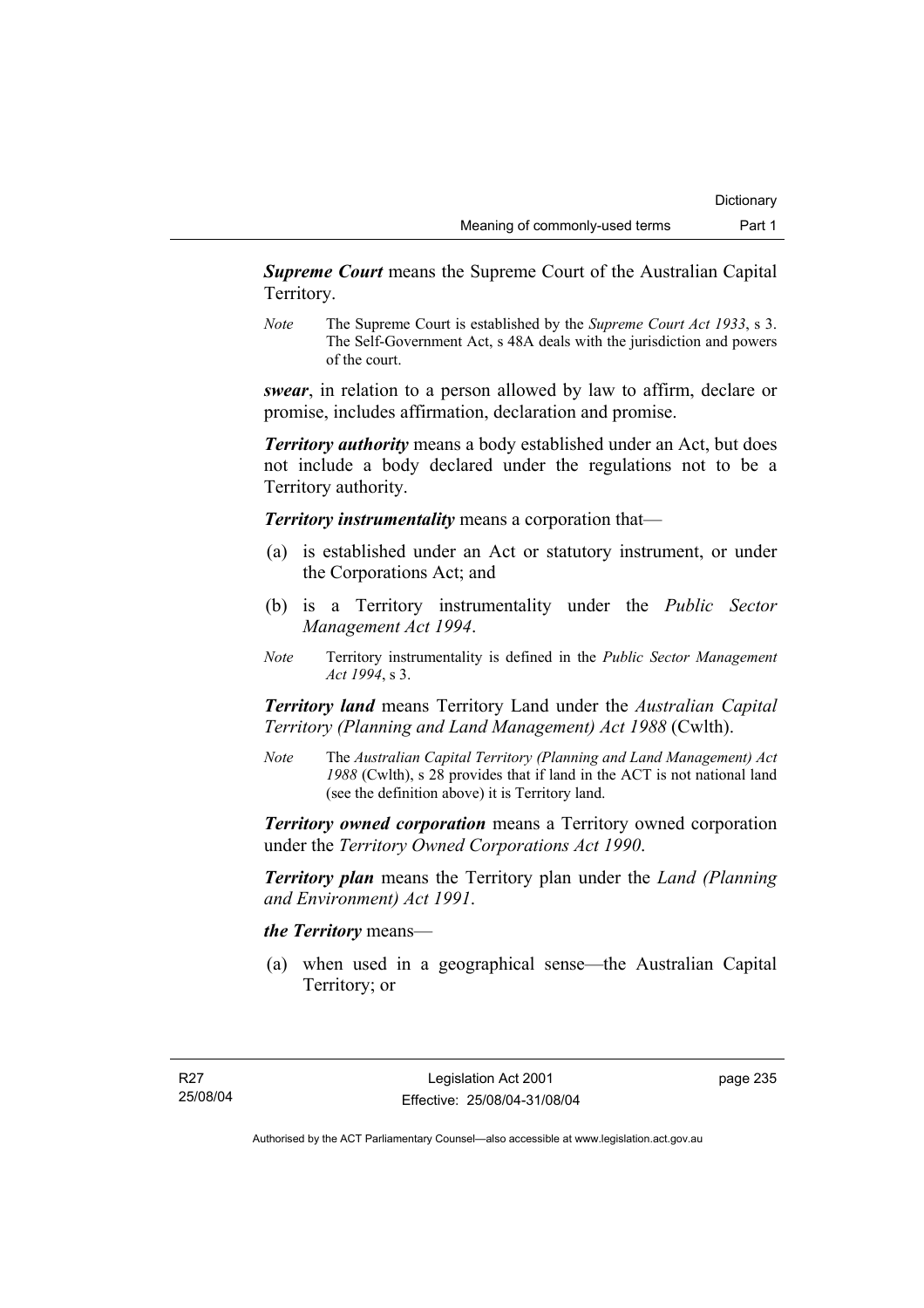***Supreme Court*** means the Supreme Court of the Australian Capital Territory.

*Note* The Supreme Court is established by the *Supreme Court Act 1933*, s 3. The Self-Government Act, s 48A deals with the jurisdiction and powers of the court.

***swear***, in relation to a person allowed by law to affirm, declare or promise, includes affirmation, declaration and promise.

***Territory authority*** means a body established under an Act, but does not include a body declared under the regulations not to be a Territory authority.

***Territory instrumentality*** means a corporation that—

(a) is established under an Act or statutory instrument, or under the Corporations Act; and

(b) is a Territory instrumentality under the *Public Sector Management Act 1994*.

*Note* Territory instrumentality is defined in the *Public Sector Management Act 1994*, s 3.

***Territory land*** means Territory Land under the *Australian Capital Territory (Planning and Land Management) Act 1988* (Cwlth).

*Note* The *Australian Capital Territory (Planning and Land Management) Act 1988* (Cwlth), s 28 provides that if land in the ACT is not national land (see the definition above) it is Territory land.

***Territory owned corporation*** means a Territory owned corporation under the *Territory Owned Corporations Act 1990*.

***Territory plan*** means the Territory plan under the *Land (Planning and Environment) Act 1991*.

***the Territory*** means—

(a) when used in a geographical sense—the Australian Capital Territory; or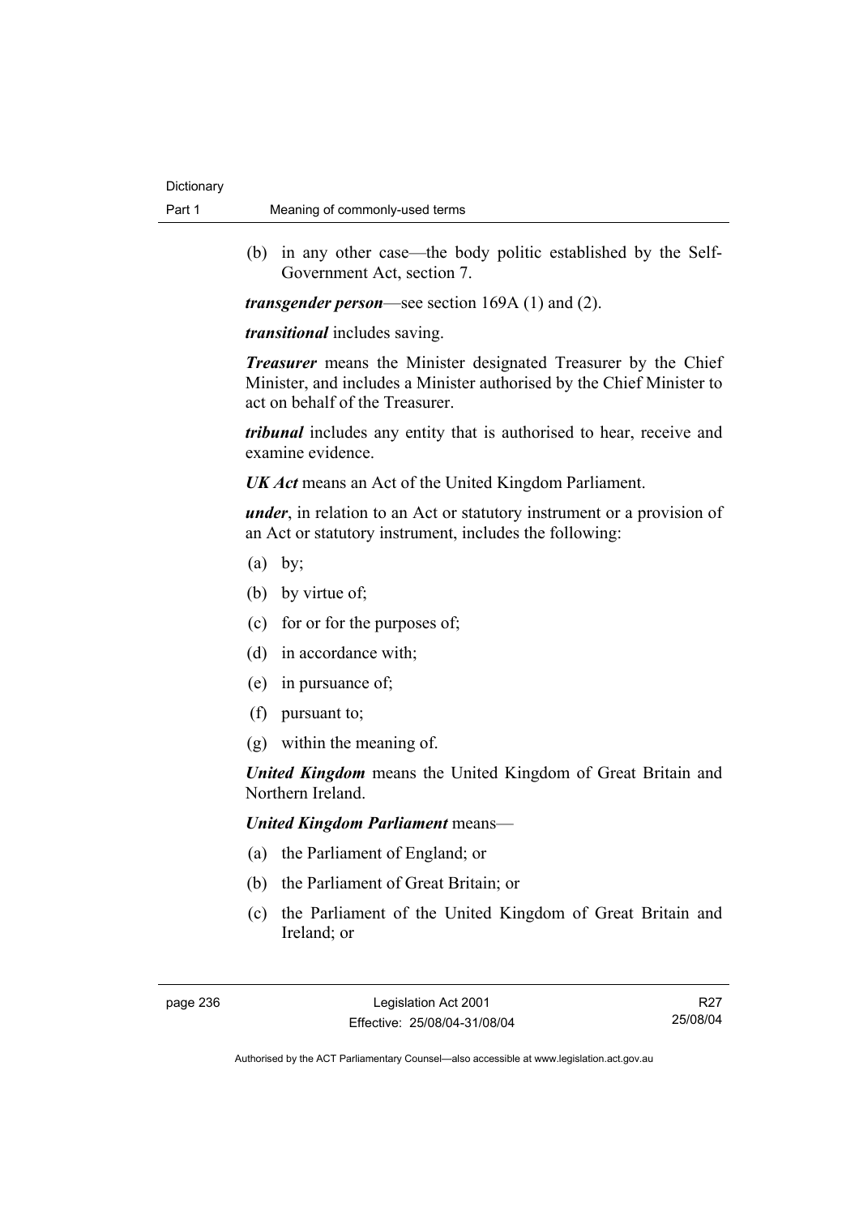(b) in any other case—the body politic established by the Self-Government Act, section 7.

***transgender person***—see section 169A (1) and (2).

***transitional*** includes saving.

***Treasurer*** means the Minister designated Treasurer by the Chief Minister, and includes a Minister authorised by the Chief Minister to act on behalf of the Treasurer.

***tribunal*** includes any entity that is authorised to hear, receive and examine evidence.

***UK Act*** means an Act of the United Kingdom Parliament.

***under***, in relation to an Act or statutory instrument or a provision of an Act or statutory instrument, includes the following:

(a) by;

(b) by virtue of;

(c) for or for the purposes of;

(d) in accordance with;

(e) in pursuance of;

(f) pursuant to;

(g) within the meaning of.

***United Kingdom*** means the United Kingdom of Great Britain and Northern Ireland.

***United Kingdom Parliament*** means—

(a) the Parliament of England; or

(b) the Parliament of Great Britain; or

(c) the Parliament of the United Kingdom of Great Britain and Ireland; or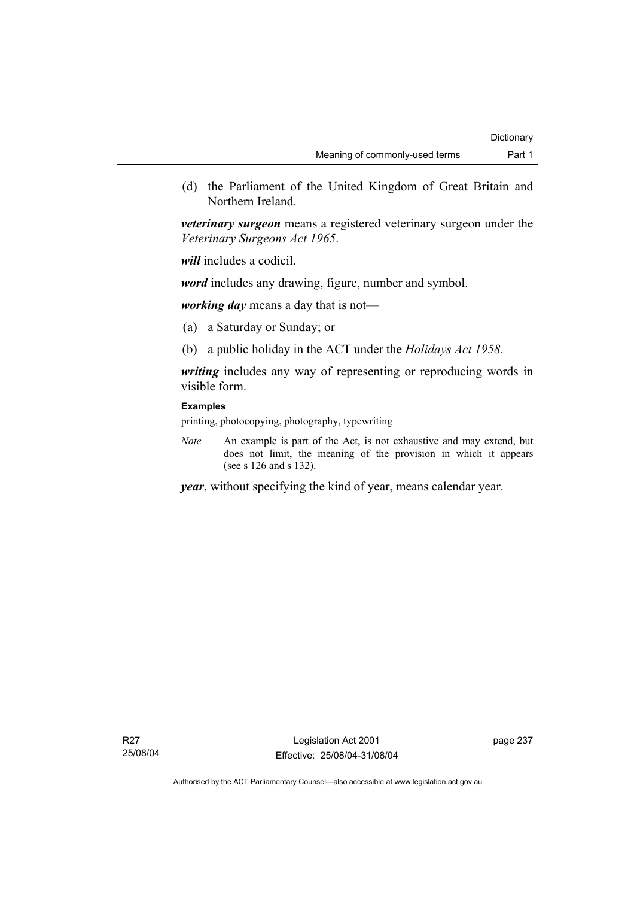(d) the Parliament of the United Kingdom of Great Britain and Northern Ireland.

***veterinary surgeon*** means a registered veterinary surgeon under the *Veterinary Surgeons Act 1965*.

***will*** includes a codicil.

***word*** includes any drawing, figure, number and symbol.

***working day*** means a day that is not—

(a) a Saturday or Sunday; or

(b) a public holiday in the ACT under the *Holidays Act 1958*.

***writing*** includes any way of representing or reproducing words in visible form.

**Examples**

printing, photocopying, photography, typewriting

*Note* An example is part of the Act, is not exhaustive and may extend, but does not limit, the meaning of the provision in which it appears (see s 126 and s 132).

***year***, without specifying the kind of year, means calendar year.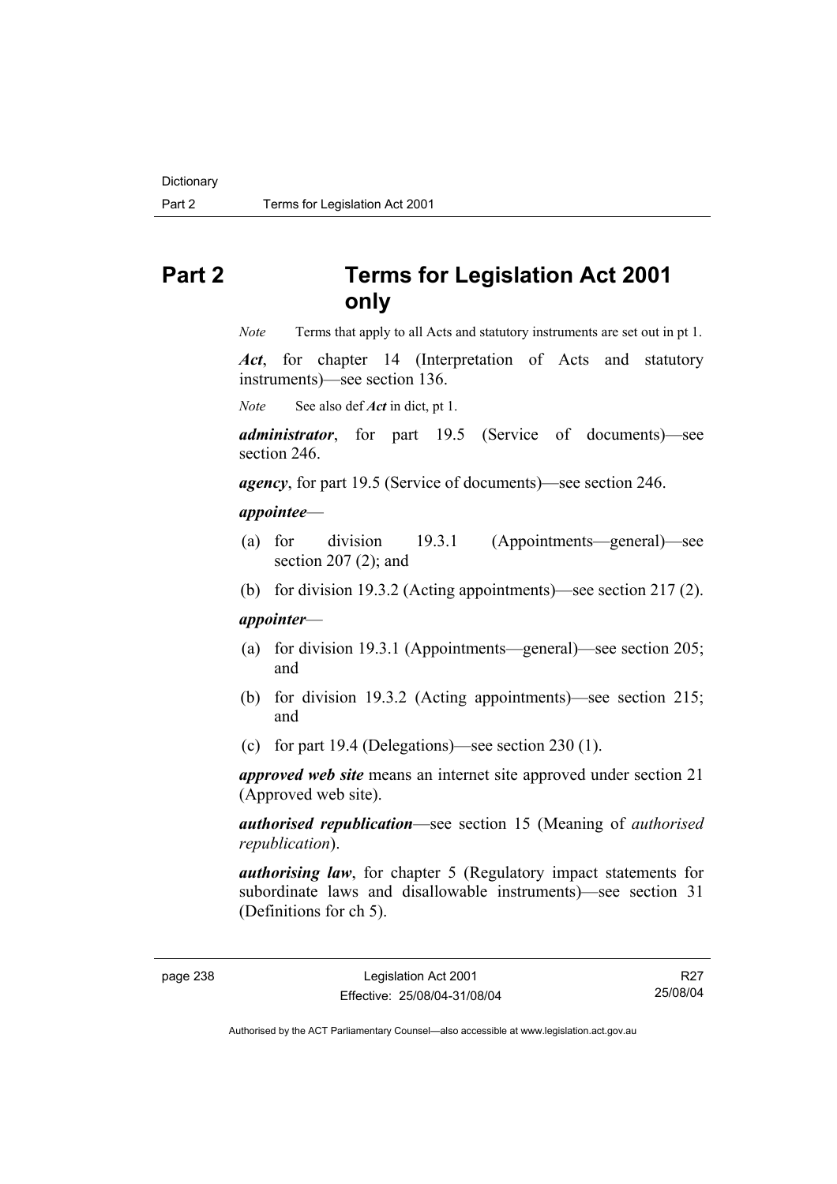# Part 2 Terms for Legislation Act 2001 only

*Note* Terms that apply to all Acts and statutory instruments are set out in pt 1.

***Act***, for chapter 14 (Interpretation of Acts and statutory instruments)—see section 136.

*Note* See also def ***Act*** in dict, pt 1.

***administrator***, for part 19.5 (Service of documents)—see section 246.

***agency***, for part 19.5 (Service of documents)—see section 246.

***appointee***—

(a) for division 19.3.1 (Appointments—general)—see section 207 (2); and

(b) for division 19.3.2 (Acting appointments)—see section 217 (2).

***appointer***—

(a) for division 19.3.1 (Appointments—general)—see section 205; and

(b) for division 19.3.2 (Acting appointments)—see section 215; and

(c) for part 19.4 (Delegations)—see section 230 (1).

***approved web site*** means an internet site approved under section 21 (Approved web site).

***authorised republication***—see section 15 (Meaning of *authorised republication*).

***authorising law***, for chapter 5 (Regulatory impact statements for subordinate laws and disallowable instruments)—see section 31 (Definitions for ch 5).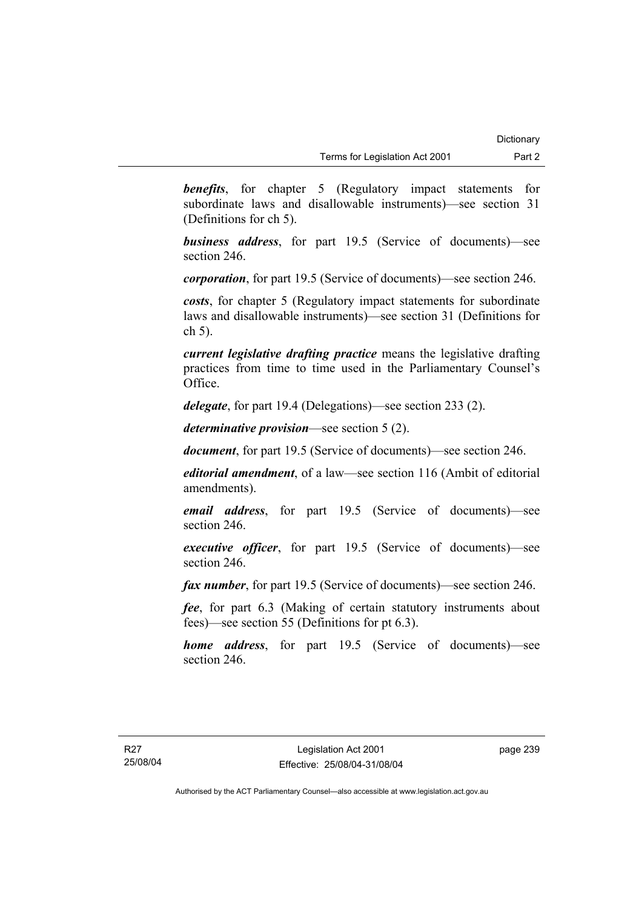***benefits***, for chapter 5 (Regulatory impact statements for subordinate laws and disallowable instruments)—see section 31 (Definitions for ch 5).

***business address***, for part 19.5 (Service of documents)—see section 246.

***corporation***, for part 19.5 (Service of documents)—see section 246.

***costs***, for chapter 5 (Regulatory impact statements for subordinate laws and disallowable instruments)—see section 31 (Definitions for ch 5).

***current legislative drafting practice*** means the legislative drafting practices from time to time used in the Parliamentary Counsel's Office.

***delegate***, for part 19.4 (Delegations)—see section 233 (2).

***determinative provision***—see section 5 (2).

***document***, for part 19.5 (Service of documents)—see section 246.

***editorial amendment***, of a law—see section 116 (Ambit of editorial amendments).

***email address***, for part 19.5 (Service of documents)—see section 246.

***executive officer***, for part 19.5 (Service of documents)—see section 246.

***fax number***, for part 19.5 (Service of documents)—see section 246.

***fee***, for part 6.3 (Making of certain statutory instruments about fees)—see section 55 (Definitions for pt 6.3).

***home address***, for part 19.5 (Service of documents)—see section 246.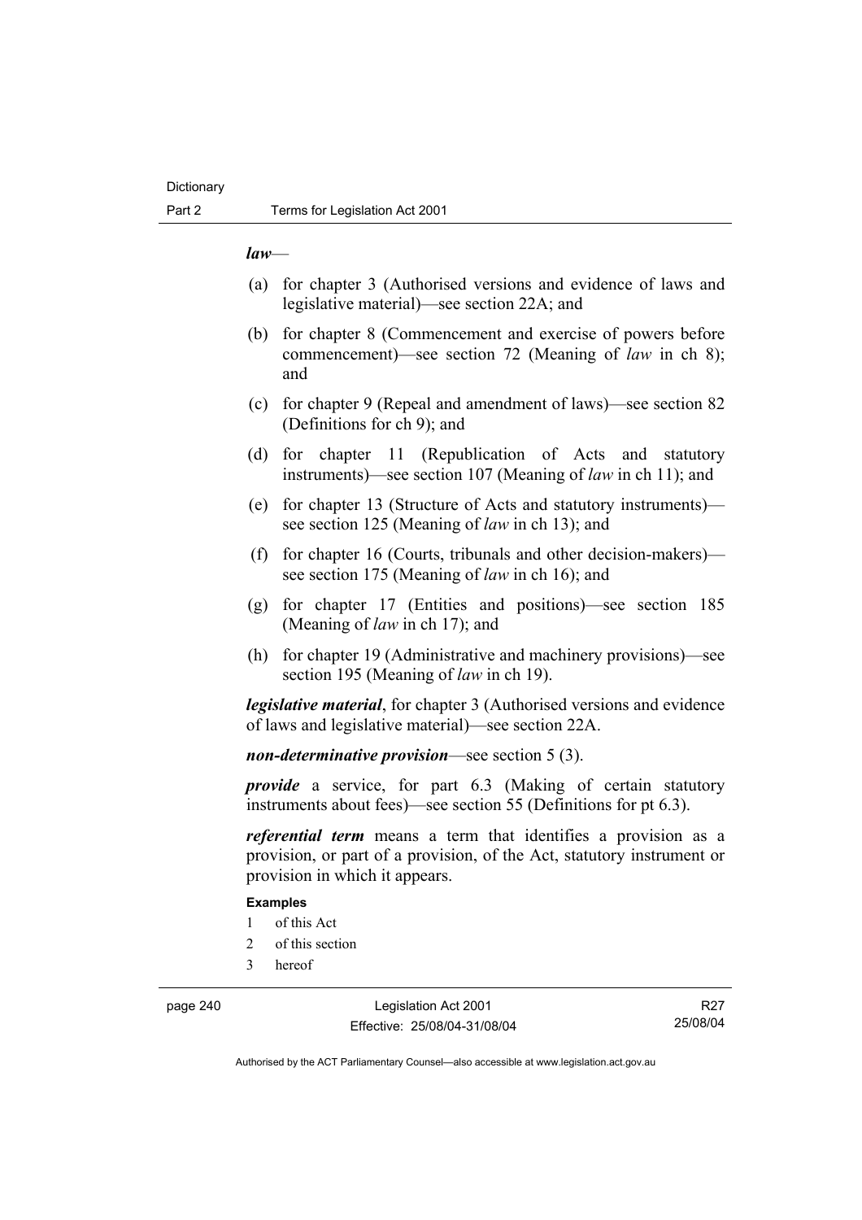***law***—

(a) for chapter 3 (Authorised versions and evidence of laws and legislative material)—see section 22A; and

(b) for chapter 8 (Commencement and exercise of powers before commencement)—see section 72 (Meaning of *law* in ch 8); and

(c) for chapter 9 (Repeal and amendment of laws)—see section 82 (Definitions for ch 9); and

(d) for chapter 11 (Republication of Acts and statutory instruments)—see section 107 (Meaning of *law* in ch 11); and

(e) for chapter 13 (Structure of Acts and statutory instruments)—see section 125 (Meaning of *law* in ch 13); and

(f) for chapter 16 (Courts, tribunals and other decision-makers)—see section 175 (Meaning of *law* in ch 16); and

(g) for chapter 17 (Entities and positions)—see section 185 (Meaning of *law* in ch 17); and

(h) for chapter 19 (Administrative and machinery provisions)—see section 195 (Meaning of *law* in ch 19).

***legislative material***, for chapter 3 (Authorised versions and evidence of laws and legislative material)—see section 22A.

***non-determinative provision***—see section 5 (3).

***provide*** a service, for part 6.3 (Making of certain statutory instruments about fees)—see section 55 (Definitions for pt 6.3).

***referential term*** means a term that identifies a provision as a provision, or part of a provision, of the Act, statutory instrument or provision in which it appears.

**Examples**

1 of this Act
2 of this section
3 hereof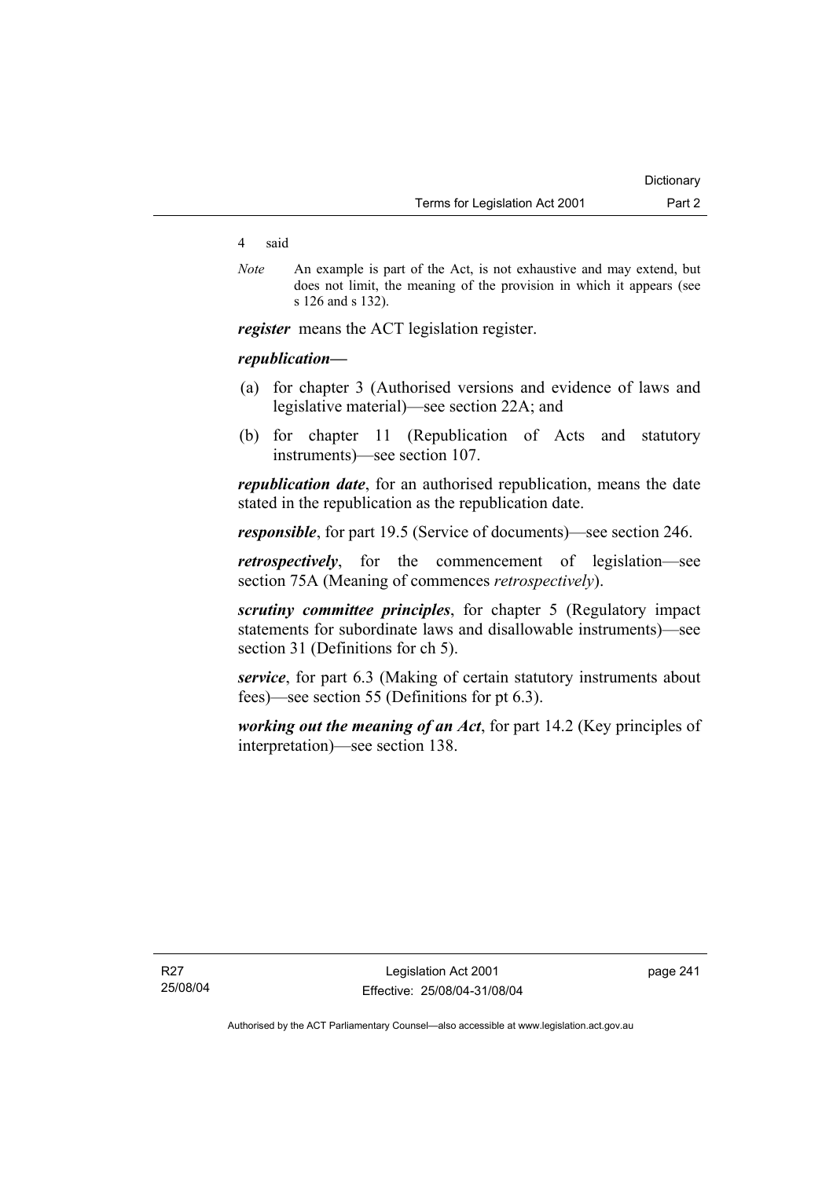4 said

*Note* An example is part of the Act, is not exhaustive and may extend, but does not limit, the meaning of the provision in which it appears (see s 126 and s 132).

***register*** means the ACT legislation register.

***republication***—

(a) for chapter 3 (Authorised versions and evidence of laws and legislative material)—see section 22A; and

(b) for chapter 11 (Republication of Acts and statutory instruments)—see section 107.

***republication date***, for an authorised republication, means the date stated in the republication as the republication date.

***responsible***, for part 19.5 (Service of documents)—see section 246.

***retrospectively***, for the commencement of legislation—see section 75A (Meaning of commences *retrospectively*).

***scrutiny committee principles***, for chapter 5 (Regulatory impact statements for subordinate laws and disallowable instruments)—see section 31 (Definitions for ch 5).

***service***, for part 6.3 (Making of certain statutory instruments about fees)—see section 55 (Definitions for pt 6.3).

***working out the meaning of an Act***, for part 14.2 (Key principles of interpretation)—see section 138.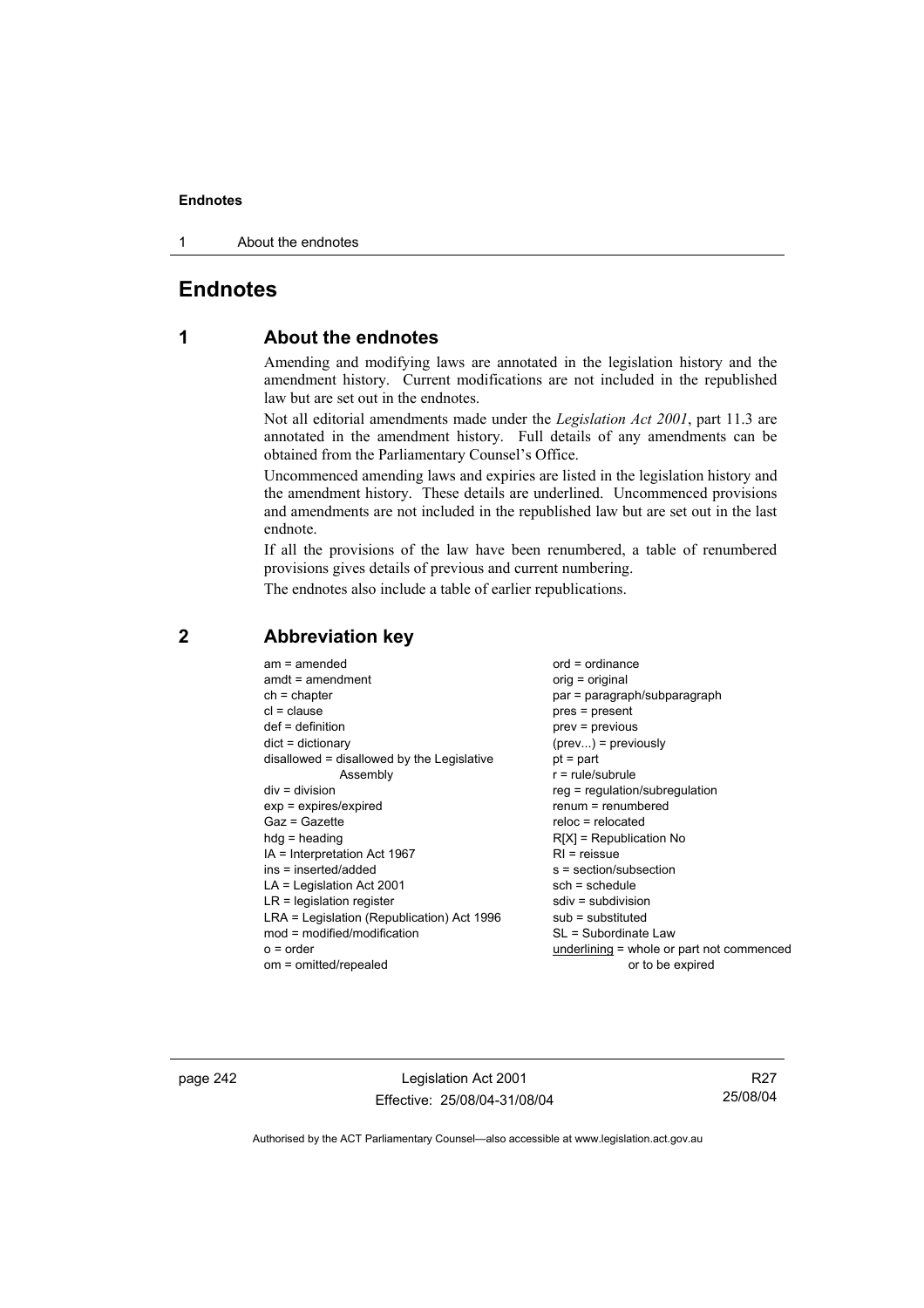# Endnotes

## 1 About the endnotes

Amending and modifying laws are annotated in the legislation history and the amendment history. Current modifications are not included in the republished law but are set out in the endnotes.

Not all editorial amendments made under the *Legislation Act 2001*, part 11.3 are annotated in the amendment history. Full details of any amendments can be obtained from the Parliamentary Counsel's Office.

Uncommenced amending laws and expiries are listed in the legislation history and the amendment history. These details are underlined. Uncommenced provisions and amendments are not included in the republished law but are set out in the last endnote.

If all the provisions of the law have been renumbered, a table of renumbered provisions gives details of previous and current numbering.

The endnotes also include a table of earlier republications.

## 2 Abbreviation key

am = amended
amdt = amendment
ch = chapter
cl = clause
def = definition
dict = dictionary
disallowed = disallowed by the Legislative Assembly
div = division
exp = expires/expired
Gaz = Gazette
hdg = heading
IA = Interpretation Act 1967
ins = inserted/added
LA = Legislation Act 2001
LR = legislation register
LRA = Legislation (Republication) Act 1996
mod = modified/modification
o = order
om = omitted/repealed
ord = ordinance
orig = original
par = paragraph/subparagraph
pres = present
prev = previous
(prev...) = previously
pt = part
r = rule/subrule
reg = regulation/subregulation
renum = renumbered
reloc = relocated
R[X] = Republication No
RI = reissue
s = section/subsection
sch = schedule
sdiv = subdivision
sub = substituted
SL = Subordinate Law
underlining = whole or part not commenced or to be expired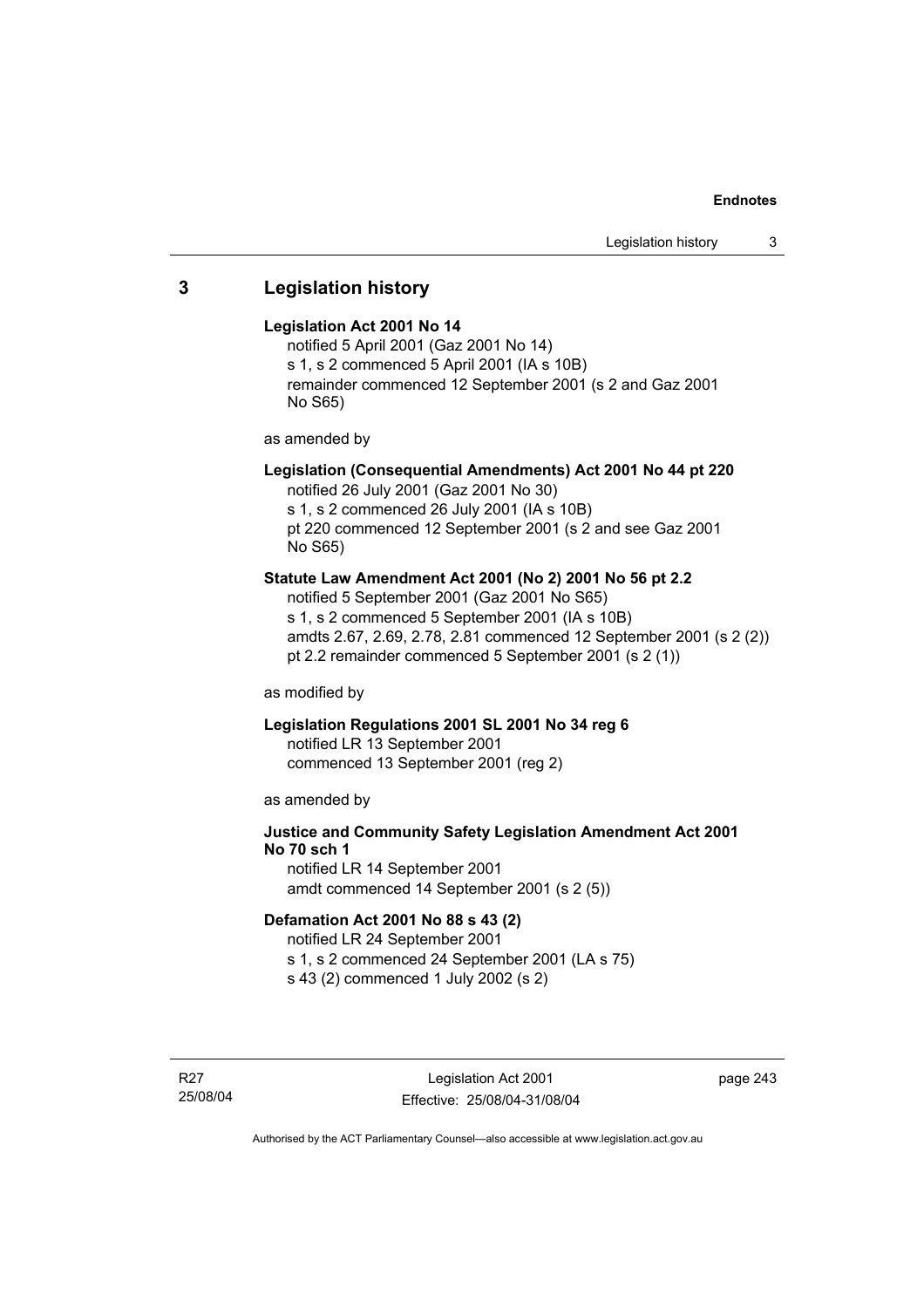## 3 Legislation history

**Legislation Act 2001 No 14**

notified 5 April 2001 (Gaz 2001 No 14)
s 1, s 2 commenced 5 April 2001 (IA s 10B)
remainder commenced 12 September 2001 (s 2 and Gaz 2001 No S65)

as amended by

**Legislation (Consequential Amendments) Act 2001 No 44 pt 220**

notified 26 July 2001 (Gaz 2001 No 30)
s 1, s 2 commenced 26 July 2001 (IA s 10B)
pt 220 commenced 12 September 2001 (s 2 and see Gaz 2001 No S65)

**Statute Law Amendment Act 2001 (No 2) 2001 No 56 pt 2.2**

notified 5 September 2001 (Gaz 2001 No S65)
s 1, s 2 commenced 5 September 2001 (IA s 10B)
amdts 2.67, 2.69, 2.78, 2.81 commenced 12 September 2001 (s 2 (2))
pt 2.2 remainder commenced 5 September 2001 (s 2 (1))

as modified by

**Legislation Regulations 2001 SL 2001 No 34 reg 6**

notified LR 13 September 2001
commenced 13 September 2001 (reg 2)

as amended by

**Justice and Community Safety Legislation Amendment Act 2001 No 70 sch 1**

notified LR 14 September 2001
amdt commenced 14 September 2001 (s 2 (5))

**Defamation Act 2001 No 88 s 43 (2)**

notified LR 24 September 2001
s 1, s 2 commenced 24 September 2001 (LA s 75)
s 43 (2) commenced 1 July 2002 (s 2)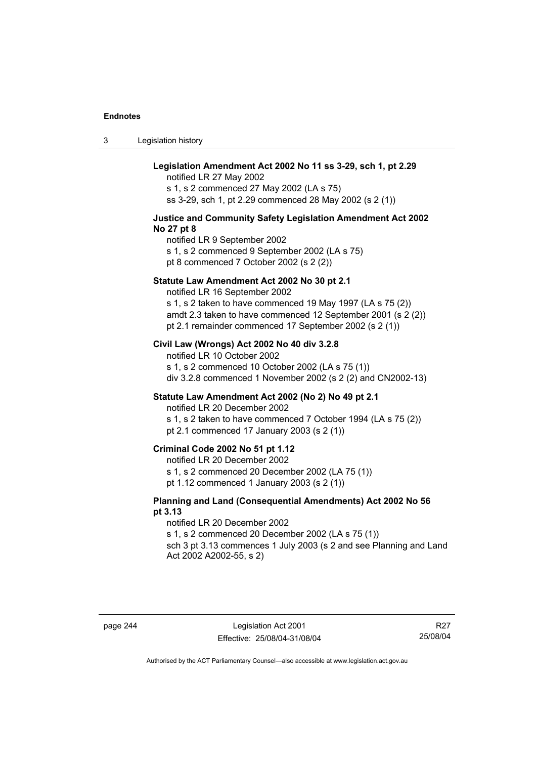**Legislation Amendment Act 2002 No 11 ss 3-29, sch 1, pt 2.29**

notified LR 27 May 2002
s 1, s 2 commenced 27 May 2002 (LA s 75)
ss 3-29, sch 1, pt 2.29 commenced 28 May 2002 (s 2 (1))

**Justice and Community Safety Legislation Amendment Act 2002 No 27 pt 8**

notified LR 9 September 2002
s 1, s 2 commenced 9 September 2002 (LA s 75)
pt 8 commenced 7 October 2002 (s 2 (2))

**Statute Law Amendment Act 2002 No 30 pt 2.1**

notified LR 16 September 2002
s 1, s 2 taken to have commenced 19 May 1997 (LA s 75 (2))
amdt 2.3 taken to have commenced 12 September 2001 (s 2 (2))
pt 2.1 remainder commenced 17 September 2002 (s 2 (1))

**Civil Law (Wrongs) Act 2002 No 40 div 3.2.8**

notified LR 10 October 2002
s 1, s 2 commenced 10 October 2002 (LA s 75 (1))
div 3.2.8 commenced 1 November 2002 (s 2 (2) and CN2002-13)

**Statute Law Amendment Act 2002 (No 2) No 49 pt 2.1**

notified LR 20 December 2002
s 1, s 2 taken to have commenced 7 October 1994 (LA s 75 (2))
pt 2.1 commenced 17 January 2003 (s 2 (1))

**Criminal Code 2002 No 51 pt 1.12**

notified LR 20 December 2002
s 1, s 2 commenced 20 December 2002 (LA 75 (1))
pt 1.12 commenced 1 January 2003 (s 2 (1))

**Planning and Land (Consequential Amendments) Act 2002 No 56 pt 3.13**

notified LR 20 December 2002
s 1, s 2 commenced 20 December 2002 (LA s 75 (1))
sch 3 pt 3.13 commences 1 July 2003 (s 2 and see Planning and Land Act 2002 A2002-55, s 2)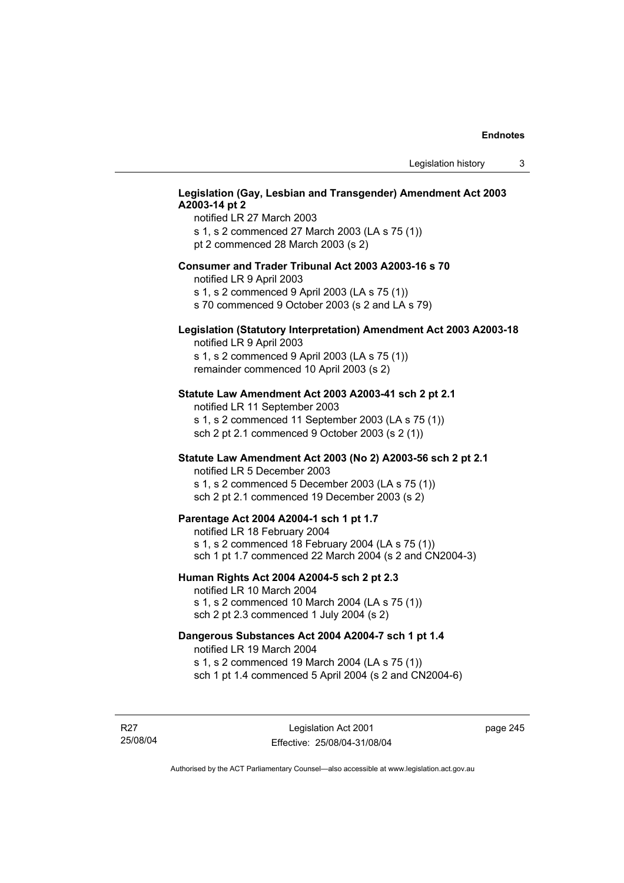**Legislation (Gay, Lesbian and Transgender) Amendment Act 2003 A2003-14 pt 2**

notified LR 27 March 2003

s 1, s 2 commenced 27 March 2003 (LA s 75 (1))

pt 2 commenced 28 March 2003 (s 2)

**Consumer and Trader Tribunal Act 2003 A2003-16 s 70**

notified LR 9 April 2003

s 1, s 2 commenced 9 April 2003 (LA s 75 (1))

s 70 commenced 9 October 2003 (s 2 and LA s 79)

**Legislation (Statutory Interpretation) Amendment Act 2003 A2003-18**

notified LR 9 April 2003

s 1, s 2 commenced 9 April 2003 (LA s 75 (1))

remainder commenced 10 April 2003 (s 2)

**Statute Law Amendment Act 2003 A2003-41 sch 2 pt 2.1**

notified LR 11 September 2003

s 1, s 2 commenced 11 September 2003 (LA s 75 (1))

sch 2 pt 2.1 commenced 9 October 2003 (s 2 (1))

**Statute Law Amendment Act 2003 (No 2) A2003-56 sch 2 pt 2.1**

notified LR 5 December 2003

s 1, s 2 commenced 5 December 2003 (LA s 75 (1))

sch 2 pt 2.1 commenced 19 December 2003 (s 2)

**Parentage Act 2004 A2004-1 sch 1 pt 1.7**

notified LR 18 February 2004

s 1, s 2 commenced 18 February 2004 (LA s 75 (1))

sch 1 pt 1.7 commenced 22 March 2004 (s 2 and CN2004-3)

**Human Rights Act 2004 A2004-5 sch 2 pt 2.3**

notified LR 10 March 2004

s 1, s 2 commenced 10 March 2004 (LA s 75 (1))

sch 2 pt 2.3 commenced 1 July 2004 (s 2)

**Dangerous Substances Act 2004 A2004-7 sch 1 pt 1.4**

notified LR 19 March 2004

s 1, s 2 commenced 19 March 2004 (LA s 75 (1))

sch 1 pt 1.4 commenced 5 April 2004 (s 2 and CN2004-6)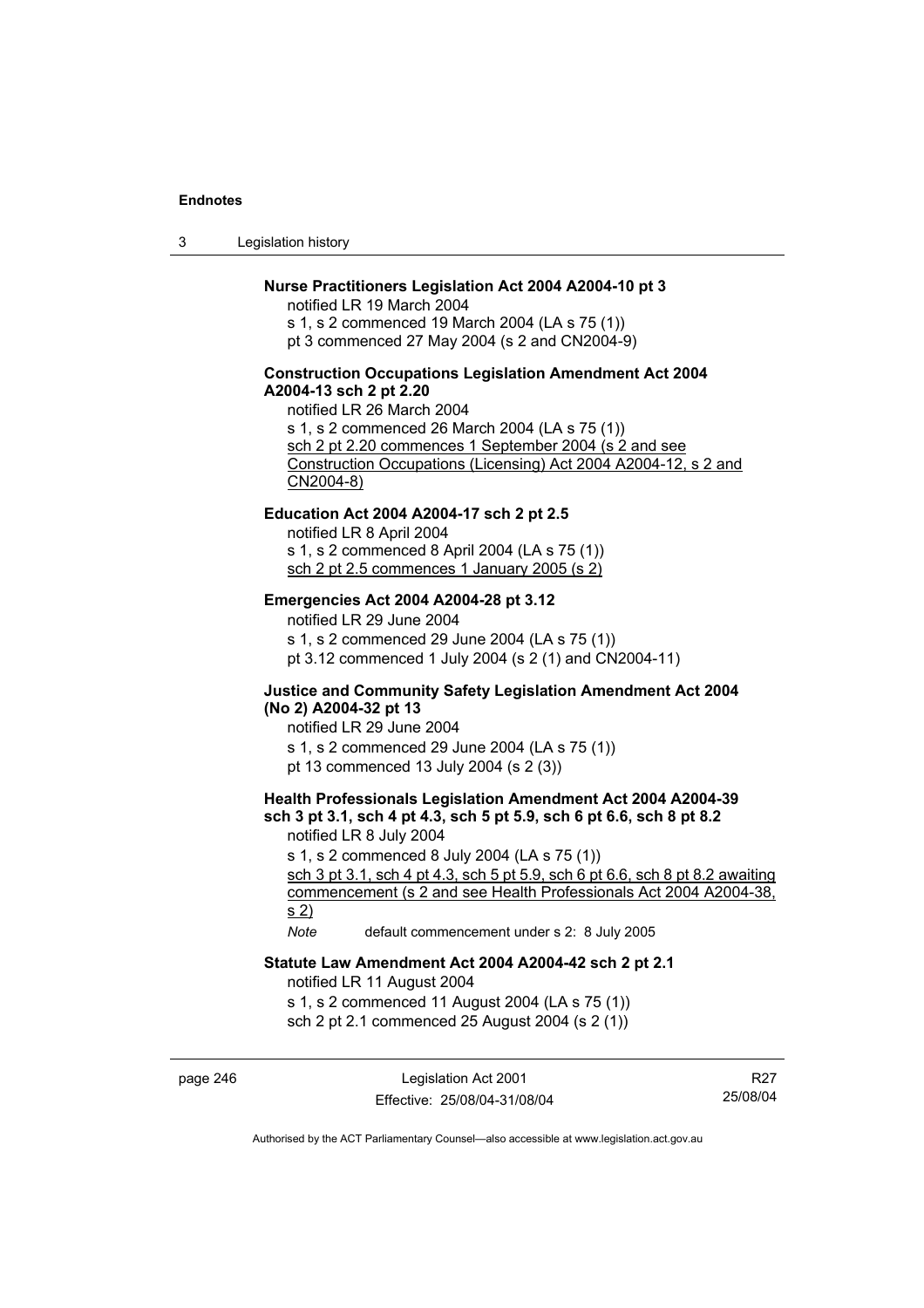**Nurse Practitioners Legislation Act 2004 A2004-10 pt 3**

notified LR 19 March 2004

s 1, s 2 commenced 19 March 2004 (LA s 75 (1))

pt 3 commenced 27 May 2004 (s 2 and CN2004-9)

**Construction Occupations Legislation Amendment Act 2004 A2004-13 sch 2 pt 2.20**

notified LR 26 March 2004

s 1, s 2 commenced 26 March 2004 (LA s 75 (1))

sch 2 pt 2.20 commences 1 September 2004 (s 2 and see Construction Occupations (Licensing) Act 2004 A2004-12, s 2 and CN2004-8)

**Education Act 2004 A2004-17 sch 2 pt 2.5**

notified LR 8 April 2004

s 1, s 2 commenced 8 April 2004 (LA s 75 (1))

sch 2 pt 2.5 commences 1 January 2005 (s 2)

**Emergencies Act 2004 A2004-28 pt 3.12**

notified LR 29 June 2004

s 1, s 2 commenced 29 June 2004 (LA s 75 (1))

pt 3.12 commenced 1 July 2004 (s 2 (1) and CN2004-11)

**Justice and Community Safety Legislation Amendment Act 2004 (No 2) A2004-32 pt 13**

notified LR 29 June 2004

s 1, s 2 commenced 29 June 2004 (LA s 75 (1))

pt 13 commenced 13 July 2004 (s 2 (3))

**Health Professionals Legislation Amendment Act 2004 A2004-39 sch 3 pt 3.1, sch 4 pt 4.3, sch 5 pt 5.9, sch 6 pt 6.6, sch 8 pt 8.2**

notified LR 8 July 2004

s 1, s 2 commenced 8 July 2004 (LA s 75 (1))

sch 3 pt 3.1, sch 4 pt 4.3, sch 5 pt 5.9, sch 6 pt 6.6, sch 8 pt 8.2 awaiting commencement (s 2 and see Health Professionals Act 2004 A2004-38, s 2)

*Note* default commencement under s 2: 8 July 2005

**Statute Law Amendment Act 2004 A2004-42 sch 2 pt 2.1**

notified LR 11 August 2004

s 1, s 2 commenced 11 August 2004 (LA s 75 (1))

sch 2 pt 2.1 commenced 25 August 2004 (s 2 (1))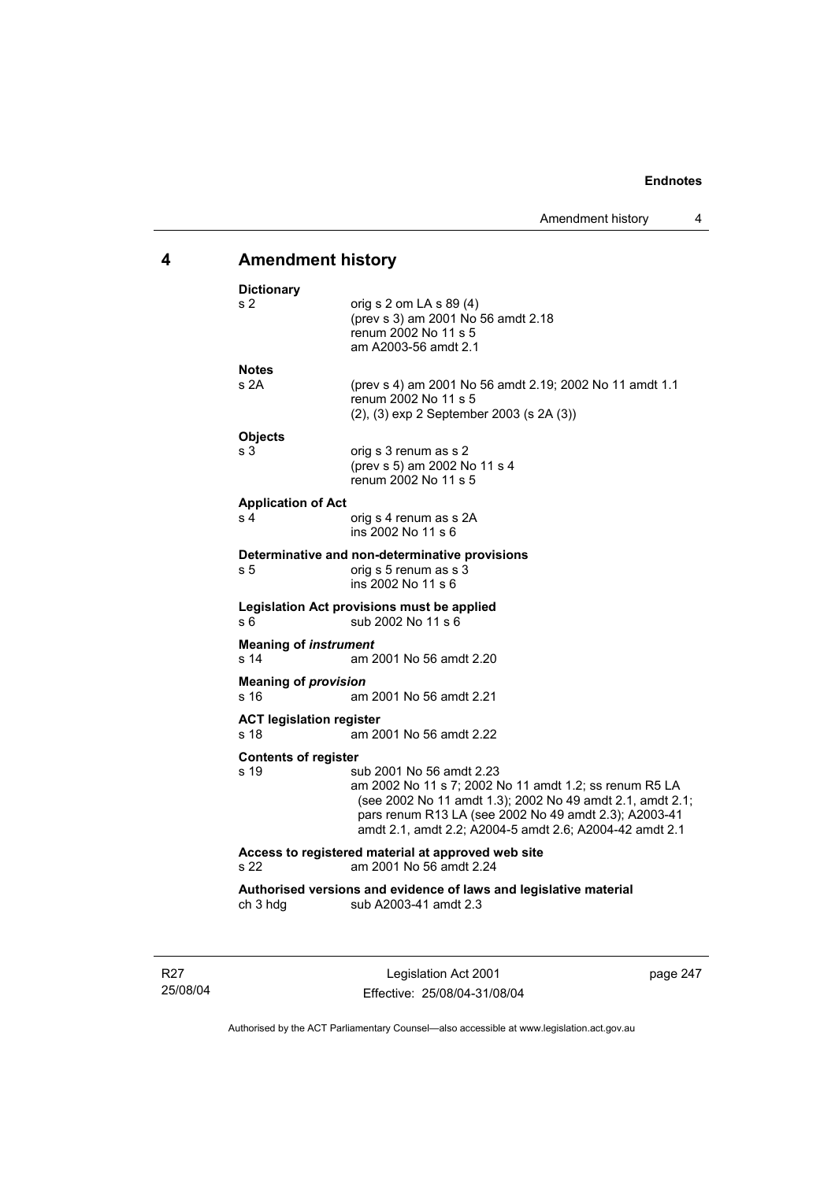## 4 Amendment history

**Dictionary**
s 2 orig s 2 om LA s 89 (4)
(prev s 3) am 2001 No 56 amdt 2.18
renum 2002 No 11 s 5
am A2003-56 amdt 2.1

**Notes**
s 2A (prev s 4) am 2001 No 56 amdt 2.19; 2002 No 11 amdt 1.1
renum 2002 No 11 s 5
(2), (3) exp 2 September 2003 (s 2A (3))

**Objects**
s 3 orig s 3 renum as s 2
(prev s 5) am 2002 No 11 s 4
renum 2002 No 11 s 5

**Application of Act**
s 4 orig s 4 renum as s 2A
ins 2002 No 11 s 6

**Determinative and non-determinative provisions**
s 5 orig s 5 renum as s 3
ins 2002 No 11 s 6

**Legislation Act provisions must be applied**
s 6 sub 2002 No 11 s 6

**Meaning of *instrument***
s 14 am 2001 No 56 amdt 2.20

**Meaning of *provision***
s 16 am 2001 No 56 amdt 2.21

**ACT legislation register**
s 18 am 2001 No 56 amdt 2.22

**Contents of register**
s 19 sub 2001 No 56 amdt 2.23
am 2002 No 11 s 7; 2002 No 11 amdt 1.2; ss renum R5 LA (see 2002 No 11 amdt 1.3); 2002 No 49 amdt 2.1, amdt 2.1; pars renum R13 LA (see 2002 No 49 amdt 2.3); A2003-41 amdt 2.1, amdt 2.2; A2004-5 amdt 2.6; A2004-42 amdt 2.1

**Access to registered material at approved web site**
s 22 am 2001 No 56 amdt 2.24

**Authorised versions and evidence of laws and legislative material**
ch 3 hdg sub A2003-41 amdt 2.3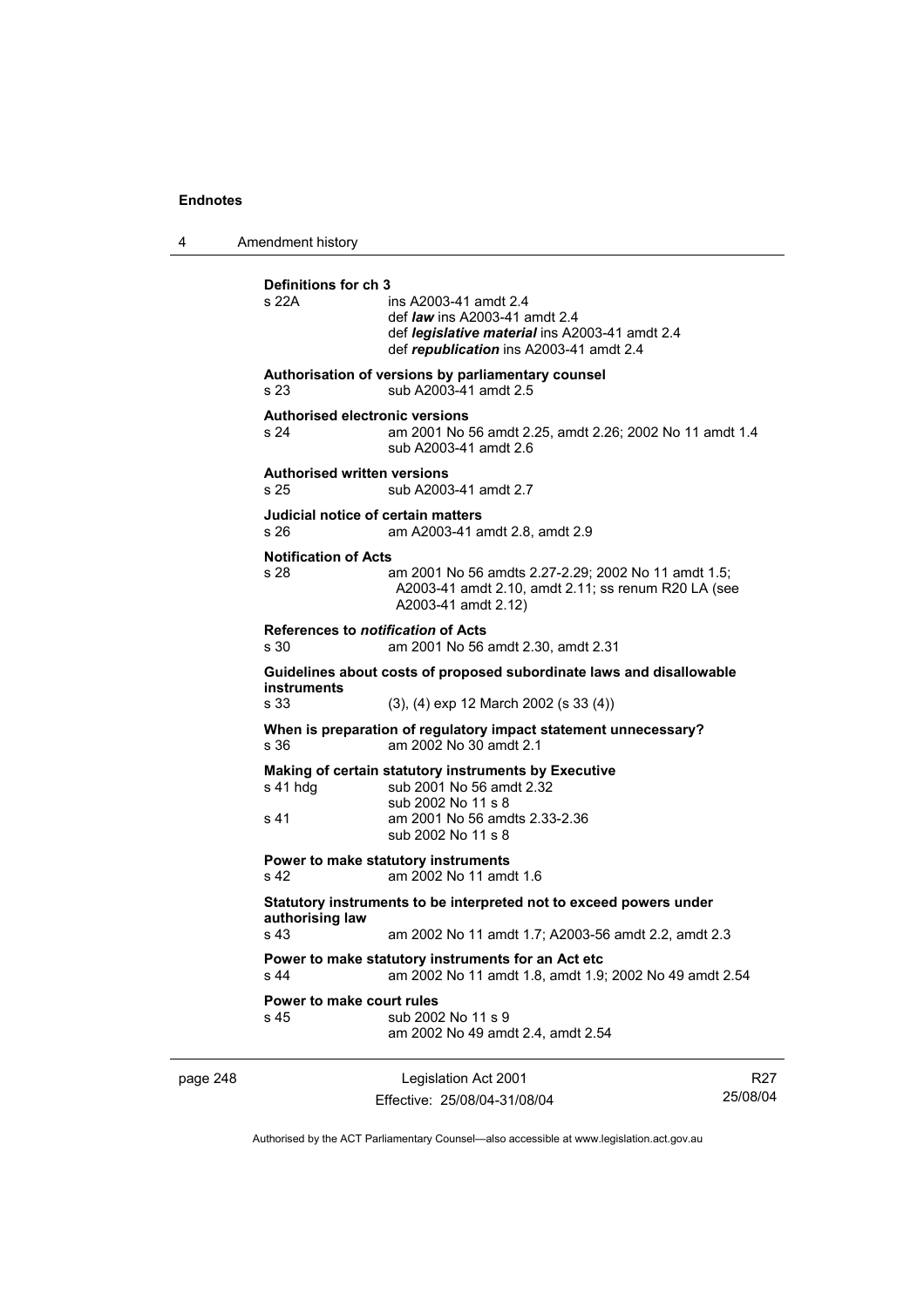**Definitions for ch 3**

s 22A ins A2003-41 amdt 2.4
def ***law*** ins A2003-41 amdt 2.4
def ***legislative material*** ins A2003-41 amdt 2.4
def ***republication*** ins A2003-41 amdt 2.4

**Authorisation of versions by parliamentary counsel**

s 23 sub A2003-41 amdt 2.5

**Authorised electronic versions**

s 24 am 2001 No 56 amdt 2.25, amdt 2.26; 2002 No 11 amdt 1.4
sub A2003-41 amdt 2.6

**Authorised written versions**

s 25 sub A2003-41 amdt 2.7

**Judicial notice of certain matters**

s 26 am A2003-41 amdt 2.8, amdt 2.9

**Notification of Acts**

s 28 am 2001 No 56 amdts 2.27-2.29; 2002 No 11 amdt 1.5; A2003-41 amdt 2.10, amdt 2.11; ss renum R20 LA (see A2003-41 amdt 2.12)

**References to *notification* of Acts**

s 30 am 2001 No 56 amdt 2.30, amdt 2.31

**Guidelines about costs of proposed subordinate laws and disallowable instruments**

s 33 (3), (4) exp 12 March 2002 (s 33 (4))

**When is preparation of regulatory impact statement unnecessary?**

s 36 am 2002 No 30 amdt 2.1

**Making of certain statutory instruments by Executive**

s 41 hdg sub 2001 No 56 amdt 2.32
sub 2002 No 11 s 8

s 41 am 2001 No 56 amdts 2.33-2.36
sub 2002 No 11 s 8

**Power to make statutory instruments**

s 42 am 2002 No 11 amdt 1.6

**Statutory instruments to be interpreted not to exceed powers under authorising law**

s 43 am 2002 No 11 amdt 1.7; A2003-56 amdt 2.2, amdt 2.3

**Power to make statutory instruments for an Act etc**

s 44 am 2002 No 11 amdt 1.8, amdt 1.9; 2002 No 49 amdt 2.54

**Power to make court rules**

s 45 sub 2002 No 11 s 9
am 2002 No 49 amdt 2.4, amdt 2.54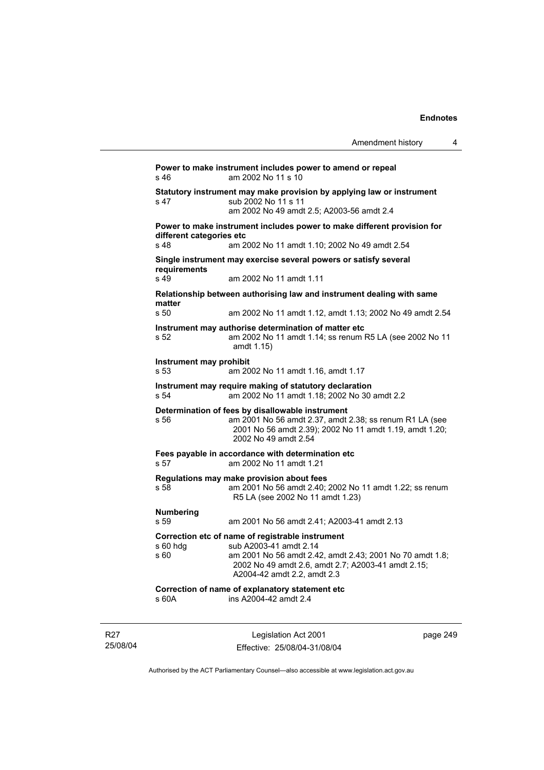**Power to make instrument includes power to amend or repeal**
s 46 am 2002 No 11 s 10

**Statutory instrument may make provision by applying law or instrument**
s 47 sub 2002 No 11 s 11
am 2002 No 49 amdt 2.5; A2003-56 amdt 2.4

**Power to make instrument includes power to make different provision for different categories etc**
s 48 am 2002 No 11 amdt 1.10; 2002 No 49 amdt 2.54

**Single instrument may exercise several powers or satisfy several requirements**
s 49 am 2002 No 11 amdt 1.11

**Relationship between authorising law and instrument dealing with same matter**
s 50 am 2002 No 11 amdt 1.12, amdt 1.13; 2002 No 49 amdt 2.54

**Instrument may authorise determination of matter etc**
s 52 am 2002 No 11 amdt 1.14; ss renum R5 LA (see 2002 No 11 amdt 1.15)

**Instrument may prohibit**
s 53 am 2002 No 11 amdt 1.16, amdt 1.17

**Instrument may require making of statutory declaration**
s 54 am 2002 No 11 amdt 1.18; 2002 No 30 amdt 2.2

**Determination of fees by disallowable instrument**
s 56 am 2001 No 56 amdt 2.37, amdt 2.38; ss renum R1 LA (see 2001 No 56 amdt 2.39); 2002 No 11 amdt 1.19, amdt 1.20; 2002 No 49 amdt 2.54

**Fees payable in accordance with determination etc**
s 57 am 2002 No 11 amdt 1.21

**Regulations may make provision about fees**
s 58 am 2001 No 56 amdt 2.40; 2002 No 11 amdt 1.22; ss renum R5 LA (see 2002 No 11 amdt 1.23)

**Numbering**
s 59 am 2001 No 56 amdt 2.41; A2003-41 amdt 2.13

**Correction etc of name of registrable instrument**
s 60 hdg sub A2003-41 amdt 2.14
s 60 am 2001 No 56 amdt 2.42, amdt 2.43; 2001 No 70 amdt 1.8; 2002 No 49 amdt 2.6, amdt 2.7; A2003-41 amdt 2.15; A2004-42 amdt 2.2, amdt 2.3

**Correction of name of explanatory statement etc**
s 60A ins A2004-42 amdt 2.4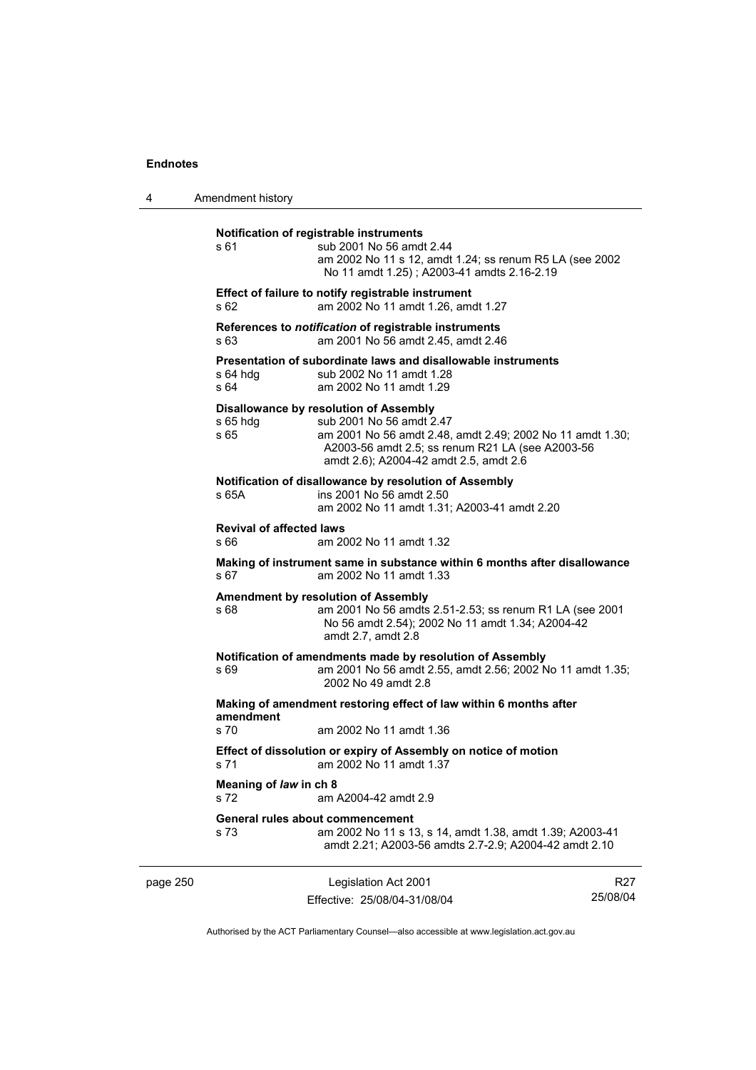**Notification of registrable instruments**

s 61 sub 2001 No 56 amdt 2.44
am 2002 No 11 s 12, amdt 1.24; ss renum R5 LA (see 2002 No 11 amdt 1.25) ; A2003-41 amdts 2.16-2.19

**Effect of failure to notify registrable instrument**

s 62 am 2002 No 11 amdt 1.26, amdt 1.27

**References to *notification* of registrable instruments**

s 63 am 2001 No 56 amdt 2.45, amdt 2.46

**Presentation of subordinate laws and disallowable instruments**

s 64 hdg sub 2002 No 11 amdt 1.28
s 64 am 2002 No 11 amdt 1.29

**Disallowance by resolution of Assembly**

s 65 hdg sub 2001 No 56 amdt 2.47
s 65 am 2001 No 56 amdt 2.48, amdt 2.49; 2002 No 11 amdt 1.30; A2003-56 amdt 2.5; ss renum R21 LA (see A2003-56 amdt 2.6); A2004-42 amdt 2.5, amdt 2.6

**Notification of disallowance by resolution of Assembly**

s 65A ins 2001 No 56 amdt 2.50
am 2002 No 11 amdt 1.31; A2003-41 amdt 2.20

**Revival of affected laws**

s 66 am 2002 No 11 amdt 1.32

**Making of instrument same in substance within 6 months after disallowance**

s 67 am 2002 No 11 amdt 1.33

**Amendment by resolution of Assembly**

s 68 am 2001 No 56 amdts 2.51-2.53; ss renum R1 LA (see 2001 No 56 amdt 2.54); 2002 No 11 amdt 1.34; A2004-42 amdt 2.7, amdt 2.8

**Notification of amendments made by resolution of Assembly**

s 69 am 2001 No 56 amdt 2.55, amdt 2.56; 2002 No 11 amdt 1.35; 2002 No 49 amdt 2.8

**Making of amendment restoring effect of law within 6 months after amendment**

s 70 am 2002 No 11 amdt 1.36

**Effect of dissolution or expiry of Assembly on notice of motion**

s 71 am 2002 No 11 amdt 1.37

**Meaning of *law* in ch 8**

s 72 am A2004-42 amdt 2.9

**General rules about commencement**

s 73 am 2002 No 11 s 13, s 14, amdt 1.38, amdt 1.39; A2003-41 amdt 2.21; A2003-56 amdts 2.7-2.9; A2004-42 amdt 2.10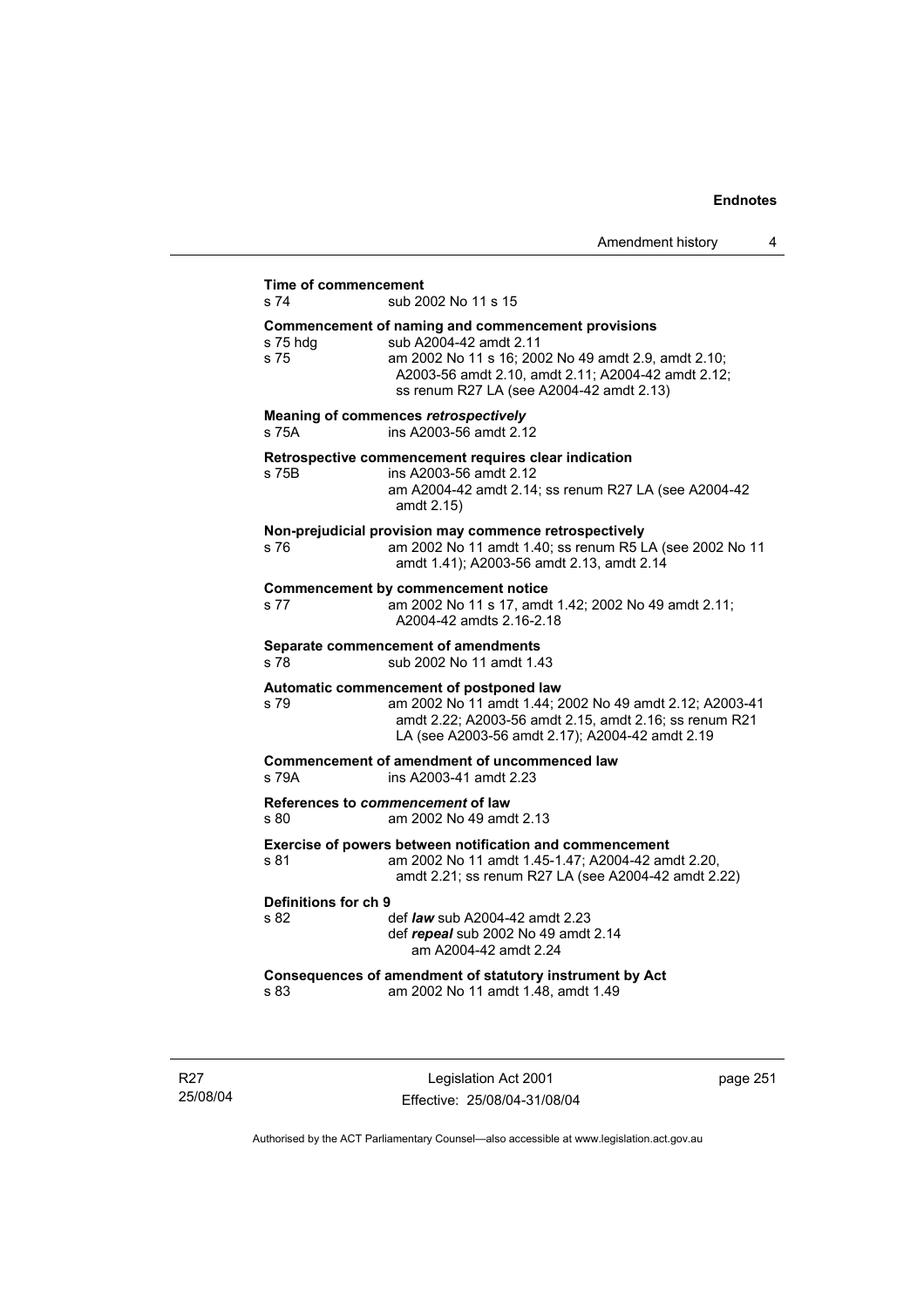**Time of commencement**
s 74 sub 2002 No 11 s 15

**Commencement of naming and commencement provisions**
s 75 hdg sub A2004-42 amdt 2.11
s 75 am 2002 No 11 s 16; 2002 No 49 amdt 2.9, amdt 2.10; A2003-56 amdt 2.10, amdt 2.11; A2004-42 amdt 2.12; ss renum R27 LA (see A2004-42 amdt 2.13)

**Meaning of commences *retrospectively***
s 75A ins A2003-56 amdt 2.12

**Retrospective commencement requires clear indication**
s 75B ins A2003-56 amdt 2.12
am A2004-42 amdt 2.14; ss renum R27 LA (see A2004-42 amdt 2.15)

**Non-prejudicial provision may commence retrospectively**
s 76 am 2002 No 11 amdt 1.40; ss renum R5 LA (see 2002 No 11 amdt 1.41); A2003-56 amdt 2.13, amdt 2.14

**Commencement by commencement notice**
s 77 am 2002 No 11 s 17, amdt 1.42; 2002 No 49 amdt 2.11; A2004-42 amdts 2.16-2.18

**Separate commencement of amendments**
s 78 sub 2002 No 11 amdt 1.43

**Automatic commencement of postponed law**
s 79 am 2002 No 11 amdt 1.44; 2002 No 49 amdt 2.12; A2003-41 amdt 2.22; A2003-56 amdt 2.15, amdt 2.16; ss renum R21 LA (see A2003-56 amdt 2.17); A2004-42 amdt 2.19

**Commencement of amendment of uncommenced law**
s 79A ins A2003-41 amdt 2.23

**References to *commencement* of law**
s 80 am 2002 No 49 amdt 2.13

**Exercise of powers between notification and commencement**
s 81 am 2002 No 11 amdt 1.45-1.47; A2004-42 amdt 2.20, amdt 2.21; ss renum R27 LA (see A2004-42 amdt 2.22)

**Definitions for ch 9**
s 82 def ***law*** sub A2004-42 amdt 2.23
def ***repeal*** sub 2002 No 49 amdt 2.14
am A2004-42 amdt 2.24

**Consequences of amendment of statutory instrument by Act**
s 83 am 2002 No 11 amdt 1.48, amdt 1.49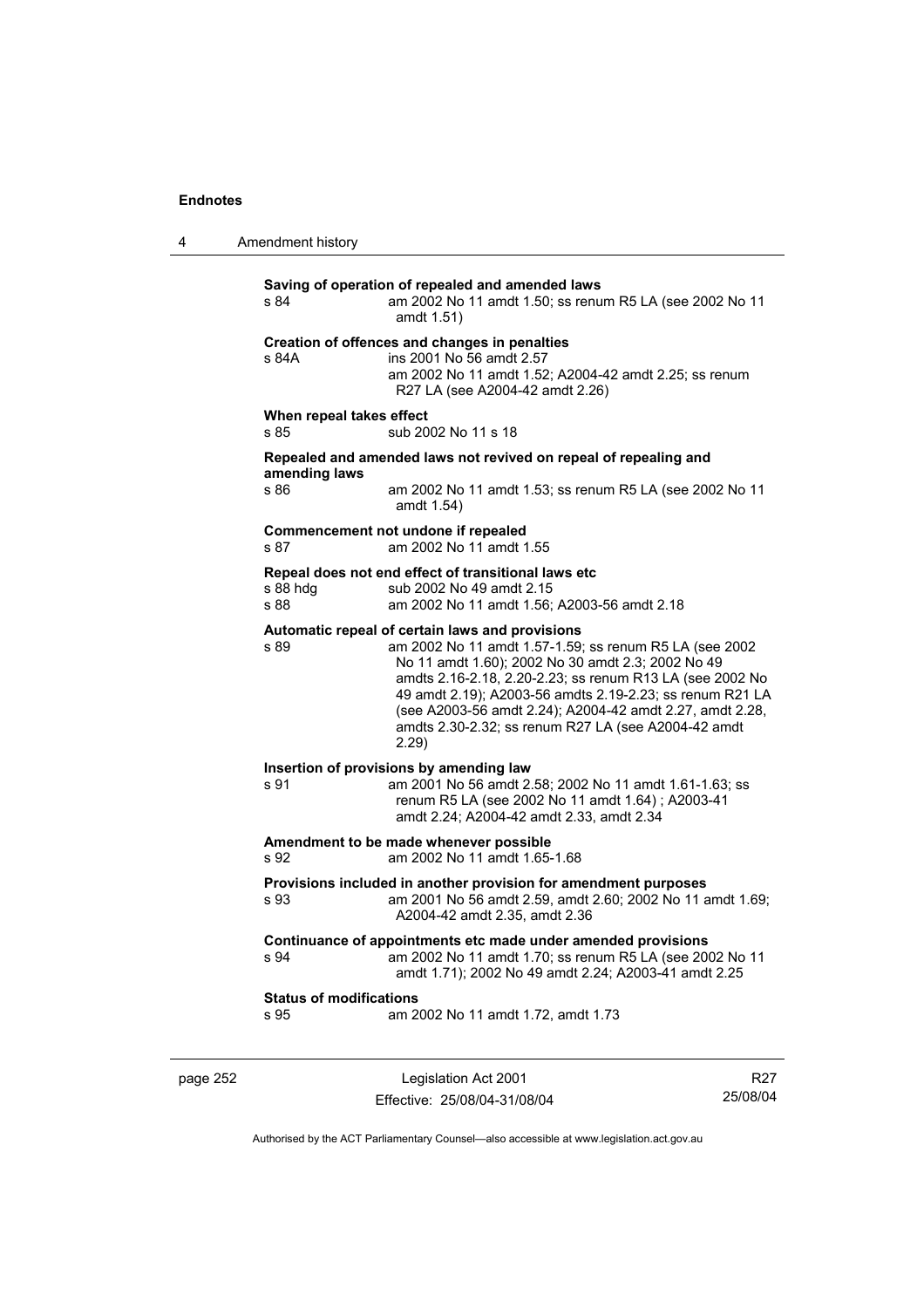**Saving of operation of repealed and amended laws**

s 84 am 2002 No 11 amdt 1.50; ss renum R5 LA (see 2002 No 11 amdt 1.51)

**Creation of offences and changes in penalties**

s 84A ins 2001 No 56 amdt 2.57
am 2002 No 11 amdt 1.52; A2004-42 amdt 2.25; ss renum R27 LA (see A2004-42 amdt 2.26)

**When repeal takes effect**

s 85 sub 2002 No 11 s 18

**Repealed and amended laws not revived on repeal of repealing and amending laws**

s 86 am 2002 No 11 amdt 1.53; ss renum R5 LA (see 2002 No 11 amdt 1.54)

**Commencement not undone if repealed**

s 87 am 2002 No 11 amdt 1.55

**Repeal does not end effect of transitional laws etc**

s 88 hdg sub 2002 No 49 amdt 2.15
s 88 am 2002 No 11 amdt 1.56; A2003-56 amdt 2.18

**Automatic repeal of certain laws and provisions**

s 89 am 2002 No 11 amdt 1.57-1.59; ss renum R5 LA (see 2002 No 11 amdt 1.60); 2002 No 30 amdt 2.3; 2002 No 49 amdts 2.16-2.18, 2.20-2.23; ss renum R13 LA (see 2002 No 49 amdt 2.19); A2003-56 amdts 2.19-2.23; ss renum R21 LA (see A2003-56 amdt 2.24); A2004-42 amdt 2.27, amdt 2.28, amdts 2.30-2.32; ss renum R27 LA (see A2004-42 amdt 2.29)

**Insertion of provisions by amending law**

s 91 am 2001 No 56 amdt 2.58; 2002 No 11 amdt 1.61-1.63; ss renum R5 LA (see 2002 No 11 amdt 1.64) ; A2003-41 amdt 2.24; A2004-42 amdt 2.33, amdt 2.34

**Amendment to be made whenever possible**

s 92 am 2002 No 11 amdt 1.65-1.68

**Provisions included in another provision for amendment purposes**

s 93 am 2001 No 56 amdt 2.59, amdt 2.60; 2002 No 11 amdt 1.69; A2004-42 amdt 2.35, amdt 2.36

**Continuance of appointments etc made under amended provisions**

s 94 am 2002 No 11 amdt 1.70; ss renum R5 LA (see 2002 No 11 amdt 1.71); 2002 No 49 amdt 2.24; A2003-41 amdt 2.25

**Status of modifications**

s 95 am 2002 No 11 amdt 1.72, amdt 1.73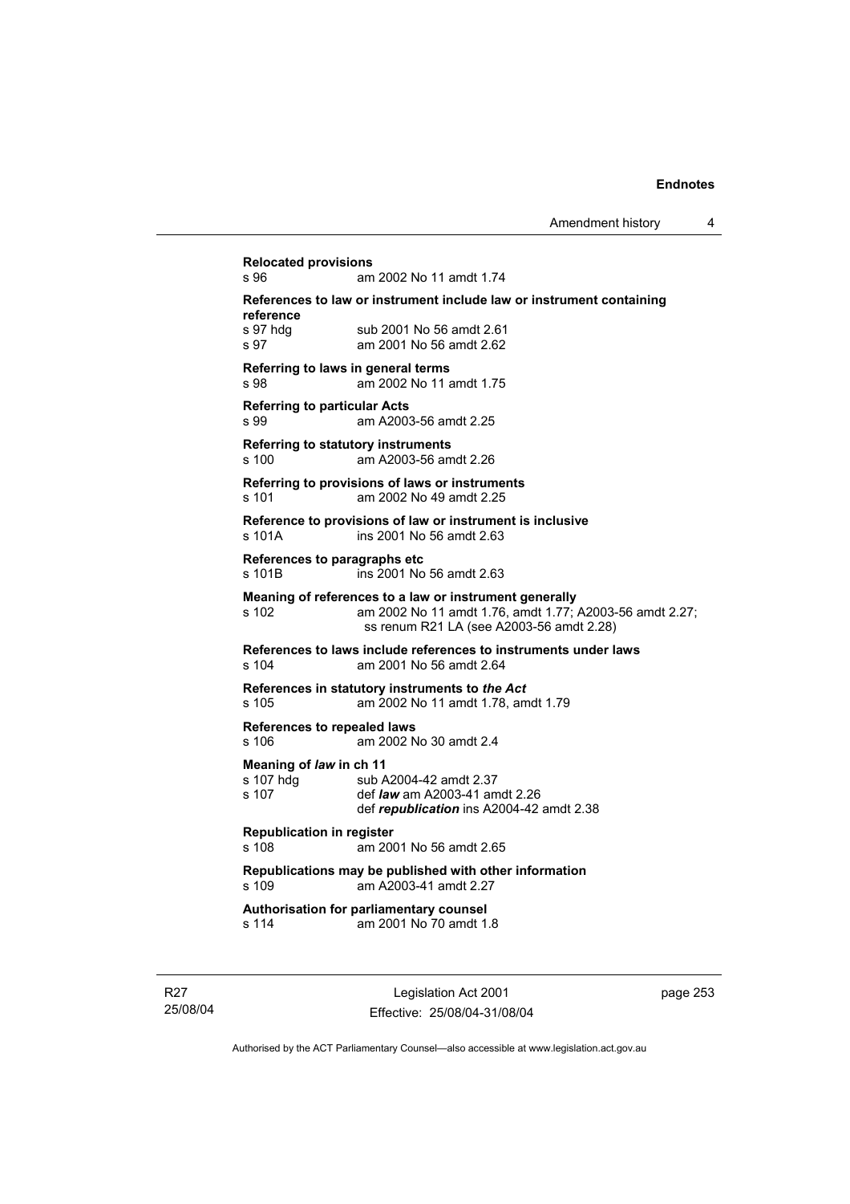**Relocated provisions**
s 96 am 2002 No 11 amdt 1.74

**References to law or instrument include law or instrument containing reference**
s 97 hdg sub 2001 No 56 amdt 2.61
s 97 am 2001 No 56 amdt 2.62

**Referring to laws in general terms**
s 98 am 2002 No 11 amdt 1.75

**Referring to particular Acts**
s 99 am A2003-56 amdt 2.25

**Referring to statutory instruments**
s 100 am A2003-56 amdt 2.26

**Referring to provisions of laws or instruments**
s 101 am 2002 No 49 amdt 2.25

**Reference to provisions of law or instrument is inclusive**
s 101A ins 2001 No 56 amdt 2.63

**References to paragraphs etc**
s 101B ins 2001 No 56 amdt 2.63

**Meaning of references to a law or instrument generally**
s 102 am 2002 No 11 amdt 1.76, amdt 1.77; A2003-56 amdt 2.27; ss renum R21 LA (see A2003-56 amdt 2.28)

**References to laws include references to instruments under laws**
s 104 am 2001 No 56 amdt 2.64

**References in statutory instruments to *the Act***
s 105 am 2002 No 11 amdt 1.78, amdt 1.79

**References to repealed laws**
s 106 am 2002 No 30 amdt 2.4

**Meaning of *law* in ch 11**
s 107 hdg sub A2004-42 amdt 2.37
s 107 def ***law*** am A2003-41 amdt 2.26
def ***republication*** ins A2004-42 amdt 2.38

**Republication in register**
s 108 am 2001 No 56 amdt 2.65

**Republications may be published with other information**
s 109 am A2003-41 amdt 2.27

**Authorisation for parliamentary counsel**
s 114 am 2001 No 70 amdt 1.8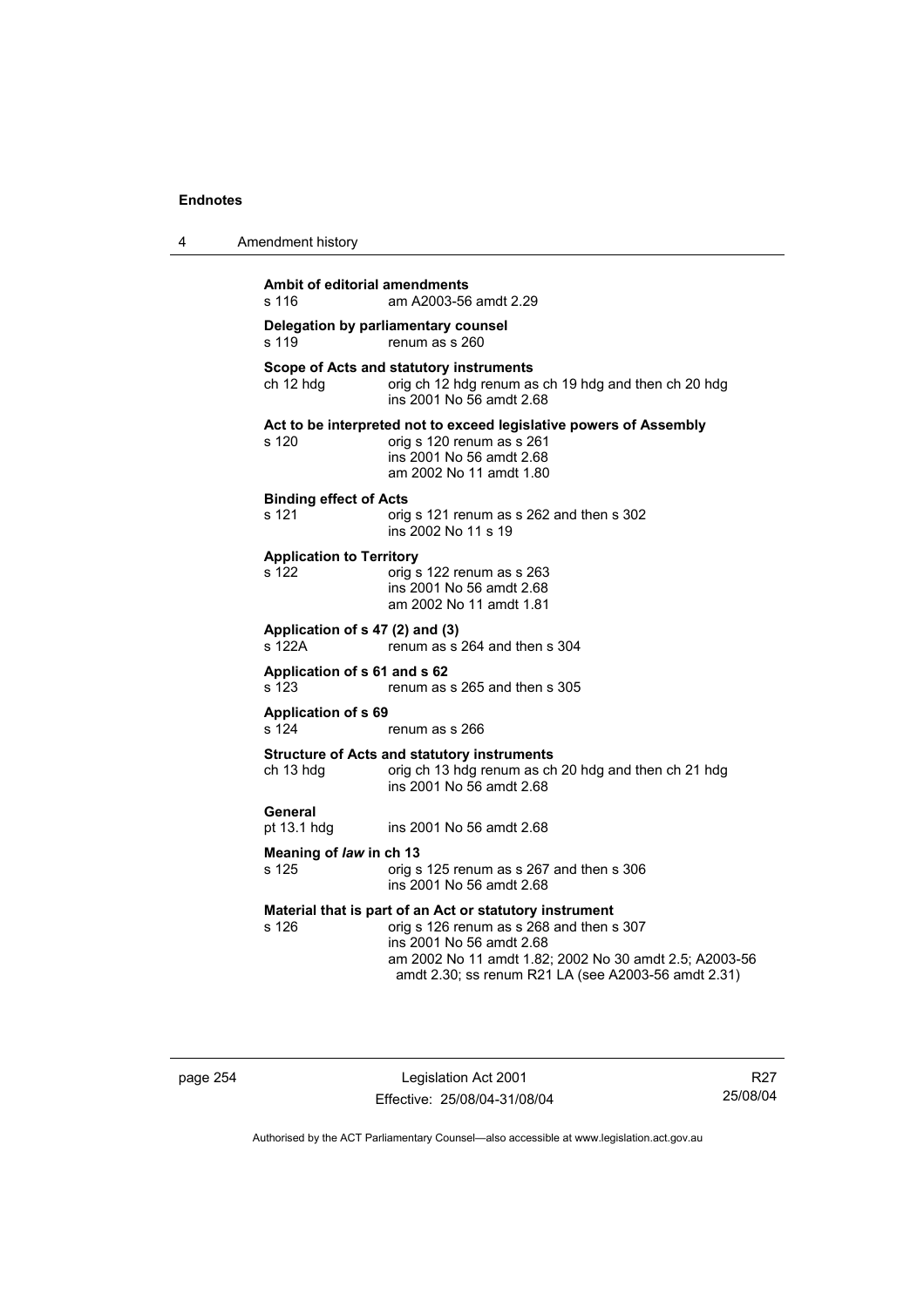**Ambit of editorial amendments**
s 116 am A2003-56 amdt 2.29

**Delegation by parliamentary counsel**
s 119 renum as s 260

**Scope of Acts and statutory instruments**
ch 12 hdg orig ch 12 hdg renum as ch 19 hdg and then ch 20 hdg
ins 2001 No 56 amdt 2.68

**Act to be interpreted not to exceed legislative powers of Assembly**
s 120 orig s 120 renum as s 261
ins 2001 No 56 amdt 2.68
am 2002 No 11 amdt 1.80

**Binding effect of Acts**
s 121 orig s 121 renum as s 262 and then s 302
ins 2002 No 11 s 19

**Application to Territory**
s 122 orig s 122 renum as s 263
ins 2001 No 56 amdt 2.68
am 2002 No 11 amdt 1.81

**Application of s 47 (2) and (3)**
s 122A renum as s 264 and then s 304

**Application of s 61 and s 62**
s 123 renum as s 265 and then s 305

**Application of s 69**
s 124 renum as s 266

**Structure of Acts and statutory instruments**
ch 13 hdg orig ch 13 hdg renum as ch 20 hdg and then ch 21 hdg
ins 2001 No 56 amdt 2.68

**General**
pt 13.1 hdg ins 2001 No 56 amdt 2.68

**Meaning of *law* in ch 13**
s 125 orig s 125 renum as s 267 and then s 306
ins 2001 No 56 amdt 2.68

**Material that is part of an Act or statutory instrument**
s 126 orig s 126 renum as s 268 and then s 307
ins 2001 No 56 amdt 2.68
am 2002 No 11 amdt 1.82; 2002 No 30 amdt 2.5; A2003-56 amdt 2.30; ss renum R21 LA (see A2003-56 amdt 2.31)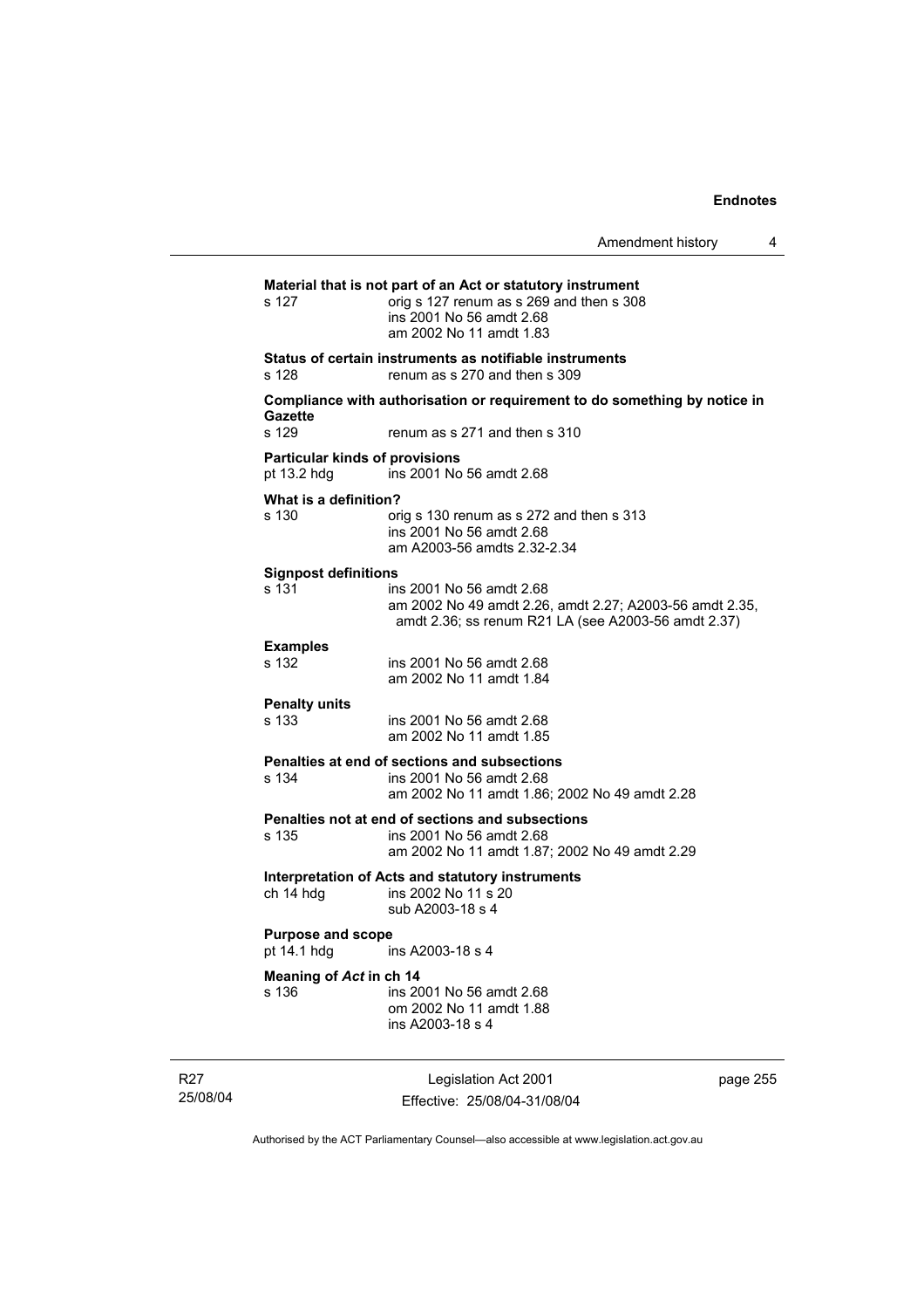**Material that is not part of an Act or statutory instrument**

s 127 orig s 127 renum as s 269 and then s 308
ins 2001 No 56 amdt 2.68
am 2002 No 11 amdt 1.83

**Status of certain instruments as notifiable instruments**

s 128 renum as s 270 and then s 309

**Compliance with authorisation or requirement to do something by notice in Gazette**

s 129 renum as s 271 and then s 310

**Particular kinds of provisions**

pt 13.2 hdg ins 2001 No 56 amdt 2.68

**What is a definition?**

s 130 orig s 130 renum as s 272 and then s 313
ins 2001 No 56 amdt 2.68
am A2003-56 amdts 2.32-2.34

**Signpost definitions**

s 131 ins 2001 No 56 amdt 2.68
am 2002 No 49 amdt 2.26, amdt 2.27; A2003-56 amdt 2.35, amdt 2.36; ss renum R21 LA (see A2003-56 amdt 2.37)

**Examples**

s 132 ins 2001 No 56 amdt 2.68
am 2002 No 11 amdt 1.84

**Penalty units**

s 133 ins 2001 No 56 amdt 2.68
am 2002 No 11 amdt 1.85

**Penalties at end of sections and subsections**

s 134 ins 2001 No 56 amdt 2.68
am 2002 No 11 amdt 1.86; 2002 No 49 amdt 2.28

**Penalties not at end of sections and subsections**

s 135 ins 2001 No 56 amdt 2.68
am 2002 No 11 amdt 1.87; 2002 No 49 amdt 2.29

**Interpretation of Acts and statutory instruments**

ch 14 hdg ins 2002 No 11 s 20
sub A2003-18 s 4

**Purpose and scope**

pt 14.1 hdg ins A2003-18 s 4

**Meaning of *Act* in ch 14**

s 136 ins 2001 No 56 amdt 2.68
om 2002 No 11 amdt 1.88
ins A2003-18 s 4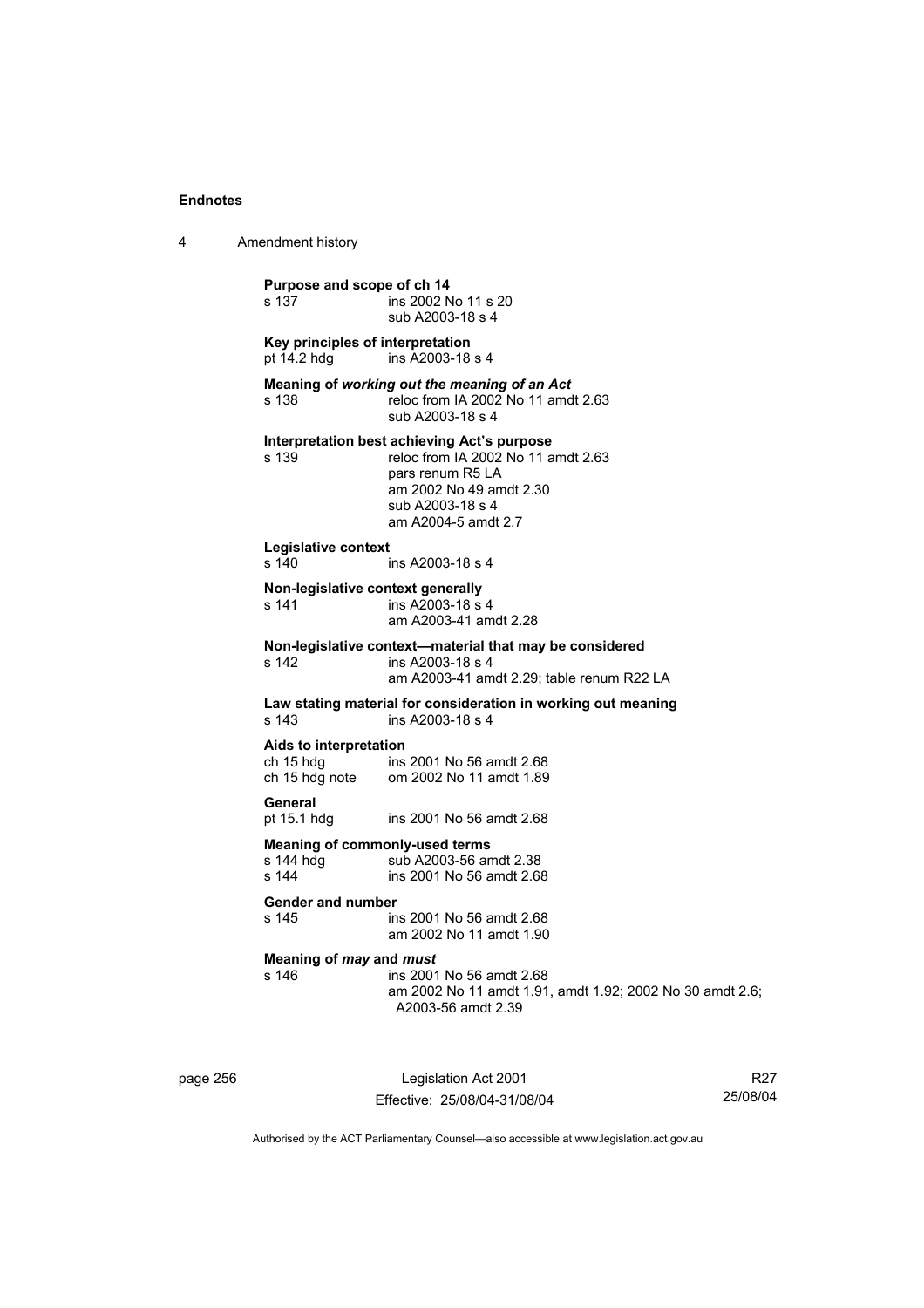**Purpose and scope of ch 14**

s 137 ins 2002 No 11 s 20
sub A2003-18 s 4

**Key principles of interpretation**

pt 14.2 hdg ins A2003-18 s 4

**Meaning of *working out the meaning of an Act***

s 138 reloc from IA 2002 No 11 amdt 2.63
sub A2003-18 s 4

**Interpretation best achieving Act's purpose**

s 139 reloc from IA 2002 No 11 amdt 2.63
pars renum R5 LA
am 2002 No 49 amdt 2.30
sub A2003-18 s 4
am A2004-5 amdt 2.7

**Legislative context**

s 140 ins A2003-18 s 4

**Non-legislative context generally**

s 141 ins A2003-18 s 4
am A2003-41 amdt 2.28

**Non-legislative context—material that may be considered**

s 142 ins A2003-18 s 4
am A2003-41 amdt 2.29; table renum R22 LA

**Law stating material for consideration in working out meaning**

s 143 ins A2003-18 s 4

**Aids to interpretation**

ch 15 hdg ins 2001 No 56 amdt 2.68
ch 15 hdg note om 2002 No 11 amdt 1.89

**General**

pt 15.1 hdg ins 2001 No 56 amdt 2.68

**Meaning of commonly-used terms**

s 144 hdg sub A2003-56 amdt 2.38
s 144 ins 2001 No 56 amdt 2.68

**Gender and number**

s 145 ins 2001 No 56 amdt 2.68
am 2002 No 11 amdt 1.90

**Meaning of *may* and *must***

s 146 ins 2001 No 56 amdt 2.68
am 2002 No 11 amdt 1.91, amdt 1.92; 2002 No 30 amdt 2.6; A2003-56 amdt 2.39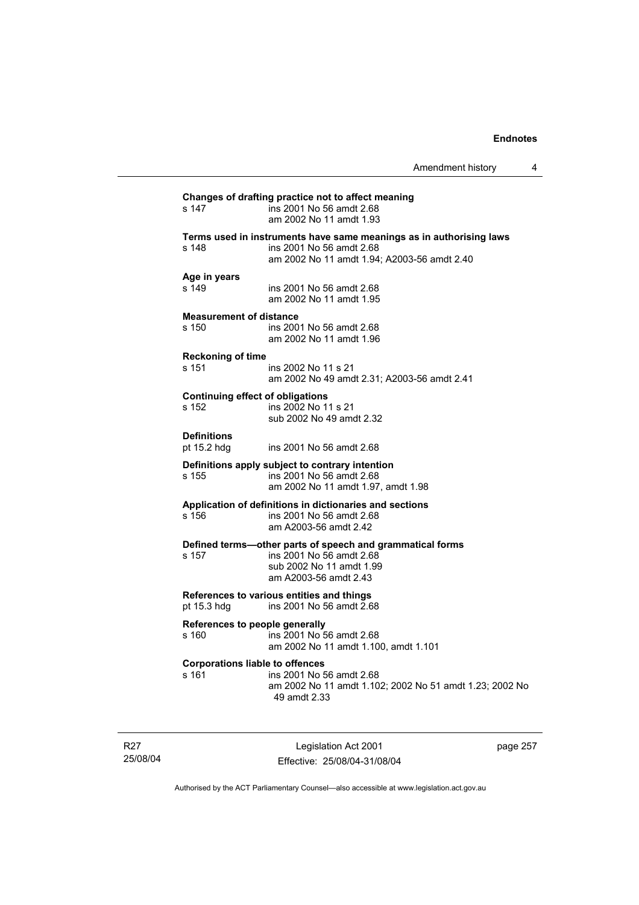**Changes of drafting practice not to affect meaning**

s 147 ins 2001 No 56 amdt 2.68
am 2002 No 11 amdt 1.93

**Terms used in instruments have same meanings as in authorising laws**

s 148 ins 2001 No 56 amdt 2.68
am 2002 No 11 amdt 1.94; A2003-56 amdt 2.40

**Age in years**

s 149 ins 2001 No 56 amdt 2.68
am 2002 No 11 amdt 1.95

**Measurement of distance**

s 150 ins 2001 No 56 amdt 2.68
am 2002 No 11 amdt 1.96

**Reckoning of time**

s 151 ins 2002 No 11 s 21
am 2002 No 49 amdt 2.31; A2003-56 amdt 2.41

**Continuing effect of obligations**

s 152 ins 2002 No 11 s 21
sub 2002 No 49 amdt 2.32

**Definitions**

pt 15.2 hdg ins 2001 No 56 amdt 2.68

**Definitions apply subject to contrary intention**

s 155 ins 2001 No 56 amdt 2.68
am 2002 No 11 amdt 1.97, amdt 1.98

**Application of definitions in dictionaries and sections**

s 156 ins 2001 No 56 amdt 2.68
am A2003-56 amdt 2.42

**Defined terms—other parts of speech and grammatical forms**

s 157 ins 2001 No 56 amdt 2.68
sub 2002 No 11 amdt 1.99
am A2003-56 amdt 2.43

**References to various entities and things**

pt 15.3 hdg ins 2001 No 56 amdt 2.68

**References to people generally**

s 160 ins 2001 No 56 amdt 2.68
am 2002 No 11 amdt 1.100, amdt 1.101

**Corporations liable to offences**

s 161 ins 2001 No 56 amdt 2.68
am 2002 No 11 amdt 1.102; 2002 No 51 amdt 1.23; 2002 No 49 amdt 2.33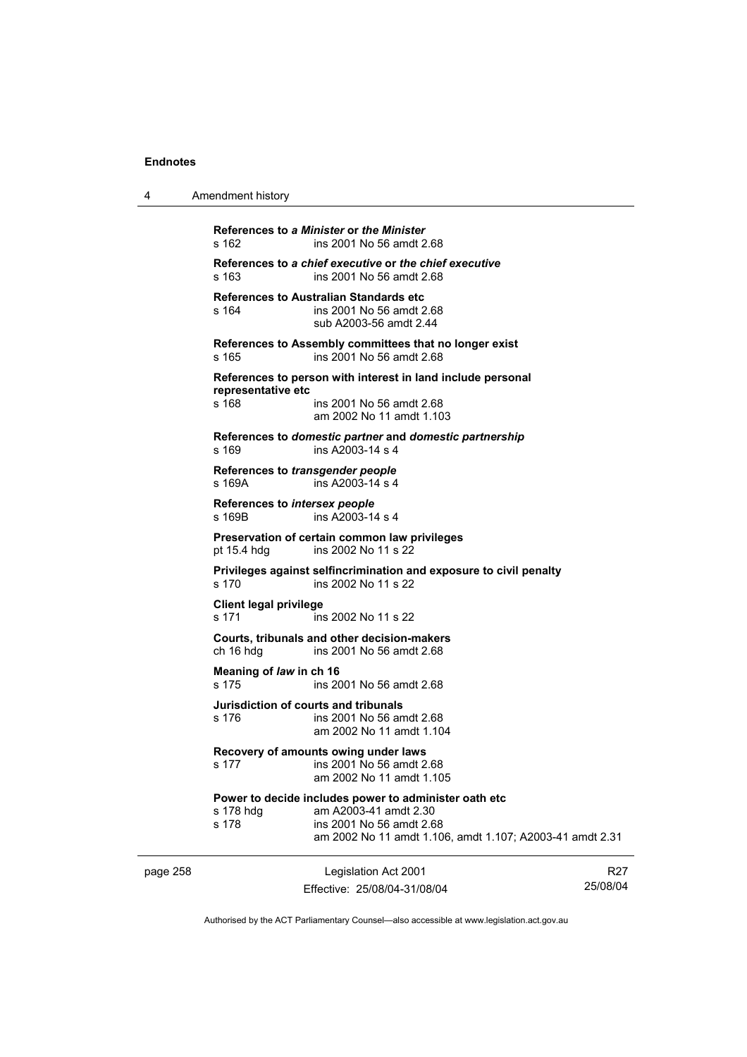**References to *a Minister* or *the Minister***
s 162 ins 2001 No 56 amdt 2.68

**References to *a chief executive* or *the chief executive***
s 163 ins 2001 No 56 amdt 2.68

**References to Australian Standards etc**
s 164 ins 2001 No 56 amdt 2.68
sub A2003-56 amdt 2.44

**References to Assembly committees that no longer exist**
s 165 ins 2001 No 56 amdt 2.68

**References to person with interest in land include personal representative etc**
s 168 ins 2001 No 56 amdt 2.68
am 2002 No 11 amdt 1.103

**References to *domestic partner* and *domestic partnership***
s 169 ins A2003-14 s 4

**References to *transgender people***
s 169A ins A2003-14 s 4

**References to *intersex people***
s 169B ins A2003-14 s 4

**Preservation of certain common law privileges**
pt 15.4 hdg ins 2002 No 11 s 22

**Privileges against selfincrimination and exposure to civil penalty**
s 170 ins 2002 No 11 s 22

**Client legal privilege**
s 171 ins 2002 No 11 s 22

**Courts, tribunals and other decision-makers**
ch 16 hdg ins 2001 No 56 amdt 2.68

**Meaning of *law* in ch 16**
s 175 ins 2001 No 56 amdt 2.68

**Jurisdiction of courts and tribunals**
s 176 ins 2001 No 56 amdt 2.68
am 2002 No 11 amdt 1.104

**Recovery of amounts owing under laws**
s 177 ins 2001 No 56 amdt 2.68
am 2002 No 11 amdt 1.105

**Power to decide includes power to administer oath etc**
s 178 hdg am A2003-41 amdt 2.30
s 178 ins 2001 No 56 amdt 2.68
am 2002 No 11 amdt 1.106, amdt 1.107; A2003-41 amdt 2.31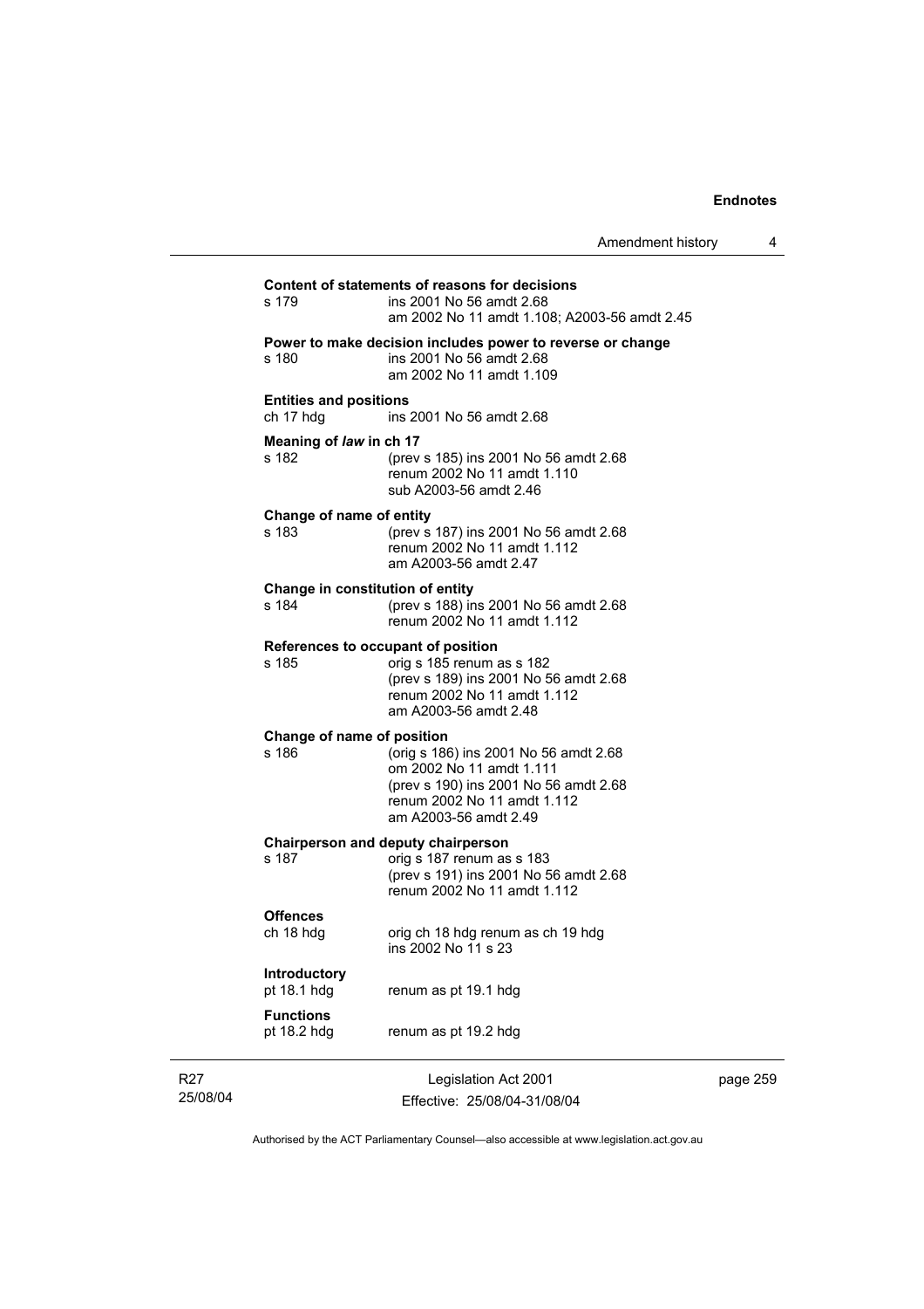**Content of statements of reasons for decisions**

s 179 ins 2001 No 56 amdt 2.68
am 2002 No 11 amdt 1.108; A2003-56 amdt 2.45

**Power to make decision includes power to reverse or change**

s 180 ins 2001 No 56 amdt 2.68
am 2002 No 11 amdt 1.109

**Entities and positions**

ch 17 hdg ins 2001 No 56 amdt 2.68

**Meaning of *law* in ch 17**

s 182 (prev s 185) ins 2001 No 56 amdt 2.68
renum 2002 No 11 amdt 1.110
sub A2003-56 amdt 2.46

**Change of name of entity**

s 183 (prev s 187) ins 2001 No 56 amdt 2.68
renum 2002 No 11 amdt 1.112
am A2003-56 amdt 2.47

**Change in constitution of entity**

s 184 (prev s 188) ins 2001 No 56 amdt 2.68
renum 2002 No 11 amdt 1.112

**References to occupant of position**

s 185 orig s 185 renum as s 182
(prev s 189) ins 2001 No 56 amdt 2.68
renum 2002 No 11 amdt 1.112
am A2003-56 amdt 2.48

**Change of name of position**

s 186 (orig s 186) ins 2001 No 56 amdt 2.68
om 2002 No 11 amdt 1.111
(prev s 190) ins 2001 No 56 amdt 2.68
renum 2002 No 11 amdt 1.112
am A2003-56 amdt 2.49

**Chairperson and deputy chairperson**

s 187 orig s 187 renum as s 183
(prev s 191) ins 2001 No 56 amdt 2.68
renum 2002 No 11 amdt 1.112

**Offences**

ch 18 hdg orig ch 18 hdg renum as ch 19 hdg
ins 2002 No 11 s 23

**Introductory**

pt 18.1 hdg renum as pt 19.1 hdg

**Functions**

pt 18.2 hdg renum as pt 19.2 hdg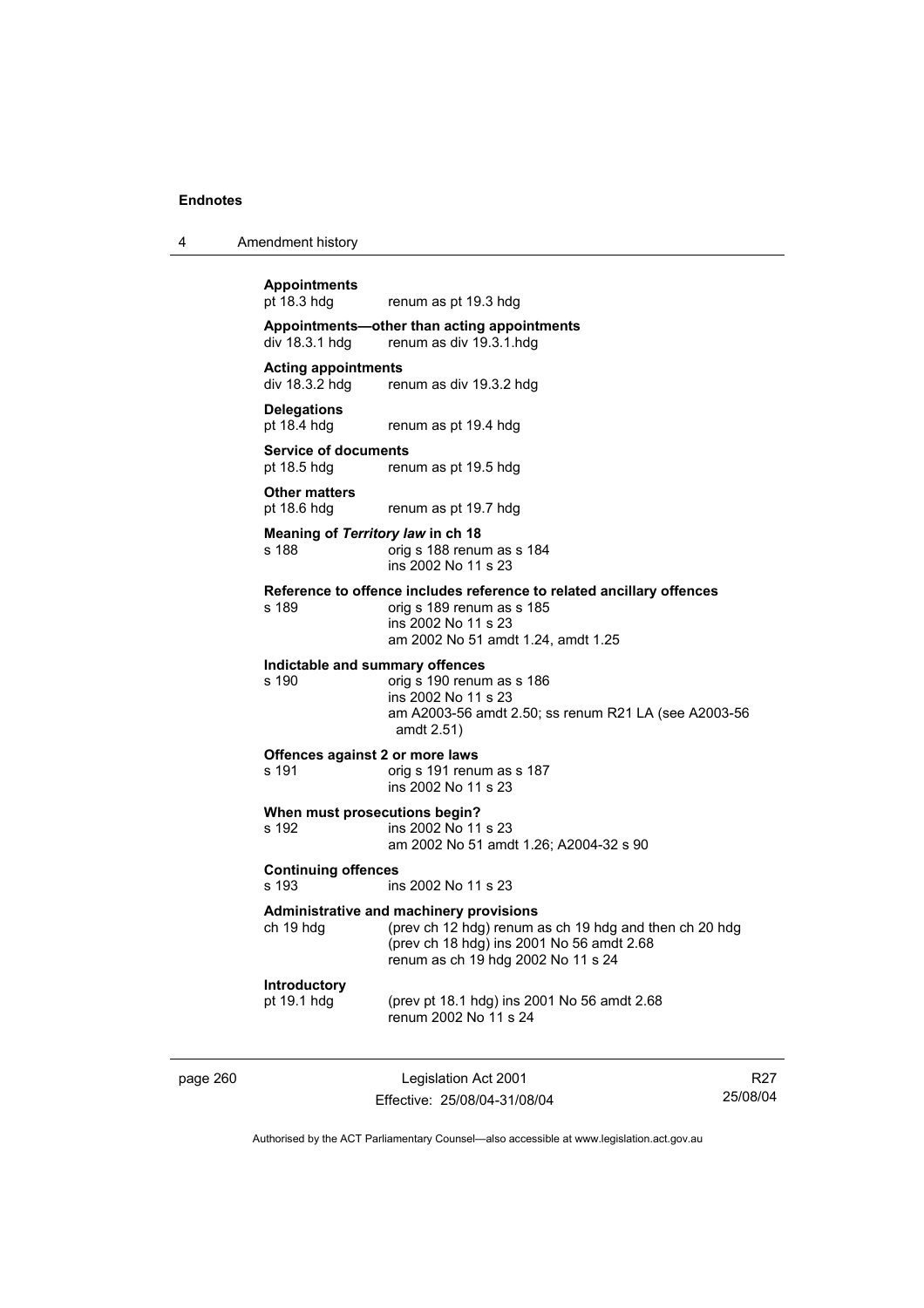**Appointments**
pt 18.3 hdg renum as pt 19.3 hdg

**Appointments—other than acting appointments**
div 18.3.1 hdg renum as div 19.3.1.hdg

**Acting appointments**
div 18.3.2 hdg renum as div 19.3.2 hdg

**Delegations**
pt 18.4 hdg renum as pt 19.4 hdg

**Service of documents**
pt 18.5 hdg renum as pt 19.5 hdg

**Other matters**
pt 18.6 hdg renum as pt 19.7 hdg

**Meaning of *Territory law* in ch 18**
s 188 orig s 188 renum as s 184
ins 2002 No 11 s 23

**Reference to offence includes reference to related ancillary offences**
s 189 orig s 189 renum as s 185
ins 2002 No 11 s 23
am 2002 No 51 amdt 1.24, amdt 1.25

**Indictable and summary offences**
s 190 orig s 190 renum as s 186
ins 2002 No 11 s 23
am A2003-56 amdt 2.50; ss renum R21 LA (see A2003-56 amdt 2.51)

**Offences against 2 or more laws**
s 191 orig s 191 renum as s 187
ins 2002 No 11 s 23

**When must prosecutions begin?**
s 192 ins 2002 No 11 s 23
am 2002 No 51 amdt 1.26; A2004-32 s 90

**Continuing offences**
s 193 ins 2002 No 11 s 23

**Administrative and machinery provisions**
ch 19 hdg (prev ch 12 hdg) renum as ch 19 hdg and then ch 20 hdg
(prev ch 18 hdg) ins 2001 No 56 amdt 2.68
renum as ch 19 hdg 2002 No 11 s 24

**Introductory**
pt 19.1 hdg (prev pt 18.1 hdg) ins 2001 No 56 amdt 2.68
renum 2002 No 11 s 24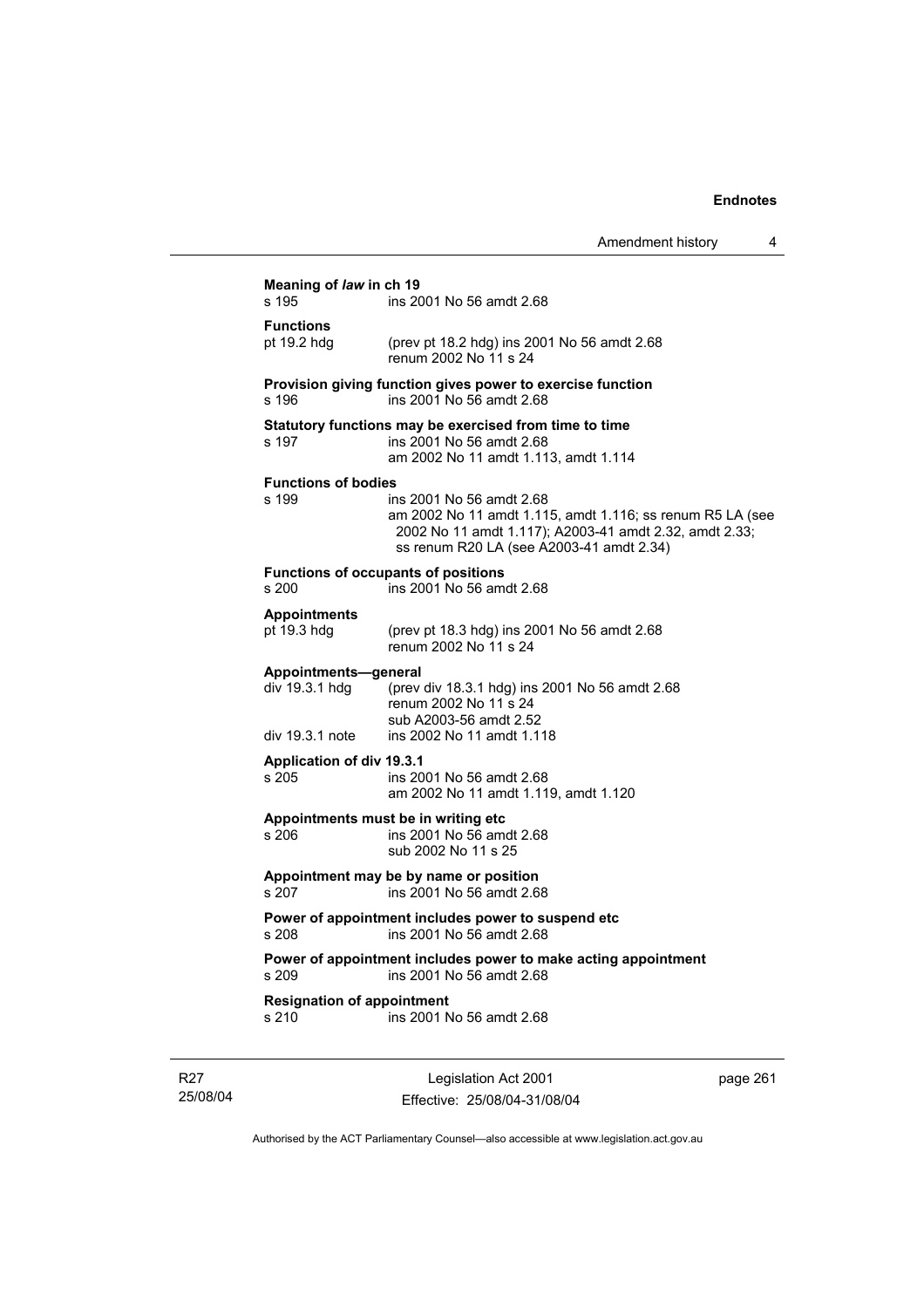**Meaning of *law* in ch 19**
s 195 ins 2001 No 56 amdt 2.68

**Functions**
pt 19.2 hdg (prev pt 18.2 hdg) ins 2001 No 56 amdt 2.68
renum 2002 No 11 s 24

**Provision giving function gives power to exercise function**
s 196 ins 2001 No 56 amdt 2.68

**Statutory functions may be exercised from time to time**
s 197 ins 2001 No 56 amdt 2.68
am 2002 No 11 amdt 1.113, amdt 1.114

**Functions of bodies**
s 199 ins 2001 No 56 amdt 2.68
am 2002 No 11 amdt 1.115, amdt 1.116; ss renum R5 LA (see 2002 No 11 amdt 1.117); A2003-41 amdt 2.32, amdt 2.33; ss renum R20 LA (see A2003-41 amdt 2.34)

**Functions of occupants of positions**
s 200 ins 2001 No 56 amdt 2.68

**Appointments**
pt 19.3 hdg (prev pt 18.3 hdg) ins 2001 No 56 amdt 2.68
renum 2002 No 11 s 24

**Appointments—general**
div 19.3.1 hdg (prev div 18.3.1 hdg) ins 2001 No 56 amdt 2.68
renum 2002 No 11 s 24
sub A2003-56 amdt 2.52
div 19.3.1 note ins 2002 No 11 amdt 1.118

**Application of div 19.3.1**
s 205 ins 2001 No 56 amdt 2.68
am 2002 No 11 amdt 1.119, amdt 1.120

**Appointments must be in writing etc**
s 206 ins 2001 No 56 amdt 2.68
sub 2002 No 11 s 25

**Appointment may be by name or position**
s 207 ins 2001 No 56 amdt 2.68

**Power of appointment includes power to suspend etc**
s 208 ins 2001 No 56 amdt 2.68

**Power of appointment includes power to make acting appointment**
s 209 ins 2001 No 56 amdt 2.68

**Resignation of appointment**
s 210 ins 2001 No 56 amdt 2.68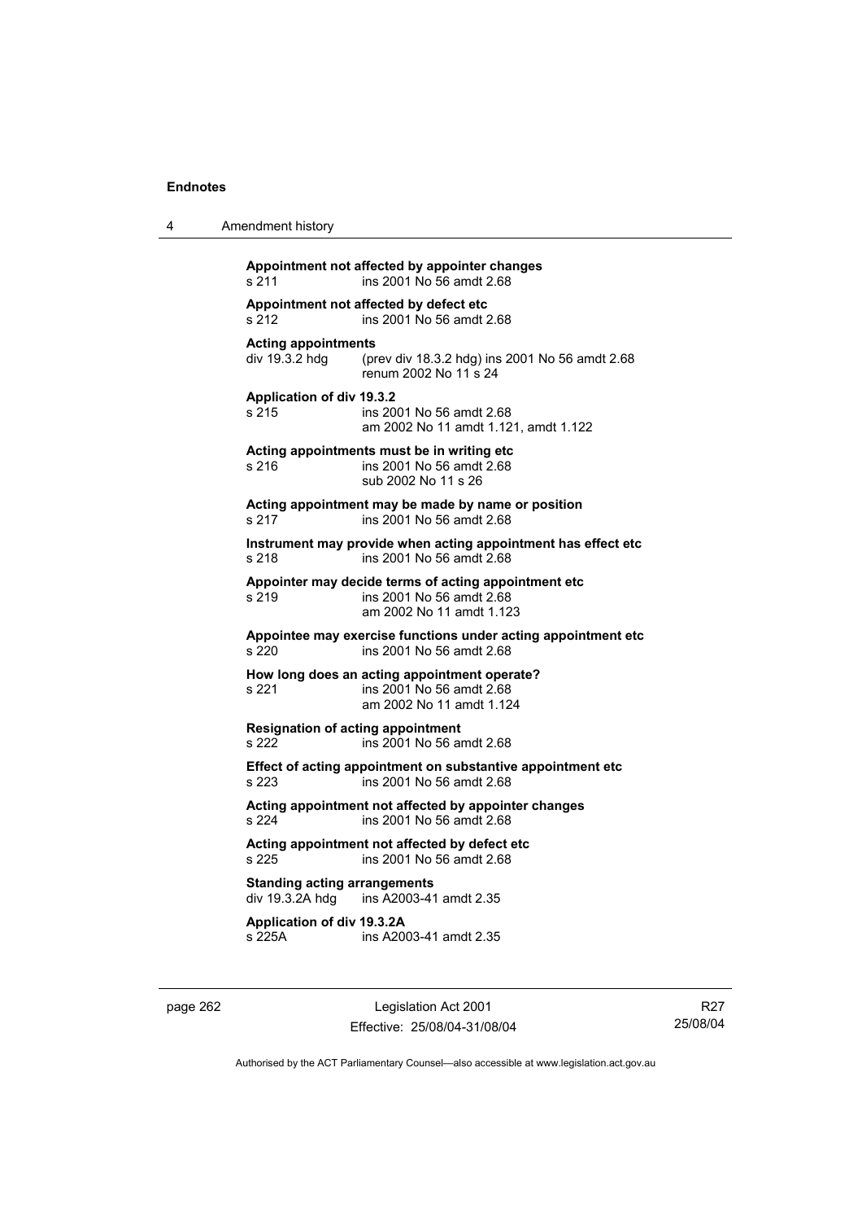**Appointment not affected by appointer changes**
s 211 ins 2001 No 56 amdt 2.68

**Appointment not affected by defect etc**
s 212 ins 2001 No 56 amdt 2.68

**Acting appointments**
div 19.3.2 hdg (prev div 18.3.2 hdg) ins 2001 No 56 amdt 2.68
renum 2002 No 11 s 24

**Application of div 19.3.2**
s 215 ins 2001 No 56 amdt 2.68
am 2002 No 11 amdt 1.121, amdt 1.122

**Acting appointments must be in writing etc**
s 216 ins 2001 No 56 amdt 2.68
sub 2002 No 11 s 26

**Acting appointment may be made by name or position**
s 217 ins 2001 No 56 amdt 2.68

**Instrument may provide when acting appointment has effect etc**
s 218 ins 2001 No 56 amdt 2.68

**Appointer may decide terms of acting appointment etc**
s 219 ins 2001 No 56 amdt 2.68
am 2002 No 11 amdt 1.123

**Appointee may exercise functions under acting appointment etc**
s 220 ins 2001 No 56 amdt 2.68

**How long does an acting appointment operate?**
s 221 ins 2001 No 56 amdt 2.68
am 2002 No 11 amdt 1.124

**Resignation of acting appointment**
s 222 ins 2001 No 56 amdt 2.68

**Effect of acting appointment on substantive appointment etc**
s 223 ins 2001 No 56 amdt 2.68

**Acting appointment not affected by appointer changes**
s 224 ins 2001 No 56 amdt 2.68

**Acting appointment not affected by defect etc**
s 225 ins 2001 No 56 amdt 2.68

**Standing acting arrangements**
div 19.3.2A hdg ins A2003-41 amdt 2.35

**Application of div 19.3.2A**
s 225A ins A2003-41 amdt 2.35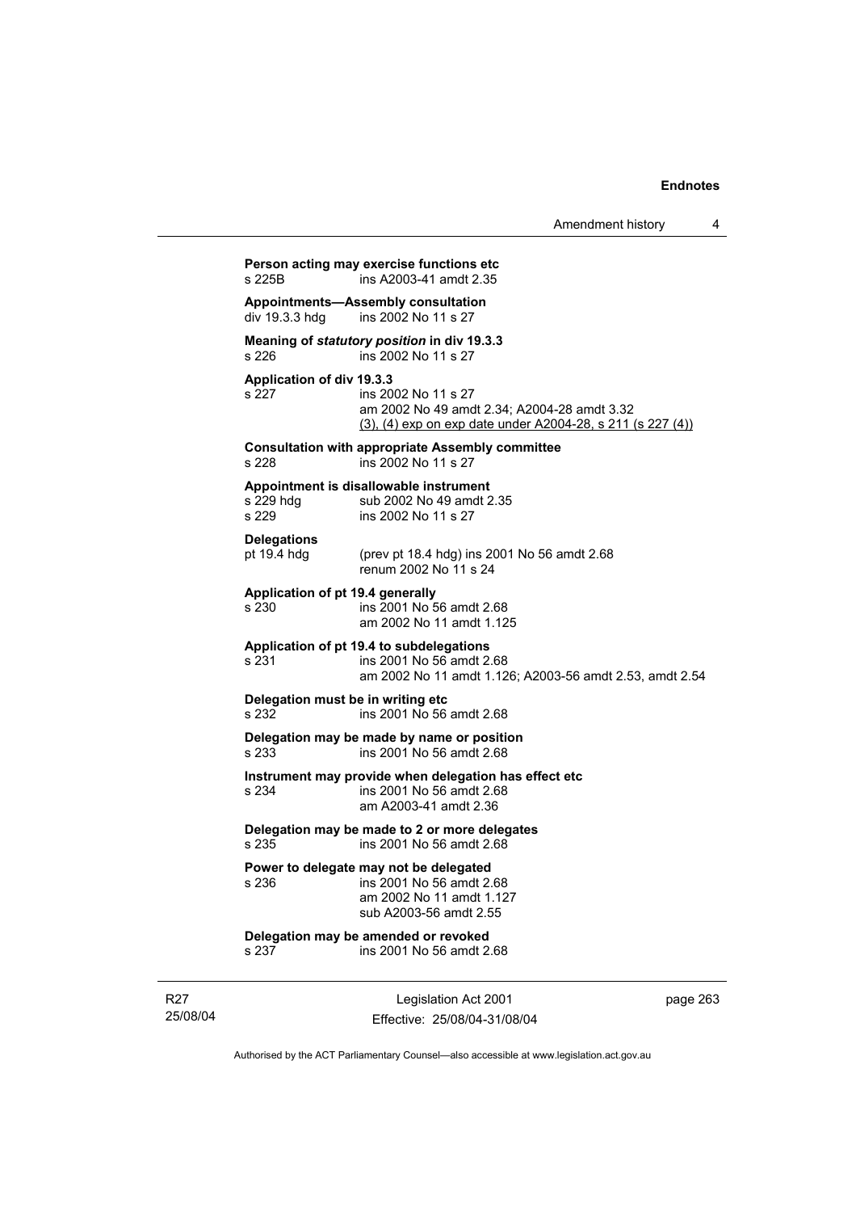**Person acting may exercise functions etc**
s 225B ins A2003-41 amdt 2.35

**Appointments—Assembly consultation**
div 19.3.3 hdg ins 2002 No 11 s 27

**Meaning of *statutory position* in div 19.3.3**
s 226 ins 2002 No 11 s 27

**Application of div 19.3.3**
s 227 ins 2002 No 11 s 27
am 2002 No 49 amdt 2.34; A2004-28 amdt 3.32
(3), (4) exp on exp date under A2004-28, s 211 (s 227 (4))

**Consultation with appropriate Assembly committee**
s 228 ins 2002 No 11 s 27

**Appointment is disallowable instrument**
s 229 hdg sub 2002 No 49 amdt 2.35
s 229 ins 2002 No 11 s 27

**Delegations**
pt 19.4 hdg (prev pt 18.4 hdg) ins 2001 No 56 amdt 2.68
renum 2002 No 11 s 24

**Application of pt 19.4 generally**
s 230 ins 2001 No 56 amdt 2.68
am 2002 No 11 amdt 1.125

**Application of pt 19.4 to subdelegations**
s 231 ins 2001 No 56 amdt 2.68
am 2002 No 11 amdt 1.126; A2003-56 amdt 2.53, amdt 2.54

**Delegation must be in writing etc**
s 232 ins 2001 No 56 amdt 2.68

**Delegation may be made by name or position**
s 233 ins 2001 No 56 amdt 2.68

**Instrument may provide when delegation has effect etc**
s 234 ins 2001 No 56 amdt 2.68
am A2003-41 amdt 2.36

**Delegation may be made to 2 or more delegates**
s 235 ins 2001 No 56 amdt 2.68

**Power to delegate may not be delegated**
s 236 ins 2001 No 56 amdt 2.68
am 2002 No 11 amdt 1.127
sub A2003-56 amdt 2.55

**Delegation may be amended or revoked**
s 237 ins 2001 No 56 amdt 2.68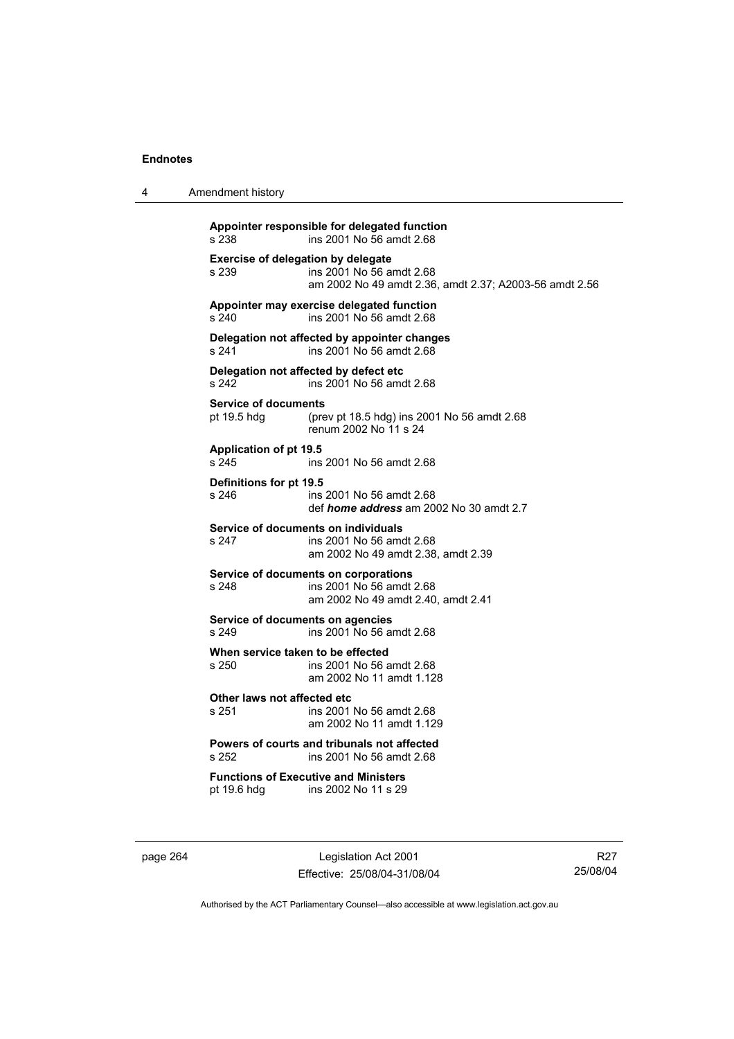**Appointer responsible for delegated function**
s 238 ins 2001 No 56 amdt 2.68

**Exercise of delegation by delegate**
s 239 ins 2001 No 56 amdt 2.68
am 2002 No 49 amdt 2.36, amdt 2.37; A2003-56 amdt 2.56

**Appointer may exercise delegated function**
s 240 ins 2001 No 56 amdt 2.68

**Delegation not affected by appointer changes**
s 241 ins 2001 No 56 amdt 2.68

**Delegation not affected by defect etc**
s 242 ins 2001 No 56 amdt 2.68

**Service of documents**
pt 19.5 hdg (prev pt 18.5 hdg) ins 2001 No 56 amdt 2.68
renum 2002 No 11 s 24

**Application of pt 19.5**
s 245 ins 2001 No 56 amdt 2.68

**Definitions for pt 19.5**
s 246 ins 2001 No 56 amdt 2.68
def ***home address*** am 2002 No 30 amdt 2.7

**Service of documents on individuals**
s 247 ins 2001 No 56 amdt 2.68
am 2002 No 49 amdt 2.38, amdt 2.39

**Service of documents on corporations**
s 248 ins 2001 No 56 amdt 2.68
am 2002 No 49 amdt 2.40, amdt 2.41

**Service of documents on agencies**
s 249 ins 2001 No 56 amdt 2.68

**When service taken to be effected**
s 250 ins 2001 No 56 amdt 2.68
am 2002 No 11 amdt 1.128

**Other laws not affected etc**
s 251 ins 2001 No 56 amdt 2.68
am 2002 No 11 amdt 1.129

**Powers of courts and tribunals not affected**
s 252 ins 2001 No 56 amdt 2.68

**Functions of Executive and Ministers**
pt 19.6 hdg ins 2002 No 11 s 29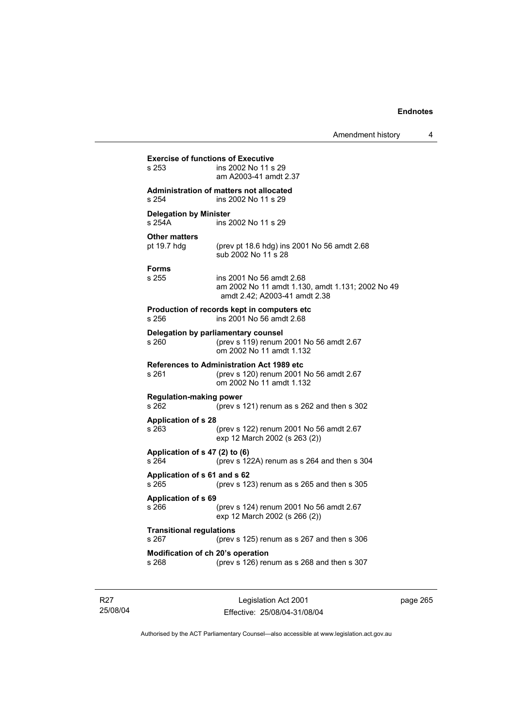**Exercise of functions of Executive**
s 253 ins 2002 No 11 s 29
am A2003-41 amdt 2.37

**Administration of matters not allocated**
s 254 ins 2002 No 11 s 29

**Delegation by Minister**
s 254A ins 2002 No 11 s 29

**Other matters**
pt 19.7 hdg (prev pt 18.6 hdg) ins 2001 No 56 amdt 2.68
sub 2002 No 11 s 28

**Forms**
s 255 ins 2001 No 56 amdt 2.68
am 2002 No 11 amdt 1.130, amdt 1.131; 2002 No 49 amdt 2.42; A2003-41 amdt 2.38

**Production of records kept in computers etc**
s 256 ins 2001 No 56 amdt 2.68

**Delegation by parliamentary counsel**
s 260 (prev s 119) renum 2001 No 56 amdt 2.67
om 2002 No 11 amdt 1.132

**References to Administration Act 1989 etc**
s 261 (prev s 120) renum 2001 No 56 amdt 2.67
om 2002 No 11 amdt 1.132

**Regulation-making power**
s 262 (prev s 121) renum as s 262 and then s 302

**Application of s 28**
s 263 (prev s 122) renum 2001 No 56 amdt 2.67
exp 12 March 2002 (s 263 (2))

**Application of s 47 (2) to (6)**
s 264 (prev s 122A) renum as s 264 and then s 304

**Application of s 61 and s 62**
s 265 (prev s 123) renum as s 265 and then s 305

**Application of s 69**
s 266 (prev s 124) renum 2001 No 56 amdt 2.67
exp 12 March 2002 (s 266 (2))

**Transitional regulations**
s 267 (prev s 125) renum as s 267 and then s 306

**Modification of ch 20's operation**
s 268 (prev s 126) renum as s 268 and then s 307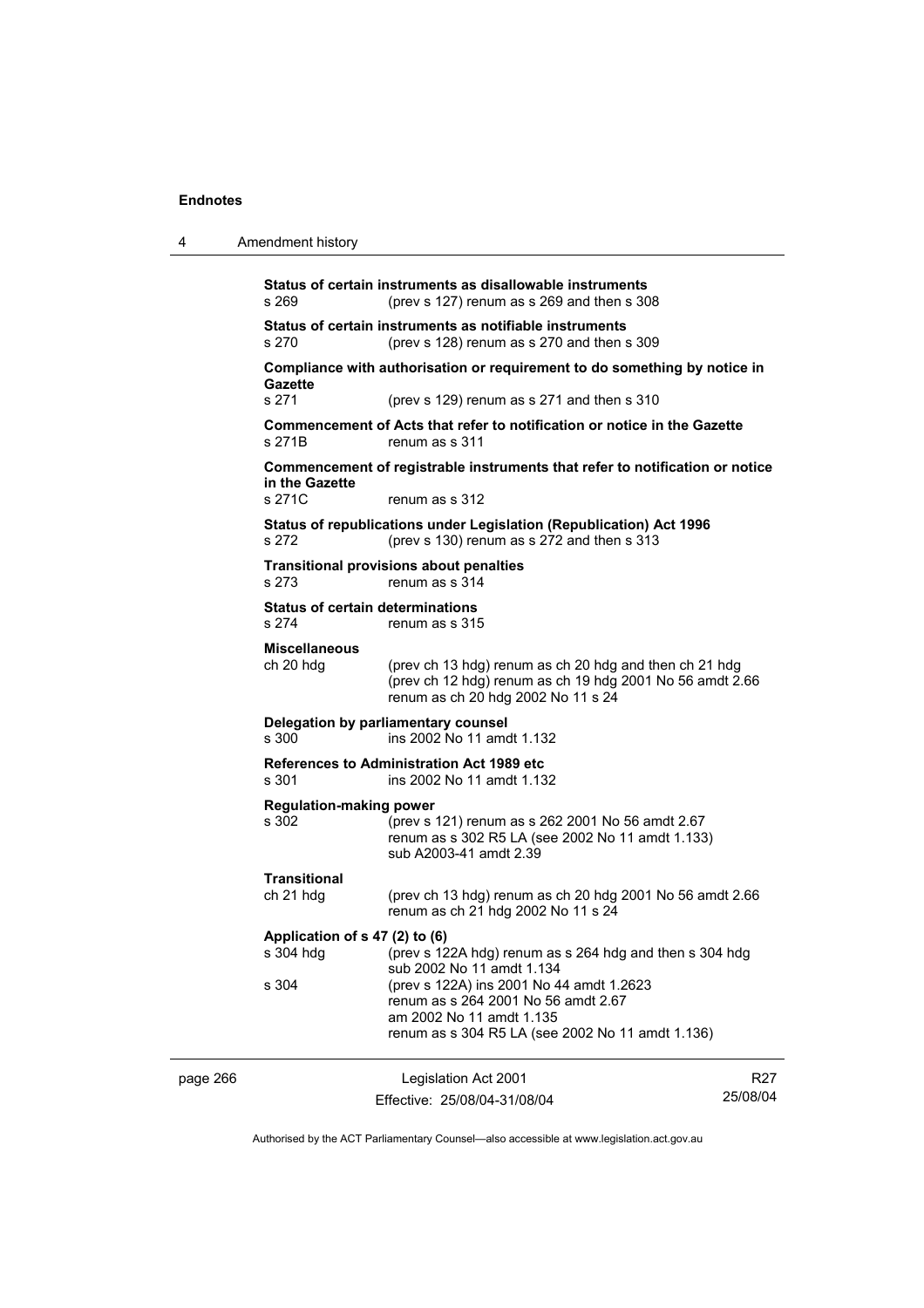**Status of certain instruments as disallowable instruments**
s 269 (prev s 127) renum as s 269 and then s 308

**Status of certain instruments as notifiable instruments**
s 270 (prev s 128) renum as s 270 and then s 309

**Compliance with authorisation or requirement to do something by notice in Gazette**
s 271 (prev s 129) renum as s 271 and then s 310

**Commencement of Acts that refer to notification or notice in the Gazette**
s 271B renum as s 311

**Commencement of registrable instruments that refer to notification or notice in the Gazette**
s 271C renum as s 312

**Status of republications under Legislation (Republication) Act 1996**
s 272 (prev s 130) renum as s 272 and then s 313

**Transitional provisions about penalties**
s 273 renum as s 314

**Status of certain determinations**
s 274 renum as s 315

**Miscellaneous**
ch 20 hdg (prev ch 13 hdg) renum as ch 20 hdg and then ch 21 hdg
(prev ch 12 hdg) renum as ch 19 hdg 2001 No 56 amdt 2.66
renum as ch 20 hdg 2002 No 11 s 24

**Delegation by parliamentary counsel**
s 300 ins 2002 No 11 amdt 1.132

**References to Administration Act 1989 etc**
s 301 ins 2002 No 11 amdt 1.132

**Regulation-making power**
s 302 (prev s 121) renum as s 262 2001 No 56 amdt 2.67
renum as s 302 R5 LA (see 2002 No 11 amdt 1.133)
sub A2003-41 amdt 2.39

**Transitional**
ch 21 hdg (prev ch 13 hdg) renum as ch 20 hdg 2001 No 56 amdt 2.66
renum as ch 21 hdg 2002 No 11 s 24

**Application of s 47 (2) to (6)**
s 304 hdg (prev s 122A hdg) renum as s 264 hdg and then s 304 hdg
sub 2002 No 11 amdt 1.134
s 304 (prev s 122A) ins 2001 No 44 amdt 1.2623
renum as s 264 2001 No 56 amdt 2.67
am 2002 No 11 amdt 1.135
renum as s 304 R5 LA (see 2002 No 11 amdt 1.136)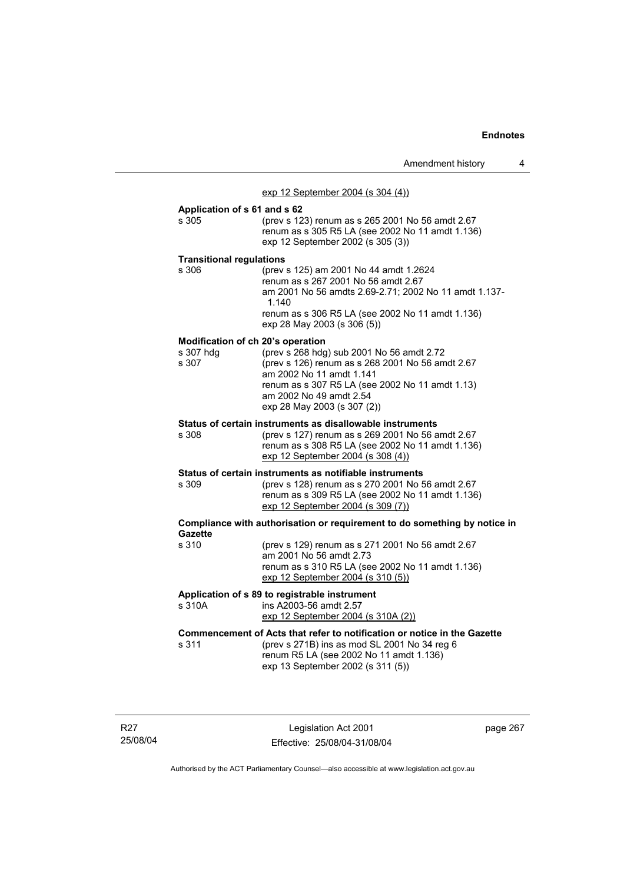exp 12 September 2004 (s 304 (4))

**Application of s 61 and s 62**

s 305 (prev s 123) renum as s 265 2001 No 56 amdt 2.67
renum as s 305 R5 LA (see 2002 No 11 amdt 1.136)
exp 12 September 2002 (s 305 (3))

**Transitional regulations**

s 306 (prev s 125) am 2001 No 44 amdt 1.2624
renum as s 267 2001 No 56 amdt 2.67
am 2001 No 56 amdts 2.69-2.71; 2002 No 11 amdt 1.137-1.140
renum as s 306 R5 LA (see 2002 No 11 amdt 1.136)
exp 28 May 2003 (s 306 (5))

**Modification of ch 20's operation**

s 307 hdg (prev s 268 hdg) sub 2001 No 56 amdt 2.72
s 307 (prev s 126) renum as s 268 2001 No 56 amdt 2.67
am 2002 No 11 amdt 1.141
renum as s 307 R5 LA (see 2002 No 11 amdt 1.13)
am 2002 No 49 amdt 2.54
exp 28 May 2003 (s 307 (2))

**Status of certain instruments as disallowable instruments**

s 308 (prev s 127) renum as s 269 2001 No 56 amdt 2.67
renum as s 308 R5 LA (see 2002 No 11 amdt 1.136)
exp 12 September 2004 (s 308 (4))

**Status of certain instruments as notifiable instruments**

s 309 (prev s 128) renum as s 270 2001 No 56 amdt 2.67
renum as s 309 R5 LA (see 2002 No 11 amdt 1.136)
exp 12 September 2004 (s 309 (7))

**Compliance with authorisation or requirement to do something by notice in Gazette**

s 310 (prev s 129) renum as s 271 2001 No 56 amdt 2.67
am 2001 No 56 amdt 2.73
renum as s 310 R5 LA (see 2002 No 11 amdt 1.136)
exp 12 September 2004 (s 310 (5))

**Application of s 89 to registrable instrument**

s 310A ins A2003-56 amdt 2.57
exp 12 September 2004 (s 310A (2))

**Commencement of Acts that refer to notification or notice in the Gazette**

s 311 (prev s 271B) ins as mod SL 2001 No 34 reg 6
renum R5 LA (see 2002 No 11 amdt 1.136)
exp 13 September 2002 (s 311 (5))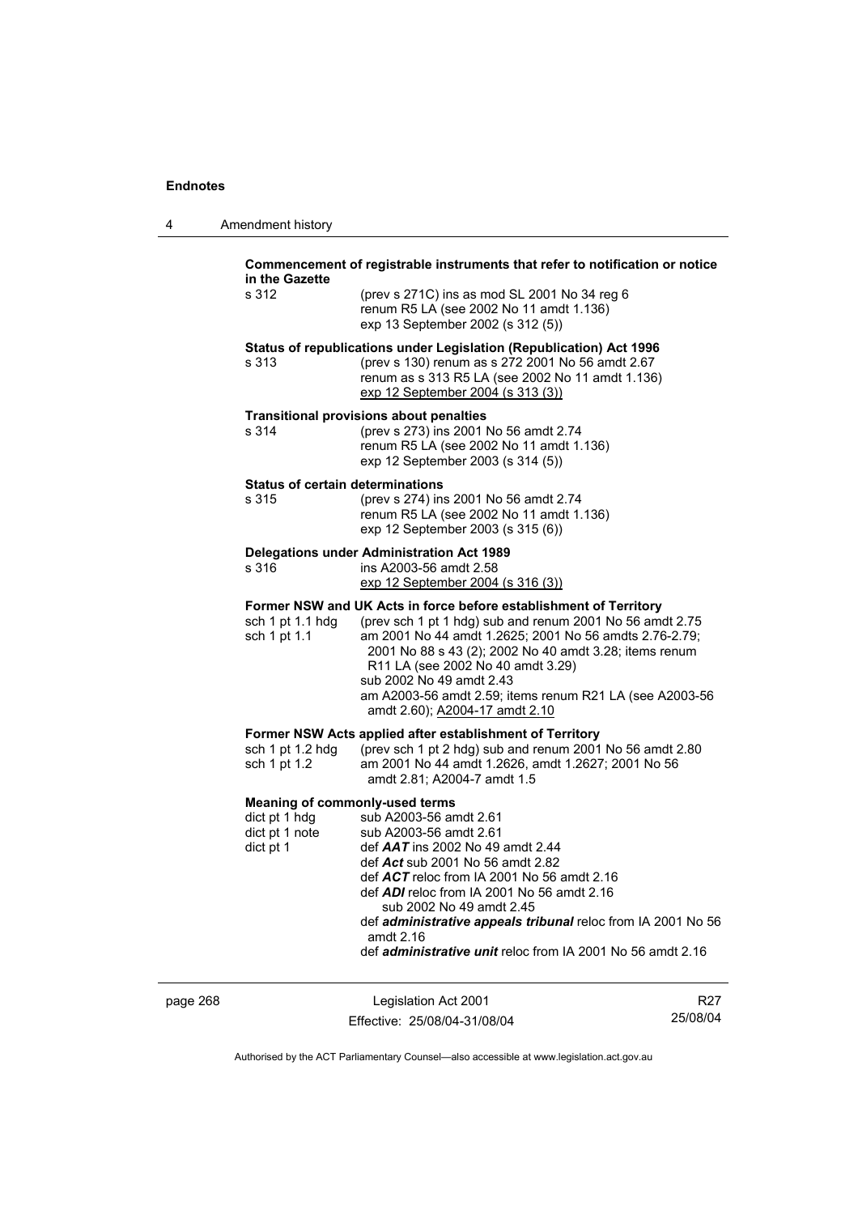**Commencement of registrable instruments that refer to notification or notice in the Gazette**

s 312 — (prev s 271C) ins as mod SL 2001 No 34 reg 6
renum R5 LA (see 2002 No 11 amdt 1.136)
exp 13 September 2002 (s 312 (5))

**Status of republications under Legislation (Republication) Act 1996**

s 313 — (prev s 130) renum as s 272 2001 No 56 amdt 2.67
renum as s 313 R5 LA (see 2002 No 11 amdt 1.136)
exp 12 September 2004 (s 313 (3))

**Transitional provisions about penalties**

s 314 — (prev s 273) ins 2001 No 56 amdt 2.74
renum R5 LA (see 2002 No 11 amdt 1.136)
exp 12 September 2003 (s 314 (5))

**Status of certain determinations**

s 315 — (prev s 274) ins 2001 No 56 amdt 2.74
renum R5 LA (see 2002 No 11 amdt 1.136)
exp 12 September 2003 (s 315 (6))

**Delegations under Administration Act 1989**

s 316 — ins A2003-56 amdt 2.58
exp 12 September 2004 (s 316 (3))

**Former NSW and UK Acts in force before establishment of Territory**

sch 1 pt 1.1 hdg — (prev sch 1 pt 1 hdg) sub and renum 2001 No 56 amdt 2.75

sch 1 pt 1.1 — am 2001 No 44 amdt 1.2625; 2001 No 56 amdts 2.76-2.79; 2001 No 88 s 43 (2); 2002 No 40 amdt 3.28; items renum R11 LA (see 2002 No 40 amdt 3.29)
sub 2002 No 49 amdt 2.43
am A2003-56 amdt 2.59; items renum R21 LA (see A2003-56 amdt 2.60); A2004-17 amdt 2.10

**Former NSW Acts applied after establishment of Territory**

sch 1 pt 1.2 hdg — (prev sch 1 pt 2 hdg) sub and renum 2001 No 56 amdt 2.80

sch 1 pt 1.2 — am 2001 No 44 amdt 1.2626, amdt 1.2627; 2001 No 56 amdt 2.81; A2004-7 amdt 1.5

**Meaning of commonly-used terms**

dict pt 1 hdg — sub A2003-56 amdt 2.61

dict pt 1 note — sub A2003-56 amdt 2.61

dict pt 1 — def ***AAT*** ins 2002 No 49 amdt 2.44
def ***Act*** sub 2001 No 56 amdt 2.82
def ***ACT*** reloc from IA 2001 No 56 amdt 2.16
def ***ADI*** reloc from IA 2001 No 56 amdt 2.16
sub 2002 No 49 amdt 2.45
def ***administrative appeals tribunal*** reloc from IA 2001 No 56 amdt 2.16
def ***administrative unit*** reloc from IA 2001 No 56 amdt 2.16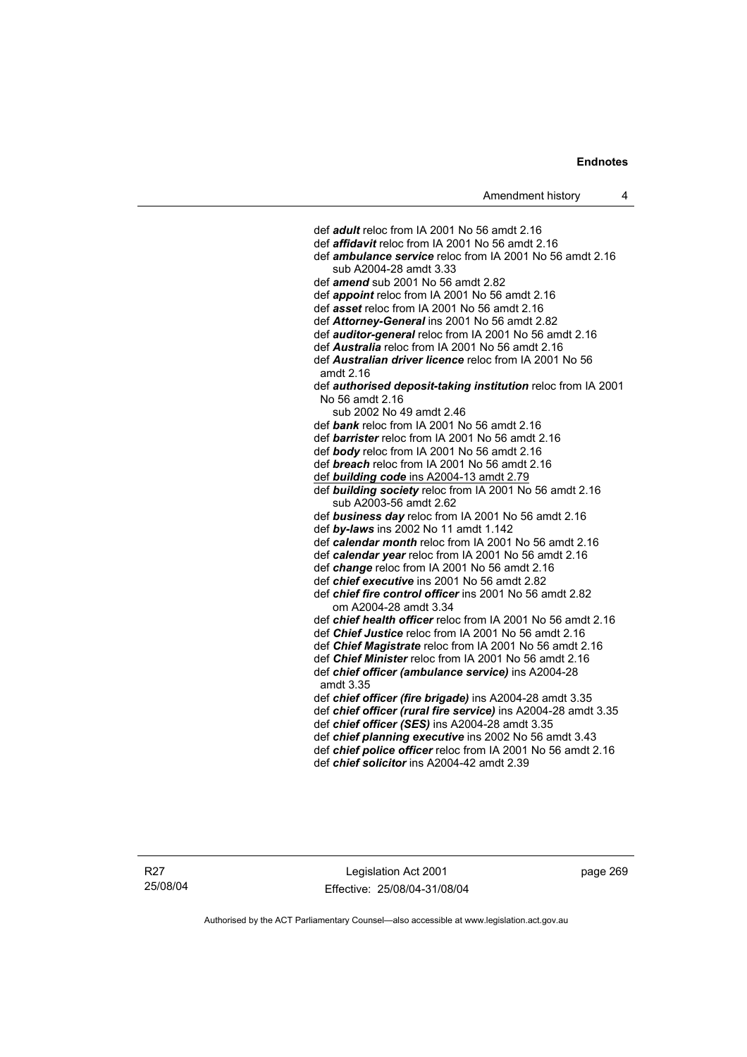def ***adult*** reloc from IA 2001 No 56 amdt 2.16
def ***affidavit*** reloc from IA 2001 No 56 amdt 2.16
def ***ambulance service*** reloc from IA 2001 No 56 amdt 2.16
sub A2004-28 amdt 3.33
def ***amend*** sub 2001 No 56 amdt 2.82
def ***appoint*** reloc from IA 2001 No 56 amdt 2.16
def ***asset*** reloc from IA 2001 No 56 amdt 2.16
def ***Attorney-General*** ins 2001 No 56 amdt 2.82
def ***auditor-general*** reloc from IA 2001 No 56 amdt 2.16
def ***Australia*** reloc from IA 2001 No 56 amdt 2.16
def ***Australian driver licence*** reloc from IA 2001 No 56 amdt 2.16
def ***authorised deposit-taking institution*** reloc from IA 2001 No 56 amdt 2.16
sub 2002 No 49 amdt 2.46
def ***bank*** reloc from IA 2001 No 56 amdt 2.16
def ***barrister*** reloc from IA 2001 No 56 amdt 2.16
def ***body*** reloc from IA 2001 No 56 amdt 2.16
def ***breach*** reloc from IA 2001 No 56 amdt 2.16
def ***building code*** ins A2004-13 amdt 2.79
def ***building society*** reloc from IA 2001 No 56 amdt 2.16
sub A2003-56 amdt 2.62
def ***business day*** reloc from IA 2001 No 56 amdt 2.16
def ***by-laws*** ins 2002 No 11 amdt 1.142
def ***calendar month*** reloc from IA 2001 No 56 amdt 2.16
def ***calendar year*** reloc from IA 2001 No 56 amdt 2.16
def ***change*** reloc from IA 2001 No 56 amdt 2.16
def ***chief executive*** ins 2001 No 56 amdt 2.82
def ***chief fire control officer*** ins 2001 No 56 amdt 2.82
om A2004-28 amdt 3.34
def ***chief health officer*** reloc from IA 2001 No 56 amdt 2.16
def ***Chief Justice*** reloc from IA 2001 No 56 amdt 2.16
def ***Chief Magistrate*** reloc from IA 2001 No 56 amdt 2.16
def ***Chief Minister*** reloc from IA 2001 No 56 amdt 2.16
def ***chief officer (ambulance service)*** ins A2004-28 amdt 3.35
def ***chief officer (fire brigade)*** ins A2004-28 amdt 3.35
def ***chief officer (rural fire service)*** ins A2004-28 amdt 3.35
def ***chief officer (SES)*** ins A2004-28 amdt 3.35
def ***chief planning executive*** ins 2002 No 56 amdt 3.43
def ***chief police officer*** reloc from IA 2001 No 56 amdt 2.16
def ***chief solicitor*** ins A2004-42 amdt 2.39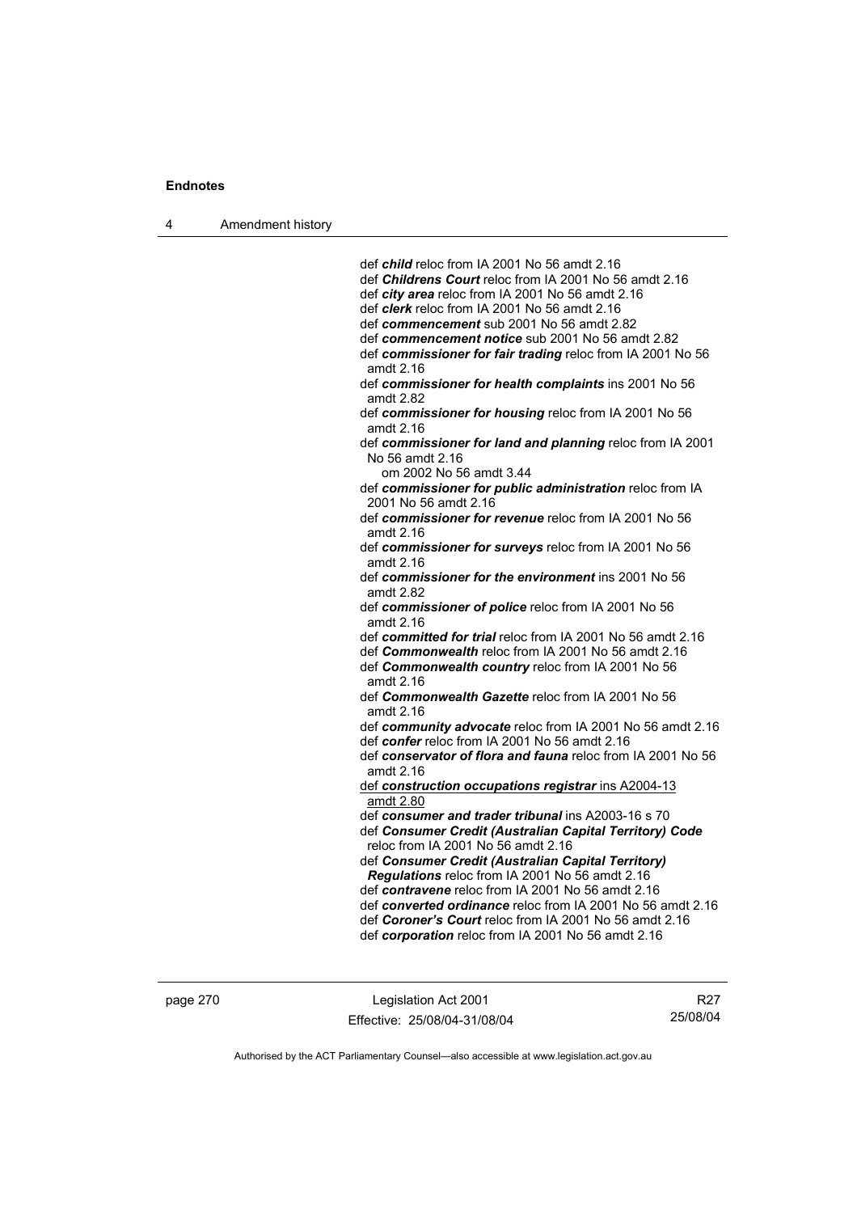def ***child*** reloc from IA 2001 No 56 amdt 2.16
def ***Childrens Court*** reloc from IA 2001 No 56 amdt 2.16
def ***city area*** reloc from IA 2001 No 56 amdt 2.16
def ***clerk*** reloc from IA 2001 No 56 amdt 2.16
def ***commencement*** sub 2001 No 56 amdt 2.82
def ***commencement notice*** sub 2001 No 56 amdt 2.82
def ***commissioner for fair trading*** reloc from IA 2001 No 56 amdt 2.16
def ***commissioner for health complaints*** ins 2001 No 56 amdt 2.82
def ***commissioner for housing*** reloc from IA 2001 No 56 amdt 2.16
def ***commissioner for land and planning*** reloc from IA 2001 No 56 amdt 2.16
om 2002 No 56 amdt 3.44
def ***commissioner for public administration*** reloc from IA 2001 No 56 amdt 2.16
def ***commissioner for revenue*** reloc from IA 2001 No 56 amdt 2.16
def ***commissioner for surveys*** reloc from IA 2001 No 56 amdt 2.16
def ***commissioner for the environment*** ins 2001 No 56 amdt 2.82
def ***commissioner of police*** reloc from IA 2001 No 56 amdt 2.16
def ***committed for trial*** reloc from IA 2001 No 56 amdt 2.16
def ***Commonwealth*** reloc from IA 2001 No 56 amdt 2.16
def ***Commonwealth country*** reloc from IA 2001 No 56 amdt 2.16
def ***Commonwealth Gazette*** reloc from IA 2001 No 56 amdt 2.16
def ***community advocate*** reloc from IA 2001 No 56 amdt 2.16
def ***confer*** reloc from IA 2001 No 56 amdt 2.16
def ***conservator of flora and fauna*** reloc from IA 2001 No 56 amdt 2.16
def ***construction occupations registrar*** ins A2004-13 amdt 2.80
def ***consumer and trader tribunal*** ins A2003-16 s 70
def ***Consumer Credit (Australian Capital Territory) Code*** reloc from IA 2001 No 56 amdt 2.16
def ***Consumer Credit (Australian Capital Territory) Regulations*** reloc from IA 2001 No 56 amdt 2.16
def ***contravene*** reloc from IA 2001 No 56 amdt 2.16
def ***converted ordinance*** reloc from IA 2001 No 56 amdt 2.16
def ***Coroner's Court*** reloc from IA 2001 No 56 amdt 2.16
def ***corporation*** reloc from IA 2001 No 56 amdt 2.16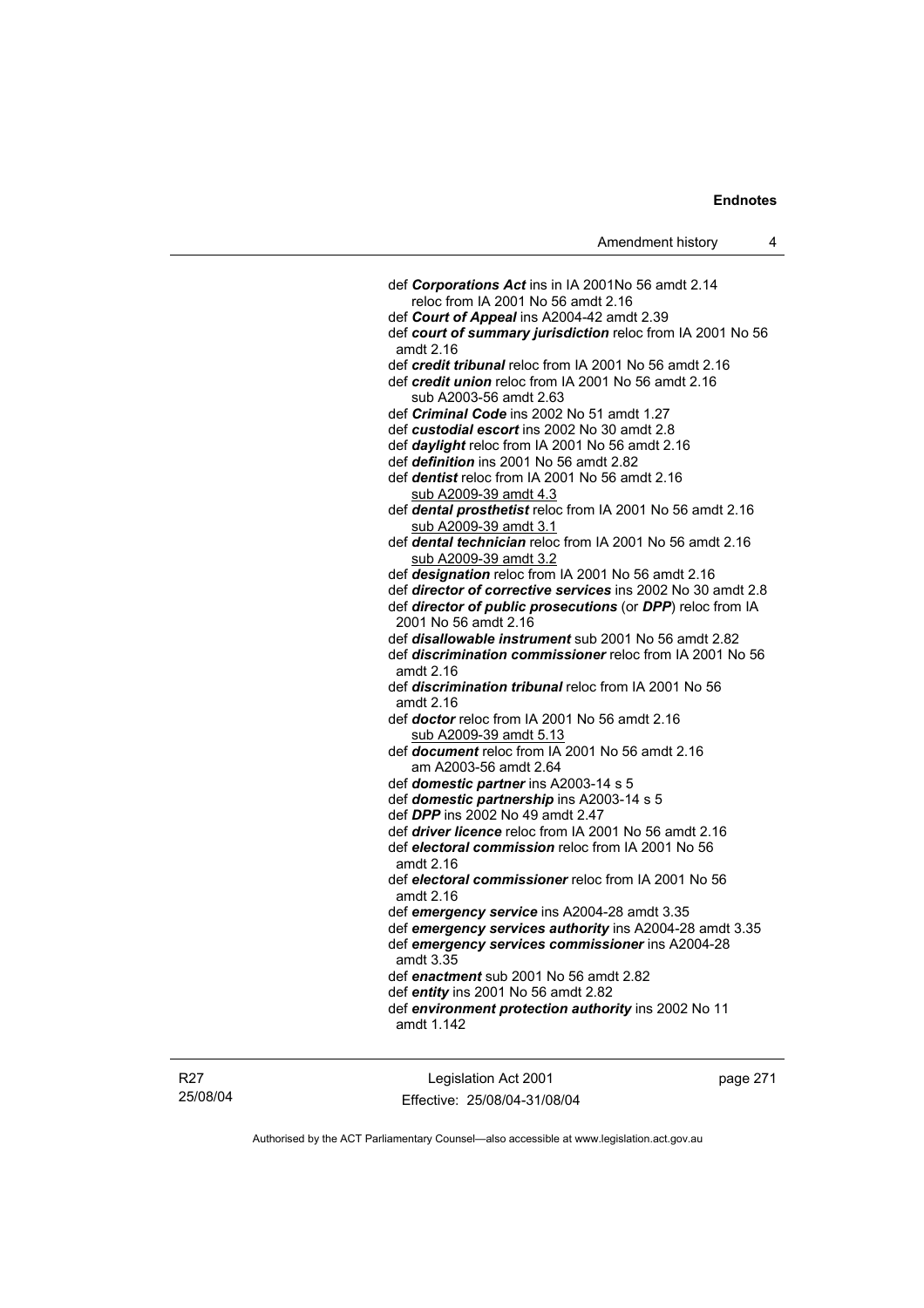def ***Corporations Act*** ins in IA 2001No 56 amdt 2.14
reloc from IA 2001 No 56 amdt 2.16
def ***Court of Appeal*** ins A2004-42 amdt 2.39
def ***court of summary jurisdiction*** reloc from IA 2001 No 56 amdt 2.16
def ***credit tribunal*** reloc from IA 2001 No 56 amdt 2.16
def ***credit union*** reloc from IA 2001 No 56 amdt 2.16
sub A2003-56 amdt 2.63
def ***Criminal Code*** ins 2002 No 51 amdt 1.27
def ***custodial escort*** ins 2002 No 30 amdt 2.8
def ***daylight*** reloc from IA 2001 No 56 amdt 2.16
def ***definition*** ins 2001 No 56 amdt 2.82
def ***dentist*** reloc from IA 2001 No 56 amdt 2.16
sub A2009-39 amdt 4.3
def ***dental prosthetist*** reloc from IA 2001 No 56 amdt 2.16
sub A2009-39 amdt 3.1
def ***dental technician*** reloc from IA 2001 No 56 amdt 2.16
sub A2009-39 amdt 3.2
def ***designation*** reloc from IA 2001 No 56 amdt 2.16
def ***director of corrective services*** ins 2002 No 30 amdt 2.8
def ***director of public prosecutions*** (or ***DPP***) reloc from IA 2001 No 56 amdt 2.16
def ***disallowable instrument*** sub 2001 No 56 amdt 2.82
def ***discrimination commissioner*** reloc from IA 2001 No 56 amdt 2.16
def ***discrimination tribunal*** reloc from IA 2001 No 56 amdt 2.16
def ***doctor*** reloc from IA 2001 No 56 amdt 2.16
sub A2009-39 amdt 5.13
def ***document*** reloc from IA 2001 No 56 amdt 2.16
am A2003-56 amdt 2.64
def ***domestic partner*** ins A2003-14 s 5
def ***domestic partnership*** ins A2003-14 s 5
def ***DPP*** ins 2002 No 49 amdt 2.47
def ***driver licence*** reloc from IA 2001 No 56 amdt 2.16
def ***electoral commission*** reloc from IA 2001 No 56 amdt 2.16
def ***electoral commissioner*** reloc from IA 2001 No 56 amdt 2.16
def ***emergency service*** ins A2004-28 amdt 3.35
def ***emergency services authority*** ins A2004-28 amdt 3.35
def ***emergency services commissioner*** ins A2004-28 amdt 3.35
def ***enactment*** sub 2001 No 56 amdt 2.82
def ***entity*** ins 2001 No 56 amdt 2.82
def ***environment protection authority*** ins 2002 No 11 amdt 1.142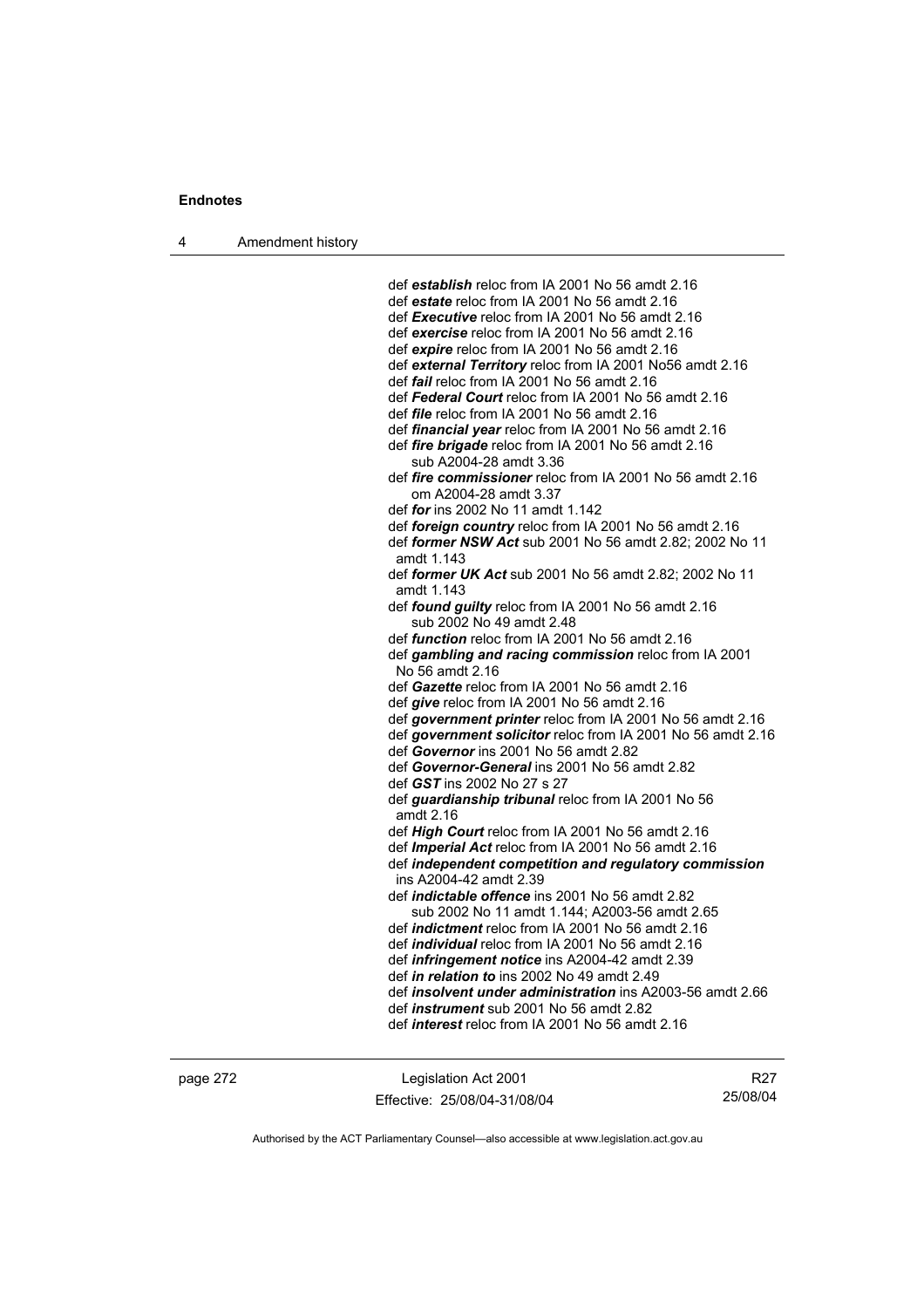def ***establish*** reloc from IA 2001 No 56 amdt 2.16
def ***estate*** reloc from IA 2001 No 56 amdt 2.16
def ***Executive*** reloc from IA 2001 No 56 amdt 2.16
def ***exercise*** reloc from IA 2001 No 56 amdt 2.16
def ***expire*** reloc from IA 2001 No 56 amdt 2.16
def ***external Territory*** reloc from IA 2001 No56 amdt 2.16
def ***fail*** reloc from IA 2001 No 56 amdt 2.16
def ***Federal Court*** reloc from IA 2001 No 56 amdt 2.16
def ***file*** reloc from IA 2001 No 56 amdt 2.16
def ***financial year*** reloc from IA 2001 No 56 amdt 2.16
def ***fire brigade*** reloc from IA 2001 No 56 amdt 2.16
sub A2004-28 amdt 3.36
def ***fire commissioner*** reloc from IA 2001 No 56 amdt 2.16
om A2004-28 amdt 3.37
def ***for*** ins 2002 No 11 amdt 1.142
def ***foreign country*** reloc from IA 2001 No 56 amdt 2.16
def ***former NSW Act*** sub 2001 No 56 amdt 2.82; 2002 No 11 amdt 1.143
def ***former UK Act*** sub 2001 No 56 amdt 2.82; 2002 No 11 amdt 1.143
def ***found guilty*** reloc from IA 2001 No 56 amdt 2.16
sub 2002 No 49 amdt 2.48
def ***function*** reloc from IA 2001 No 56 amdt 2.16
def ***gambling and racing commission*** reloc from IA 2001 No 56 amdt 2.16
def ***Gazette*** reloc from IA 2001 No 56 amdt 2.16
def ***give*** reloc from IA 2001 No 56 amdt 2.16
def ***government printer*** reloc from IA 2001 No 56 amdt 2.16
def ***government solicitor*** reloc from IA 2001 No 56 amdt 2.16
def ***Governor*** ins 2001 No 56 amdt 2.82
def ***Governor-General*** ins 2001 No 56 amdt 2.82
def ***GST*** ins 2002 No 27 s 27
def ***guardianship tribunal*** reloc from IA 2001 No 56 amdt 2.16
def ***High Court*** reloc from IA 2001 No 56 amdt 2.16
def ***Imperial Act*** reloc from IA 2001 No 56 amdt 2.16
def ***independent competition and regulatory commission*** ins A2004-42 amdt 2.39
def ***indictable offence*** ins 2001 No 56 amdt 2.82
sub 2002 No 11 amdt 1.144; A2003-56 amdt 2.65
def ***indictment*** reloc from IA 2001 No 56 amdt 2.16
def ***individual*** reloc from IA 2001 No 56 amdt 2.16
def ***infringement notice*** ins A2004-42 amdt 2.39
def ***in relation to*** ins 2002 No 49 amdt 2.49
def ***insolvent under administration*** ins A2003-56 amdt 2.66
def ***instrument*** sub 2001 No 56 amdt 2.82
def ***interest*** reloc from IA 2001 No 56 amdt 2.16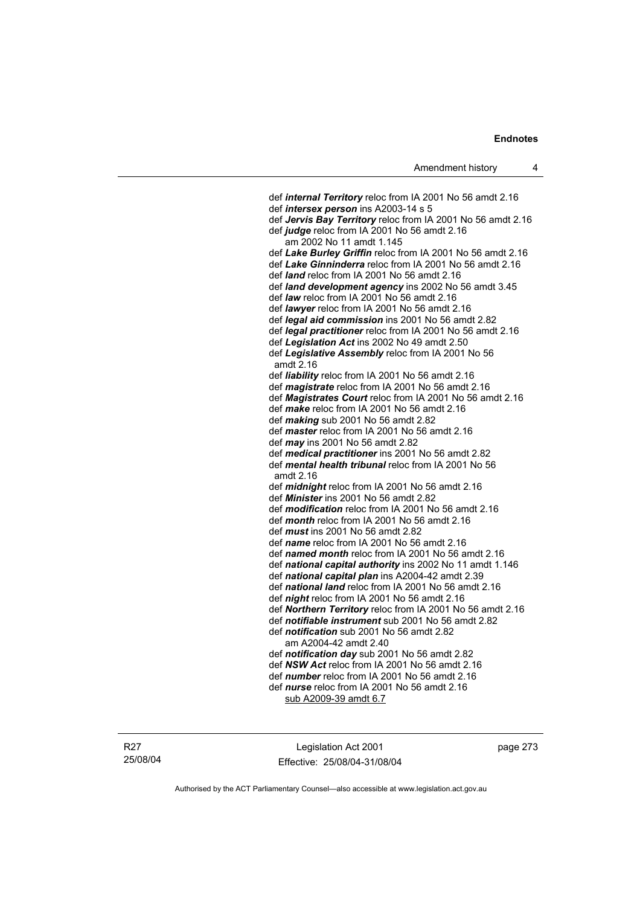def ***internal Territory*** reloc from IA 2001 No 56 amdt 2.16
def ***intersex person*** ins A2003-14 s 5
def ***Jervis Bay Territory*** reloc from IA 2001 No 56 amdt 2.16
def ***judge*** reloc from IA 2001 No 56 amdt 2.16
am 2002 No 11 amdt 1.145
def ***Lake Burley Griffin*** reloc from IA 2001 No 56 amdt 2.16
def ***Lake Ginninderra*** reloc from IA 2001 No 56 amdt 2.16
def ***land*** reloc from IA 2001 No 56 amdt 2.16
def ***land development agency*** ins 2002 No 56 amdt 3.45
def ***law*** reloc from IA 2001 No 56 amdt 2.16
def ***lawyer*** reloc from IA 2001 No 56 amdt 2.16
def ***legal aid commission*** ins 2001 No 56 amdt 2.82
def ***legal practitioner*** reloc from IA 2001 No 56 amdt 2.16
def ***Legislation Act*** ins 2002 No 49 amdt 2.50
def ***Legislative Assembly*** reloc from IA 2001 No 56 amdt 2.16
def ***liability*** reloc from IA 2001 No 56 amdt 2.16
def ***magistrate*** reloc from IA 2001 No 56 amdt 2.16
def ***Magistrates Court*** reloc from IA 2001 No 56 amdt 2.16
def ***make*** reloc from IA 2001 No 56 amdt 2.16
def ***making*** sub 2001 No 56 amdt 2.82
def ***master*** reloc from IA 2001 No 56 amdt 2.16
def ***may*** ins 2001 No 56 amdt 2.82
def ***medical practitioner*** ins 2001 No 56 amdt 2.82
def ***mental health tribunal*** reloc from IA 2001 No 56 amdt 2.16
def ***midnight*** reloc from IA 2001 No 56 amdt 2.16
def ***Minister*** ins 2001 No 56 amdt 2.82
def ***modification*** reloc from IA 2001 No 56 amdt 2.16
def ***month*** reloc from IA 2001 No 56 amdt 2.16
def ***must*** ins 2001 No 56 amdt 2.82
def ***name*** reloc from IA 2001 No 56 amdt 2.16
def ***named month*** reloc from IA 2001 No 56 amdt 2.16
def ***national capital authority*** ins 2002 No 11 amdt 1.146
def ***national capital plan*** ins A2004-42 amdt 2.39
def ***national land*** reloc from IA 2001 No 56 amdt 2.16
def ***night*** reloc from IA 2001 No 56 amdt 2.16
def ***Northern Territory*** reloc from IA 2001 No 56 amdt 2.16
def ***notifiable instrument*** sub 2001 No 56 amdt 2.82
def ***notification*** sub 2001 No 56 amdt 2.82
am A2004-42 amdt 2.40
def ***notification day*** sub 2001 No 56 amdt 2.82
def ***NSW Act*** reloc from IA 2001 No 56 amdt 2.16
def ***number*** reloc from IA 2001 No 56 amdt 2.16
def ***nurse*** reloc from IA 2001 No 56 amdt 2.16
sub A2009-39 amdt 6.7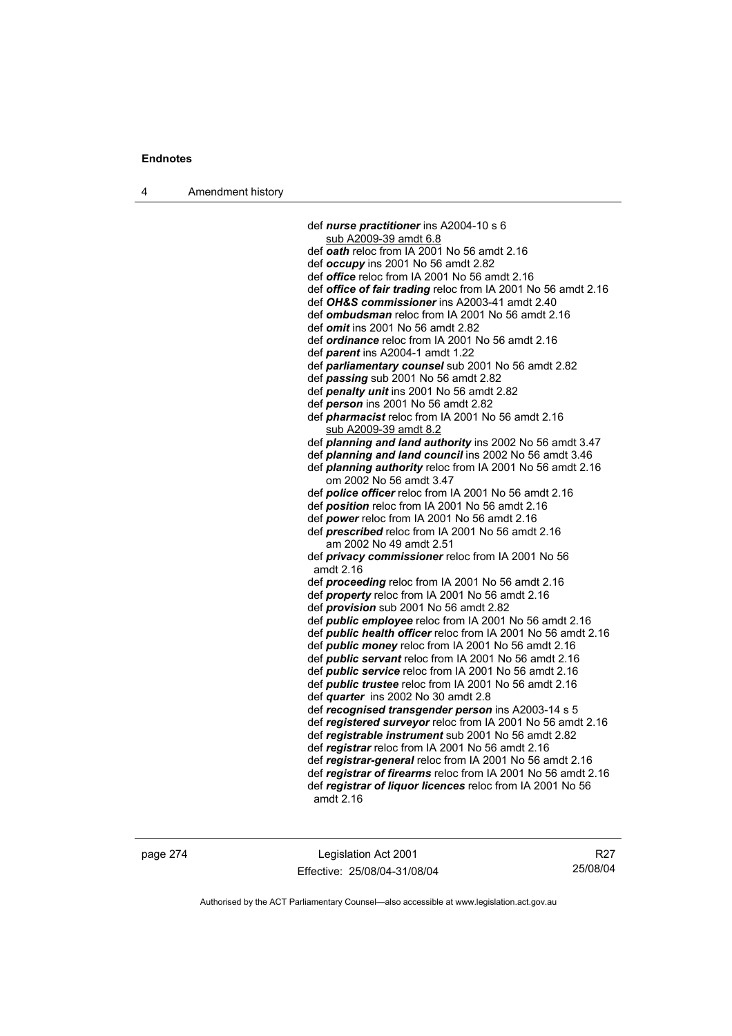def ***nurse practitioner*** ins A2004-10 s 6
  sub A2009-39 amdt 6.8
def ***oath*** reloc from IA 2001 No 56 amdt 2.16
def ***occupy*** ins 2001 No 56 amdt 2.82
def ***office*** reloc from IA 2001 No 56 amdt 2.16
def ***office of fair trading*** reloc from IA 2001 No 56 amdt 2.16
def ***OH&S commissioner*** ins A2003-41 amdt 2.40
def ***ombudsman*** reloc from IA 2001 No 56 amdt 2.16
def ***omit*** ins 2001 No 56 amdt 2.82
def ***ordinance*** reloc from IA 2001 No 56 amdt 2.16
def ***parent*** ins A2004-1 amdt 1.22
def ***parliamentary counsel*** sub 2001 No 56 amdt 2.82
def ***passing*** sub 2001 No 56 amdt 2.82
def ***penalty unit*** ins 2001 No 56 amdt 2.82
def ***person*** ins 2001 No 56 amdt 2.82
def ***pharmacist*** reloc from IA 2001 No 56 amdt 2.16
  sub A2009-39 amdt 8.2
def ***planning and land authority*** ins 2002 No 56 amdt 3.47
def ***planning and land council*** ins 2002 No 56 amdt 3.46
def ***planning authority*** reloc from IA 2001 No 56 amdt 2.16
  om 2002 No 56 amdt 3.47
def ***police officer*** reloc from IA 2001 No 56 amdt 2.16
def ***position*** reloc from IA 2001 No 56 amdt 2.16
def ***power*** reloc from IA 2001 No 56 amdt 2.16
def ***prescribed*** reloc from IA 2001 No 56 amdt 2.16
  am 2002 No 49 amdt 2.51
def ***privacy commissioner*** reloc from IA 2001 No 56 amdt 2.16
def ***proceeding*** reloc from IA 2001 No 56 amdt 2.16
def ***property*** reloc from IA 2001 No 56 amdt 2.16
def ***provision*** sub 2001 No 56 amdt 2.82
def ***public employee*** reloc from IA 2001 No 56 amdt 2.16
def ***public health officer*** reloc from IA 2001 No 56 amdt 2.16
def ***public money*** reloc from IA 2001 No 56 amdt 2.16
def ***public servant*** reloc from IA 2001 No 56 amdt 2.16
def ***public service*** reloc from IA 2001 No 56 amdt 2.16
def ***public trustee*** reloc from IA 2001 No 56 amdt 2.16
def ***quarter*** ins 2002 No 30 amdt 2.8
def ***recognised transgender person*** ins A2003-14 s 5
def ***registered surveyor*** reloc from IA 2001 No 56 amdt 2.16
def ***registrable instrument*** sub 2001 No 56 amdt 2.82
def ***registrar*** reloc from IA 2001 No 56 amdt 2.16
def ***registrar-general*** reloc from IA 2001 No 56 amdt 2.16
def ***registrar of firearms*** reloc from IA 2001 No 56 amdt 2.16
def ***registrar of liquor licences*** reloc from IA 2001 No 56 amdt 2.16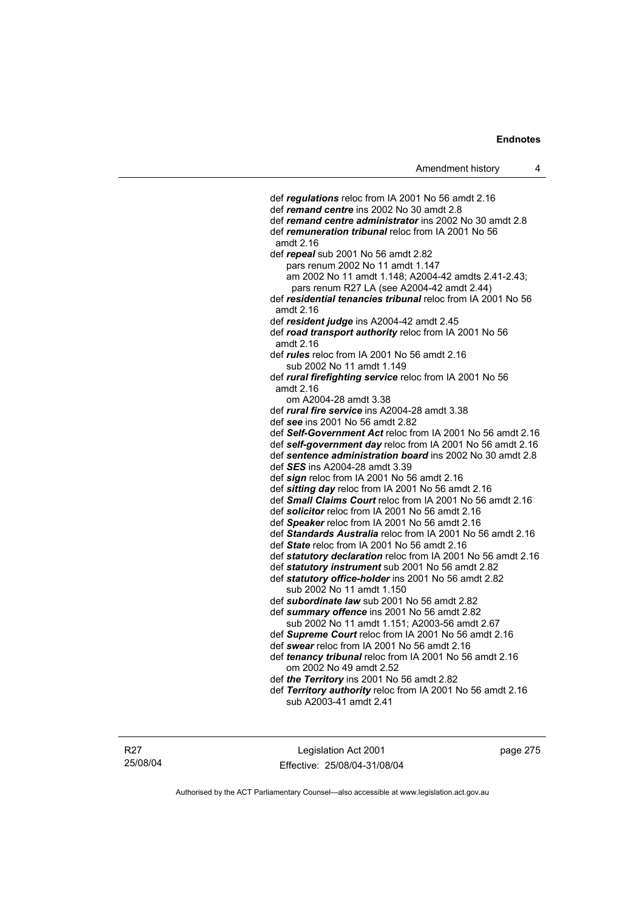def ***regulations*** reloc from IA 2001 No 56 amdt 2.16
def ***remand centre*** ins 2002 No 30 amdt 2.8
def ***remand centre administrator*** ins 2002 No 30 amdt 2.8
def ***remuneration tribunal*** reloc from IA 2001 No 56 amdt 2.16
def ***repeal*** sub 2001 No 56 amdt 2.82
  pars renum 2002 No 11 amdt 1.147
  am 2002 No 11 amdt 1.148; A2004-42 amdts 2.41-2.43; pars renum R27 LA (see A2004-42 amdt 2.44)
def ***residential tenancies tribunal*** reloc from IA 2001 No 56 amdt 2.16
def ***resident judge*** ins A2004-42 amdt 2.45
def ***road transport authority*** reloc from IA 2001 No 56 amdt 2.16
def ***rules*** reloc from IA 2001 No 56 amdt 2.16
  sub 2002 No 11 amdt 1.149
def ***rural firefighting service*** reloc from IA 2001 No 56 amdt 2.16
  om A2004-28 amdt 3.38
def ***rural fire service*** ins A2004-28 amdt 3.38
def ***see*** ins 2001 No 56 amdt 2.82
def ***Self-Government Act*** reloc from IA 2001 No 56 amdt 2.16
def ***self-government day*** reloc from IA 2001 No 56 amdt 2.16
def ***sentence administration board*** ins 2002 No 30 amdt 2.8
def ***SES*** ins A2004-28 amdt 3.39
def ***sign*** reloc from IA 2001 No 56 amdt 2.16
def ***sitting day*** reloc from IA 2001 No 56 amdt 2.16
def ***Small Claims Court*** reloc from IA 2001 No 56 amdt 2.16
def ***solicitor*** reloc from IA 2001 No 56 amdt 2.16
def ***Speaker*** reloc from IA 2001 No 56 amdt 2.16
def ***Standards Australia*** reloc from IA 2001 No 56 amdt 2.16
def ***State*** reloc from IA 2001 No 56 amdt 2.16
def ***statutory declaration*** reloc from IA 2001 No 56 amdt 2.16
def ***statutory instrument*** sub 2001 No 56 amdt 2.82
def ***statutory office-holder*** ins 2001 No 56 amdt 2.82
  sub 2002 No 11 amdt 1.150
def ***subordinate law*** sub 2001 No 56 amdt 2.82
def ***summary offence*** ins 2001 No 56 amdt 2.82
  sub 2002 No 11 amdt 1.151; A2003-56 amdt 2.67
def ***Supreme Court*** reloc from IA 2001 No 56 amdt 2.16
def ***swear*** reloc from IA 2001 No 56 amdt 2.16
def ***tenancy tribunal*** reloc from IA 2001 No 56 amdt 2.16
  om 2002 No 49 amdt 2.52
def ***the Territory*** ins 2001 No 56 amdt 2.82
def ***Territory authority*** reloc from IA 2001 No 56 amdt 2.16
  sub A2003-41 amdt 2.41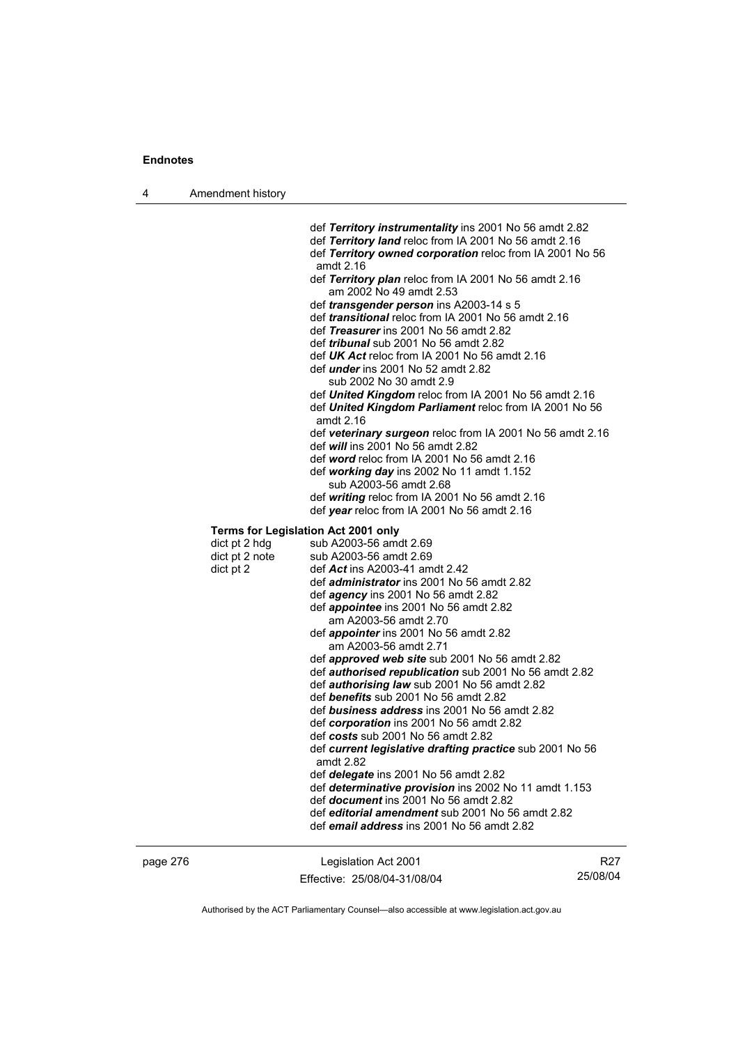def ***Territory instrumentality*** ins 2001 No 56 amdt 2.82
def ***Territory land*** reloc from IA 2001 No 56 amdt 2.16
def ***Territory owned corporation*** reloc from IA 2001 No 56 amdt 2.16
def ***Territory plan*** reloc from IA 2001 No 56 amdt 2.16
am 2002 No 49 amdt 2.53
def ***transgender person*** ins A2003-14 s 5
def ***transitional*** reloc from IA 2001 No 56 amdt 2.16
def ***Treasurer*** ins 2001 No 56 amdt 2.82
def ***tribunal*** sub 2001 No 56 amdt 2.82
def ***UK Act*** reloc from IA 2001 No 56 amdt 2.16
def ***under*** ins 2001 No 52 amdt 2.82
sub 2002 No 30 amdt 2.9
def ***United Kingdom*** reloc from IA 2001 No 56 amdt 2.16
def ***United Kingdom Parliament*** reloc from IA 2001 No 56 amdt 2.16
def ***veterinary surgeon*** reloc from IA 2001 No 56 amdt 2.16
def ***will*** ins 2001 No 56 amdt 2.82
def ***word*** reloc from IA 2001 No 56 amdt 2.16
def ***working day*** ins 2002 No 11 amdt 1.152
sub A2003-56 amdt 2.68
def ***writing*** reloc from IA 2001 No 56 amdt 2.16
def ***year*** reloc from IA 2001 No 56 amdt 2.16

**Terms for Legislation Act 2001 only**

| | |
|---|---|
| dict pt 2 hdg | sub A2003-56 amdt 2.69 |
| dict pt 2 note | sub A2003-56 amdt 2.69 |
| dict pt 2 | def ***Act*** ins A2003-41 amdt 2.42 |

def ***administrator*** ins 2001 No 56 amdt 2.82
def ***agency*** ins 2001 No 56 amdt 2.82
def ***appointee*** ins 2001 No 56 amdt 2.82
am A2003-56 amdt 2.70
def ***appointer*** ins 2001 No 56 amdt 2.82
am A2003-56 amdt 2.71
def ***approved web site*** sub 2001 No 56 amdt 2.82
def ***authorised republication*** sub 2001 No 56 amdt 2.82
def ***authorising law*** sub 2001 No 56 amdt 2.82
def ***benefits*** sub 2001 No 56 amdt 2.82
def ***business address*** ins 2001 No 56 amdt 2.82
def ***corporation*** ins 2001 No 56 amdt 2.82
def ***costs*** sub 2001 No 56 amdt 2.82
def ***current legislative drafting practice*** sub 2001 No 56 amdt 2.82
def ***delegate*** ins 2001 No 56 amdt 2.82
def ***determinative provision*** ins 2002 No 11 amdt 1.153
def ***document*** ins 2001 No 56 amdt 2.82
def ***editorial amendment*** sub 2001 No 56 amdt 2.82
def ***email address*** ins 2001 No 56 amdt 2.82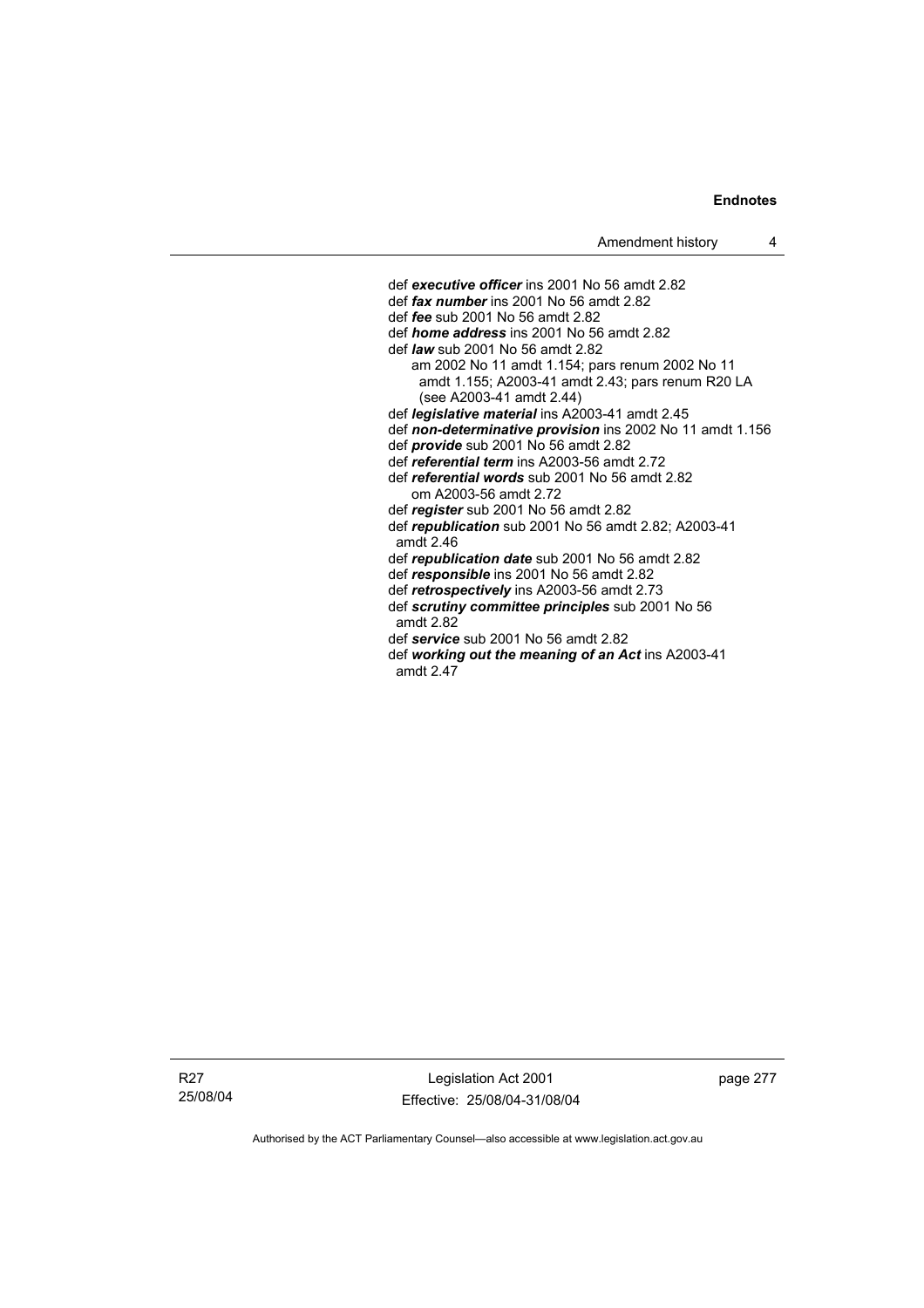def ***executive officer*** ins 2001 No 56 amdt 2.82
def ***fax number*** ins 2001 No 56 amdt 2.82
def ***fee*** sub 2001 No 56 amdt 2.82
def ***home address*** ins 2001 No 56 amdt 2.82
def ***law*** sub 2001 No 56 amdt 2.82
    am 2002 No 11 amdt 1.154; pars renum 2002 No 11 amdt 1.155; A2003-41 amdt 2.43; pars renum R20 LA (see A2003-41 amdt 2.44)
def ***legislative material*** ins A2003-41 amdt 2.45
def ***non-determinative provision*** ins 2002 No 11 amdt 1.156
def ***provide*** sub 2001 No 56 amdt 2.82
def ***referential term*** ins A2003-56 amdt 2.72
def ***referential words*** sub 2001 No 56 amdt 2.82
    om A2003-56 amdt 2.72
def ***register*** sub 2001 No 56 amdt 2.82
def ***republication*** sub 2001 No 56 amdt 2.82; A2003-41 amdt 2.46
def ***republication date*** sub 2001 No 56 amdt 2.82
def ***responsible*** ins 2001 No 56 amdt 2.82
def ***retrospectively*** ins A2003-56 amdt 2.73
def ***scrutiny committee principles*** sub 2001 No 56 amdt 2.82
def ***service*** sub 2001 No 56 amdt 2.82
def ***working out the meaning of an Act*** ins A2003-41 amdt 2.47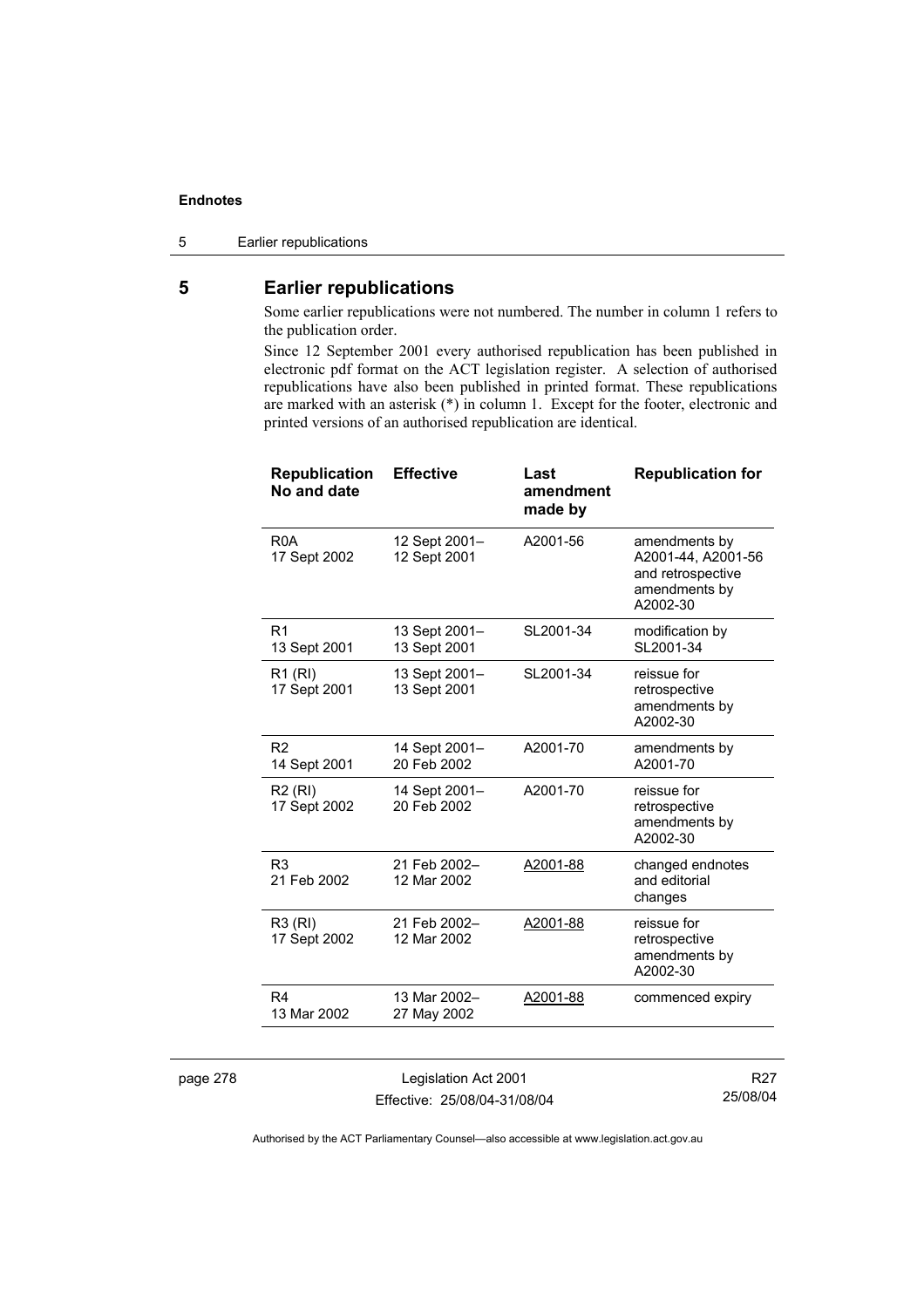## 5 Earlier republications

Some earlier republications were not numbered. The number in column 1 refers to the publication order.

Since 12 September 2001 every authorised republication has been published in electronic pdf format on the ACT legislation register. A selection of authorised republications have also been published in printed format. These republications are marked with an asterisk (*) in column 1. Except for the footer, electronic and printed versions of an authorised republication are identical.

| Republication No and date | Effective | Last amendment made by | Republication for |
|---|---|---|---|
| R0A 17 Sept 2002 | 12 Sept 2001– 12 Sept 2001 | A2001-56 | amendments by A2001-44, A2001-56 and retrospective amendments by A2002-30 |
| R1 13 Sept 2001 | 13 Sept 2001– 13 Sept 2001 | SL2001-34 | modification by SL2001-34 |
| R1 (RI) 17 Sept 2001 | 13 Sept 2001– 13 Sept 2001 | SL2001-34 | reissue for retrospective amendments by A2002-30 |
| R2 14 Sept 2001 | 14 Sept 2001– 20 Feb 2002 | A2001-70 | amendments by A2001-70 |
| R2 (RI) 17 Sept 2002 | 14 Sept 2001– 20 Feb 2002 | A2001-70 | reissue for retrospective amendments by A2002-30 |
| R3 21 Feb 2002 | 21 Feb 2002– 12 Mar 2002 | A2001-88 | changed endnotes and editorial changes |
| R3 (RI) 17 Sept 2002 | 21 Feb 2002– 12 Mar 2002 | A2001-88 | reissue for retrospective amendments by A2002-30 |
| R4 13 Mar 2002 | 13 Mar 2002– 27 May 2002 | A2001-88 | commenced expiry |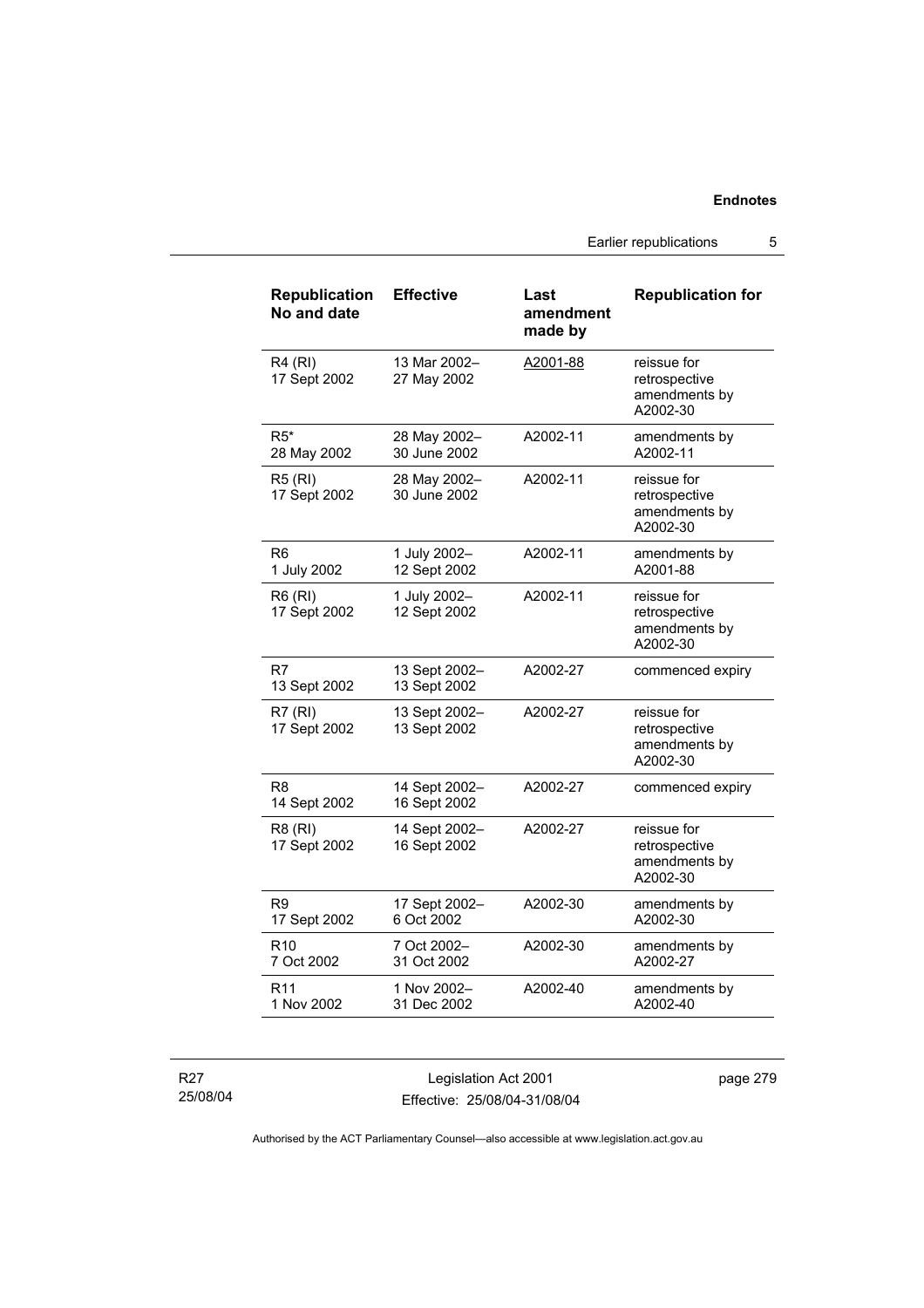| Republication No and date | Effective | Last amendment made by | Republication for |
| --- | --- | --- | --- |
| R4 (RI) 17 Sept 2002 | 13 Mar 2002– 27 May 2002 | A2001-88 | reissue for retrospective amendments by A2002-30 |
| R5* 28 May 2002 | 28 May 2002– 30 June 2002 | A2002-11 | amendments by A2002-11 |
| R5 (RI) 17 Sept 2002 | 28 May 2002– 30 June 2002 | A2002-11 | reissue for retrospective amendments by A2002-30 |
| R6 1 July 2002 | 1 July 2002– 12 Sept 2002 | A2002-11 | amendments by A2001-88 |
| R6 (RI) 17 Sept 2002 | 1 July 2002– 12 Sept 2002 | A2002-11 | reissue for retrospective amendments by A2002-30 |
| R7 13 Sept 2002 | 13 Sept 2002– 13 Sept 2002 | A2002-27 | commenced expiry |
| R7 (RI) 17 Sept 2002 | 13 Sept 2002– 13 Sept 2002 | A2002-27 | reissue for retrospective amendments by A2002-30 |
| R8 14 Sept 2002 | 14 Sept 2002– 16 Sept 2002 | A2002-27 | commenced expiry |
| R8 (RI) 17 Sept 2002 | 14 Sept 2002– 16 Sept 2002 | A2002-27 | reissue for retrospective amendments by A2002-30 |
| R9 17 Sept 2002 | 17 Sept 2002– 6 Oct 2002 | A2002-30 | amendments by A2002-30 |
| R10 7 Oct 2002 | 7 Oct 2002– 31 Oct 2002 | A2002-30 | amendments by A2002-27 |
| R11 1 Nov 2002 | 1 Nov 2002– 31 Dec 2002 | A2002-40 | amendments by A2002-40 |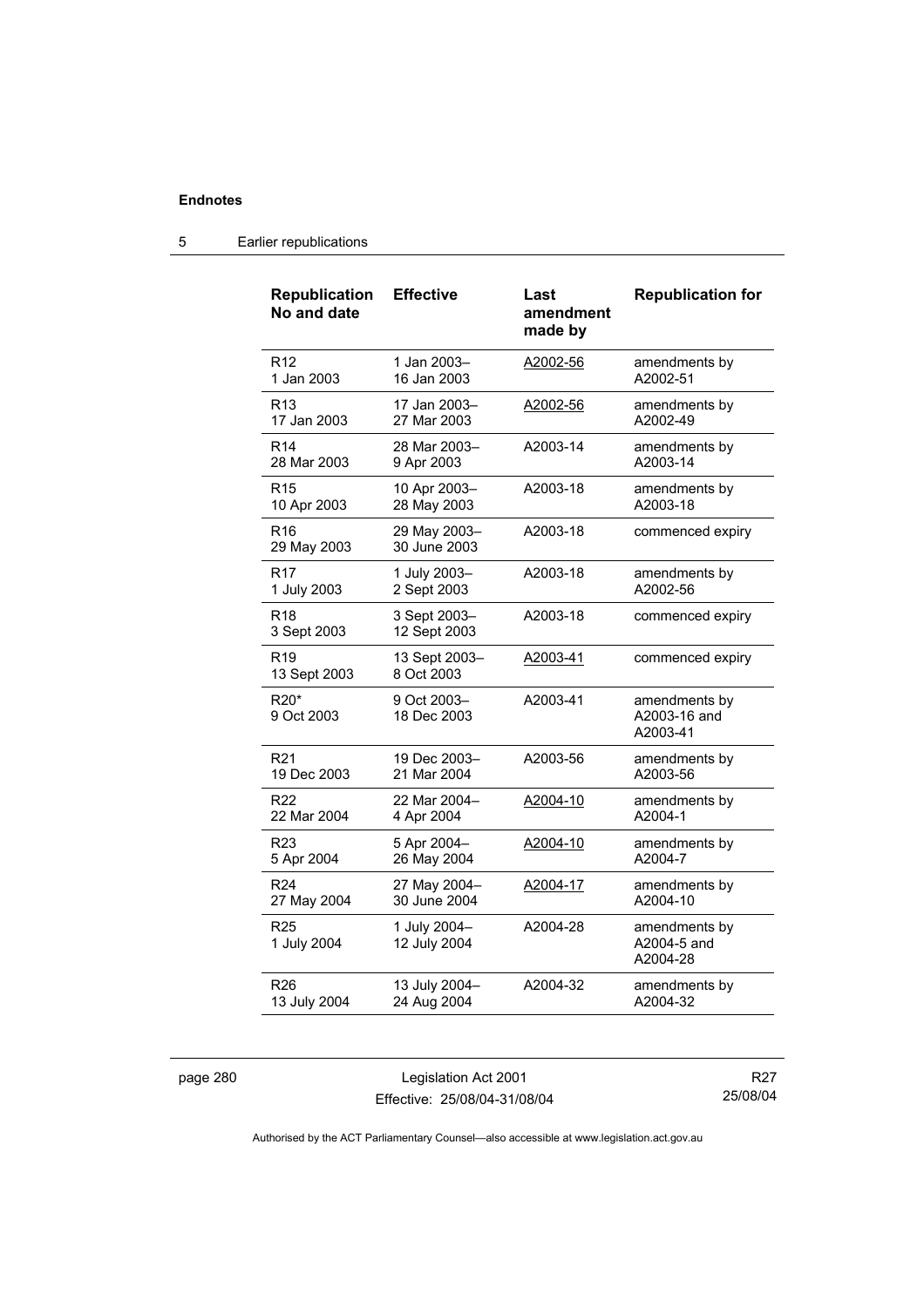## 5 Earlier republications

| Republication No and date | Effective | Last amendment made by | Republication for |
|---|---|---|---|
| R12<br>1 Jan 2003 | 1 Jan 2003–<br>16 Jan 2003 | A2002-56 | amendments by A2002-51 |
| R13<br>17 Jan 2003 | 17 Jan 2003–<br>27 Mar 2003 | A2002-56 | amendments by A2002-49 |
| R14<br>28 Mar 2003 | 28 Mar 2003–<br>9 Apr 2003 | A2003-14 | amendments by A2003-14 |
| R15<br>10 Apr 2003 | 10 Apr 2003–<br>28 May 2003 | A2003-18 | amendments by A2003-18 |
| R16<br>29 May 2003 | 29 May 2003–<br>30 June 2003 | A2003-18 | commenced expiry |
| R17<br>1 July 2003 | 1 July 2003–<br>2 Sept 2003 | A2003-18 | amendments by A2002-56 |
| R18<br>3 Sept 2003 | 3 Sept 2003–<br>12 Sept 2003 | A2003-18 | commenced expiry |
| R19<br>13 Sept 2003 | 13 Sept 2003–<br>8 Oct 2003 | A2003-41 | commenced expiry |
| R20*<br>9 Oct 2003 | 9 Oct 2003–<br>18 Dec 2003 | A2003-41 | amendments by A2003-16 and A2003-41 |
| R21<br>19 Dec 2003 | 19 Dec 2003–<br>21 Mar 2004 | A2003-56 | amendments by A2003-56 |
| R22<br>22 Mar 2004 | 22 Mar 2004–<br>4 Apr 2004 | A2004-10 | amendments by A2004-1 |
| R23<br>5 Apr 2004 | 5 Apr 2004–<br>26 May 2004 | A2004-10 | amendments by A2004-7 |
| R24<br>27 May 2004 | 27 May 2004–<br>30 June 2004 | A2004-17 | amendments by A2004-10 |
| R25<br>1 July 2004 | 1 July 2004–<br>12 July 2004 | A2004-28 | amendments by A2004-5 and A2004-28 |
| R26<br>13 July 2004 | 13 July 2004–<br>24 Aug 2004 | A2004-32 | amendments by A2004-32 |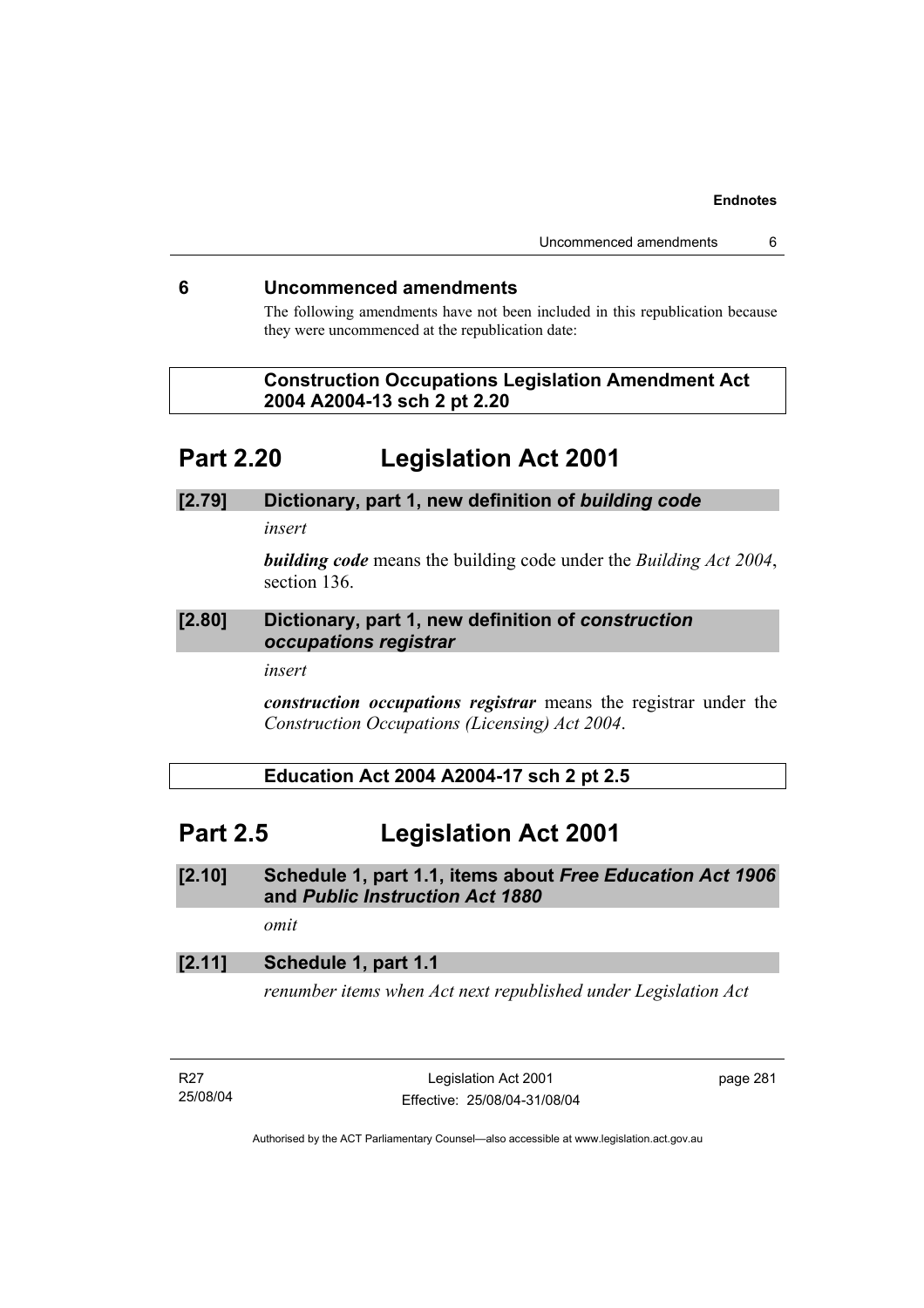## 6 Uncommenced amendments

The following amendments have not been included in this republication because they were uncommenced at the republication date:

**Construction Occupations Legislation Amendment Act 2004 A2004-13 sch 2 pt 2.20**

# Part 2.20 Legislation Act 2001

### [2.79] Dictionary, part 1, new definition of *building code*

*insert*

***building code*** means the building code under the *Building Act 2004*, section 136.

### [2.80] Dictionary, part 1, new definition of *construction occupations registrar*

*insert*

***construction occupations registrar*** means the registrar under the *Construction Occupations (Licensing) Act 2004*.

**Education Act 2004 A2004-17 sch 2 pt 2.5**

# Part 2.5 Legislation Act 2001

### [2.10] Schedule 1, part 1.1, items about *Free Education Act 1906* and *Public Instruction Act 1880*

*omit*

### [2.11] Schedule 1, part 1.1

*renumber items when Act next republished under Legislation Act*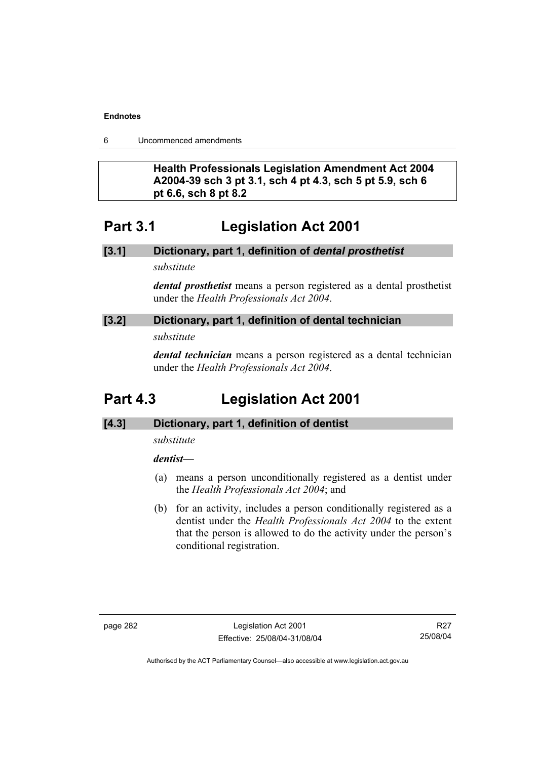**Health Professionals Legislation Amendment Act 2004 A2004-39 sch 3 pt 3.1, sch 4 pt 4.3, sch 5 pt 5.9, sch 6 pt 6.6, sch 8 pt 8.2**

# Part 3.1 Legislation Act 2001

### [3.1] Dictionary, part 1, definition of *dental prosthetist*

*substitute*

***dental prosthetist*** means a person registered as a dental prosthetist under the *Health Professionals Act 2004*.

### [3.2] Dictionary, part 1, definition of dental technician

*substitute*

***dental technician*** means a person registered as a dental technician under the *Health Professionals Act 2004*.

# Part 4.3 Legislation Act 2001

### [4.3] Dictionary, part 1, definition of dentist

*substitute*

***dentist***—

(a) means a person unconditionally registered as a dentist under the *Health Professionals Act 2004*; and

(b) for an activity, includes a person conditionally registered as a dentist under the *Health Professionals Act 2004* to the extent that the person is allowed to do the activity under the person's conditional registration.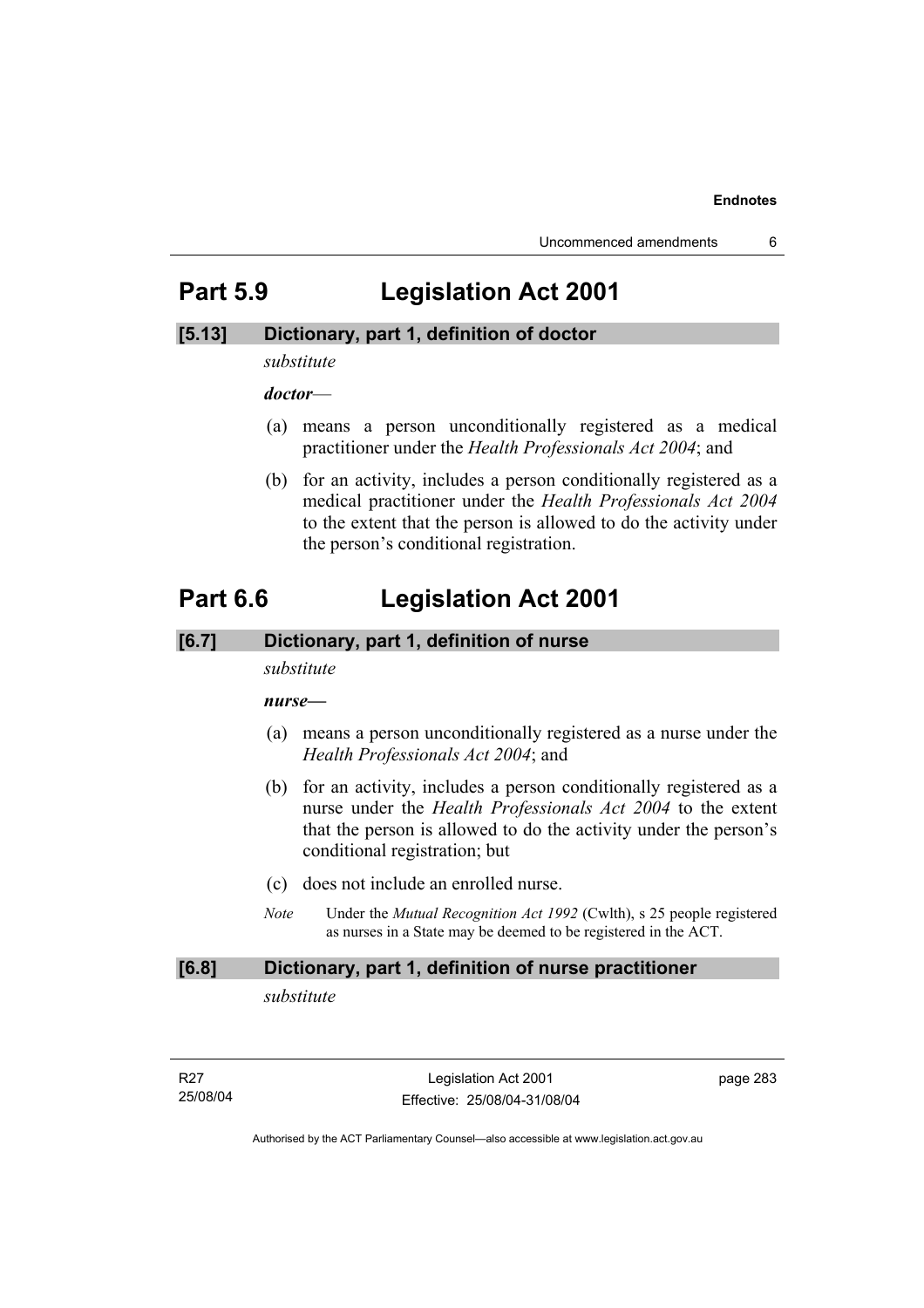# Part 5.9 Legislation Act 2001

### [5.13] Dictionary, part 1, definition of doctor

*substitute*

***doctor***—

(a) means a person unconditionally registered as a medical practitioner under the *Health Professionals Act 2004*; and

(b) for an activity, includes a person conditionally registered as a medical practitioner under the *Health Professionals Act 2004* to the extent that the person is allowed to do the activity under the person's conditional registration.

# Part 6.6 Legislation Act 2001

### [6.7] Dictionary, part 1, definition of nurse

*substitute*

***nurse*—**

(a) means a person unconditionally registered as a nurse under the *Health Professionals Act 2004*; and

(b) for an activity, includes a person conditionally registered as a nurse under the *Health Professionals Act 2004* to the extent that the person is allowed to do the activity under the person's conditional registration; but

(c) does not include an enrolled nurse.

*Note* Under the *Mutual Recognition Act 1992* (Cwlth), s 25 people registered as nurses in a State may be deemed to be registered in the ACT.

### [6.8] Dictionary, part 1, definition of nurse practitioner

*substitute*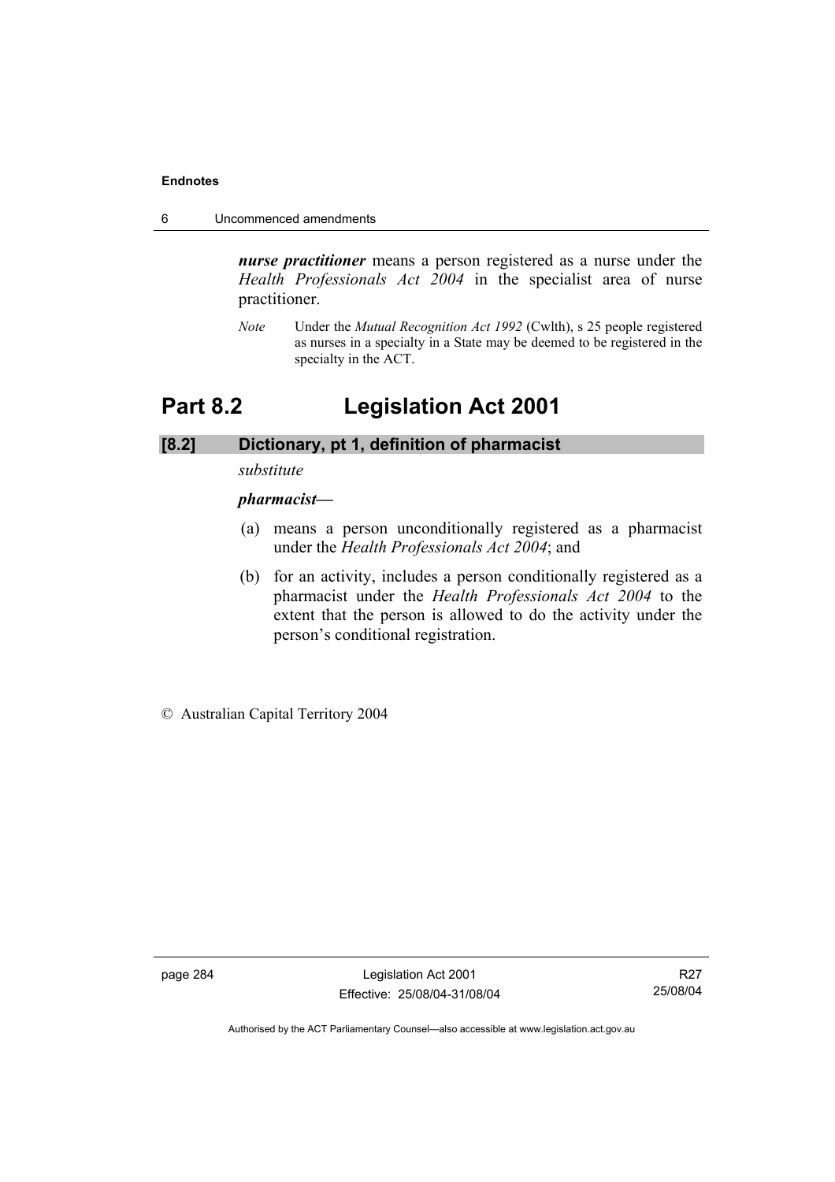***nurse practitioner*** means a person registered as a nurse under the *Health Professionals Act 2004* in the specialist area of nurse practitioner.

*Note* Under the *Mutual Recognition Act 1992* (Cwlth), s 25 people registered as nurses in a specialty in a State may be deemed to be registered in the specialty in the ACT.

# Part 8.2 Legislation Act 2001

## [8.2] Dictionary, pt 1, definition of pharmacist

*substitute*

***pharmacist***—

(a) means a person unconditionally registered as a pharmacist under the *Health Professionals Act 2004*; and

(b) for an activity, includes a person conditionally registered as a pharmacist under the *Health Professionals Act 2004* to the extent that the person is allowed to do the activity under the person's conditional registration.

© Australian Capital Territory 2004